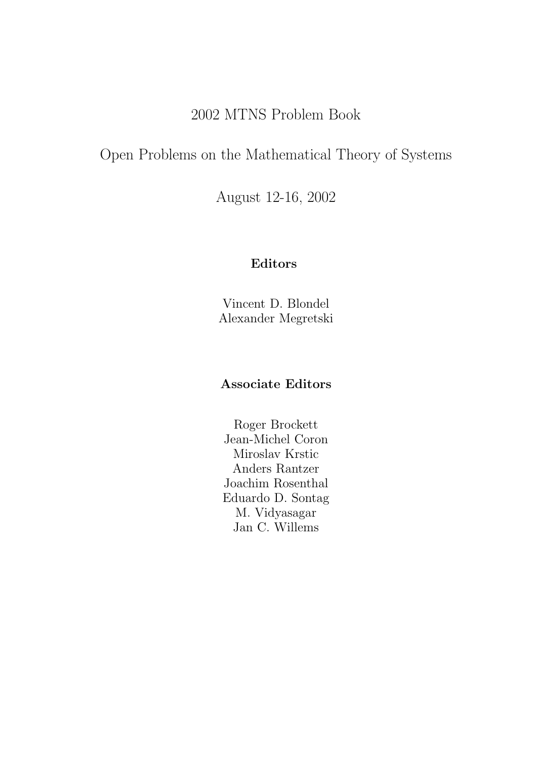# 2002 MTNS Problem Book

# Open Problems on the Mathematical Theory of Systems

August 12-16, 2002

**Editors**

Vincent D. Blondel
Alexander Megretski

**Associate Editors**

Roger Brockett
Jean-Michel Coron
Miroslav Krstic
Anders Rantzer
Joachim Rosenthal
Eduardo D. Sontag
M. Vidyasagar
Jan C. Willems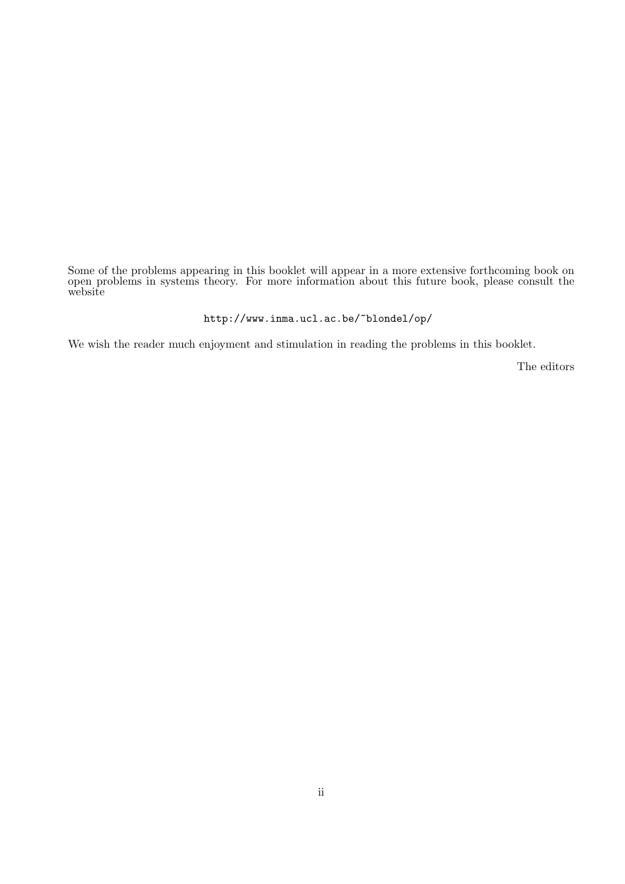Some of the problems appearing in this booklet will appear in a more extensive forthcoming book on open problems in systems theory. For more information about this future book, please consult the website

http://www.inma.ucl.ac.be/~blondel/op/

We wish the reader much enjoyment and stimulation in reading the problems in this booklet.

The editors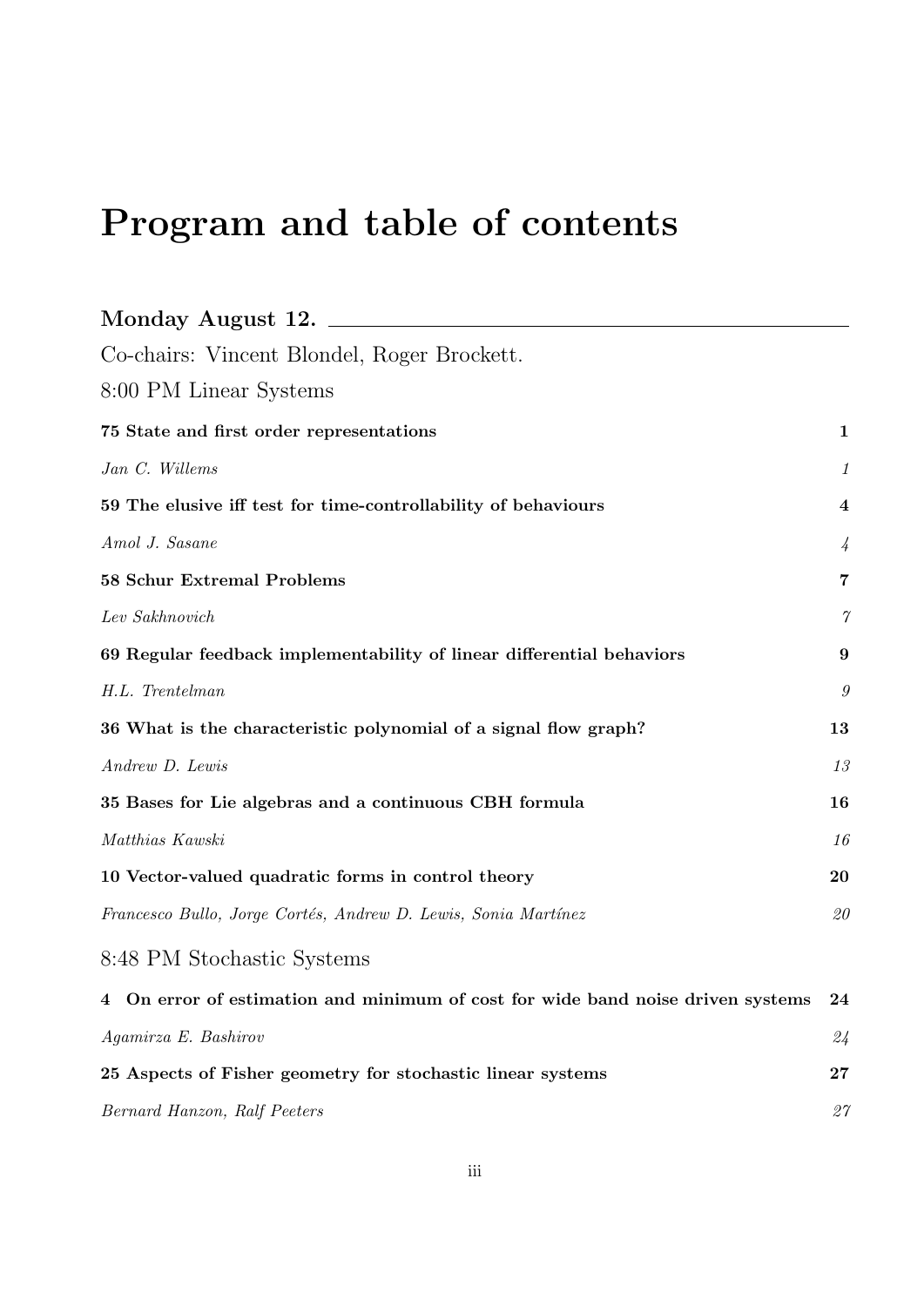# Program and table of contents

## Monday August 12.

Co-chairs: Vincent Blondel, Roger Brockett.

8:00 PM Linear Systems

**75 State and first order representations** **1**

*Jan C. Willems* *1*

**59 The elusive iff test for time-controllability of behaviours** **4**

*Amol J. Sasane* *4*

**58 Schur Extremal Problems** **7**

*Lev Sakhnovich* *7*

**69 Regular feedback implementability of linear differential behaviors** **9**

*H.L. Trentelman* *9*

**36 What is the characteristic polynomial of a signal flow graph?** **13**

*Andrew D. Lewis* *13*

**35 Bases for Lie algebras and a continuous CBH formula** **16**

*Matthias Kawski* *16*

**10 Vector-valued quadratic forms in control theory** **20**

*Francesco Bullo, Jorge Cortés, Andrew D. Lewis, Sonia Martínez* *20*

8:48 PM Stochastic Systems

**4 On error of estimation and minimum of cost for wide band noise driven systems** **24**

*Agamirza E. Bashirov* *24*

**25 Aspects of Fisher geometry for stochastic linear systems** **27**

*Bernard Hanzon, Ralf Peeters* *27*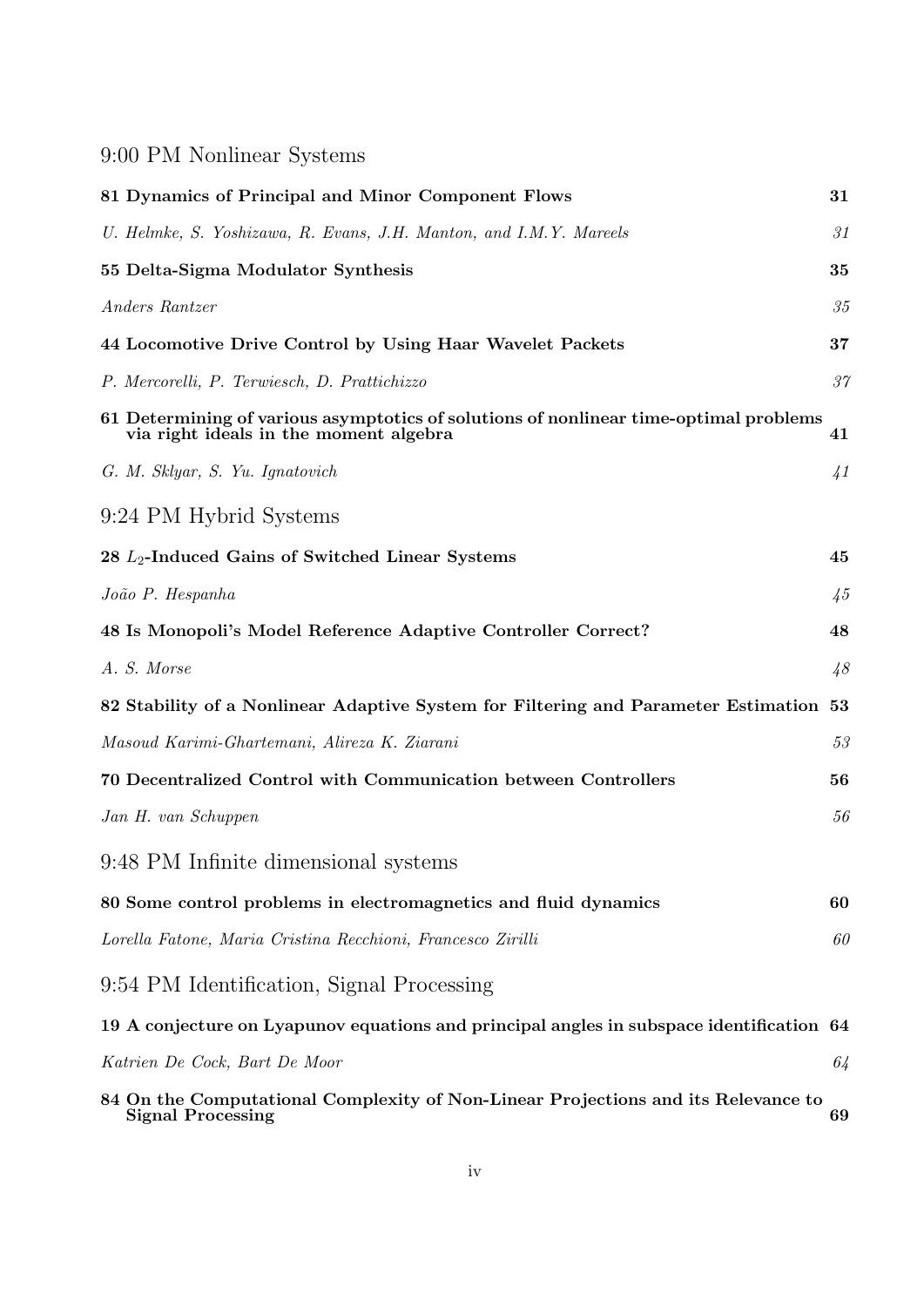## 9:00 PM Nonlinear Systems

**81 Dynamics of Principal and Minor Component Flows** **31**

*U. Helmke, S. Yoshizawa, R. Evans, J.H. Manton, and I.M.Y. Mareels* *31*

**55 Delta-Sigma Modulator Synthesis** **35**

*Anders Rantzer* *35*

**44 Locomotive Drive Control by Using Haar Wavelet Packets** **37**

*P. Mercorelli, P. Terwiesch, D. Prattichizzo* *37*

**61 Determining of various asymptotics of solutions of nonlinear time-optimal problems via right ideals in the moment algebra** **41**

*G. M. Sklyar, S. Yu. Ignatovich* *41*

## 9:24 PM Hybrid Systems

**28 $L_2$-Induced Gains of Switched Linear Systems** **45**

*João P. Hespanha* *45*

**48 Is Monopoli's Model Reference Adaptive Controller Correct?** **48**

*A. S. Morse* *48*

**82 Stability of a Nonlinear Adaptive System for Filtering and Parameter Estimation** **53**

*Masoud Karimi-Ghartemani, Alireza K. Ziarani* *53*

**70 Decentralized Control with Communication between Controllers** **56**

*Jan H. van Schuppen* *56*

## 9:48 PM Infinite dimensional systems

**80 Some control problems in electromagnetics and fluid dynamics** **60**

*Lorella Fatone, Maria Cristina Recchioni, Francesco Zirilli* *60*

## 9:54 PM Identification, Signal Processing

**19 A conjecture on Lyapunov equations and principal angles in subspace identification** **64**

*Katrien De Cock, Bart De Moor* *64*

**84 On the Computational Complexity of Non-Linear Projections and its Relevance to Signal Processing** **69**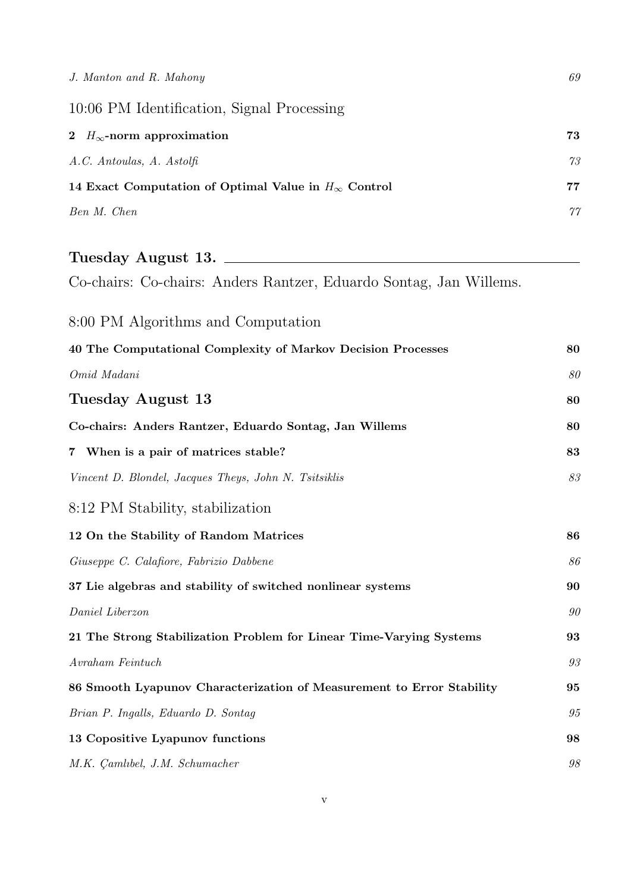*J. Manton and R. Mahony* 69

10:06 PM Identification, Signal Processing

**2 $H_\infty$-norm approximation** **73**

*A.C. Antoulas, A. Astolfi* 73

**14 Exact Computation of Optimal Value in $H_\infty$ Control** **77**

*Ben M. Chen* 77

## Tuesday August 13.

Co-chairs: Co-chairs: Anders Rantzer, Eduardo Sontag, Jan Willems.

8:00 PM Algorithms and Computation

**40 The Computational Complexity of Markov Decision Processes** **80**

*Omid Madani* 80

## Tuesday August 13 80

**Co-chairs: Anders Rantzer, Eduardo Sontag, Jan Willems** **80**

**7 When is a pair of matrices stable?** **83**

*Vincent D. Blondel, Jacques Theys, John N. Tsitsiklis* 83

8:12 PM Stability, stabilization

**12 On the Stability of Random Matrices** **86**

*Giuseppe C. Calafiore, Fabrizio Dabbene* 86

**37 Lie algebras and stability of switched nonlinear systems** **90**

*Daniel Liberzon* 90

**21 The Strong Stabilization Problem for Linear Time-Varying Systems** **93**

*Avraham Feintuch* 93

**86 Smooth Lyapunov Characterization of Measurement to Error Stability** **95**

*Brian P. Ingalls, Eduardo D. Sontag* 95

**13 Copositive Lyapunov functions** **98**

*M.K. Çamlıbel, J.M. Schumacher* 98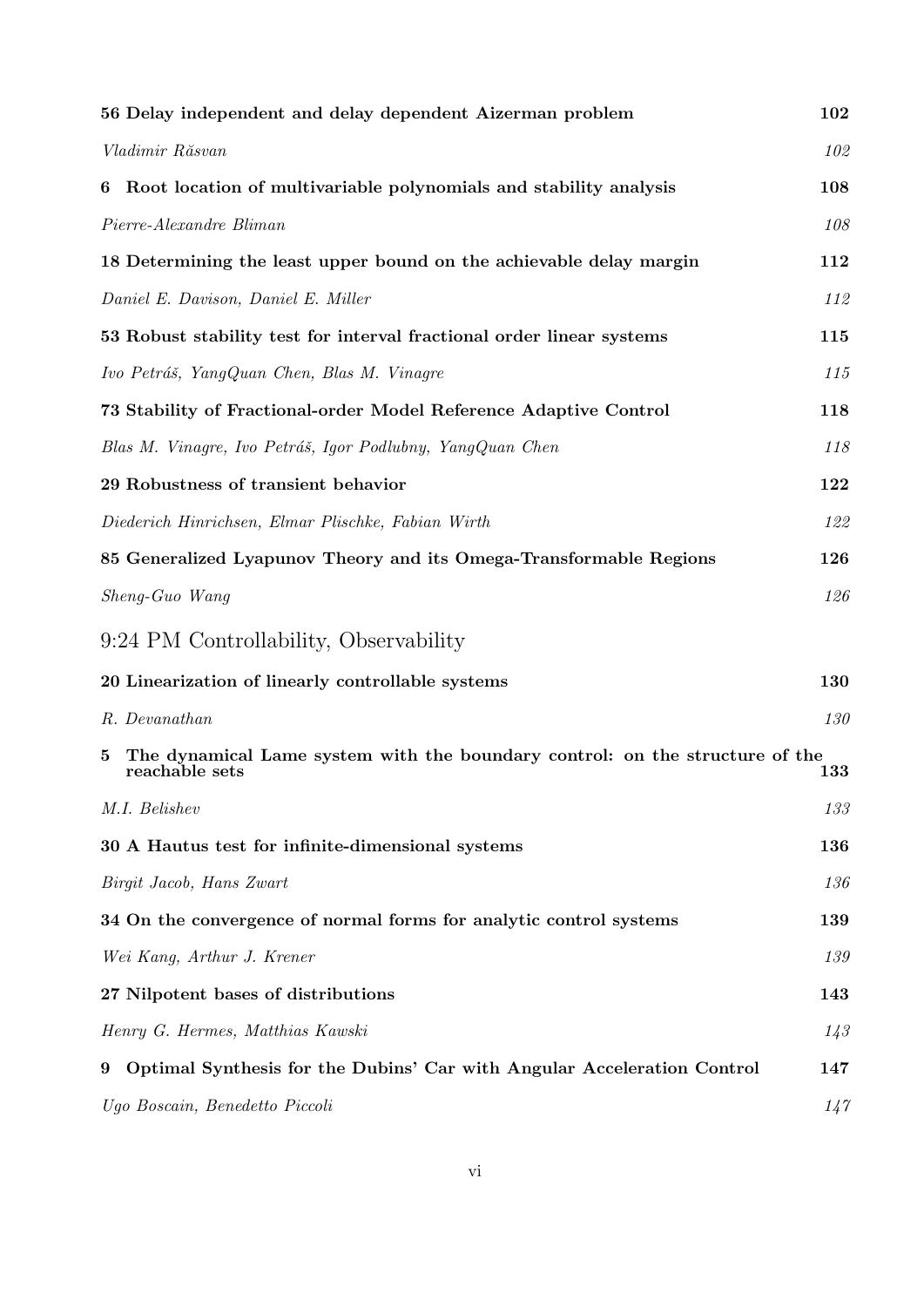**56 Delay independent and delay dependent Aizerman problem** **102**

*Vladimir Răsvan* *102*

**6 Root location of multivariable polynomials and stability analysis** **108**

*Pierre-Alexandre Bliman* *108*

**18 Determining the least upper bound on the achievable delay margin** **112**

*Daniel E. Davison, Daniel E. Miller* *112*

**53 Robust stability test for interval fractional order linear systems** **115**

*Ivo Petráš, YangQuan Chen, Blas M. Vinagre* *115*

**73 Stability of Fractional-order Model Reference Adaptive Control** **118**

*Blas M. Vinagre, Ivo Petráš, Igor Podlubny, YangQuan Chen* *118*

**29 Robustness of transient behavior** **122**

*Diederich Hinrichsen, Elmar Plischke, Fabian Wirth* *122*

**85 Generalized Lyapunov Theory and its Omega-Transformable Regions** **126**

*Sheng-Guo Wang* *126*

## 9:24 PM Controllability, Observability

**20 Linearization of linearly controllable systems** **130**

*R. Devanathan* *130*

**5 The dynamical Lame system with the boundary control: on the structure of the reachable sets** **133**

*M.I. Belishev* *133*

**30 A Hautus test for infinite-dimensional systems** **136**

*Birgit Jacob, Hans Zwart* *136*

**34 On the convergence of normal forms for analytic control systems** **139**

*Wei Kang, Arthur J. Krener* *139*

**27 Nilpotent bases of distributions** **143**

*Henry G. Hermes, Matthias Kawski* *143*

**9 Optimal Synthesis for the Dubins' Car with Angular Acceleration Control** **147**

*Ugo Boscain, Benedetto Piccoli* *147*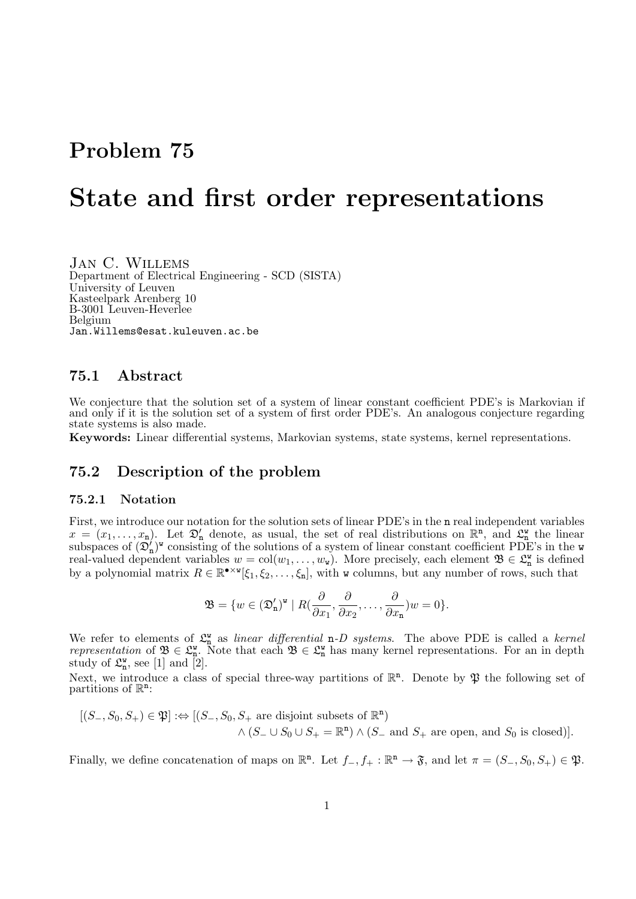# Problem 75

# State and first order representations

Jan C. Willems
Department of Electrical Engineering - SCD (SISTA)
University of Leuven
Kasteelpark Arenberg 10
B-3001 Leuven-Heverlee
Belgium
Jan.Willems@esat.kuleuven.ac.be

## 75.1 Abstract

We conjecture that the solution set of a system of linear constant coefficient PDE's is Markovian if and only if it is the solution set of a system of first order PDE's. An analogous conjecture regarding state systems is also made.

**Keywords:** Linear differential systems, Markovian systems, state systems, kernel representations.

## 75.2 Description of the problem

### 75.2.1 Notation

First, we introduce our notation for the solution sets of linear PDE's in the $\mathtt{n}$ real independent variables $x = (x_1, \dots, x_{\mathtt{n}})$. Let $\mathfrak{D}'_{\mathtt{n}}$ denote, as usual, the set of real distributions on $\mathbb{R}^{\mathtt{n}}$, and $\mathfrak{L}^{\mathtt{w}}_{\mathtt{n}}$ the linear subspaces of $(\mathfrak{D}'_{\mathtt{n}})^{\mathtt{w}}$ consisting of the solutions of a system of linear constant coefficient PDE's in the $\mathtt{w}$ real-valued dependent variables $w = \mathrm{col}(w_1, \dots, w_{\mathtt{w}})$. More precisely, each element $\mathfrak{B} \in \mathfrak{L}^{\mathtt{w}}_{\mathtt{n}}$ is defined by a polynomial matrix $R \in \mathbb{R}^{\bullet \times \mathtt{w}}[\xi_1, \xi_2, \dots, \xi_{\mathtt{n}}]$, with $\mathtt{w}$ columns, but any number of rows, such that

$$\mathfrak{B} = \{ w \in (\mathfrak{D}'_{\mathtt{n}})^{\mathtt{w}} \mid R(\frac{\partial}{\partial x_1}, \frac{\partial}{\partial x_2}, \dots, \frac{\partial}{\partial x_{\mathtt{n}}}) w = 0 \}.$$

We refer to elements of $\mathfrak{L}^{\mathtt{w}}_{\mathtt{n}}$ as *linear differential* $\mathtt{n}$*-D systems*. The above PDE is called a *kernel representation* of $\mathfrak{B} \in \mathfrak{L}^{\mathtt{w}}_{\mathtt{n}}$. Note that each $\mathfrak{B} \in \mathfrak{L}^{\mathtt{w}}_{\mathtt{n}}$ has many kernel representations. For an in depth study of $\mathfrak{L}^{\mathtt{w}}_{\mathtt{n}}$, see [1] and [2].

Next, we introduce a class of special three-way partitions of $\mathbb{R}^{\mathtt{n}}$. Denote by $\mathfrak{P}$ the following set of partitions of $\mathbb{R}^{\mathtt{n}}$:

$$[(S_-, S_0, S_+) \in \mathfrak{P}] :\Leftrightarrow [(S_-, S_0, S_+ \text{ are disjoint subsets of } \mathbb{R}^{\mathtt{n}}) \wedge (S_- \cup S_0 \cup S_+ = \mathbb{R}^{\mathtt{n}}) \wedge (S_- \text{ and } S_+ \text{ are open, and } S_0 \text{ is closed})].$$

Finally, we define concatenation of maps on $\mathbb{R}^{\mathtt{n}}$. Let $f_-, f_+ : \mathbb{R}^{\mathtt{n}} \to \mathfrak{F}$, and let $\pi = (S_-, S_0, S_+) \in \mathfrak{P}$.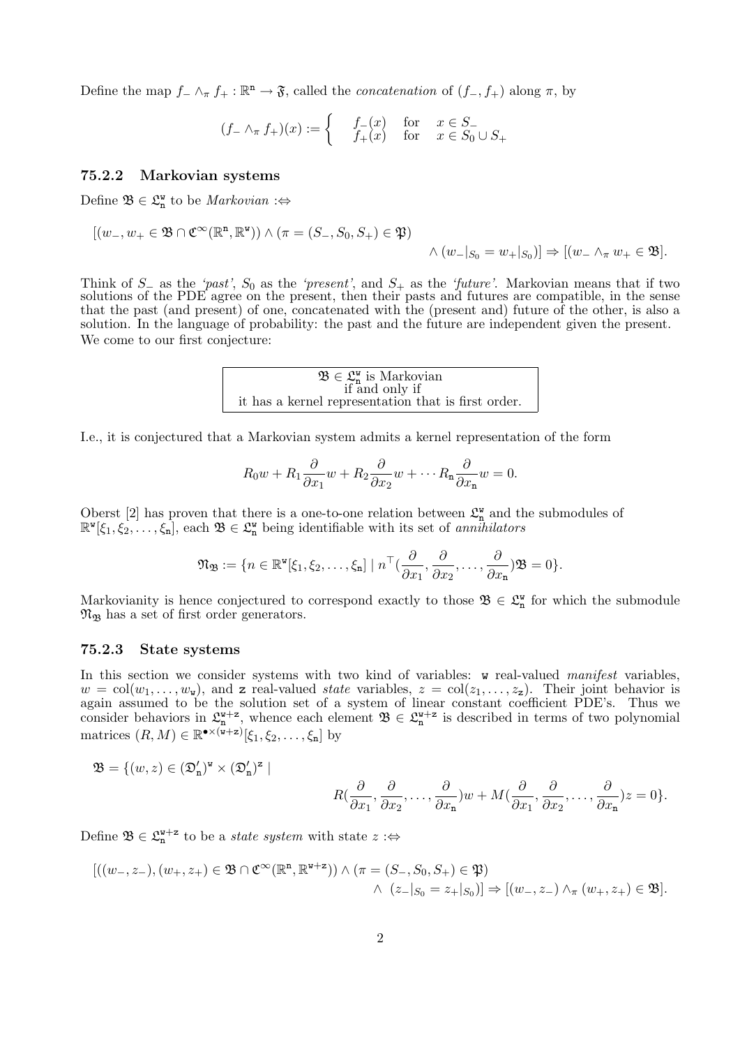Define the map $f_- \wedge_\pi f_+ : \mathbb{R}^{\mathtt{n}} \to \mathfrak{F}$, called the *concatenation* of $(f_-, f_+)$ along $\pi$, by

$$(f_- \wedge_\pi f_+)(x) := \begin{cases} f_-(x) & \text{for} \quad x \in S_- \\ f_+(x) & \text{for} \quad x \in S_0 \cup S_+ \end{cases}$$

### 75.2.2 Markovian systems

Define $\mathfrak{B} \in \mathfrak{L}^{\mathtt{w}}_{\mathtt{n}}$ to be *Markovian* $:\Leftrightarrow$

$$[(w_-, w_+ \in \mathfrak{B} \cap \mathfrak{C}^\infty(\mathbb{R}^{\mathtt{n}}, \mathbb{R}^{\mathtt{w}})) \wedge (\pi = (S_-, S_0, S_+) \in \mathfrak{P}) \wedge (w_-|_{S_0} = w_+|_{S_0})] \Rightarrow [(w_- \wedge_\pi w_+ \in \mathfrak{B}].$$

Think of $S_-$ as the *'past'*, $S_0$ as the *'present'*, and $S_+$ as the *'future'*. Markovian means that if two solutions of the PDE agree on the present, then their pasts and futures are compatible, in the sense that the past (and present) of one, concatenated with the (present and) future of the other, is also a solution. In the language of probability: the past and the future are independent given the present. We come to our first conjecture:

$\mathfrak{B} \in \mathfrak{L}^{\mathtt{w}}_{\mathtt{n}}$ is Markovian
if and only if
it has a kernel representation that is first order.

I.e., it is conjectured that a Markovian system admits a kernel representation of the form

$$R_0 w + R_1 \frac{\partial}{\partial x_1} w + R_2 \frac{\partial}{\partial x_2} w + \cdots R_{\mathtt{n}} \frac{\partial}{\partial x_{\mathtt{n}}} w = 0.$$

Oberst [2] has proven that there is a one-to-one relation between $\mathfrak{L}^{\mathtt{w}}_{\mathtt{n}}$ and the submodules of $\mathbb{R}^{\mathtt{w}}[\xi_1, \xi_2, \ldots, \xi_{\mathtt{n}}]$, each $\mathfrak{B} \in \mathfrak{L}^{\mathtt{w}}_{\mathtt{n}}$ being identifiable with its set of *annihilators*

$$\mathfrak{N}_{\mathfrak{B}} := \{n \in \mathbb{R}^{\mathtt{w}}[\xi_1, \xi_2, \ldots, \xi_{\mathtt{n}}] \mid n^\top(\frac{\partial}{\partial x_1}, \frac{\partial}{\partial x_2}, \ldots, \frac{\partial}{\partial x_{\mathtt{n}}})\mathfrak{B} = 0\}.$$

Markovianity is hence conjectured to correspond exactly to those $\mathfrak{B} \in \mathfrak{L}^{\mathtt{w}}_{\mathtt{n}}$ for which the submodule $\mathfrak{N}_{\mathfrak{B}}$ has a set of first order generators.

### 75.2.3 State systems

In this section we consider systems with two kind of variables: $\mathtt{w}$ real-valued *manifest* variables, $w = \mathrm{col}(w_1, \ldots, w_{\mathtt{w}})$, and $\mathtt{z}$ real-valued *state* variables, $z = \mathrm{col}(z_1, \ldots, z_{\mathtt{z}})$. Their joint behavior is again assumed to be the solution set of a system of linear constant coefficient PDE's. Thus we consider behaviors in $\mathfrak{L}^{\mathtt{w}+\mathtt{z}}_{\mathtt{n}}$, whence each element $\mathfrak{B} \in \mathfrak{L}^{\mathtt{w}+\mathtt{z}}_{\mathtt{n}}$ is described in terms of two polynomial matrices $(R, M) \in \mathbb{R}^{\bullet \times (\mathtt{w}+\mathtt{z})}[\xi_1, \xi_2, \ldots, \xi_{\mathtt{n}}]$ by

$$\mathfrak{B} = \{(w, z) \in (\mathfrak{D}'_{\mathtt{n}})^{\mathtt{w}} \times (\mathfrak{D}'_{\mathtt{n}})^{\mathtt{z}} \mid R(\frac{\partial}{\partial x_1}, \frac{\partial}{\partial x_2}, \ldots, \frac{\partial}{\partial x_{\mathtt{n}}})w + M(\frac{\partial}{\partial x_1}, \frac{\partial}{\partial x_2}, \ldots, \frac{\partial}{\partial x_{\mathtt{n}}})z = 0\}.$$

Define $\mathfrak{B} \in \mathfrak{L}^{\mathtt{w}+\mathtt{z}}_{\mathtt{n}}$ to be a *state system* with state $z$ $:\Leftrightarrow$

$$[((w_-, z_-), (w_+, z_+) \in \mathfrak{B} \cap \mathfrak{C}^\infty(\mathbb{R}^{\mathtt{n}}, \mathbb{R}^{\mathtt{w}+\mathtt{z}})) \wedge (\pi = (S_-, S_0, S_+) \in \mathfrak{P}) \wedge (z_-|_{S_0} = z_+|_{S_0})] \Rightarrow [(w_-, z_-) \wedge_\pi (w_+, z_+) \in \mathfrak{B}].$$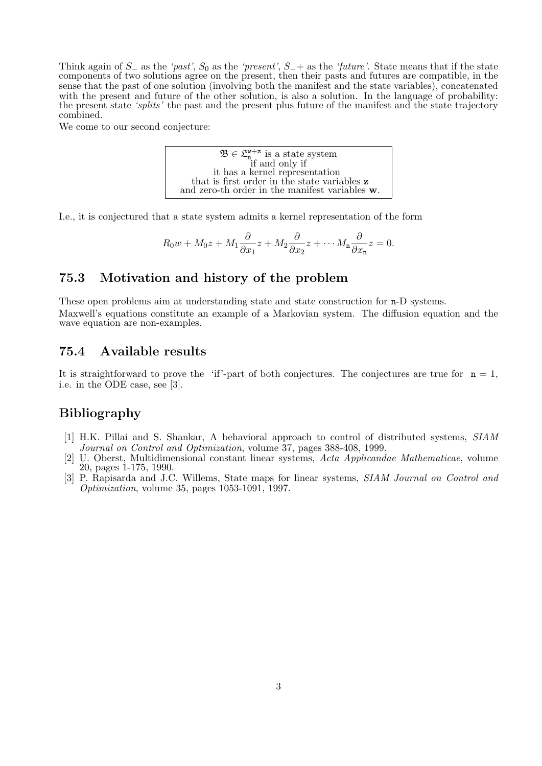Think again of $S_-$ as the *'past'*, $S_0$ as the *'present'*, $S_-+$ as the *'future'*. State means that if the state components of two solutions agree on the present, then their pasts and futures are compatible, in the sense that the past of one solution (involving both the manifest and the state variables), concatenated with the present and future of the other solution, is also a solution. In the language of probability: the present state *'splits'* the past and the present plus future of the manifest and the state trajectory combined.

We come to our second conjecture:

> $\mathfrak{B} \in \mathfrak{L}_{\mathtt{n}}^{\mathtt{w}+\mathtt{z}}$ is a state system
> if and only if
> it has a kernel representation
> that is first order in the state variables $\mathbf{z}$
> and zero-th order in the manifest variables $\mathbf{w}$.

I.e., it is conjectured that a state system admits a kernel representation of the form

$$R_0 w + M_0 z + M_1 \frac{\partial}{\partial x_1} z + M_2 \frac{\partial}{\partial x_2} z + \cdots M_{\mathtt{n}} \frac{\partial}{\partial x_{\mathtt{n}}} z = 0.$$

## 75.3 Motivation and history of the problem

These open problems aim at understanding state and state construction for n-D systems.

Maxwell's equations constitute an example of a Markovian system. The diffusion equation and the wave equation are non-examples.

## 75.4 Available results

It is straightforward to prove the 'if'-part of both conjectures. The conjectures are true for $\mathtt{n} = 1$, i.e. in the ODE case, see [3].

## Bibliography

[1] H.K. Pillai and S. Shankar, A behavioral approach to control of distributed systems, *SIAM Journal on Control and Optimization*, volume 37, pages 388-408, 1999.

[2] U. Oberst, Multidimensional constant linear systems, *Acta Applicandae Mathematicae*, volume 20, pages 1-175, 1990.

[3] P. Rapisarda and J.C. Willems, State maps for linear systems, *SIAM Journal on Control and Optimization*, volume 35, pages 1053-1091, 1997.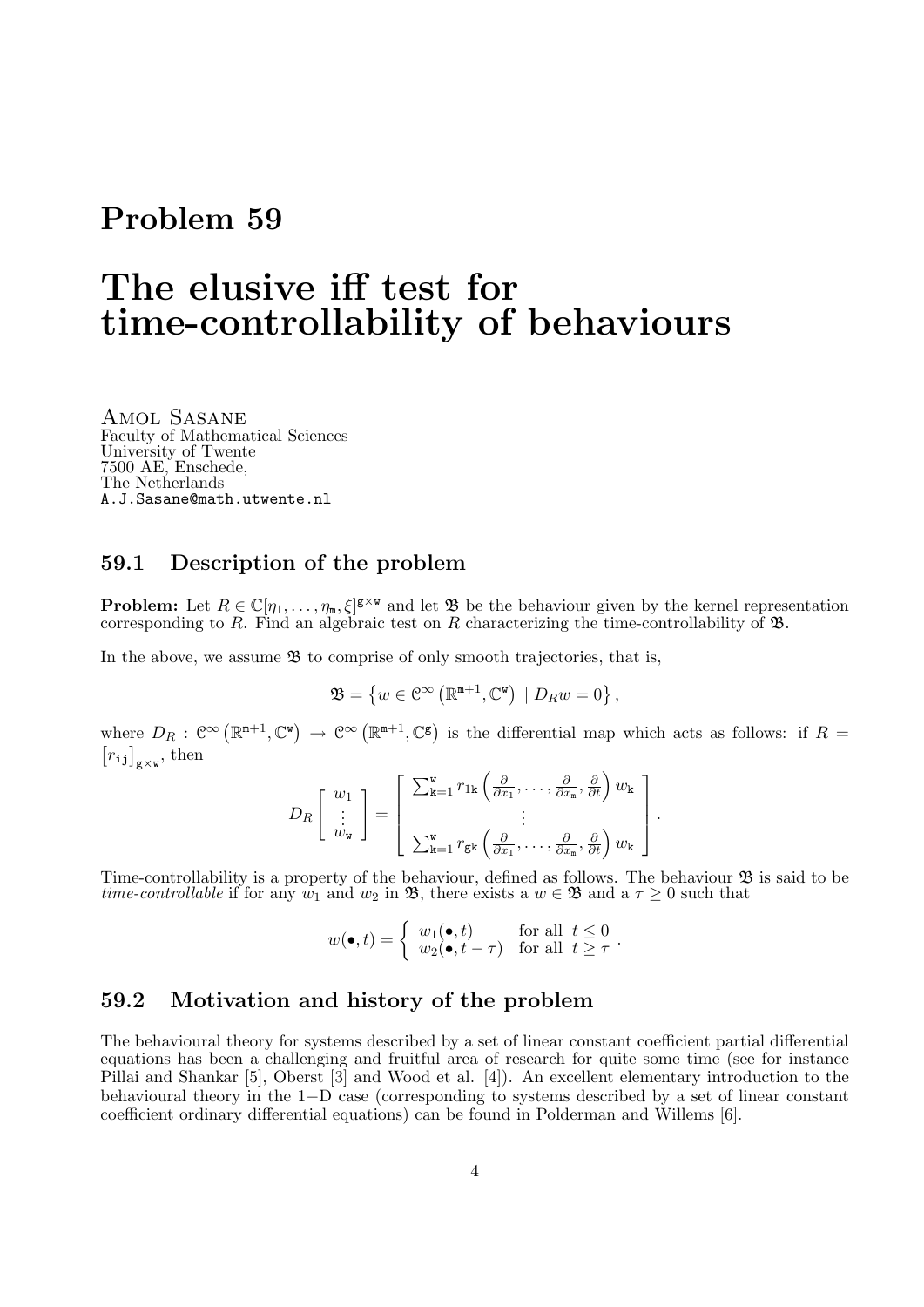# Problem 59

# The elusive iff test for time-controllability of behaviours

Amol Sasane
Faculty of Mathematical Sciences
University of Twente
7500 AE, Enschede,
The Netherlands
A.J.Sasane@math.utwente.nl

## 59.1 Description of the problem

**Problem:** Let $R \in \mathbb{C}[\eta_1, \dots, \eta_{\mathtt{m}}, \xi]^{\mathtt{g} \times \mathtt{w}}$ and let $\mathfrak{B}$ be the behaviour given by the kernel representation corresponding to $R$. Find an algebraic test on $R$ characterizing the time-controllability of $\mathfrak{B}$.

In the above, we assume $\mathfrak{B}$ to comprise of only smooth trajectories, that is,

$$\mathfrak{B} = \left\{ w \in \mathcal{C}^{\infty}\left(\mathbb{R}^{\mathtt{m}+1}, \mathbb{C}^{\mathtt{w}}\right) \mid D_R w = 0 \right\},$$

where $D_R : \mathcal{C}^{\infty}\left(\mathbb{R}^{\mathtt{m}+1}, \mathbb{C}^{\mathtt{w}}\right) \to \mathcal{C}^{\infty}\left(\mathbb{R}^{\mathtt{m}+1}, \mathbb{C}^{\mathtt{g}}\right)$ is the differential map which acts as follows: if $R = \left[r_{\mathtt{ij}}\right]_{\mathtt{g} \times \mathtt{w}}$, then

$$D_R \begin{bmatrix} w_1 \\ \vdots \\ w_{\mathtt{w}} \end{bmatrix} = \begin{bmatrix} \sum_{\mathtt{k}=1}^{\mathtt{w}} r_{1\mathtt{k}}\left(\frac{\partial}{\partial x_1}, \dots, \frac{\partial}{\partial x_{\mathtt{m}}}, \frac{\partial}{\partial t}\right) w_{\mathtt{k}} \\ \vdots \\ \sum_{\mathtt{k}=1}^{\mathtt{w}} r_{\mathtt{g}\mathtt{k}}\left(\frac{\partial}{\partial x_1}, \dots, \frac{\partial}{\partial x_{\mathtt{m}}}, \frac{\partial}{\partial t}\right) w_{\mathtt{k}} \end{bmatrix}.$$

Time-controllability is a property of the behaviour, defined as follows. The behaviour $\mathfrak{B}$ is said to be *time-controllable* if for any $w_1$ and $w_2$ in $\mathfrak{B}$, there exists a $w \in \mathfrak{B}$ and a $\tau \geq 0$ such that

$$w(\bullet, t) = \begin{cases} w_1(\bullet, t) & \text{for all } t \leq 0 \\ w_2(\bullet, t - \tau) & \text{for all } t \geq \tau \end{cases}.$$

## 59.2 Motivation and history of the problem

The behavioural theory for systems described by a set of linear constant coefficient partial differential equations has been a challenging and fruitful area of research for quite some time (see for instance Pillai and Shankar [5], Oberst [3] and Wood et al. [4]). An excellent elementary introduction to the behavioural theory in the 1−D case (corresponding to systems described by a set of linear constant coefficient ordinary differential equations) can be found in Polderman and Willems [6].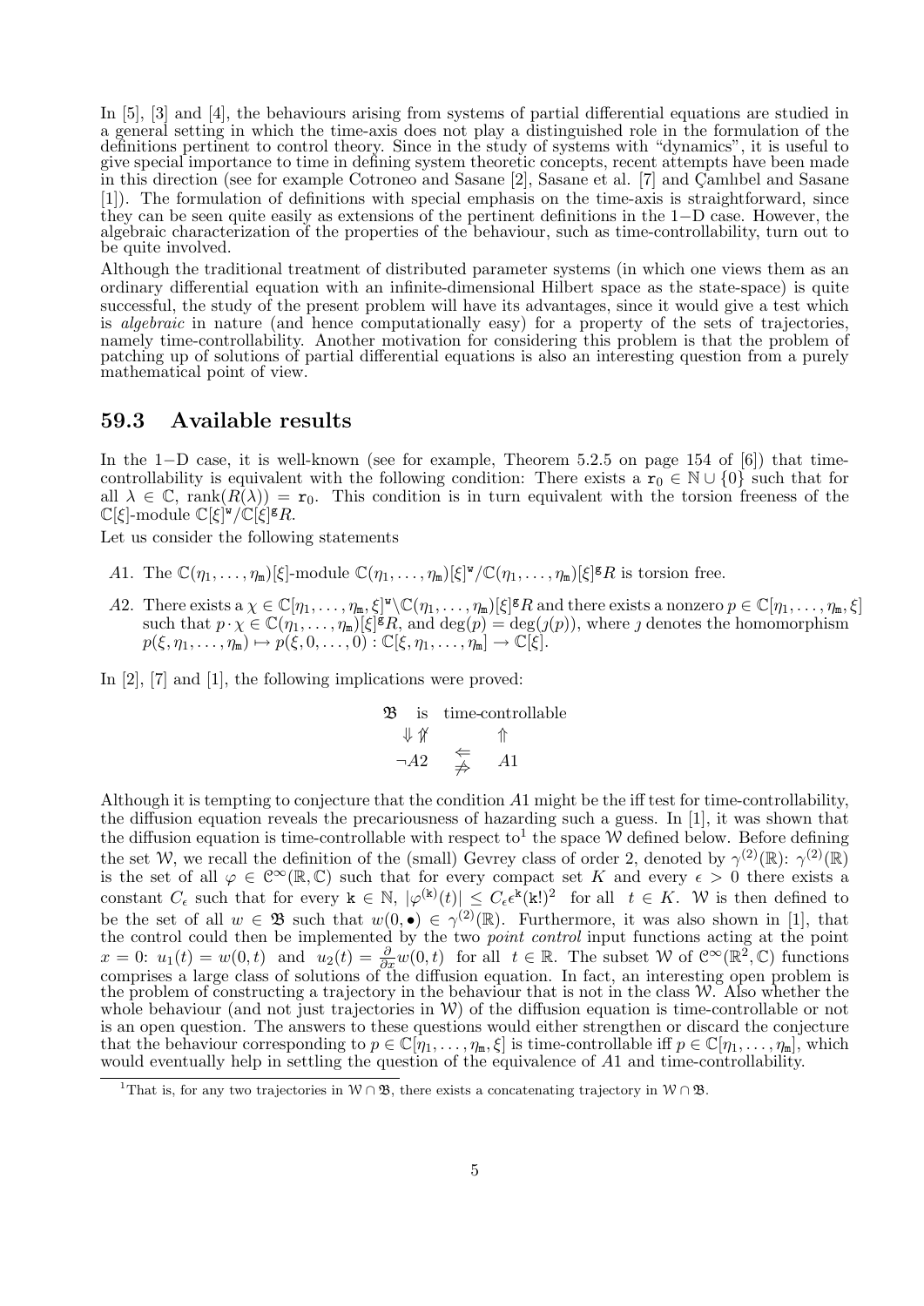In [5], [3] and [4], the behaviours arising from systems of partial differential equations are studied in a general setting in which the time-axis does not play a distinguished role in the formulation of the definitions pertinent to control theory. Since in the study of systems with "dynamics", it is useful to give special importance to time in defining system theoretic concepts, recent attempts have been made in this direction (see for example Cotroneo and Sasane [2], Sasane et al. [7] and Çamlıbel and Sasane [1]). The formulation of definitions with special emphasis on the time-axis is straightforward, since they can be seen quite easily as extensions of the pertinent definitions in the 1−D case. However, the algebraic characterization of the properties of the behaviour, such as time-controllability, turn out to be quite involved.

Although the traditional treatment of distributed parameter systems (in which one views them as an ordinary differential equation with an infinite-dimensional Hilbert space as the state-space) is quite successful, the study of the present problem will have its advantages, since it would give a test which is *algebraic* in nature (and hence computationally easy) for a property of the sets of trajectories, namely time-controllability. Another motivation for considering this problem is that the problem of patching up of solutions of partial differential equations is also an interesting question from a purely mathematical point of view.

## 59.3 Available results

In the 1−D case, it is well-known (see for example, Theorem 5.2.5 on page 154 of [6]) that time-controllability is equivalent with the following condition: There exists a $\mathtt{r}_0 \in \mathbb{N} \cup \{0\}$ such that for all $\lambda \in \mathbb{C}$, $\operatorname{rank}(R(\lambda)) = \mathtt{r}_0$. This condition is in turn equivalent with the torsion freeness of the $\mathbb{C}[\xi]$-module $\mathbb{C}[\xi]^{\mathtt{w}}/\mathbb{C}[\xi]^{\mathtt{g}}R$.

Let us consider the following statements

- *A*1. The $\mathbb{C}(\eta_1,\dots,\eta_{\mathtt{m}})[\xi]$-module $\mathbb{C}(\eta_1,\dots,\eta_{\mathtt{m}})[\xi]^{\mathtt{w}}/\mathbb{C}(\eta_1,\dots,\eta_{\mathtt{m}})[\xi]^{\mathtt{g}}R$ is torsion free.
- *A*2. There exists a $\chi \in \mathbb{C}[\eta_1,\dots,\eta_{\mathtt{m}},\xi]^{\mathtt{w}} \setminus \mathbb{C}(\eta_1,\dots,\eta_{\mathtt{m}})[\xi]^{\mathtt{g}}R$ and there exists a nonzero $p \in \mathbb{C}[\eta_1,\dots,\eta_{\mathtt{m}},\xi]$ such that $p \cdot \chi \in \mathbb{C}(\eta_1,\dots,\eta_{\mathtt{m}})[\xi]^{\mathtt{g}}R$, and $\deg(p) = \deg(\jmath(p))$, where $\jmath$ denotes the homomorphism $p(\xi,\eta_1,\dots,\eta_{\mathtt{m}}) \mapsto p(\xi,0,\dots,0) : \mathbb{C}[\xi,\eta_1,\dots,\eta_{\mathtt{m}}] \to \mathbb{C}[\xi]$.

In [2], [7] and [1], the following implications were proved:

$$\begin{array}{ccc} \mathfrak{B} & \text{is} & \text{time-controllable} \\ \Downarrow \not\Uparrow & & \Uparrow \\ \neg A2 & \begin{array}{c}\Leftarrow \\ \not\Rightarrow\end{array} & A1 \end{array}$$

Although it is tempting to conjecture that the condition *A*1 might be the iff test for time-controllability, the diffusion equation reveals the precariousness of hazarding such a guess. In [1], it was shown that the diffusion equation is time-controllable with respect to[1] the space $\mathcal{W}$ defined below. Before defining the set $\mathcal{W}$, we recall the definition of the (small) Gevrey class of order 2, denoted by $\gamma^{(2)}(\mathbb{R})$: $\gamma^{(2)}(\mathbb{R})$ is the set of all $\varphi \in \mathcal{C}^\infty(\mathbb{R},\mathbb{C})$ such that for every compact set $K$ and every $\epsilon > 0$ there exists a constant $C_\epsilon$ such that for every $\mathtt{k} \in \mathbb{N}$, $|\varphi^{(\mathtt{k})}(t)| \le C_\epsilon \epsilon^{\mathtt{k}} (\mathtt{k}!)^2$ for all $t \in K$. $\mathcal{W}$ is then defined to be the set of all $w \in \mathfrak{B}$ such that $w(0,\bullet) \in \gamma^{(2)}(\mathbb{R})$. Furthermore, it was also shown in [1], that the control could then be implemented by the two *point control* input functions acting at the point $x = 0$: $u_1(t) = w(0,t)$ and $u_2(t) = \frac{\partial}{\partial x} w(0,t)$ for all $t \in \mathbb{R}$. The subset $\mathcal{W}$ of $\mathcal{C}^\infty(\mathbb{R}^2,\mathbb{C})$ functions comprises a large class of solutions of the diffusion equation. In fact, an interesting open problem is the problem of constructing a trajectory in the behaviour that is not in the class $\mathcal{W}$. Also whether the whole behaviour (and not just trajectories in $\mathcal{W}$) of the diffusion equation is time-controllable or not is an open question. The answers to these questions would either strengthen or discard the conjecture that the behaviour corresponding to $p \in \mathbb{C}[\eta_1,\dots,\eta_{\mathtt{m}},\xi]$ is time-controllable iff $p \in \mathbb{C}[\eta_1,\dots,\eta_{\mathtt{m}}]$, which would eventually help in settling the question of the equivalence of *A*1 and time-controllability.

[1] That is, for any two trajectories in $\mathcal{W} \cap \mathfrak{B}$, there exists a concatenating trajectory in $\mathcal{W} \cap \mathfrak{B}$.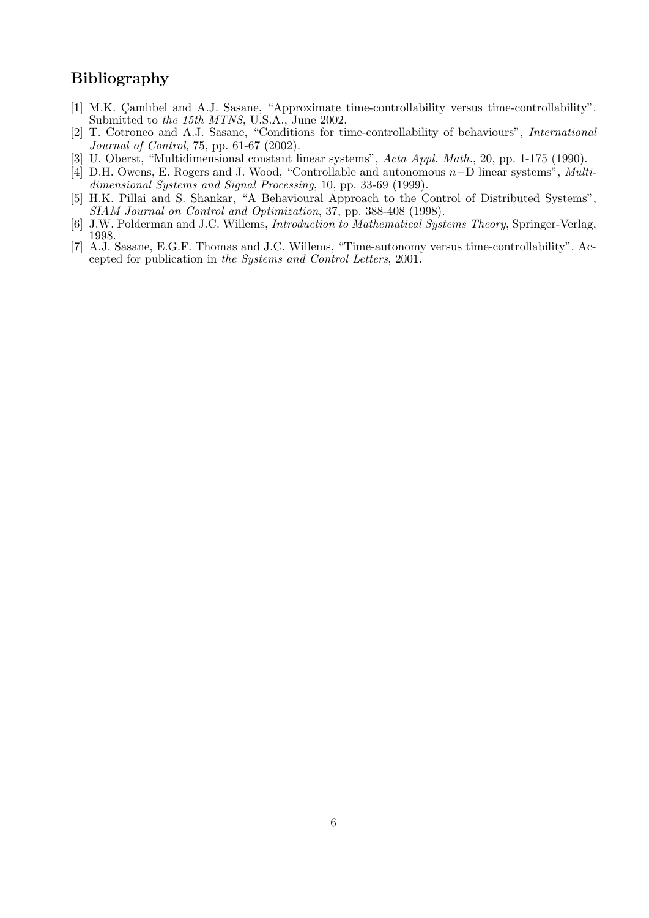## Bibliography

[1] M.K. Çamlıbel and A.J. Sasane, "Approximate time-controllability versus time-controllability". Submitted to *the 15th MTNS*, U.S.A., June 2002.

[2] T. Cotroneo and A.J. Sasane, "Conditions for time-controllability of behaviours", *International Journal of Control*, 75, pp. 61-67 (2002).

[3] U. Oberst, "Multidimensional constant linear systems", *Acta Appl. Math.*, 20, pp. 1-175 (1990).

[4] D.H. Owens, E. Rogers and J. Wood, "Controllable and autonomous $n-$D linear systems", *Multidimensional Systems and Signal Processing*, 10, pp. 33-69 (1999).

[5] H.K. Pillai and S. Shankar, "A Behavioural Approach to the Control of Distributed Systems", *SIAM Journal on Control and Optimization*, 37, pp. 388-408 (1998).

[6] J.W. Polderman and J.C. Willems, *Introduction to Mathematical Systems Theory*, Springer-Verlag, 1998.

[7] A.J. Sasane, E.G.F. Thomas and J.C. Willems, "Time-autonomy versus time-controllability". Accepted for publication in *the Systems and Control Letters*, 2001.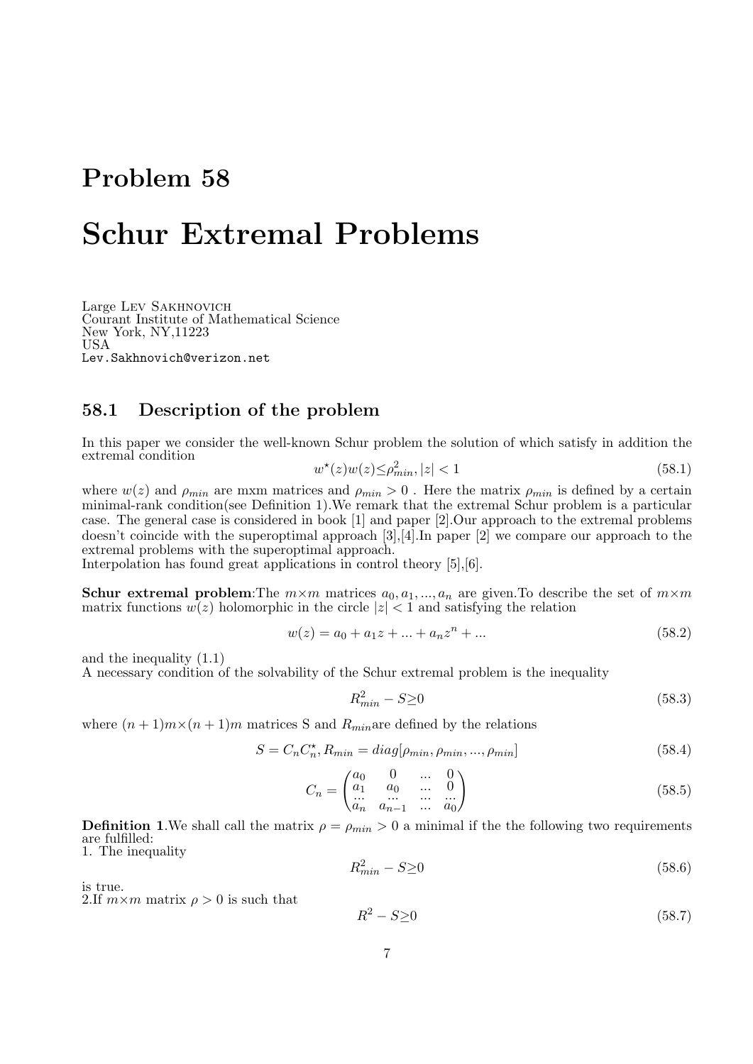## Problem 58

# Schur Extremal Problems

Large Lev Sakhnovich
Courant Institute of Mathematical Science
New York, NY,11223
USA
Lev.Sakhnovich@verizon.net

### 58.1 Description of the problem

In this paper we consider the well-known Schur problem the solution of which satisfy in addition the extremal condition

$$w^{\star}(z)w(z)\leq\rho_{min}^2, |z|<1 \tag{58.1}$$

where $w(z)$ and $\rho_{min}$ are mxm matrices and $\rho_{min}>0$ . Here the matrix $\rho_{min}$ is defined by a certain minimal-rank condition(see Definition 1).We remark that the extremal Schur problem is a particular case. The general case is considered in book [1] and paper [2].Our approach to the extremal problems doesn't coincide with the superoptimal approach [3],[4].In paper [2] we compare our approach to the extremal problems with the superoptimal approach.
Interpolation has found great applications in control theory [5],[6].

**Schur extremal problem**:The $m\times m$ matrices $a_0, a_1, ..., a_n$ are given.To describe the set of $m\times m$ matrix functions $w(z)$ holomorphic in the circle $|z|<1$ and satisfying the relation

$$w(z)=a_0+a_1z+...+a_nz^n+... \tag{58.2}$$

and the inequality (1.1)
A necessary condition of the solvability of the Schur extremal problem is the inequality

$$R_{min}^2-S\geq 0 \tag{58.3}$$

where $(n+1)m\times(n+1)m$ matrices S and $R_{min}$are defined by the relations

$$S=C_nC_n^{\star}, R_{min}=diag[\rho_{min},\rho_{min},...,\rho_{min}] \tag{58.4}$$

$$C_n=\begin{pmatrix} a_0 & 0 & ... & 0 \\ a_1 & a_0 & ... & 0 \\ ... & ... & ... & ... \\ a_n & a_{n-1} & ... & a_0 \end{pmatrix} \tag{58.5}$$

**Definition 1**.We shall call the matrix $\rho=\rho_{min}>0$ a minimal if the the following two requirements are fulfilled:
1. The inequality

$$R_{min}^2-S\geq 0 \tag{58.6}$$

is true.
2.If $m\times m$ matrix $\rho>0$ is such that

$$R^2-S\geq 0 \tag{58.7}$$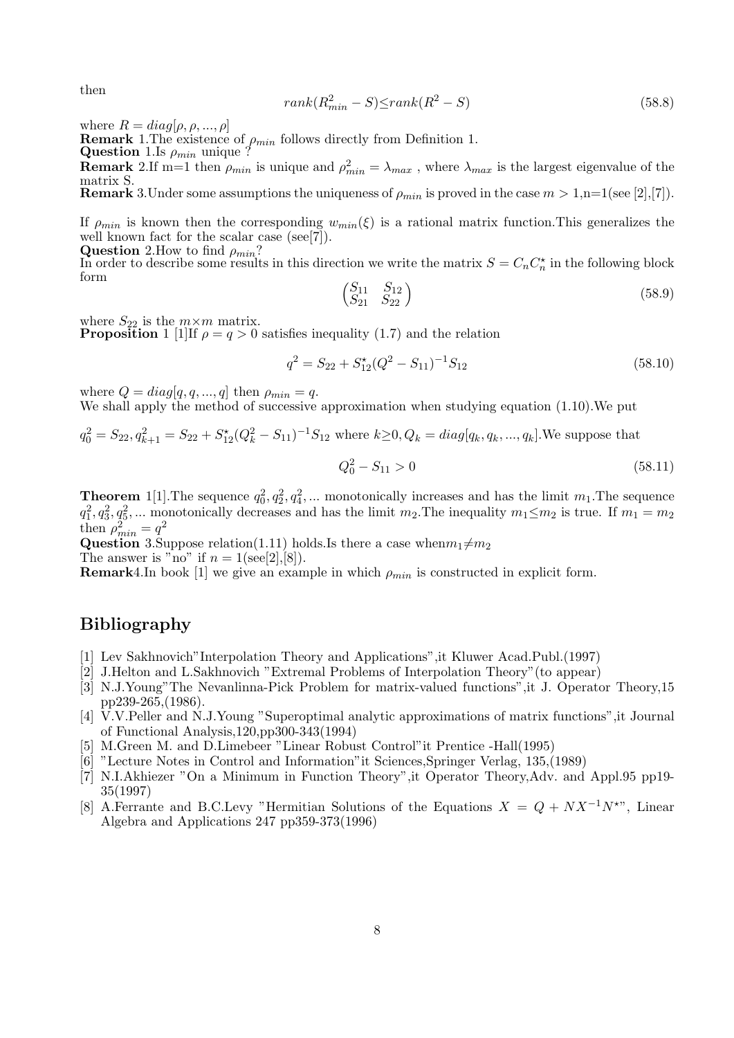then

$$rank(R_{min}^2 - S) \leq rank(R^2 - S) \tag{58.8}$$

where $R = diag[\rho, \rho, ..., \rho]$

**Remark** 1.The existence of $\rho_{min}$ follows directly from Definition 1.

**Question** 1.Is $\rho_{min}$ unique ?

**Remark** 2.If m=1 then $\rho_{min}$ is unique and $\rho_{min}^2 = \lambda_{max}$ , where $\lambda_{max}$ is the largest eigenvalue of the matrix S.

**Remark** 3.Under some assumptions the uniqueness of $\rho_{min}$ is proved in the case $m > 1$,n=1(see [2],[7]).

If $\rho_{min}$ is known then the corresponding $w_{min}(\xi)$ is a rational matrix function.This generalizes the well known fact for the scalar case (see[7]).

**Question** 2.How to find $\rho_{min}$?

In order to describe some results in this direction we write the matrix $S = C_n C_n^\star$ in the following block form

$$\begin{pmatrix} S_{11} & S_{12} \\ S_{21} & S_{22} \end{pmatrix} \tag{58.9}$$

where $S_{22}$ is the $m \times m$ matrix.

**Proposition** 1 [1]If $\rho = q > 0$ satisfies inequality (1.7) and the relation

$$q^2 = S_{22} + S_{12}^\star (Q^2 - S_{11})^{-1} S_{12} \tag{58.10}$$

where $Q = diag[q, q, ..., q]$ then $\rho_{min} = q$.

We shall apply the method of successive approximation when studying equation (1.10).We put

$q_0^2 = S_{22}, q_{k+1}^2 = S_{22} + S_{12}^\star (Q_k^2 - S_{11})^{-1} S_{12}$ where $k \geq 0, Q_k = diag[q_k, q_k, ..., q_k]$.We suppose that

$$Q_0^2 - S_{11} > 0 \tag{58.11}$$

**Theorem** 1[1].The sequence $q_0^2, q_2^2, q_4^2, ...$ monotonically increases and has the limit $m_1$.The sequence $q_1^2, q_3^2, q_5^2, ...$ monotonically decreases and has the limit $m_2$.The inequality $m_1 \leq m_2$ is true. If $m_1 = m_2$ then $\rho_{min}^2 = q^2$

**Question** 3.Suppose relation(1.11) holds.Is there a case when$m_1 \neq m_2$

The answer is "no" if $n = 1$(see[2],[8]).

**Remark**4.In book [1] we give an example in which $\rho_{min}$ is constructed in explicit form.

## Bibliography

[1] Lev Sakhnovich"Interpolation Theory and Applications",it Kluwer Acad.Publ.(1997)

[2] J.Helton and L.Sakhnovich "Extremal Problems of Interpolation Theory"(to appear)

[3] N.J.Young"The Nevanlinna-Pick Problem for matrix-valued functions",it J. Operator Theory,15 pp239-265,(1986).

[4] V.V.Peller and N.J.Young "Superoptimal analytic approximations of matrix functions",it Journal of Functional Analysis,120,pp300-343(1994)

[5] M.Green M. and D.Limebeer "Linear Robust Control"it Prentice -Hall(1995)

[6] "Lecture Notes in Control and Information"it Sciences,Springer Verlag, 135,(1989)

[7] N.I.Akhiezer "On a Minimum in Function Theory",it Operator Theory,Adv. and Appl.95 pp19-35(1997)

[8] A.Ferrante and B.C.Levy "Hermitian Solutions of the Equations $X = Q + NX^{-1}N^\star$", Linear Algebra and Applications 247 pp359-373(1996)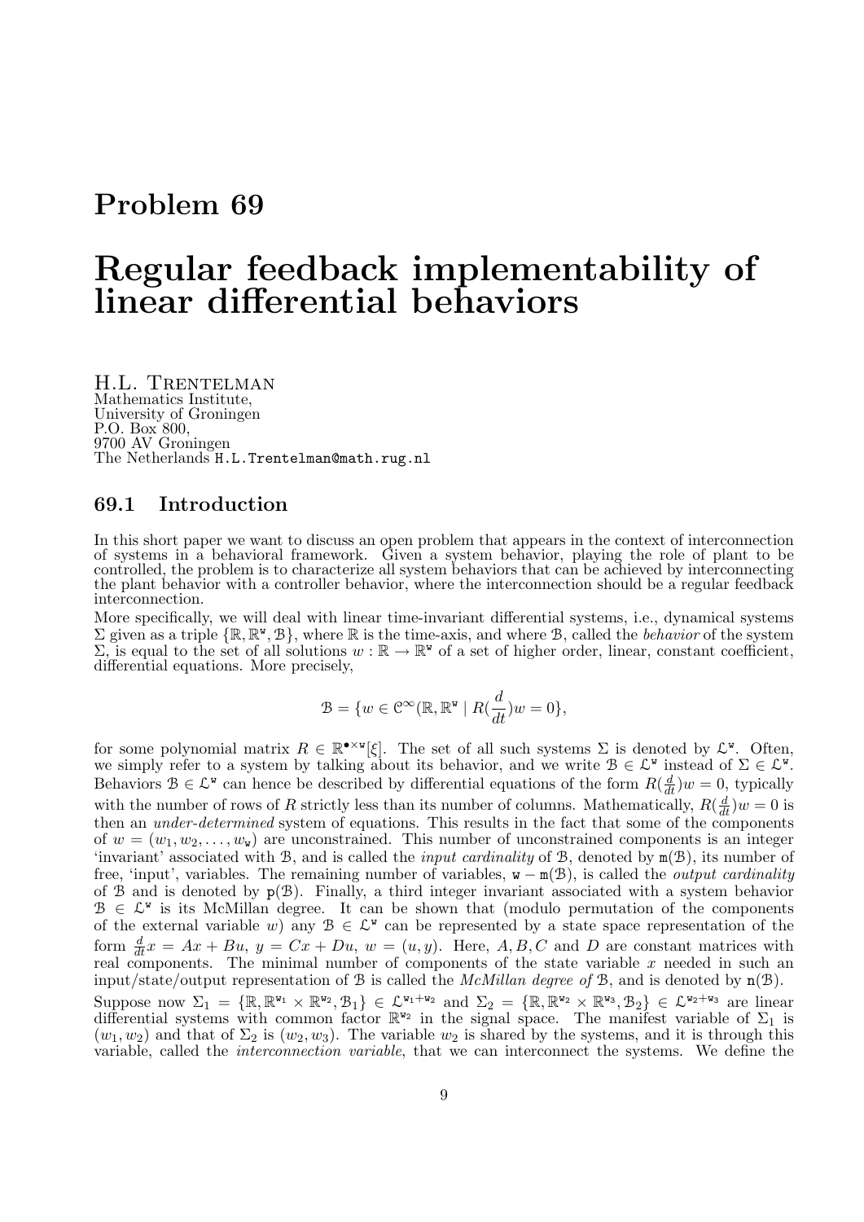# Problem 69

# Regular feedback implementability of linear differential behaviors

H.L. Trentelman
Mathematics Institute,
University of Groningen
P.O. Box 800,
9700 AV Groningen
The Netherlands H.L.Trentelman@math.rug.nl

## 69.1 Introduction

In this short paper we want to discuss an open problem that appears in the context of interconnection of systems in a behavioral framework. Given a system behavior, playing the role of plant to be controlled, the problem is to characterize all system behaviors that can be achieved by interconnecting the plant behavior with a controller behavior, where the interconnection should be a regular feedback interconnection.

More specifically, we will deal with linear time-invariant differential systems, i.e., dynamical systems $\Sigma$ given as a triple $\{\mathbb{R}, \mathbb{R}^{\mathtt{w}}, \mathcal{B}\}$, where $\mathbb{R}$ is the time-axis, and where $\mathcal{B}$, called the *behavior* of the system $\Sigma$, is equal to the set of all solutions $w : \mathbb{R} \to \mathbb{R}^{\mathtt{w}}$ of a set of higher order, linear, constant coefficient, differential equations. More precisely,

$$\mathcal{B} = \{w \in \mathcal{C}^{\infty}(\mathbb{R}, \mathbb{R}^{\mathtt{w}} \mid R(\frac{d}{dt})w = 0\},$$

for some polynomial matrix $R \in \mathbb{R}^{\bullet \times \mathtt{w}}[\xi]$. The set of all such systems $\Sigma$ is denoted by $\mathcal{L}^{\mathtt{w}}$. Often, we simply refer to a system by talking about its behavior, and we write $\mathcal{B} \in \mathcal{L}^{\mathtt{w}}$ instead of $\Sigma \in \mathcal{L}^{\mathtt{w}}$. Behaviors $\mathcal{B} \in \mathcal{L}^{\mathtt{w}}$ can hence be described by differential equations of the form $R(\frac{d}{dt})w = 0$, typically with the number of rows of $R$ strictly less than its number of columns. Mathematically, $R(\frac{d}{dt})w = 0$ is then an *under-determined* system of equations. This results in the fact that some of the components of $w = (w_1, w_2, \ldots, w_{\mathtt{w}})$ are unconstrained. This number of unconstrained components is an integer 'invariant' associated with $\mathcal{B}$, and is called the *input cardinality* of $\mathcal{B}$, denoted by $\mathtt{m}(\mathcal{B})$, its number of free, 'input', variables. The remaining number of variables, $\mathtt{w} - \mathtt{m}(\mathcal{B})$, is called the *output cardinality* of $\mathcal{B}$ and is denoted by $\mathtt{p}(\mathcal{B})$. Finally, a third integer invariant associated with a system behavior $\mathcal{B} \in \mathcal{L}^{\mathtt{w}}$ is its McMillan degree. It can be shown that (modulo permutation of the components of the external variable $w$) any $\mathcal{B} \in \mathcal{L}^{\mathtt{w}}$ can be represented by a state space representation of the form $\frac{d}{dt}x = Ax + Bu$, $y = Cx + Du$, $w = (u, y)$. Here, $A, B, C$ and $D$ are constant matrices with real components. The minimal number of components of the state variable $x$ needed in such an input/state/output representation of $\mathcal{B}$ is called the *McMillan degree of* $\mathcal{B}$, and is denoted by $\mathtt{n}(\mathcal{B})$.

Suppose now $\Sigma_1 = \{\mathbb{R}, \mathbb{R}^{\mathtt{w}_1} \times \mathbb{R}^{\mathtt{w}_2}, \mathcal{B}_1\} \in \mathcal{L}^{\mathtt{w}_1 + \mathtt{w}_2}$ and $\Sigma_2 = \{\mathbb{R}, \mathbb{R}^{\mathtt{w}_2} \times \mathbb{R}^{\mathtt{w}_3}, \mathcal{B}_2\} \in \mathcal{L}^{\mathtt{w}_2 + \mathtt{w}_3}$ are linear differential systems with common factor $\mathbb{R}^{\mathtt{w}_2}$ in the signal space. The manifest variable of $\Sigma_1$ is $(w_1, w_2)$ and that of $\Sigma_2$ is $(w_2, w_3)$. The variable $w_2$ is shared by the systems, and it is through this variable, called the *interconnection variable*, that we can interconnect the systems. We define the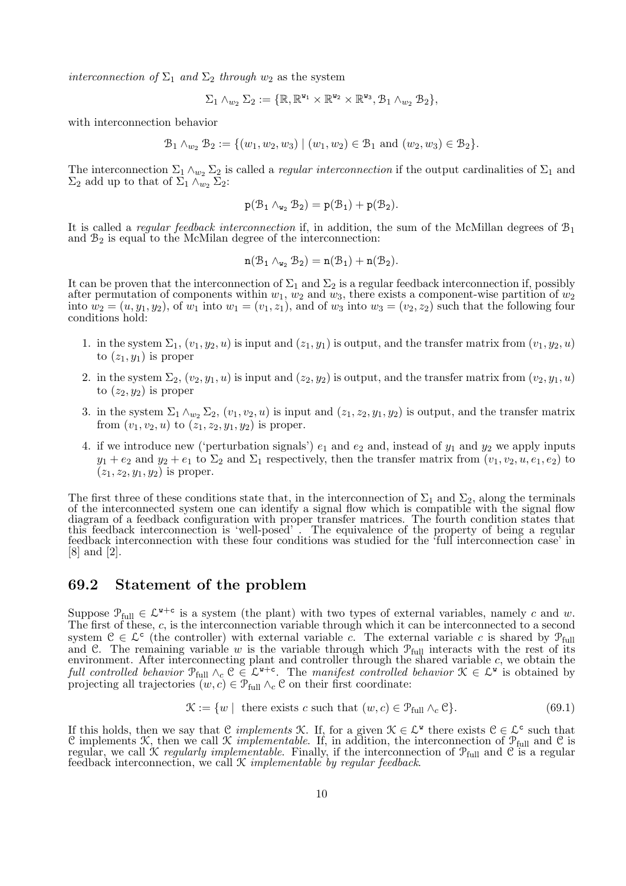*interconnection of* $\Sigma_1$ *and* $\Sigma_2$ *through* $w_2$ as the system

$$\Sigma_1 \wedge_{w_2} \Sigma_2 := \{\mathbb{R}, \mathbb{R}^{\mathtt{w}_1} \times \mathbb{R}^{\mathtt{w}_2} \times \mathbb{R}^{\mathtt{w}_3}, \mathcal{B}_1 \wedge_{w_2} \mathcal{B}_2\},$$

with interconnection behavior

$$\mathcal{B}_1 \wedge_{w_2} \mathcal{B}_2 := \{(w_1, w_2, w_3) \mid (w_1, w_2) \in \mathcal{B}_1 \text{ and } (w_2, w_3) \in \mathcal{B}_2\}.$$

The interconnection $\Sigma_1 \wedge_{w_2} \Sigma_2$ is called a *regular interconnection* if the output cardinalities of $\Sigma_1$ and $\Sigma_2$ add up to that of $\Sigma_1 \wedge_{w_2} \Sigma_2$:

$$\mathtt{p}(\mathcal{B}_1 \wedge_{\mathtt{w}_2} \mathcal{B}_2) = \mathtt{p}(\mathcal{B}_1) + \mathtt{p}(\mathcal{B}_2).$$

It is called a *regular feedback interconnection* if, in addition, the sum of the McMillan degrees of $\mathcal{B}_1$ and $\mathcal{B}_2$ is equal to the McMilan degree of the interconnection:

$$\mathtt{n}(\mathcal{B}_1 \wedge_{\mathtt{w}_2} \mathcal{B}_2) = \mathtt{n}(\mathcal{B}_1) + \mathtt{n}(\mathcal{B}_2).$$

It can be proven that the interconnection of $\Sigma_1$ and $\Sigma_2$ is a regular feedback interconnection if, possibly after permutation of components within $w_1$, $w_2$ and $w_3$, there exists a component-wise partition of $w_2$ into $w_2 = (u, y_1, y_2)$, of $w_1$ into $w_1 = (v_1, z_1)$, and of $w_3$ into $w_3 = (v_2, z_2)$ such that the following four conditions hold:

1. in the system $\Sigma_1$, $(v_1, y_2, u)$ is input and $(z_1, y_1)$ is output, and the transfer matrix from $(v_1, y_2, u)$ to $(z_1, y_1)$ is proper
2. in the system $\Sigma_2$, $(v_2, y_1, u)$ is input and $(z_2, y_2)$ is output, and the transfer matrix from $(v_2, y_1, u)$ to $(z_2, y_2)$ is proper
3. in the system $\Sigma_1 \wedge_{w_2} \Sigma_2$, $(v_1, v_2, u)$ is input and $(z_1, z_2, y_1, y_2)$ is output, and the transfer matrix from $(v_1, v_2, u)$ to $(z_1, z_2, y_1, y_2)$ is proper.
4. if we introduce new ('perturbation signals') $e_1$ and $e_2$ and, instead of $y_1$ and $y_2$ we apply inputs $y_1 + e_2$ and $y_2 + e_1$ to $\Sigma_2$ and $\Sigma_1$ respectively, then the transfer matrix from $(v_1, v_2, u, e_1, e_2)$ to $(z_1, z_2, y_1, y_2)$ is proper.

The first three of these conditions state that, in the interconnection of $\Sigma_1$ and $\Sigma_2$, along the terminals of the interconnected system one can identify a signal flow which is compatible with the signal flow diagram of a feedback configuration with proper transfer matrices. The fourth condition states that this feedback interconnection is 'well-posed'. The equivalence of the property of being a regular feedback interconnection with these four conditions was studied for the 'full interconnection case' in [8] and [2].

## 69.2 Statement of the problem

Suppose $\mathcal{P}_{\text{full}} \in \mathcal{L}^{\mathtt{w}+\mathtt{c}}$ is a system (the plant) with two types of external variables, namely $c$ and $w$. The first of these, $c$, is the interconnection variable through which it can be interconnected to a second system $\mathcal{C} \in \mathcal{L}^{\mathtt{c}}$ (the controller) with external variable $c$. The external variable $c$ is shared by $\mathcal{P}_{\text{full}}$ and $\mathcal{C}$. The remaining variable $w$ is the variable through which $\mathcal{P}_{\text{full}}$ interacts with the rest of its environment. After interconnecting plant and controller through the shared variable $c$, we obtain the *full controlled behavior* $\mathcal{P}_{\text{full}} \wedge_c \mathcal{C} \in \mathcal{L}^{\mathtt{w}+\mathtt{c}}$. The *manifest controlled behavior* $\mathcal{K} \in \mathcal{L}^{\mathtt{w}}$ is obtained by projecting all trajectories $(w, c) \in \mathcal{P}_{\text{full}} \wedge_c \mathcal{C}$ on their first coordinate:

$$\mathcal{K} := \{w \mid \text{ there exists } c \text{ such that } (w, c) \in \mathcal{P}_{\text{full}} \wedge_c \mathcal{C}\}. \tag{69.1}$$

If this holds, then we say that $\mathcal{C}$ *implements* $\mathcal{K}$. If, for a given $\mathcal{K} \in \mathcal{L}^{\mathtt{w}}$ there exists $\mathcal{C} \in \mathcal{L}^{\mathtt{c}}$ such that $\mathcal{C}$ implements $\mathcal{K}$, then we call $\mathcal{K}$ *implementable*. If, in addition, the interconnection of $\mathcal{P}_{\text{full}}$ and $\mathcal{C}$ is regular, we call $\mathcal{K}$ *regularly implementable*. Finally, if the interconnection of $\mathcal{P}_{\text{full}}$ and $\mathcal{C}$ is a regular feedback interconnection, we call $\mathcal{K}$ *implementable by regular feedback*.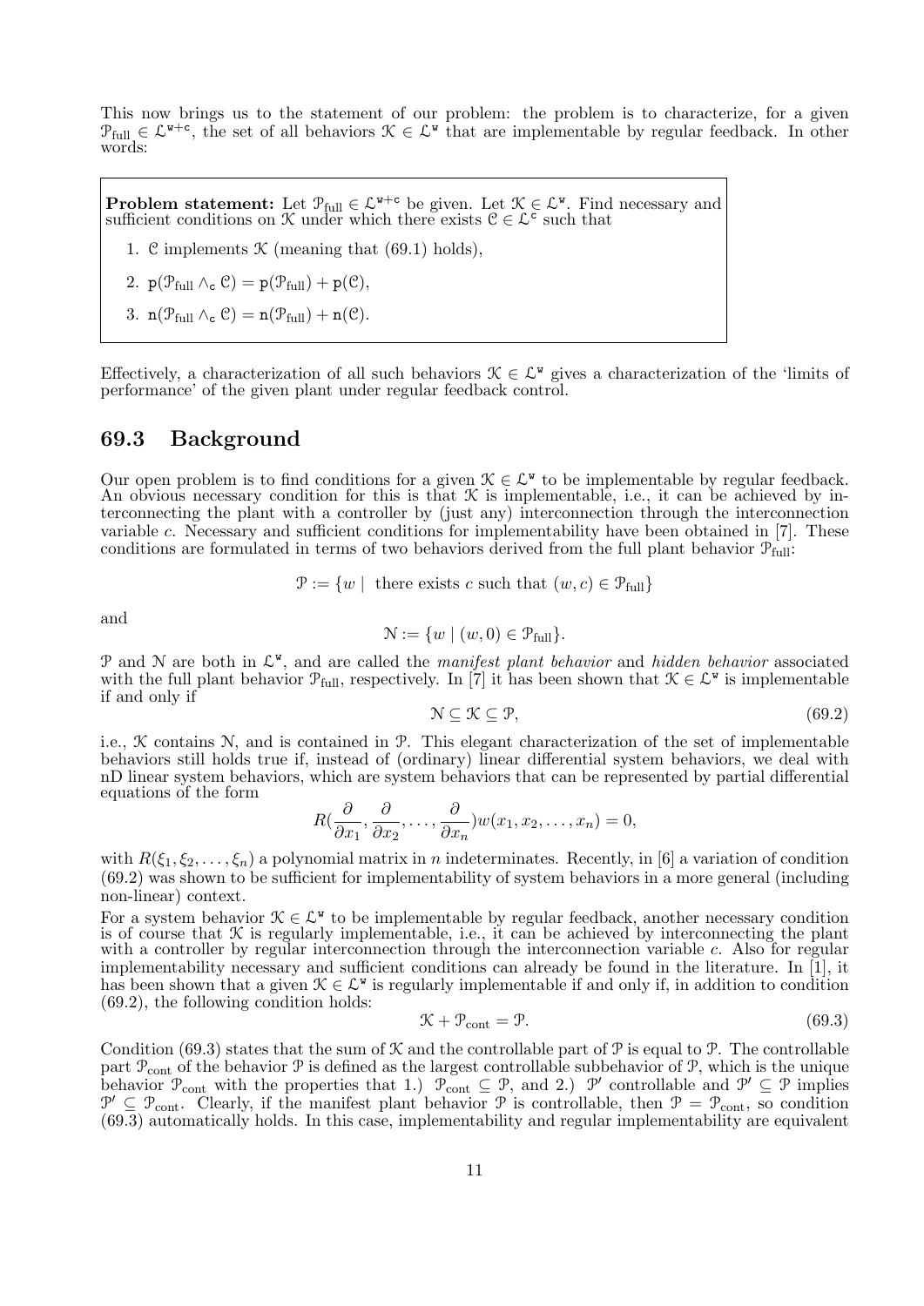This now brings us to the statement of our problem: the problem is to characterize, for a given $\mathcal{P}_{\text{full}} \in \mathcal{L}^{\mathtt{w}+\mathtt{c}}$, the set of all behaviors $\mathcal{K} \in \mathcal{L}^{\mathtt{w}}$ that are implementable by regular feedback. In other words:

**Problem statement:** Let $\mathcal{P}_{\text{full}} \in \mathcal{L}^{\mathtt{w}+\mathtt{c}}$ be given. Let $\mathcal{K} \in \mathcal{L}^{\mathtt{w}}$. Find necessary and sufficient conditions on $\mathcal{K}$ under which there exists $\mathcal{C} \in \mathcal{L}^{\mathtt{c}}$ such that

1. $\mathcal{C}$ implements $\mathcal{K}$ (meaning that (69.1) holds),
2. $\mathtt{p}(\mathcal{P}_{\text{full}} \wedge_{\mathtt{c}} \mathcal{C}) = \mathtt{p}(\mathcal{P}_{\text{full}}) + \mathtt{p}(\mathcal{C})$,
3. $\mathtt{n}(\mathcal{P}_{\text{full}} \wedge_{\mathtt{c}} \mathcal{C}) = \mathtt{n}(\mathcal{P}_{\text{full}}) + \mathtt{n}(\mathcal{C})$.

Effectively, a characterization of all such behaviors $\mathcal{K} \in \mathcal{L}^{\mathtt{w}}$ gives a characterization of the 'limits of performance' of the given plant under regular feedback control.

## 69.3 Background

Our open problem is to find conditions for a given $\mathcal{K} \in \mathcal{L}^{\mathtt{w}}$ to be implementable by regular feedback. An obvious necessary condition for this is that $\mathcal{K}$ is implementable, i.e., it can be achieved by interconnecting the plant with a controller by (just any) interconnection through the interconnection variable $c$. Necessary and sufficient conditions for implementability have been obtained in [7]. These conditions are formulated in terms of two behaviors derived from the full plant behavior $\mathcal{P}_{\text{full}}$:

$$\mathcal{P} := \{w \mid \text{ there exists } c \text{ such that } (w, c) \in \mathcal{P}_{\text{full}}\}$$

and

$$\mathcal{N} := \{w \mid (w, 0) \in \mathcal{P}_{\text{full}}\}.$$

$\mathcal{P}$ and $\mathcal{N}$ are both in $\mathcal{L}^{\mathtt{w}}$, and are called the *manifest plant behavior* and *hidden behavior* associated with the full plant behavior $\mathcal{P}_{\text{full}}$, respectively. In [7] it has been shown that $\mathcal{K} \in \mathcal{L}^{\mathtt{w}}$ is implementable if and only if

$$\mathcal{N} \subseteq \mathcal{K} \subseteq \mathcal{P}, \tag{69.2}$$

i.e., $\mathcal{K}$ contains $\mathcal{N}$, and is contained in $\mathcal{P}$. This elegant characterization of the set of implementable behaviors still holds true if, instead of (ordinary) linear differential system behaviors, we deal with nD linear system behaviors, which are system behaviors that can be represented by partial differential equations of the form

$$R(\frac{\partial}{\partial x_1}, \frac{\partial}{\partial x_2}, \ldots, \frac{\partial}{\partial x_n}) w(x_1, x_2, \ldots, x_n) = 0,$$

with $R(\xi_1, \xi_2, \ldots, \xi_n)$ a polynomial matrix in $n$ indeterminates. Recently, in [6] a variation of condition (69.2) was shown to be sufficient for implementability of system behaviors in a more general (including non-linear) context.

For a system behavior $\mathcal{K} \in \mathcal{L}^{\mathtt{w}}$ to be implementable by regular feedback, another necessary condition is of course that $\mathcal{K}$ is regularly implementable, i.e., it can be achieved by interconnecting the plant with a controller by regular interconnection through the interconnection variable $c$. Also for regular implementability necessary and sufficient conditions can already be found in the literature. In [1], it has been shown that a given $\mathcal{K} \in \mathcal{L}^{\mathtt{w}}$ is regularly implementable if and only if, in addition to condition (69.2), the following condition holds:

$$\mathcal{K} + \mathcal{P}_{\text{cont}} = \mathcal{P}. \tag{69.3}$$

Condition (69.3) states that the sum of $\mathcal{K}$ and the controllable part of $\mathcal{P}$ is equal to $\mathcal{P}$. The controllable part $\mathcal{P}_{\text{cont}}$ of the behavior $\mathcal{P}$ is defined as the largest controllable subbehavior of $\mathcal{P}$, which is the unique behavior $\mathcal{P}_{\text{cont}}$ with the properties that 1.) $\mathcal{P}_{\text{cont}} \subseteq \mathcal{P}$, and 2.) $\mathcal{P}'$ controllable and $\mathcal{P}' \subseteq \mathcal{P}$ implies $\mathcal{P}' \subseteq \mathcal{P}_{\text{cont}}$. Clearly, if the manifest plant behavior $\mathcal{P}$ is controllable, then $\mathcal{P} = \mathcal{P}_{\text{cont}}$, so condition (69.3) automatically holds. In this case, implementability and regular implementability are equivalent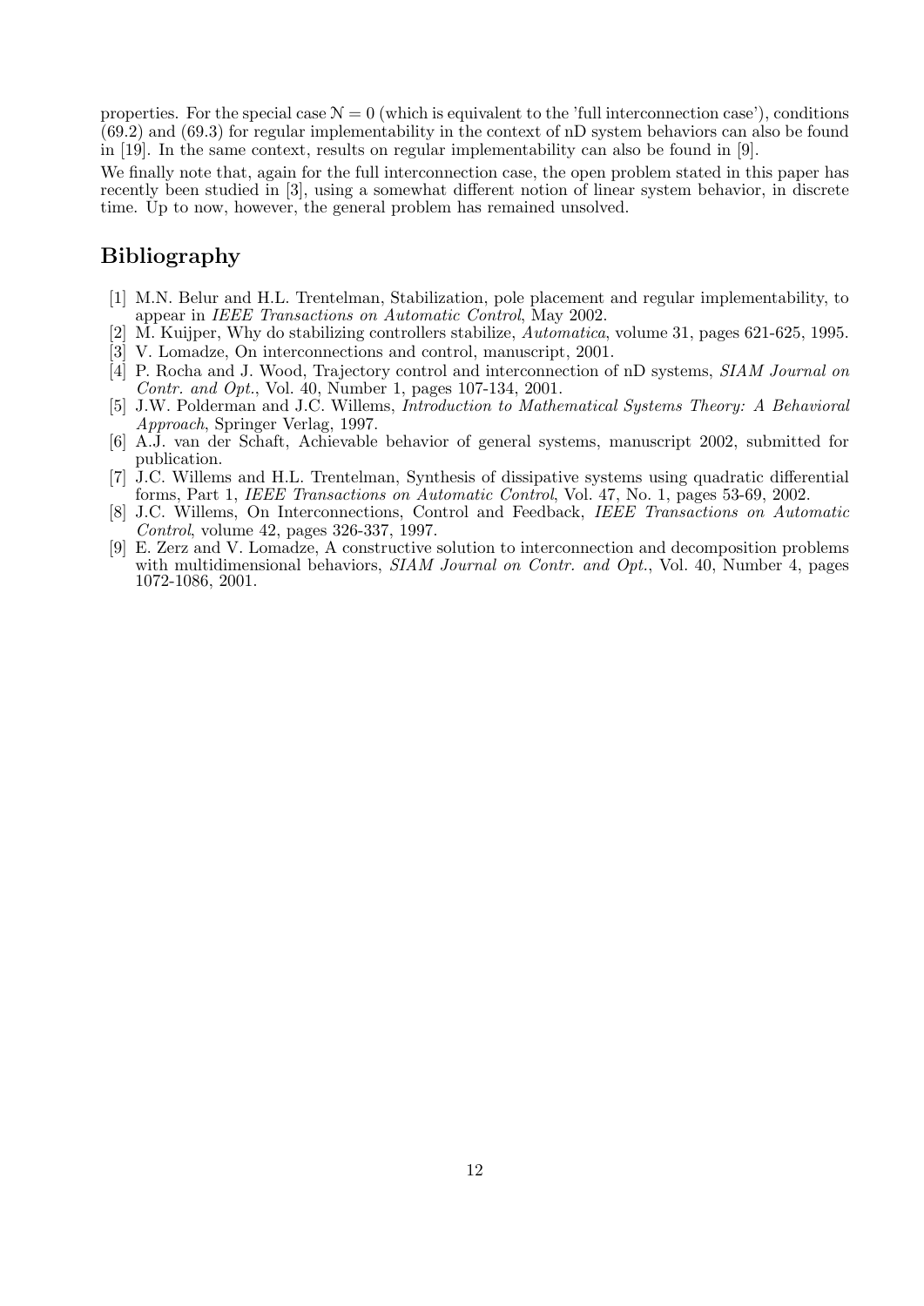properties. For the special case $\mathcal{N} = 0$ (which is equivalent to the 'full interconnection case'), conditions (69.2) and (69.3) for regular implementability in the context of nD system behaviors can also be found in [19]. In the same context, results on regular implementability can also be found in [9].

We finally note that, again for the full interconnection case, the open problem stated in this paper has recently been studied in [3], using a somewhat different notion of linear system behavior, in discrete time. Up to now, however, the general problem has remained unsolved.

## Bibliography

[1] M.N. Belur and H.L. Trentelman, Stabilization, pole placement and regular implementability, to appear in *IEEE Transactions on Automatic Control*, May 2002.

[2] M. Kuijper, Why do stabilizing controllers stabilize, *Automatica*, volume 31, pages 621-625, 1995.

[3] V. Lomadze, On interconnections and control, manuscript, 2001.

[4] P. Rocha and J. Wood, Trajectory control and interconnection of nD systems, *SIAM Journal on Contr. and Opt.*, Vol. 40, Number 1, pages 107-134, 2001.

[5] J.W. Polderman and J.C. Willems, *Introduction to Mathematical Systems Theory: A Behavioral Approach*, Springer Verlag, 1997.

[6] A.J. van der Schaft, Achievable behavior of general systems, manuscript 2002, submitted for publication.

[7] J.C. Willems and H.L. Trentelman, Synthesis of dissipative systems using quadratic differential forms, Part 1, *IEEE Transactions on Automatic Control*, Vol. 47, No. 1, pages 53-69, 2002.

[8] J.C. Willems, On Interconnections, Control and Feedback, *IEEE Transactions on Automatic Control*, volume 42, pages 326-337, 1997.

[9] E. Zerz and V. Lomadze, A constructive solution to interconnection and decomposition problems with multidimensional behaviors, *SIAM Journal on Contr. and Opt.*, Vol. 40, Number 4, pages 1072-1086, 2001.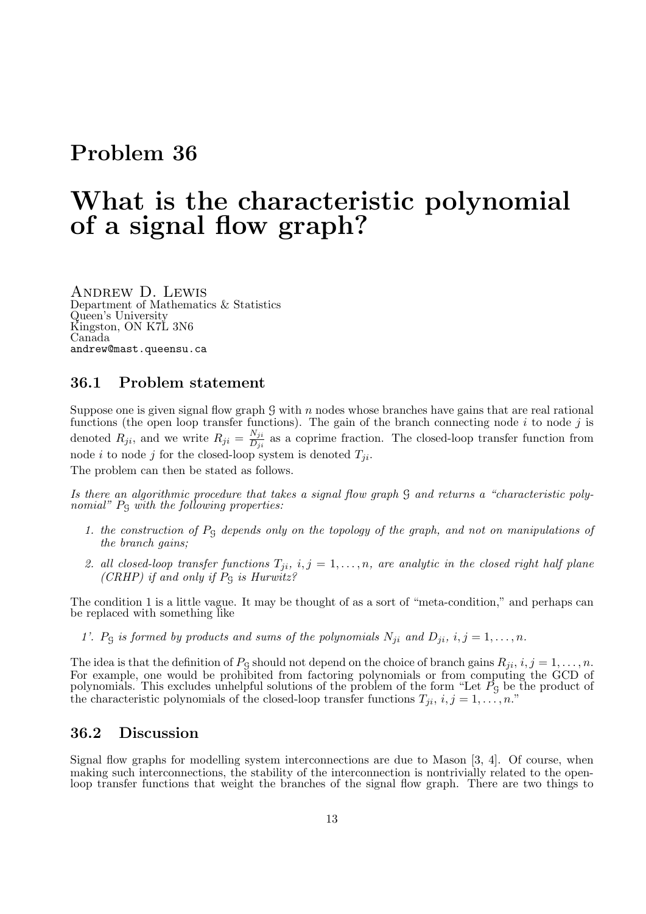# Problem 36

# What is the characteristic polynomial of a signal flow graph?

Andrew D. Lewis
Department of Mathematics & Statistics
Queen's University
Kingston, ON K7L 3N6
Canada
andrew@mast.queensu.ca

## 36.1 Problem statement

Suppose one is given signal flow graph $\mathcal{G}$ with $n$ nodes whose branches have gains that are real rational functions (the open loop transfer functions). The gain of the branch connecting node $i$ to node $j$ is denoted $R_{ji}$, and we write $R_{ji} = \frac{N_{ji}}{D_{ji}}$ as a coprime fraction. The closed-loop transfer function from node $i$ to node $j$ for the closed-loop system is denoted $T_{ji}$.

The problem can then be stated as follows.

*Is there an algorithmic procedure that takes a signal flow graph $\mathcal{G}$ and returns a "characteristic polynomial" $P_{\mathcal{G}}$ with the following properties:*

1. *the construction of $P_{\mathcal{G}}$ depends only on the topology of the graph, and not on manipulations of the branch gains;*
2. *all closed-loop transfer functions $T_{ji}$, $i, j = 1, \ldots, n$, are analytic in the closed right half plane (CRHP) if and only if $P_{\mathcal{G}}$ is Hurwitz?*

The condition 1 is a little vague. It may be thought of as a sort of "meta-condition," and perhaps can be replaced with something like

1'. *$P_{\mathcal{G}}$ is formed by products and sums of the polynomials $N_{ji}$ and $D_{ji}$, $i, j = 1, \ldots, n$.*

The idea is that the definition of $P_{\mathcal{G}}$ should not depend on the choice of branch gains $R_{ji}$, $i, j = 1, \ldots, n$. For example, one would be prohibited from factoring polynomials or from computing the GCD of polynomials. This excludes unhelpful solutions of the problem of the form "Let $P_{\mathcal{G}}$ be the product of the characteristic polynomials of the closed-loop transfer functions $T_{ji}$, $i, j = 1, \ldots, n$."

## 36.2 Discussion

Signal flow graphs for modelling system interconnections are due to Mason [3, 4]. Of course, when making such interconnections, the stability of the interconnection is nontrivially related to the open-loop transfer functions that weight the branches of the signal flow graph. There are two things to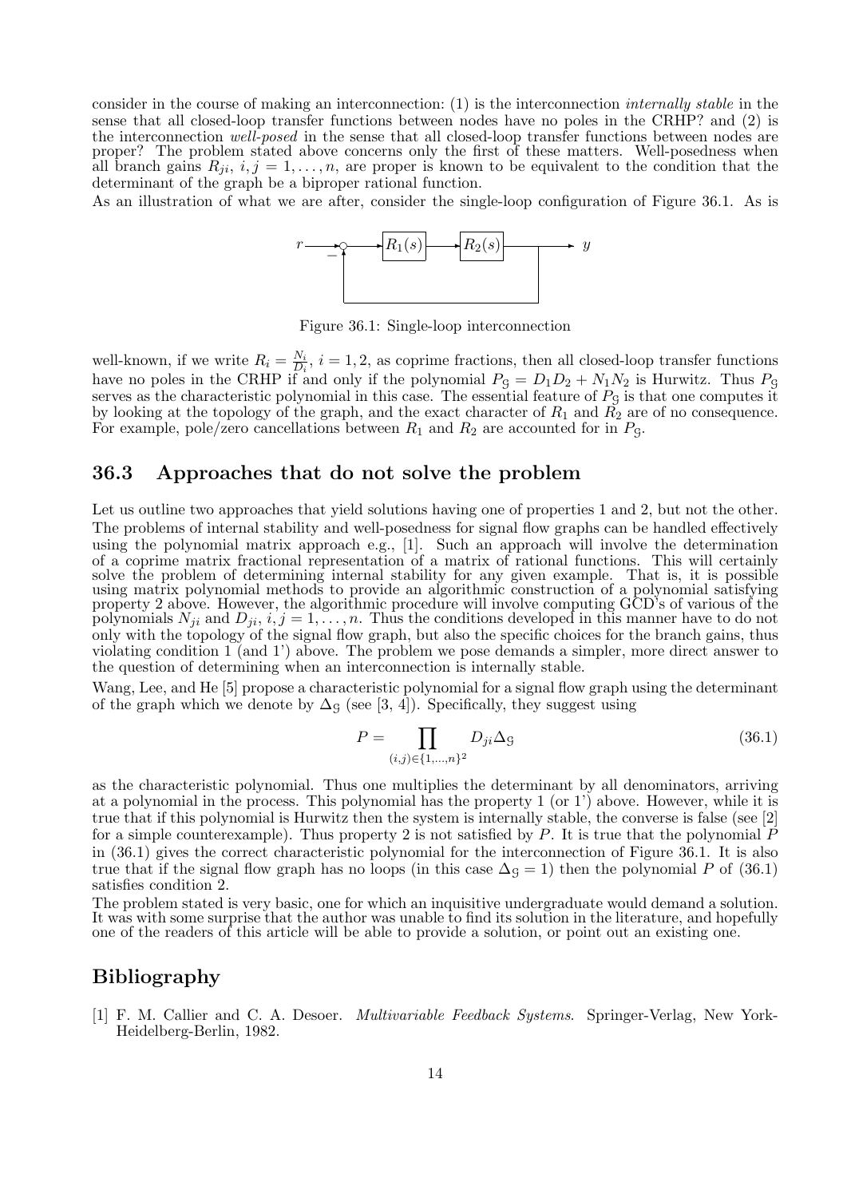consider in the course of making an interconnection: (1) is the interconnection *internally stable* in the sense that all closed-loop transfer functions between nodes have no poles in the CRHP? and (2) is the interconnection *well-posed* in the sense that all closed-loop transfer functions between nodes are proper? The problem stated above concerns only the first of these matters. Well-posedness when all branch gains $R_{ji}$, $i, j = 1, \ldots, n$, are proper is known to be equivalent to the condition that the determinant of the graph be a biproper rational function.

As an illustration of what we are after, consider the single-loop configuration of Figure 36.1. As is

Figure 36.1: Single-loop interconnection

well-known, if we write $R_i = \frac{N_i}{D_i}$, $i = 1, 2$, as coprime fractions, then all closed-loop transfer functions have no poles in the CRHP if and only if the polynomial $P_{\mathcal{G}} = D_1 D_2 + N_1 N_2$ is Hurwitz. Thus $P_{\mathcal{G}}$ serves as the characteristic polynomial in this case. The essential feature of $P_{\mathcal{G}}$ is that one computes it by looking at the topology of the graph, and the exact character of $R_1$ and $R_2$ are of no consequence. For example, pole/zero cancellations between $R_1$ and $R_2$ are accounted for in $P_{\mathcal{G}}$.

## 36.3 Approaches that do not solve the problem

Let us outline two approaches that yield solutions having one of properties 1 and 2, but not the other. The problems of internal stability and well-posedness for signal flow graphs can be handled effectively using the polynomial matrix approach e.g., [1]. Such an approach will involve the determination of a coprime matrix fractional representation of a matrix of rational functions. This will certainly solve the problem of determining internal stability for any given example. That is, it is possible using matrix polynomial methods to provide an algorithmic construction of a polynomial satisfying property 2 above. However, the algorithmic procedure will involve computing GCD's of various of the polynomials $N_{ji}$ and $D_{ji}$, $i, j = 1, \ldots, n$. Thus the conditions developed in this manner have to do not only with the topology of the signal flow graph, but also the specific choices for the branch gains, thus violating condition 1 (and 1') above. The problem we pose demands a simpler, more direct answer to the question of determining when an interconnection is internally stable.

Wang, Lee, and He [5] propose a characteristic polynomial for a signal flow graph using the determinant of the graph which we denote by $\Delta_{\mathcal{G}}$ (see [3, 4]). Specifically, they suggest using

$$P = \prod_{(i,j) \in \{1,\ldots,n\}^2} D_{ji} \Delta_{\mathcal{G}} \tag{36.1}$$

as the characteristic polynomial. Thus one multiplies the determinant by all denominators, arriving at a polynomial in the process. This polynomial has the property 1 (or 1') above. However, while it is true that if this polynomial is Hurwitz then the system is internally stable, the converse is false (see [2] for a simple counterexample). Thus property 2 is not satisfied by $P$. It is true that the polynomial $P$ in (36.1) gives the correct characteristic polynomial for the interconnection of Figure 36.1. It is also true that if the signal flow graph has no loops (in this case $\Delta_{\mathcal{G}} = 1$) then the polynomial $P$ of (36.1) satisfies condition 2.

The problem stated is very basic, one for which an inquisitive undergraduate would demand a solution. It was with some surprise that the author was unable to find its solution in the literature, and hopefully one of the readers of this article will be able to provide a solution, or point out an existing one.

## Bibliography

[1] F. M. Callier and C. A. Desoer. *Multivariable Feedback Systems*. Springer-Verlag, New York-Heidelberg-Berlin, 1982.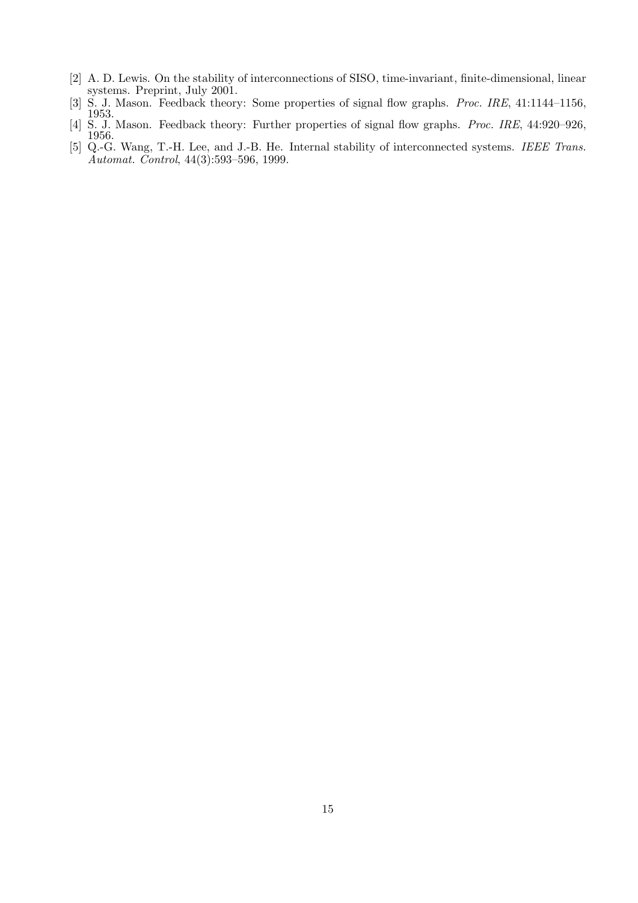[2] A. D. Lewis. On the stability of interconnections of SISO, time-invariant, finite-dimensional, linear systems. Preprint, July 2001.

[3] S. J. Mason. Feedback theory: Some properties of signal flow graphs. *Proc. IRE*, 41:1144–1156, 1953.

[4] S. J. Mason. Feedback theory: Further properties of signal flow graphs. *Proc. IRE*, 44:920–926, 1956.

[5] Q.-G. Wang, T.-H. Lee, and J.-B. He. Internal stability of interconnected systems. *IEEE Trans. Automat. Control*, 44(3):593–596, 1999.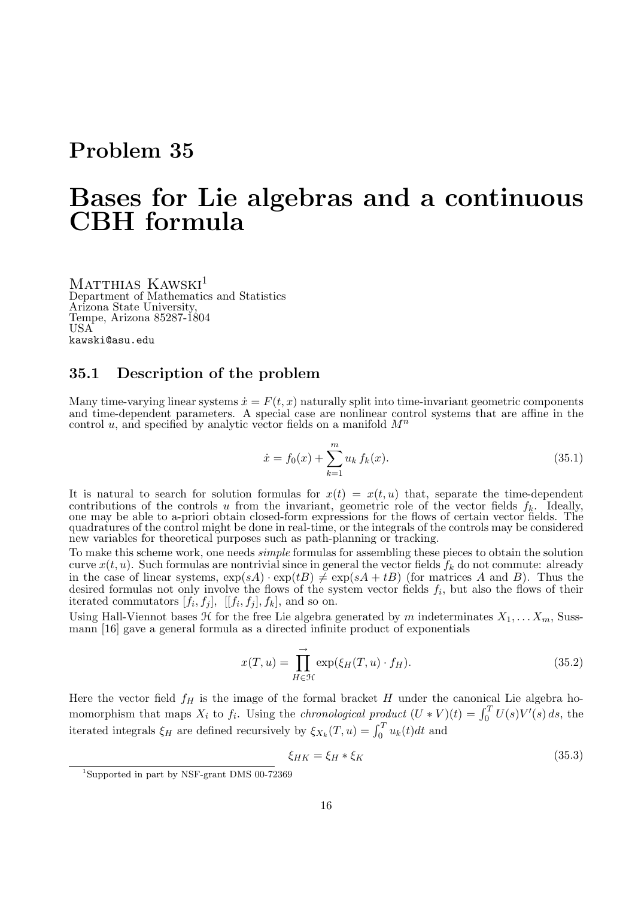# Problem 35

# Bases for Lie algebras and a continuous CBH formula

Matthias Kawski[1]
Department of Mathematics and Statistics
Arizona State University,
Tempe, Arizona 85287-1804
USA
kawski@asu.edu

## 35.1 Description of the problem

Many time-varying linear systems $\dot{x} = F(t, x)$ naturally split into time-invariant geometric components and time-dependent parameters. A special case are nonlinear control systems that are affine in the control $u$, and specified by analytic vector fields on a manifold $M^n$

$$\dot{x} = f_0(x) + \sum_{k=1}^{m} u_k\, f_k(x). \tag{35.1}$$

It is natural to search for solution formulas for $x(t) = x(t, u)$ that, separate the time-dependent contributions of the controls $u$ from the invariant, geometric role of the vector fields $f_k$. Ideally, one may be able to a-priori obtain closed-form expressions for the flows of certain vector fields. The quadratures of the control might be done in real-time, or the integrals of the controls may be considered new variables for theoretical purposes such as path-planning or tracking.

To make this scheme work, one needs *simple* formulas for assembling these pieces to obtain the solution curve $x(t, u)$. Such formulas are nontrivial since in general the vector fields $f_k$ do not commute: already in the case of linear systems, $\exp(sA) \cdot \exp(tB) \neq \exp(sA + tB)$ (for matrices $A$ and $B$). Thus the desired formulas not only involve the flows of the system vector fields $f_i$, but also the flows of their iterated commutators $[f_i, f_j]$, $[[f_i, f_j], f_k]$, and so on.

Using Hall-Viennot bases $\mathcal{H}$ for the free Lie algebra generated by $m$ indeterminates $X_1, \ldots X_m$, Sussmann [16] gave a general formula as a directed infinite product of exponentials

$$x(T, u) = \overrightarrow{\prod_{H \in \mathcal{H}}} \exp(\xi_H(T, u) \cdot f_H). \tag{35.2}$$

Here the vector field $f_H$ is the image of the formal bracket $H$ under the canonical Lie algebra homomorphism that maps $X_i$ to $f_i$. Using the *chronological product* $(U * V)(t) = \int_0^T U(s) V'(s)\, ds$, the iterated integrals $\xi_H$ are defined recursively by $\xi_{X_k}(T, u) = \int_0^T u_k(t) dt$ and

$$\xi_{HK} = \xi_H * \xi_K \tag{35.3}$$

[1] Supported in part by NSF-grant DMS 00-72369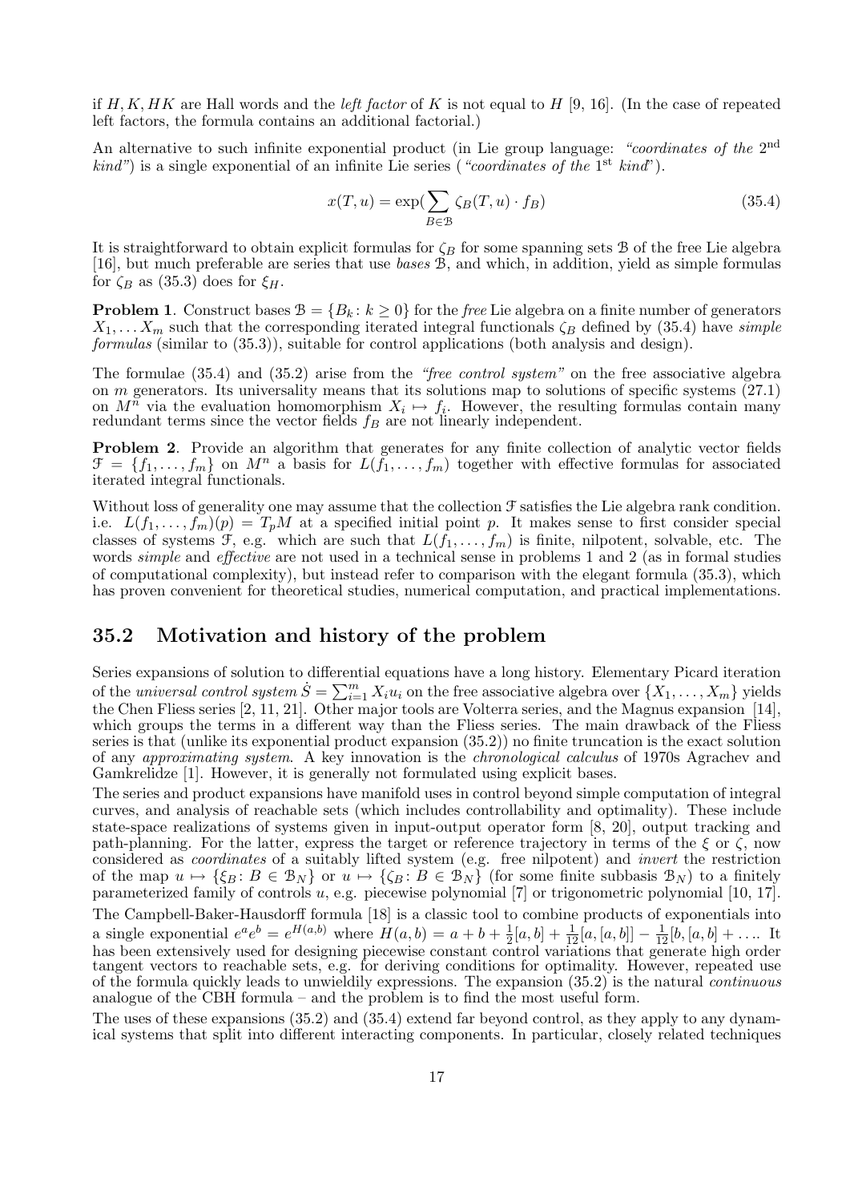if $H, K, HK$ are Hall words and the *left factor* of $K$ is not equal to $H$ [9, 16]. (In the case of repeated left factors, the formula contains an additional factorial.)

An alternative to such infinite exponential product (in Lie group language: *"coordinates of the* $2^{\text{nd}}$ *kind"*) is a single exponential of an infinite Lie series (*"coordinates of the* $1^{\text{st}}$ *kind"*).

$$x(T, u) = \exp\left(\sum_{B \in \mathcal{B}} \zeta_B(T, u) \cdot f_B\right) \tag{35.4}$$

It is straightforward to obtain explicit formulas for $\zeta_B$ for some spanning sets $\mathcal{B}$ of the free Lie algebra [16], but much preferable are series that use *bases* $\mathcal{B}$, and which, in addition, yield as simple formulas for $\zeta_B$ as (35.3) does for $\xi_H$.

**Problem 1**. Construct bases $\mathcal{B} = \{B_k : k \geq 0\}$ for the *free* Lie algebra on a finite number of generators $X_1, \ldots X_m$ such that the corresponding iterated integral functionals $\zeta_B$ defined by (35.4) have *simple formulas* (similar to (35.3)), suitable for control applications (both analysis and design).

The formulae (35.4) and (35.2) arise from the *"free control system"* on the free associative algebra on $m$ generators. Its universality means that its solutions map to solutions of specific systems (27.1) on $M^n$ via the evaluation homomorphism $X_i \mapsto f_i$. However, the resulting formulas contain many redundant terms since the vector fields $f_B$ are not linearly independent.

**Problem 2**. Provide an algorithm that generates for any finite collection of analytic vector fields $\mathcal{F} = \{f_1, \ldots, f_m\}$ on $M^n$ a basis for $L(f_1, \ldots, f_m)$ together with effective formulas for associated iterated integral functionals.

Without loss of generality one may assume that the collection $\mathcal{F}$ satisfies the Lie algebra rank condition. i.e. $L(f_1, \ldots, f_m)(p) = T_p M$ at a specified initial point $p$. It makes sense to first consider special classes of systems $\mathcal{F}$, e.g. which are such that $L(f_1, \ldots, f_m)$ is finite, nilpotent, solvable, etc. The words *simple* and *effective* are not used in a technical sense in problems 1 and 2 (as in formal studies of computational complexity), but instead refer to comparison with the elegant formula (35.3), which has proven convenient for theoretical studies, numerical computation, and practical implementations.

## 35.2 Motivation and history of the problem

Series expansions of solution to differential equations have a long history. Elementary Picard iteration of the *universal control system* $\dot{S} = \sum_{i=1}^{m} X_i u_i$ on the free associative algebra over $\{X_1, \ldots, X_m\}$ yields the Chen Fliess series [2, 11, 21]. Other major tools are Volterra series, and the Magnus expansion [14], which groups the terms in a different way than the Fliess series. The main drawback of the Fliess series is that (unlike its exponential product expansion (35.2)) no finite truncation is the exact solution of any *approximating system*. A key innovation is the *chronological calculus* of 1970s Agrachev and Gamkrelidze [1]. However, it is generally not formulated using explicit bases.

The series and product expansions have manifold uses in control beyond simple computation of integral curves, and analysis of reachable sets (which includes controllability and optimality). These include state-space realizations of systems given in input-output operator form [8, 20], output tracking and path-planning. For the latter, express the target or reference trajectory in terms of the $\xi$ or $\zeta$, now considered as *coordinates* of a suitably lifted system (e.g. free nilpotent) and *invert* the restriction of the map $u \mapsto \{\xi_B : B \in \mathcal{B}_N\}$ or $u \mapsto \{\zeta_B : B \in \mathcal{B}_N\}$ (for some finite subbasis $\mathcal{B}_N$) to a finitely parameterized family of controls $u$, e.g. piecewise polynomial [7] or trigonometric polynomial [10, 17].

The Campbell-Baker-Hausdorff formula [18] is a classic tool to combine products of exponentials into a single exponential $e^a e^b = e^{H(a,b)}$ where $H(a, b) = a + b + \frac{1}{2}[a, b] + \frac{1}{12}[a, [a, b]] - \frac{1}{12}[b, [a, b] + \ldots$. It has been extensively used for designing piecewise constant control variations that generate high order tangent vectors to reachable sets, e.g. for deriving conditions for optimality. However, repeated use of the formula quickly leads to unwieldily expressions. The expansion (35.2) is the natural *continuous* analogue of the CBH formula – and the problem is to find the most useful form.

The uses of these expansions (35.2) and (35.4) extend far beyond control, as they apply to any dynamical systems that split into different interacting components. In particular, closely related techniques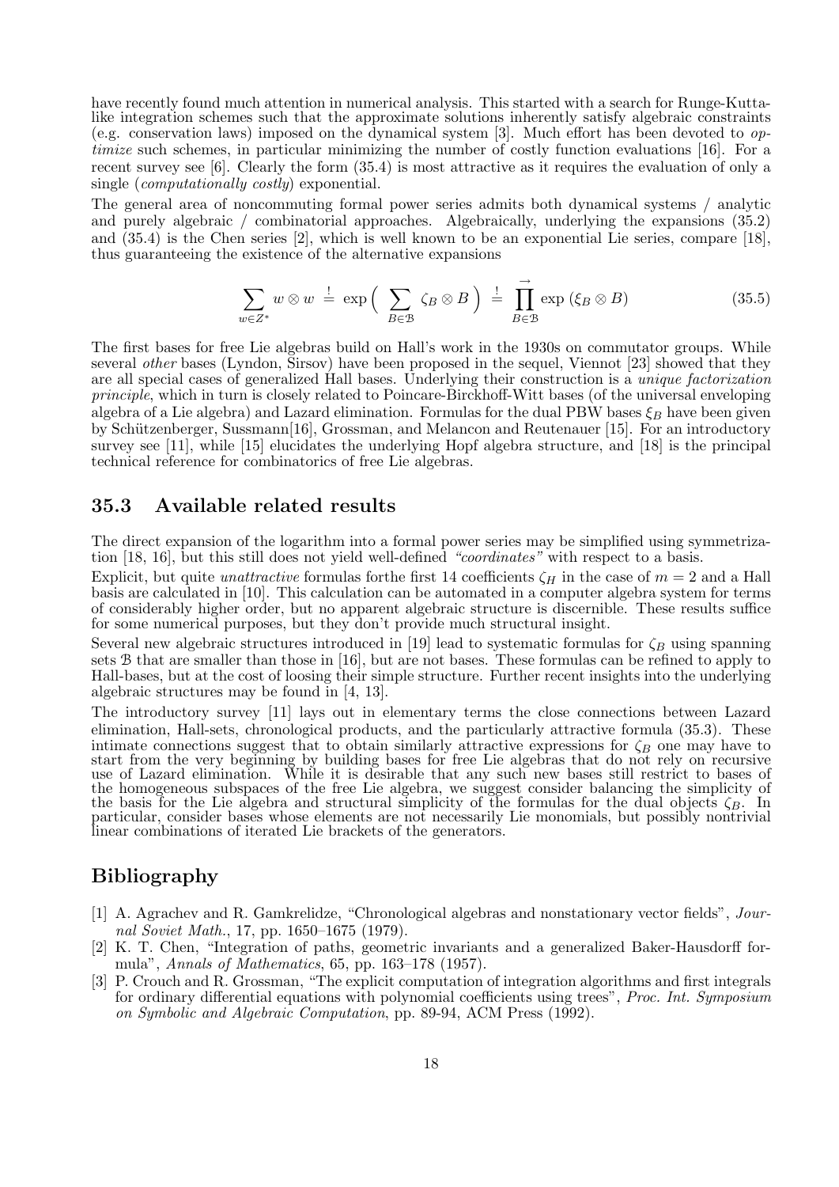have recently found much attention in numerical analysis. This started with a search for Runge-Kutta-like integration schemes such that the approximate solutions inherently satisfy algebraic constraints (e.g. conservation laws) imposed on the dynamical system [3]. Much effort has been devoted to *optimize* such schemes, in particular minimizing the number of costly function evaluations [16]. For a recent survey see [6]. Clearly the form (35.4) is most attractive as it requires the evaluation of only a single (*computationally costly*) exponential.

The general area of noncommuting formal power series admits both dynamical systems / analytic and purely algebraic / combinatorial approaches. Algebraically, underlying the expansions (35.2) and (35.4) is the Chen series [2], which is well known to be an exponential Lie series, compare [18], thus guaranteeing the existence of the alternative expansions

$$\sum_{w \in Z^*} w \otimes w \;\stackrel{!}{=}\; \exp\Big( \sum_{B \in \mathcal{B}} \zeta_B \otimes B \Big) \;\stackrel{!}{=}\; \prod_{B \in \mathcal{B}}^{\rightarrow} \exp\left(\xi_B \otimes B\right) \tag{35.5}$$

The first bases for free Lie algebras build on Hall's work in the 1930s on commutator groups. While several *other* bases (Lyndon, Sirsov) have been proposed in the sequel, Viennot [23] showed that they are all special cases of generalized Hall bases. Underlying their construction is a *unique factorization principle*, which in turn is closely related to Poincare-Birckhoff-Witt bases (of the universal enveloping algebra of a Lie algebra) and Lazard elimination. Formulas for the dual PBW bases $\xi_B$ have been given by Schützenberger, Sussmann[16], Grossman, and Melancon and Reutenauer [15]. For an introductory survey see [11], while [15] elucidates the underlying Hopf algebra structure, and [18] is the principal technical reference for combinatorics of free Lie algebras.

## 35.3 Available related results

The direct expansion of the logarithm into a formal power series may be simplified using symmetrization [18, 16], but this still does not yield well-defined *"coordinates"* with respect to a basis.

Explicit, but quite *unattractive* formulas forthe first 14 coefficients $\zeta_H$ in the case of $m = 2$ and a Hall basis are calculated in [10]. This calculation can be automated in a computer algebra system for terms of considerably higher order, but no apparent algebraic structure is discernible. These results suffice for some numerical purposes, but they don't provide much structural insight.

Several new algebraic structures introduced in [19] lead to systematic formulas for $\zeta_B$ using spanning sets $\mathcal{B}$ that are smaller than those in [16], but are not bases. These formulas can be refined to apply to Hall-bases, but at the cost of loosing their simple structure. Further recent insights into the underlying algebraic structures may be found in [4, 13].

The introductory survey [11] lays out in elementary terms the close connections between Lazard elimination, Hall-sets, chronological products, and the particularly attractive formula (35.3). These intimate connections suggest that to obtain similarly attractive expressions for $\zeta_B$ one may have to start from the very beginning by building bases for free Lie algebras that do not rely on recursive use of Lazard elimination. While it is desirable that any such new bases still restrict to bases of the homogeneous subspaces of the free Lie algebra, we suggest consider balancing the simplicity of the basis for the Lie algebra and structural simplicity of the formulas for the dual objects $\zeta_B$. In particular, consider bases whose elements are not necessarily Lie monomials, but possibly nontrivial linear combinations of iterated Lie brackets of the generators.

## Bibliography

[1] A. Agrachev and R. Gamkrelidze, "Chronological algebras and nonstationary vector fields", *Journal Soviet Math.*, 17, pp. 1650–1675 (1979).

[2] K. T. Chen, "Integration of paths, geometric invariants and a generalized Baker-Hausdorff formula", *Annals of Mathematics*, 65, pp. 163–178 (1957).

[3] P. Crouch and R. Grossman, "The explicit computation of integration algorithms and first integrals for ordinary differential equations with polynomial coefficients using trees", *Proc. Int. Symposium on Symbolic and Algebraic Computation*, pp. 89-94, ACM Press (1992).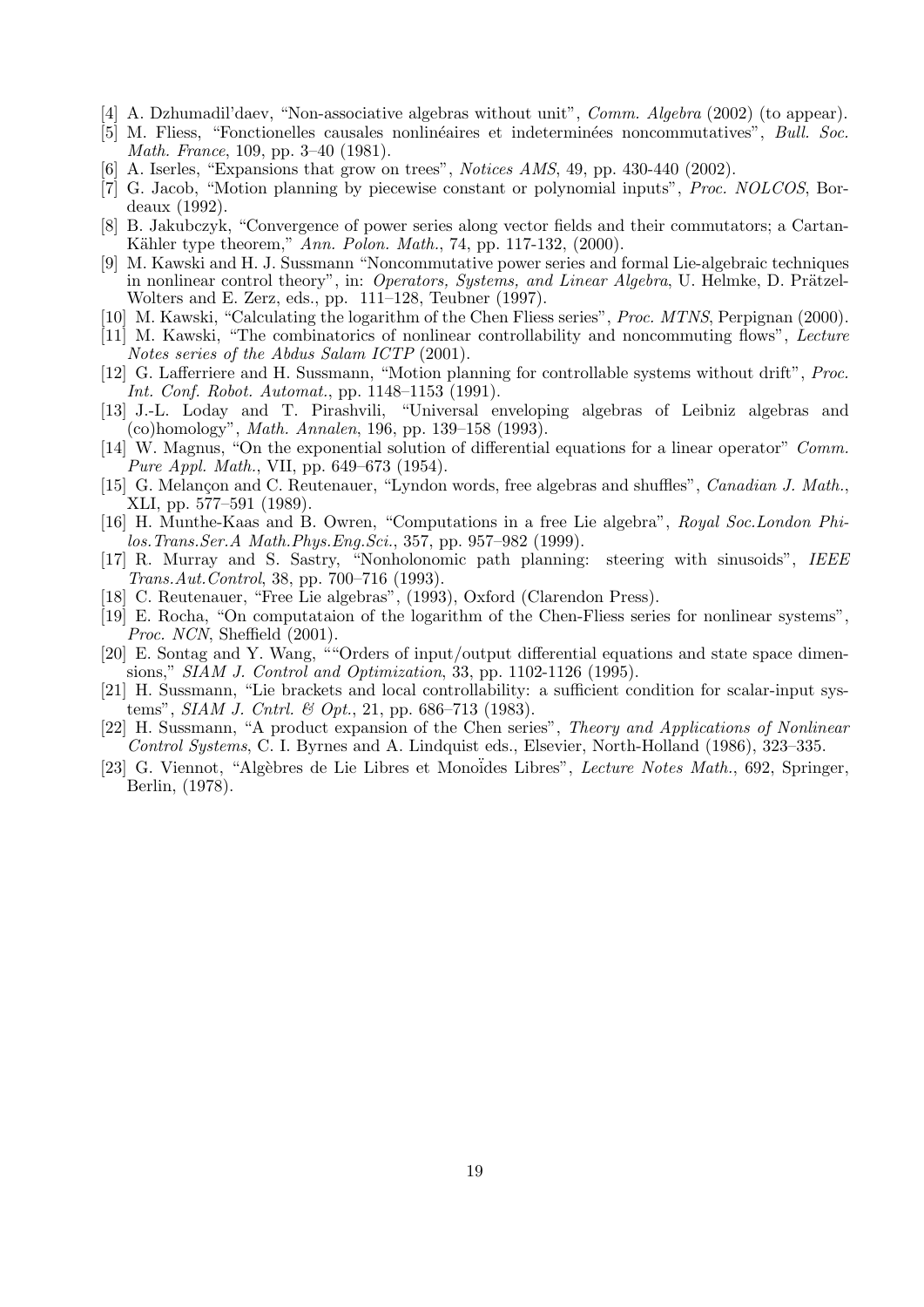[4] A. Dzhumadil'daev, "Non-associative algebras without unit", *Comm. Algebra* (2002) (to appear).

[5] M. Fliess, "Fonctionelles causales nonlinéaires et indeterminées noncommutatives", *Bull. Soc. Math. France*, 109, pp. 3–40 (1981).

[6] A. Iserles, "Expansions that grow on trees", *Notices AMS*, 49, pp. 430-440 (2002).

[7] G. Jacob, "Motion planning by piecewise constant or polynomial inputs", *Proc. NOLCOS*, Bordeaux (1992).

[8] B. Jakubczyk, "Convergence of power series along vector fields and their commutators; a Cartan-Kähler type theorem," *Ann. Polon. Math.*, 74, pp. 117-132, (2000).

[9] M. Kawski and H. J. Sussmann "Noncommutative power series and formal Lie-algebraic techniques in nonlinear control theory", in: *Operators, Systems, and Linear Algebra*, U. Helmke, D. Prätzel-Wolters and E. Zerz, eds., pp. 111–128, Teubner (1997).

[10] M. Kawski, "Calculating the logarithm of the Chen Fliess series", *Proc. MTNS*, Perpignan (2000).

[11] M. Kawski, "The combinatorics of nonlinear controllability and noncommuting flows", *Lecture Notes series of the Abdus Salam ICTP* (2001).

[12] G. Lafferriere and H. Sussmann, "Motion planning for controllable systems without drift", *Proc. Int. Conf. Robot. Automat.*, pp. 1148–1153 (1991).

[13] J.-L. Loday and T. Pirashvili, "Universal enveloping algebras of Leibniz algebras and (co)homology", *Math. Annalen*, 196, pp. 139–158 (1993).

[14] W. Magnus, "On the exponential solution of differential equations for a linear operator" *Comm. Pure Appl. Math.*, VII, pp. 649–673 (1954).

[15] G. Melançon and C. Reutenauer, "Lyndon words, free algebras and shuffles", *Canadian J. Math.*, XLI, pp. 577–591 (1989).

[16] H. Munthe-Kaas and B. Owren, "Computations in a free Lie algebra", *Royal Soc.London Philos.Trans.Ser.A Math.Phys.Eng.Sci.*, 357, pp. 957–982 (1999).

[17] R. Murray and S. Sastry, "Nonholonomic path planning: steering with sinusoids", *IEEE Trans.Aut.Control*, 38, pp. 700–716 (1993).

[18] C. Reutenauer, "Free Lie algebras", (1993), Oxford (Clarendon Press).

[19] E. Rocha, "On computataion of the logarithm of the Chen-Fliess series for nonlinear systems", *Proc. NCN*, Sheffield (2001).

[20] E. Sontag and Y. Wang, ""Orders of input/output differential equations and state space dimensions," *SIAM J. Control and Optimization*, 33, pp. 1102-1126 (1995).

[21] H. Sussmann, "Lie brackets and local controllability: a sufficient condition for scalar-input systems", *SIAM J. Cntrl. & Opt.*, 21, pp. 686–713 (1983).

[22] H. Sussmann, "A product expansion of the Chen series", *Theory and Applications of Nonlinear Control Systems*, C. I. Byrnes and A. Lindquist eds., Elsevier, North-Holland (1986), 323–335.

[23] G. Viennot, "Algèbres de Lie Libres et Monoïdes Libres", *Lecture Notes Math.*, 692, Springer, Berlin, (1978).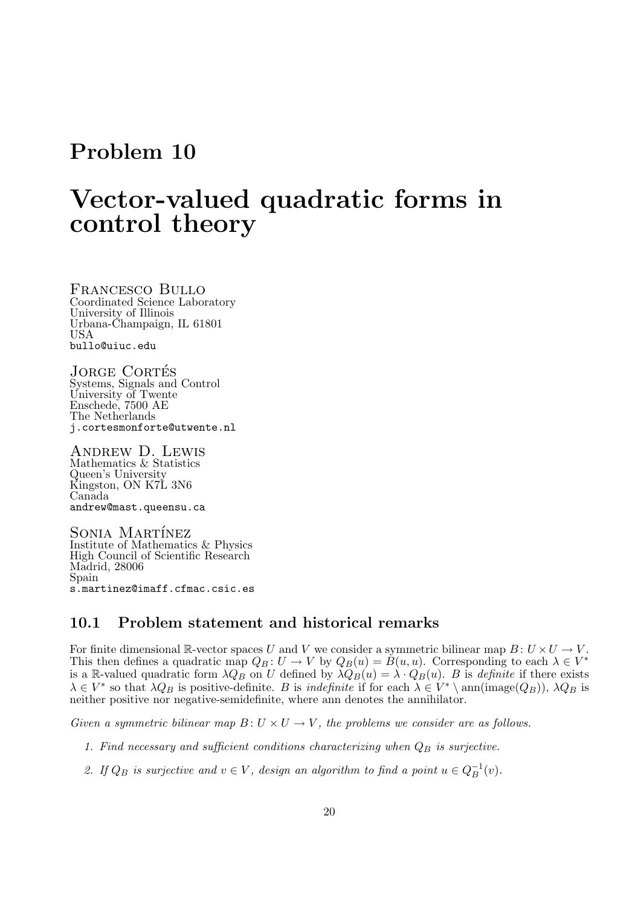## Problem 10

# Vector-valued quadratic forms in control theory

Francesco Bullo
Coordinated Science Laboratory
University of Illinois
Urbana-Champaign, IL 61801
USA
bullo@uiuc.edu

Jorge Cortés
Systems, Signals and Control
University of Twente
Enschede, 7500 AE
The Netherlands
j.cortesmonforte@utwente.nl

Andrew D. Lewis
Mathematics & Statistics
Queen's University
Kingston, ON K7L 3N6
Canada
andrew@mast.queensu.ca

Sonia Martínez
Institute of Mathematics & Physics
High Council of Scientific Research
Madrid, 28006
Spain
s.martinez@imaff.cfmac.csic.es

### 10.1 Problem statement and historical remarks

For finite dimensional $\mathbb{R}$-vector spaces $U$ and $V$ we consider a symmetric bilinear map $B: U \times U \to V$. This then defines a quadratic map $Q_B: U \to V$ by $Q_B(u) = B(u, u)$. Corresponding to each $\lambda \in V^*$ is a $\mathbb{R}$-valued quadratic form $\lambda Q_B$ on $U$ defined by $\lambda Q_B(u) = \lambda \cdot Q_B(u)$. $B$ is *definite* if there exists $\lambda \in V^*$ so that $\lambda Q_B$ is positive-definite. $B$ is *indefinite* if for each $\lambda \in V^* \setminus \text{ann}(\text{image}(Q_B))$, $\lambda Q_B$ is neither positive nor negative-semidefinite, where ann denotes the annihilator.

*Given a symmetric bilinear map $B: U \times U \to V$, the problems we consider are as follows.*

1. *Find necessary and sufficient conditions characterizing when $Q_B$ is surjective.*
2. *If $Q_B$ is surjective and $v \in V$, design an algorithm to find a point $u \in Q_B^{-1}(v)$.*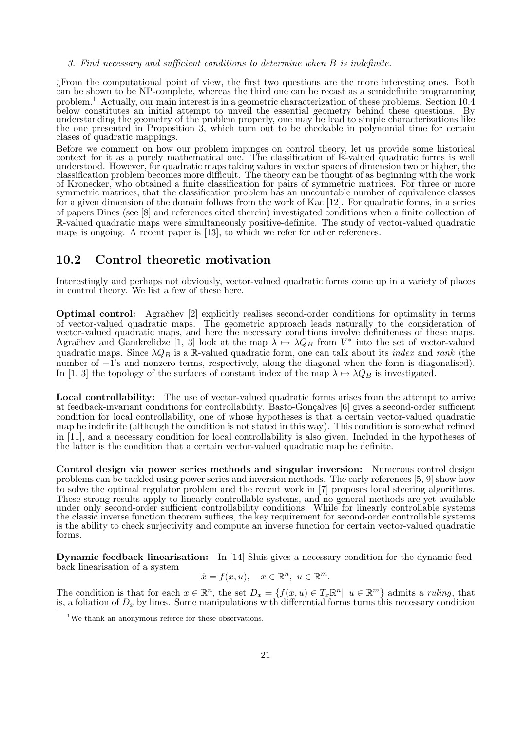*3. Find necessary and sufficient conditions to determine when B is indefinite.*

¿From the computational point of view, the first two questions are the more interesting ones. Both can be shown to be NP-complete, whereas the third one can be recast as a semidefinite programming problem.[1] Actually, our main interest is in a geometric characterization of these problems. Section 10.4 below constitutes an initial attempt to unveil the essential geometry behind these questions. By understanding the geometry of the problem properly, one may be lead to simple characterizations like the one presented in Proposition 3, which turn out to be checkable in polynomial time for certain clases of quadratic mappings.

Before we comment on how our problem impinges on control theory, let us provide some historical context for it as a purely mathematical one. The classification of $\mathbb{R}$-valued quadratic forms is well understood. However, for quadratic maps taking values in vector spaces of dimension two or higher, the classification problem becomes more difficult. The theory can be thought of as beginning with the work of Kronecker, who obtained a finite classification for pairs of symmetric matrices. For three or more symmetric matrices, that the classification problem has an uncountable number of equivalence classes for a given dimension of the domain follows from the work of Kac [12]. For quadratic forms, in a series of papers Dines (see [8] and references cited therein) investigated conditions when a finite collection of $\mathbb{R}$-valued quadratic maps were simultaneously positive-definite. The study of vector-valued quadratic maps is ongoing. A recent paper is [13], to which we refer for other references.

## 10.2 Control theoretic motivation

Interestingly and perhaps not obviously, vector-valued quadratic forms come up in a variety of places in control theory. We list a few of these here.

**Optimal control:** Agračhev [2] explicitly realises second-order conditions for optimality in terms of vector-valued quadratic maps. The geometric approach leads naturally to the consideration of vector-valued quadratic maps, and here the necessary conditions involve definiteness of these maps. Agračhev and Gamkrelidze [1, 3] look at the map $\lambda \mapsto \lambda Q_B$ from $V^*$ into the set of vector-valued quadratic maps. Since $\lambda Q_B$ is a $\mathbb{R}$-valued quadratic form, one can talk about its *index* and *rank* (the number of $-1$'s and nonzero terms, respectively, along the diagonal when the form is diagonalised). In [1, 3] the topology of the surfaces of constant index of the map $\lambda \mapsto \lambda Q_B$ is investigated.

**Local controllability:** The use of vector-valued quadratic forms arises from the attempt to arrive at feedback-invariant conditions for controllability. Basto-Gonçalves [6] gives a second-order sufficient condition for local controllability, one of whose hypotheses is that a certain vector-valued quadratic map be indefinite (although the condition is not stated in this way). This condition is somewhat refined in [11], and a necessary condition for local controllability is also given. Included in the hypotheses of the latter is the condition that a certain vector-valued quadratic map be definite.

**Control design via power series methods and singular inversion:** Numerous control design problems can be tackled using power series and inversion methods. The early references [5, 9] show how to solve the optimal regulator problem and the recent work in [7] proposes local steering algorithms. These strong results apply to linearly controllable systems, and no general methods are yet available under only second-order sufficient controllability conditions. While for linearly controllable systems the classic inverse function theorem suffices, the key requirement for second-order controllable systems is the ability to check surjectivity and compute an inverse function for certain vector-valued quadratic forms.

**Dynamic feedback linearisation:** In [14] Sluis gives a necessary condition for the dynamic feedback linearisation of a system

$$\dot{x} = f(x, u), \quad x \in \mathbb{R}^n, \ u \in \mathbb{R}^m.$$

The condition is that for each $x \in \mathbb{R}^n$, the set $D_x = \{f(x, u) \in T_x\mathbb{R}^n | \ u \in \mathbb{R}^m\}$ admits a *ruling*, that is, a foliation of $D_x$ by lines. Some manipulations with differential forms turns this necessary condition

[1] We thank an anonymous referee for these observations.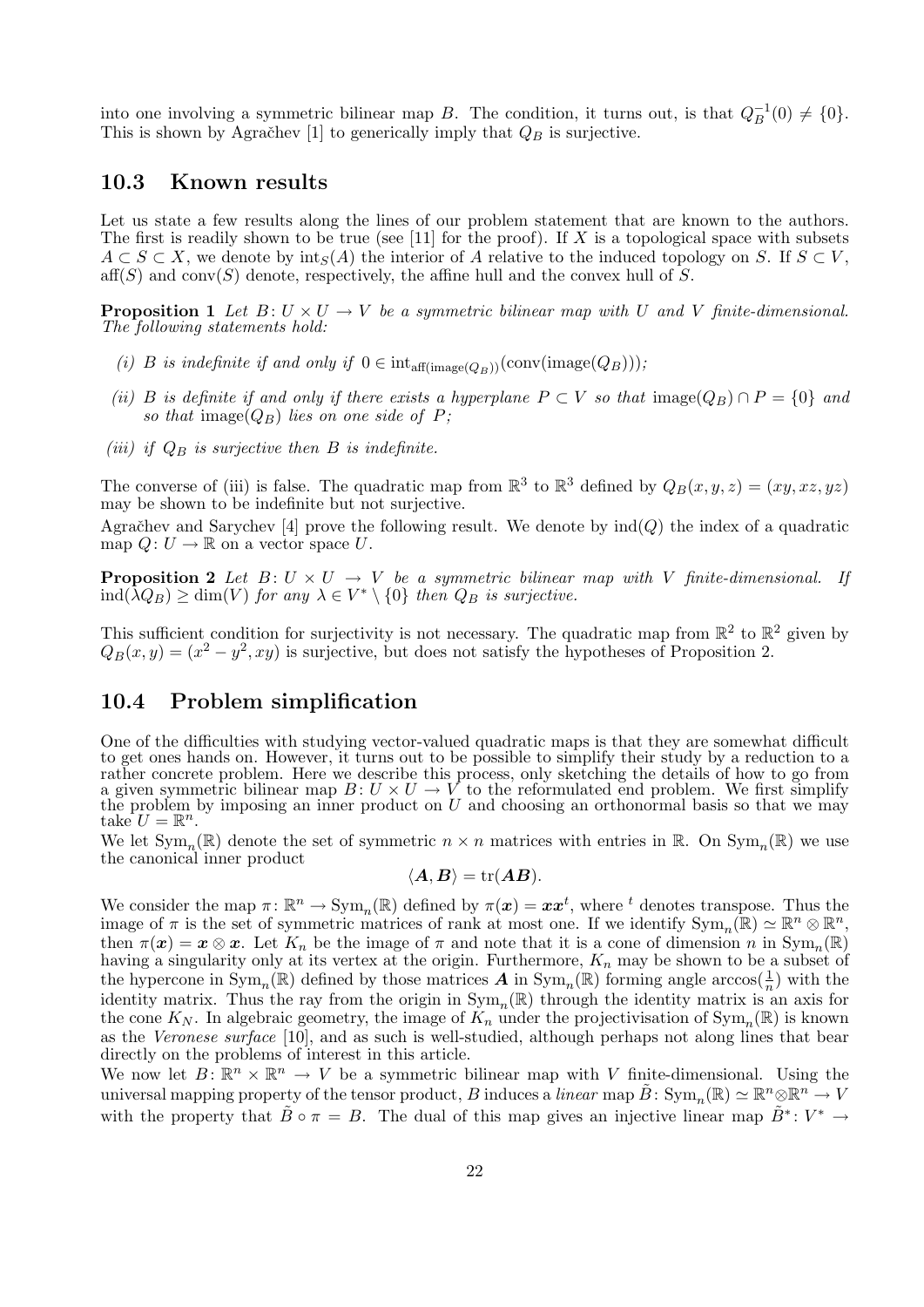into one involving a symmetric bilinear map $B$. The condition, it turns out, is that $Q_B^{-1}(0) \neq \{0\}$. This is shown by Agračhev [1] to generically imply that $Q_B$ is surjective.

## 10.3 Known results

Let us state a few results along the lines of our problem statement that are known to the authors. The first is readily shown to be true (see [11] for the proof). If $X$ is a topological space with subsets $A \subset S \subset X$, we denote by $\mathrm{int}_S(A)$ the interior of $A$ relative to the induced topology on $S$. If $S \subset V$, $\mathrm{aff}(S)$ and $\mathrm{conv}(S)$ denote, respectively, the affine hull and the convex hull of $S$.

**Proposition 1** *Let $B\colon U \times U \to V$ be a symmetric bilinear map with $U$ and $V$ finite-dimensional. The following statements hold:*

*(i) $B$ is indefinite if and only if $0 \in \mathrm{int}_{\mathrm{aff}(\mathrm{image}(Q_B))}(\mathrm{conv}(\mathrm{image}(Q_B)))$;*

*(ii) $B$ is definite if and only if there exists a hyperplane $P \subset V$ so that $\mathrm{image}(Q_B) \cap P = \{0\}$ and so that $\mathrm{image}(Q_B)$ lies on one side of $P$;*

*(iii) if $Q_B$ is surjective then $B$ is indefinite.*

The converse of (iii) is false. The quadratic map from $\mathbb{R}^3$ to $\mathbb{R}^3$ defined by $Q_B(x, y, z) = (xy, xz, yz)$ may be shown to be indefinite but not surjective.

Agračhev and Sarychev [4] prove the following result. We denote by $\mathrm{ind}(Q)$ the index of a quadratic map $Q\colon U \to \mathbb{R}$ on a vector space $U$.

**Proposition 2** *Let $B\colon U \times U \to V$ be a symmetric bilinear map with $V$ finite-dimensional. If $\mathrm{ind}(\lambda Q_B) \geq \dim(V)$ for any $\lambda \in V^* \setminus \{0\}$ then $Q_B$ is surjective.*

This sufficient condition for surjectivity is not necessary. The quadratic map from $\mathbb{R}^2$ to $\mathbb{R}^2$ given by $Q_B(x, y) = (x^2 - y^2, xy)$ is surjective, but does not satisfy the hypotheses of Proposition 2.

## 10.4 Problem simplification

One of the difficulties with studying vector-valued quadratic maps is that they are somewhat difficult to get ones hands on. However, it turns out to be possible to simplify their study by a reduction to a rather concrete problem. Here we describe this process, only sketching the details of how to go from a given symmetric bilinear map $B\colon U \times U \to V$ to the reformulated end problem. We first simplify the problem by imposing an inner product on $U$ and choosing an orthonormal basis so that we may take $U = \mathbb{R}^n$.

We let $\mathrm{Sym}_n(\mathbb{R})$ denote the set of symmetric $n \times n$ matrices with entries in $\mathbb{R}$. On $\mathrm{Sym}_n(\mathbb{R})$ we use the canonical inner product

$$\langle \boldsymbol{A}, \boldsymbol{B} \rangle = \mathrm{tr}(\boldsymbol{A}\boldsymbol{B}).$$

We consider the map $\pi\colon \mathbb{R}^n \to \mathrm{Sym}_n(\mathbb{R})$ defined by $\pi(\boldsymbol{x}) = \boldsymbol{x}\boldsymbol{x}^t$, where $^t$ denotes transpose. Thus the image of $\pi$ is the set of symmetric matrices of rank at most one. If we identify $\mathrm{Sym}_n(\mathbb{R}) \simeq \mathbb{R}^n \otimes \mathbb{R}^n$, then $\pi(\boldsymbol{x}) = \boldsymbol{x} \otimes \boldsymbol{x}$. Let $K_n$ be the image of $\pi$ and note that it is a cone of dimension $n$ in $\mathrm{Sym}_n(\mathbb{R})$ having a singularity only at its vertex at the origin. Furthermore, $K_n$ may be shown to be a subset of the hypercone in $\mathrm{Sym}_n(\mathbb{R})$ defined by those matrices $\boldsymbol{A}$ in $\mathrm{Sym}_n(\mathbb{R})$ forming angle $\arccos(\frac{1}{n})$ with the identity matrix. Thus the ray from the origin in $\mathrm{Sym}_n(\mathbb{R})$ through the identity matrix is an axis for the cone $K_N$. In algebraic geometry, the image of $K_n$ under the projectivisation of $\mathrm{Sym}_n(\mathbb{R})$ is known as the *Veronese surface* [10], and as such is well-studied, although perhaps not along lines that bear directly on the problems of interest in this article.

We now let $B\colon \mathbb{R}^n \times \mathbb{R}^n \to V$ be a symmetric bilinear map with $V$ finite-dimensional. Using the universal mapping property of the tensor product, $B$ induces a *linear* map $\tilde{B}\colon \mathrm{Sym}_n(\mathbb{R}) \simeq \mathbb{R}^n \otimes \mathbb{R}^n \to V$ with the property that $\tilde{B} \circ \pi = B$. The dual of this map gives an injective linear map $\tilde{B}^*\colon V^* \to$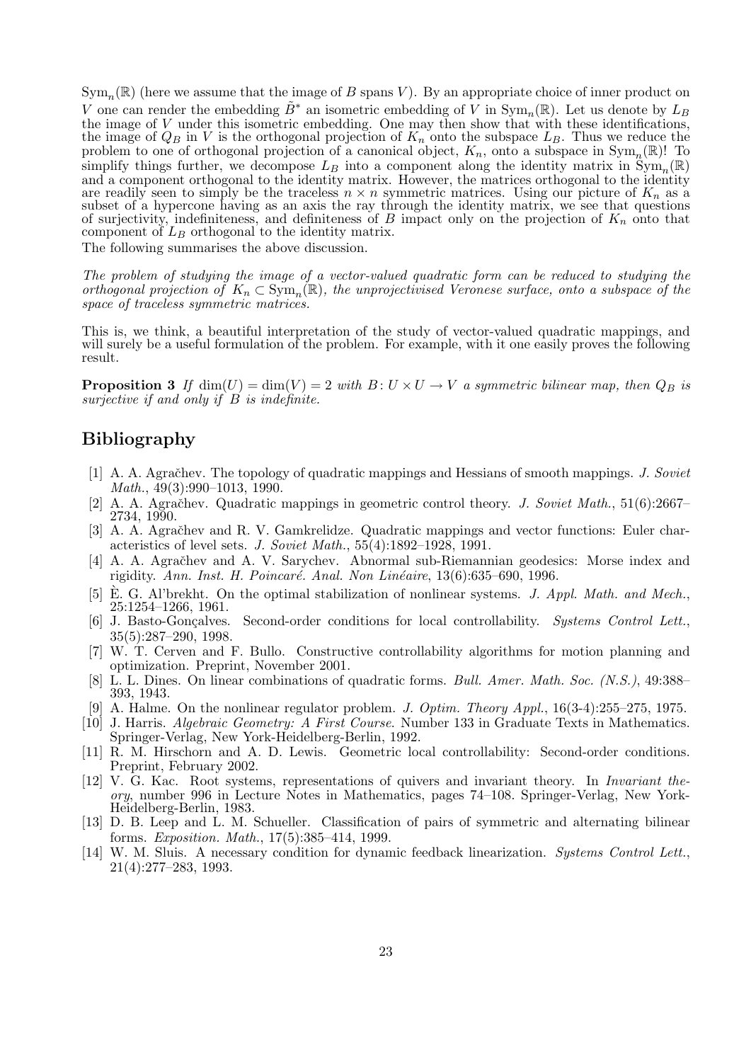$\mathrm{Sym}_n(\mathbb{R})$ (here we assume that the image of $B$ spans $V$). By an appropriate choice of inner product on $V$ one can render the embedding $\tilde{B}^*$ an isometric embedding of $V$ in $\mathrm{Sym}_n(\mathbb{R})$. Let us denote by $L_B$ the image of $V$ under this isometric embedding. One may then show that with these identifications, the image of $Q_B$ in $V$ is the orthogonal projection of $K_n$ onto the subspace $L_B$. Thus we reduce the problem to one of orthogonal projection of a canonical object, $K_n$, onto a subspace in $\mathrm{Sym}_n(\mathbb{R})$! To simplify things further, we decompose $L_B$ into a component along the identity matrix in $\mathrm{Sym}_n(\mathbb{R})$ and a component orthogonal to the identity matrix. However, the matrices orthogonal to the identity are readily seen to simply be the traceless $n \times n$ symmetric matrices. Using our picture of $K_n$ as a subset of a hypercone having as an axis the ray through the identity matrix, we see that questions of surjectivity, indefiniteness, and definiteness of $B$ impact only on the projection of $K_n$ onto that component of $L_B$ orthogonal to the identity matrix.

The following summarises the above discussion.

*The problem of studying the image of a vector-valued quadratic form can be reduced to studying the orthogonal projection of $K_n \subset \mathrm{Sym}_n(\mathbb{R})$, the unprojectivised Veronese surface, onto a subspace of the space of traceless symmetric matrices.*

This is, we think, a beautiful interpretation of the study of vector-valued quadratic mappings, and will surely be a useful formulation of the problem. For example, with it one easily proves the following result.

**Proposition 3** *If $\dim(U) = \dim(V) = 2$ with $B \colon U \times U \to V$ a symmetric bilinear map, then $Q_B$ is surjective if and only if $B$ is indefinite.*

## Bibliography

[1] A. A. Agračhev. The topology of quadratic mappings and Hessians of smooth mappings. *J. Soviet Math.*, 49(3):990–1013, 1990.

[2] A. A. Agračhev. Quadratic mappings in geometric control theory. *J. Soviet Math.*, 51(6):2667–2734, 1990.

[3] A. A. Agračhev and R. V. Gamkrelidze. Quadratic mappings and vector functions: Euler characteristics of level sets. *J. Soviet Math.*, 55(4):1892–1928, 1991.

[4] A. A. Agračhev and A. V. Sarychev. Abnormal sub-Riemannian geodesics: Morse index and rigidity. *Ann. Inst. H. Poincaré. Anal. Non Linéaire*, 13(6):635–690, 1996.

[5] È. G. Al'brekht. On the optimal stabilization of nonlinear systems. *J. Appl. Math. and Mech.*, 25:1254–1266, 1961.

[6] J. Basto-Gonçalves. Second-order conditions for local controllability. *Systems Control Lett.*, 35(5):287–290, 1998.

[7] W. T. Cerven and F. Bullo. Constructive controllability algorithms for motion planning and optimization. Preprint, November 2001.

[8] L. L. Dines. On linear combinations of quadratic forms. *Bull. Amer. Math. Soc. (N.S.)*, 49:388–393, 1943.

[9] A. Halme. On the nonlinear regulator problem. *J. Optim. Theory Appl.*, 16(3-4):255–275, 1975.

[10] J. Harris. *Algebraic Geometry: A First Course*. Number 133 in Graduate Texts in Mathematics. Springer-Verlag, New York-Heidelberg-Berlin, 1992.

[11] R. M. Hirschorn and A. D. Lewis. Geometric local controllability: Second-order conditions. Preprint, February 2002.

[12] V. G. Kac. Root systems, representations of quivers and invariant theory. In *Invariant theory*, number 996 in Lecture Notes in Mathematics, pages 74–108. Springer-Verlag, New York-Heidelberg-Berlin, 1983.

[13] D. B. Leep and L. M. Schueller. Classification of pairs of symmetric and alternating bilinear forms. *Exposition. Math.*, 17(5):385–414, 1999.

[14] W. M. Sluis. A necessary condition for dynamic feedback linearization. *Systems Control Lett.*, 21(4):277–283, 1993.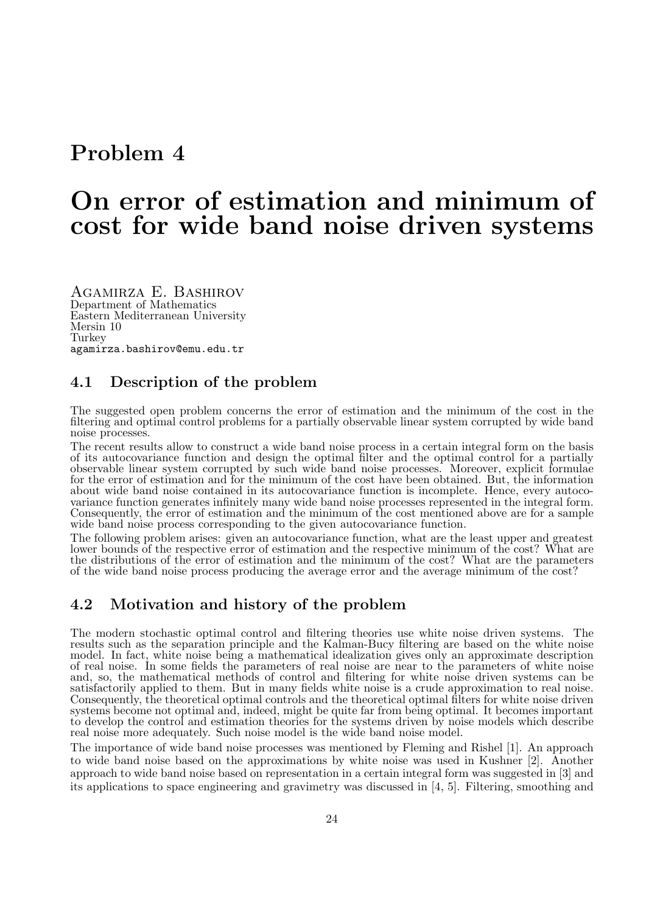# Problem 4

# On error of estimation and minimum of cost for wide band noise driven systems

Agamirza E. Bashirov
Department of Mathematics
Eastern Mediterranean University
Mersin 10
Turkey
agamirza.bashirov@emu.edu.tr

## 4.1 Description of the problem

The suggested open problem concerns the error of estimation and the minimum of the cost in the filtering and optimal control problems for a partially observable linear system corrupted by wide band noise processes.

The recent results allow to construct a wide band noise process in a certain integral form on the basis of its autocovariance function and design the optimal filter and the optimal control for a partially observable linear system corrupted by such wide band noise processes. Moreover, explicit formulae for the error of estimation and for the minimum of the cost have been obtained. But, the information about wide band noise contained in its autocovariance function is incomplete. Hence, every autocovariance function generates infinitely many wide band noise processes represented in the integral form. Consequently, the error of estimation and the minimum of the cost mentioned above are for a sample wide band noise process corresponding to the given autocovariance function.

The following problem arises: given an autocovariance function, what are the least upper and greatest lower bounds of the respective error of estimation and the respective minimum of the cost? What are the distributions of the error of estimation and the minimum of the cost? What are the parameters of the wide band noise process producing the average error and the average minimum of the cost?

## 4.2 Motivation and history of the problem

The modern stochastic optimal control and filtering theories use white noise driven systems. The results such as the separation principle and the Kalman-Bucy filtering are based on the white noise model. In fact, white noise being a mathematical idealization gives only an approximate description of real noise. In some fields the parameters of real noise are near to the parameters of white noise and, so, the mathematical methods of control and filtering for white noise driven systems can be satisfactorily applied to them. But in many fields white noise is a crude approximation to real noise. Consequently, the theoretical optimal controls and the theoretical optimal filters for white noise driven systems become not optimal and, indeed, might be quite far from being optimal. It becomes important to develop the control and estimation theories for the systems driven by noise models which describe real noise more adequately. Such noise model is the wide band noise model.

The importance of wide band noise processes was mentioned by Fleming and Rishel [1]. An approach to wide band noise based on the approximations by white noise was used in Kushner [2]. Another approach to wide band noise based on representation in a certain integral form was suggested in [3] and its applications to space engineering and gravimetry was discussed in [4, 5]. Filtering, smoothing and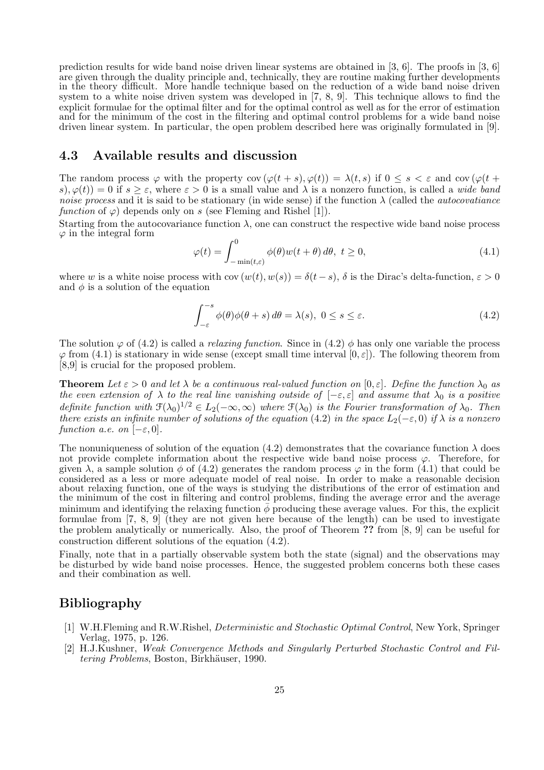prediction results for wide band noise driven linear systems are obtained in [3, 6]. The proofs in [3, 6] are given through the duality principle and, technically, they are routine making further developments in the theory difficult. More handle technique based on the reduction of a wide band noise driven system to a white noise driven system was developed in [7, 8, 9]. This technique allows to find the explicit formulae for the optimal filter and for the optimal control as well as for the error of estimation and for the minimum of the cost in the filtering and optimal control problems for a wide band noise driven linear system. In particular, the open problem described here was originally formulated in [9].

## 4.3 Available results and discussion

The random process $\varphi$ with the property $\operatorname{cov}(\varphi(t+s), \varphi(t)) = \lambda(t,s)$ if $0 \le s < \varepsilon$ and $\operatorname{cov}(\varphi(t+s), \varphi(t)) = 0$ if $s \ge \varepsilon$, where $\varepsilon > 0$ is a small value and $\lambda$ is a nonzero function, is called a *wide band noise process* and it is said to be stationary (in wide sense) if the function $\lambda$ (called the *autocovatiance function* of $\varphi$) depends only on $s$ (see Fleming and Rishel [1]).

Starting from the autocovariance function $\lambda$, one can construct the respective wide band noise process $\varphi$ in the integral form

$$\varphi(t) = \int_{-\min(t,\varepsilon)}^{0} \phi(\theta) w(t+\theta)\, d\theta, \ t \ge 0, \tag{4.1}$$

where $w$ is a white noise process with $\operatorname{cov}(w(t), w(s)) = \delta(t-s)$, $\delta$ is the Dirac's delta-function, $\varepsilon > 0$ and $\phi$ is a solution of the equation

$$\int_{-\varepsilon}^{-s} \phi(\theta)\phi(\theta+s)\, d\theta = \lambda(s), \ 0 \le s \le \varepsilon. \tag{4.2}$$

The solution $\varphi$ of (4.2) is called a *relaxing function*. Since in (4.2) $\phi$ has only one variable the process $\varphi$ from (4.1) is stationary in wide sense (except small time interval $[0, \varepsilon]$). The following theorem from [8,9] is crucial for the proposed problem.

**Theorem** *Let $\varepsilon > 0$ and let $\lambda$ be a continuous real-valued function on $[0, \varepsilon]$. Define the function $\lambda_0$ as the even extension of $\lambda$ to the real line vanishing outside of $[-\varepsilon, \varepsilon]$ and assume that $\lambda_0$ is a positive definite function with $\mathcal{F}(\lambda_0)^{1/2} \in L_2(-\infty, \infty)$ where $\mathcal{F}(\lambda_0)$ is the Fourier transformation of $\lambda_0$. Then there exists an infinite number of solutions of the equation (4.2) in the space $L_2(-\varepsilon, 0)$ if $\lambda$ is a nonzero function a.e. on $[-\varepsilon, 0]$.*

The nonuniqueness of solution of the equation (4.2) demonstrates that the covariance function $\lambda$ does not provide complete information about the respective wide band noise process $\varphi$. Therefore, for given $\lambda$, a sample solution $\phi$ of (4.2) generates the random process $\varphi$ in the form (4.1) that could be considered as a less or more adequate model of real noise. In order to make a reasonable decision about relaxing function, one of the ways is studying the distributions of the error of estimation and the minimum of the cost in filtering and control problems, finding the average error and the average minimum and identifying the relaxing function $\bar{\phi}$ producing these average values. For this, the explicit formulae from [7, 8, 9] (they are not given here because of the length) can be used to investigate the problem analytically or numerically. Also, the proof of Theorem **??** from [8, 9] can be useful for construction different solutions of the equation (4.2).

Finally, note that in a partially observable system both the state (signal) and the observations may be disturbed by wide band noise processes. Hence, the suggested problem concerns both these cases and their combination as well.

## Bibliography

[1] W.H.Fleming and R.W.Rishel, *Deterministic and Stochastic Optimal Control*, New York, Springer Verlag, 1975, p. 126.

[2] H.J.Kushner, *Weak Convergence Methods and Singularly Perturbed Stochastic Control and Filtering Problems*, Boston, Birkhäuser, 1990.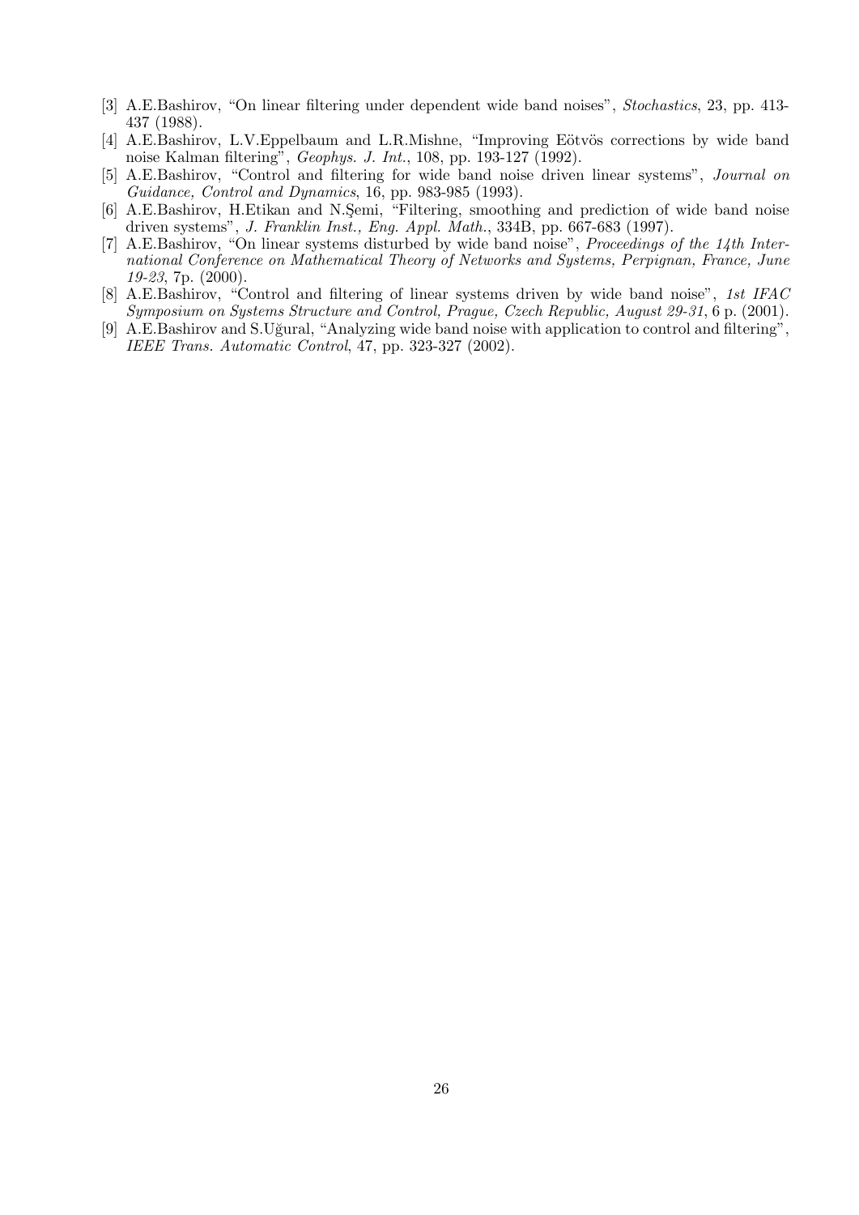[3] A.E.Bashirov, "On linear filtering under dependent wide band noises", *Stochastics*, 23, pp. 413-437 (1988).

[4] A.E.Bashirov, L.V.Eppelbaum and L.R.Mishne, "Improving Eötvös corrections by wide band noise Kalman filtering", *Geophys. J. Int.*, 108, pp. 193-127 (1992).

[5] A.E.Bashirov, "Control and filtering for wide band noise driven linear systems", *Journal on Guidance, Control and Dynamics*, 16, pp. 983-985 (1993).

[6] A.E.Bashirov, H.Etikan and N.Şemi, "Filtering, smoothing and prediction of wide band noise driven systems", *J. Franklin Inst., Eng. Appl. Math.*, 334B, pp. 667-683 (1997).

[7] A.E.Bashirov, "On linear systems disturbed by wide band noise", *Proceedings of the 14th International Conference on Mathematical Theory of Networks and Systems, Perpignan, France, June 19-23*, 7p. (2000).

[8] A.E.Bashirov, "Control and filtering of linear systems driven by wide band noise", *1st IFAC Symposium on Systems Structure and Control, Prague, Czech Republic, August 29-31*, 6 p. (2001).

[9] A.E.Bashirov and S.Uğural, "Analyzing wide band noise with application to control and filtering", *IEEE Trans. Automatic Control*, 47, pp. 323-327 (2002).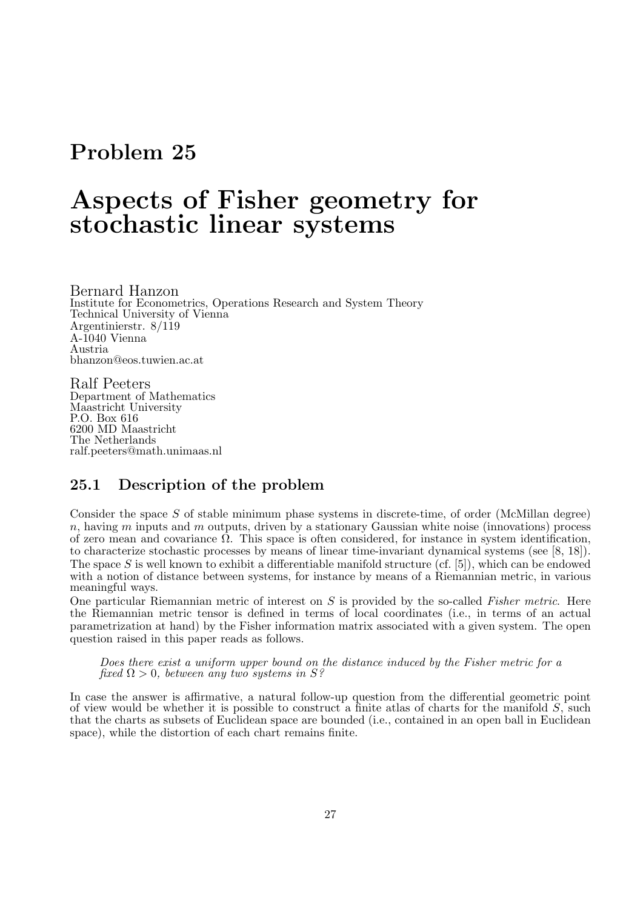# Problem 25

# Aspects of Fisher geometry for stochastic linear systems

Bernard Hanzon
Institute for Econometrics, Operations Research and System Theory
Technical University of Vienna
Argentinierstr. 8/119
A-1040 Vienna
Austria
bhanzon@eos.tuwien.ac.at

Ralf Peeters
Department of Mathematics
Maastricht University
P.O. Box 616
6200 MD Maastricht
The Netherlands
ralf.peeters@math.unimaas.nl

## 25.1 Description of the problem

Consider the space $S$ of stable minimum phase systems in discrete-time, of order (McMillan degree) $n$, having $m$ inputs and $m$ outputs, driven by a stationary Gaussian white noise (innovations) process of zero mean and covariance $\Omega$. This space is often considered, for instance in system identification, to characterize stochastic processes by means of linear time-invariant dynamical systems (see [8, 18]). The space $S$ is well known to exhibit a differentiable manifold structure (cf. [5]), which can be endowed with a notion of distance between systems, for instance by means of a Riemannian metric, in various meaningful ways.

One particular Riemannian metric of interest on $S$ is provided by the so-called *Fisher metric*. Here the Riemannian metric tensor is defined in terms of local coordinates (i.e., in terms of an actual parametrization at hand) by the Fisher information matrix associated with a given system. The open question raised in this paper reads as follows.

*Does there exist a uniform upper bound on the distance induced by the Fisher metric for a fixed $\Omega > 0$, between any two systems in $S$?*

In case the answer is affirmative, a natural follow-up question from the differential geometric point of view would be whether it is possible to construct a finite atlas of charts for the manifold $S$, such that the charts as subsets of Euclidean space are bounded (i.e., contained in an open ball in Euclidean space), while the distortion of each chart remains finite.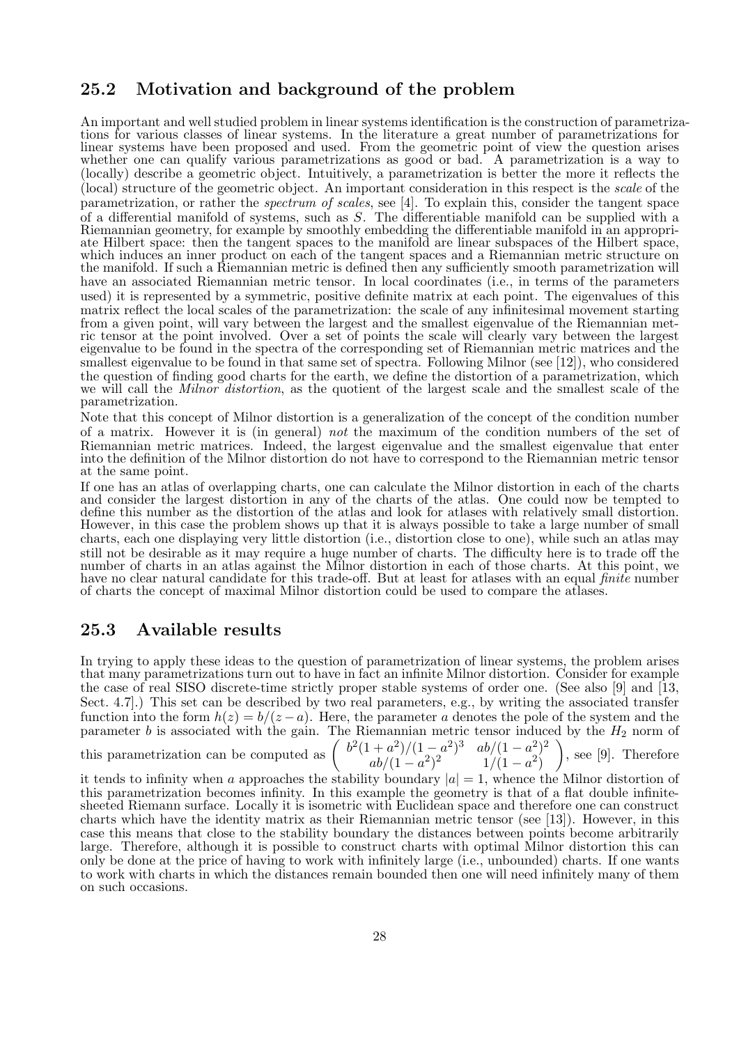## 25.2 Motivation and background of the problem

An important and well studied problem in linear systems identification is the construction of parametrizations for various classes of linear systems. In the literature a great number of parametrizations for linear systems have been proposed and used. From the geometric point of view the question arises whether one can qualify various parametrizations as good or bad. A parametrization is a way to (locally) describe a geometric object. Intuitively, a parametrization is better the more it reflects the (local) structure of the geometric object. An important consideration in this respect is the *scale* of the parametrization, or rather the *spectrum of scales*, see [4]. To explain this, consider the tangent space of a differential manifold of systems, such as $S$. The differentiable manifold can be supplied with a Riemannian geometry, for example by smoothly embedding the differentiable manifold in an appropriate Hilbert space: then the tangent spaces to the manifold are linear subspaces of the Hilbert space, which induces an inner product on each of the tangent spaces and a Riemannian metric structure on the manifold. If such a Riemannian metric is defined then any sufficiently smooth parametrization will have an associated Riemannian metric tensor. In local coordinates (i.e., in terms of the parameters used) it is represented by a symmetric, positive definite matrix at each point. The eigenvalues of this matrix reflect the local scales of the parametrization: the scale of any infinitesimal movement starting from a given point, will vary between the largest and the smallest eigenvalue of the Riemannian metric tensor at the point involved. Over a set of points the scale will clearly vary between the largest eigenvalue to be found in the spectra of the corresponding set of Riemannian metric matrices and the smallest eigenvalue to be found in that same set of spectra. Following Milnor (see [12]), who considered the question of finding good charts for the earth, we define the distortion of a parametrization, which we will call the *Milnor distortion*, as the quotient of the largest scale and the smallest scale of the parametrization.

Note that this concept of Milnor distortion is a generalization of the concept of the condition number of a matrix. However it is (in general) *not* the maximum of the condition numbers of the set of Riemannian metric matrices. Indeed, the largest eigenvalue and the smallest eigenvalue that enter into the definition of the Milnor distortion do not have to correspond to the Riemannian metric tensor at the same point.

If one has an atlas of overlapping charts, one can calculate the Milnor distortion in each of the charts and consider the largest distortion in any of the charts of the atlas. One could now be tempted to define this number as the distortion of the atlas and look for atlases with relatively small distortion. However, in this case the problem shows up that it is always possible to take a large number of small charts, each one displaying very little distortion (i.e., distortion close to one), while such an atlas may still not be desirable as it may require a huge number of charts. The difficulty here is to trade off the number of charts in an atlas against the Milnor distortion in each of those charts. At this point, we have no clear natural candidate for this trade-off. But at least for atlases with an equal *finite* number of charts the concept of maximal Milnor distortion could be used to compare the atlases.

## 25.3 Available results

In trying to apply these ideas to the question of parametrization of linear systems, the problem arises that many parametrizations turn out to have in fact an infinite Milnor distortion. Consider for example the case of real SISO discrete-time strictly proper stable systems of order one. (See also [9] and [13, Sect. 4.7].) This set can be described by two real parameters, e.g., by writing the associated transfer function into the form $h(z) = b/(z-a)$. Here, the parameter $a$ denotes the pole of the system and the parameter $b$ is associated with the gain. The Riemannian metric tensor induced by the $H_2$ norm of this parametrization can be computed as $\begin{pmatrix} b^2(1+a^2)/(1-a^2)^3 & ab/(1-a^2)^2 \\ ab/(1-a^2)^2 & 1/(1-a^2) \end{pmatrix}$, see [9]. Therefore it tends to infinity when $a$ approaches the stability boundary $|a| = 1$, whence the Milnor distortion of this parametrization becomes infinity. In this example the geometry is that of a flat double infinite-sheeted Riemann surface. Locally it is isometric with Euclidean space and therefore one can construct charts which have the identity matrix as their Riemannian metric tensor (see [13]). However, in this case this means that close to the stability boundary the distances between points become arbitrarily large. Therefore, although it is possible to construct charts with optimal Milnor distortion this can only be done at the price of having to work with infinitely large (i.e., unbounded) charts. If one wants to work with charts in which the distances remain bounded then one will need infinitely many of them on such occasions.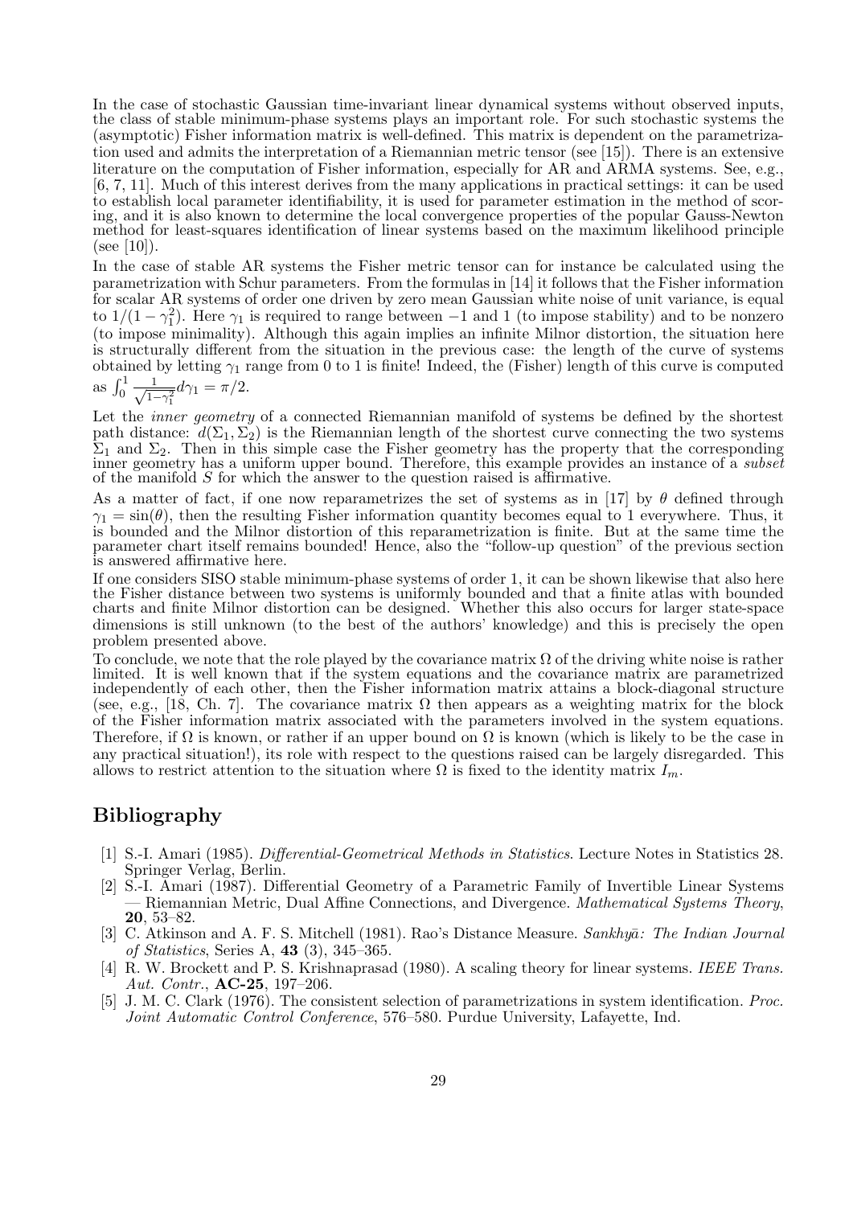In the case of stochastic Gaussian time-invariant linear dynamical systems without observed inputs, the class of stable minimum-phase systems plays an important role. For such stochastic systems the (asymptotic) Fisher information matrix is well-defined. This matrix is dependent on the parametrization used and admits the interpretation of a Riemannian metric tensor (see [15]). There is an extensive literature on the computation of Fisher information, especially for AR and ARMA systems. See, e.g., [6, 7, 11]. Much of this interest derives from the many applications in practical settings: it can be used to establish local parameter identifiability, it is used for parameter estimation in the method of scoring, and it is also known to determine the local convergence properties of the popular Gauss-Newton method for least-squares identification of linear systems based on the maximum likelihood principle (see [10]).

In the case of stable AR systems the Fisher metric tensor can for instance be calculated using the parametrization with Schur parameters. From the formulas in [14] it follows that the Fisher information for scalar AR systems of order one driven by zero mean Gaussian white noise of unit variance, is equal to $1/(1-\gamma_1^2)$. Here $\gamma_1$ is required to range between $-1$ and 1 (to impose stability) and to be nonzero (to impose minimality). Although this again implies an infinite Milnor distortion, the situation here is structurally different from the situation in the previous case: the length of the curve of systems obtained by letting $\gamma_1$ range from 0 to 1 is finite! Indeed, the (Fisher) length of this curve is computed as $\int_0^1 \frac{1}{\sqrt{1-\gamma_1^2}} d\gamma_1 = \pi/2$.

Let the *inner geometry* of a connected Riemannian manifold of systems be defined by the shortest path distance: $d(\Sigma_1, \Sigma_2)$ is the Riemannian length of the shortest curve connecting the two systems $\Sigma_1$ and $\Sigma_2$. Then in this simple case the Fisher geometry has the property that the corresponding inner geometry has a uniform upper bound. Therefore, this example provides an instance of a *subset* of the manifold $S$ for which the answer to the question raised is affirmative.

As a matter of fact, if one now reparametrizes the set of systems as in [17] by $\theta$ defined through $\gamma_1 = \sin(\theta)$, then the resulting Fisher information quantity becomes equal to 1 everywhere. Thus, it is bounded and the Milnor distortion of this reparametrization is finite. But at the same time the parameter chart itself remains bounded! Hence, also the "follow-up question" of the previous section is answered affirmative here.

If one considers SISO stable minimum-phase systems of order 1, it can be shown likewise that also here the Fisher distance between two systems is uniformly bounded and that a finite atlas with bounded charts and finite Milnor distortion can be designed. Whether this also occurs for larger state-space dimensions is still unknown (to the best of the authors' knowledge) and this is precisely the open problem presented above.

To conclude, we note that the role played by the covariance matrix $\Omega$ of the driving white noise is rather limited. It is well known that if the system equations and the covariance matrix are parametrized independently of each other, then the Fisher information matrix attains a block-diagonal structure (see, e.g., [18, Ch. 7]. The covariance matrix $\Omega$ then appears as a weighting matrix for the block of the Fisher information matrix associated with the parameters involved in the system equations. Therefore, if $\Omega$ is known, or rather if an upper bound on $\Omega$ is known (which is likely to be the case in any practical situation!), its role with respect to the questions raised can be largely disregarded. This allows to restrict attention to the situation where $\Omega$ is fixed to the identity matrix $I_m$.

## Bibliography

[1] S.-I. Amari (1985). *Differential-Geometrical Methods in Statistics*. Lecture Notes in Statistics 28. Springer Verlag, Berlin.

[2] S.-I. Amari (1987). Differential Geometry of a Parametric Family of Invertible Linear Systems — Riemannian Metric, Dual Affine Connections, and Divergence. *Mathematical Systems Theory*, **20**, 53–82.

[3] C. Atkinson and A. F. S. Mitchell (1981). Rao's Distance Measure. *Sankhyā: The Indian Journal of Statistics*, Series A, **43** (3), 345–365.

[4] R. W. Brockett and P. S. Krishnaprasad (1980). A scaling theory for linear systems. *IEEE Trans. Aut. Contr.*, **AC-25**, 197–206.

[5] J. M. C. Clark (1976). The consistent selection of parametrizations in system identification. *Proc. Joint Automatic Control Conference*, 576–580. Purdue University, Lafayette, Ind.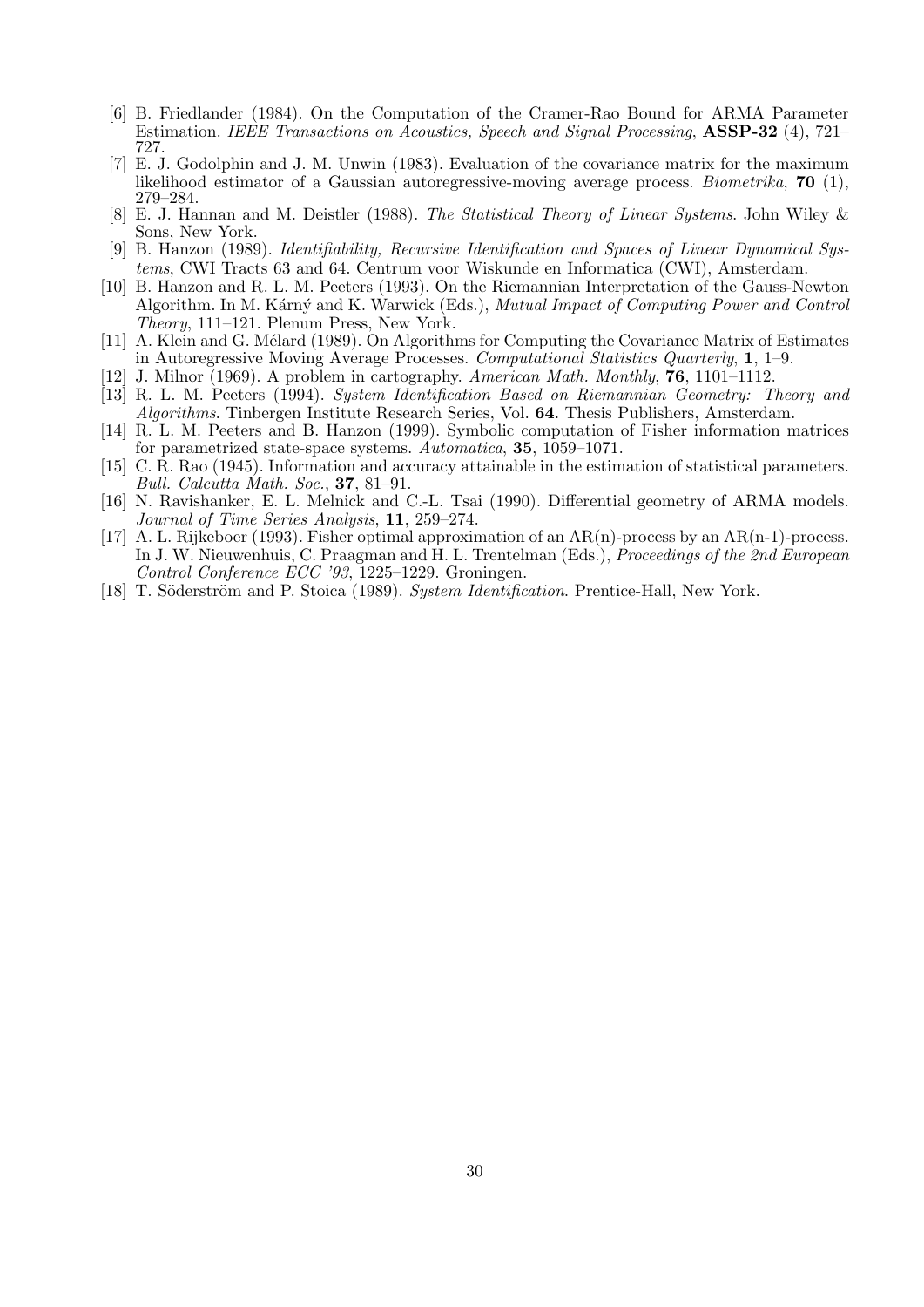[6] B. Friedlander (1984). On the Computation of the Cramer-Rao Bound for ARMA Parameter Estimation. *IEEE Transactions on Acoustics, Speech and Signal Processing*, **ASSP-32** (4), 721–727.

[7] E. J. Godolphin and J. M. Unwin (1983). Evaluation of the covariance matrix for the maximum likelihood estimator of a Gaussian autoregressive-moving average process. *Biometrika*, **70** (1), 279–284.

[8] E. J. Hannan and M. Deistler (1988). *The Statistical Theory of Linear Systems*. John Wiley & Sons, New York.

[9] B. Hanzon (1989). *Identifiability, Recursive Identification and Spaces of Linear Dynamical Systems*, CWI Tracts 63 and 64. Centrum voor Wiskunde en Informatica (CWI), Amsterdam.

[10] B. Hanzon and R. L. M. Peeters (1993). On the Riemannian Interpretation of the Gauss-Newton Algorithm. In M. Kárný and K. Warwick (Eds.), *Mutual Impact of Computing Power and Control Theory*, 111–121. Plenum Press, New York.

[11] A. Klein and G. Mélard (1989). On Algorithms for Computing the Covariance Matrix of Estimates in Autoregressive Moving Average Processes. *Computational Statistics Quarterly*, **1**, 1–9.

[12] J. Milnor (1969). A problem in cartography. *American Math. Monthly*, **76**, 1101–1112.

[13] R. L. M. Peeters (1994). *System Identification Based on Riemannian Geometry: Theory and Algorithms*. Tinbergen Institute Research Series, Vol. **64**. Thesis Publishers, Amsterdam.

[14] R. L. M. Peeters and B. Hanzon (1999). Symbolic computation of Fisher information matrices for parametrized state-space systems. *Automatica*, **35**, 1059–1071.

[15] C. R. Rao (1945). Information and accuracy attainable in the estimation of statistical parameters. *Bull. Calcutta Math. Soc.*, **37**, 81–91.

[16] N. Ravishanker, E. L. Melnick and C.-L. Tsai (1990). Differential geometry of ARMA models. *Journal of Time Series Analysis*, **11**, 259–274.

[17] A. L. Rijkeboer (1993). Fisher optimal approximation of an AR(n)-process by an AR(n-1)-process. In J. W. Nieuwenhuis, C. Praagman and H. L. Trentelman (Eds.), *Proceedings of the 2nd European Control Conference ECC '93*, 1225–1229. Groningen.

[18] T. Söderström and P. Stoica (1989). *System Identification*. Prentice-Hall, New York.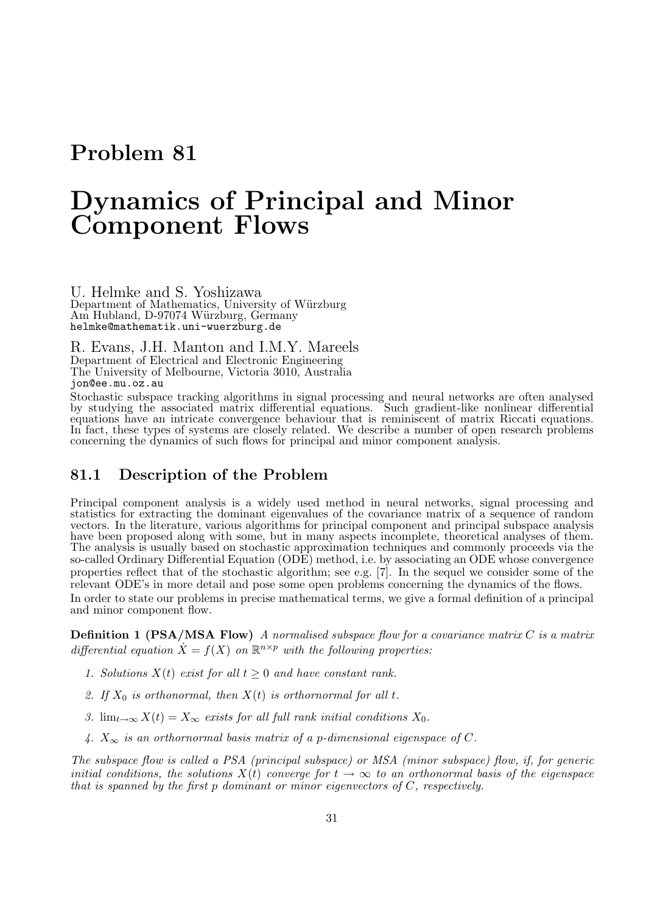# Problem 81

# Dynamics of Principal and Minor Component Flows

U. Helmke and S. Yoshizawa
Department of Mathematics, University of Würzburg
Am Hubland, D-97074 Würzburg, Germany
helmke@mathematik.uni-wuerzburg.de

R. Evans, J.H. Manton and I.M.Y. Mareels
Department of Electrical and Electronic Engineering
The University of Melbourne, Victoria 3010, Australia
jon@ee.mu.oz.au

Stochastic subspace tracking algorithms in signal processing and neural networks are often analysed by studying the associated matrix differential equations. Such gradient-like nonlinear differential equations have an intricate convergence behaviour that is reminiscent of matrix Riccati equations. In fact, these types of systems are closely related. We describe a number of open research problems concerning the dynamics of such flows for principal and minor component analysis.

## 81.1 Description of the Problem

Principal component analysis is a widely used method in neural networks, signal processing and statistics for extracting the dominant eigenvalues of the covariance matrix of a sequence of random vectors. In the literature, various algorithms for principal component and principal subspace analysis have been proposed along with some, but in many aspects incomplete, theoretical analyses of them. The analysis is usually based on stochastic approximation techniques and commonly proceeds via the so-called Ordinary Differential Equation (ODE) method, i.e. by associating an ODE whose convergence properties reflect that of the stochastic algorithm; see e.g. [7]. In the sequel we consider some of the relevant ODE's in more detail and pose some open problems concerning the dynamics of the flows.

In order to state our problems in precise mathematical terms, we give a formal definition of a principal and minor component flow.

**Definition 1 (PSA/MSA Flow)** *A normalised subspace flow for a covariance matrix $C$ is a matrix differential equation $\dot{X} = f(X)$ on $\mathbb{R}^{n\times p}$ with the following properties:*

1. *Solutions $X(t)$ exist for all $t \geq 0$ and have constant rank.*
2. *If $X_0$ is orthonormal, then $X(t)$ is orthornormal for all $t$.*
3. *$\lim_{t\to\infty} X(t) = X_\infty$ exists for all full rank initial conditions $X_0$.*
4. *$X_\infty$ is an orthornormal basis matrix of a $p$-dimensional eigenspace of $C$.*

*The subspace flow is called a PSA (principal subspace) or MSA (minor subspace) flow, if, for generic initial conditions, the solutions $X(t)$ converge for $t \to \infty$ to an orthonormal basis of the eigenspace that is spanned by the first $p$ dominant or minor eigenvectors of $C$, respectively.*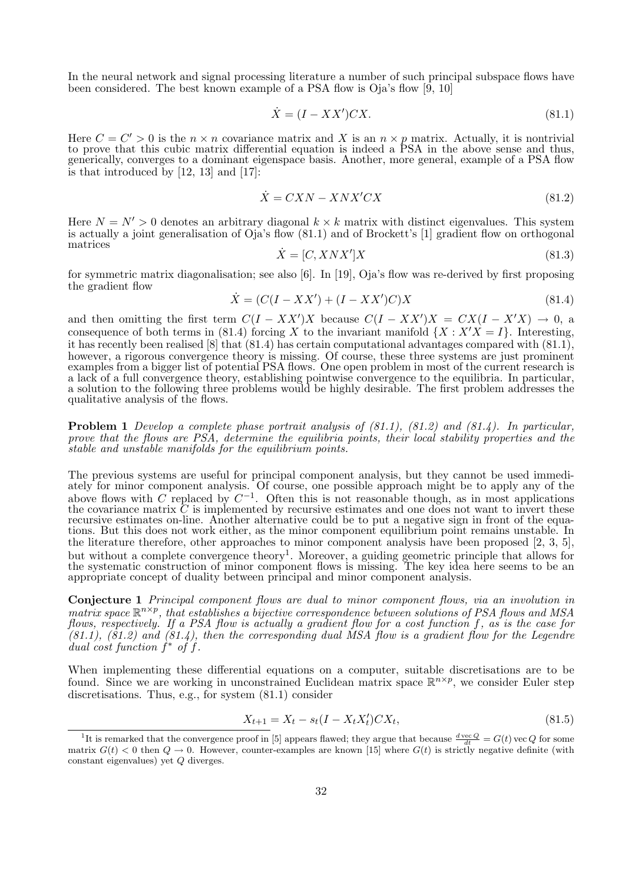In the neural network and signal processing literature a number of such principal subspace flows have been considered. The best known example of a PSA flow is Oja's flow [9, 10]

$$\dot{X} = (I - XX')CX. \tag{81.1}$$

Here $C = C' > 0$ is the $n \times n$ covariance matrix and $X$ is an $n \times p$ matrix. Actually, it is nontrivial to prove that this cubic matrix differential equation is indeed a PSA in the above sense and thus, generically, converges to a dominant eigenspace basis. Another, more general, example of a PSA flow is that introduced by [12, 13] and [17]:

$$\dot{X} = CXN - XNX'CX \tag{81.2}$$

Here $N = N' > 0$ denotes an arbitrary diagonal $k \times k$ matrix with distinct eigenvalues. This system is actually a joint generalisation of Oja's flow (81.1) and of Brockett's [1] gradient flow on orthogonal matrices

$$\dot{X} = [C, XNX']X \tag{81.3}$$

for symmetric matrix diagonalisation; see also [6]. In [19], Oja's flow was re-derived by first proposing the gradient flow

$$\dot{X} = (C(I - XX') + (I - XX')C)X \tag{81.4}$$

and then omitting the first term $C(I - XX')X$ because $C(I - XX')X = CX(I - X'X) \to 0$, a consequence of both terms in (81.4) forcing $X$ to the invariant manifold $\{X : X'X = I\}$. Interesting, it has recently been realised [8] that (81.4) has certain computational advantages compared with (81.1), however, a rigorous convergence theory is missing. Of course, these three systems are just prominent examples from a bigger list of potential PSA flows. One open problem in most of the current research is a lack of a full convergence theory, establishing pointwise convergence to the equilibria. In particular, a solution to the following three problems would be highly desirable. The first problem addresses the qualitative analysis of the flows.

**Problem 1** *Develop a complete phase portrait analysis of (81.1), (81.2) and (81.4). In particular, prove that the flows are PSA, determine the equilibria points, their local stability properties and the stable and unstable manifolds for the equilibrium points.*

The previous systems are useful for principal component analysis, but they cannot be used immediately for minor component analysis. Of course, one possible approach might be to apply any of the above flows with $C$ replaced by $C^{-1}$. Often this is not reasonable though, as in most applications the covariance matrix $C$ is implemented by recursive estimates and one does not want to invert these recursive estimates on-line. Another alternative could be to put a negative sign in front of the equations. But this does not work either, as the minor component equilibrium point remains unstable. In the literature therefore, other approaches to minor component analysis have been proposed [2, 3, 5], but without a complete convergence theory[1]. Moreover, a guiding geometric principle that allows for the systematic construction of minor component flows is missing. The key idea here seems to be an appropriate concept of duality between principal and minor component analysis.

**Conjecture 1** *Principal component flows are dual to minor component flows, via an involution in matrix space $\mathbb{R}^{n \times p}$, that establishes a bijective correspondence between solutions of PSA flows and MSA flows, respectively. If a PSA flow is actually a gradient flow for a cost function $f$, as is the case for (81.1), (81.2) and (81.4), then the corresponding dual MSA flow is a gradient flow for the Legendre dual cost function $f^*$ of $f$.*

When implementing these differential equations on a computer, suitable discretisations are to be found. Since we are working in unconstrained Euclidean matrix space $\mathbb{R}^{n \times p}$, we consider Euler step discretisations. Thus, e.g., for system (81.1) consider

$$X_{t+1} = X_t - s_t(I - X_tX_t')CX_t, \tag{81.5}$$

[1] It is remarked that the convergence proof in [5] appears flawed; they argue that because $\frac{d \operatorname{vec} Q}{dt} = G(t) \operatorname{vec} Q$ for some matrix $G(t) < 0$ then $Q \to 0$. However, counter-examples are known [15] where $G(t)$ is strictly negative definite (with constant eigenvalues) yet $Q$ diverges.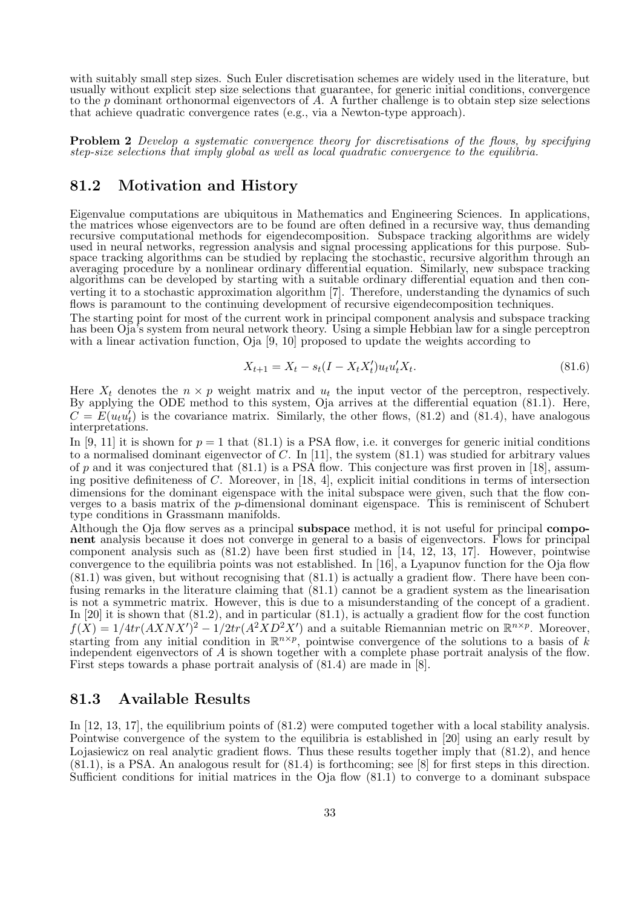with suitably small step sizes. Such Euler discretisation schemes are widely used in the literature, but usually without explicit step size selections that guarantee, for generic initial conditions, convergence to the $p$ dominant orthonormal eigenvectors of $A$. A further challenge is to obtain step size selections that achieve quadratic convergence rates (e.g., via a Newton-type approach).

**Problem 2** *Develop a systematic convergence theory for discretisations of the flows, by specifying step-size selections that imply global as well as local quadratic convergence to the equilibria.*

## 81.2 Motivation and History

Eigenvalue computations are ubiquitous in Mathematics and Engineering Sciences. In applications, the matrices whose eigenvectors are to be found are often defined in a recursive way, thus demanding recursive computational methods for eigendecomposition. Subspace tracking algorithms are widely used in neural networks, regression analysis and signal processing applications for this purpose. Subspace tracking algorithms can be studied by replacing the stochastic, recursive algorithm through an averaging procedure by a nonlinear ordinary differential equation. Similarly, new subspace tracking algorithms can be developed by starting with a suitable ordinary differential equation and then converting it to a stochastic approximation algorithm [7]. Therefore, understanding the dynamics of such flows is paramount to the continuing development of recursive eigendecomposition techniques.

The starting point for most of the current work in principal component analysis and subspace tracking has been Oja's system from neural network theory. Using a simple Hebbian law for a single perceptron with a linear activation function, Oja [9, 10] proposed to update the weights according to

$$X_{t+1} = X_t - s_t(I - X_tX_t')u_tu_t'X_t. \tag{81.6}$$

Here $X_t$ denotes the $n \times p$ weight matrix and $u_t$ the input vector of the perceptron, respectively. By applying the ODE method to this system, Oja arrives at the differential equation (81.1). Here, $C = E(u_tu_t')$ is the covariance matrix. Similarly, the other flows, (81.2) and (81.4), have analogous interpretations.

In [9, 11] it is shown for $p = 1$ that (81.1) is a PSA flow, i.e. it converges for generic initial conditions to a normalised dominant eigenvector of $C$. In [11], the system (81.1) was studied for arbitrary values of $p$ and it was conjectured that (81.1) is a PSA flow. This conjecture was first proven in [18], assuming positive definiteness of $C$. Moreover, in [18, 4], explicit initial conditions in terms of intersection dimensions for the dominant eigenspace with the inital subspace were given, such that the flow converges to a basis matrix of the $p$-dimensional dominant eigenspace. This is reminiscent of Schubert type conditions in Grassmann manifolds.

Although the Oja flow serves as a principal **subspace** method, it is not useful for principal **component** analysis because it does not converge in general to a basis of eigenvectors. Flows for principal component analysis such as (81.2) have been first studied in [14, 12, 13, 17]. However, pointwise convergence to the equilibria points was not established. In [16], a Lyapunov function for the Oja flow (81.1) was given, but without recognising that (81.1) is actually a gradient flow. There have been confusing remarks in the literature claiming that (81.1) cannot be a gradient system as the linearisation is not a symmetric matrix. However, this is due to a misunderstanding of the concept of a gradient. In [20] it is shown that (81.2), and in particular (81.1), is actually a gradient flow for the cost function $f(X) = 1/4tr(AXNX')^2 - 1/2tr(A^2XD^2X')$ and a suitable Riemannian metric on $\mathbb{R}^{n\times p}$. Moreover, starting from any initial condition in $\mathbb{R}^{n\times p}$, pointwise convergence of the solutions to a basis of $k$ independent eigenvectors of $A$ is shown together with a complete phase portrait analysis of the flow. First steps towards a phase portrait analysis of (81.4) are made in [8].

## 81.3 Available Results

In [12, 13, 17], the equilibrium points of (81.2) were computed together with a local stability analysis. Pointwise convergence of the system to the equilibria is established in [20] using an early result by Lojasiewicz on real analytic gradient flows. Thus these results together imply that (81.2), and hence (81.1), is a PSA. An analogous result for (81.4) is forthcoming; see [8] for first steps in this direction. Sufficient conditions for initial matrices in the Oja flow (81.1) to converge to a dominant subspace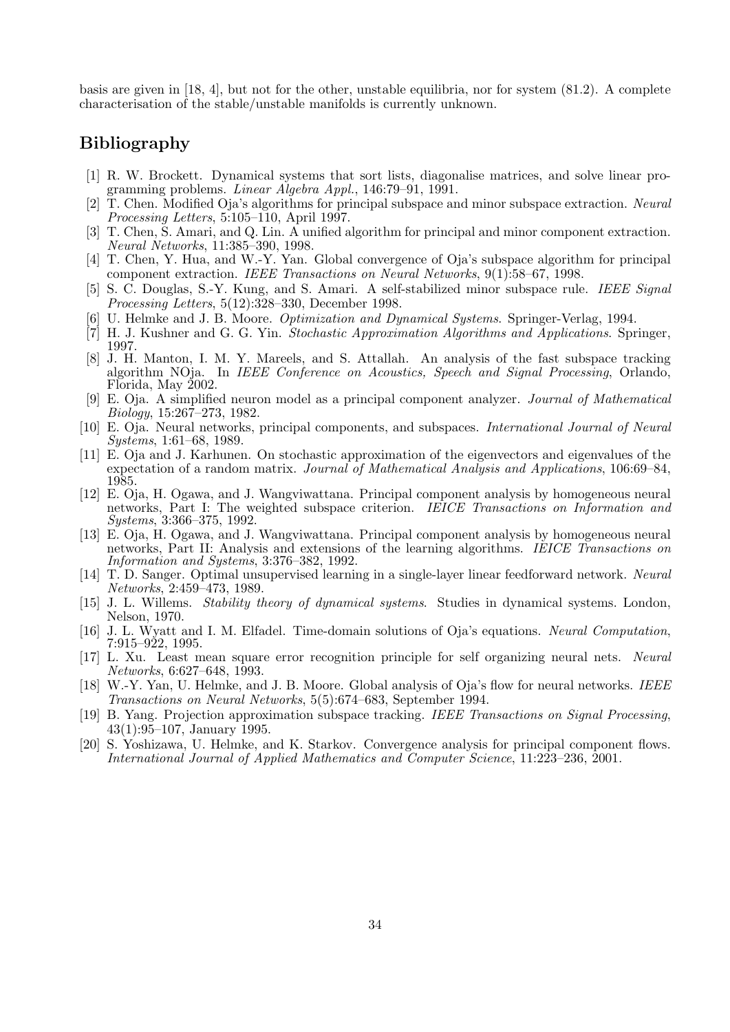basis are given in [18, 4], but not for the other, unstable equilibria, nor for system (81.2). A complete characterisation of the stable/unstable manifolds is currently unknown.

## Bibliography

[1] R. W. Brockett. Dynamical systems that sort lists, diagonalise matrices, and solve linear programming problems. *Linear Algebra Appl.*, 146:79–91, 1991.

[2] T. Chen. Modified Oja's algorithms for principal subspace and minor subspace extraction. *Neural Processing Letters*, 5:105–110, April 1997.

[3] T. Chen, S. Amari, and Q. Lin. A unified algorithm for principal and minor component extraction. *Neural Networks*, 11:385–390, 1998.

[4] T. Chen, Y. Hua, and W.-Y. Yan. Global convergence of Oja's subspace algorithm for principal component extraction. *IEEE Transactions on Neural Networks*, 9(1):58–67, 1998.

[5] S. C. Douglas, S.-Y. Kung, and S. Amari. A self-stabilized minor subspace rule. *IEEE Signal Processing Letters*, 5(12):328–330, December 1998.

[6] U. Helmke and J. B. Moore. *Optimization and Dynamical Systems*. Springer-Verlag, 1994.

[7] H. J. Kushner and G. G. Yin. *Stochastic Approximation Algorithms and Applications*. Springer, 1997.

[8] J. H. Manton, I. M. Y. Mareels, and S. Attallah. An analysis of the fast subspace tracking algorithm NOja. In *IEEE Conference on Acoustics, Speech and Signal Processing*, Orlando, Florida, May 2002.

[9] E. Oja. A simplified neuron model as a principal component analyzer. *Journal of Mathematical Biology*, 15:267–273, 1982.

[10] E. Oja. Neural networks, principal components, and subspaces. *International Journal of Neural Systems*, 1:61–68, 1989.

[11] E. Oja and J. Karhunen. On stochastic approximation of the eigenvectors and eigenvalues of the expectation of a random matrix. *Journal of Mathematical Analysis and Applications*, 106:69–84, 1985.

[12] E. Oja, H. Ogawa, and J. Wangviwattana. Principal component analysis by homogeneous neural networks, Part I: The weighted subspace criterion. *IEICE Transactions on Information and Systems*, 3:366–375, 1992.

[13] E. Oja, H. Ogawa, and J. Wangviwattana. Principal component analysis by homogeneous neural networks, Part II: Analysis and extensions of the learning algorithms. *IEICE Transactions on Information and Systems*, 3:376–382, 1992.

[14] T. D. Sanger. Optimal unsupervised learning in a single-layer linear feedforward network. *Neural Networks*, 2:459–473, 1989.

[15] J. L. Willems. *Stability theory of dynamical systems*. Studies in dynamical systems. London, Nelson, 1970.

[16] J. L. Wyatt and I. M. Elfadel. Time-domain solutions of Oja's equations. *Neural Computation*, 7:915–922, 1995.

[17] L. Xu. Least mean square error recognition principle for self organizing neural nets. *Neural Networks*, 6:627–648, 1993.

[18] W.-Y. Yan, U. Helmke, and J. B. Moore. Global analysis of Oja's flow for neural networks. *IEEE Transactions on Neural Networks*, 5(5):674–683, September 1994.

[19] B. Yang. Projection approximation subspace tracking. *IEEE Transactions on Signal Processing*, 43(1):95–107, January 1995.

[20] S. Yoshizawa, U. Helmke, and K. Starkov. Convergence analysis for principal component flows. *International Journal of Applied Mathematics and Computer Science*, 11:223–236, 2001.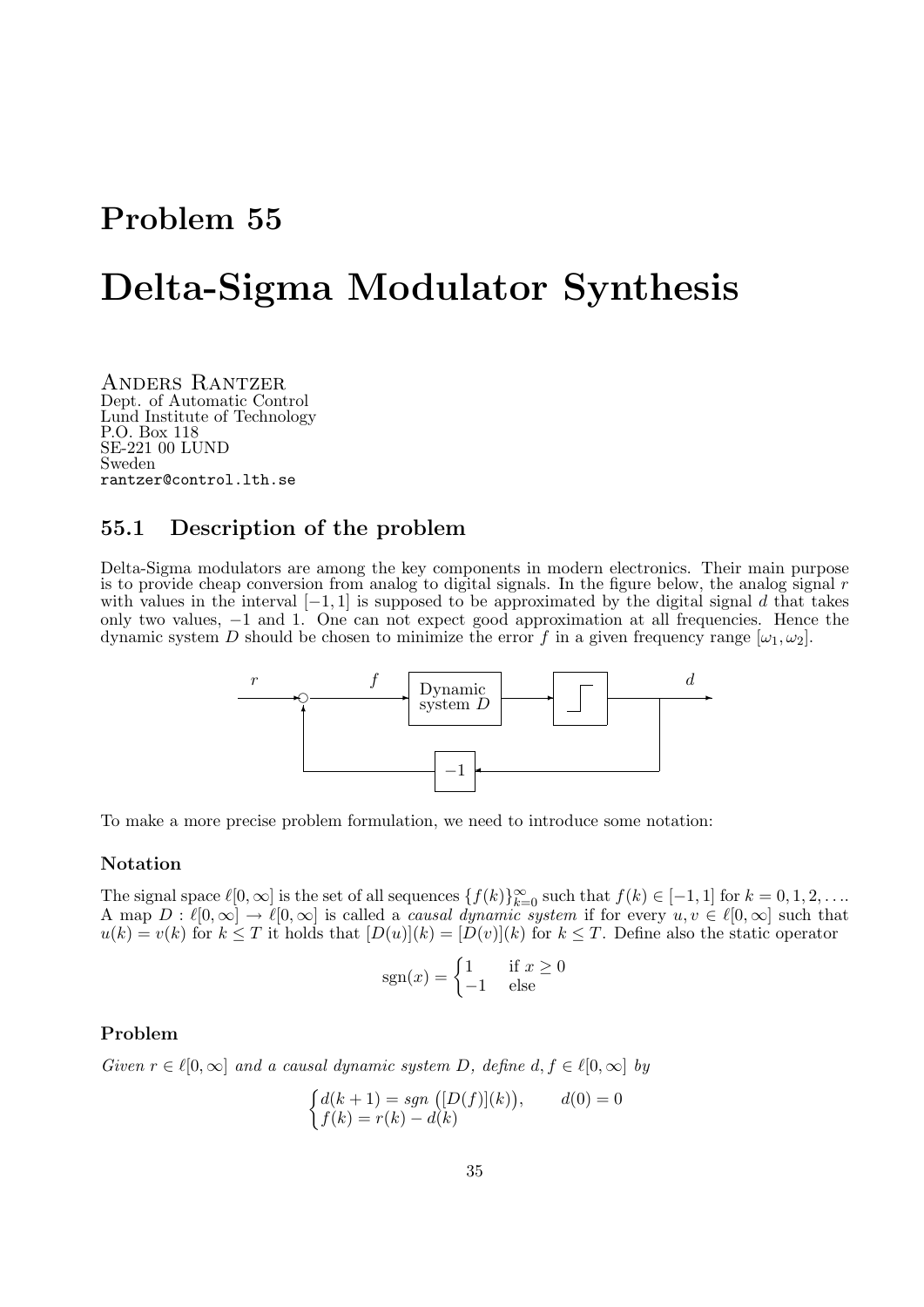# Problem 55

# Delta-Sigma Modulator Synthesis

Anders Rantzer
Dept. of Automatic Control
Lund Institute of Technology
P.O. Box 118
SE-221 00 LUND
Sweden
rantzer@control.lth.se

## 55.1 Description of the problem

Delta-Sigma modulators are among the key components in modern electronics. Their main purpose is to provide cheap conversion from analog to digital signals. In the figure below, the analog signal $r$ with values in the interval $[-1, 1]$ is supposed to be approximated by the digital signal $d$ that takes only two values, $-1$ and $1$. One can not expect good approximation at all frequencies. Hence the dynamic system $D$ should be chosen to minimize the error $f$ in a given frequency range $[\omega_1, \omega_2]$.

To make a more precise problem formulation, we need to introduce some notation:

### Notation

The signal space $\ell[0, \infty]$ is the set of all sequences $\{f(k)\}_{k=0}^{\infty}$ such that $f(k) \in [-1, 1]$ for $k = 0, 1, 2, \ldots$. A map $D : \ell[0, \infty] \to \ell[0, \infty]$ is called a *causal dynamic system* if for every $u, v \in \ell[0, \infty]$ such that $u(k) = v(k)$ for $k \leq T$ it holds that $[D(u)](k) = [D(v)](k)$ for $k \leq T$. Define also the static operator

$$\operatorname{sgn}(x) = \begin{cases} 1 & \text{if } x \geq 0 \\ -1 & \text{else} \end{cases}$$

### Problem

*Given $r \in \ell[0, \infty]$ and a causal dynamic system $D$, define $d, f \in \ell[0, \infty]$ by*

$$\begin{cases} d(k+1) = sgn\left([D(f)](k)\right), & d(0) = 0 \\ f(k) = r(k) - d(k) \end{cases}$$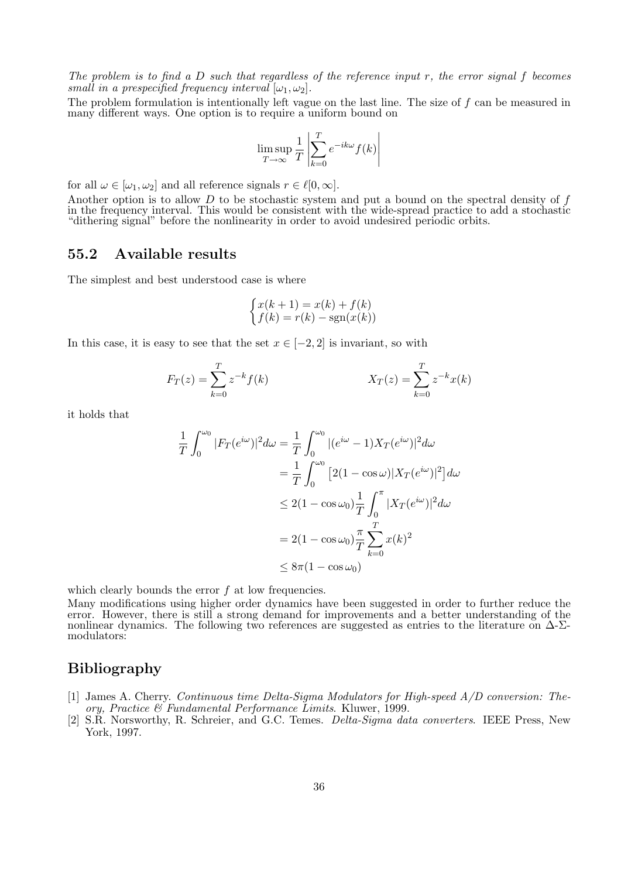*The problem is to find a $D$ such that regardless of the reference input $r$, the error signal $f$ becomes small in a prespecified frequency interval $[\omega_1, \omega_2]$.*

The problem formulation is intentionally left vague on the last line. The size of $f$ can be measured in many different ways. One option is to require a uniform bound on

$$\limsup_{T\to\infty} \frac{1}{T} \left| \sum_{k=0}^{T} e^{-ik\omega} f(k) \right|$$

for all $\omega \in [\omega_1, \omega_2]$ and all reference signals $r \in \ell[0, \infty]$.

Another option is to allow $D$ to be stochastic system and put a bound on the spectral density of $f$ in the frequency interval. This would be consistent with the wide-spread practice to add a stochastic "dithering signal" before the nonlinearity in order to avoid undesired periodic orbits.

## 55.2 Available results

The simplest and best understood case is where

$$\begin{cases} x(k+1) = x(k) + f(k) \\ f(k) = r(k) - \text{sgn}(x(k)) \end{cases}$$

In this case, it is easy to see that the set $x \in [-2, 2]$ is invariant, so with

$$F_T(z) = \sum_{k=0}^{T} z^{-k} f(k) \qquad\qquad X_T(z) = \sum_{k=0}^{T} z^{-k} x(k)$$

it holds that

$$\begin{aligned}
\frac{1}{T} \int_0^{\omega_0} |F_T(e^{i\omega})|^2 d\omega &= \frac{1}{T} \int_0^{\omega_0} |(e^{i\omega} - 1) X_T(e^{i\omega})|^2 d\omega \\
&= \frac{1}{T} \int_0^{\omega_0} \left[ 2(1 - \cos\omega) |X_T(e^{i\omega})|^2 \right] d\omega \\
&\le 2(1 - \cos\omega_0) \frac{1}{T} \int_0^{\pi} |X_T(e^{i\omega})|^2 d\omega \\
&= 2(1 - \cos\omega_0) \frac{\pi}{T} \sum_{k=0}^{T} x(k)^2 \\
&\le 8\pi(1 - \cos\omega_0)
\end{aligned}$$

which clearly bounds the error $f$ at low frequencies.

Many modifications using higher order dynamics have been suggested in order to further reduce the error. However, there is still a strong demand for improvements and a better understanding of the nonlinear dynamics. The following two references are suggested as entries to the literature on $\Delta$-$\Sigma$-modulators:

# Bibliography

[1] James A. Cherry. *Continuous time Delta-Sigma Modulators for High-speed A/D conversion: Theory, Practice & Fundamental Performance Limits*. Kluwer, 1999.

[2] S.R. Norsworthy, R. Schreier, and G.C. Temes. *Delta-Sigma data converters*. IEEE Press, New York, 1997.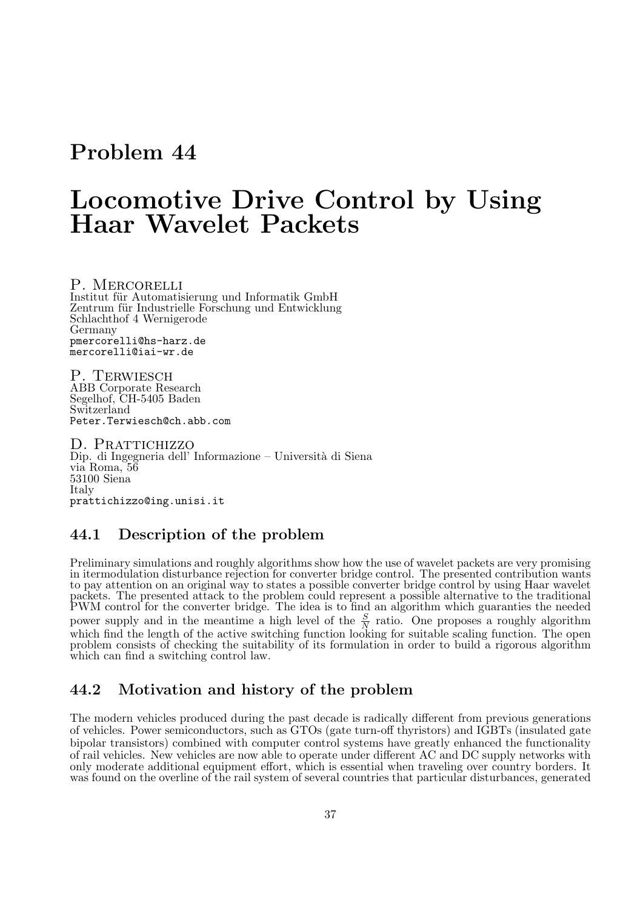# Problem 44

# Locomotive Drive Control by Using Haar Wavelet Packets

P. Mercorelli
Institut für Automatisierung und Informatik GmbH
Zentrum für Industrielle Forschung und Entwicklung
Schlachthof 4 Wernigerode
Germany
pmercorelli@hs-harz.de
mercorelli@iai-wr.de

P. Terwiesch
ABB Corporate Research
Segelhof, CH-5405 Baden
Switzerland
Peter.Terwiesch@ch.abb.com

D. Prattichizzo
Dip. di Ingegneria dell' Informazione – Università di Siena
via Roma, 56
53100 Siena
Italy
prattichizzo@ing.unisi.it

## 44.1 Description of the problem

Preliminary simulations and roughly algorithms show how the use of wavelet packets are very promising in itermodulation disturbance rejection for converter bridge control. The presented contribution wants to pay attention on an original way to states a possible converter bridge control by using Haar wavelet packets. The presented attack to the problem could represent a possible alternative to the traditional PWM control for the converter bridge. The idea is to find an algorithm which guaranties the needed power supply and in the meantime a high level of the $\frac{S}{N}$ ratio. One proposes a roughly algorithm which find the length of the active switching function looking for suitable scaling function. The open problem consists of checking the suitability of its formulation in order to build a rigorous algorithm which can find a switching control law.

## 44.2 Motivation and history of the problem

The modern vehicles produced during the past decade is radically different from previous generations of vehicles. Power semiconductors, such as GTOs (gate turn-off thyristors) and IGBTs (insulated gate bipolar transistors) combined with computer control systems have greatly enhanced the functionality of rail vehicles. New vehicles are now able to operate under different AC and DC supply networks with only moderate additional equipment effort, which is essential when traveling over country borders. It was found on the overline of the rail system of several countries that particular disturbances, generated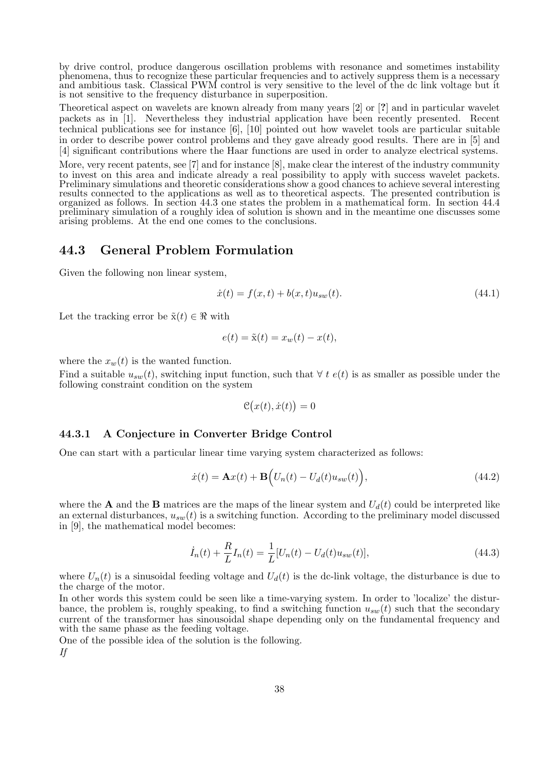by drive control, produce dangerous oscillation problems with resonance and sometimes instability phenomena, thus to recognize these particular frequencies and to actively suppress them is a necessary and ambitious task. Classical PWM control is very sensitive to the level of the dc link voltage but it is not sensitive to the frequency disturbance in superposition.

Theoretical aspect on wavelets are known already from many years [2] or [?] and in particular wavelet packets as in [1]. Nevertheless they industrial application have been recently presented. Recent technical publications see for instance [6], [10] pointed out how wavelet tools are particular suitable in order to describe power control problems and they gave already good results. There are in [5] and [4] significant contributions where the Haar functions are used in order to analyze electrical systems.

More, very recent patents, see [7] and for instance [8], make clear the interest of the industry community to invest on this area and indicate already a real possibility to apply with success wavelet packets. Preliminary simulations and theoretic considerations show a good chances to achieve several interesting results connected to the applications as well as to theoretical aspects. The presented contribution is organized as follows. In section 44.3 one states the problem in a mathematical form. In section 44.4 preliminary simulation of a roughly idea of solution is shown and in the meantime one discusses some arising problems. At the end one comes to the conclusions.

## 44.3 General Problem Formulation

Given the following non linear system,

$$\dot{x}(t) = f(x,t) + b(x,t)u_{sw}(t). \tag{44.1}$$

Let the tracking error be $\tilde{\mathrm{x}}(t) \in \Re$ with

$$e(t) = \tilde{\mathrm{x}}(t) = x_w(t) - x(t),$$

where the $x_w(t)$ is the wanted function.

Find a suitable $u_{sw}(t)$, switching input function, such that $\forall\ t\ e(t)$ is as smaller as possible under the following constraint condition on the system

$$\mathcal{C}\big(x(t), \dot{x}(t)\big) = 0$$

### 44.3.1 A Conjecture in Converter Bridge Control

One can start with a particular linear time varying system characterized as follows:

$$\dot{x}(t) = \mathbf{A}x(t) + \mathbf{B}\Big(U_n(t) - U_d(t)u_{sw}(t)\Big), \tag{44.2}$$

where the $\mathbf{A}$ and the $\mathbf{B}$ matrices are the maps of the linear system and $U_d(t)$ could be interpreted like an external disturbances, $u_{sw}(t)$ is a switching function. According to the preliminary model discussed in [9], the mathematical model becomes:

$$\dot{I}_n(t) + \frac{R}{L}I_n(t) = \frac{1}{L}[U_n(t) - U_d(t)u_{sw}(t)], \tag{44.3}$$

where $U_n(t)$ is a sinusoidal feeding voltage and $U_d(t)$ is the dc-link voltage, the disturbance is due to the charge of the motor.

In other words this system could be seen like a time-varying system. In order to 'localize' the disturbance, the problem is, roughly speaking, to find a switching function $u_{sw}(t)$ such that the secondary current of the transformer has sinousoidal shape depending only on the fundamental frequency and with the same phase as the feeding voltage.

One of the possible idea of the solution is the following.

*If*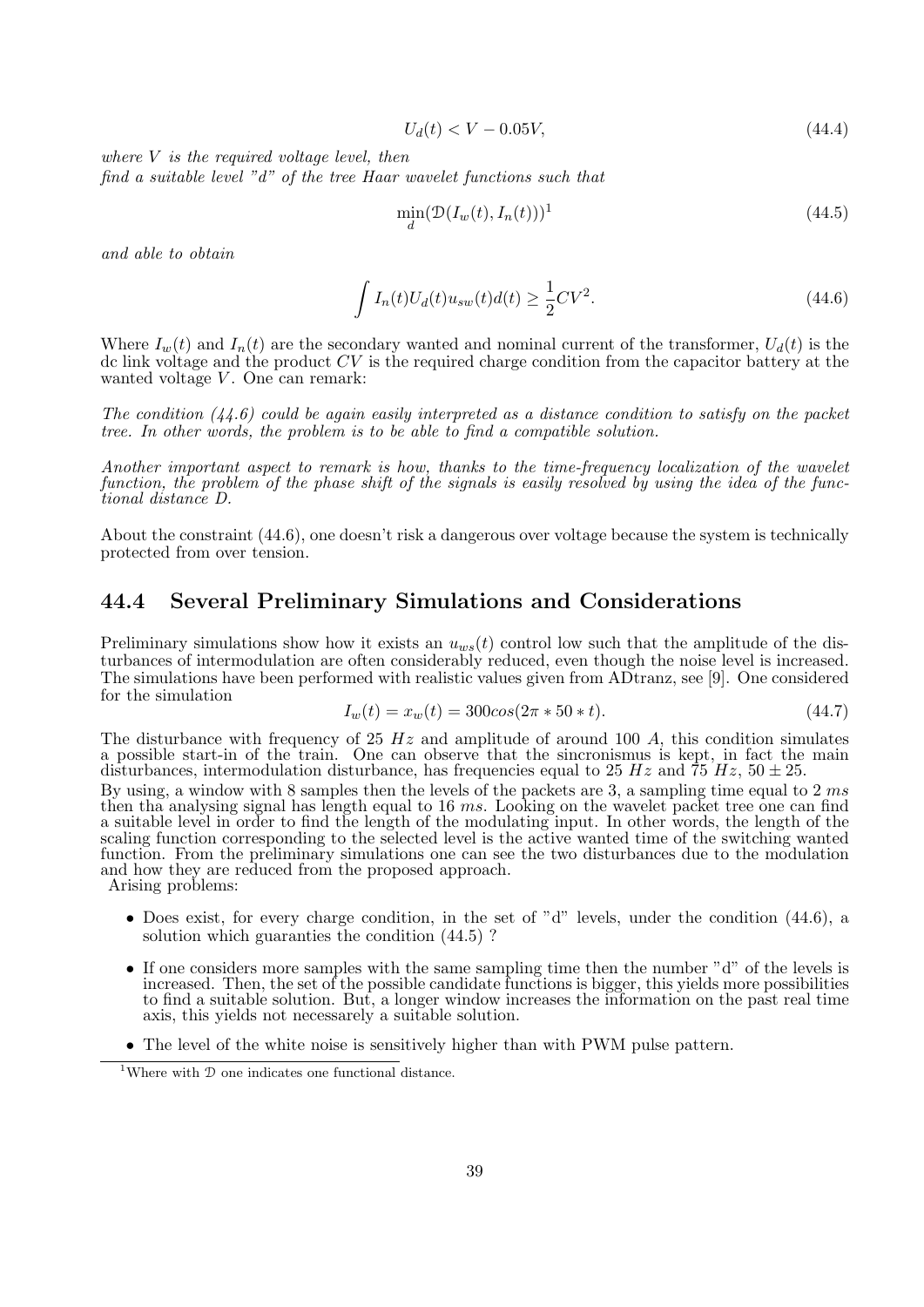$$U_d(t) < V - 0.05V, \tag{44.4}$$

*where $V$ is the required voltage level, then*
*find a suitable level "d" of the tree Haar wavelet functions such that*

$$\min_d (\mathcal{D}(I_w(t), I_n(t)))^1 \tag{44.5}$$

*and able to obtain*

$$\int I_n(t) U_d(t) u_{sw}(t) d(t) \geq \frac{1}{2} C V^2. \tag{44.6}$$

Where $I_w(t)$ and $I_n(t)$ are the secondary wanted and nominal current of the transformer, $U_d(t)$ is the dc link voltage and the product $CV$ is the required charge condition from the capacitor battery at the wanted voltage $V$. One can remark:

*The condition (44.6) could be again easily interpreted as a distance condition to satisfy on the packet tree. In other words, the problem is to be able to find a compatible solution.*

*Another important aspect to remark is how, thanks to the time-frequency localization of the wavelet function, the problem of the phase shift of the signals is easily resolved by using the idea of the functional distance D.*

About the constraint (44.6), one doesn't risk a dangerous over voltage because the system is technically protected from over tension.

## 44.4 Several Preliminary Simulations and Considerations

Preliminary simulations show how it exists an $u_{ws}(t)$ control low such that the amplitude of the disturbances of intermodulation are often considerably reduced, even though the noise level is increased. The simulations have been performed with realistic values given from ADtranz, see [9]. One considered for the simulation

$$I_w(t) = x_w(t) = 300 cos(2\pi * 50 * t). \tag{44.7}$$

The disturbance with frequency of 25 $Hz$ and amplitude of around 100 $A$, this condition simulates a possible start-in of the train. One can observe that the sincronismus is kept, in fact the main disturbances, intermodulation disturbance, has frequencies equal to 25 $Hz$ and 75 $Hz$, $50 \pm 25$.

By using, a window with 8 samples then the levels of the packets are 3, a sampling time equal to 2 $ms$ then tha analysing signal has length equal to 16 $ms$. Looking on the wavelet packet tree one can find a suitable level in order to find the length of the modulating input. In other words, the length of the scaling function corresponding to the selected level is the active wanted time of the switching wanted function. From the preliminary simulations one can see the two disturbances due to the modulation and how they are reduced from the proposed approach.

Arising problems:

- Does exist, for every charge condition, in the set of "d" levels, under the condition (44.6), a solution which guaranties the condition (44.5) ?
- If one considers more samples with the same sampling time then the number "d" of the levels is increased. Then, the set of the possible candidate functions is bigger, this yields more possibilities to find a suitable solution. But, a longer window increases the information on the past real time axis, this yields not necessarely a suitable solution.
- The level of the white noise is sensitively higher than with PWM pulse pattern.

[1] Where with $\mathcal{D}$ one indicates one functional distance.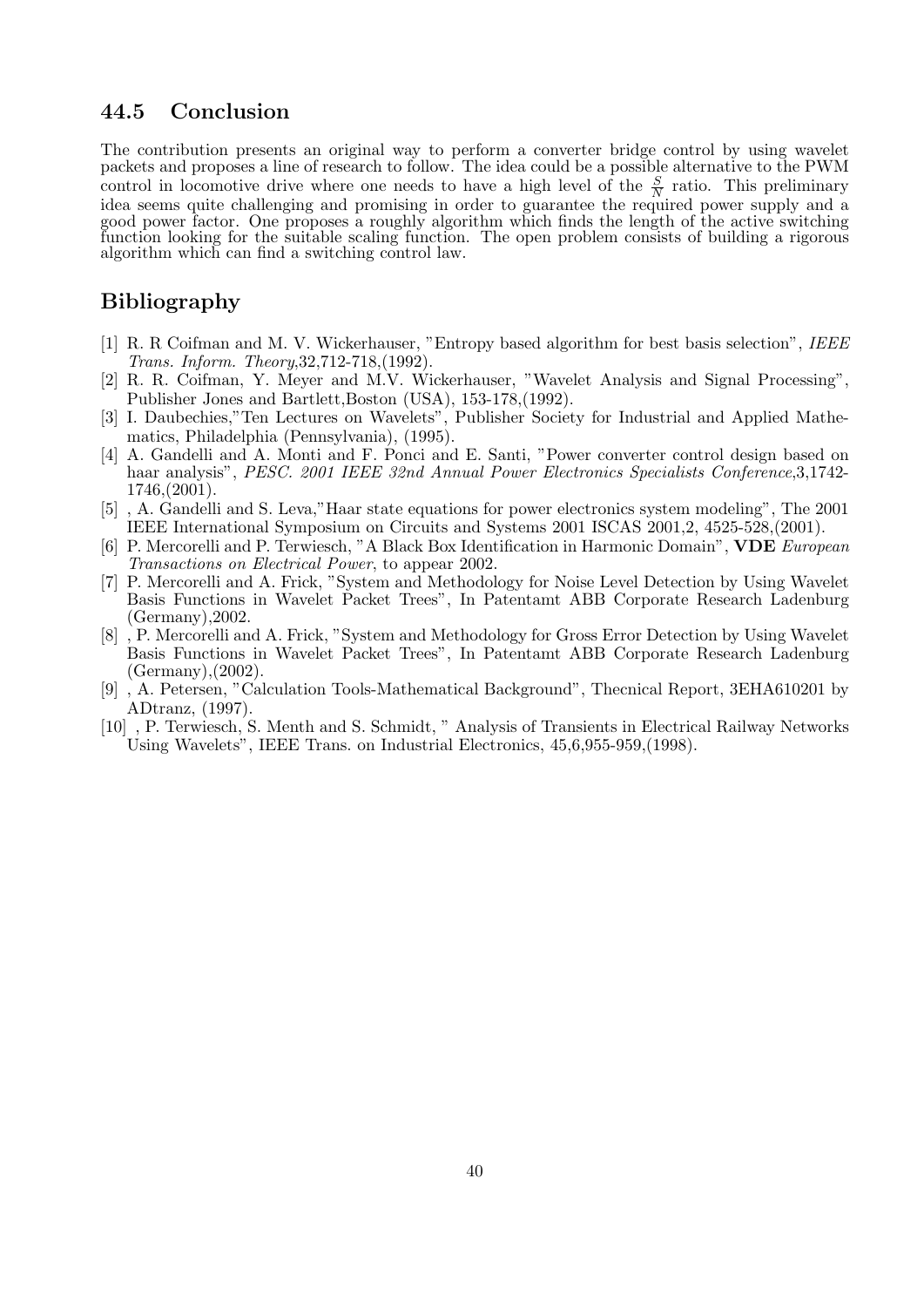## 44.5 Conclusion

The contribution presents an original way to perform a converter bridge control by using wavelet packets and proposes a line of research to follow. The idea could be a possible alternative to the PWM control in locomotive drive where one needs to have a high level of the $\frac{S}{N}$ ratio. This preliminary idea seems quite challenging and promising in order to guarantee the required power supply and a good power factor. One proposes a roughly algorithm which finds the length of the active switching function looking for the suitable scaling function. The open problem consists of building a rigorous algorithm which can find a switching control law.

## Bibliography

[1] R. R Coifman and M. V. Wickerhauser, "Entropy based algorithm for best basis selection", *IEEE Trans. Inform. Theory*,32,712-718,(1992).

[2] R. R. Coifman, Y. Meyer and M.V. Wickerhauser, "Wavelet Analysis and Signal Processing", Publisher Jones and Bartlett,Boston (USA), 153-178,(1992).

[3] I. Daubechies,"Ten Lectures on Wavelets", Publisher Society for Industrial and Applied Mathematics, Philadelphia (Pennsylvania), (1995).

[4] A. Gandelli and A. Monti and F. Ponci and E. Santi, "Power converter control design based on haar analysis", *PESC. 2001 IEEE 32nd Annual Power Electronics Specialists Conference*,3,1742-1746,(2001).

[5] , A. Gandelli and S. Leva,"Haar state equations for power electronics system modeling", The 2001 IEEE International Symposium on Circuits and Systems 2001 ISCAS 2001,2, 4525-528,(2001).

[6] P. Mercorelli and P. Terwiesch, "A Black Box Identification in Harmonic Domain", **VDE** *European Transactions on Electrical Power*, to appear 2002.

[7] P. Mercorelli and A. Frick, "System and Methodology for Noise Level Detection by Using Wavelet Basis Functions in Wavelet Packet Trees", In Patentamt ABB Corporate Research Ladenburg (Germany),2002.

[8] , P. Mercorelli and A. Frick, "System and Methodology for Gross Error Detection by Using Wavelet Basis Functions in Wavelet Packet Trees", In Patentamt ABB Corporate Research Ladenburg (Germany),(2002).

[9] , A. Petersen, "Calculation Tools-Mathematical Background", Thecnical Report, 3EHA610201 by ADtranz, (1997).

[10] , P. Terwiesch, S. Menth and S. Schmidt, " Analysis of Transients in Electrical Railway Networks Using Wavelets", IEEE Trans. on Industrial Electronics, 45,6,955-959,(1998).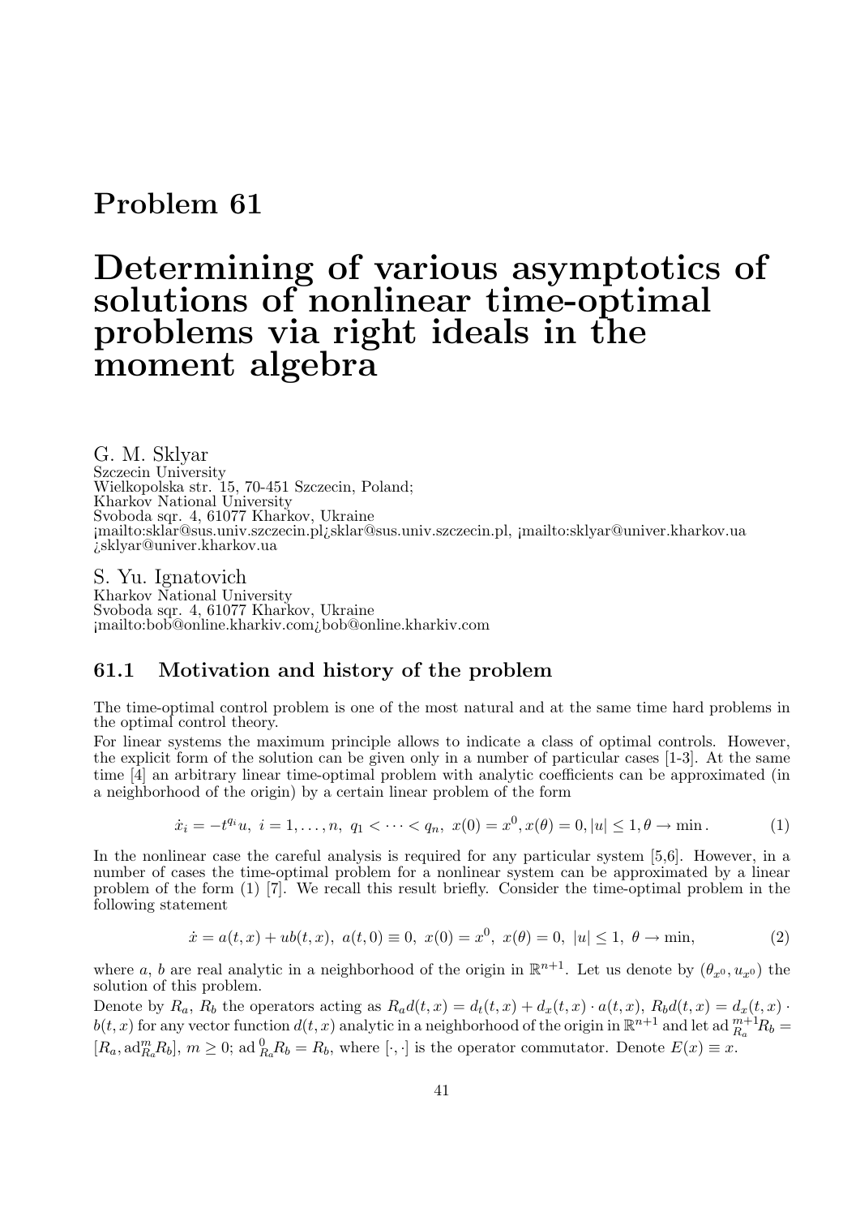# Problem 61

# Determining of various asymptotics of solutions of nonlinear time-optimal problems via right ideals in the moment algebra

G. M. Sklyar
Szczecin University
Wielkopolska str. 15, 70-451 Szczecin, Poland;
Kharkov National University
Svoboda sqr. 4, 61077 Kharkov, Ukraine
¡mailto:sklar@sus.univ.szczecin.pl¿sklar@sus.univ.szczecin.pl, ¡mailto:sklyar@univer.kharkov.ua ¿sklyar@univer.kharkov.ua

S. Yu. Ignatovich
Kharkov National University
Svoboda sqr. 4, 61077 Kharkov, Ukraine
¡mailto:bob@online.kharkiv.com¿bob@online.kharkiv.com

## 61.1 Motivation and history of the problem

The time-optimal control problem is one of the most natural and at the same time hard problems in the optimal control theory.

For linear systems the maximum principle allows to indicate a class of optimal controls. However, the explicit form of the solution can be given only in a number of particular cases [1-3]. At the same time [4] an arbitrary linear time-optimal problem with analytic coefficients can be approximated (in a neighborhood of the origin) by a certain linear problem of the form

$$\dot{x}_i = -t^{q_i}u, \ i = 1, \dots, n, \ q_1 < \dots < q_n, \ x(0) = x^0, x(\theta) = 0, |u| \leq 1, \theta \to \min. \tag{1}$$

In the nonlinear case the careful analysis is required for any particular system [5,6]. However, in a number of cases the time-optimal problem for a nonlinear system can be approximated by a linear problem of the form (1) [7]. We recall this result briefly. Consider the time-optimal problem in the following statement

$$\dot{x} = a(t, x) + ub(t, x), \ a(t, 0) \equiv 0, \ x(0) = x^0, \ x(\theta) = 0, \ |u| \leq 1, \ \theta \to \min, \tag{2}$$

where $a$, $b$ are real analytic in a neighborhood of the origin in $\mathbb{R}^{n+1}$. Let us denote by $(\theta_{x^0}, u_{x^0})$ the solution of this problem.

Denote by $R_a$, $R_b$ the operators acting as $R_a d(t, x) = d_t(t, x) + d_x(t, x) \cdot a(t, x)$, $R_b d(t, x) = d_x(t, x) \cdot b(t, x)$ for any vector function $d(t, x)$ analytic in a neighborhood of the origin in $\mathbb{R}^{n+1}$ and let $\mathrm{ad}\,_{R_a}^{m+1} R_b = [R_a, \mathrm{ad}_{R_a}^m R_b]$, $m \geq 0$; $\mathrm{ad}\,_{R_a}^0 R_b = R_b$, where $[\cdot, \cdot]$ is the operator commutator. Denote $E(x) \equiv x$.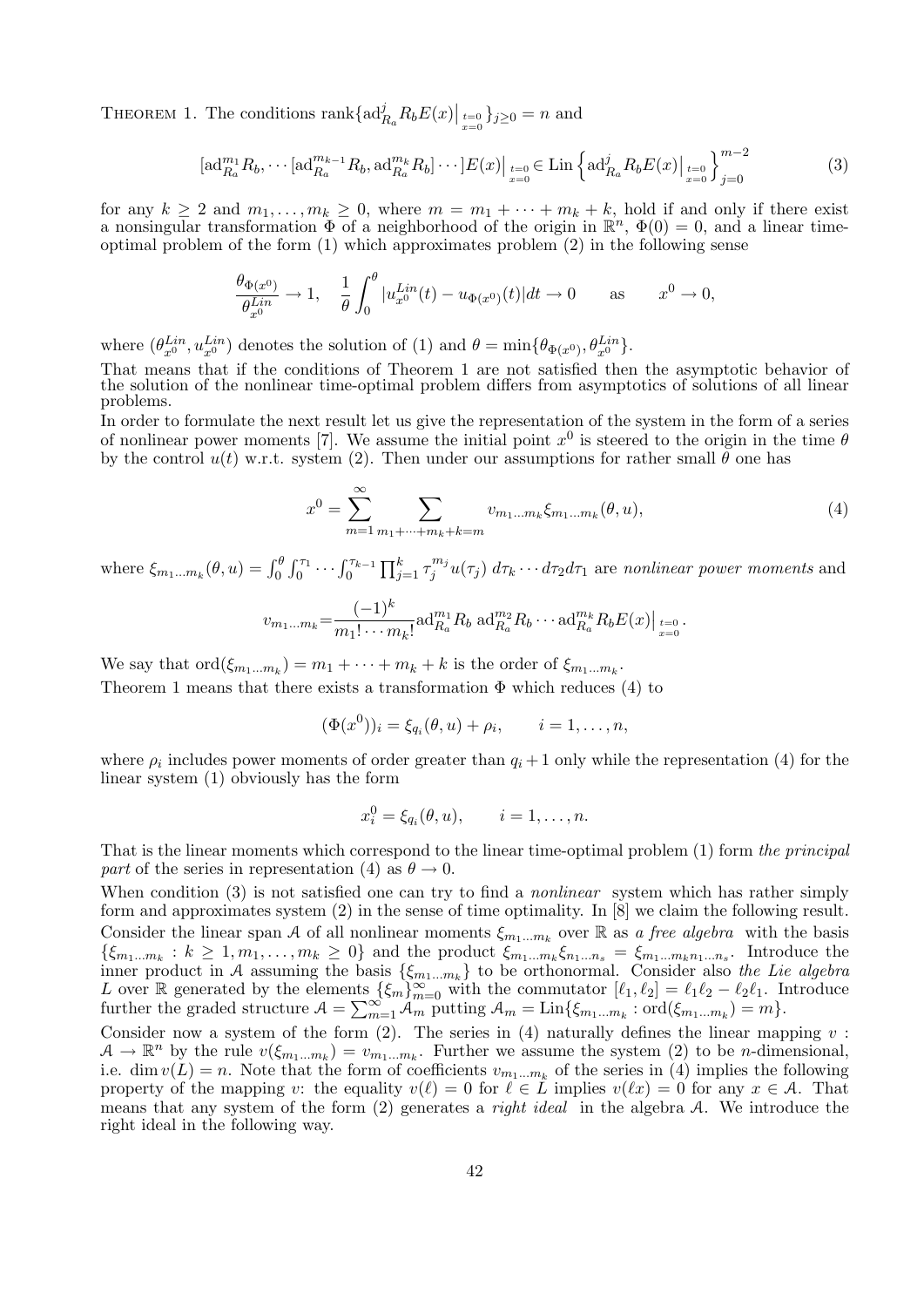THEOREM 1. The conditions $\operatorname{rank}\{\mathrm{ad}^j_{R_a} R_b E(x)\big|_{\substack{t=0\\x=0}}\}_{j\geq 0} = n$ and

$$[\mathrm{ad}^{m_1}_{R_a} R_b, \cdots [\mathrm{ad}^{m_{k-1}}_{R_a} R_b, \mathrm{ad}^{m_k}_{R_a} R_b] \cdots ] E(x)\big|_{\substack{t=0\\x=0}} \in \mathrm{Lin}\left\{\mathrm{ad}^j_{R_a} R_b E(x)\big|_{\substack{t=0\\x=0}}\right\}_{j=0}^{m-2} \tag{3}$$

for any $k \geq 2$ and $m_1, \ldots, m_k \geq 0$, where $m = m_1 + \cdots + m_k + k$, hold if and only if there exist a nonsingular transformation $\Phi$ of a neighborhood of the origin in $\mathbb{R}^n$, $\Phi(0) = 0$, and a linear time-optimal problem of the form (1) which approximates problem (2) in the following sense

$$\frac{\theta_{\Phi(x^0)}}{\theta^{Lin}_{x^0}} \to 1, \quad \frac{1}{\theta}\int_0^\theta |u^{Lin}_{x^0}(t) - u_{\Phi(x^0)}(t)|dt \to 0 \qquad \text{as} \qquad x^0 \to 0,$$

where $(\theta^{Lin}_{x^0}, u^{Lin}_{x^0})$ denotes the solution of (1) and $\theta = \min\{\theta_{\Phi(x^0)}, \theta^{Lin}_{x^0}\}$.

That means that if the conditions of Theorem 1 are not satisfied then the asymptotic behavior of the solution of the nonlinear time-optimal problem differs from asymptotics of solutions of all linear problems.

In order to formulate the next result let us give the representation of the system in the form of a series of nonlinear power moments [7]. We assume the initial point $x^0$ is steered to the origin in the time $\theta$ by the control $u(t)$ w.r.t. system (2). Then under our assumptions for rather small $\theta$ one has

$$x^0 = \sum_{m=1}^{\infty} \sum_{m_1+\cdots+m_k+k=m} v_{m_1\ldots m_k} \xi_{m_1\ldots m_k}(\theta, u), \tag{4}$$

where $\xi_{m_1\ldots m_k}(\theta, u) = \int_0^\theta \int_0^{\tau_1} \cdots \int_0^{\tau_{k-1}} \prod_{j=1}^k \tau_j^{m_j} u(\tau_j)\, d\tau_k \cdots d\tau_2 d\tau_1$ are *nonlinear power moments* and

$$v_{m_1\ldots m_k} = \frac{(-1)^k}{m_1! \cdots m_k!} \mathrm{ad}^{m_1}_{R_a} R_b \; \mathrm{ad}^{m_2}_{R_a} R_b \cdots \mathrm{ad}^{m_k}_{R_a} R_b E(x)\big|_{\substack{t=0\\x=0}}.$$

We say that $\mathrm{ord}(\xi_{m_1\ldots m_k}) = m_1 + \cdots + m_k + k$ is the order of $\xi_{m_1\ldots m_k}$.

Theorem 1 means that there exists a transformation $\Phi$ which reduces (4) to

$$(\Phi(x^0))_i = \xi_{q_i}(\theta, u) + \rho_i, \qquad i = 1, \ldots, n,$$

where $\rho_i$ includes power moments of order greater than $q_i + 1$ only while the representation (4) for the linear system (1) obviously has the form

$$x^0_i = \xi_{q_i}(\theta, u), \qquad i = 1, \ldots, n.$$

That is the linear moments which correspond to the linear time-optimal problem (1) form *the principal part* of the series in representation (4) as $\theta \to 0$.

When condition (3) is not satisfied one can try to find a *nonlinear* system which has rather simply form and approximates system (2) in the sense of time optimality. In [8] we claim the following result. Consider the linear span $\mathcal{A}$ of all nonlinear moments $\xi_{m_1\ldots m_k}$ over $\mathbb{R}$ as *a free algebra* with the basis $\{\xi_{m_1\ldots m_k} : k \geq 1, m_1, \ldots, m_k \geq 0\}$ and the product $\xi_{m_1\ldots m_k}\xi_{n_1\ldots n_s} = \xi_{m_1\ldots m_k n_1\ldots n_s}$. Introduce the inner product in $\mathcal{A}$ assuming the basis $\{\xi_{m_1\ldots m_k}\}$ to be orthonormal. Consider also *the Lie algebra* $L$ over $\mathbb{R}$ generated by the elements $\{\xi_m\}_{m=0}^\infty$ with the commutator $[\ell_1, \ell_2] = \ell_1\ell_2 - \ell_2\ell_1$. Introduce further the graded structure $\mathcal{A} = \sum_{m=1}^\infty \mathcal{A}_m$ putting $\mathcal{A}_m = \mathrm{Lin}\{\xi_{m_1\ldots m_k} : \mathrm{ord}(\xi_{m_1\ldots m_k}) = m\}$.

Consider now a system of the form (2). The series in (4) naturally defines the linear mapping $v : \mathcal{A} \to \mathbb{R}^n$ by the rule $v(\xi_{m_1\ldots m_k}) = v_{m_1\ldots m_k}$. Further we assume the system (2) to be $n$-dimensional, i.e. $\dim v(L) = n$. Note that the form of coefficients $v_{m_1\ldots m_k}$ of the series in (4) implies the following property of the mapping $v$: the equality $v(\ell) = 0$ for $\ell \in L$ implies $v(\ell x) = 0$ for any $x \in \mathcal{A}$. That means that any system of the form (2) generates a *right ideal* in the algebra $\mathcal{A}$. We introduce the right ideal in the following way.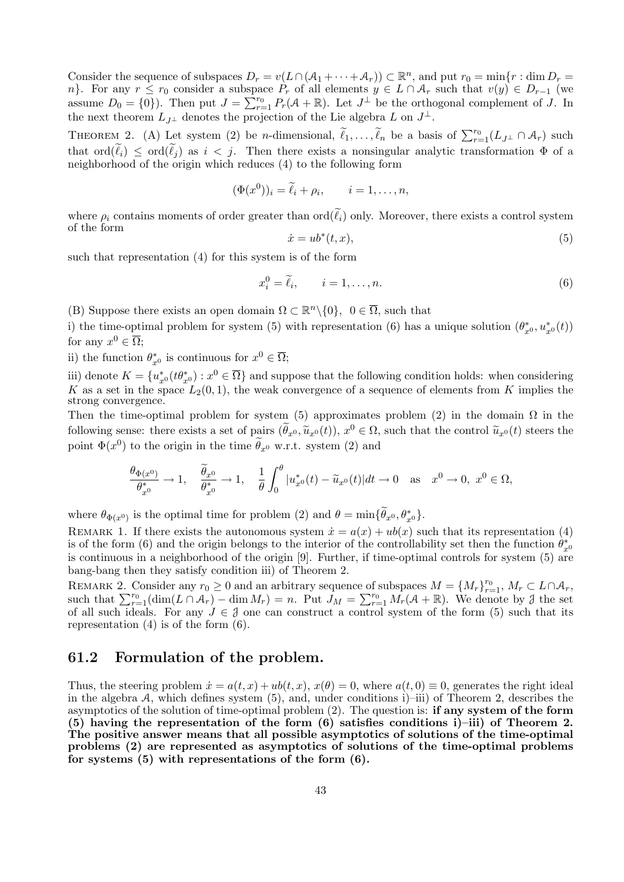Consider the sequence of subspaces $D_r = v(L \cap (\mathcal{A}_1 + \cdots + \mathcal{A}_r)) \subset \mathbb{R}^n$, and put $r_0 = \min\{r : \dim D_r = n\}$. For any $r \leq r_0$ consider a subspace $P_r$ of all elements $y \in L \cap \mathcal{A}_r$ such that $v(y) \in D_{r-1}$ (we assume $D_0 = \{0\}$). Then put $J = \sum_{r=1}^{r_0} P_r(\mathcal{A} + \mathbb{R})$. Let $J^\perp$ be the orthogonal complement of $J$. In the next theorem $L_{J^\perp}$ denotes the projection of the Lie algebra $L$ on $J^\perp$.

Theorem 2. (A) Let system (2) be $n$-dimensional, $\widetilde{\ell}_1, \ldots, \widetilde{\ell}_n$ be a basis of $\sum_{r=1}^{r_0}(L_{J^\perp} \cap \mathcal{A}_r)$ such that $\mathrm{ord}(\widetilde{\ell}_i) \leq \mathrm{ord}(\widetilde{\ell}_j)$ as $i < j$. Then there exists a nonsingular analytic transformation $\Phi$ of a neighborhood of the origin which reduces (4) to the following form

$$(\Phi(x^0))_i = \widetilde{\ell}_i + \rho_i, \qquad i = 1, \ldots, n,$$

where $\rho_i$ contains moments of order greater than $\mathrm{ord}(\widetilde{\ell}_i)$ only. Moreover, there exists a control system of the form

$$\dot{x} = ub^*(t, x), \tag{5}$$

such that representation (4) for this system is of the form

$$x_i^0 = \widetilde{\ell}_i, \qquad i = 1, \ldots, n. \tag{6}$$

(B) Suppose there exists an open domain $\Omega \subset \mathbb{R}^n \backslash \{0\}$, $0 \in \overline{\Omega}$, such that

i) the time-optimal problem for system (5) with representation (6) has a unique solution $(\theta^*_{x^0}, u^*_{x^0}(t))$ for any $x^0 \in \overline{\Omega}$;

ii) the function $\theta^*_{x^0}$ is continuous for $x^0 \in \overline{\Omega}$;

iii) denote $K = \{u^*_{x^0}(t\theta^*_{x^0}) : x^0 \in \overline{\Omega}\}$ and suppose that the following condition holds: when considering $K$ as a set in the space $L_2(0, 1)$, the weak convergence of a sequence of elements from $K$ implies the strong convergence.

Then the time-optimal problem for system (5) approximates problem (2) in the domain $\Omega$ in the following sense: there exists a set of pairs $(\widetilde{\theta}_{x^0}, \widetilde{u}_{x^0}(t))$, $x^0 \in \Omega$, such that the control $\widetilde{u}_{x^0}(t)$ steers the point $\Phi(x^0)$ to the origin in the time $\widetilde{\theta}_{x^0}$ w.r.t. system (2) and

$$\frac{\theta_{\Phi(x^0)}}{\theta^*_{x^0}} \to 1, \quad \frac{\widetilde{\theta}_{x^0}}{\theta^*_{x^0}} \to 1, \quad \frac{1}{\theta}\int_0^\theta |u^*_{x^0}(t) - \widetilde{u}_{x^0}(t)| dt \to 0 \quad \text{as} \quad x^0 \to 0,\ x^0 \in \Omega,$$

where $\theta_{\Phi(x^0)}$ is the optimal time for problem (2) and $\theta = \min\{\widetilde{\theta}_{x^0}, \theta^*_{x^0}\}$.

Remark 1. If there exists the autonomous system $\dot{x} = a(x) + ub(x)$ such that its representation (4) is of the form (6) and the origin belongs to the interior of the controllability set then the function $\theta^*_{x^0}$ is continuous in a neighborhood of the origin [9]. Further, if time-optimal controls for system (5) are bang-bang then they satisfy condition iii) of Theorem 2.

Remark 2. Consider any $r_0 \geq 0$ and an arbitrary sequence of subspaces $M = \{M_r\}_{r=1}^{r_0}$, $M_r \subset L \cap \mathcal{A}_r$, such that $\sum_{r=1}^{r_0}(\dim(L \cap \mathcal{A}_r) - \dim M_r) = n$. Put $J_M = \sum_{r=1}^{r_0} M_r(\mathcal{A} + \mathbb{R})$. We denote by $\mathcal{J}$ the set of all such ideals. For any $J \in \mathcal{J}$ one can construct a control system of the form (5) such that its representation (4) is of the form (6).

## 61.2 Formulation of the problem.

Thus, the steering problem $\dot{x} = a(t, x) + ub(t, x)$, $x(\theta) = 0$, where $a(t, 0) \equiv 0$, generates the right ideal in the algebra $\mathcal{A}$, which defines system (5), and, under conditions i)–iii) of Theorem 2, describes the asymptotics of the solution of time-optimal problem (2). The question is: **if any system of the form (5) having the representation of the form (6) satisfies conditions i)–iii) of Theorem 2. The positive answer means that all possible asymptotics of solutions of the time-optimal problems (2) are represented as asymptotics of solutions of the time-optimal problems for systems (5) with representations of the form (6).**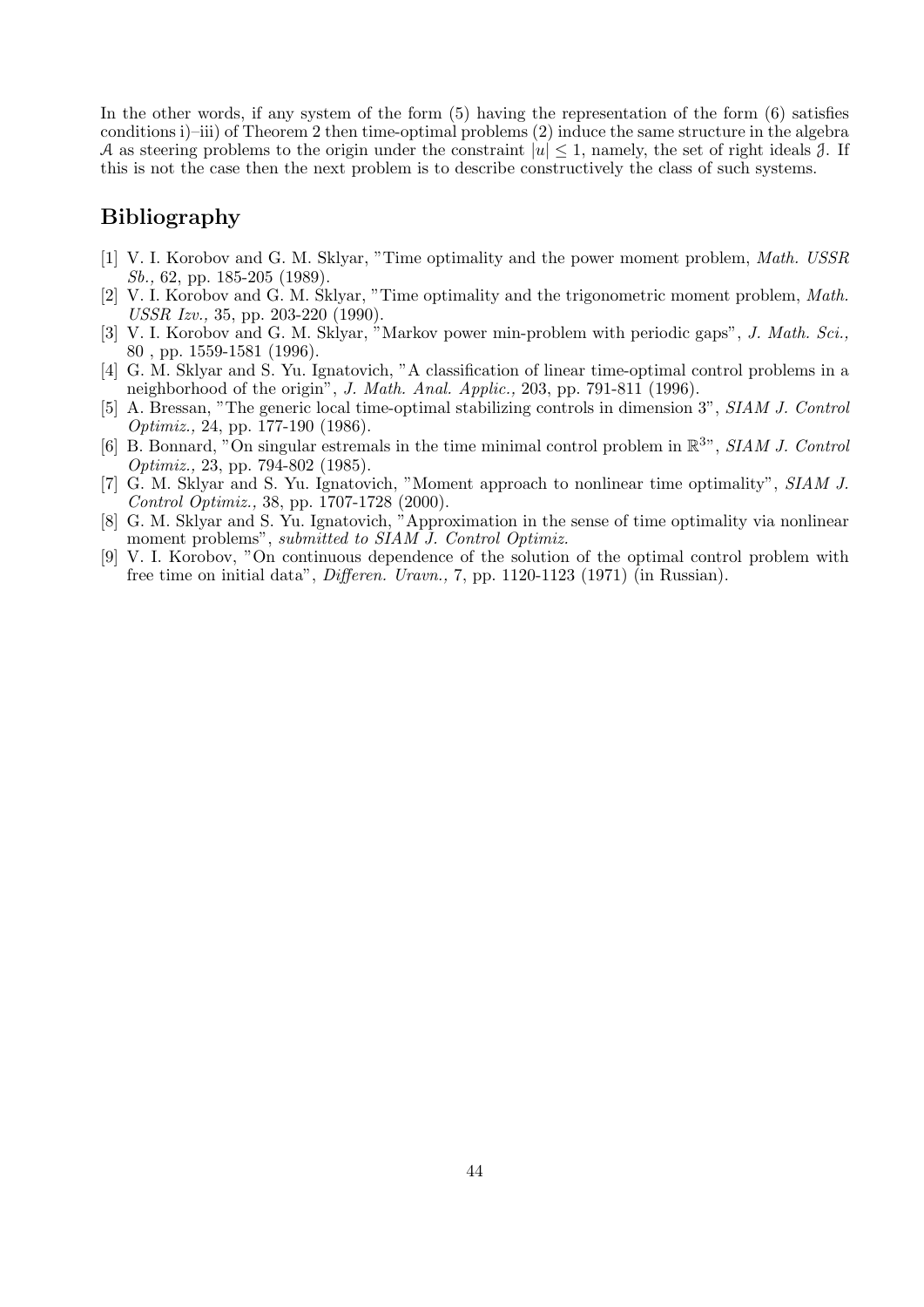In the other words, if any system of the form (5) having the representation of the form (6) satisfies conditions i)–iii) of Theorem 2 then time-optimal problems (2) induce the same structure in the algebra $\mathcal{A}$ as steering problems to the origin under the constraint $|u| \leq 1$, namely, the set of right ideals $\mathcal{J}$. If this is not the case then the next problem is to describe constructively the class of such systems.

## Bibliography

[1] V. I. Korobov and G. M. Sklyar, "Time optimality and the power moment problem, *Math. USSR Sb.,* 62, pp. 185-205 (1989).

[2] V. I. Korobov and G. M. Sklyar, "Time optimality and the trigonometric moment problem, *Math. USSR Izv.,* 35, pp. 203-220 (1990).

[3] V. I. Korobov and G. M. Sklyar, "Markov power min-problem with periodic gaps", *J. Math. Sci.,* 80 , pp. 1559-1581 (1996).

[4] G. M. Sklyar and S. Yu. Ignatovich, "A classification of linear time-optimal control problems in a neighborhood of the origin", *J. Math. Anal. Applic.,* 203, pp. 791-811 (1996).

[5] A. Bressan, "The generic local time-optimal stabilizing controls in dimension 3", *SIAM J. Control Optimiz.,* 24, pp. 177-190 (1986).

[6] B. Bonnard, "On singular estremals in the time minimal control problem in $\mathbb{R}^3$", *SIAM J. Control Optimiz.,* 23, pp. 794-802 (1985).

[7] G. M. Sklyar and S. Yu. Ignatovich, "Moment approach to nonlinear time optimality", *SIAM J. Control Optimiz.,* 38, pp. 1707-1728 (2000).

[8] G. M. Sklyar and S. Yu. Ignatovich, "Approximation in the sense of time optimality via nonlinear moment problems", *submitted to SIAM J. Control Optimiz.*

[9] V. I. Korobov, "On continuous dependence of the solution of the optimal control problem with free time on initial data", *Differen. Uravn.,* 7, pp. 1120-1123 (1971) (in Russian).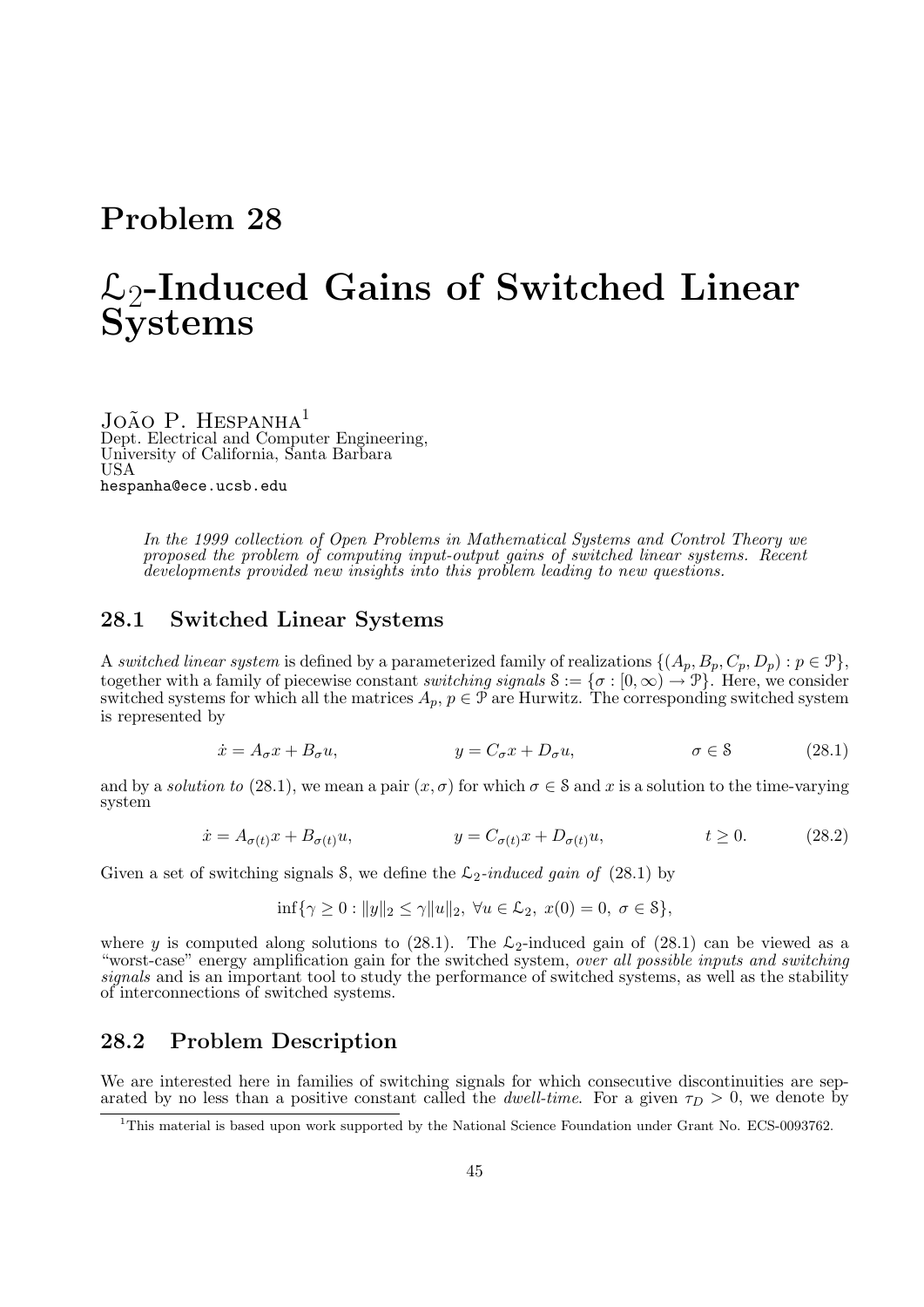# Problem 28

# $\mathcal{L}_2$-Induced Gains of Switched Linear Systems

João P. Hespanha[1]
Dept. Electrical and Computer Engineering,
University of California, Santa Barbara
USA
hespanha@ece.ucsb.edu

*In the 1999 collection of Open Problems in Mathematical Systems and Control Theory we proposed the problem of computing input-output gains of switched linear systems. Recent developments provided new insights into this problem leading to new questions.*

## 28.1 Switched Linear Systems

A *switched linear system* is defined by a parameterized family of realizations $\{(A_p, B_p, C_p, D_p) : p \in \mathcal{P}\}$, together with a family of piecewise constant *switching signals* $\mathcal{S} := \{\sigma : [0, \infty) \to \mathcal{P}\}$. Here, we consider switched systems for which all the matrices $A_p$, $p \in \mathcal{P}$ are Hurwitz. The corresponding switched system is represented by

$$\dot{x} = A_\sigma x + B_\sigma u, \qquad y = C_\sigma x + D_\sigma u, \qquad \sigma \in \mathcal{S} \tag{28.1}$$

and by a *solution to* (28.1), we mean a pair $(x, \sigma)$ for which $\sigma \in \mathcal{S}$ and $x$ is a solution to the time-varying system

$$\dot{x} = A_{\sigma(t)} x + B_{\sigma(t)} u, \qquad y = C_{\sigma(t)} x + D_{\sigma(t)} u, \qquad t \geq 0. \tag{28.2}$$

Given a set of switching signals $\mathcal{S}$, we define the $\mathcal{L}_2$*-induced gain of* (28.1) by

$$\inf\{\gamma \geq 0 : \|y\|_2 \leq \gamma \|u\|_2, \ \forall u \in \mathcal{L}_2, \ x(0) = 0, \ \sigma \in \mathcal{S}\},$$

where $y$ is computed along solutions to (28.1). The $\mathcal{L}_2$-induced gain of (28.1) can be viewed as a "worst-case" energy amplification gain for the switched system, *over all possible inputs and switching signals* and is an important tool to study the performance of switched systems, as well as the stability of interconnections of switched systems.

## 28.2 Problem Description

We are interested here in families of switching signals for which consecutive discontinuities are separated by no less than a positive constant called the *dwell-time*. For a given $\tau_D > 0$, we denote by

[1] This material is based upon work supported by the National Science Foundation under Grant No. ECS-0093762.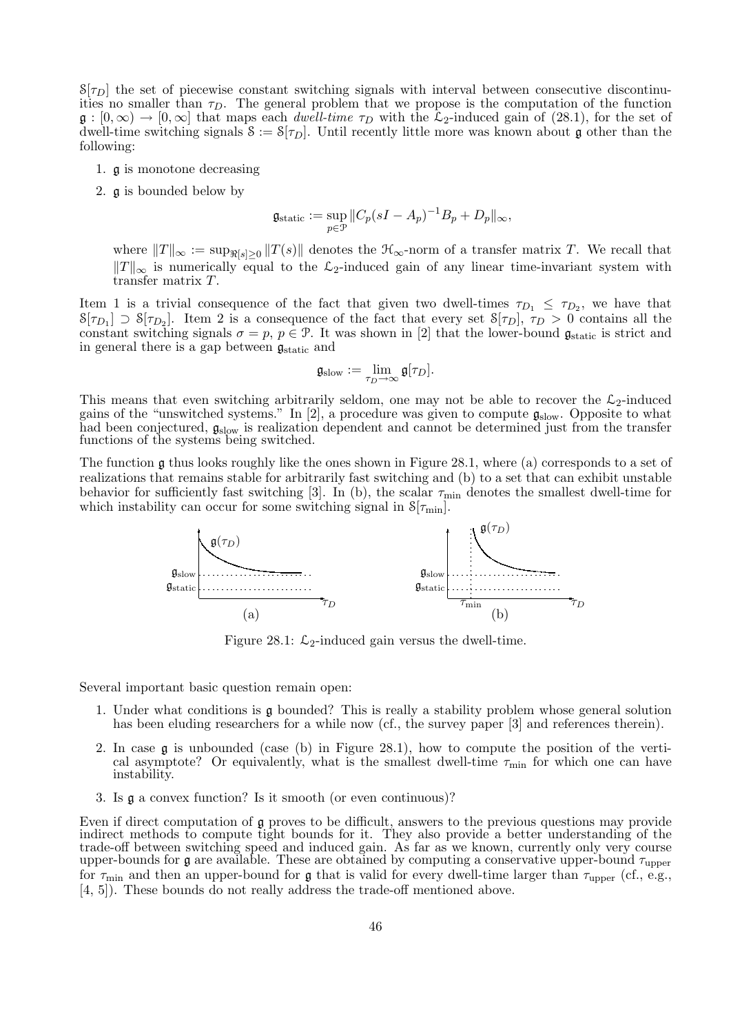$\mathcal{S}[\tau_D]$ the set of piecewise constant switching signals with interval between consecutive discontinuities no smaller than $\tau_D$. The general problem that we propose is the computation of the function $\mathfrak{g} : [0, \infty) \to [0, \infty]$ that maps each *dwell-time* $\tau_D$ with the $\mathcal{L}_2$-induced gain of (28.1), for the set of dwell-time switching signals $\mathcal{S} := \mathcal{S}[\tau_D]$. Until recently little more was known about $\mathfrak{g}$ other than the following:

1. $\mathfrak{g}$ is monotone decreasing
2. $\mathfrak{g}$ is bounded below by

$$\mathfrak{g}_{\text{static}} := \sup_{p \in \mathcal{P}} \| C_p (sI - A_p)^{-1} B_p + D_p \|_\infty,$$

where $\|T\|_\infty := \sup_{\Re[s] \geq 0} \|T(s)\|$ denotes the $\mathcal{H}_\infty$-norm of a transfer matrix $T$. We recall that $\|T\|_\infty$ is numerically equal to the $\mathcal{L}_2$-induced gain of any linear time-invariant system with transfer matrix $T$.

Item 1 is a trivial consequence of the fact that given two dwell-times $\tau_{D_1} \leq \tau_{D_2}$, we have that $\mathcal{S}[\tau_{D_1}] \supset \mathcal{S}[\tau_{D_2}]$. Item 2 is a consequence of the fact that every set $\mathcal{S}[\tau_D]$, $\tau_D > 0$ contains all the constant switching signals $\sigma = p$, $p \in \mathcal{P}$. It was shown in [2] that the lower-bound $\mathfrak{g}_{\text{static}}$ is strict and in general there is a gap between $\mathfrak{g}_{\text{static}}$ and

$$\mathfrak{g}_{\text{slow}} := \lim_{\tau_D \to \infty} \mathfrak{g}[\tau_D].$$

This means that even switching arbitrarily seldom, one may not be able to recover the $\mathcal{L}_2$-induced gains of the "unswitched systems." In [2], a procedure was given to compute $\mathfrak{g}_{\text{slow}}$. Opposite to what had been conjectured, $\mathfrak{g}_{\text{slow}}$ is realization dependent and cannot be determined just from the transfer functions of the systems being switched.

The function $\mathfrak{g}$ thus looks roughly like the ones shown in Figure 28.1, where (a) corresponds to a set of realizations that remains stable for arbitrarily fast switching and (b) to a set that can exhibit unstable behavior for sufficiently fast switching [3]. In (b), the scalar $\tau_{\min}$ denotes the smallest dwell-time for which instability can occur for some switching signal in $\mathcal{S}[\tau_{\min}]$.

Figure 28.1: $\mathcal{L}_2$-induced gain versus the dwell-time.

Several important basic question remain open:

1. Under what conditions is $\mathfrak{g}$ bounded? This is really a stability problem whose general solution has been eluding researchers for a while now (cf., the survey paper [3] and references therein).
2. In case $\mathfrak{g}$ is unbounded (case (b) in Figure 28.1), how to compute the position of the vertical asymptote? Or equivalently, what is the smallest dwell-time $\tau_{\min}$ for which one can have instability.
3. Is $\mathfrak{g}$ a convex function? Is it smooth (or even continuous)?

Even if direct computation of $\mathfrak{g}$ proves to be difficult, answers to the previous questions may provide indirect methods to compute tight bounds for it. They also provide a better understanding of the trade-off between switching speed and induced gain. As far as we known, currently only very course upper-bounds for $\mathfrak{g}$ are available. These are obtained by computing a conservative upper-bound $\tau_{\text{upper}}$ for $\tau_{\min}$ and then an upper-bound for $\mathfrak{g}$ that is valid for every dwell-time larger than $\tau_{\text{upper}}$ (cf., e.g., [4, 5]). These bounds do not really address the trade-off mentioned above.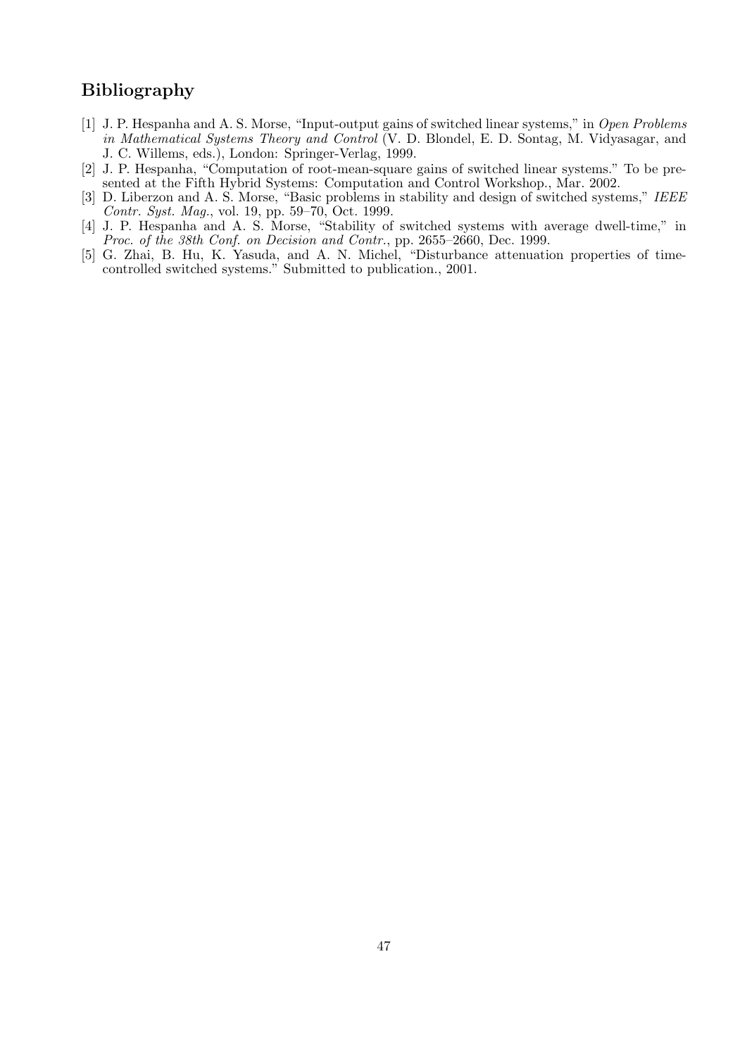## Bibliography

[1] J. P. Hespanha and A. S. Morse, "Input-output gains of switched linear systems," in *Open Problems in Mathematical Systems Theory and Control* (V. D. Blondel, E. D. Sontag, M. Vidyasagar, and J. C. Willems, eds.), London: Springer-Verlag, 1999.

[2] J. P. Hespanha, "Computation of root-mean-square gains of switched linear systems." To be presented at the Fifth Hybrid Systems: Computation and Control Workshop., Mar. 2002.

[3] D. Liberzon and A. S. Morse, "Basic problems in stability and design of switched systems," *IEEE Contr. Syst. Mag.*, vol. 19, pp. 59–70, Oct. 1999.

[4] J. P. Hespanha and A. S. Morse, "Stability of switched systems with average dwell-time," in *Proc. of the 38th Conf. on Decision and Contr.*, pp. 2655–2660, Dec. 1999.

[5] G. Zhai, B. Hu, K. Yasuda, and A. N. Michel, "Disturbance attenuation properties of time-controlled switched systems." Submitted to publication., 2001.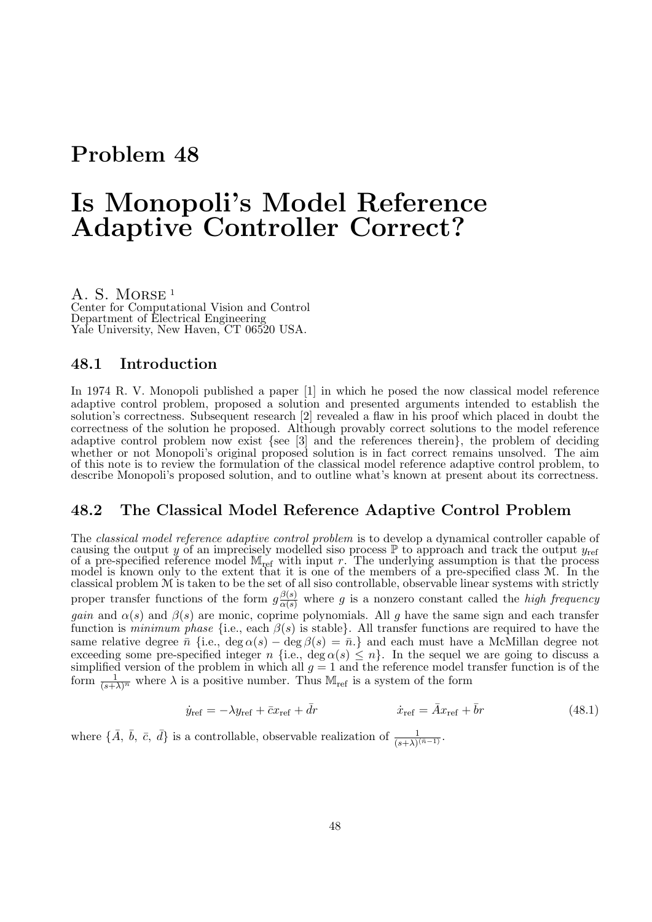# Problem 48

# Is Monopoli's Model Reference Adaptive Controller Correct?

A. S. Morse [1]
Center for Computational Vision and Control
Department of Electrical Engineering
Yale University, New Haven, CT 06520 USA.

## 48.1 Introduction

In 1974 R. V. Monopoli published a paper [1] in which he posed the now classical model reference adaptive control problem, proposed a solution and presented arguments intended to establish the solution's correctness. Subsequent research [2] revealed a flaw in his proof which placed in doubt the correctness of the solution he proposed. Although provably correct solutions to the model reference adaptive control problem now exist {see [3] and the references therein}, the problem of deciding whether or not Monopoli's original proposed solution is in fact correct remains unsolved. The aim of this note is to review the formulation of the classical model reference adaptive control problem, to describe Monopoli's proposed solution, and to outline what's known at present about its correctness.

## 48.2 The Classical Model Reference Adaptive Control Problem

The *classical model reference adaptive control problem* is to develop a dynamical controller capable of causing the output $y$ of an imprecisely modelled siso process $\mathbb{P}$ to approach and track the output $y_{\text{ref}}$ of a pre-specified reference model $\mathbb{M}_{\text{ref}}$ with input $r$. The underlying assumption is that the process model is known only to the extent that it is one of the members of a pre-specified class $\mathcal{M}$. In the classical problem $\mathcal{M}$ is taken to be the set of all siso controllable, observable linear systems with strictly proper transfer functions of the form $g\frac{\beta(s)}{\alpha(s)}$ where $g$ is a nonzero constant called the *high frequency gain* and $\alpha(s)$ and $\beta(s)$ are monic, coprime polynomials. All $g$ have the same sign and each transfer function is *minimum phase* {i.e., each $\beta(s)$ is stable}. All transfer functions are required to have the same relative degree $\bar{n}$ {i.e., $\deg\alpha(s) - \deg\beta(s) = \bar{n}$.} and each must have a McMillan degree not exceeding some pre-specified integer $n$ {i.e., $\deg\alpha(s) \leq n$}. In the sequel we are going to discuss a simplified version of the problem in which all $g = 1$ and the reference model transfer function is of the form $\frac{1}{(s+\lambda)^{n}}$ where $\lambda$ is a positive number. Thus $\mathbb{M}_{\text{ref}}$ is a system of the form

$$\dot{y}_{\text{ref}} = -\lambda y_{\text{ref}} + \bar{c}x_{\text{ref}} + \bar{d}r \qquad\qquad \dot{x}_{\text{ref}} = \bar{A}x_{\text{ref}} + \bar{b}r \tag{48.1}$$

where $\{\bar{A},\ \bar{b},\ \bar{c},\ \bar{d}\}$ is a controllable, observable realization of $\frac{1}{(s+\lambda)^{(\bar{n}-1)}}$.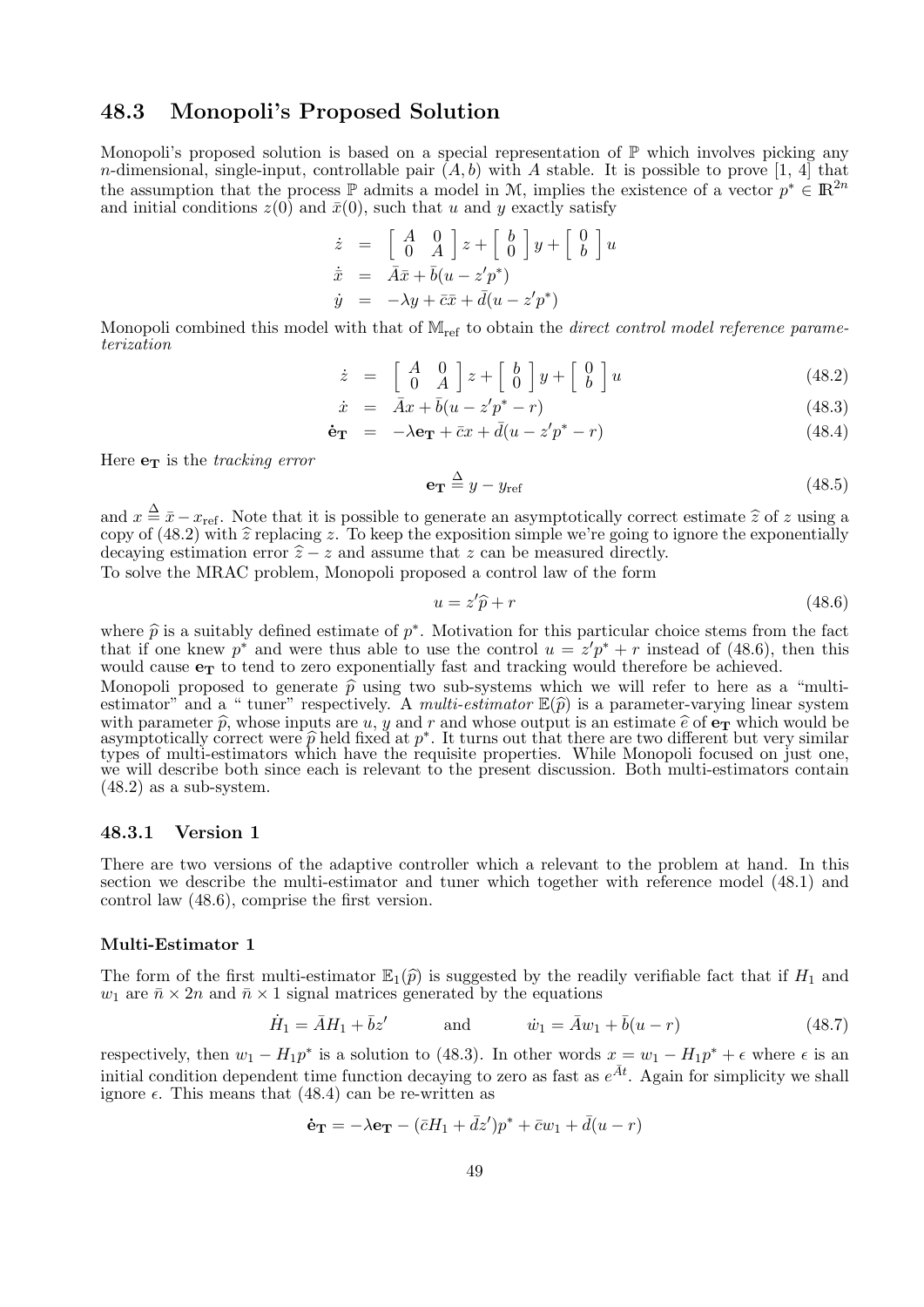## 48.3 Monopoli's Proposed Solution

Monopoli's proposed solution is based on a special representation of $\mathbb{P}$ which involves picking any $n$-dimensional, single-input, controllable pair $(A, b)$ with $A$ stable. It is possible to prove [1, 4] that the assumption that the process $\mathbb{P}$ admits a model in $\mathcal{M}$, implies the existence of a vector $p^* \in \mathbb{R}^{2n}$ and initial conditions $z(0)$ and $\bar{x}(0)$, such that $u$ and $y$ exactly satisfy

$$
\begin{aligned}
\dot{z} &= \begin{bmatrix} A & 0 \\ 0 & A \end{bmatrix} z + \begin{bmatrix} b \\ 0 \end{bmatrix} y + \begin{bmatrix} 0 \\ b \end{bmatrix} u \\
\dot{\bar{x}} &= \bar{A}\bar{x} + \bar{b}(u - z'p^*) \\
\dot{y} &= -\lambda y + \bar{c}\bar{x} + \bar{d}(u - z'p^*)
\end{aligned}
$$

Monopoli combined this model with that of $\mathbb{M}_{\text{ref}}$ to obtain the *direct control model reference parameterization*

$$
\dot{z} = \begin{bmatrix} A & 0 \\ 0 & A \end{bmatrix} z + \begin{bmatrix} b \\ 0 \end{bmatrix} y + \begin{bmatrix} 0 \\ b \end{bmatrix} u \tag{48.2}
$$

$$
\dot{x} = \bar{A}x + \bar{b}(u - z'p^* - r) \tag{48.3}
$$

$$
\dot{\mathbf{e}}_{\mathbf{T}} = -\lambda \mathbf{e}_{\mathbf{T}} + \bar{c}x + \bar{d}(u - z'p^* - r) \tag{48.4}
$$

Here $\mathbf{e}_{\mathbf{T}}$ is the *tracking error*

$$
\mathbf{e}_{\mathbf{T}} \stackrel{\Delta}{=} y - y_{\text{ref}} \tag{48.5}
$$

and $x \stackrel{\Delta}{=} \bar{x} - x_{\text{ref}}$. Note that it is possible to generate an asymptotically correct estimate $\widehat{z}$ of $z$ using a copy of (48.2) with $\widehat{z}$ replacing $z$. To keep the exposition simple we're going to ignore the exponentially decaying estimation error $\widehat{z} - z$ and assume that $z$ can be measured directly.
To solve the MRAC problem, Monopoli proposed a control law of the form

$$
u = z'\widehat{p} + r \tag{48.6}
$$

where $\widehat{p}$ is a suitably defined estimate of $p^*$. Motivation for this particular choice stems from the fact that if one knew $p^*$ and were thus able to use the control $u = z'p^* + r$ instead of (48.6), then this would cause $\mathbf{e}_{\mathbf{T}}$ to tend to zero exponentially fast and tracking would therefore be achieved.
Monopoli proposed to generate $\widehat{p}$ using two sub-systems which we will refer to here as a "multi-estimator" and a " tuner" respectively. A *multi-estimator* $\mathbb{E}(\widehat{p})$ is a parameter-varying linear system with parameter $\widehat{p}$, whose inputs are $u$, $y$ and $r$ and whose output is an estimate $\widehat{e}$ of $\mathbf{e}_{\mathbf{T}}$ which would be asymptotically correct were $\widehat{p}$ held fixed at $p^*$. It turns out that there are two different but very similar types of multi-estimators which have the requisite properties. While Monopoli focused on just one, we will describe both since each is relevant to the present discussion. Both multi-estimators contain (48.2) as a sub-system.

### 48.3.1 Version 1

There are two versions of the adaptive controller which a relevant to the problem at hand. In this section we describe the multi-estimator and tuner which together with reference model (48.1) and control law (48.6), comprise the first version.

#### Multi-Estimator 1

The form of the first multi-estimator $\mathbb{E}_1(\widehat{p})$ is suggested by the readily verifiable fact that if $H_1$ and $w_1$ are $\bar{n} \times 2n$ and $\bar{n} \times 1$ signal matrices generated by the equations

$$
\dot{H}_1 = \bar{A}H_1 + \bar{b}z' \qquad \text{and} \qquad \dot{w}_1 = \bar{A}w_1 + \bar{b}(u - r) \tag{48.7}
$$

respectively, then $w_1 - H_1 p^*$ is a solution to (48.3). In other words $x = w_1 - H_1 p^* + \epsilon$ where $\epsilon$ is an initial condition dependent time function decaying to zero as fast as $e^{\bar{A}t}$. Again for simplicity we shall ignore $\epsilon$. This means that (48.4) can be re-written as

$$
\dot{\mathbf{e}}_{\mathbf{T}} = -\lambda \mathbf{e}_{\mathbf{T}} - (\bar{c}H_1 + \bar{d}z')p^* + \bar{c}w_1 + \bar{d}(u - r)
$$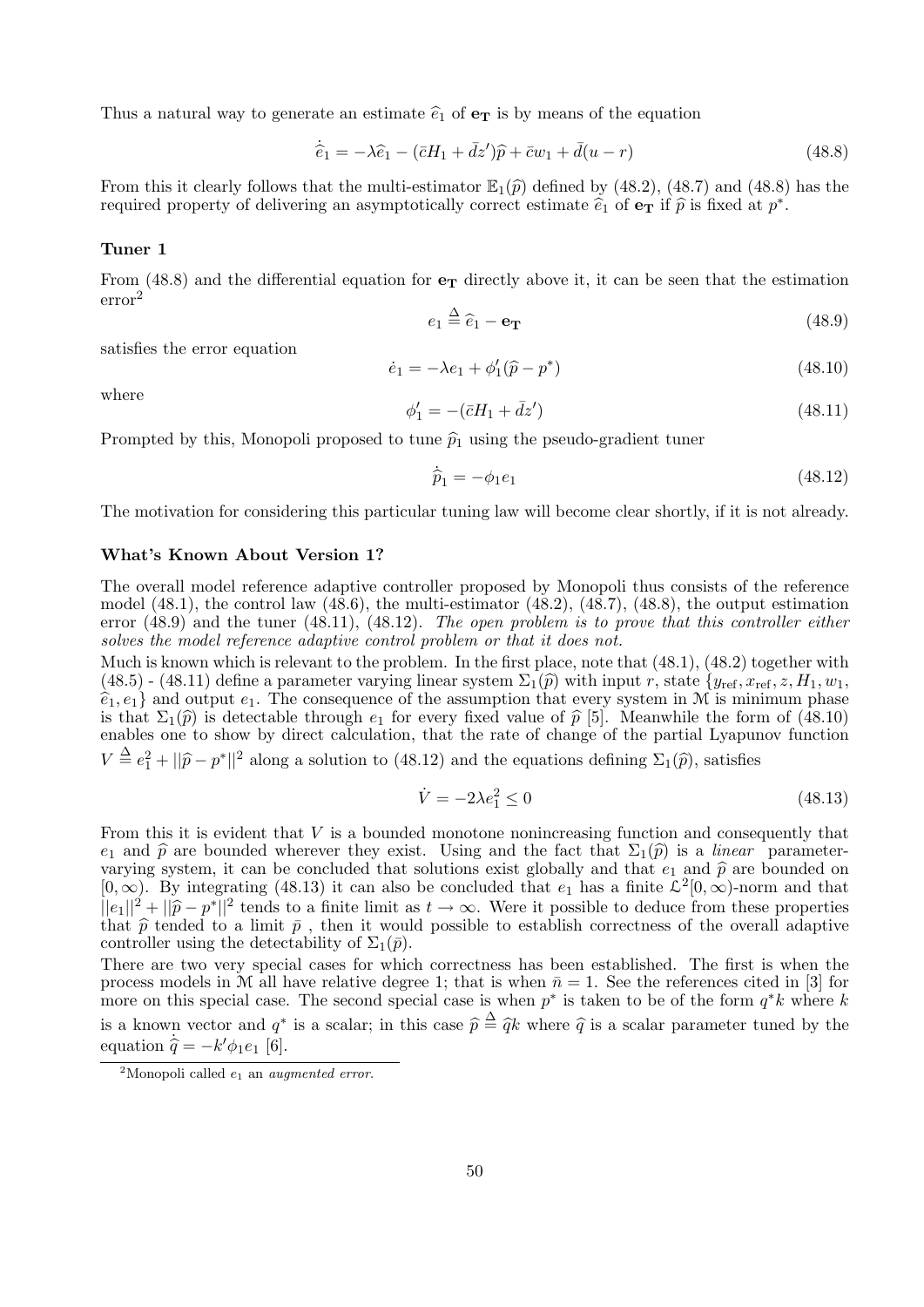Thus a natural way to generate an estimate $\widehat{e}_1$ of $\mathbf{e_T}$ is by means of the equation

$$\dot{\widehat{e}}_1 = -\lambda \widehat{e}_1 - (\bar{c}H_1 + \bar{d}z')\widehat{p} + \bar{c}w_1 + \bar{d}(u - r) \tag{48.8}$$

From this it clearly follows that the multi-estimator $\mathbb{E}_1(\widehat{p})$ defined by (48.2), (48.7) and (48.8) has the required property of delivering an asymptotically correct estimate $\widehat{e}_1$ of $\mathbf{e_T}$ if $\widehat{p}$ is fixed at $p^*$.

### Tuner 1

From (48.8) and the differential equation for $\mathbf{e_T}$ directly above it, it can be seen that the estimation error[2]

$$e_1 \stackrel{\Delta}{=} \widehat{e}_1 - \mathbf{e_T} \tag{48.9}$$

satisfies the error equation

$$\dot{e}_1 = -\lambda e_1 + \phi_1'(\widehat{p} - p^*) \tag{48.10}$$

where

$$\phi_1' = -(\bar{c}H_1 + \bar{d}z') \tag{48.11}$$

Prompted by this, Monopoli proposed to tune $\widehat{p}_1$ using the pseudo-gradient tuner

$$\dot{\widehat{p}}_1 = -\phi_1 e_1 \tag{48.12}$$

The motivation for considering this particular tuning law will become clear shortly, if it is not already.

### What's Known About Version 1?

The overall model reference adaptive controller proposed by Monopoli thus consists of the reference model (48.1), the control law (48.6), the multi-estimator (48.2), (48.7), (48.8), the output estimation error (48.9) and the tuner (48.11), (48.12). *The open problem is to prove that this controller either solves the model reference adaptive control problem or that it does not.*

Much is known which is relevant to the problem. In the first place, note that (48.1), (48.2) together with (48.5) - (48.11) define a parameter varying linear system $\Sigma_1(\widehat{p})$ with input $r$, state $\{y_{\text{ref}}, x_{\text{ref}}, z, H_1, w_1, \widehat{e}_1, e_1\}$ and output $e_1$. The consequence of the assumption that every system in $\mathcal{M}$ is minimum phase is that $\Sigma_1(\widehat{p})$ is detectable through $e_1$ for every fixed value of $\widehat{p}$ [5]. Meanwhile the form of (48.10) enables one to show by direct calculation, that the rate of change of the partial Lyapunov function $V \stackrel{\Delta}{=} e_1^2 + ||\widehat{p} - p^*||^2$ along a solution to (48.12) and the equations defining $\Sigma_1(\widehat{p})$, satisfies

$$\dot{V} = -2\lambda e_1^2 \leq 0 \tag{48.13}$$

From this it is evident that $V$ is a bounded monotone nonincreasing function and consequently that $e_1$ and $\widehat{p}$ are bounded wherever they exist. Using and the fact that $\Sigma_1(\widehat{p})$ is a *linear* parameter-varying system, it can be concluded that solutions exist globally and that $e_1$ and $\widehat{p}$ are bounded on $[0, \infty)$. By integrating (48.13) it can also be concluded that $e_1$ has a finite $\mathcal{L}^2[0, \infty)$-norm and that $||e_1||^2 + ||\widehat{p} - p^*||^2$ tends to a finite limit as $t \to \infty$. Were it possible to deduce from these properties that $\widehat{p}$ tended to a limit $\bar{p}$ , then it would possible to establish correctness of the overall adaptive controller using the detectability of $\Sigma_1(\bar{p})$.

There are two very special cases for which correctness has been established. The first is when the process models in $\mathcal{M}$ all have relative degree 1; that is when $\bar{n} = 1$. See the references cited in [3] for more on this special case. The second special case is when $p^*$ is taken to be of the form $q^*k$ where $k$ is a known vector and $q^*$ is a scalar; in this case $\widehat{p} \stackrel{\Delta}{=} \widehat{q}k$ where $\widehat{q}$ is a scalar parameter tuned by the equation $\dot{\widehat{q}} = -k'\phi_1 e_1$ [6].

---

[2] Monopoli called $e_1$ an *augmented error*.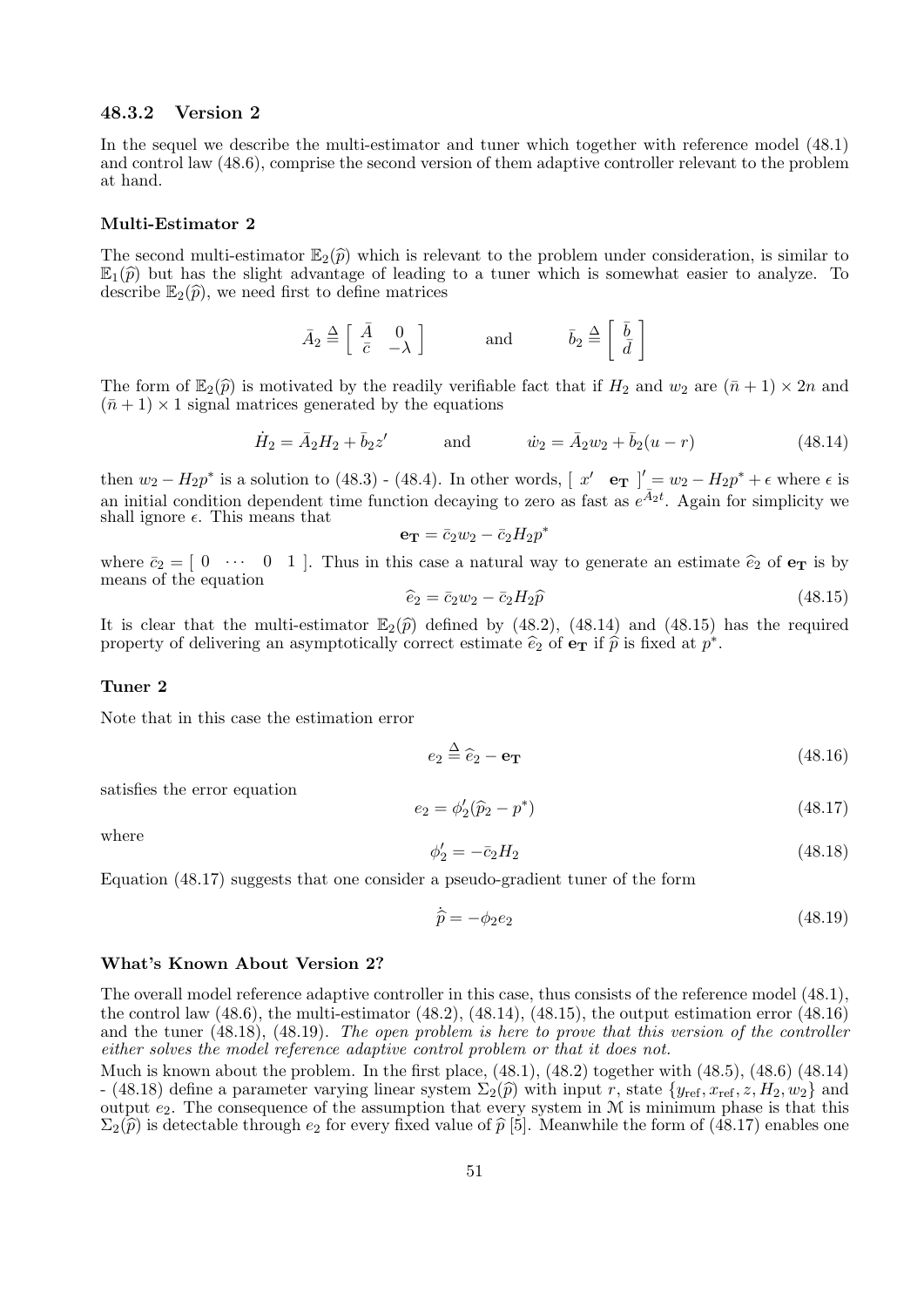### 48.3.2 Version 2

In the sequel we describe the multi-estimator and tuner which together with reference model (48.1) and control law (48.6), comprise the second version of them adaptive controller relevant to the problem at hand.

#### Multi-Estimator 2

The second multi-estimator $\mathbb{E}_2(\widehat{p})$ which is relevant to the problem under consideration, is similar to $\mathbb{E}_1(\widehat{p})$ but has the slight advantage of leading to a tuner which is somewhat easier to analyze. To describe $\mathbb{E}_2(\widehat{p})$, we need first to define matrices

$$\bar{A}_2 \stackrel{\Delta}{=} \begin{bmatrix} \bar{A} & 0 \\ \bar{c} & -\lambda \end{bmatrix} \qquad \text{and} \qquad \bar{b}_2 \stackrel{\Delta}{=} \begin{bmatrix} \bar{b} \\ \bar{d} \end{bmatrix}$$

The form of $\mathbb{E}_2(\widehat{p})$ is motivated by the readily verifiable fact that if $H_2$ and $w_2$ are $(\bar{n}+1) \times 2n$ and $(\bar{n}+1) \times 1$ signal matrices generated by the equations

$$\dot{H}_2 = \bar{A}_2 H_2 + \bar{b}_2 z' \qquad \text{and} \qquad \dot{w}_2 = \bar{A}_2 w_2 + \bar{b}_2 (u - r) \tag{48.14}$$

then $w_2 - H_2 p^*$ is a solution to (48.3) - (48.4). In other words, $[\ x' \quad \mathbf{e_T}\ ]' = w_2 - H_2 p^* + \epsilon$ where $\epsilon$ is an initial condition dependent time function decaying to zero as fast as $e^{\bar{A}_2 t}$. Again for simplicity we shall ignore $\epsilon$. This means that

$$\mathbf{e_T} = \bar{c}_2 w_2 - \bar{c}_2 H_2 p^*$$

where $\bar{c}_2 = [\ 0 \ \ \cdots \ \ 0 \ \ 1\ ]$. Thus in this case a natural way to generate an estimate $\widehat{e}_2$ of $\mathbf{e_T}$ is by means of the equation

$$\widehat{e}_2 = \bar{c}_2 w_2 - \bar{c}_2 H_2 \widehat{p} \tag{48.15}$$

It is clear that the multi-estimator $\mathbb{E}_2(\widehat{p})$ defined by (48.2), (48.14) and (48.15) has the required property of delivering an asymptotically correct estimate $\widehat{e}_2$ of $\mathbf{e_T}$ if $\widehat{p}$ is fixed at $p^*$.

#### Tuner 2

Note that in this case the estimation error

$$e_2 \stackrel{\Delta}{=} \widehat{e}_2 - \mathbf{e_T} \tag{48.16}$$

satisfies the error equation

$$e_2 = \phi_2'(\widehat{p}_2 - p^*) \tag{48.17}$$

where

$$\phi_2' = -\bar{c}_2 H_2 \tag{48.18}$$

Equation (48.17) suggests that one consider a pseudo-gradient tuner of the form

$$\dot{\widehat{p}} = -\phi_2 e_2 \tag{48.19}$$

#### What's Known About Version 2?

The overall model reference adaptive controller in this case, thus consists of the reference model (48.1), the control law (48.6), the multi-estimator (48.2), (48.14), (48.15), the output estimation error (48.16) and the tuner (48.18), (48.19). *The open problem is here to prove that this version of the controller either solves the model reference adaptive control problem or that it does not.*

Much is known about the problem. In the first place, (48.1), (48.2) together with (48.5), (48.6) (48.14) - (48.18) define a parameter varying linear system $\Sigma_2(\widehat{p})$ with input $r$, state $\{y_{\text{ref}}, x_{\text{ref}}, z, H_2, w_2\}$ and output $e_2$. The consequence of the assumption that every system in $\mathcal{M}$ is minimum phase is that this $\Sigma_2(\widehat{p})$ is detectable through $e_2$ for every fixed value of $\widehat{p}$ [5]. Meanwhile the form of (48.17) enables one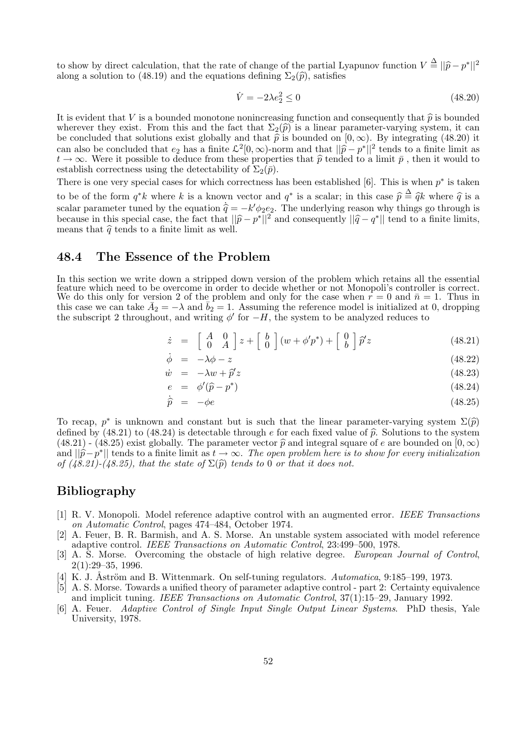to show by direct calculation, that the rate of change of the partial Lyapunov function $V \stackrel{\Delta}{=} ||\widehat{p} - p^*||^2$ along a solution to (48.19) and the equations defining $\Sigma_2(\widehat{p})$, satisfies

$$\dot{V} = -2\lambda e_2^2 \leq 0 \tag{48.20}$$

It is evident that $V$ is a bounded monotone nonincreasing function and consequently that $\widehat{p}$ is bounded wherever they exist. From this and the fact that $\Sigma_2(\widehat{p})$ is a linear parameter-varying system, it can be concluded that solutions exist globally and that $\widehat{p}$ is bounded on $[0, \infty)$. By integrating (48.20) it can also be concluded that $e_2$ has a finite $\mathcal{L}^2[0, \infty)$-norm and that $||\widehat{p} - p^*||^2$ tends to a finite limit as $t \to \infty$. Were it possible to deduce from these properties that $\widehat{p}$ tended to a limit $\bar{p}$ , then it would to establish correctness using the detectability of $\Sigma_2(\bar{p})$.

There is one very special cases for which correctness has been established [6]. This is when $p^*$ is taken to be of the form $q^*k$ where $k$ is a known vector and $q^*$ is a scalar; in this case $\widehat{p} \stackrel{\Delta}{=} \widehat{q}k$ where $\widehat{q}$ is a scalar parameter tuned by the equation $\dot{\widehat{q}} = -k'\phi_2 e_2$. The underlying reason why things go through is because in this special case, the fact that $||\widehat{p} - p^*||^2$ and consequently $||\widehat{q} - q^*||$ tend to a finite limits, means that $\widehat{q}$ tends to a finite limit as well.

## 48.4 The Essence of the Problem

In this section we write down a stripped down version of the problem which retains all the essential feature which need to be overcome in order to decide whether or not Monopoli's controller is correct. We do this only for version 2 of the problem and only for the case when $r = 0$ and $\bar{n} = 1$. Thus in this case we can take $\bar{A}_2 = -\lambda$ and $\bar{b}_2 = 1$. Assuming the reference model is initialized at 0, dropping the subscript 2 throughout, and writing $\phi'$ for $-H$, the system to be analyzed reduces to

$$\dot{z} = \begin{bmatrix} A & 0 \\ 0 & A \end{bmatrix} z + \begin{bmatrix} b \\ 0 \end{bmatrix} (w + \phi' p^*) + \begin{bmatrix} 0 \\ b \end{bmatrix} \widehat{p}' z \tag{48.21}$$

$$\dot{\phi} = -\lambda\phi - z \tag{48.22}$$

$$\dot{w} = -\lambda w + \widehat{p}' z \tag{48.23}$$

$$e = \phi'(\widehat{p} - p^*) \tag{48.24}$$

$$\dot{\widehat{p}} = -\phi e \tag{48.25}$$

To recap, $p^*$ is unknown and constant but is such that the linear parameter-varying system $\Sigma(\widehat{p})$ defined by (48.21) to (48.24) is detectable through $e$ for each fixed value of $\widehat{p}$. Solutions to the system (48.21) - (48.25) exist globally. The parameter vector $\widehat{p}$ and integral square of $e$ are bounded on $[0, \infty)$ and $||\widehat{p} - p^*||$ tends to a finite limit as $t \to \infty$. *The open problem here is to show for every initialization of (48.21)-(48.25), that the state of $\Sigma(\widehat{p})$ tends to 0 or that it does not.*

## Bibliography

[1] R. V. Monopoli. Model reference adaptive control with an augmented error. *IEEE Transactions on Automatic Control*, pages 474–484, October 1974.

[2] A. Feuer, B. R. Barmish, and A. S. Morse. An unstable system associated with model reference adaptive control. *IEEE Transactions on Automatic Control*, 23:499–500, 1978.

[3] A. S. Morse. Overcoming the obstacle of high relative degree. *European Journal of Control*, 2(1):29–35, 1996.

[4] K. J. Åström and B. Wittenmark. On self-tuning regulators. *Automatica*, 9:185–199, 1973.

[5] A. S. Morse. Towards a unified theory of parameter adaptive control - part 2: Certainty equivalence and implicit tuning. *IEEE Transactions on Automatic Control*, 37(1):15–29, January 1992.

[6] A. Feuer. *Adaptive Control of Single Input Single Output Linear Systems*. PhD thesis, Yale University, 1978.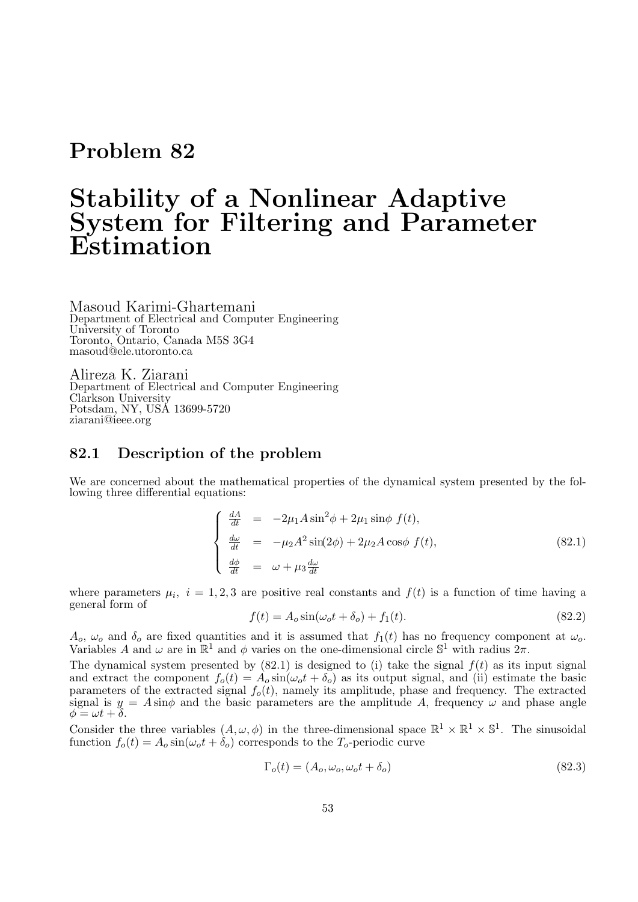# Problem 82

# Stability of a Nonlinear Adaptive System for Filtering and Parameter Estimation

Masoud Karimi-Ghartemani
Department of Electrical and Computer Engineering
University of Toronto
Toronto, Ontario, Canada M5S 3G4
masoud@ele.utoronto.ca

Alireza K. Ziarani
Department of Electrical and Computer Engineering
Clarkson University
Potsdam, NY, USA 13699-5720
ziarani@ieee.org

## 82.1 Description of the problem

We are concerned about the mathematical properties of the dynamical system presented by the following three differential equations:

$$\left\{ \begin{array}{lcl} \frac{dA}{dt} & = & -2\mu_1 A \sin^2\phi + 2\mu_1 \sin\phi \; f(t), \\ \frac{d\omega}{dt} & = & -\mu_2 A^2 \sin(2\phi) + 2\mu_2 A \cos\phi \; f(t), \\ \frac{d\phi}{dt} & = & \omega + \mu_3 \frac{d\omega}{dt} \end{array} \right. \tag{82.1}$$

where parameters $\mu_i,\ i = 1, 2, 3$ are positive real constants and $f(t)$ is a function of time having a general form of

$$f(t) = A_o \sin(\omega_o t + \delta_o) + f_1(t). \tag{82.2}$$

$A_o$, $\omega_o$ and $\delta_o$ are fixed quantities and it is assumed that $f_1(t)$ has no frequency component at $\omega_o$. Variables $A$ and $\omega$ are in $\mathbb{R}^1$ and $\phi$ varies on the one-dimensional circle $\mathbb{S}^1$ with radius $2\pi$.

The dynamical system presented by (82.1) is designed to (i) take the signal $f(t)$ as its input signal and extract the component $f_o(t) = A_o \sin(\omega_o t + \delta_o)$ as its output signal, and (ii) estimate the basic parameters of the extracted signal $f_o(t)$, namely its amplitude, phase and frequency. The extracted signal is $y = A \sin\phi$ and the basic parameters are the amplitude $A$, frequency $\omega$ and phase angle $\phi = \omega t + \delta$.

Consider the three variables $(A, \omega, \phi)$ in the three-dimensional space $\mathbb{R}^1 \times \mathbb{R}^1 \times \mathbb{S}^1$. The sinusoidal function $f_o(t) = A_o \sin(\omega_o t + \delta_o)$ corresponds to the $T_o$-periodic curve

$$\Gamma_o(t) = (A_o, \omega_o, \omega_o t + \delta_o) \tag{82.3}$$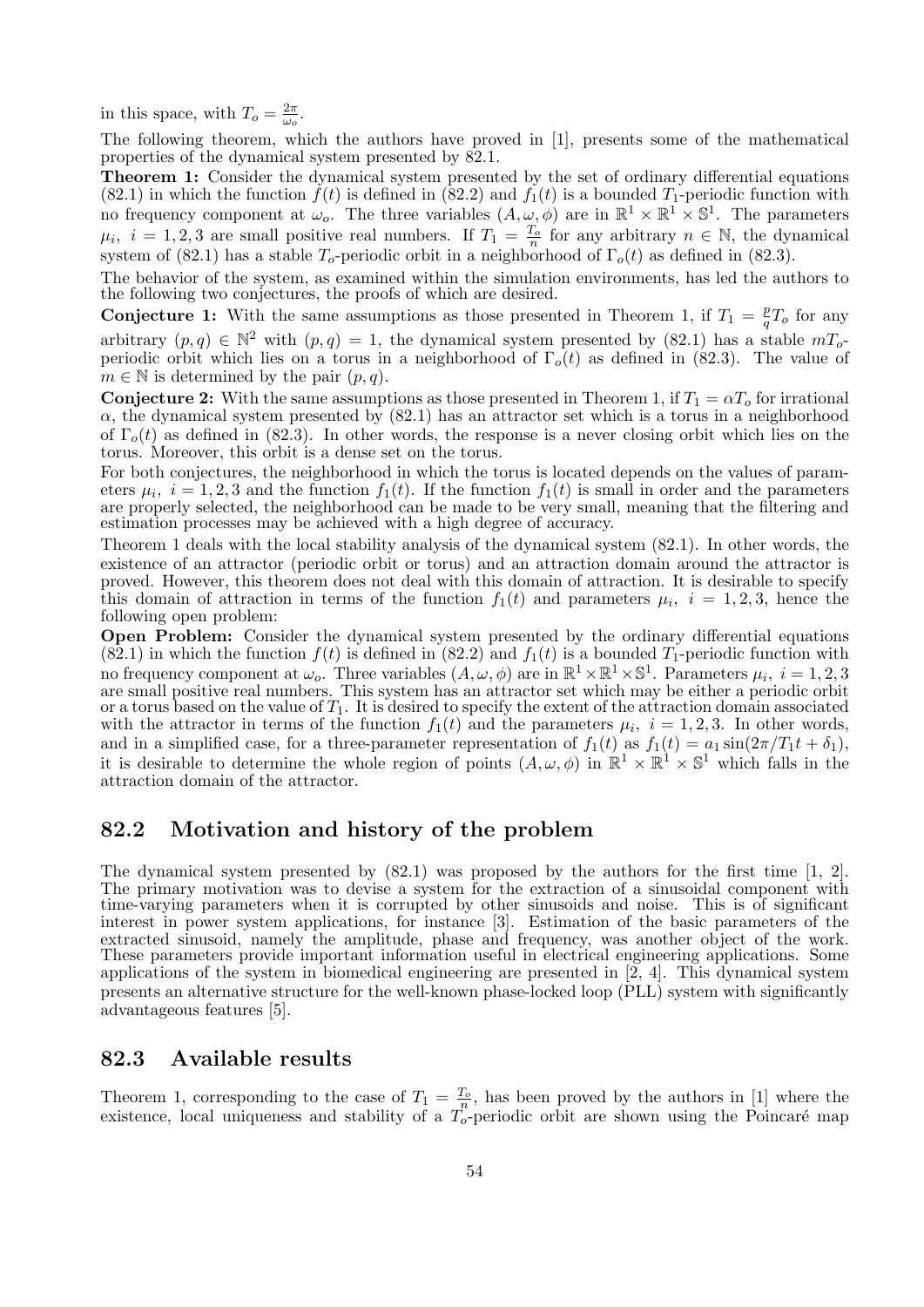in this space, with $T_o = \frac{2\pi}{\omega_o}$.

The following theorem, which the authors have proved in [1], presents some of the mathematical properties of the dynamical system presented by 82.1.

**Theorem 1:** Consider the dynamical system presented by the set of ordinary differential equations (82.1) in which the function $f(t)$ is defined in (82.2) and $f_1(t)$ is a bounded $T_1$-periodic function with no frequency component at $\omega_o$. The three variables $(A, \omega, \phi)$ are in $\mathbb{R}^1 \times \mathbb{R}^1 \times \mathbb{S}^1$. The parameters $\mu_i$, $i = 1, 2, 3$ are small positive real numbers. If $T_1 = \frac{T_o}{n}$ for any arbitrary $n \in \mathbb{N}$, the dynamical system of (82.1) has a stable $T_o$-periodic orbit in a neighborhood of $\Gamma_o(t)$ as defined in (82.3).

The behavior of the system, as examined within the simulation environments, has led the authors to the following two conjectures, the proofs of which are desired.

**Conjecture 1:** With the same assumptions as those presented in Theorem 1, if $T_1 = \frac{p}{q} T_o$ for any arbitrary $(p, q) \in \mathbb{N}^2$ with $(p, q) = 1$, the dynamical system presented by (82.1) has a stable $mT_o$-periodic orbit which lies on a torus in a neighborhood of $\Gamma_o(t)$ as defined in (82.3). The value of $m \in \mathbb{N}$ is determined by the pair $(p, q)$.

**Conjecture 2:** With the same assumptions as those presented in Theorem 1, if $T_1 = \alpha T_o$ for irrational $\alpha$, the dynamical system presented by (82.1) has an attractor set which is a torus in a neighborhood of $\Gamma_o(t)$ as defined in (82.3). In other words, the response is a never closing orbit which lies on the torus. Moreover, this orbit is a dense set on the torus.

For both conjectures, the neighborhood in which the torus is located depends on the values of parameters $\mu_i$, $i = 1, 2, 3$ and the function $f_1(t)$. If the function $f_1(t)$ is small in order and the parameters are properly selected, the neighborhood can be made to be very small, meaning that the filtering and estimation processes may be achieved with a high degree of accuracy.

Theorem 1 deals with the local stability analysis of the dynamical system (82.1). In other words, the existence of an attractor (periodic orbit or torus) and an attraction domain around the attractor is proved. However, this theorem does not deal with this domain of attraction. It is desirable to specify this domain of attraction in terms of the function $f_1(t)$ and parameters $\mu_i$, $i = 1, 2, 3$, hence the following open problem:

**Open Problem:** Consider the dynamical system presented by the ordinary differential equations (82.1) in which the function $f(t)$ is defined in (82.2) and $f_1(t)$ is a bounded $T_1$-periodic function with no frequency component at $\omega_o$. Three variables $(A, \omega, \phi)$ are in $\mathbb{R}^1 \times \mathbb{R}^1 \times \mathbb{S}^1$. Parameters $\mu_i$, $i = 1, 2, 3$ are small positive real numbers. This system has an attractor set which may be either a periodic orbit or a torus based on the value of $T_1$. It is desired to specify the extent of the attraction domain associated with the attractor in terms of the function $f_1(t)$ and the parameters $\mu_i$, $i = 1, 2, 3$. In other words, and in a simplified case, for a three-parameter representation of $f_1(t)$ as $f_1(t) = a_1 \sin(2\pi/T_1 t + \delta_1)$, it is desirable to determine the whole region of points $(A, \omega, \phi)$ in $\mathbb{R}^1 \times \mathbb{R}^1 \times \mathbb{S}^1$ which falls in the attraction domain of the attractor.

## 82.2 Motivation and history of the problem

The dynamical system presented by (82.1) was proposed by the authors for the first time [1, 2]. The primary motivation was to devise a system for the extraction of a sinusoidal component with time-varying parameters when it is corrupted by other sinusoids and noise. This is of significant interest in power system applications, for instance [3]. Estimation of the basic parameters of the extracted sinusoid, namely the amplitude, phase and frequency, was another object of the work. These parameters provide important information useful in electrical engineering applications. Some applications of the system in biomedical engineering are presented in [2, 4]. This dynamical system presents an alternative structure for the well-known phase-locked loop (PLL) system with significantly advantageous features [5].

## 82.3 Available results

Theorem 1, corresponding to the case of $T_1 = \frac{T_o}{n}$, has been proved by the authors in [1] where the existence, local uniqueness and stability of a $T_o$-periodic orbit are shown using the Poincaré map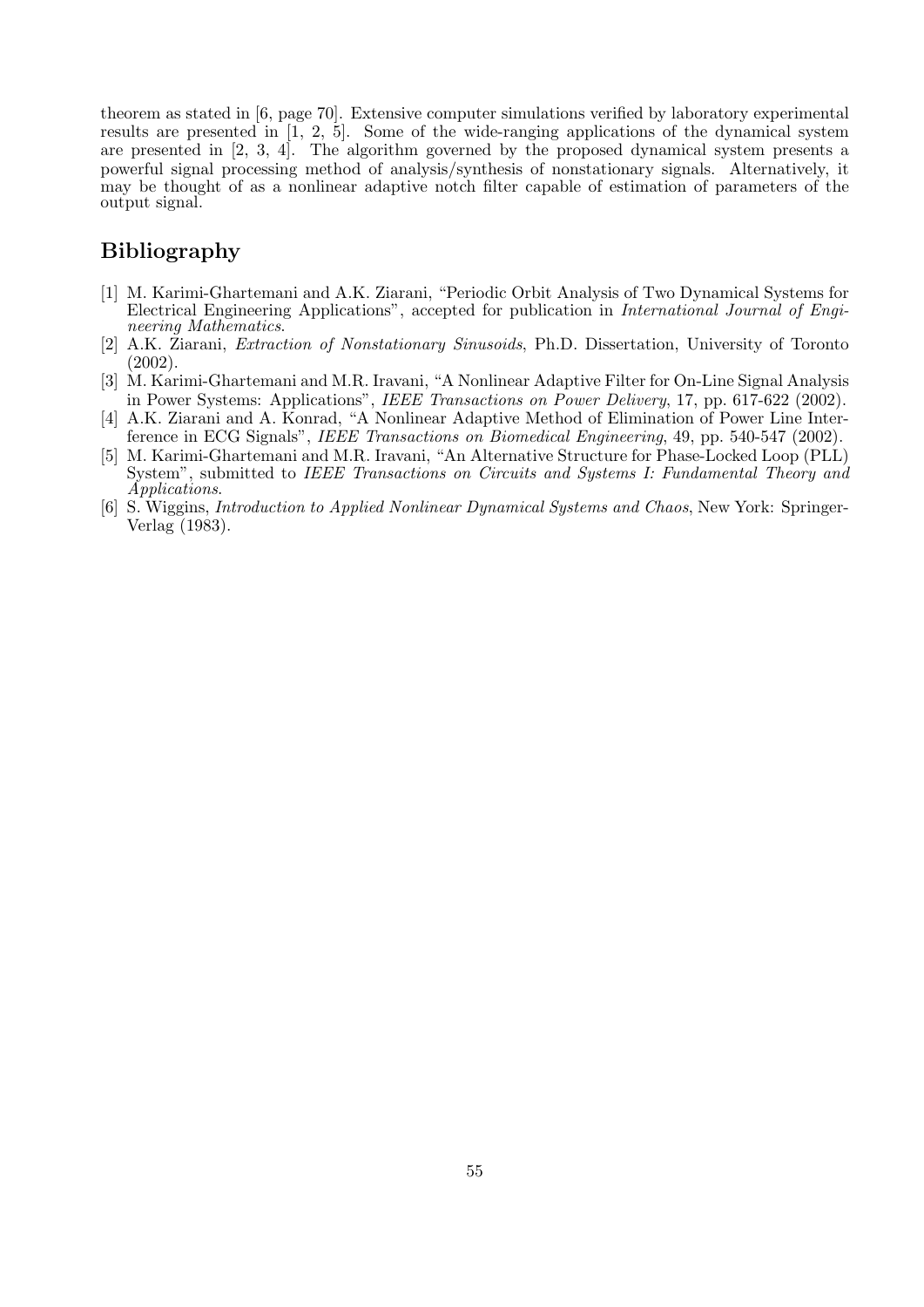theorem as stated in [6, page 70]. Extensive computer simulations verified by laboratory experimental results are presented in [1, 2, 5]. Some of the wide-ranging applications of the dynamical system are presented in [2, 3, 4]. The algorithm governed by the proposed dynamical system presents a powerful signal processing method of analysis/synthesis of nonstationary signals. Alternatively, it may be thought of as a nonlinear adaptive notch filter capable of estimation of parameters of the output signal.

## Bibliography

[1] M. Karimi-Ghartemani and A.K. Ziarani, "Periodic Orbit Analysis of Two Dynamical Systems for Electrical Engineering Applications", accepted for publication in *International Journal of Engineering Mathematics*.

[2] A.K. Ziarani, *Extraction of Nonstationary Sinusoids*, Ph.D. Dissertation, University of Toronto (2002).

[3] M. Karimi-Ghartemani and M.R. Iravani, "A Nonlinear Adaptive Filter for On-Line Signal Analysis in Power Systems: Applications", *IEEE Transactions on Power Delivery*, 17, pp. 617-622 (2002).

[4] A.K. Ziarani and A. Konrad, "A Nonlinear Adaptive Method of Elimination of Power Line Interference in ECG Signals", *IEEE Transactions on Biomedical Engineering*, 49, pp. 540-547 (2002).

[5] M. Karimi-Ghartemani and M.R. Iravani, "An Alternative Structure for Phase-Locked Loop (PLL) System", submitted to *IEEE Transactions on Circuits and Systems I: Fundamental Theory and Applications*.

[6] S. Wiggins, *Introduction to Applied Nonlinear Dynamical Systems and Chaos*, New York: Springer-Verlag (1983).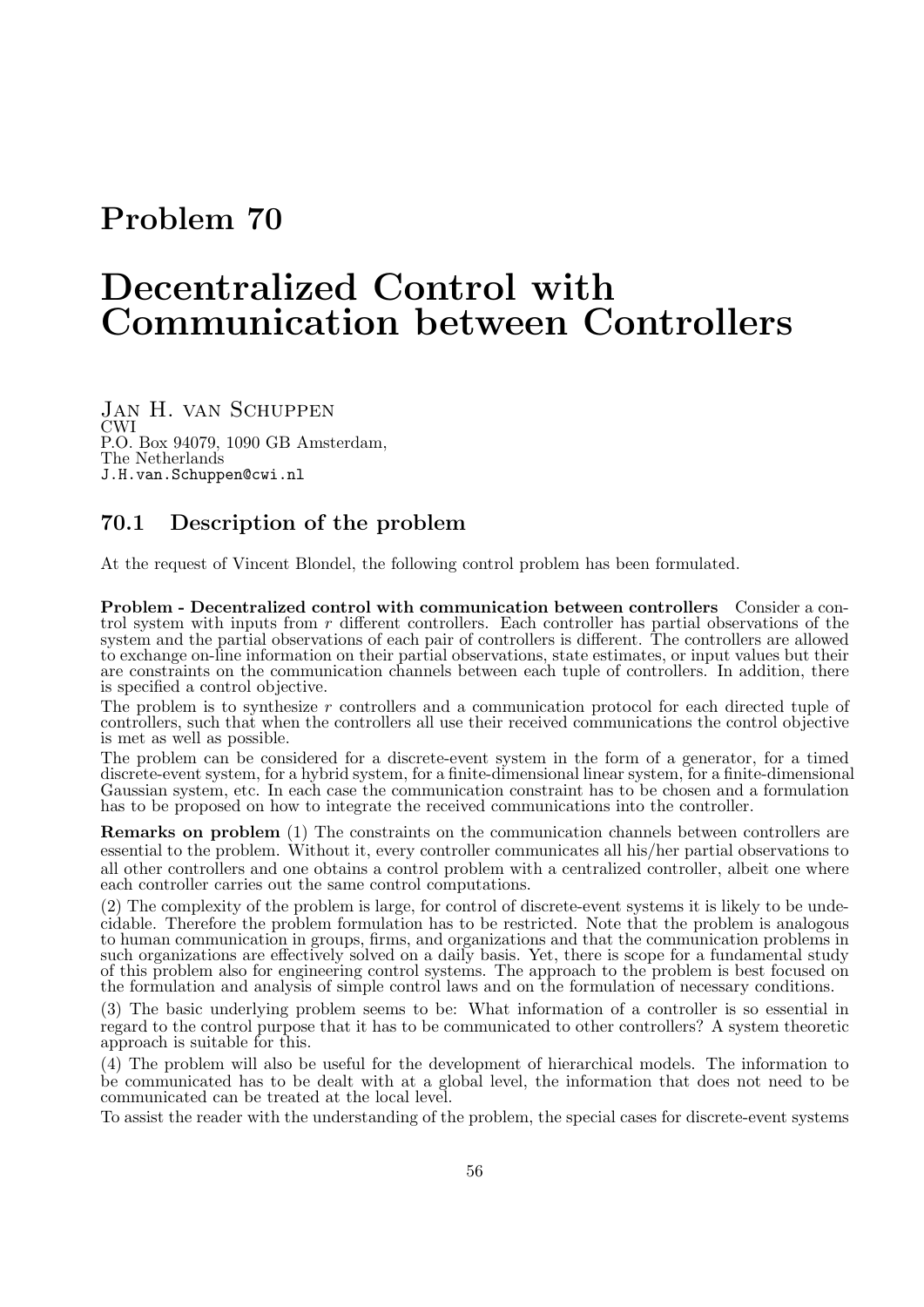# Problem 70

# Decentralized Control with Communication between Controllers

Jan H. van Schuppen
CWI
P.O. Box 94079, 1090 GB Amsterdam,
The Netherlands
J.H.van.Schuppen@cwi.nl

## 70.1 Description of the problem

At the request of Vincent Blondel, the following control problem has been formulated.

**Problem - Decentralized control with communication between controllers** Consider a control system with inputs from $r$ different controllers. Each controller has partial observations of the system and the partial observations of each pair of controllers is different. The controllers are allowed to exchange on-line information on their partial observations, state estimates, or input values but their are constraints on the communication channels between each tuple of controllers. In addition, there is specified a control objective.

The problem is to synthesize $r$ controllers and a communication protocol for each directed tuple of controllers, such that when the controllers all use their received communications the control objective is met as well as possible.

The problem can be considered for a discrete-event system in the form of a generator, for a timed discrete-event system, for a hybrid system, for a finite-dimensional linear system, for a finite-dimensional Gaussian system, etc. In each case the communication constraint has to be chosen and a formulation has to be proposed on how to integrate the received communications into the controller.

**Remarks on problem** (1) The constraints on the communication channels between controllers are essential to the problem. Without it, every controller communicates all his/her partial observations to all other controllers and one obtains a control problem with a centralized controller, albeit one where each controller carries out the same control computations.

(2) The complexity of the problem is large, for control of discrete-event systems it is likely to be undecidable. Therefore the problem formulation has to be restricted. Note that the problem is analogous to human communication in groups, firms, and organizations and that the communication problems in such organizations are effectively solved on a daily basis. Yet, there is scope for a fundamental study of this problem also for engineering control systems. The approach to the problem is best focused on the formulation and analysis of simple control laws and on the formulation of necessary conditions.

(3) The basic underlying problem seems to be: What information of a controller is so essential in regard to the control purpose that it has to be communicated to other controllers? A system theoretic approach is suitable for this.

(4) The problem will also be useful for the development of hierarchical models. The information to be communicated has to be dealt with at a global level, the information that does not need to be communicated can be treated at the local level.

To assist the reader with the understanding of the problem, the special cases for discrete-event systems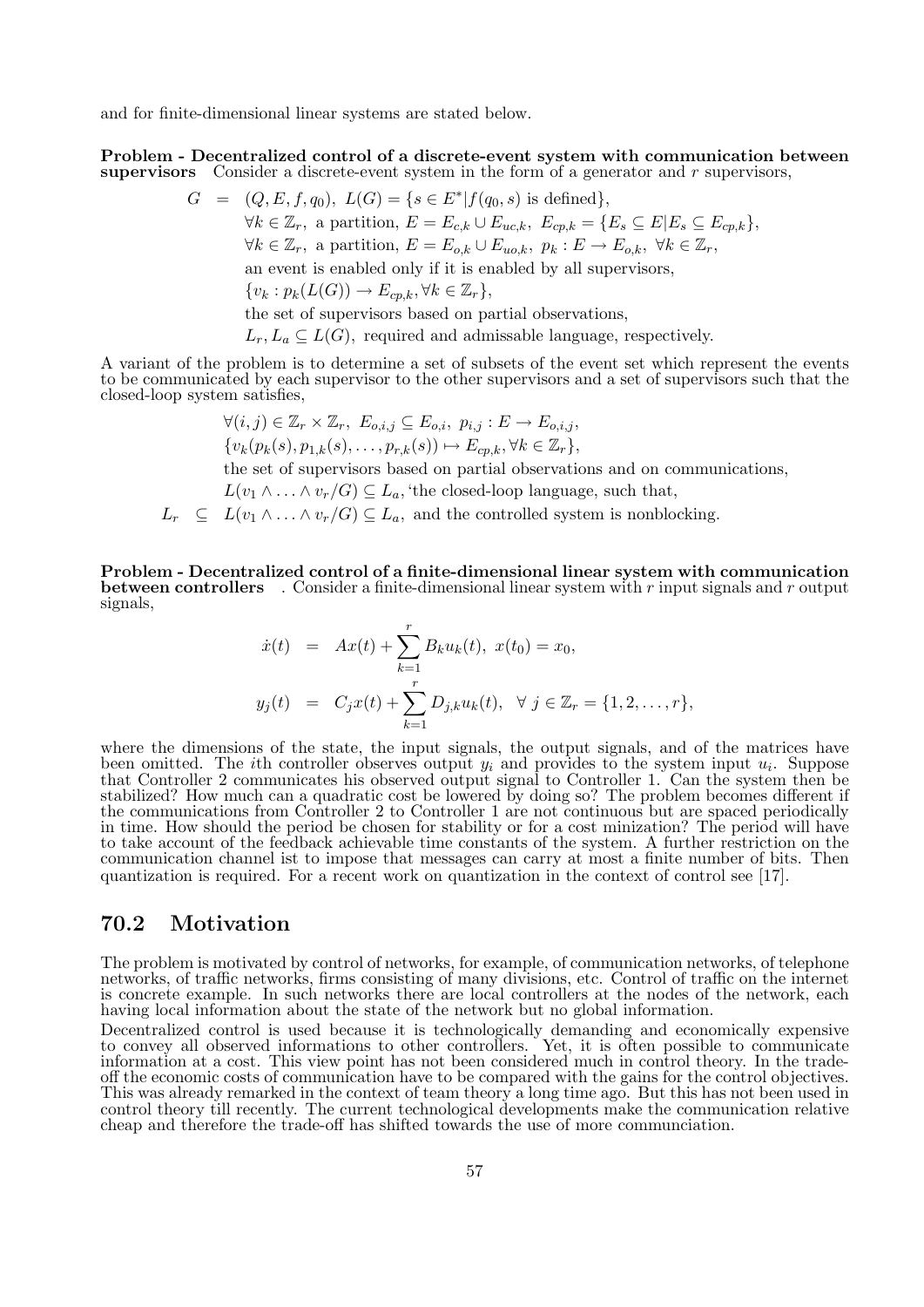and for finite-dimensional linear systems are stated below.

**Problem - Decentralized control of a discrete-event system with communication between supervisors** Consider a discrete-event system in the form of a generator and $r$ supervisors,

$$
\begin{aligned}
G &= (Q, E, f, q_0),\ L(G) = \{s \in E^* | f(q_0, s) \text{ is defined}\}, \\
& \forall k \in \mathbb{Z}_r,\ \text{a partition},\ E = E_{c,k} \cup E_{uc,k},\ E_{cp,k} = \{E_s \subseteq E | E_s \subseteq E_{cp,k}\}, \\
& \forall k \in \mathbb{Z}_r,\ \text{a partition},\ E = E_{o,k} \cup E_{uo,k},\ p_k : E \to E_{o,k},\ \forall k \in \mathbb{Z}_r, \\
& \text{an event is enabled only if it is enabled by all supervisors}, \\
& \{v_k : p_k(L(G)) \to E_{cp,k}, \forall k \in \mathbb{Z}_r\}, \\
& \text{the set of supervisors based on partial observations}, \\
& L_r, L_a \subseteq L(G),\ \text{required and admissable language, respectively.}
\end{aligned}
$$

A variant of the problem is to determine a set of subsets of the event set which represent the events to be communicated by each supervisor to the other supervisors and a set of supervisors such that the closed-loop system satisfies,

$$
\begin{aligned}
& \forall (i,j) \in \mathbb{Z}_r \times \mathbb{Z}_r,\ E_{o,i,j} \subseteq E_{o,i},\ p_{i,j} : E \to E_{o,i,j}, \\
& \{v_k(p_k(s), p_{1,k}(s), \ldots, p_{r,k}(s)) \mapsto E_{cp,k}, \forall k \in \mathbb{Z}_r\}, \\
& \text{the set of supervisors based on partial observations and on communications}, \\
& L(v_1 \wedge \ldots \wedge v_r / G) \subseteq L_a, \text{ 'the closed-loop language, such that}, \\
L_r \subseteq\ & L(v_1 \wedge \ldots \wedge v_r / G) \subseteq L_a,\ \text{and the controlled system is nonblocking.}
\end{aligned}
$$

**Problem - Decentralized control of a finite-dimensional linear system with communication between controllers** . Consider a finite-dimensional linear system with $r$ input signals and $r$ output signals,

$$
\begin{aligned}
\dot{x}(t) &= Ax(t) + \sum_{k=1}^{r} B_k u_k(t),\ x(t_0) = x_0, \\
y_j(t) &= C_j x(t) + \sum_{k=1}^{r} D_{j,k} u_k(t),\ \ \forall\ j \in \mathbb{Z}_r = \{1, 2, \ldots, r\},
\end{aligned}
$$

where the dimensions of the state, the input signals, the output signals, and of the matrices have been omitted. The $i$th controller observes output $y_i$ and provides to the system input $u_i$. Suppose that Controller 2 communicates his observed output signal to Controller 1. Can the system then be stabilized? How much can a quadratic cost be lowered by doing so? The problem becomes different if the communications from Controller 2 to Controller 1 are not continuous but are spaced periodically in time. How should the period be chosen for stability or for a cost minization? The period will have to take account of the feedback achievable time constants of the system. A further restriction on the communication channel ist to impose that messages can carry at most a finite number of bits. Then quantization is required. For a recent work on quantization in the context of control see [17].

## 70.2 Motivation

The problem is motivated by control of networks, for example, of communication networks, of telephone networks, of traffic networks, firms consisting of many divisions, etc. Control of traffic on the internet is concrete example. In such networks there are local controllers at the nodes of the network, each having local information about the state of the network but no global information.

Decentralized control is used because it is technologically demanding and economically expensive to convey all observed informations to other controllers. Yet, it is often possible to communicate information at a cost. This view point has not been considered much in control theory. In the trade-off the economic costs of communication have to be compared with the gains for the control objectives. This was already remarked in the context of team theory a long time ago. But this has not been used in control theory till recently. The current technological developments make the communication relative cheap and therefore the trade-off has shifted towards the use of more communciation.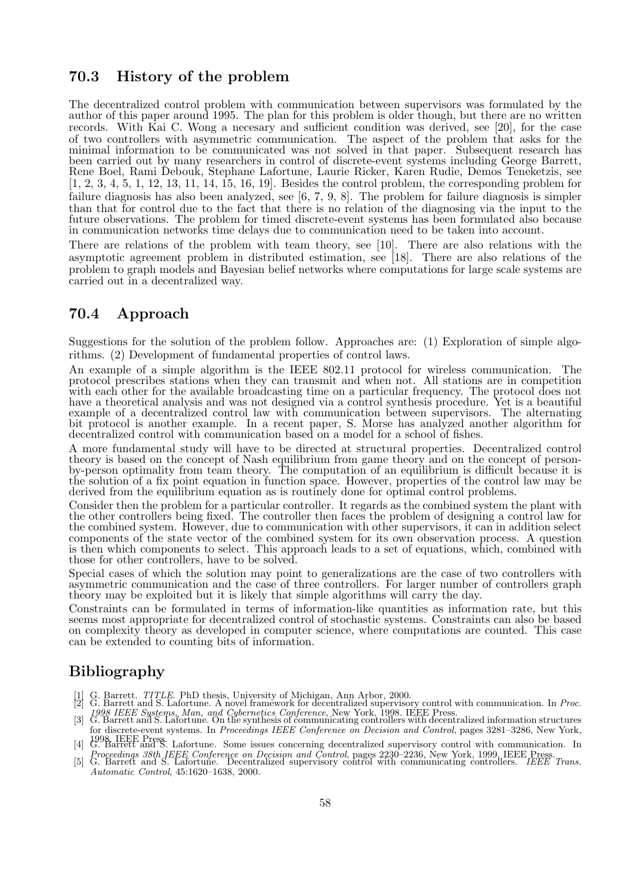## 70.3 History of the problem

The decentralized control problem with communication between supervisors was formulated by the author of this paper around 1995. The plan for this problem is older though, but there are no written records. With Kai C. Wong a necesary and sufficient condition was derived, see [20], for the case of two controllers with asymmetric communication. The aspect of the problem that asks for the minimal information to be communicated was not solved in that paper. Subsequent research has been carried out by many researchers in control of discrete-event systems including George Barrett, Rene Boel, Rami Debouk, Stephane Lafortune, Laurie Ricker, Karen Rudie, Demos Teneketzis, see [1, 2, 3, 4, 5, 1, 12, 13, 11, 14, 15, 16, 19]. Besides the control problem, the corresponding problem for failure diagnosis has also been analyzed, see [6, 7, 9, 8]. The problem for failure diagnosis is simpler than that for control due to the fact that there is no relation of the diagnosing via the input to the future observations. The problem for timed discrete-event systems has been formulated also because in communication networks time delays due to communication need to be taken into account.

There are relations of the problem with team theory, see [10]. There are also relations with the asymptotic agreement problem in distributed estimation, see [18]. There are also relations of the problem to graph models and Bayesian belief networks where computations for large scale systems are carried out in a decentralized way.

## 70.4 Approach

Suggestions for the solution of the problem follow. Approaches are: (1) Exploration of simple algorithms. (2) Development of fundamental properties of control laws.

An example of a simple algorithm is the IEEE 802.11 protocol for wireless communication. The protocol prescribes stations when they can transmit and when not. All stations are in competition with each other for the available broadcasting time on a particular frequency. The protocol does not have a theoretical analysis and was not designed via a control synthesis procedure. Yet is a beautiful example of a decentralized control law with communication between supervisors. The alternating bit protocol is another example. In a recent paper, S. Morse has analyzed another algorithm for decentralized control with communication based on a model for a school of fishes.

A more fundamental study will have to be directed at structural properties. Decentralized control theory is based on the concept of Nash equilibrium from game theory and on the concept of person-by-person optimality from team theory. The computation of an equilibrium is difficult because it is the solution of a fix point equation in function space. However, properties of the control law may be derived from the equilibrium equation as is routinely done for optimal control problems.

Consider then the problem for a particular controller. It regards as the combined system the plant with the other controllers being fixed. The controller then faces the problem of designing a control law for the combined system. However, due to communication with other supervisors, it can in addition select components of the state vector of the combined system for its own observation process. A question is then which components to select. This approach leads to a set of equations, which, combined with those for other controllers, have to be solved.

Special cases of which the solution may point to generalizations are the case of two controllers with asymmetric communication and the case of three controllers. For larger number of controllers graph theory may be exploited but it is likely that simple algorithms will carry the day.

Constraints can be formulated in terms of information-like quantities as information rate, but this seems most appropriate for decentralized control of stochastic systems. Constraints can also be based on complexity theory as developed in computer science, where computations are counted. This case can be extended to counting bits of information.

## Bibliography

[1] G. Barrett. *TITLE*. PhD thesis, University of Michigan, Ann Arbor, 2000.

[2] G. Barrett and S. Lafortune. A novel framework for decentralized supervisory control with communication. In *Proc. 1998 IEEE Systems, Man, and Cybernetics Conference*, New York, 1998. IEEE Press.

[3] G. Barrett and S. Lafortune. On the synthesis of communicating controllers with decentralized information structures for discrete-event systems. In *Proceedings IEEE Conference on Decision and Control*, pages 3281–3286, New York, 1998. IEEE Press.

[4] G. Barrett and S. Lafortune. Some issues concerning decentralized supervisory control with communication. In *Proceedings 38th IEEE Conference on Decision and Control*, pages 2230–2236, New York, 1999. IEEE Press.

[5] G. Barrett and S. Lafortune. Decentralized supervisory control with communicating controllers. *IEEE Trans. Automatic Control*, 45:1620–1638, 2000.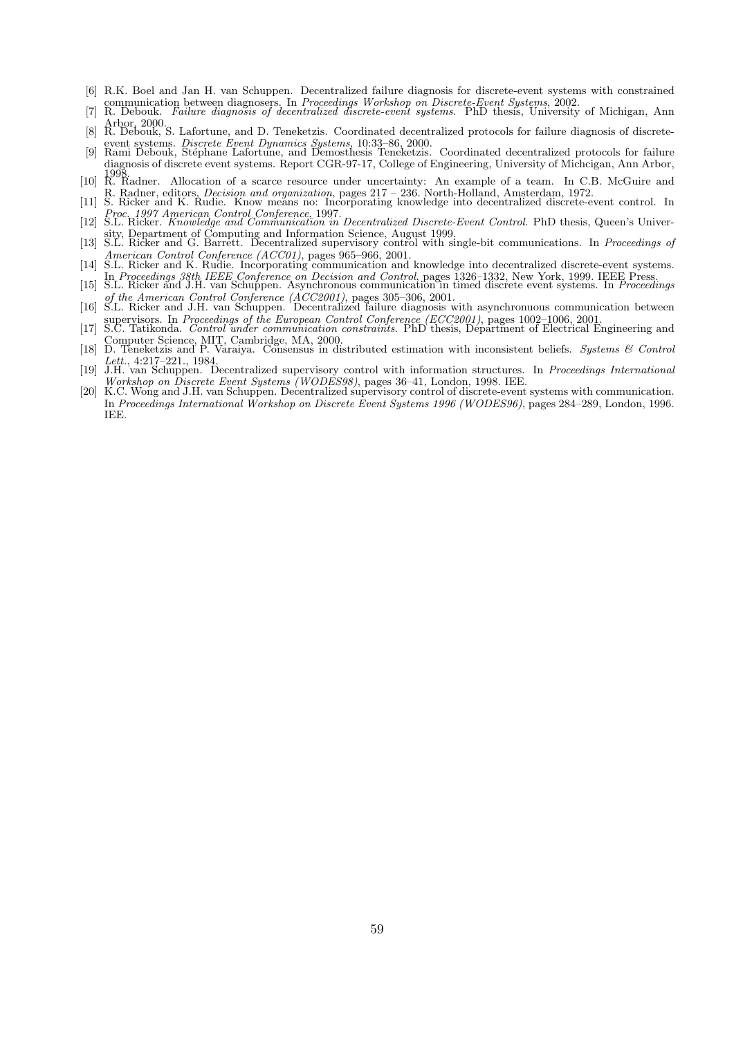[6] R.K. Boel and Jan H. van Schuppen. Decentralized failure diagnosis for discrete-event systems with constrained communication between diagnosers. In *Proceedings Workshop on Discrete-Event Systems*, 2002.

[7] R. Debouk. *Failure diagnosis of decentralized discrete-event systems*. PhD thesis, University of Michigan, Ann Arbor, 2000.

[8] R. Debouk, S. Lafortune, and D. Teneketzis. Coordinated decentralized protocols for failure diagnosis of discrete-event systems. *Discrete Event Dynamics Systems*, 10:33–86, 2000.

[9] Rami Debouk, Stéphane Lafortune, and Demosthesis Teneketzis. Coordinated decentralized protocols for failure diagnosis of discrete event systems. Report CGR-97-17, College of Engineering, University of Michcigan, Ann Arbor, 1998.

[10] R. Radner. Allocation of a scarce resource under uncertainty: An example of a team. In C.B. McGuire and R. Radner, editors, *Decision and organization*, pages 217 – 236. North-Holland, Amsterdam, 1972.

[11] S. Ricker and K. Rudie. Know means no: Incorporating knowledge into decentralized discrete-event control. In *Proc. 1997 American Control Conference*, 1997.

[12] S.L. Ricker. *Knowledge and Communication in Decentralized Discrete-Event Control*. PhD thesis, Queen's University, Department of Computing and Information Science, August 1999.

[13] S.L. Ricker and G. Barrett. Decentralized supervisory control with single-bit communications. In *Proceedings of American Control Conference (ACC01)*, pages 965–966, 2001.

[14] S.L. Ricker and K. Rudie. Incorporating communication and knowledge into decentralized discrete-event systems. In *Proceedings 38th IEEE Conference on Decision and Control*, pages 1326–1332, New York, 1999. IEEE Press.

[15] S.L. Ricker and J.H. van Schuppen. Asynchronous communication in timed discrete event systems. In *Proceedings of the American Control Conference (ACC2001)*, pages 305–306, 2001.

[16] S.L. Ricker and J.H. van Schuppen. Decentralized failure diagnosis with asynchronuous communication between supervisors. In *Proceedings of the European Control Conference (ECC2001)*, pages 1002–1006, 2001.

[17] S.C. Tatikonda. *Control under communication constraints*. PhD thesis, Department of Electrical Engineering and Computer Science, MIT, Cambridge, MA, 2000.

[18] D. Teneketzis and P. Varaiya. Consensus in distributed estimation with inconsistent beliefs. *Systems & Control Lett.*, 4:217–221., 1984.

[19] J.H. van Schuppen. Decentralized supervisory control with information structures. In *Proceedings International Workshop on Discrete Event Systems (WODES98)*, pages 36–41, London, 1998. IEE.

[20] K.C. Wong and J.H. van Schuppen. Decentralized supervisory control of discrete-event systems with communication. In *Proceedings International Workshop on Discrete Event Systems 1996 (WODES96)*, pages 284–289, London, 1996. IEE.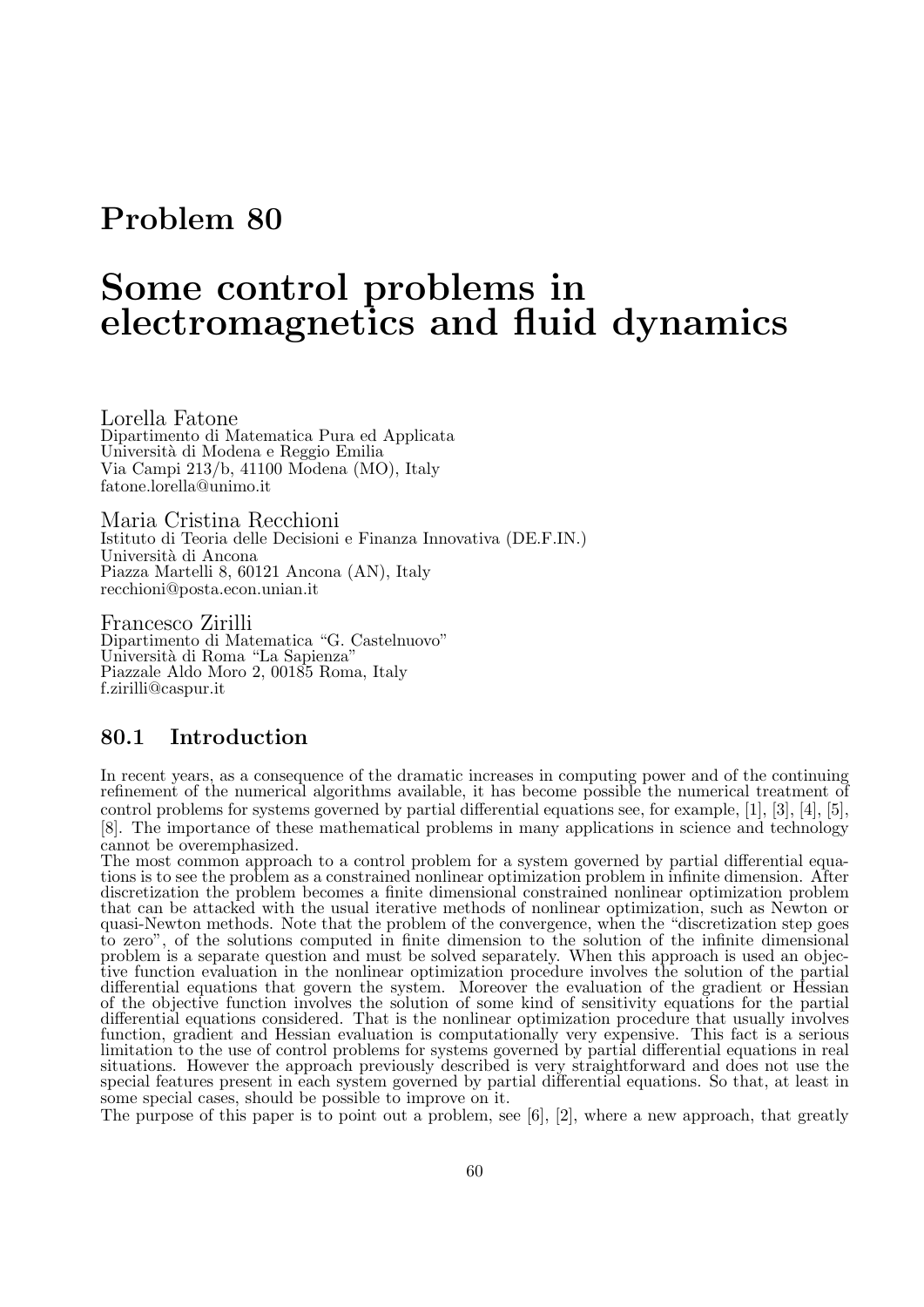# Problem 80

# Some control problems in electromagnetics and fluid dynamics

Lorella Fatone
Dipartimento di Matematica Pura ed Applicata
Università di Modena e Reggio Emilia
Via Campi 213/b, 41100 Modena (MO), Italy
fatone.lorella@unimo.it

Maria Cristina Recchioni
Istituto di Teoria delle Decisioni e Finanza Innovativa (DE.F.IN.)
Università di Ancona
Piazza Martelli 8, 60121 Ancona (AN), Italy
recchioni@posta.econ.unian.it

Francesco Zirilli
Dipartimento di Matematica "G. Castelnuovo"
Università di Roma "La Sapienza"
Piazzale Aldo Moro 2, 00185 Roma, Italy
f.zirilli@caspur.it

## 80.1 Introduction

In recent years, as a consequence of the dramatic increases in computing power and of the continuing refinement of the numerical algorithms available, it has become possible the numerical treatment of control problems for systems governed by partial differential equations see, for example, [1], [3], [4], [5], [8]. The importance of these mathematical problems in many applications in science and technology cannot be overemphasized.

The most common approach to a control problem for a system governed by partial differential equations is to see the problem as a constrained nonlinear optimization problem in infinite dimension. After discretization the problem becomes a finite dimensional constrained nonlinear optimization problem that can be attacked with the usual iterative methods of nonlinear optimization, such as Newton or quasi-Newton methods. Note that the problem of the convergence, when the "discretization step goes to zero", of the solutions computed in finite dimension to the solution of the infinite dimensional problem is a separate question and must be solved separately. When this approach is used an objective function evaluation in the nonlinear optimization procedure involves the solution of the partial differential equations that govern the system. Moreover the evaluation of the gradient or Hessian of the objective function involves the solution of some kind of sensitivity equations for the partial differential equations considered. That is the nonlinear optimization procedure that usually involves function, gradient and Hessian evaluation is computationally very expensive. This fact is a serious limitation to the use of control problems for systems governed by partial differential equations in real situations. However the approach previously described is very straightforward and does not use the special features present in each system governed by partial differential equations. So that, at least in some special cases, should be possible to improve on it.

The purpose of this paper is to point out a problem, see [6], [2], where a new approach, that greatly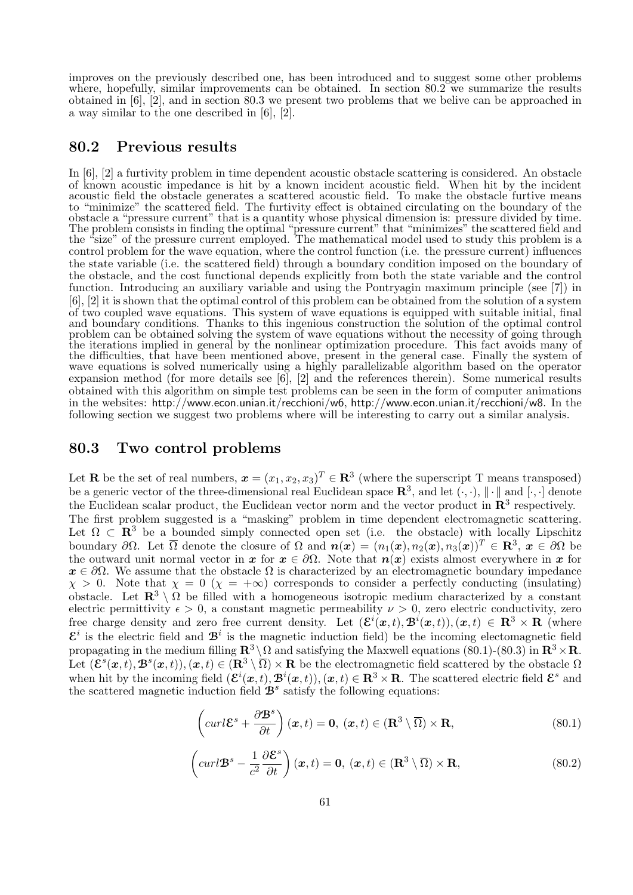improves on the previously described one, has been introduced and to suggest some other problems where, hopefully, similar improvements can be obtained. In section 80.2 we summarize the results obtained in [6], [2], and in section 80.3 we present two problems that we belive can be approached in a way similar to the one described in [6], [2].

## 80.2 Previous results

In [6], [2] a furtivity problem in time dependent acoustic obstacle scattering is considered. An obstacle of known acoustic impedance is hit by a known incident acoustic field. When hit by the incident acoustic field the obstacle generates a scattered acoustic field. To make the obstacle furtive means to "minimize" the scattered field. The furtivity effect is obtained circulating on the boundary of the obstacle a "pressure current" that is a quantity whose physical dimension is: pressure divided by time. The problem consists in finding the optimal "pressure current" that "minimizes" the scattered field and the "size" of the pressure current employed. The mathematical model used to study this problem is a control problem for the wave equation, where the control function (i.e. the pressure current) influences the state variable (i.e. the scattered field) through a boundary condition imposed on the boundary of the obstacle, and the cost functional depends explicitly from both the state variable and the control function. Introducing an auxiliary variable and using the Pontryagin maximum principle (see [7]) in [6], [2] it is shown that the optimal control of this problem can be obtained from the solution of a system of two coupled wave equations. This system of wave equations is equipped with suitable initial, final and boundary conditions. Thanks to this ingenious construction the solution of the optimal control problem can be obtained solving the system of wave equations without the necessity of going through the iterations implied in general by the nonlinear optimization procedure. This fact avoids many of the difficulties, that have been mentioned above, present in the general case. Finally the system of wave equations is solved numerically using a highly parallelizable algorithm based on the operator expansion method (for more details see [6], [2] and the references therein). Some numerical results obtained with this algorithm on simple test problems can be seen in the form of computer animations in the websites: http://www.econ.unian.it/recchioni/w6, http://www.econ.unian.it/recchioni/w8. In the following section we suggest two problems where will be interesting to carry out a similar analysis.

## 80.3 Two control problems

Let $\mathbf{R}$ be the set of real numbers, $\boldsymbol{x} = (x_1, x_2, x_3)^T \in \mathbf{R}^3$ (where the superscript T means transposed) be a generic vector of the three-dimensional real Euclidean space $\mathbf{R}^3$, and let $(\cdot, \cdot)$, $\|\cdot\|$ and $[\cdot, \cdot]$ denote the Euclidean scalar product, the Euclidean vector norm and the vector product in $\mathbf{R}^3$ respectively.

The first problem suggested is a "masking" problem in time dependent electromagnetic scattering. Let $\Omega \subset \mathbf{R}^3$ be a bounded simply connected open set (i.e. the obstacle) with locally Lipschitz boundary $\partial\Omega$. Let $\overline{\Omega}$ denote the closure of $\Omega$ and $\boldsymbol{n}(\boldsymbol{x}) = (n_1(\boldsymbol{x}), n_2(\boldsymbol{x}), n_3(\boldsymbol{x}))^T \in \mathbf{R}^3$, $\boldsymbol{x} \in \partial\Omega$ be the outward unit normal vector in $\boldsymbol{x}$ for $\boldsymbol{x} \in \partial\Omega$. Note that $\boldsymbol{n}(\boldsymbol{x})$ exists almost everywhere in $\boldsymbol{x}$ for $\boldsymbol{x} \in \partial\Omega$. We assume that the obstacle $\Omega$ is characterized by an electromagnetic boundary impedance $\chi > 0$. Note that $\chi = 0$ ($\chi = +\infty$) corresponds to consider a perfectly conducting (insulating) obstacle. Let $\mathbf{R}^3 \setminus \Omega$ be filled with a homogeneous isotropic medium characterized by a constant electric permittivity $\epsilon > 0$, a constant magnetic permeability $\nu > 0$, zero electric conductivity, zero free charge density and zero free current density. Let $(\boldsymbol{\mathcal{E}}^i(\boldsymbol{x}, t), \boldsymbol{\mathcal{B}}^i(\boldsymbol{x}, t)), (\boldsymbol{x}, t) \in \mathbf{R}^3 \times \mathbf{R}$ (where $\boldsymbol{\mathcal{E}}^i$ is the electric field and $\boldsymbol{\mathcal{B}}^i$ is the magnetic induction field) be the incoming electomagnetic field propagating in the medium filling $\mathbf{R}^3 \setminus \Omega$ and satisfying the Maxwell equations (80.1)-(80.3) in $\mathbf{R}^3 \times \mathbf{R}$. Let $(\boldsymbol{\mathcal{E}}^s(\boldsymbol{x}, t), \boldsymbol{\mathcal{B}}^s(\boldsymbol{x}, t)), (\boldsymbol{x}, t) \in (\mathbf{R}^3 \setminus \overline{\Omega}) \times \mathbf{R}$ be the electromagnetic field scattered by the obstacle $\Omega$ when hit by the incoming field $(\boldsymbol{\mathcal{E}}^i(\boldsymbol{x}, t), \boldsymbol{\mathcal{B}}^i(\boldsymbol{x}, t)), (\boldsymbol{x}, t) \in \mathbf{R}^3 \times \mathbf{R}$. The scattered electric field $\boldsymbol{\mathcal{E}}^s$ and the scattered magnetic induction field $\boldsymbol{\mathcal{B}}^s$ satisfy the following equations:

$$\left( curl\boldsymbol{\mathcal{E}}^s + \frac{\partial \boldsymbol{\mathcal{B}}^s}{\partial t} \right)(\boldsymbol{x}, t) = \mathbf{0},\ (\boldsymbol{x}, t) \in (\mathbf{R}^3 \setminus \overline{\Omega}) \times \mathbf{R}, \tag{80.1}$$

$$\left( curl\boldsymbol{\mathcal{B}}^s - \frac{1}{c^2}\frac{\partial \boldsymbol{\mathcal{E}}^s}{\partial t} \right)(\boldsymbol{x}, t) = \mathbf{0},\ (\boldsymbol{x}, t) \in (\mathbf{R}^3 \setminus \overline{\Omega}) \times \mathbf{R}, \tag{80.2}$$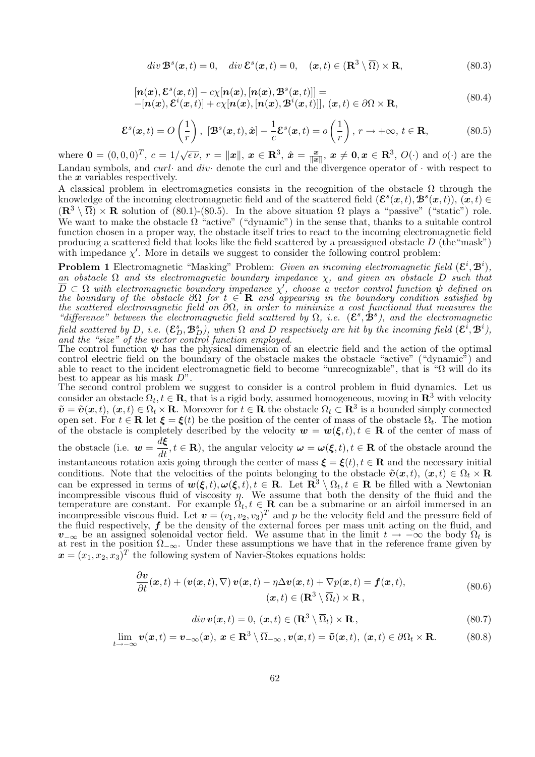$$div\, \boldsymbol{\mathcal{B}}^s(\boldsymbol{x},t) = 0, \quad div\, \boldsymbol{\mathcal{E}}^s(\boldsymbol{x},t) = 0, \quad (\boldsymbol{x},t) \in (\mathbf{R}^3 \setminus \overline{\Omega}) \times \mathbf{R}, \tag{80.3}$$

$$\begin{aligned} &[\boldsymbol{n}(\boldsymbol{x}), \boldsymbol{\mathcal{E}}^s(\boldsymbol{x},t)] - c\chi[\boldsymbol{n}(\boldsymbol{x}), [\boldsymbol{n}(\boldsymbol{x}), \boldsymbol{\mathcal{B}}^s(\boldsymbol{x},t)]] = \\ &-[\boldsymbol{n}(\boldsymbol{x}), \boldsymbol{\mathcal{E}}^i(\boldsymbol{x},t)] + c\chi[\boldsymbol{n}(\boldsymbol{x}), [\boldsymbol{n}(\boldsymbol{x}), \boldsymbol{\mathcal{B}}^i(\boldsymbol{x},t)]],\ (\boldsymbol{x},t) \in \partial\Omega \times \mathbf{R}, \end{aligned} \tag{80.4}$$

$$\boldsymbol{\mathcal{E}}^s(\boldsymbol{x},t) = O\left(\frac{1}{r}\right),\ [\boldsymbol{\mathcal{B}}^s(\boldsymbol{x},t), \hat{\boldsymbol{x}}] - \frac{1}{c}\boldsymbol{\mathcal{E}}^s(\boldsymbol{x},t) = o\left(\frac{1}{r}\right),\ r \to +\infty,\ t \in \mathbf{R}, \tag{80.5}$$

where $\mathbf{0} = (0,0,0)^T$, $c = 1/\sqrt{\epsilon\nu}$, $r = \|\boldsymbol{x}\|$, $\boldsymbol{x} \in \mathbf{R}^3$, $\hat{\boldsymbol{x}} = \frac{\boldsymbol{x}}{\|\boldsymbol{x}\|}$, $\boldsymbol{x} \neq \mathbf{0}, \boldsymbol{x} \in \mathbf{R}^3$, $O(\cdot)$ and $o(\cdot)$ are the Landau symbols, and $curl\cdot$ and $div\cdot$ denote the curl and the divergence operator of $\cdot$ with respect to the $\boldsymbol{x}$ variables respectively.

A classical problem in electromagnetics consists in the recognition of the obstacle $\Omega$ through the knowledge of the incoming electromagnetic field and of the scattered field $(\boldsymbol{\mathcal{E}}^s(\boldsymbol{x},t), \boldsymbol{\mathcal{B}}^s(\boldsymbol{x},t))$, $(\boldsymbol{x},t) \in (\mathbf{R}^3 \setminus \overline{\Omega}) \times \mathbf{R}$ solution of (80.1)-(80.5). In the above situation $\Omega$ plays a "passive" ("static") role. We want to make the obstacle $\Omega$ "active" ("dynamic") in the sense that, thanks to a suitable control function chosen in a proper way, the obstacle itself tries to react to the incoming electromagnetic field producing a scattered field that looks like the field scattered by a preassigned obstacle $D$ (the "mask") with impedance $\chi'$. More in details we suggest to consider the following control problem:

**Problem 1** Electromagnetic "Masking" Problem: *Given an incoming electromagnetic field $(\boldsymbol{\mathcal{E}}^i, \boldsymbol{\mathcal{B}}^i)$, an obstacle $\Omega$ and its electromagnetic boundary impedance $\chi$, and given an obstacle $D$ such that $\overline{D} \subset \Omega$ with electromagnetic boundary impedance $\chi'$, choose a vector control function $\boldsymbol{\psi}$ defined on the boundary of the obstacle $\partial\Omega$ for $t \in \mathbf{R}$ and appearing in the boundary condition satisfied by the scattered electromagnetic field on $\partial\Omega$, in order to minimize a cost functional that measures the "difference" between the electromagnetic field scattered by $\Omega$, i.e. $(\boldsymbol{\mathcal{E}}^s, \boldsymbol{\mathcal{B}}^s)$, and the electromagnetic field scattered by $D$, i.e. $(\boldsymbol{\mathcal{E}}^s_D, \boldsymbol{\mathcal{B}}^s_D)$, when $\Omega$ and $D$ respectively are hit by the incoming field $(\boldsymbol{\mathcal{E}}^i, \boldsymbol{\mathcal{B}}^i)$, and the "size" of the vector control function employed.*

The control function $\boldsymbol{\psi}$ has the physical dimension of an electric field and the action of the optimal control electric field on the boundary of the obstacle makes the obstacle "active" ("dynamic") and able to react to the incident electromagnetic field to become "unrecognizable", that is "$\Omega$ will do its best to appear as his mask $D$".

The second control problem we suggest to consider is a control problem in fluid dynamics. Let us consider an obstacle $\Omega_t, t \in \mathbf{R}$, that is a rigid body, assumed homogeneous, moving in $\mathbf{R}^3$ with velocity $\tilde{\boldsymbol{v}} = \tilde{\boldsymbol{v}}(\boldsymbol{x},t)$, $(\boldsymbol{x},t) \in \Omega_t \times \mathbf{R}$. Moreover for $t \in \mathbf{R}$ the obstacle $\Omega_t \subset \mathbf{R}^3$ is a bounded simply connected open set. For $t \in \mathbf{R}$ let $\boldsymbol{\xi} = \boldsymbol{\xi}(t)$ be the position of the center of mass of the obstacle $\Omega_t$. The motion of the obstacle is completely described by the velocity $\boldsymbol{w} = \boldsymbol{w}(\boldsymbol{\xi},t), t \in \mathbf{R}$ of the center of mass of the obstacle (i.e. $\boldsymbol{w} = \dfrac{d\boldsymbol{\xi}}{dt}, t \in \mathbf{R}$), the angular velocity $\boldsymbol{\omega} = \boldsymbol{\omega}(\boldsymbol{\xi},t), t \in \mathbf{R}$ of the obstacle around the instantaneous rotation axis going through the center of mass $\boldsymbol{\xi} = \boldsymbol{\xi}(t), t \in \mathbf{R}$ and the necessary initial conditions. Note that the velocities of the points belonging to the obstacle $\tilde{\boldsymbol{v}}(\boldsymbol{x},t)$, $(\boldsymbol{x},t) \in \Omega_t \times \mathbf{R}$ can be expressed in terms of $\boldsymbol{w}(\boldsymbol{\xi},t), \boldsymbol{\omega}(\boldsymbol{\xi},t), t \in \mathbf{R}$. Let $\mathbf{R}^3 \setminus \Omega_t, t \in \mathbf{R}$ be filled with a Newtonian incompressible viscous fluid of viscosity $\eta$. We assume that both the density of the fluid and the temperature are constant. For example $\Omega_t, t \in \mathbf{R}$ can be a submarine or an airfoil immersed in an incompressible viscous fluid. Let $\boldsymbol{v} = (v_1, v_2, v_3)^T$ and $p$ be the velocity field and the pressure field of the fluid respectively, $\boldsymbol{f}$ be the density of the external forces per mass unit acting on the fluid, and $\boldsymbol{v}_{-\infty}$ be an assigned solenoidal vector field. We assume that in the limit $t \to -\infty$ the body $\Omega_t$ is at rest in the position $\Omega_{-\infty}$. Under these assumptions we have that in the reference frame given by $\boldsymbol{x} = (x_1, x_2, x_3)^T$ the following system of Navier-Stokes equations holds:

$$\begin{aligned} \frac{\partial \boldsymbol{v}}{\partial t}(\boldsymbol{x},t) + (\boldsymbol{v}(\boldsymbol{x},t), \nabla)\, \boldsymbol{v}(\boldsymbol{x},t) - \eta\Delta\boldsymbol{v}(\boldsymbol{x},t) + \nabla p(\boldsymbol{x},t) = \boldsymbol{f}(\boldsymbol{x},t),& \\ (\boldsymbol{x},t) \in (\mathbf{R}^3 \setminus \overline{\Omega}_t) \times \mathbf{R}\,,& \end{aligned} \tag{80.6}$$

$$div\, \boldsymbol{v}(\boldsymbol{x},t) = 0,\ (\boldsymbol{x},t) \in (\mathbf{R}^3 \setminus \overline{\Omega}_t) \times \mathbf{R}\,, \tag{80.7}$$

$$\lim_{t \to -\infty} \boldsymbol{v}(\boldsymbol{x},t) = \boldsymbol{v}_{-\infty}(\boldsymbol{x}),\ \boldsymbol{x} \in \mathbf{R}^3 \setminus \overline{\Omega}_{-\infty}\,, \boldsymbol{v}(\boldsymbol{x},t) = \tilde{\boldsymbol{v}}(\boldsymbol{x},t),\ (\boldsymbol{x},t) \in \partial\Omega_t \times \mathbf{R}. \tag{80.8}$$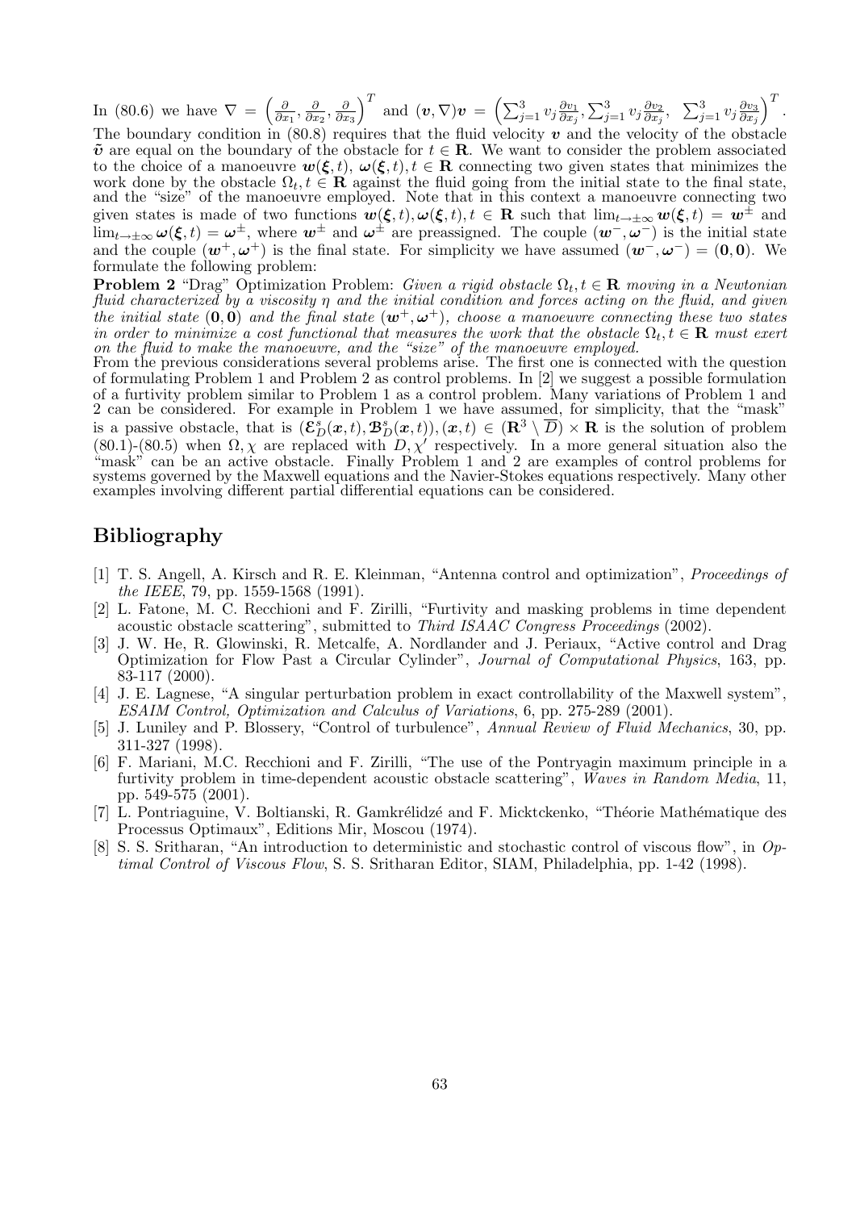In (80.6) we have $\nabla = \left(\frac{\partial}{\partial x_1}, \frac{\partial}{\partial x_2}, \frac{\partial}{\partial x_3}\right)^T$ and $(\boldsymbol{v}, \nabla)\boldsymbol{v} = \left(\sum_{j=1}^3 v_j \frac{\partial v_1}{\partial x_j}, \sum_{j=1}^3 v_j \frac{\partial v_2}{\partial x_j}, \ \sum_{j=1}^3 v_j \frac{\partial v_3}{\partial x_j}\right)^T$. The boundary condition in (80.8) requires that the fluid velocity $\boldsymbol{v}$ and the velocity of the obstacle $\tilde{\boldsymbol{v}}$ are equal on the boundary of the obstacle for $t \in \mathbf{R}$. We want to consider the problem associated to the choice of a manoeuvre $\boldsymbol{w}(\boldsymbol{\xi}, t)$, $\boldsymbol{\omega}(\boldsymbol{\xi}, t), t \in \mathbf{R}$ connecting two given states that minimizes the work done by the obstacle $\Omega_t, t \in \mathbf{R}$ against the fluid going from the initial state to the final state, and the "size" of the manoeuvre employed. Note that in this context a manoeuvre connecting two given states is made of two functions $\boldsymbol{w}(\boldsymbol{\xi}, t), \boldsymbol{\omega}(\boldsymbol{\xi}, t), t \in \mathbf{R}$ such that $\lim_{t\to\pm\infty} \boldsymbol{w}(\boldsymbol{\xi}, t) = \boldsymbol{w}^{\pm}$ and $\lim_{t\to\pm\infty} \boldsymbol{\omega}(\boldsymbol{\xi}, t) = \boldsymbol{\omega}^{\pm}$, where $\boldsymbol{w}^{\pm}$ and $\boldsymbol{\omega}^{\pm}$ are preassigned. The couple $(\boldsymbol{w}^{-}, \boldsymbol{\omega}^{-})$ is the initial state and the couple $(\boldsymbol{w}^{+}, \boldsymbol{\omega}^{+})$ is the final state. For simplicity we have assumed $(\boldsymbol{w}^{-}, \boldsymbol{\omega}^{-}) = (\mathbf{0}, \mathbf{0})$. We formulate the following problem:

**Problem 2** "Drag" Optimization Problem: *Given a rigid obstacle $\Omega_t, t \in \mathbf{R}$ moving in a Newtonian fluid characterized by a viscosity $\eta$ and the initial condition and forces acting on the fluid, and given the initial state $(\mathbf{0}, \mathbf{0})$ and the final state $(\boldsymbol{w}^{+}, \boldsymbol{\omega}^{+})$, choose a manoeuvre connecting these two states in order to minimize a cost functional that measures the work that the obstacle $\Omega_t, t \in \mathbf{R}$ must exert on the fluid to make the manoeuvre, and the "size" of the manoeuvre employed.*

From the previous considerations several problems arise. The first one is connected with the question of formulating Problem 1 and Problem 2 as control problems. In [2] we suggest a possible formulation of a furtivity problem similar to Problem 1 as a control problem. Many variations of Problem 1 and 2 can be considered. For example in Problem 1 we have assumed, for simplicity, that the "mask" is a passive obstacle, that is $(\boldsymbol{\mathcal{E}}_D^s(\boldsymbol{x}, t), \boldsymbol{\mathcal{B}}_D^s(\boldsymbol{x}, t)), (\boldsymbol{x}, t) \in (\mathbf{R}^3 \setminus \overline{D}) \times \mathbf{R}$ is the solution of problem (80.1)-(80.5) when $\Omega, \chi$ are replaced with $D, \chi'$ respectively. In a more general situation also the "mask" can be an active obstacle. Finally Problem 1 and 2 are examples of control problems for systems governed by the Maxwell equations and the Navier-Stokes equations respectively. Many other examples involving different partial differential equations can be considered.

## Bibliography

[1] T. S. Angell, A. Kirsch and R. E. Kleinman, "Antenna control and optimization", *Proceedings of the IEEE*, 79, pp. 1559-1568 (1991).

[2] L. Fatone, M. C. Recchioni and F. Zirilli, "Furtivity and masking problems in time dependent acoustic obstacle scattering", submitted to *Third ISAAC Congress Proceedings* (2002).

[3] J. W. He, R. Glowinski, R. Metcalfe, A. Nordlander and J. Periaux, "Active control and Drag Optimization for Flow Past a Circular Cylinder", *Journal of Computational Physics*, 163, pp. 83-117 (2000).

[4] J. E. Lagnese, "A singular perturbation problem in exact controllability of the Maxwell system", *ESAIM Control, Optimization and Calculus of Variations*, 6, pp. 275-289 (2001).

[5] J. Luniley and P. Blossery, "Control of turbulence", *Annual Review of Fluid Mechanics*, 30, pp. 311-327 (1998).

[6] F. Mariani, M.C. Recchioni and F. Zirilli, "The use of the Pontryagin maximum principle in a furtivity problem in time-dependent acoustic obstacle scattering", *Waves in Random Media*, 11, pp. 549-575 (2001).

[7] L. Pontriaguine, V. Boltianski, R. Gamkrélidzé and F. Micktckenko, "Théorie Mathématique des Processus Optimaux", Editions Mir, Moscou (1974).

[8] S. S. Sritharan, "An introduction to deterministic and stochastic control of viscous flow", in *Optimal Control of Viscous Flow*, S. S. Sritharan Editor, SIAM, Philadelphia, pp. 1-42 (1998).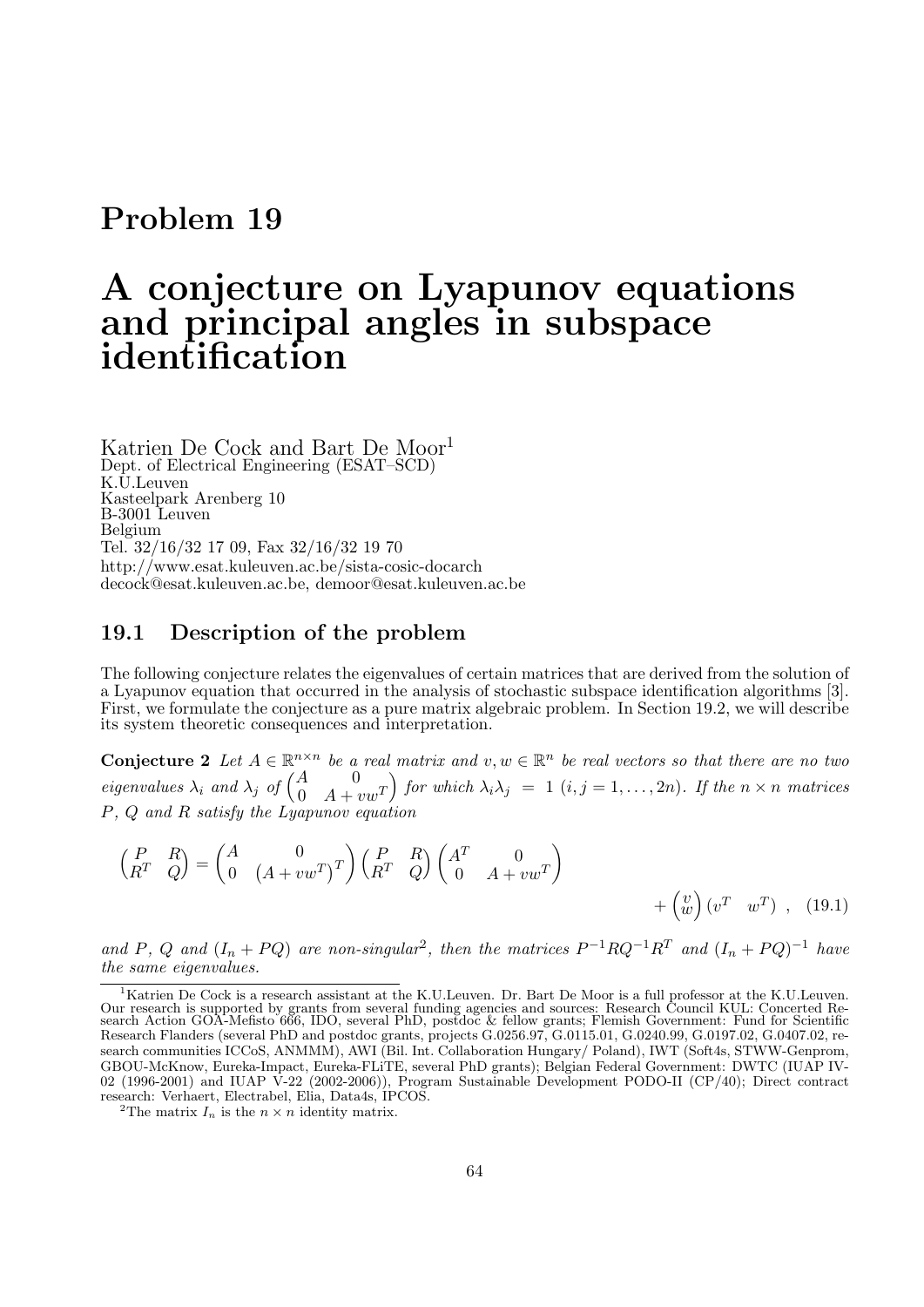# Problem 19

# A conjecture on Lyapunov equations and principal angles in subspace identification

Katrien De Cock and Bart De Moor[1]
Dept. of Electrical Engineering (ESAT–SCD)
K.U.Leuven
Kasteelpark Arenberg 10
B-3001 Leuven
Belgium
Tel. 32/16/32 17 09, Fax 32/16/32 19 70
http://www.esat.kuleuven.ac.be/sista-cosic-docarch
decock@esat.kuleuven.ac.be, demoor@esat.kuleuven.ac.be

## 19.1 Description of the problem

The following conjecture relates the eigenvalues of certain matrices that are derived from the solution of a Lyapunov equation that occurred in the analysis of stochastic subspace identification algorithms [3]. First, we formulate the conjecture as a pure matrix algebraic problem. In Section 19.2, we will describe its system theoretic consequences and interpretation.

**Conjecture 2** *Let $A \in \mathbb{R}^{n\times n}$ be a real matrix and $v, w \in \mathbb{R}^n$ be real vectors so that there are no two eigenvalues $\lambda_i$ and $\lambda_j$ of $\begin{pmatrix} A & 0 \\ 0 & A+vw^T \end{pmatrix}$ for which $\lambda_i\lambda_j = 1$ $(i, j = 1, \ldots, 2n)$. If the $n \times n$ matrices $P$, $Q$ and $R$ satisfy the Lyapunov equation*

$$\begin{pmatrix} P & R \\ R^T & Q \end{pmatrix} = \begin{pmatrix} A & 0 \\ 0 & (A+vw^T)^T \end{pmatrix} \begin{pmatrix} P & R \\ R^T & Q \end{pmatrix} \begin{pmatrix} A^T & 0 \\ 0 & A+vw^T \end{pmatrix} + \begin{pmatrix} v \\ w \end{pmatrix} \begin{pmatrix} v^T & w^T \end{pmatrix} \ , \quad (19.1)$$

*and $P$, $Q$ and $(I_n + PQ)$ are non-singular[2], then the matrices $P^{-1}RQ^{-1}R^T$ and $(I_n + PQ)^{-1}$ have the same eigenvalues.*

---

[1]Katrien De Cock is a research assistant at the K.U.Leuven. Dr. Bart De Moor is a full professor at the K.U.Leuven. Our research is supported by grants from several funding agencies and sources: Research Council KUL: Concerted Research Action GOA-Mefisto 666, IDO, several PhD, postdoc & fellow grants; Flemish Government: Fund for Scientific Research Flanders (several PhD and postdoc grants, projects G.0256.97, G.0115.01, G.0240.99, G.0197.02, G.0407.02, research communities ICCoS, ANMMM), AWI (Bil. Int. Collaboration Hungary/ Poland), IWT (Soft4s, STWW-Genprom, GBOU-McKnow, Eureka-Impact, Eureka-FLiTE, several PhD grants); Belgian Federal Government: DWTC (IUAP IV-02 (1996-2001) and IUAP V-22 (2002-2006)), Program Sustainable Development PODO-II (CP/40); Direct contract research: Verhaert, Electrabel, Elia, Data4s, IPCOS.

[2]The matrix $I_n$ is the $n \times n$ identity matrix.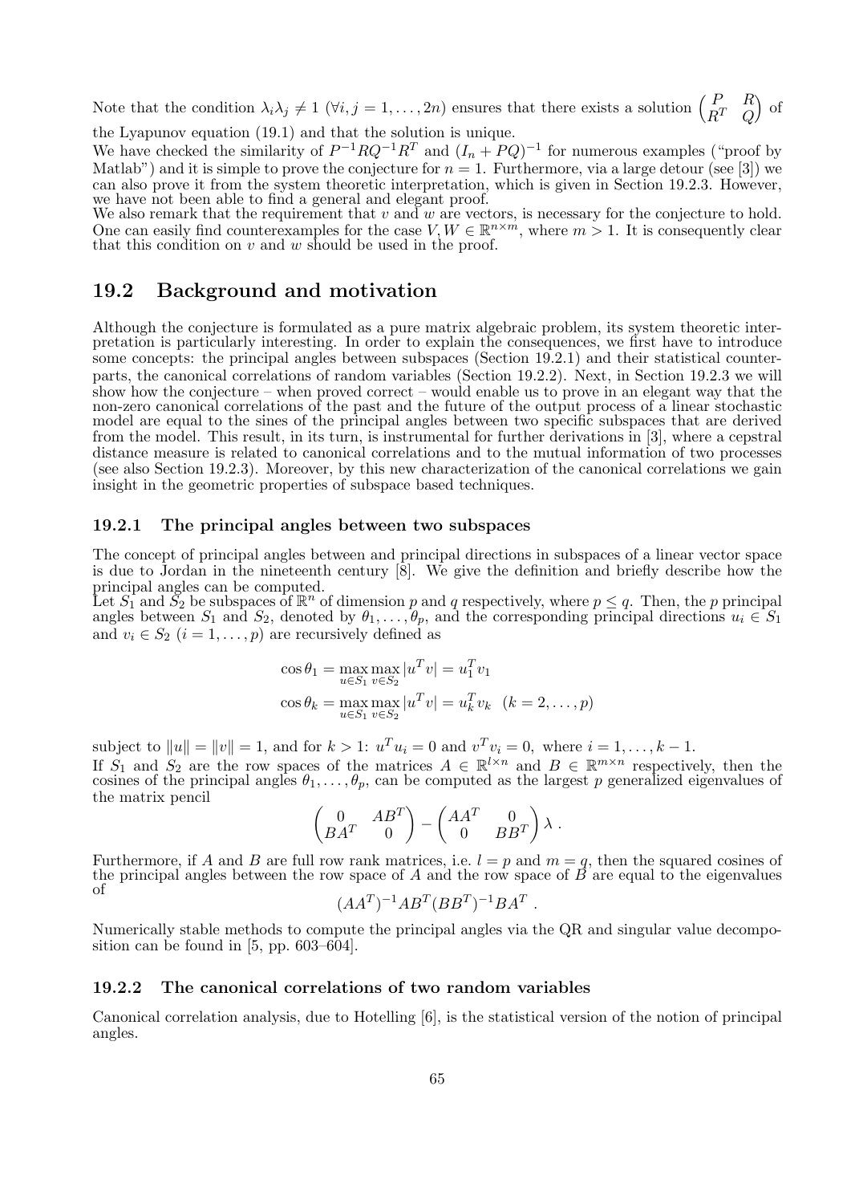Note that the condition $\lambda_i \lambda_j \neq 1$ ($\forall i, j = 1, \ldots, 2n$) ensures that there exists a solution $\begin{pmatrix} P & R \\ R^T & Q \end{pmatrix}$ of the Lyapunov equation (19.1) and that the solution is unique.

We have checked the similarity of $P^{-1}RQ^{-1}R^T$ and $(I_n + PQ)^{-1}$ for numerous examples ("proof by Matlab") and it is simple to prove the conjecture for $n = 1$. Furthermore, via a large detour (see [3]) we can also prove it from the system theoretic interpretation, which is given in Section 19.2.3. However, we have not been able to find a general and elegant proof.

We also remark that the requirement that $v$ and $w$ are vectors, is necessary for the conjecture to hold. One can easily find counterexamples for the case $V, W \in \mathbb{R}^{n \times m}$, where $m > 1$. It is consequently clear that this condition on $v$ and $w$ should be used in the proof.

## 19.2 Background and motivation

Although the conjecture is formulated as a pure matrix algebraic problem, its system theoretic interpretation is particularly interesting. In order to explain the consequences, we first have to introduce some concepts: the principal angles between subspaces (Section 19.2.1) and their statistical counterparts, the canonical correlations of random variables (Section 19.2.2). Next, in Section 19.2.3 we will show how the conjecture – when proved correct – would enable us to prove in an elegant way that the non-zero canonical correlations of the past and the future of the output process of a linear stochastic model are equal to the sines of the principal angles between two specific subspaces that are derived from the model. This result, in its turn, is instrumental for further derivations in [3], where a cepstral distance measure is related to canonical correlations and to the mutual information of two processes (see also Section 19.2.3). Moreover, by this new characterization of the canonical correlations we gain insight in the geometric properties of subspace based techniques.

### 19.2.1 The principal angles between two subspaces

The concept of principal angles between and principal directions in subspaces of a linear vector space is due to Jordan in the nineteenth century [8]. We give the definition and briefly describe how the principal angles can be computed.

Let $S_1$ and $S_2$ be subspaces of $\mathbb{R}^n$ of dimension $p$ and $q$ respectively, where $p \leq q$. Then, the $p$ principal angles between $S_1$ and $S_2$, denoted by $\theta_1, \ldots, \theta_p$, and the corresponding principal directions $u_i \in S_1$ and $v_i \in S_2$ ($i = 1, \ldots, p$) are recursively defined as

$$\cos\theta_1 = \max_{u \in S_1} \max_{v \in S_2} |u^T v| = u_1^T v_1$$

$$\cos\theta_k = \max_{u \in S_1} \max_{v \in S_2} |u^T v| = u_k^T v_k \quad (k = 2, \ldots, p)$$

subject to $\|u\| = \|v\| = 1$, and for $k > 1$: $u^T u_i = 0$ and $v^T v_i = 0$, where $i = 1, \ldots, k-1$.

If $S_1$ and $S_2$ are the row spaces of the matrices $A \in \mathbb{R}^{l \times n}$ and $B \in \mathbb{R}^{m \times n}$ respectively, then the cosines of the principal angles $\theta_1, \ldots, \theta_p$, can be computed as the largest $p$ generalized eigenvalues of the matrix pencil

$$\begin{pmatrix} 0 & AB^T \\ BA^T & 0 \end{pmatrix} - \begin{pmatrix} AA^T & 0 \\ 0 & BB^T \end{pmatrix} \lambda \; .$$

Furthermore, if $A$ and $B$ are full row rank matrices, i.e. $l = p$ and $m = q$, then the squared cosines of the principal angles between the row space of $A$ and the row space of $B$ are equal to the eigenvalues of

$$(AA^T)^{-1}AB^T(BB^T)^{-1}BA^T \; .$$

Numerically stable methods to compute the principal angles via the QR and singular value decomposition can be found in [5, pp. 603–604].

### 19.2.2 The canonical correlations of two random variables

Canonical correlation analysis, due to Hotelling [6], is the statistical version of the notion of principal angles.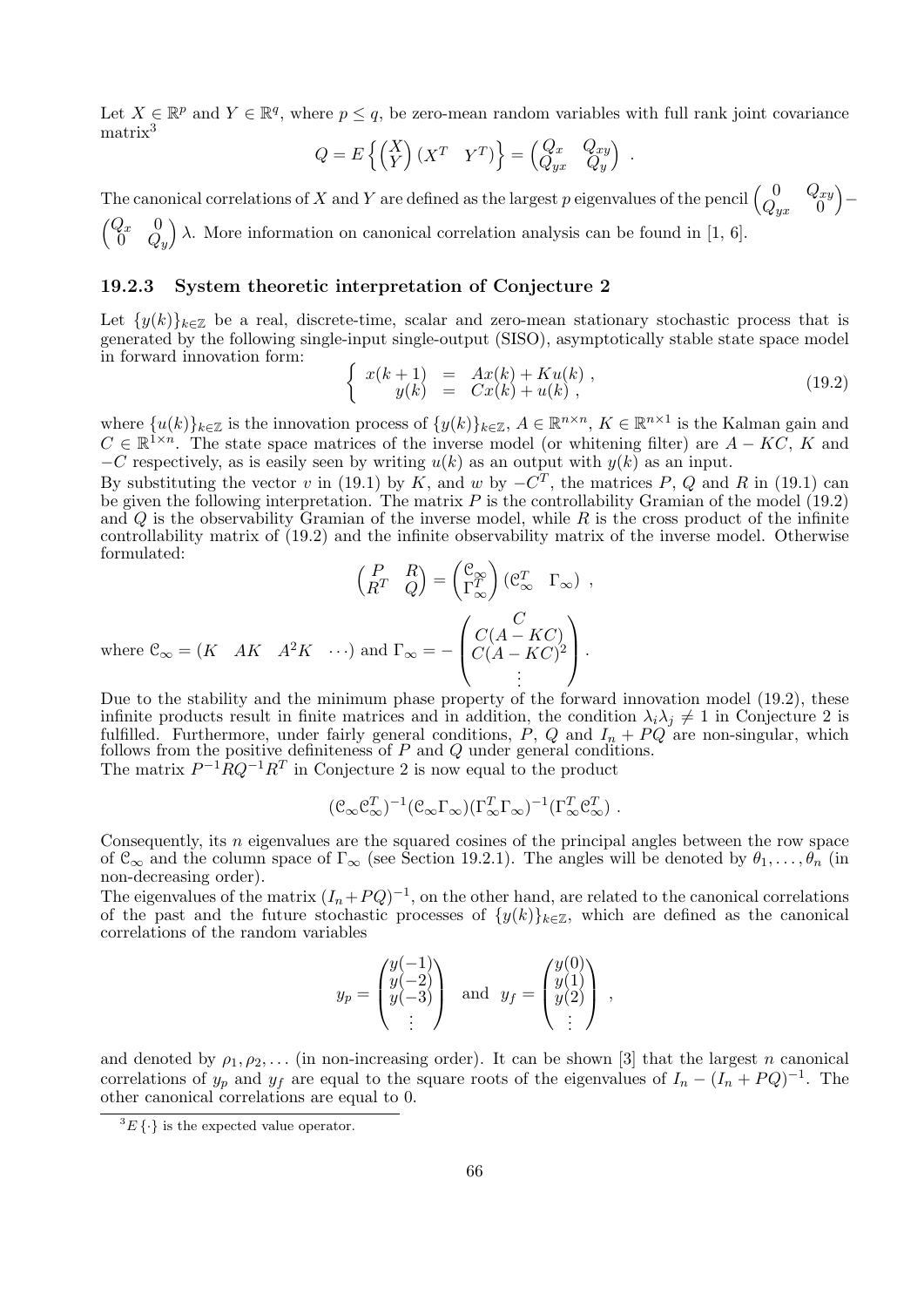Let $X \in \mathbb{R}^p$ and $Y \in \mathbb{R}^q$, where $p \leq q$, be zero-mean random variables with full rank joint covariance matrix[3]

$$Q = E\left\{ \begin{pmatrix} X \\ Y \end{pmatrix} \begin{pmatrix} X^T & Y^T \end{pmatrix} \right\} = \begin{pmatrix} Q_x & Q_{xy} \\ Q_{yx} & Q_y \end{pmatrix} .$$

The canonical correlations of $X$ and $Y$ are defined as the largest $p$ eigenvalues of the pencil $\begin{pmatrix} 0 & Q_{xy} \\ Q_{yx} & 0 \end{pmatrix} - \begin{pmatrix} Q_x & 0 \\ 0 & Q_y \end{pmatrix} \lambda$. More information on canonical correlation analysis can be found in [1, 6].

### 19.2.3 System theoretic interpretation of Conjecture 2

Let $\{y(k)\}_{k\in\mathbb{Z}}$ be a real, discrete-time, scalar and zero-mean stationary stochastic process that is generated by the following single-input single-output (SISO), asymptotically stable state space model in forward innovation form:

$$\left\{ \begin{array}{rcl} x(k+1) & = & Ax(k) + Ku(k) , \\ y(k) & = & Cx(k) + u(k) , \end{array} \right. \tag{19.2}$$

where $\{u(k)\}_{k\in\mathbb{Z}}$ is the innovation process of $\{y(k)\}_{k\in\mathbb{Z}}$, $A \in \mathbb{R}^{n\times n}$, $K \in \mathbb{R}^{n\times 1}$ is the Kalman gain and $C \in \mathbb{R}^{1\times n}$. The state space matrices of the inverse model (or whitening filter) are $A - KC$, $K$ and $-C$ respectively, as is easily seen by writing $u(k)$ as an output with $y(k)$ as an input.

By substituting the vector $v$ in (19.1) by $K$, and $w$ by $-C^T$, the matrices $P$, $Q$ and $R$ in (19.1) can be given the following interpretation. The matrix $P$ is the controllability Gramian of the model (19.2) and $Q$ is the observability Gramian of the inverse model, while $R$ is the cross product of the infinite controllability matrix of (19.2) and the infinite observability matrix of the inverse model. Otherwise formulated:

$$\begin{pmatrix} P & R \\ R^T & Q \end{pmatrix} = \begin{pmatrix} \mathcal{C}_\infty \\ \Gamma_\infty^T \end{pmatrix} \begin{pmatrix} \mathcal{C}_\infty^T & \Gamma_\infty \end{pmatrix} ,$$

where $\mathcal{C}_\infty = \begin{pmatrix} K & AK & A^2K & \cdots \end{pmatrix}$ and $\Gamma_\infty = -\begin{pmatrix} C \\ C(A-KC) \\ C(A-KC)^2 \\ \vdots \end{pmatrix}$.

Due to the stability and the minimum phase property of the forward innovation model (19.2), these infinite products result in finite matrices and in addition, the condition $\lambda_i\lambda_j \neq 1$ in Conjecture 2 is fulfilled. Furthermore, under fairly general conditions, $P$, $Q$ and $I_n + PQ$ are non-singular, which follows from the positive definiteness of $P$ and $Q$ under general conditions.

The matrix $P^{-1}RQ^{-1}R^T$ in Conjecture 2 is now equal to the product

$$(\mathcal{C}_\infty\mathcal{C}_\infty^T)^{-1}(\mathcal{C}_\infty\Gamma_\infty)(\Gamma_\infty^T\Gamma_\infty)^{-1}(\Gamma_\infty^T\mathcal{C}_\infty^T) .$$

Consequently, its $n$ eigenvalues are the squared cosines of the principal angles between the row space of $\mathcal{C}_\infty$ and the column space of $\Gamma_\infty$ (see Section 19.2.1). The angles will be denoted by $\theta_1, \ldots, \theta_n$ (in non-decreasing order).

The eigenvalues of the matrix $(I_n+PQ)^{-1}$, on the other hand, are related to the canonical correlations of the past and the future stochastic processes of $\{y(k)\}_{k\in\mathbb{Z}}$, which are defined as the canonical correlations of the random variables

$$y_p = \begin{pmatrix} y(-1) \\ y(-2) \\ y(-3) \\ \vdots \end{pmatrix} \quad \text{and} \quad y_f = \begin{pmatrix} y(0) \\ y(1) \\ y(2) \\ \vdots \end{pmatrix} ,$$

and denoted by $\rho_1, \rho_2, \ldots$ (in non-increasing order). It can be shown [3] that the largest $n$ canonical correlations of $y_p$ and $y_f$ are equal to the square roots of the eigenvalues of $I_n - (I_n + PQ)^{-1}$. The other canonical correlations are equal to 0.

[3] $E\{\cdot\}$ is the expected value operator.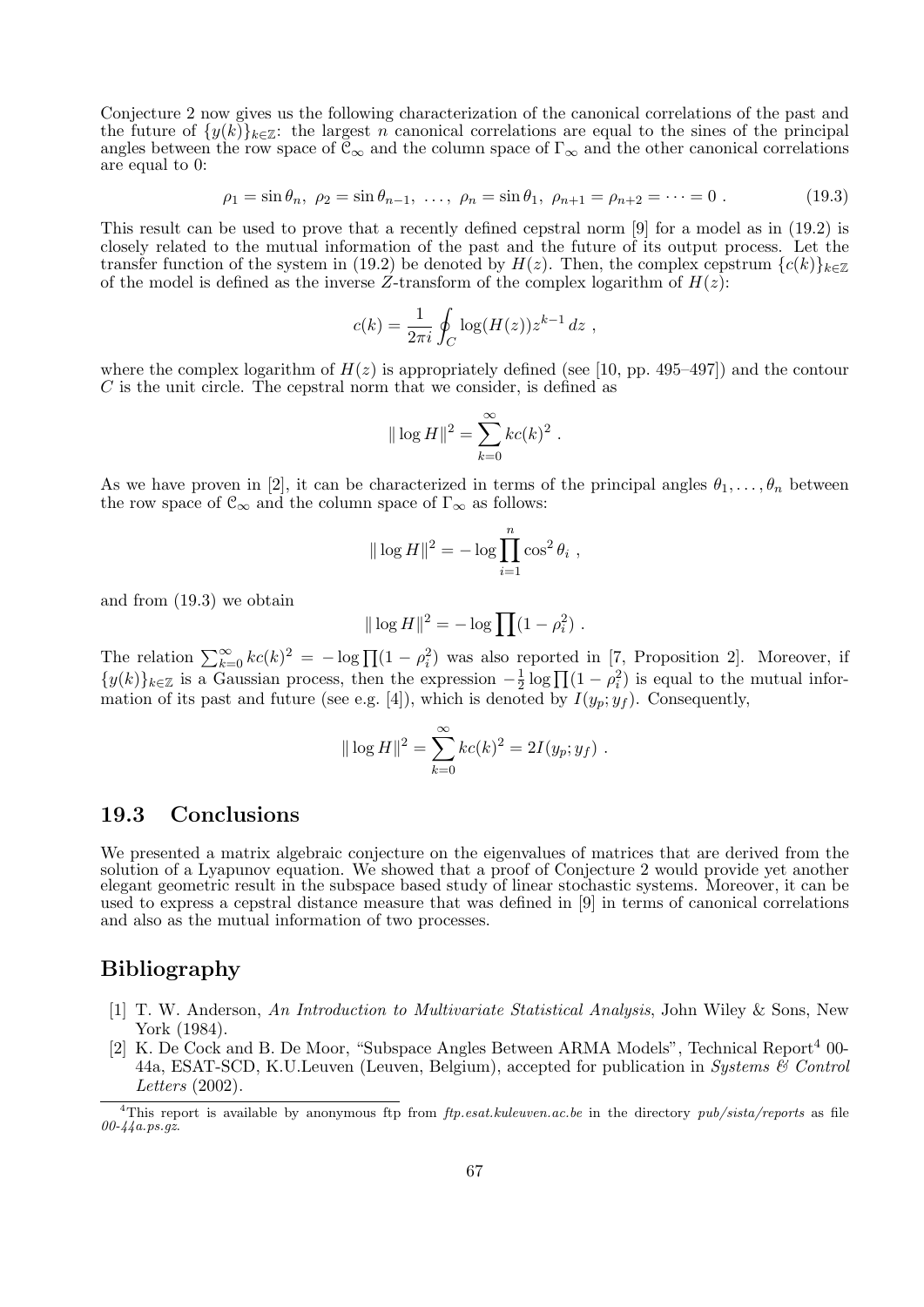Conjecture 2 now gives us the following characterization of the canonical correlations of the past and the future of $\{y(k)\}_{k\in\mathbb{Z}}$: the largest $n$ canonical correlations are equal to the sines of the principal angles between the row space of $\mathcal{C}_\infty$ and the column space of $\Gamma_\infty$ and the other canonical correlations are equal to 0:

$$\rho_1 = \sin\theta_n,\ \rho_2 = \sin\theta_{n-1},\ \ldots,\ \rho_n = \sin\theta_1,\ \rho_{n+1} = \rho_{n+2} = \cdots = 0\ . \tag{19.3}$$

This result can be used to prove that a recently defined cepstral norm [9] for a model as in (19.2) is closely related to the mutual information of the past and the future of its output process. Let the transfer function of the system in (19.2) be denoted by $H(z)$. Then, the complex cepstrum $\{c(k)\}_{k\in\mathbb{Z}}$ of the model is defined as the inverse $Z$-transform of the complex logarithm of $H(z)$:

$$c(k) = \frac{1}{2\pi i}\oint_C \log(H(z))z^{k-1}\,dz\ ,$$

where the complex logarithm of $H(z)$ is appropriately defined (see [10, pp. 495–497]) and the contour $C$ is the unit circle. The cepstral norm that we consider, is defined as

$$\|\log H\|^2 = \sum_{k=0}^{\infty} kc(k)^2\ .$$

As we have proven in [2], it can be characterized in terms of the principal angles $\theta_1,\ldots,\theta_n$ between the row space of $\mathcal{C}_\infty$ and the column space of $\Gamma_\infty$ as follows:

$$\|\log H\|^2 = -\log\prod_{i=1}^{n}\cos^2\theta_i\ ,$$

and from (19.3) we obtain

$$\|\log H\|^2 = -\log\prod(1-\rho_i^2)\ .$$

The relation $\sum_{k=0}^{\infty} kc(k)^2 = -\log\prod(1-\rho_i^2)$ was also reported in [7, Proposition 2]. Moreover, if $\{y(k)\}_{k\in\mathbb{Z}}$ is a Gaussian process, then the expression $-\frac{1}{2}\log\prod(1-\rho_i^2)$ is equal to the mutual information of its past and future (see e.g. [4]), which is denoted by $I(y_p;y_f)$. Consequently,

$$\|\log H\|^2 = \sum_{k=0}^{\infty} kc(k)^2 = 2I(y_p;y_f)\ .$$

## 19.3 Conclusions

We presented a matrix algebraic conjecture on the eigenvalues of matrices that are derived from the solution of a Lyapunov equation. We showed that a proof of Conjecture 2 would provide yet another elegant geometric result in the subspace based study of linear stochastic systems. Moreover, it can be used to express a cepstral distance measure that was defined in [9] in terms of canonical correlations and also as the mutual information of two processes.

## Bibliography

[1] T. W. Anderson, *An Introduction to Multivariate Statistical Analysis*, John Wiley & Sons, New York (1984).

[2] K. De Cock and B. De Moor, "Subspace Angles Between ARMA Models", Technical Report[4] 00-44a, ESAT-SCD, K.U.Leuven (Leuven, Belgium), accepted for publication in *Systems & Control Letters* (2002).

[4] This report is available by anonymous ftp from *ftp.esat.kuleuven.ac.be* in the directory *pub/sista/reports* as file *00-44a.ps.gz*.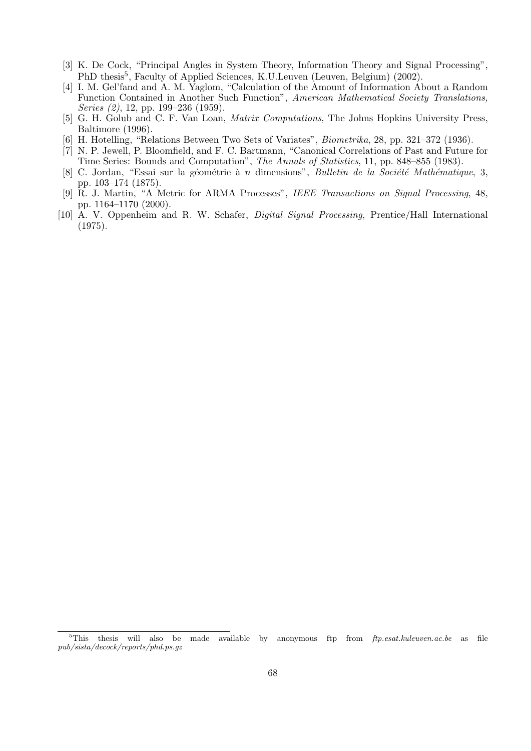[3] K. De Cock, "Principal Angles in System Theory, Information Theory and Signal Processing", PhD thesis[5], Faculty of Applied Sciences, K.U.Leuven (Leuven, Belgium) (2002).

[4] I. M. Gel'fand and A. M. Yaglom, "Calculation of the Amount of Information About a Random Function Contained in Another Such Function", *American Mathematical Society Translations, Series (2)*, 12, pp. 199–236 (1959).

[5] G. H. Golub and C. F. Van Loan, *Matrix Computations*, The Johns Hopkins University Press, Baltimore (1996).

[6] H. Hotelling, "Relations Between Two Sets of Variates", *Biometrika*, 28, pp. 321–372 (1936).

[7] N. P. Jewell, P. Bloomfield, and F. C. Bartmann, "Canonical Correlations of Past and Future for Time Series: Bounds and Computation", *The Annals of Statistics*, 11, pp. 848–855 (1983).

[8] C. Jordan, "Essai sur la géométrie à $n$ dimensions", *Bulletin de la Société Mathématique*, 3, pp. 103–174 (1875).

[9] R. J. Martin, "A Metric for ARMA Processes", *IEEE Transactions on Signal Processing*, 48, pp. 1164–1170 (2000).

[10] A. V. Oppenheim and R. W. Schafer, *Digital Signal Processing*, Prentice/Hall International (1975).

[5] This thesis will also be made available by anonymous ftp from *ftp.esat.kuleuven.ac.be* as file *pub/sista/decock/reports/phd.ps.gz*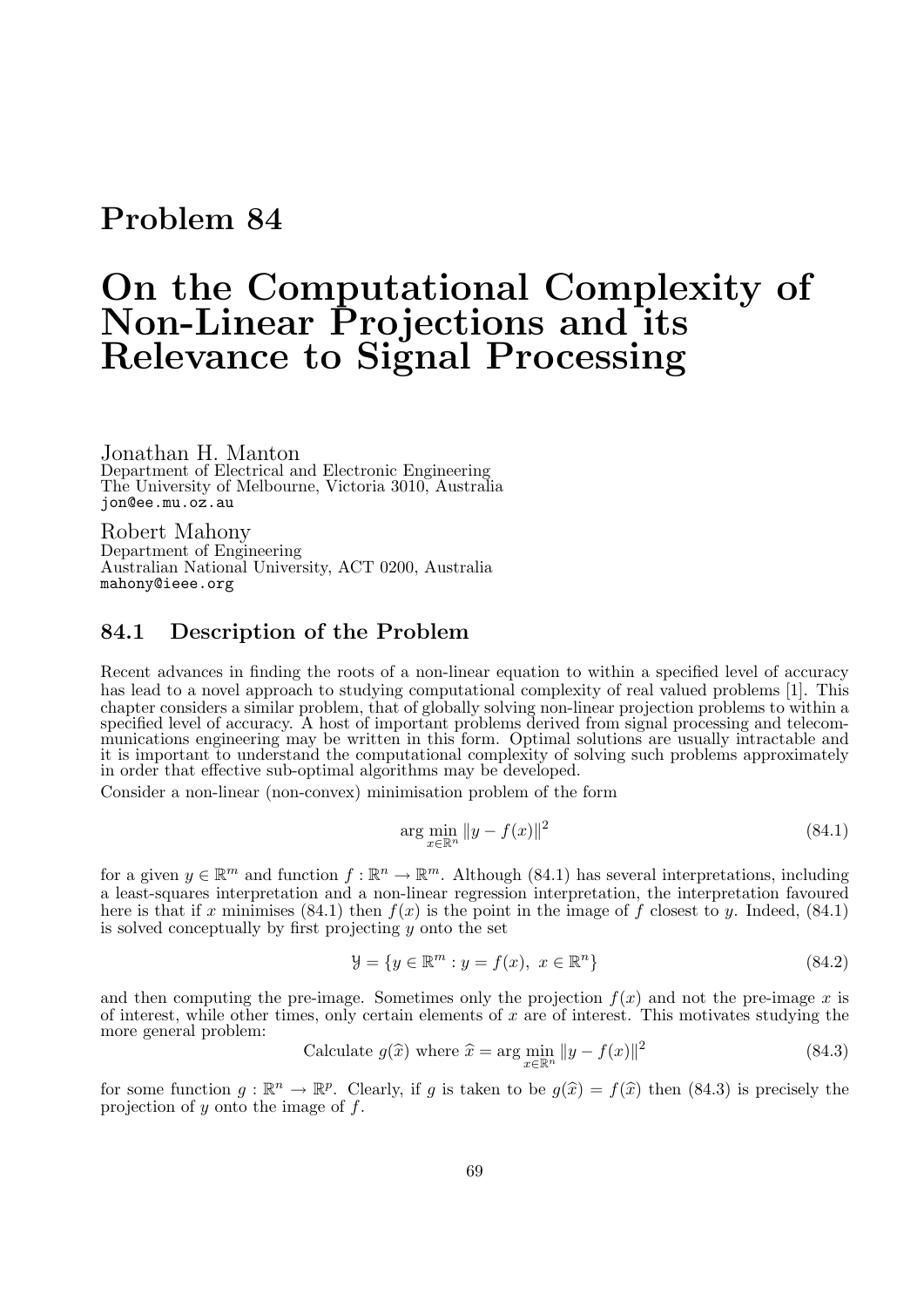## Problem 84

# On the Computational Complexity of Non-Linear Projections and its Relevance to Signal Processing

Jonathan H. Manton
Department of Electrical and Electronic Engineering
The University of Melbourne, Victoria 3010, Australia
`jon@ee.mu.oz.au`

Robert Mahony
Department of Engineering
Australian National University, ACT 0200, Australia
`mahony@ieee.org`

### 84.1 Description of the Problem

Recent advances in finding the roots of a non-linear equation to within a specified level of accuracy has lead to a novel approach to studying computational complexity of real valued problems [1]. This chapter considers a similar problem, that of globally solving non-linear projection problems to within a specified level of accuracy. A host of important problems derived from signal processing and telecommunications engineering may be written in this form. Optimal solutions are usually intractable and it is important to understand the computational complexity of solving such problems approximately in order that effective sub-optimal algorithms may be developed.

Consider a non-linear (non-convex) minimisation problem of the form

$$\arg\min_{x \in \mathbb{R}^n} \|y - f(x)\|^2 \tag{84.1}$$

for a given $y \in \mathbb{R}^m$ and function $f : \mathbb{R}^n \to \mathbb{R}^m$. Although (84.1) has several interpretations, including a least-squares interpretation and a non-linear regression interpretation, the interpretation favoured here is that if $x$ minimises (84.1) then $f(x)$ is the point in the image of $f$ closest to $y$. Indeed, (84.1) is solved conceptually by first projecting $y$ onto the set

$$\mathcal{Y} = \{y \in \mathbb{R}^m : y = f(x),\ x \in \mathbb{R}^n\} \tag{84.2}$$

and then computing the pre-image. Sometimes only the projection $f(x)$ and not the pre-image $x$ is of interest, while other times, only certain elements of $x$ are of interest. This motivates studying the more general problem:

$$\text{Calculate } g(\widehat{x}) \text{ where } \widehat{x} = \arg\min_{x \in \mathbb{R}^n} \|y - f(x)\|^2 \tag{84.3}$$

for some function $g : \mathbb{R}^n \to \mathbb{R}^p$. Clearly, if $g$ is taken to be $g(\widehat{x}) = f(\widehat{x})$ then (84.3) is precisely the projection of $y$ onto the image of $f$.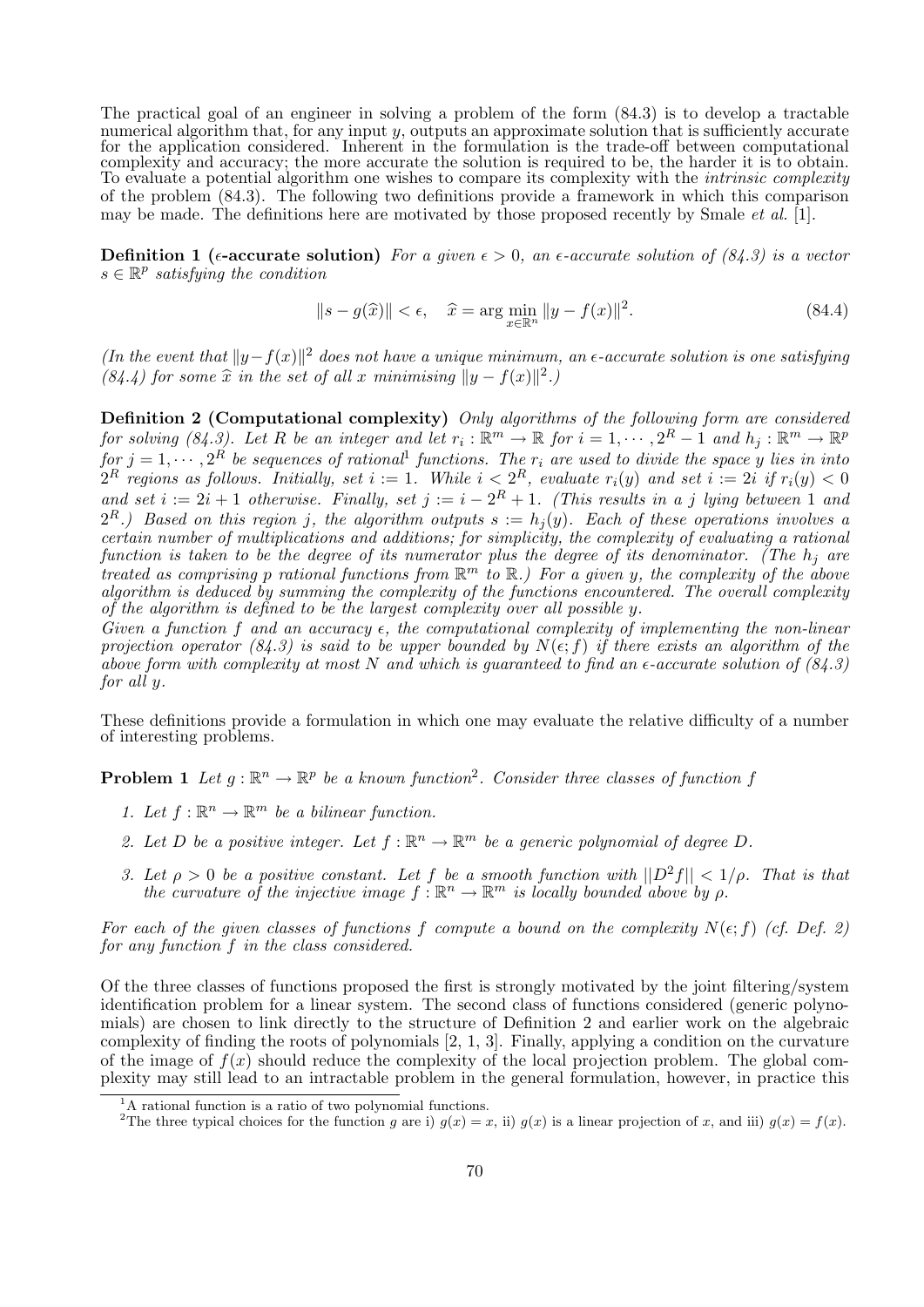The practical goal of an engineer in solving a problem of the form (84.3) is to develop a tractable numerical algorithm that, for any input $y$, outputs an approximate solution that is sufficiently accurate for the application considered. Inherent in the formulation is the trade-off between computational complexity and accuracy; the more accurate the solution is required to be, the harder it is to obtain. To evaluate a potential algorithm one wishes to compare its complexity with the *intrinsic complexity* of the problem (84.3). The following two definitions provide a framework in which this comparison may be made. The definitions here are motivated by those proposed recently by Smale *et al.* [1].

**Definition 1 ($\epsilon$-accurate solution)** *For a given $\epsilon > 0$, an $\epsilon$-accurate solution of (84.3) is a vector $s \in \mathbb{R}^p$ satisfying the condition*

$$\|s - g(\widehat{x})\| < \epsilon, \quad \widehat{x} = \arg\min_{x \in \mathbb{R}^n} \|y - f(x)\|^2. \tag{84.4}$$

*(In the event that $\|y - f(x)\|^2$ does not have a unique minimum, an $\epsilon$-accurate solution is one satisfying (84.4) for some $\widehat{x}$ in the set of all $x$ minimising $\|y - f(x)\|^2$.)*

**Definition 2 (Computational complexity)** *Only algorithms of the following form are considered for solving (84.3). Let $R$ be an integer and let $r_i : \mathbb{R}^m \to \mathbb{R}$ for $i = 1, \cdots, 2^R - 1$ and $h_j : \mathbb{R}^m \to \mathbb{R}^p$ for $j = 1, \cdots, 2^R$ be sequences of rational[1] functions. The $r_i$ are used to divide the space $y$ lies in into $2^R$ regions as follows. Initially, set $i := 1$. While $i < 2^R$, evaluate $r_i(y)$ and set $i := 2i$ if $r_i(y) < 0$ and set $i := 2i + 1$ otherwise. Finally, set $j := i - 2^R + 1$. (This results in a $j$ lying between 1 and $2^R$.) Based on this region $j$, the algorithm outputs $s := h_j(y)$. Each of these operations involves a certain number of multiplications and additions; for simplicity, the complexity of evaluating a rational function is taken to be the degree of its numerator plus the degree of its denominator. (The $h_j$ are treated as comprising $p$ rational functions from $\mathbb{R}^m$ to $\mathbb{R}$.) For a given $y$, the complexity of the above algorithm is deduced by summing the complexity of the functions encountered. The overall complexity of the algorithm is defined to be the largest complexity over all possible $y$.*

*Given a function $f$ and an accuracy $\epsilon$, the computational complexity of implementing the non-linear projection operator (84.3) is said to be upper bounded by $N(\epsilon; f)$ if there exists an algorithm of the above form with complexity at most $N$ and which is guaranteed to find an $\epsilon$-accurate solution of (84.3) for all $y$.*

These definitions provide a formulation in which one may evaluate the relative difficulty of a number of interesting problems.

**Problem 1** *Let $g : \mathbb{R}^n \to \mathbb{R}^p$ be a known function[2]. Consider three classes of function $f$*

1. *Let $f : \mathbb{R}^n \to \mathbb{R}^m$ be a bilinear function.*
2. *Let $D$ be a positive integer. Let $f : \mathbb{R}^n \to \mathbb{R}^m$ be a generic polynomial of degree $D$.*
3. *Let $\rho > 0$ be a positive constant. Let $f$ be a smooth function with $||D^2 f|| < 1/\rho$. That is that the curvature of the injective image $f : \mathbb{R}^n \to \mathbb{R}^m$ is locally bounded above by $\rho$.*

*For each of the given classes of functions $f$ compute a bound on the complexity $N(\epsilon; f)$ (cf. Def. 2) for any function $f$ in the class considered.*

Of the three classes of functions proposed the first is strongly motivated by the joint filtering/system identification problem for a linear system. The second class of functions considered (generic polynomials) are chosen to link directly to the structure of Definition 2 and earlier work on the algebraic complexity of finding the roots of polynomials [2, 1, 3]. Finally, applying a condition on the curvature of the image of $f(x)$ should reduce the complexity of the local projection problem. The global complexity may still lead to an intractable problem in the general formulation, however, in practice this

[1] A rational function is a ratio of two polynomial functions.

[2] The three typical choices for the function $g$ are i) $g(x) = x$, ii) $g(x)$ is a linear projection of $x$, and iii) $g(x) = f(x)$.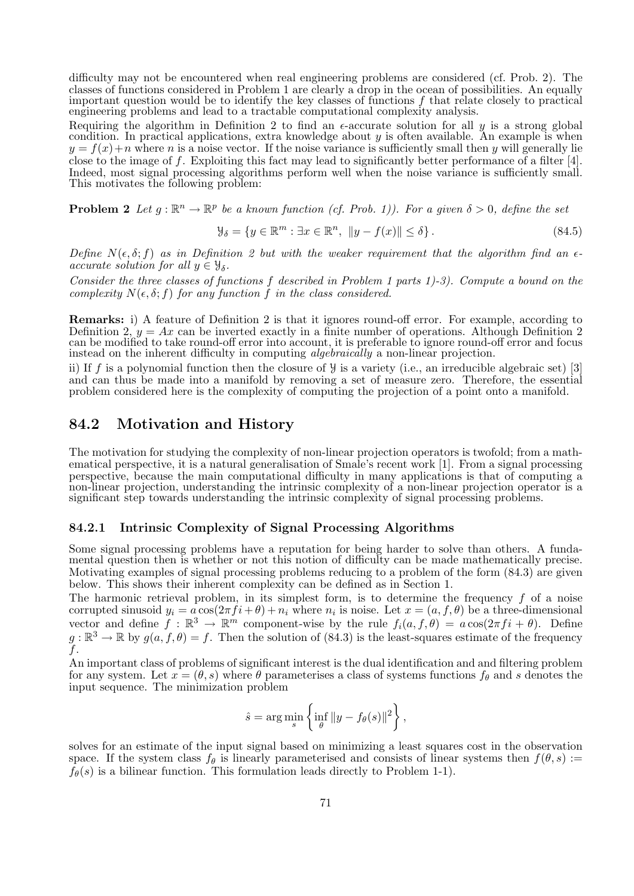difficulty may not be encountered when real engineering problems are considered (cf. Prob. 2). The classes of functions considered in Problem 1 are clearly a drop in the ocean of possibilities. An equally important question would be to identify the key classes of functions $f$ that relate closely to practical engineering problems and lead to a tractable computational complexity analysis.

Requiring the algorithm in Definition 2 to find an $\epsilon$-accurate solution for all $y$ is a strong global condition. In practical applications, extra knowledge about $y$ is often available. An example is when $y = f(x)+n$ where $n$ is a noise vector. If the noise variance is sufficiently small then $y$ will generally lie close to the image of $f$. Exploiting this fact may lead to significantly better performance of a filter [4]. Indeed, most signal processing algorithms perform well when the noise variance is sufficiently small. This motivates the following problem:

**Problem 2** *Let $g : \mathbb{R}^n \to \mathbb{R}^p$ be a known function (cf. Prob. 1)). For a given $\delta > 0$, define the set*

$$\mathcal{Y}_\delta = \{y \in \mathbb{R}^m : \exists x \in \mathbb{R}^n,\ \|y - f(x)\| \le \delta\}. \tag{84.5}$$

*Define $N(\epsilon, \delta; f)$ as in Definition 2 but with the weaker requirement that the algorithm find an $\epsilon$-accurate solution for all $y \in \mathcal{Y}_\delta$.*

*Consider the three classes of functions $f$ described in Problem 1 parts 1)-3). Compute a bound on the complexity $N(\epsilon, \delta; f)$ for any function $f$ in the class considered.*

**Remarks:** i) A feature of Definition 2 is that it ignores round-off error. For example, according to Definition 2, $y = Ax$ can be inverted exactly in a finite number of operations. Although Definition 2 can be modified to take round-off error into account, it is preferable to ignore round-off error and focus instead on the inherent difficulty in computing *algebraically* a non-linear projection.

ii) If $f$ is a polynomial function then the closure of $\mathcal{Y}$ is a variety (i.e., an irreducible algebraic set) [3] and can thus be made into a manifold by removing a set of measure zero. Therefore, the essential problem considered here is the complexity of computing the projection of a point onto a manifold.

## 84.2 Motivation and History

The motivation for studying the complexity of non-linear projection operators is twofold; from a mathematical perspective, it is a natural generalisation of Smale's recent work [1]. From a signal processing perspective, because the main computational difficulty in many applications is that of computing a non-linear projection, understanding the intrinsic complexity of a non-linear projection operator is a significant step towards understanding the intrinsic complexity of signal processing problems.

### 84.2.1 Intrinsic Complexity of Signal Processing Algorithms

Some signal processing problems have a reputation for being harder to solve than others. A fundamental question then is whether or not this notion of difficulty can be made mathematically precise. Motivating examples of signal processing problems reducing to a problem of the form (84.3) are given below. This shows their inherent complexity can be defined as in Section 1.

The harmonic retrieval problem, in its simplest form, is to determine the frequency $f$ of a noise corrupted sinusoid $y_i = a\cos(2\pi f i + \theta) + n_i$ where $n_i$ is noise. Let $x = (a, f, \theta)$ be a three-dimensional vector and define $f : \mathbb{R}^3 \to \mathbb{R}^m$ component-wise by the rule $f_i(a, f, \theta) = a\cos(2\pi f i + \theta)$. Define $g : \mathbb{R}^3 \to \mathbb{R}$ by $g(a, f, \theta) = f$. Then the solution of (84.3) is the least-squares estimate of the frequency $f$.

An important class of problems of significant interest is the dual identification and and filtering problem for any system. Let $x = (\theta, s)$ where $\theta$ parameterises a class of systems functions $f_\theta$ and $s$ denotes the input sequence. The minimization problem

$$\hat{s} = \arg\min_s \left\{ \inf_\theta \|y - f_\theta(s)\|^2 \right\},$$

solves for an estimate of the input signal based on minimizing a least squares cost in the observation space. If the system class $f_\theta$ is linearly parameterised and consists of linear systems then $f(\theta, s) := f_\theta(s)$ is a bilinear function. This formulation leads directly to Problem 1-1).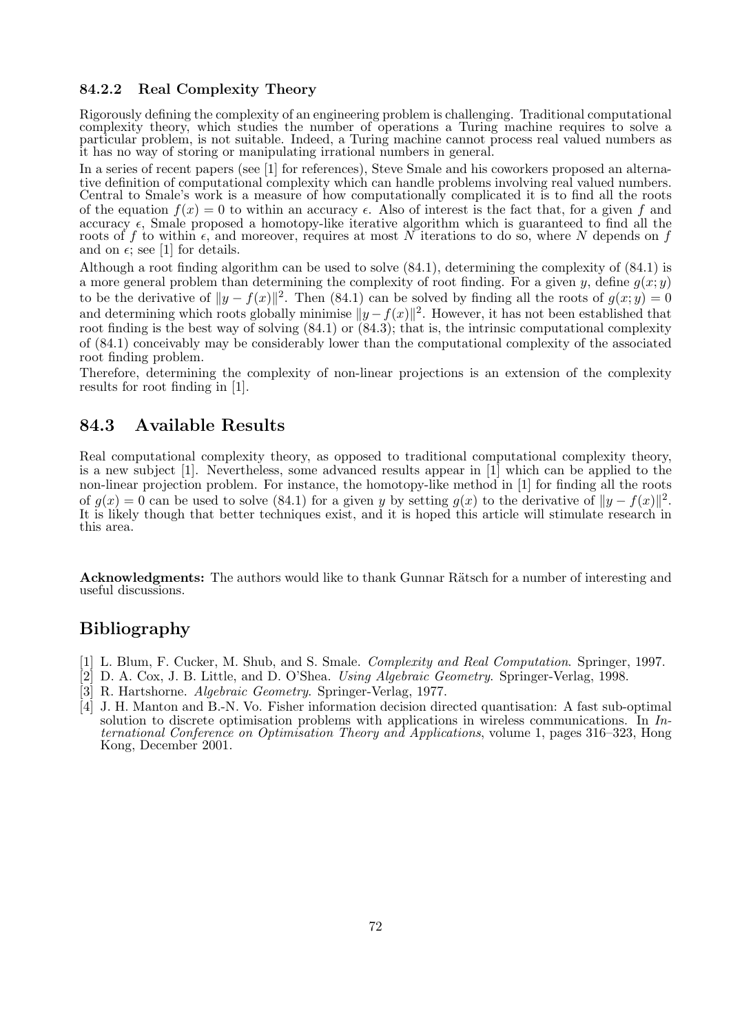### 84.2.2 Real Complexity Theory

Rigorously defining the complexity of an engineering problem is challenging. Traditional computational complexity theory, which studies the number of operations a Turing machine requires to solve a particular problem, is not suitable. Indeed, a Turing machine cannot process real valued numbers as it has no way of storing or manipulating irrational numbers in general.

In a series of recent papers (see [1] for references), Steve Smale and his coworkers proposed an alternative definition of computational complexity which can handle problems involving real valued numbers. Central to Smale's work is a measure of how computationally complicated it is to find all the roots of the equation $f(x) = 0$ to within an accuracy $\epsilon$. Also of interest is the fact that, for a given $f$ and accuracy $\epsilon$, Smale proposed a homotopy-like iterative algorithm which is guaranteed to find all the roots of $f$ to within $\epsilon$, and moreover, requires at most $N$ iterations to do so, where $N$ depends on $f$ and on $\epsilon$; see [1] for details.

Although a root finding algorithm can be used to solve (84.1), determining the complexity of (84.1) is a more general problem than determining the complexity of root finding. For a given $y$, define $g(x; y)$ to be the derivative of $\|y - f(x)\|^2$. Then (84.1) can be solved by finding all the roots of $g(x; y) = 0$ and determining which roots globally minimise $\|y - f(x)\|^2$. However, it has not been established that root finding is the best way of solving (84.1) or (84.3); that is, the intrinsic computational complexity of (84.1) conceivably may be considerably lower than the computational complexity of the associated root finding problem.

Therefore, determining the complexity of non-linear projections is an extension of the complexity results for root finding in [1].

## 84.3 Available Results

Real computational complexity theory, as opposed to traditional computational complexity theory, is a new subject [1]. Nevertheless, some advanced results appear in [1] which can be applied to the non-linear projection problem. For instance, the homotopy-like method in [1] for finding all the roots of $g(x) = 0$ can be used to solve (84.1) for a given $y$ by setting $g(x)$ to the derivative of $\|y - f(x)\|^2$. It is likely though that better techniques exist, and it is hoped this article will stimulate research in this area.

**Acknowledgments:** The authors would like to thank Gunnar Rätsch for a number of interesting and useful discussions.

## Bibliography

[1] L. Blum, F. Cucker, M. Shub, and S. Smale. *Complexity and Real Computation*. Springer, 1997.

[2] D. A. Cox, J. B. Little, and D. O'Shea. *Using Algebraic Geometry*. Springer-Verlag, 1998.

[3] R. Hartshorne. *Algebraic Geometry*. Springer-Verlag, 1977.

[4] J. H. Manton and B.-N. Vo. Fisher information decision directed quantisation: A fast sub-optimal solution to discrete optimisation problems with applications in wireless communications. In *International Conference on Optimisation Theory and Applications*, volume 1, pages 316–323, Hong Kong, December 2001.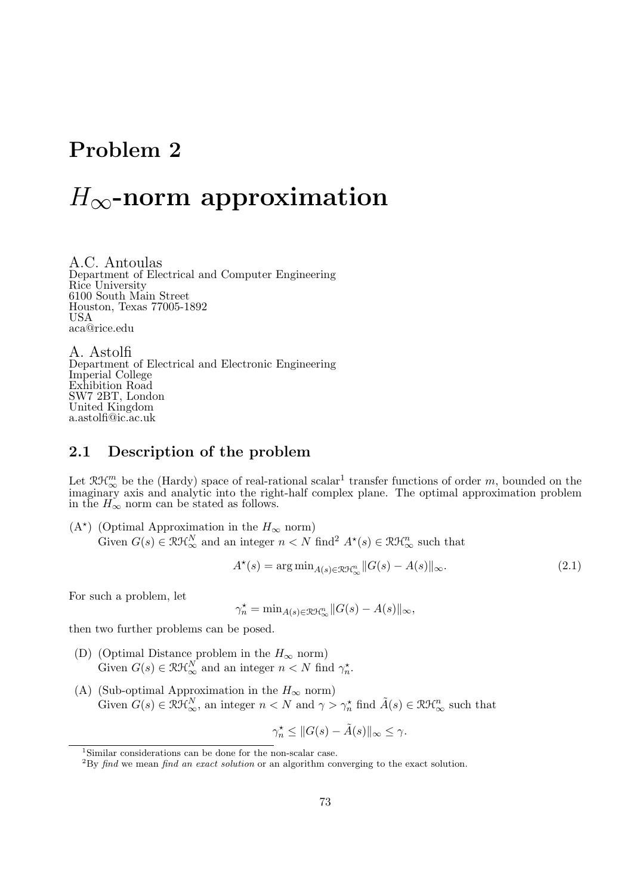# Problem 2

# $H_\infty$-norm approximation

A.C. Antoulas
Department of Electrical and Computer Engineering
Rice University
6100 South Main Street
Houston, Texas 77005-1892
USA
aca@rice.edu

A. Astolfi
Department of Electrical and Electronic Engineering
Imperial College
Exhibition Road
SW7 2BT, London
United Kingdom
a.astolfi@ic.ac.uk

## 2.1 Description of the problem

Let $\mathcal{RH}_\infty^m$ be the (Hardy) space of real-rational scalar[1] transfer functions of order $m$, bounded on the imaginary axis and analytic into the right-half complex plane. The optimal approximation problem in the $H_\infty$ norm can be stated as follows.

($A^\star$) (Optimal Approximation in the $H_\infty$ norm)
Given $G(s) \in \mathcal{RH}_\infty^N$ and an integer $n < N$ find[2] $A^\star(s) \in \mathcal{RH}_\infty^n$ such that

$$A^\star(s) = \arg\min_{A(s)\in\mathcal{RH}_\infty^n} \|G(s) - A(s)\|_\infty. \tag{2.1}$$

For such a problem, let

$$\gamma_n^\star = \min_{A(s)\in\mathcal{RH}_\infty^n} \|G(s) - A(s)\|_\infty,$$

then two further problems can be posed.

(D) (Optimal Distance problem in the $H_\infty$ norm)
Given $G(s) \in \mathcal{RH}_\infty^N$ and an integer $n < N$ find $\gamma_n^\star$.

(A) (Sub-optimal Approximation in the $H_\infty$ norm)
Given $G(s) \in \mathcal{RH}_\infty^N$, an integer $n < N$ and $\gamma > \gamma_n^\star$ find $\tilde{A}(s) \in \mathcal{RH}_\infty^n$ such that

$$\gamma_n^\star \leq \|G(s) - \tilde{A}(s)\|_\infty \leq \gamma.$$

[1] Similar considerations can be done for the non-scalar case.

[2] By *find* we mean *find an exact solution* or an algorithm converging to the exact solution.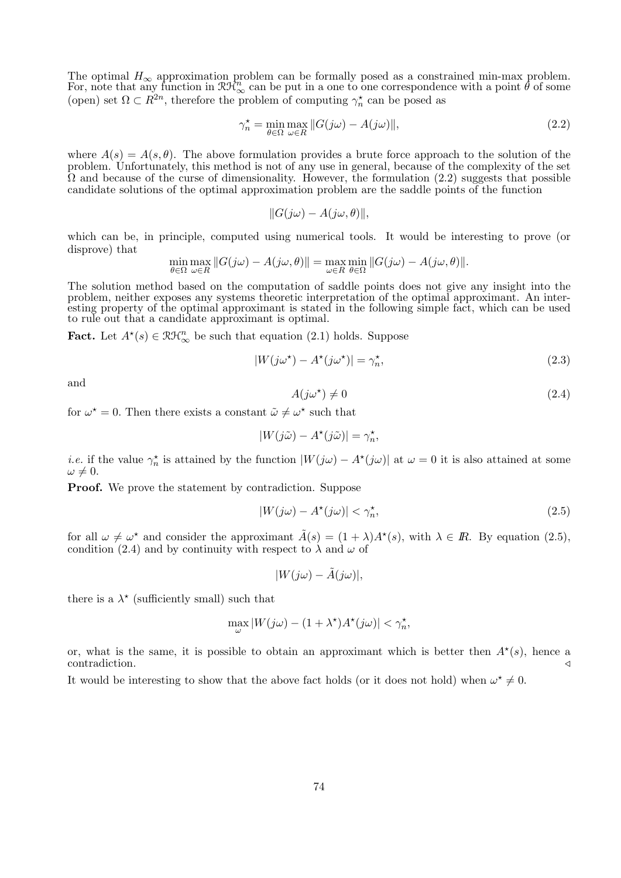The optimal $H_\infty$ approximation problem can be formally posed as a constrained min-max problem. For, note that any function in $\mathcal{RH}_\infty^n$ can be put in a one to one correspondence with a point $\theta$ of some (open) set $\Omega \subset R^{2n}$, therefore the problem of computing $\gamma_n^\star$ can be posed as

$$\gamma_n^\star = \min_{\theta \in \Omega} \max_{\omega \in R} \|G(j\omega) - A(j\omega)\|, \tag{2.2}$$

where $A(s) = A(s, \theta)$. The above formulation provides a brute force approach to the solution of the problem. Unfortunately, this method is not of any use in general, because of the complexity of the set $\Omega$ and because of the curse of dimensionality. However, the formulation (2.2) suggests that possible candidate solutions of the optimal approximation problem are the saddle points of the function

$$\|G(j\omega) - A(j\omega, \theta)\|,$$

which can be, in principle, computed using numerical tools. It would be interesting to prove (or disprove) that

$$\min_{\theta \in \Omega} \max_{\omega \in R} \|G(j\omega) - A(j\omega, \theta)\| = \max_{\omega \in R} \min_{\theta \in \Omega} \|G(j\omega) - A(j\omega, \theta)\|.$$

The solution method based on the computation of saddle points does not give any insight into the problem, neither exposes any systems theoretic interpretation of the optimal approximant. An interesting property of the optimal approximant is stated in the following simple fact, which can be used to rule out that a candidate approximant is optimal.

**Fact.** Let $A^\star(s) \in \mathcal{RH}_\infty^n$ be such that equation (2.1) holds. Suppose

$$|W(j\omega^\star) - A^\star(j\omega^\star)| = \gamma_n^\star, \tag{2.3}$$

and

$$A(j\omega^\star) \neq 0 \tag{2.4}$$

for $\omega^\star = 0$. Then there exists a constant $\tilde{\omega} \neq \omega^\star$ such that

$$|W(j\tilde{\omega}) - A^\star(j\tilde{\omega})| = \gamma_n^\star,$$

*i.e.* if the value $\gamma_n^\star$ is attained by the function $|W(j\omega) - A^\star(j\omega)|$ at $\omega = 0$ it is also attained at some $\omega \neq 0$.

**Proof.** We prove the statement by contradiction. Suppose

$$|W(j\omega) - A^\star(j\omega)| < \gamma_n^\star, \tag{2.5}$$

for all $\omega \neq \omega^\star$ and consider the approximant $\tilde{A}(s) = (1 + \lambda)A^\star(s)$, with $\lambda \in \mathbb{R}$. By equation (2.5), condition (2.4) and by continuity with respect to $\lambda$ and $\omega$ of

$$|W(j\omega) - \tilde{A}(j\omega)|,$$

there is a $\lambda^\star$ (sufficiently small) such that

$$\max_{\omega} |W(j\omega) - (1 + \lambda^\star)A^\star(j\omega)| < \gamma_n^\star,$$

or, what is the same, it is possible to obtain an approximant which is better then $A^\star(s)$, hence a contradiction. $\triangleleft$

It would be interesting to show that the above fact holds (or it does not hold) when $\omega^\star \neq 0$.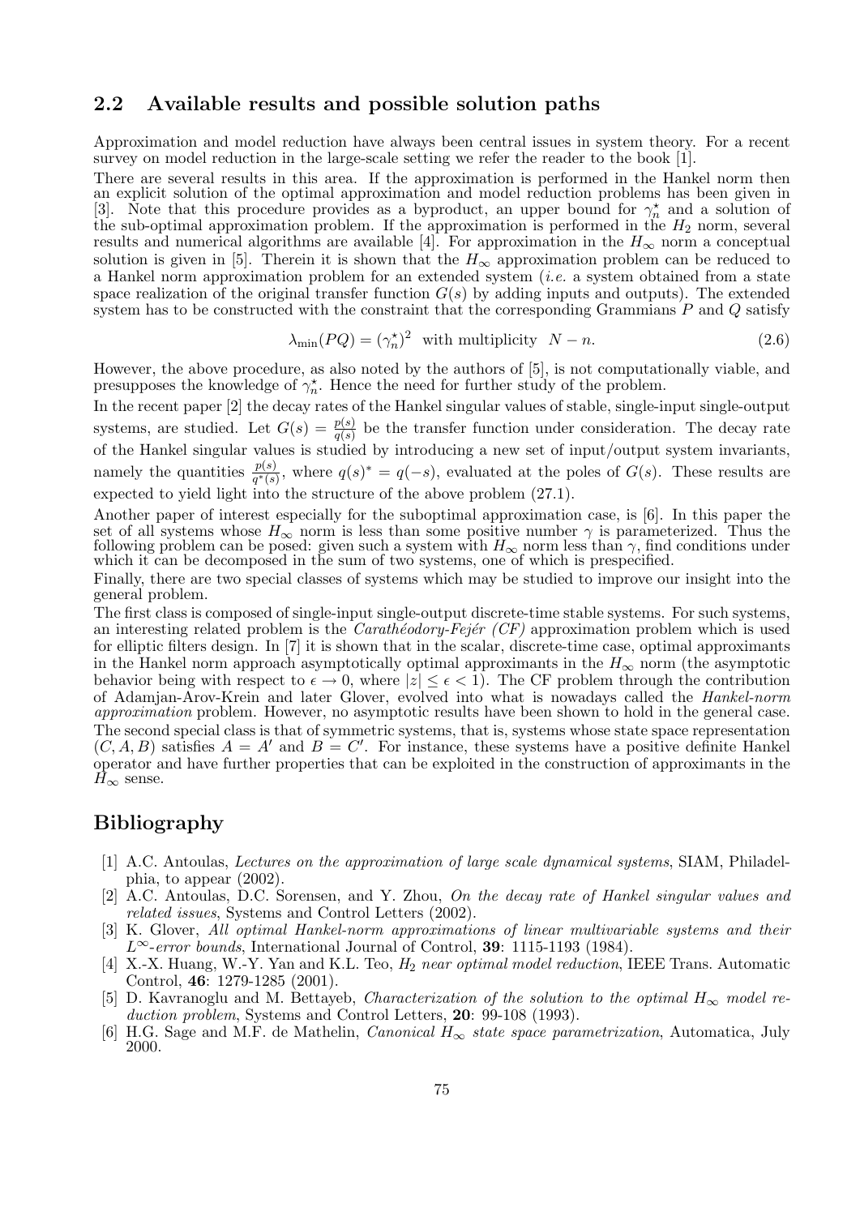## 2.2 Available results and possible solution paths

Approximation and model reduction have always been central issues in system theory. For a recent survey on model reduction in the large-scale setting we refer the reader to the book [1].

There are several results in this area. If the approximation is performed in the Hankel norm then an explicit solution of the optimal approximation and model reduction problems has been given in [3]. Note that this procedure provides as a byproduct, an upper bound for $\gamma_n^\star$ and a solution of the sub-optimal approximation problem. If the approximation is performed in the $H_2$ norm, several results and numerical algorithms are available [4]. For approximation in the $H_\infty$ norm a conceptual solution is given in [5]. Therein it is shown that the $H_\infty$ approximation problem can be reduced to a Hankel norm approximation problem for an extended system (*i.e.* a system obtained from a state space realization of the original transfer function $G(s)$ by adding inputs and outputs). The extended system has to be constructed with the constraint that the corresponding Grammians $P$ and $Q$ satisfy

$$\lambda_{\min}(PQ) = (\gamma_n^\star)^2 \quad \text{with multiplicity} \quad N - n. \tag{2.6}$$

However, the above procedure, as also noted by the authors of [5], is not computationally viable, and presupposes the knowledge of $\gamma_n^\star$. Hence the need for further study of the problem.

In the recent paper [2] the decay rates of the Hankel singular values of stable, single-input single-output systems, are studied. Let $G(s) = \frac{p(s)}{q(s)}$ be the transfer function under consideration. The decay rate of the Hankel singular values is studied by introducing a new set of input/output system invariants, namely the quantities $\frac{p(s)}{q^*(s)}$, where $q(s)^* = q(-s)$, evaluated at the poles of $G(s)$. These results are expected to yield light into the structure of the above problem (27.1).

Another paper of interest especially for the suboptimal approximation case, is [6]. In this paper the set of all systems whose $H_\infty$ norm is less than some positive number $\gamma$ is parameterized. Thus the following problem can be posed: given such a system with $H_\infty$ norm less than $\gamma$, find conditions under which it can be decomposed in the sum of two systems, one of which is prespecified.

Finally, there are two special classes of systems which may be studied to improve our insight into the general problem.

The first class is composed of single-input single-output discrete-time stable systems. For such systems, an interesting related problem is the *Carathéodory-Fejér (CF)* approximation problem which is used for elliptic filters design. In [7] it is shown that in the scalar, discrete-time case, optimal approximants in the Hankel norm approach asymptotically optimal approximants in the $H_\infty$ norm (the asymptotic behavior being with respect to $\epsilon \to 0$, where $|z| \leq \epsilon < 1$). The CF problem through the contribution of Adamjan-Arov-Krein and later Glover, evolved into what is nowadays called the *Hankel-norm approximation* problem. However, no asymptotic results have been shown to hold in the general case.

The second special class is that of symmetric systems, that is, systems whose state space representation $(C, A, B)$ satisfies $A = A'$ and $B = C'$. For instance, these systems have a positive definite Hankel operator and have further properties that can be exploited in the construction of approximants in the $H_\infty$ sense.

## Bibliography

[1] A.C. Antoulas, *Lectures on the approximation of large scale dynamical systems*, SIAM, Philadelphia, to appear (2002).

[2] A.C. Antoulas, D.C. Sorensen, and Y. Zhou, *On the decay rate of Hankel singular values and related issues*, Systems and Control Letters (2002).

[3] K. Glover, *All optimal Hankel-norm approximations of linear multivariable systems and their $L^\infty$-error bounds*, International Journal of Control, **39**: 1115-1193 (1984).

[4] X.-X. Huang, W.-Y. Yan and K.L. Teo, *$H_2$ near optimal model reduction*, IEEE Trans. Automatic Control, **46**: 1279-1285 (2001).

[5] D. Kavranoglu and M. Bettayeb, *Characterization of the solution to the optimal $H_\infty$ model reduction problem*, Systems and Control Letters, **20**: 99-108 (1993).

[6] H.G. Sage and M.F. de Mathelin, *Canonical $H_\infty$ state space parametrization*, Automatica, July 2000.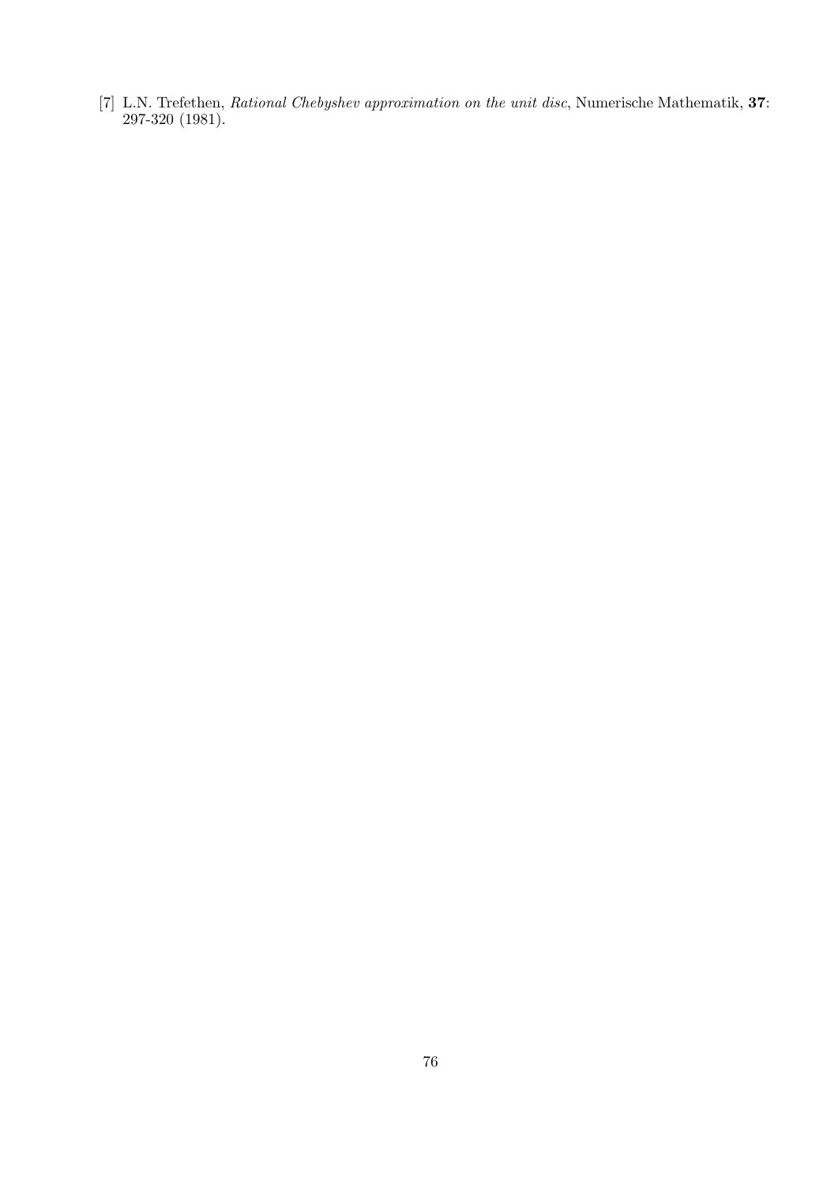[7] L.N. Trefethen, *Rational Chebyshev approximation on the unit disc*, Numerische Mathematik, **37**: 297-320 (1981).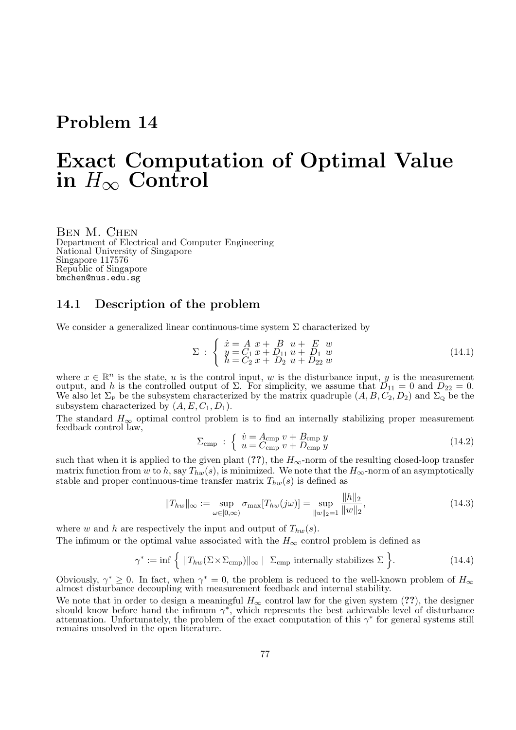# Problem 14

# Exact Computation of Optimal Value in $H_\infty$ Control

Ben M. Chen
Department of Electrical and Computer Engineering
National University of Singapore
Singapore 117576
Republic of Singapore
bmchen@nus.edu.sg

## 14.1 Description of the problem

We consider a generalized linear continuous-time system $\Sigma$ characterized by

$$\Sigma \;:\; \left\{ \begin{array}{l} \dot{x} = A\ x + \ B\ \ u + \ E\ \ w \\ y = C_1\ x + D_{11}\ u + D_1\ w \\ h = C_2\ x + \ D_2\ \ u + D_{22}\ w \end{array} \right. \tag{14.1}$$

where $x \in \mathbb{R}^n$ is the state, $u$ is the control input, $w$ is the disturbance input, $y$ is the measurement output, and $h$ is the controlled output of $\Sigma$. For simplicity, we assume that $D_{11} = 0$ and $D_{22} = 0$. We also let $\Sigma_{\mathrm{P}}$ be the subsystem characterized by the matrix quadruple $(A, B, C_2, D_2)$ and $\Sigma_{\mathrm{Q}}$ be the subsystem characterized by $(A, E, C_1, D_1)$.

The standard $H_\infty$ optimal control problem is to find an internally stabilizing proper measurement feedback control law,

$$\Sigma_{\mathrm{cmp}} \;:\; \left\{ \begin{array}{l} \dot{v} = A_{\mathrm{cmp}}\ v + B_{\mathrm{cmp}}\ y \\ u = C_{\mathrm{cmp}}\ v + D_{\mathrm{cmp}}\ y \end{array} \right. \tag{14.2}$$

such that when it is applied to the given plant (**??**), the $H_\infty$-norm of the resulting closed-loop transfer matrix function from $w$ to $h$, say $T_{hw}(s)$, is minimized. We note that the $H_\infty$-norm of an asymptotically stable and proper continuous-time transfer matrix $T_{hw}(s)$ is defined as

$$\|T_{hw}\|_\infty := \sup_{\omega \in [0,\infty)} \sigma_{\max}[T_{hw}(j\omega)] = \sup_{\|w\|_2 = 1} \frac{\|h\|_2}{\|w\|_2}, \tag{14.3}$$

where $w$ and $h$ are respectively the input and output of $T_{hw}(s)$.

The infimum or the optimal value associated with the $H_\infty$ control problem is defined as

$$\gamma^* := \inf \Big\{ \|T_{hw}(\Sigma \times \Sigma_{\mathrm{cmp}})\|_\infty \mid \Sigma_{\mathrm{cmp}} \text{ internally stabilizes } \Sigma \Big\}. \tag{14.4}$$

Obviously, $\gamma^* \geq 0$. In fact, when $\gamma^* = 0$, the problem is reduced to the well-known problem of $H_\infty$ almost disturbance decoupling with measurement feedback and internal stability.

We note that in order to design a meaningful $H_\infty$ control law for the given system (**??**), the designer should know before hand the infimum $\gamma^*$, which represents the best achievable level of disturbance attenuation. Unfortunately, the problem of the exact computation of this $\gamma^*$ for general systems still remains unsolved in the open literature.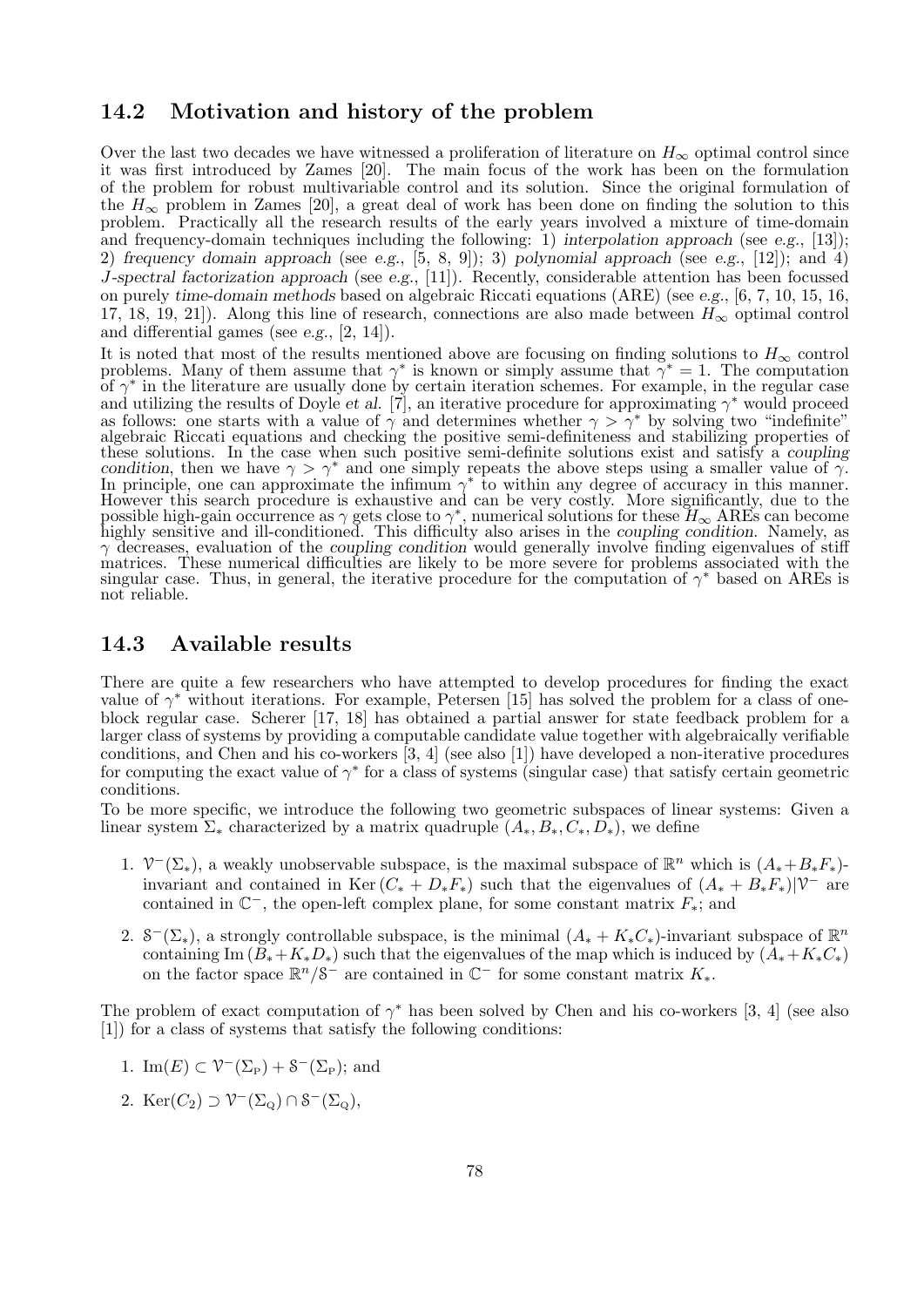## 14.2 Motivation and history of the problem

Over the last two decades we have witnessed a proliferation of literature on $H_\infty$ optimal control since it was first introduced by Zames [20]. The main focus of the work has been on the formulation of the problem for robust multivariable control and its solution. Since the original formulation of the $H_\infty$ problem in Zames [20], a great deal of work has been done on finding the solution to this problem. Practically all the research results of the early years involved a mixture of time-domain and frequency-domain techniques including the following: 1) *interpolation approach* (see *e.g.*, [13]); 2) *frequency domain approach* (see *e.g.*, [5, 8, 9]); 3) *polynomial approach* (see *e.g.*, [12]); and 4) *J-spectral factorization approach* (see *e.g.*, [11]). Recently, considerable attention has been focussed on purely *time-domain methods* based on algebraic Riccati equations (ARE) (see *e.g.*, [6, 7, 10, 15, 16, 17, 18, 19, 21]). Along this line of research, connections are also made between $H_\infty$ optimal control and differential games (see *e.g.*, [2, 14]).

It is noted that most of the results mentioned above are focusing on finding solutions to $H_\infty$ control problems. Many of them assume that $\gamma^*$ is known or simply assume that $\gamma^* = 1$. The computation of $\gamma^*$ in the literature are usually done by certain iteration schemes. For example, in the regular case and utilizing the results of Doyle *et al.* [7], an iterative procedure for approximating $\gamma^*$ would proceed as follows: one starts with a value of $\gamma$ and determines whether $\gamma > \gamma^*$ by solving two "indefinite" algebraic Riccati equations and checking the positive semi-definiteness and stabilizing properties of these solutions. In the case when such positive semi-definite solutions exist and satisfy a *coupling condition*, then we have $\gamma > \gamma^*$ and one simply repeats the above steps using a smaller value of $\gamma$. In principle, one can approximate the infimum $\gamma^*$ to within any degree of accuracy in this manner. However this search procedure is exhaustive and can be very costly. More significantly, due to the possible high-gain occurrence as $\gamma$ gets close to $\gamma^*$, numerical solutions for these $H_\infty$ AREs can become highly sensitive and ill-conditioned. This difficulty also arises in the *coupling condition*. Namely, as $\gamma$ decreases, evaluation of the *coupling condition* would generally involve finding eigenvalues of stiff matrices. These numerical difficulties are likely to be more severe for problems associated with the singular case. Thus, in general, the iterative procedure for the computation of $\gamma^*$ based on AREs is not reliable.

## 14.3 Available results

There are quite a few researchers who have attempted to develop procedures for finding the exact value of $\gamma^*$ without iterations. For example, Petersen [15] has solved the problem for a class of one-block regular case. Scherer [17, 18] has obtained a partial answer for state feedback problem for a larger class of systems by providing a computable candidate value together with algebraically verifiable conditions, and Chen and his co-workers [3, 4] (see also [1]) have developed a non-iterative procedures for computing the exact value of $\gamma^*$ for a class of systems (singular case) that satisfy certain geometric conditions.

To be more specific, we introduce the following two geometric subspaces of linear systems: Given a linear system $\Sigma_*$ characterized by a matrix quadruple $(A_*, B_*, C_*, D_*)$, we define

1. $\mathcal{V}^-(\Sigma_*)$, a weakly unobservable subspace, is the maximal subspace of $\mathbb{R}^n$ which is $(A_*+B_*F_*)$-invariant and contained in $\mathrm{Ker}\,(C_* + D_*F_*)$ such that the eigenvalues of $(A_* + B_*F_*)|\mathcal{V}^-$ are contained in $\mathbb{C}^-$, the open-left complex plane, for some constant matrix $F_*$; and
2. $\mathcal{S}^-(\Sigma_*)$, a strongly controllable subspace, is the minimal $(A_* + K_*C_*)$-invariant subspace of $\mathbb{R}^n$ containing $\mathrm{Im}\,(B_*+K_*D_*)$ such that the eigenvalues of the map which is induced by $(A_*+K_*C_*)$ on the factor space $\mathbb{R}^n/\mathcal{S}^-$ are contained in $\mathbb{C}^-$ for some constant matrix $K_*$.

The problem of exact computation of $\gamma^*$ has been solved by Chen and his co-workers [3, 4] (see also [1]) for a class of systems that satisfy the following conditions:

1. $\mathrm{Im}(E) \subset \mathcal{V}^-(\Sigma_{\rm P}) + \mathcal{S}^-(\Sigma_{\rm P})$; and
2. $\mathrm{Ker}(C_2) \supset \mathcal{V}^-(\Sigma_{\rm Q}) \cap \mathcal{S}^-(\Sigma_{\rm Q})$,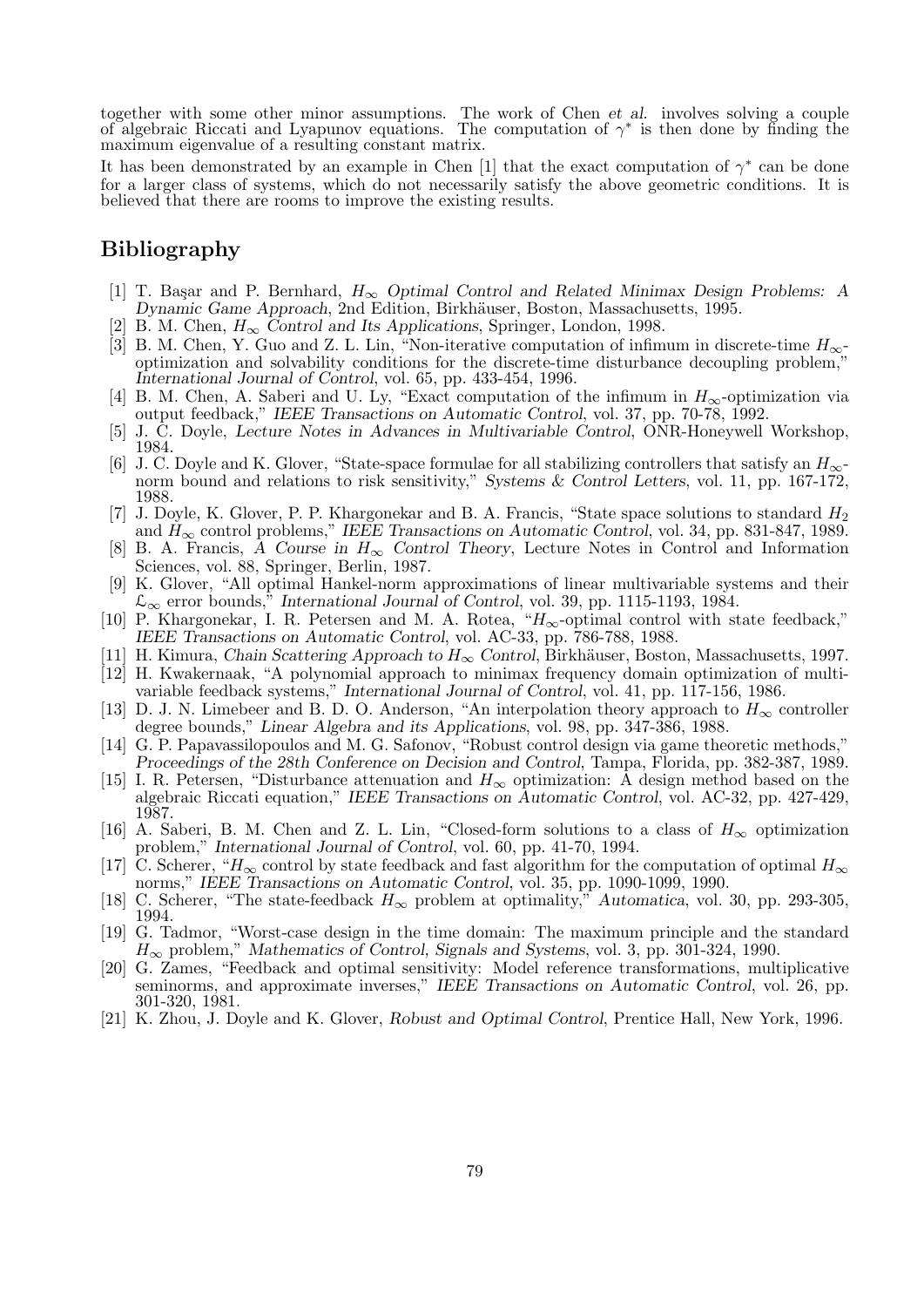together with some other minor assumptions. The work of Chen *et al.* involves solving a couple of algebraic Riccati and Lyapunov equations. The computation of $\gamma^*$ is then done by finding the maximum eigenvalue of a resulting constant matrix.

It has been demonstrated by an example in Chen [1] that the exact computation of $\gamma^*$ can be done for a larger class of systems, which do not necessarily satisfy the above geometric conditions. It is believed that there are rooms to improve the existing results.

## Bibliography

[1] T. Başar and P. Bernhard, *$H_\infty$ Optimal Control and Related Minimax Design Problems: A Dynamic Game Approach*, 2nd Edition, Birkhäuser, Boston, Massachusetts, 1995.

[2] B. M. Chen, *$H_\infty$ Control and Its Applications*, Springer, London, 1998.

[3] B. M. Chen, Y. Guo and Z. L. Lin, "Non-iterative computation of infimum in discrete-time $H_\infty$-optimization and solvability conditions for the discrete-time disturbance decoupling problem," *International Journal of Control*, vol. 65, pp. 433-454, 1996.

[4] B. M. Chen, A. Saberi and U. Ly, "Exact computation of the infimum in $H_\infty$-optimization via output feedback," *IEEE Transactions on Automatic Control*, vol. 37, pp. 70-78, 1992.

[5] J. C. Doyle, *Lecture Notes in Advances in Multivariable Control*, ONR-Honeywell Workshop, 1984.

[6] J. C. Doyle and K. Glover, "State-space formulae for all stabilizing controllers that satisfy an $H_\infty$-norm bound and relations to risk sensitivity," *Systems & Control Letters*, vol. 11, pp. 167-172, 1988.

[7] J. Doyle, K. Glover, P. P. Khargonekar and B. A. Francis, "State space solutions to standard $H_2$ and $H_\infty$ control problems," *IEEE Transactions on Automatic Control*, vol. 34, pp. 831-847, 1989.

[8] B. A. Francis, *A Course in $H_\infty$ Control Theory*, Lecture Notes in Control and Information Sciences, vol. 88, Springer, Berlin, 1987.

[9] K. Glover, "All optimal Hankel-norm approximations of linear multivariable systems and their $\mathcal{L}_\infty$ error bounds," *International Journal of Control*, vol. 39, pp. 1115-1193, 1984.

[10] P. Khargonekar, I. R. Petersen and M. A. Rotea, "$H_\infty$-optimal control with state feedback," *IEEE Transactions on Automatic Control*, vol. AC-33, pp. 786-788, 1988.

[11] H. Kimura, *Chain Scattering Approach to $H_\infty$ Control*, Birkhäuser, Boston, Massachusetts, 1997.

[12] H. Kwakernaak, "A polynomial approach to minimax frequency domain optimization of multivariable feedback systems," *International Journal of Control*, vol. 41, pp. 117-156, 1986.

[13] D. J. N. Limebeer and B. D. O. Anderson, "An interpolation theory approach to $H_\infty$ controller degree bounds," *Linear Algebra and its Applications*, vol. 98, pp. 347-386, 1988.

[14] G. P. Papavassilopoulos and M. G. Safonov, "Robust control design via game theoretic methods," *Proceedings of the 28th Conference on Decision and Control*, Tampa, Florida, pp. 382-387, 1989.

[15] I. R. Petersen, "Disturbance attenuation and $H_\infty$ optimization: A design method based on the algebraic Riccati equation," *IEEE Transactions on Automatic Control*, vol. AC-32, pp. 427-429, 1987.

[16] A. Saberi, B. M. Chen and Z. L. Lin, "Closed-form solutions to a class of $H_\infty$ optimization problem," *International Journal of Control*, vol. 60, pp. 41-70, 1994.

[17] C. Scherer, "$H_\infty$ control by state feedback and fast algorithm for the computation of optimal $H_\infty$ norms," *IEEE Transactions on Automatic Control*, vol. 35, pp. 1090-1099, 1990.

[18] C. Scherer, "The state-feedback $H_\infty$ problem at optimality," *Automatica*, vol. 30, pp. 293-305, 1994.

[19] G. Tadmor, "Worst-case design in the time domain: The maximum principle and the standard $H_\infty$ problem," *Mathematics of Control, Signals and Systems*, vol. 3, pp. 301-324, 1990.

[20] G. Zames, "Feedback and optimal sensitivity: Model reference transformations, multiplicative seminorms, and approximate inverses," *IEEE Transactions on Automatic Control*, vol. 26, pp. 301-320, 1981.

[21] K. Zhou, J. Doyle and K. Glover, *Robust and Optimal Control*, Prentice Hall, New York, 1996.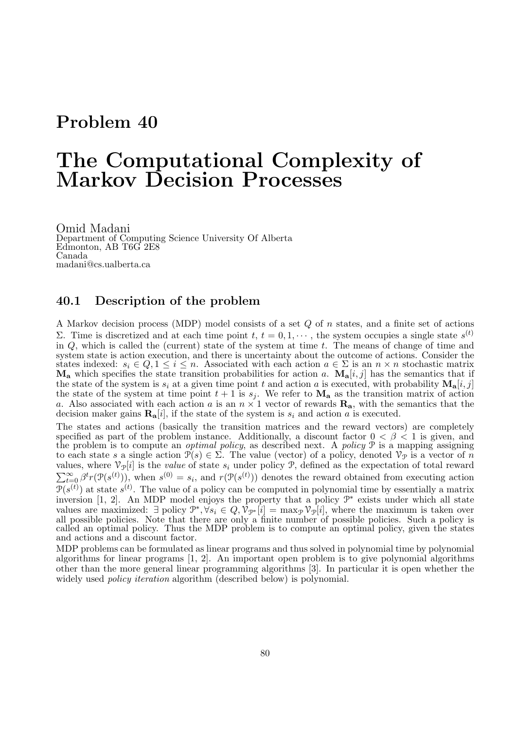# Problem 40

# The Computational Complexity of Markov Decision Processes

Omid Madani
Department of Computing Science University Of Alberta
Edmonton, AB T6G 2E8
Canada
madani@cs.ualberta.ca

## 40.1 Description of the problem

A Markov decision process (MDP) model consists of a set $Q$ of $n$ states, and a finite set of actions $\Sigma$. Time is discretized and at each time point $t$, $t = 0, 1, \cdots$, the system occupies a single state $s^{(t)}$ in $Q$, which is called the (current) state of the system at time $t$. The means of change of time and system state is action execution, and there is uncertainty about the outcome of actions. Consider the states indexed: $s_i \in Q, 1 \leq i \leq n$. Associated with each action $a \in \Sigma$ is an $n \times n$ stochastic matrix $\mathbf{M_a}$ which specifies the state transition probabilities for action $a$. $\mathbf{M_a}[i, j]$ has the semantics that if the state of the system is $s_i$ at a given time point $t$ and action $a$ is executed, with probability $\mathbf{M_a}[i, j]$ the state of the system at time point $t + 1$ is $s_j$. We refer to $\mathbf{M_a}$ as the transition matrix of action $a$. Also associated with each action $a$ is an $n \times 1$ vector of rewards $\mathbf{R_a}$, with the semantics that the decision maker gains $\mathbf{R_a}[i]$, if the state of the system is $s_i$ and action $a$ is executed.

The states and actions (basically the transition matrices and the reward vectors) are completely specified as part of the problem instance. Additionally, a discount factor $0 < \beta < 1$ is given, and the problem is to compute an *optimal policy*, as described next. A *policy* $\mathcal{P}$ is a mapping assigning to each state $s$ a single action $\mathcal{P}(s) \in \Sigma$. The value (vector) of a policy, denoted $\mathcal{V}_\mathcal{P}$ is a vector of $n$ values, where $\mathcal{V}_\mathcal{P}[i]$ is the *value* of state $s_i$ under policy $\mathcal{P}$, defined as the expectation of total reward $\sum_{t=0}^{\infty} \beta^t r(\mathcal{P}(s^{(t)}))$, when $s^{(0)} = s_i$, and $r(\mathcal{P}(s^{(t)}))$ denotes the reward obtained from executing action $\mathcal{P}(s^{(t)})$ at state $s^{(t)}$. The value of a policy can be computed in polynomial time by essentially a matrix inversion [1, 2]. An MDP model enjoys the property that a policy $\mathcal{P}^*$ exists under which all state values are maximized: $\exists$ policy $\mathcal{P}^*, \forall s_i \in Q, \mathcal{V}_{\mathcal{P}^*}[i] = \max_\mathcal{P} \mathcal{V}_\mathcal{P}[i]$, where the maximum is taken over all possible policies. Note that there are only a finite number of possible policies. Such a policy is called an optimal policy. Thus the MDP problem is to compute an optimal policy, given the states and actions and a discount factor.

MDP problems can be formulated as linear programs and thus solved in polynomial time by polynomial algorithms for linear programs [1, 2]. An important open problem is to give polynomial algorithms other than the more general linear programming algorithms [3]. In particular it is open whether the widely used *policy iteration* algorithm (described below) is polynomial.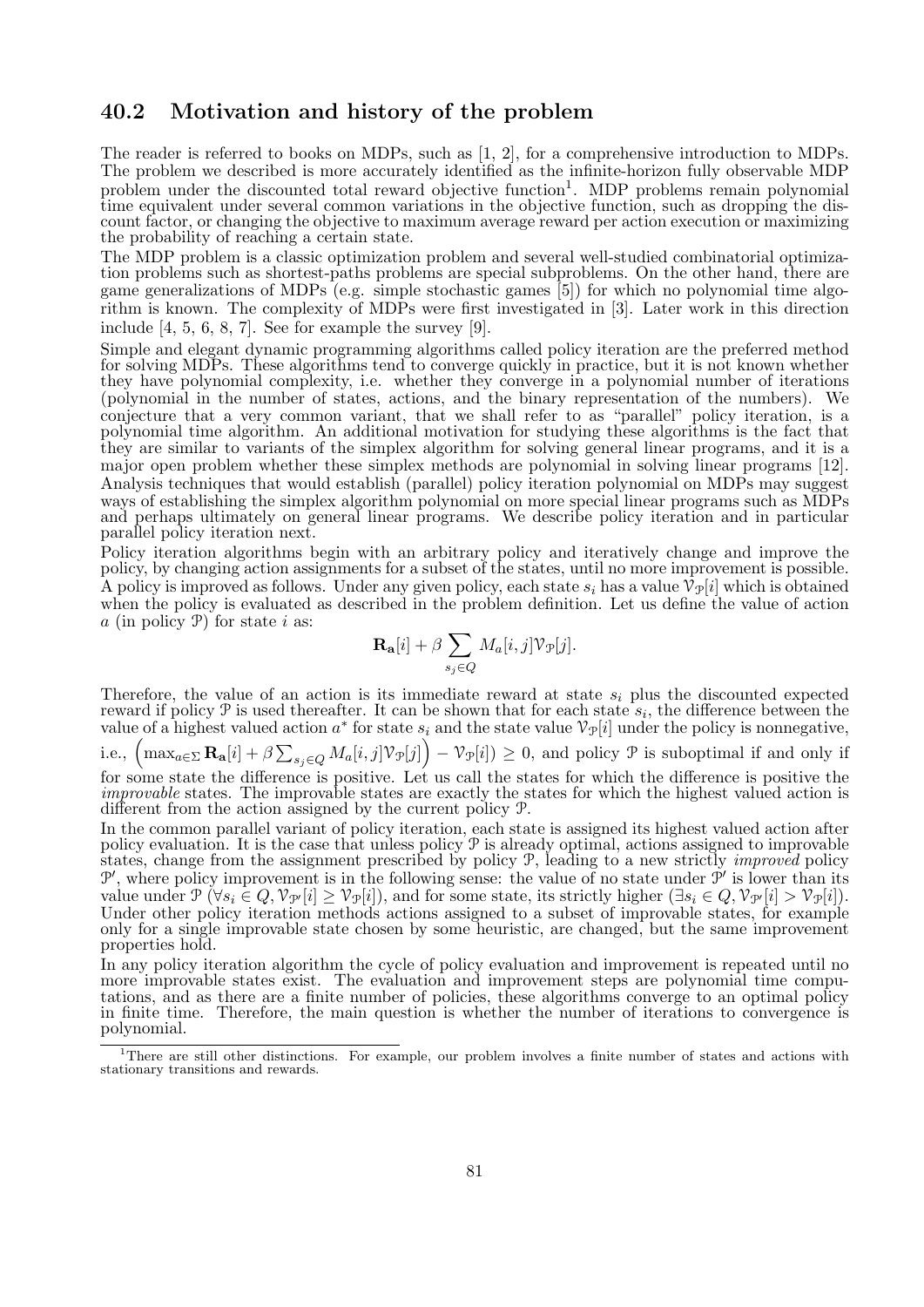## 40.2 Motivation and history of the problem

The reader is referred to books on MDPs, such as [1, 2], for a comprehensive introduction to MDPs. The problem we described is more accurately identified as the infinite-horizon fully observable MDP problem under the discounted total reward objective function[1]. MDP problems remain polynomial time equivalent under several common variations in the objective function, such as dropping the discount factor, or changing the objective to maximum average reward per action execution or maximizing the probability of reaching a certain state.

The MDP problem is a classic optimization problem and several well-studied combinatorial optimization problems such as shortest-paths problems are special subproblems. On the other hand, there are game generalizations of MDPs (e.g. simple stochastic games [5]) for which no polynomial time algorithm is known. The complexity of MDPs were first investigated in [3]. Later work in this direction include [4, 5, 6, 8, 7]. See for example the survey [9].

Simple and elegant dynamic programming algorithms called policy iteration are the preferred method for solving MDPs. These algorithms tend to converge quickly in practice, but it is not known whether they have polynomial complexity, i.e. whether they converge in a polynomial number of iterations (polynomial in the number of states, actions, and the binary representation of the numbers). We conjecture that a very common variant, that we shall refer to as "parallel" policy iteration, is a polynomial time algorithm. An additional motivation for studying these algorithms is the fact that they are similar to variants of the simplex algorithm for solving general linear programs, and it is a major open problem whether these simplex methods are polynomial in solving linear programs [12]. Analysis techniques that would establish (parallel) policy iteration polynomial on MDPs may suggest ways of establishing the simplex algorithm polynomial on more special linear programs such as MDPs and perhaps ultimately on general linear programs. We describe policy iteration and in particular parallel policy iteration next.

Policy iteration algorithms begin with an arbitrary policy and iteratively change and improve the policy, by changing action assignments for a subset of the states, until no more improvement is possible. A policy is improved as follows. Under any given policy, each state $s_i$ has a value $\mathcal{V}_{\mathcal{P}}[i]$ which is obtained when the policy is evaluated as described in the problem definition. Let us define the value of action $a$ (in policy $\mathcal{P}$) for state $i$ as:

$$\mathbf{R}_{\mathbf{a}}[i] + \beta \sum_{s_j \in Q} M_a[i,j]\mathcal{V}_{\mathcal{P}}[j].$$

Therefore, the value of an action is its immediate reward at state $s_i$ plus the discounted expected reward if policy $\mathcal{P}$ is used thereafter. It can be shown that for each state $s_i$, the difference between the value of a highest valued action $a^*$ for state $s_i$ and the state value $\mathcal{V}_{\mathcal{P}}[i]$ under the policy is nonnegative, i.e., $\left(\max_{a\in\Sigma} \mathbf{R}_{\mathbf{a}}[i] + \beta \sum_{s_j\in Q} M_a[i,j]\mathcal{V}_{\mathcal{P}}[j]\right) - \mathcal{V}_{\mathcal{P}}[i]) \geq 0$, and policy $\mathcal{P}$ is suboptimal if and only if for some state the difference is positive. Let us call the states for which the difference is positive the *improvable* states. The improvable states are exactly the states for which the highest valued action is different from the action assigned by the current policy $\mathcal{P}$.

In the common parallel variant of policy iteration, each state is assigned its highest valued action after policy evaluation. It is the case that unless policy $\mathcal{P}$ is already optimal, actions assigned to improvable states, change from the assignment prescribed by policy $\mathcal{P}$, leading to a new strictly *improved* policy $\mathcal{P}'$, where policy improvement is in the following sense: the value of no state under $\mathcal{P}'$ is lower than its value under $\mathcal{P}$ ($\forall s_i \in Q, \mathcal{V}_{\mathcal{P}'}[i] \geq \mathcal{V}_{\mathcal{P}}[i]$), and for some state, its strictly higher ($\exists s_i \in Q, \mathcal{V}_{\mathcal{P}'}[i] > \mathcal{V}_{\mathcal{P}}[i]$). Under other policy iteration methods actions assigned to a subset of improvable states, for example only for a single improvable state chosen by some heuristic, are changed, but the same improvement properties hold.

In any policy iteration algorithm the cycle of policy evaluation and improvement is repeated until no more improvable states exist. The evaluation and improvement steps are polynomial time computations, and as there are a finite number of policies, these algorithms converge to an optimal policy in finite time. Therefore, the main question is whether the number of iterations to convergence is polynomial.

[1] There are still other distinctions. For example, our problem involves a finite number of states and actions with stationary transitions and rewards.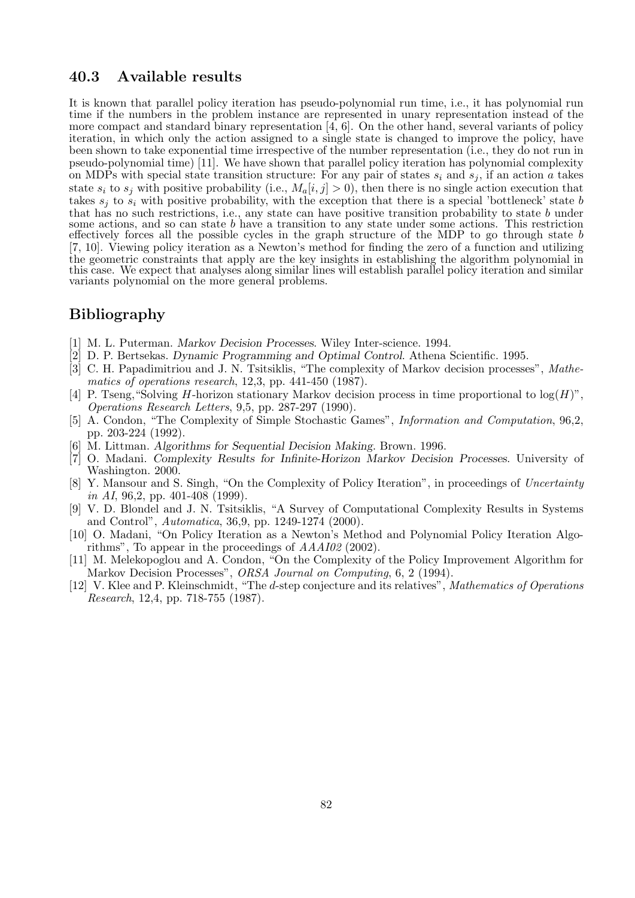## 40.3 Available results

It is known that parallel policy iteration has pseudo-polynomial run time, i.e., it has polynomial run time if the numbers in the problem instance are represented in unary representation instead of the more compact and standard binary representation [4, 6]. On the other hand, several variants of policy iteration, in which only the action assigned to a single state is changed to improve the policy, have been shown to take exponential time irrespective of the number representation (i.e., they do not run in pseudo-polynomial time) [11]. We have shown that parallel policy iteration has polynomial complexity on MDPs with special state transition structure: For any pair of states $s_i$ and $s_j$, if an action $a$ takes state $s_i$ to $s_j$ with positive probability (i.e., $M_a[i,j] > 0$), then there is no single action execution that takes $s_j$ to $s_i$ with positive probability, with the exception that there is a special 'bottleneck' state $b$ that has no such restrictions, i.e., any state can have positive transition probability to state $b$ under some actions, and so can state $b$ have a transition to any state under some actions. This restriction effectively forces all the possible cycles in the graph structure of the MDP to go through state $b$ [7, 10]. Viewing policy iteration as a Newton's method for finding the zero of a function and utilizing the geometric constraints that apply are the key insights in establishing the algorithm polynomial in this case. We expect that analyses along similar lines will establish parallel policy iteration and similar variants polynomial on the more general problems.

## Bibliography

[1] M. L. Puterman. *Markov Decision Processes*. Wiley Inter-science. 1994.

[2] D. P. Bertsekas. *Dynamic Programming and Optimal Control*. Athena Scientific. 1995.

[3] C. H. Papadimitriou and J. N. Tsitsiklis, "The complexity of Markov decision processes", *Mathematics of operations research*, 12,3, pp. 441-450 (1987).

[4] P. Tseng,"Solving $H$-horizon stationary Markov decision process in time proportional to $\log(H)$", *Operations Research Letters*, 9,5, pp. 287-297 (1990).

[5] A. Condon, "The Complexity of Simple Stochastic Games", *Information and Computation*, 96,2, pp. 203-224 (1992).

[6] M. Littman. *Algorithms for Sequential Decision Making*. Brown. 1996.

[7] O. Madani. *Complexity Results for Infinite-Horizon Markov Decision Processes*. University of Washington. 2000.

[8] Y. Mansour and S. Singh, "On the Complexity of Policy Iteration", in proceedings of *Uncertainty in AI*, 96,2, pp. 401-408 (1999).

[9] V. D. Blondel and J. N. Tsitsiklis, "A Survey of Computational Complexity Results in Systems and Control", *Automatica*, 36,9, pp. 1249-1274 (2000).

[10] O. Madani, "On Policy Iteration as a Newton's Method and Polynomial Policy Iteration Algorithms", To appear in the proceedings of *AAAI02* (2002).

[11] M. Melekopoglou and A. Condon, "On the Complexity of the Policy Improvement Algorithm for Markov Decision Processes", *ORSA Journal on Computing*, 6, 2 (1994).

[12] V. Klee and P. Kleinschmidt, "The $d$-step conjecture and its relatives", *Mathematics of Operations Research*, 12,4, pp. 718-755 (1987).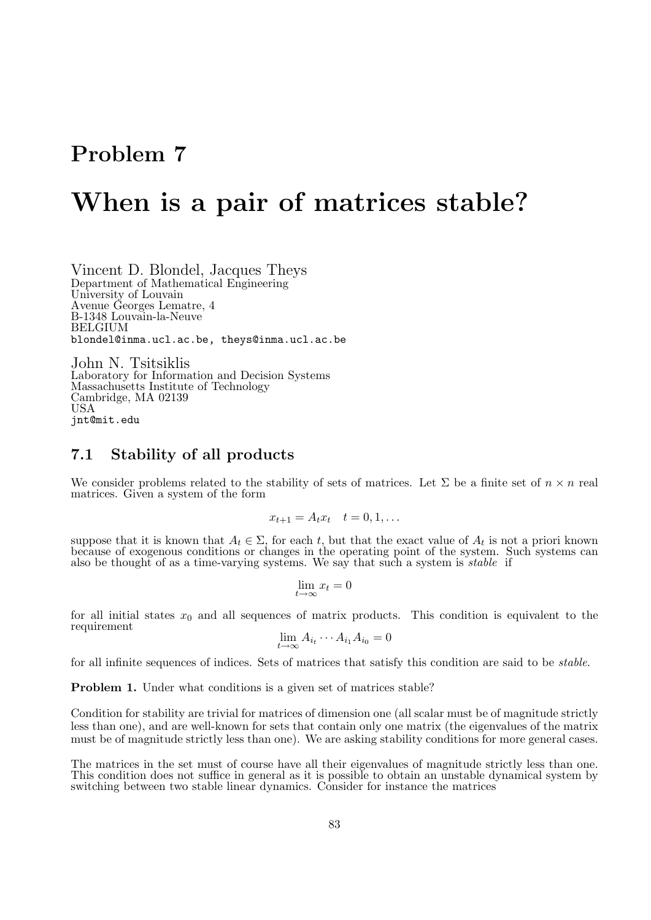# Problem 7

# When is a pair of matrices stable?

Vincent D. Blondel, Jacques Theys
Department of Mathematical Engineering
University of Louvain
Avenue Georges Lematre, 4
B-1348 Louvain-la-Neuve
BELGIUM
blondel@inma.ucl.ac.be, theys@inma.ucl.ac.be

John N. Tsitsiklis
Laboratory for Information and Decision Systems
Massachusetts Institute of Technology
Cambridge, MA 02139
USA
jnt@mit.edu

## 7.1 Stability of all products

We consider problems related to the stability of sets of matrices. Let $\Sigma$ be a finite set of $n \times n$ real matrices. Given a system of the form

$$x_{t+1} = A_t x_t \quad t = 0, 1, \ldots$$

suppose that it is known that $A_t \in \Sigma$, for each $t$, but that the exact value of $A_t$ is not a priori known because of exogenous conditions or changes in the operating point of the system. Such systems can also be thought of as a time-varying systems. We say that such a system is *stable* if

$$\lim_{t \to \infty} x_t = 0$$

for all initial states $x_0$ and all sequences of matrix products. This condition is equivalent to the requirement

$$\lim_{t \to \infty} A_{i_t} \cdots A_{i_1} A_{i_0} = 0$$

for all infinite sequences of indices. Sets of matrices that satisfy this condition are said to be *stable*.

**Problem 1.** Under what conditions is a given set of matrices stable?

Condition for stability are trivial for matrices of dimension one (all scalar must be of magnitude strictly less than one), and are well-known for sets that contain only one matrix (the eigenvalues of the matrix must be of magnitude strictly less than one). We are asking stability conditions for more general cases.

The matrices in the set must of course have all their eigenvalues of magnitude strictly less than one. This condition does not suffice in general as it is possible to obtain an unstable dynamical system by switching between two stable linear dynamics. Consider for instance the matrices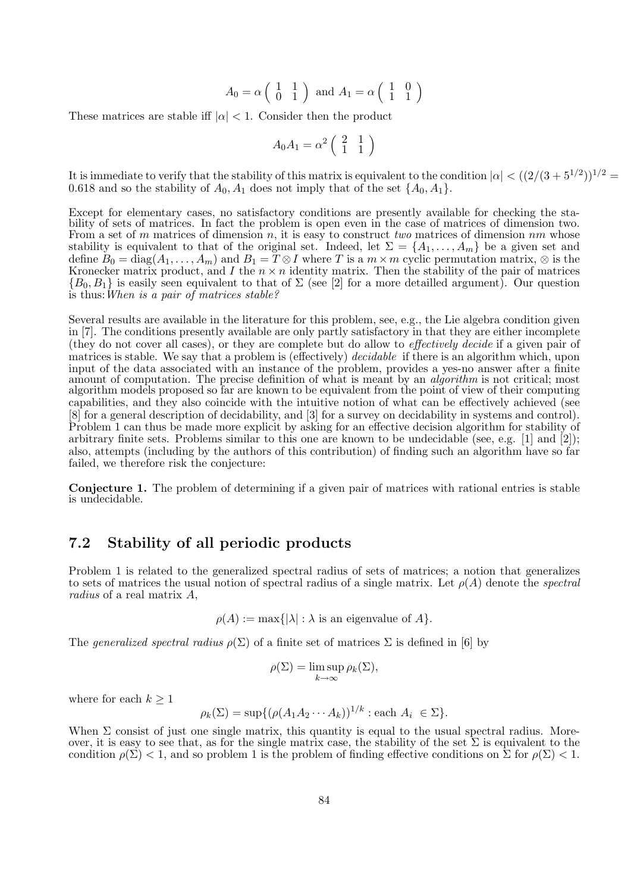$$A_0 = \alpha \begin{pmatrix} 1 & 1 \\ 0 & 1 \end{pmatrix} \text{ and } A_1 = \alpha \begin{pmatrix} 1 & 0 \\ 1 & 1 \end{pmatrix}$$

These matrices are stable iff $|\alpha| < 1$. Consider then the product

$$A_0 A_1 = \alpha^2 \begin{pmatrix} 2 & 1 \\ 1 & 1 \end{pmatrix}$$

It is immediate to verify that the stability of this matrix is equivalent to the condition $|\alpha| < ((2/(3+5^{1/2}))^{1/2} = 0.618$ and so the stability of $A_0, A_1$ does not imply that of the set $\{A_0, A_1\}$.

Except for elementary cases, no satisfactory conditions are presently available for checking the stability of sets of matrices. In fact the problem is open even in the case of matrices of dimension two. From a set of $m$ matrices of dimension $n$, it is easy to construct *two* matrices of dimension $nm$ whose stability is equivalent to that of the original set. Indeed, let $\Sigma = \{A_1, \ldots, A_m\}$ be a given set and define $B_0 = \mathrm{diag}(A_1, \ldots, A_m)$ and $B_1 = T \otimes I$ where $T$ is a $m \times m$ cyclic permutation matrix, $\otimes$ is the Kronecker matrix product, and $I$ the $n \times n$ identity matrix. Then the stability of the pair of matrices $\{B_0, B_1\}$ is easily seen equivalent to that of $\Sigma$ (see [2] for a more detailled argument). Our question is thus: *When is a pair of matrices stable?*

Several results are available in the literature for this problem, see, e.g., the Lie algebra condition given in [7]. The conditions presently available are only partly satisfactory in that they are either incomplete (they do not cover all cases), or they are complete but do allow to *effectively decide* if a given pair of matrices is stable. We say that a problem is (effectively) *decidable* if there is an algorithm which, upon input of the data associated with an instance of the problem, provides a yes-no answer after a finite amount of computation. The precise definition of what is meant by an *algorithm* is not critical; most algorithm models proposed so far are known to be equivalent from the point of view of their computing capabilities, and they also coincide with the intuitive notion of what can be effectively achieved (see [8] for a general description of decidability, and [3] for a survey on decidability in systems and control). Problem 1 can thus be made more explicit by asking for an effective decision algorithm for stability of arbitrary finite sets. Problems similar to this one are known to be undecidable (see, e.g. [1] and [2]); also, attempts (including by the authors of this contribution) of finding such an algorithm have so far failed, we therefore risk the conjecture:

**Conjecture 1.** The problem of determining if a given pair of matrices with rational entries is stable is undecidable.

## 7.2 Stability of all periodic products

Problem 1 is related to the generalized spectral radius of sets of matrices; a notion that generalizes to sets of matrices the usual notion of spectral radius of a single matrix. Let $\rho(A)$ denote the *spectral radius* of a real matrix $A$,

$$\rho(A) := \max\{|\lambda| : \lambda \text{ is an eigenvalue of } A\}.$$

The *generalized spectral radius* $\rho(\Sigma)$ of a finite set of matrices $\Sigma$ is defined in [6] by

$$\rho(\Sigma) = \limsup_{k \to \infty} \rho_k(\Sigma),$$

where for each $k \geq 1$

$$\rho_k(\Sigma) = \sup\{(\rho(A_1 A_2 \cdots A_k))^{1/k} : \text{each } A_i \in \Sigma\}.$$

When $\Sigma$ consist of just one single matrix, this quantity is equal to the usual spectral radius. Moreover, it is easy to see that, as for the single matrix case, the stability of the set $\Sigma$ is equivalent to the condition $\rho(\Sigma) < 1$, and so problem 1 is the problem of finding effective conditions on $\Sigma$ for $\rho(\Sigma) < 1$.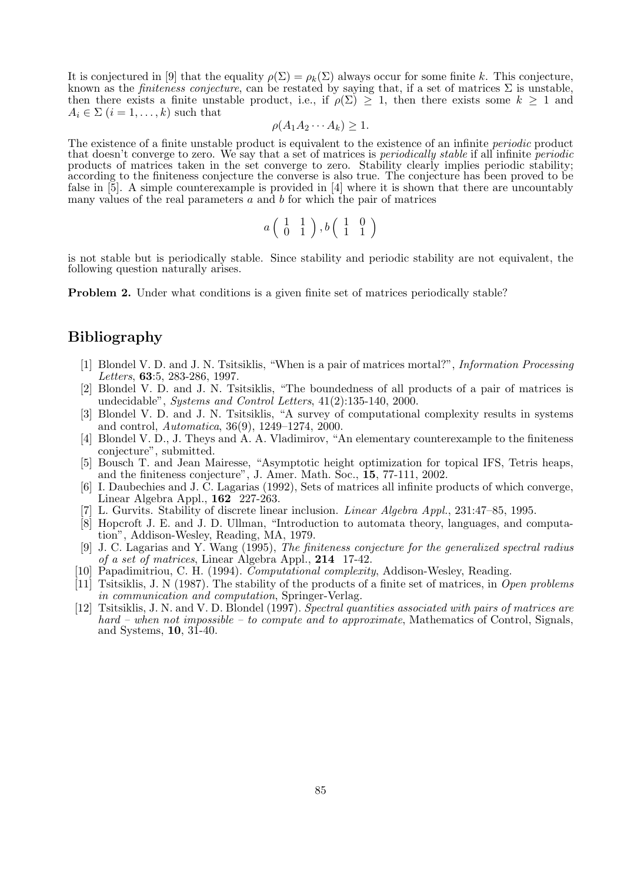It is conjectured in [9] that the equality $\rho(\Sigma) = \rho_k(\Sigma)$ always occur for some finite $k$. This conjecture, known as the *finiteness conjecture*, can be restated by saying that, if a set of matrices $\Sigma$ is unstable, then there exists a finite unstable product, i.e., if $\rho(\Sigma) \geq 1$, then there exists some $k \geq 1$ and $A_i \in \Sigma$ $(i = 1, \ldots, k)$ such that

$$\rho(A_1 A_2 \cdots A_k) \geq 1.$$

The existence of a finite unstable product is equivalent to the existence of an infinite *periodic* product that doesn't converge to zero. We say that a set of matrices is *periodically stable* if all infinite *periodic* products of matrices taken in the set converge to zero. Stability clearly implies periodic stability; according to the finiteness conjecture the converse is also true. The conjecture has been proved to be false in [5]. A simple counterexample is provided in [4] where it is shown that there are uncountably many values of the real parameters $a$ and $b$ for which the pair of matrices

$$a\begin{pmatrix} 1 & 1 \\ 0 & 1 \end{pmatrix}, b\begin{pmatrix} 1 & 0 \\ 1 & 1 \end{pmatrix}$$

is not stable but is periodically stable. Since stability and periodic stability are not equivalent, the following question naturally arises.

**Problem 2.** Under what conditions is a given finite set of matrices periodically stable?

## Bibliography

[1] Blondel V. D. and J. N. Tsitsiklis, "When is a pair of matrices mortal?", *Information Processing Letters*, **63**:5, 283-286, 1997.

[2] Blondel V. D. and J. N. Tsitsiklis, "The boundedness of all products of a pair of matrices is undecidable", *Systems and Control Letters*, 41(2):135-140, 2000.

[3] Blondel V. D. and J. N. Tsitsiklis, "A survey of computational complexity results in systems and control, *Automatica*, 36(9), 1249–1274, 2000.

[4] Blondel V. D., J. Theys and A. A. Vladimirov, "An elementary counterexample to the finiteness conjecture", submitted.

[5] Bousch T. and Jean Mairesse, "Asymptotic height optimization for topical IFS, Tetris heaps, and the finiteness conjecture", J. Amer. Math. Soc., **15**, 77-111, 2002.

[6] I. Daubechies and J. C. Lagarias (1992), Sets of matrices all infinite products of which converge, Linear Algebra Appl., **162** 227-263.

[7] L. Gurvits. Stability of discrete linear inclusion. *Linear Algebra Appl.*, 231:47–85, 1995.

[8] Hopcroft J. E. and J. D. Ullman, "Introduction to automata theory, languages, and computation", Addison-Wesley, Reading, MA, 1979.

[9] J. C. Lagarias and Y. Wang (1995), *The finiteness conjecture for the generalized spectral radius of a set of matrices*, Linear Algebra Appl., **214** 17-42.

[10] Papadimitriou, C. H. (1994). *Computational complexity*, Addison-Wesley, Reading.

[11] Tsitsiklis, J. N (1987). The stability of the products of a finite set of matrices, in *Open problems in communication and computation*, Springer-Verlag.

[12] Tsitsiklis, J. N. and V. D. Blondel (1997). *Spectral quantities associated with pairs of matrices are hard – when not impossible – to compute and to approximate*, Mathematics of Control, Signals, and Systems, **10**, 31-40.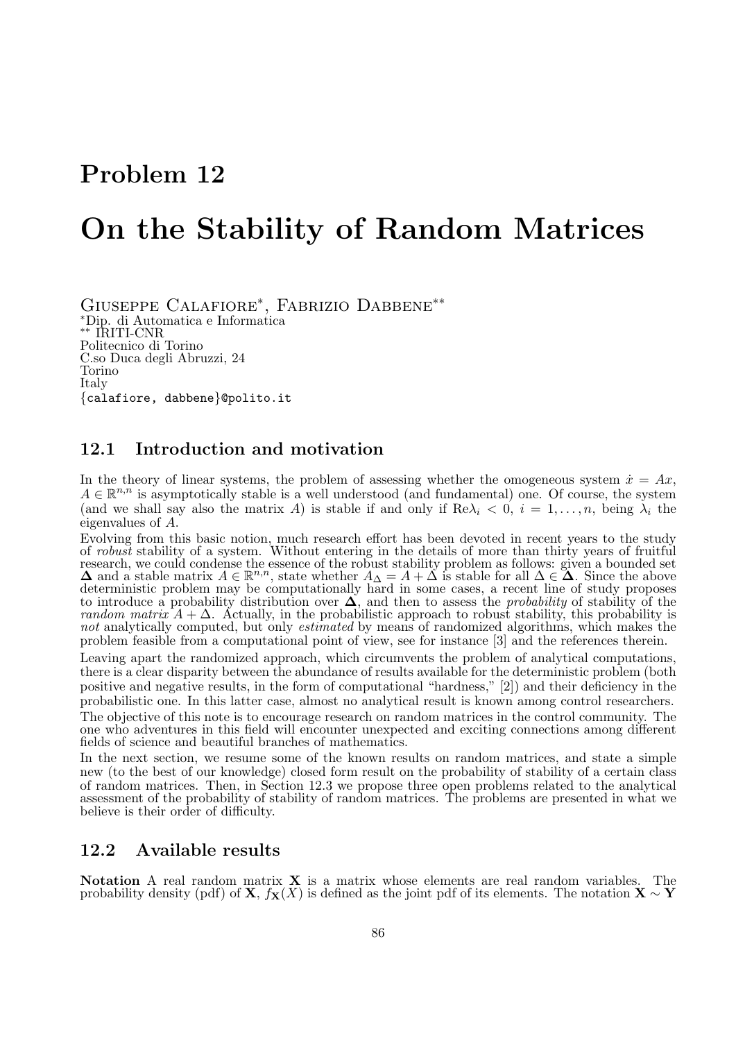# Problem 12

# On the Stability of Random Matrices

Giuseppe Calafiore*, Fabrizio Dabbene**
*Dip. di Automatica e Informatica
** IRITI-CNR
Politecnico di Torino
C.so Duca degli Abruzzi, 24
Torino
Italy
{calafiore, dabbene}@polito.it

## 12.1 Introduction and motivation

In the theory of linear systems, the problem of assessing whether the omogeneous system $\dot{x} = Ax$, $A \in \mathbb{R}^{n,n}$ is asymptotically stable is a well understood (and fundamental) one. Of course, the system (and we shall say also the matrix $A$) is stable if and only if $\mathrm{Re}\lambda_i < 0$, $i = 1, \ldots, n$, being $\lambda_i$ the eigenvalues of $A$.

Evolving from this basic notion, much research effort has been devoted in recent years to the study of *robust* stability of a system. Without entering in the details of more than thirty years of fruitful research, we could condense the essence of the robust stability problem as follows: given a bounded set $\mathbf{\Delta}$ and a stable matrix $A \in \mathbb{R}^{n,n}$, state whether $A_\Delta = A + \Delta$ is stable for all $\Delta \in \mathbf{\Delta}$. Since the above deterministic problem may be computationally hard in some cases, a recent line of study proposes to introduce a probability distribution over $\mathbf{\Delta}$, and then to assess the *probability* of stability of the *random matrix* $A + \Delta$. Actually, in the probabilistic approach to robust stability, this probability is *not* analytically computed, but only *estimated* by means of randomized algorithms, which makes the problem feasible from a computational point of view, see for instance [3] and the references therein.

Leaving apart the randomized approach, which circumvents the problem of analytical computations, there is a clear disparity between the abundance of results available for the deterministic problem (both positive and negative results, in the form of computational "hardness," [2]) and their deficiency in the probabilistic one. In this latter case, almost no analytical result is known among control researchers.

The objective of this note is to encourage research on random matrices in the control community. The one who adventures in this field will encounter unexpected and exciting connections among different fields of science and beautiful branches of mathematics.

In the next section, we resume some of the known results on random matrices, and state a simple new (to the best of our knowledge) closed form result on the probability of stability of a certain class of random matrices. Then, in Section 12.3 we propose three open problems related to the analytical assessment of the probability of stability of random matrices. The problems are presented in what we believe is their order of difficulty.

## 12.2 Available results

**Notation** A real random matrix $\mathbf{X}$ is a matrix whose elements are real random variables. The probability density (pdf) of $\mathbf{X}$, $f_{\mathbf{X}}(X)$ is defined as the joint pdf of its elements. The notation $\mathbf{X} \sim \mathbf{Y}$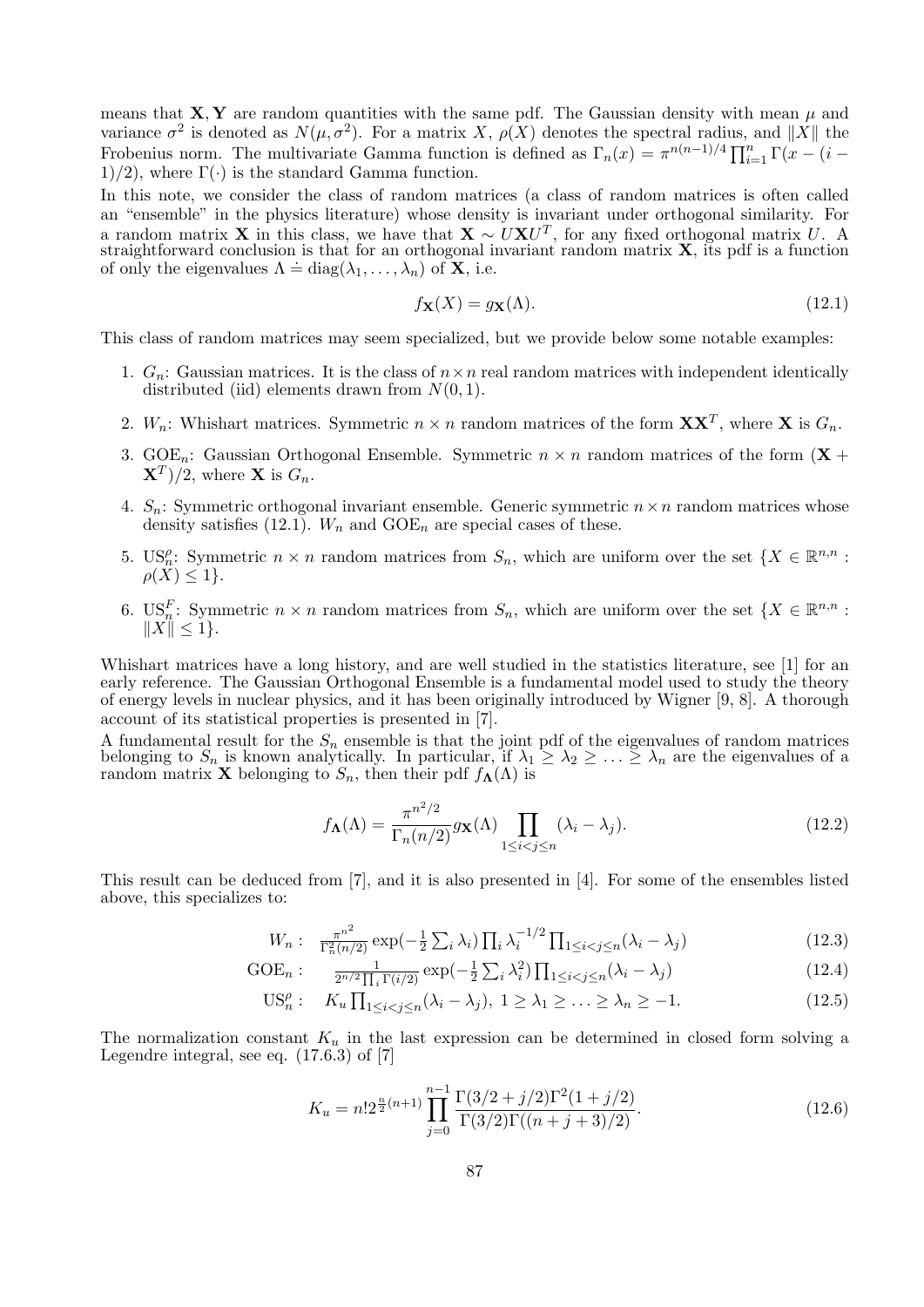means that $\mathbf{X}, \mathbf{Y}$ are random quantities with the same pdf. The Gaussian density with mean $\mu$ and variance $\sigma^2$ is denoted as $N(\mu, \sigma^2)$. For a matrix $X$, $\rho(X)$ denotes the spectral radius, and $\|X\|$ the Frobenius norm. The multivariate Gamma function is defined as $\Gamma_n(x) = \pi^{n(n-1)/4} \prod_{i=1}^{n} \Gamma(x - (i-1)/2)$, where $\Gamma(\cdot)$ is the standard Gamma function.

In this note, we consider the class of random matrices (a class of random matrices is often called an "ensemble" in the physics literature) whose density is invariant under orthogonal similarity. For a random matrix $\mathbf{X}$ in this class, we have that $\mathbf{X} \sim U\mathbf{X}U^T$, for any fixed orthogonal matrix $U$. A straightforward conclusion is that for an orthogonal invariant random matrix $\mathbf{X}$, its pdf is a function of only the eigenvalues $\Lambda \doteq \mathrm{diag}(\lambda_1, \ldots, \lambda_n)$ of $\mathbf{X}$, i.e.

$$f_{\mathbf{X}}(X) = g_{\mathbf{X}}(\Lambda). \tag{12.1}$$

This class of random matrices may seem specialized, but we provide below some notable examples:

1. $G_n$: Gaussian matrices. It is the class of $n \times n$ real random matrices with independent identically distributed (iid) elements drawn from $N(0,1)$.
2. $W_n$: Whishart matrices. Symmetric $n \times n$ random matrices of the form $\mathbf{X}\mathbf{X}^T$, where $\mathbf{X}$ is $G_n$.
3. $\mathrm{GOE}_n$: Gaussian Orthogonal Ensemble. Symmetric $n \times n$ random matrices of the form $(\mathbf{X} + \mathbf{X}^T)/2$, where $\mathbf{X}$ is $G_n$.
4. $S_n$: Symmetric orthogonal invariant ensemble. Generic symmetric $n \times n$ random matrices whose density satisfies (12.1). $W_n$ and $\mathrm{GOE}_n$ are special cases of these.
5. $\mathrm{US}_n^{\rho}$: Symmetric $n \times n$ random matrices from $S_n$, which are uniform over the set $\{X \in \mathbb{R}^{n,n} : \rho(X) \leq 1\}$.
6. $\mathrm{US}_n^{F}$: Symmetric $n \times n$ random matrices from $S_n$, which are uniform over the set $\{X \in \mathbb{R}^{n,n} : \|X\| \leq 1\}$.

Whishart matrices have a long history, and are well studied in the statistics literature, see [1] for an early reference. The Gaussian Orthogonal Ensemble is a fundamental model used to study the theory of energy levels in nuclear physics, and it has been originally introduced by Wigner [9, 8]. A thorough account of its statistical properties is presented in [7].

A fundamental result for the $S_n$ ensemble is that the joint pdf of the eigenvalues of random matrices belonging to $S_n$ is known analytically. In particular, if $\lambda_1 \geq \lambda_2 \geq \ldots \geq \lambda_n$ are the eigenvalues of a random matrix $\mathbf{X}$ belonging to $S_n$, then their pdf $f_{\mathbf{\Lambda}}(\Lambda)$ is

$$f_{\mathbf{\Lambda}}(\Lambda) = \frac{\pi^{n^2/2}}{\Gamma_n(n/2)} g_{\mathbf{X}}(\Lambda) \prod_{1 \leq i < j \leq n} (\lambda_i - \lambda_j). \tag{12.2}$$

This result can be deduced from [7], and it is also presented in [4]. For some of the ensembles listed above, this specializes to:

$$W_n: \quad \frac{\pi^{n^2}}{\Gamma_n^2(n/2)} \exp\left(-\frac{1}{2}\sum_i \lambda_i\right) \prod_i \lambda_i^{-1/2} \prod_{1 \leq i < j \leq n} (\lambda_i - \lambda_j) \tag{12.3}$$

$$\mathrm{GOE}_n: \quad \frac{1}{2^{n/2} \prod_i \Gamma(i/2)} \exp\left(-\frac{1}{2}\sum_i \lambda_i^2\right) \prod_{1 \leq i < j \leq n} (\lambda_i - \lambda_j) \tag{12.4}$$

$$\mathrm{US}_n^{\rho}: \quad K_u \prod_{1 \leq i < j \leq n} (\lambda_i - \lambda_j), \; 1 \geq \lambda_1 \geq \ldots \geq \lambda_n \geq -1. \tag{12.5}$$

The normalization constant $K_u$ in the last expression can be determined in closed form solving a Legendre integral, see eq. (17.6.3) of [7]

$$K_u = n! 2^{\frac{n}{2}(n+1)} \prod_{j=0}^{n-1} \frac{\Gamma(3/2 + j/2)\Gamma^2(1 + j/2)}{\Gamma(3/2)\Gamma((n + j + 3)/2)}. \tag{12.6}$$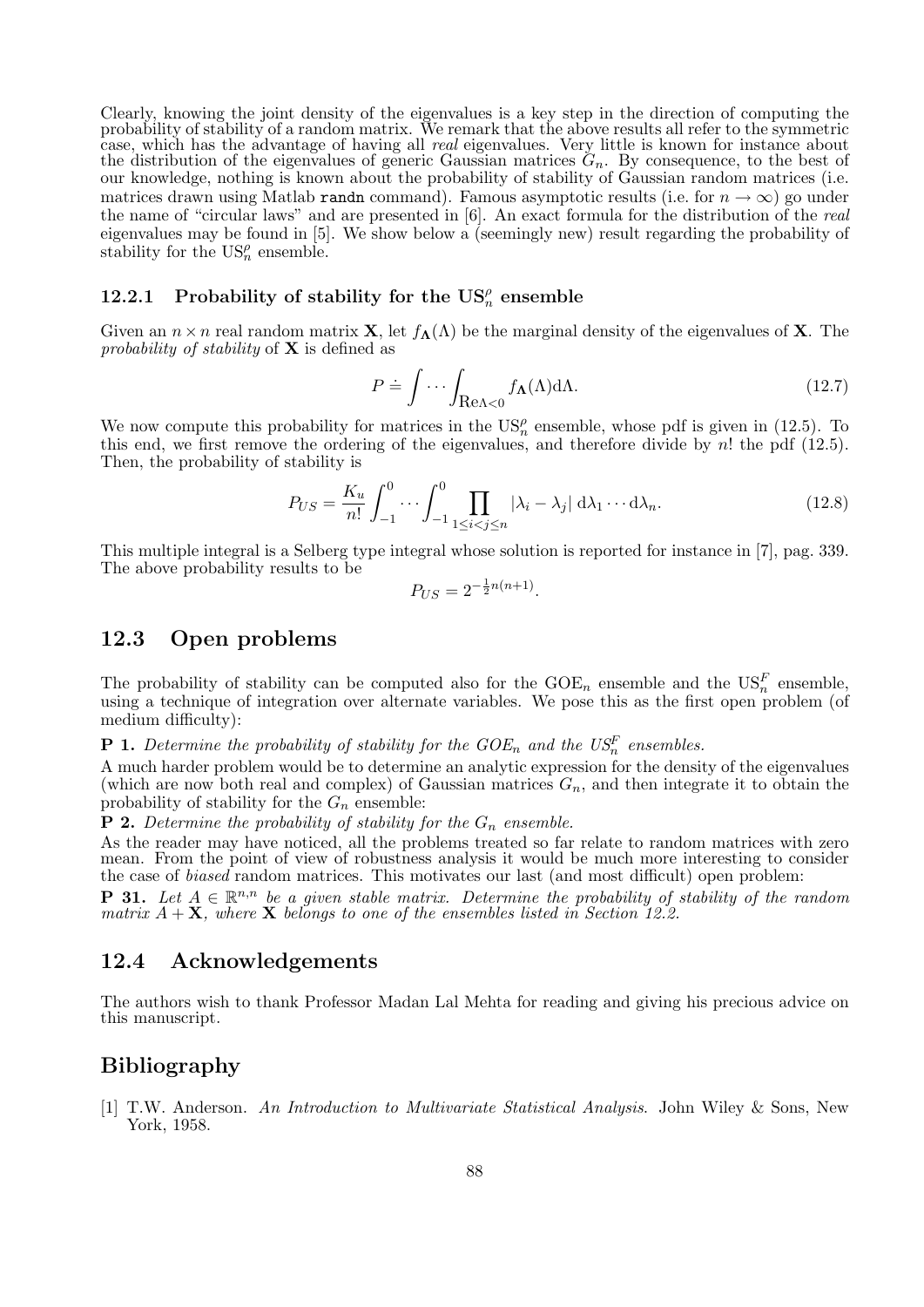Clearly, knowing the joint density of the eigenvalues is a key step in the direction of computing the probability of stability of a random matrix. We remark that the above results all refer to the symmetric case, which has the advantage of having all *real* eigenvalues. Very little is known for instance about the distribution of the eigenvalues of generic Gaussian matrices $G_n$. By consequence, to the best of our knowledge, nothing is known about the probability of stability of Gaussian random matrices (i.e. matrices drawn using Matlab `randn` command). Famous asymptotic results (i.e. for $n \to \infty$) go under the name of "circular laws" and are presented in [6]. An exact formula for the distribution of the *real* eigenvalues may be found in [5]. We show below a (seemingly new) result regarding the probability of stability for the $\mathrm{US}_n^\rho$ ensemble.

### 12.2.1 Probability of stability for the $\mathrm{US}_n^\rho$ ensemble

Given an $n \times n$ real random matrix $\mathbf{X}$, let $f_{\mathbf{\Lambda}}(\Lambda)$ be the marginal density of the eigenvalues of $\mathbf{X}$. The *probability of stability* of $\mathbf{X}$ is defined as

$$P \doteq \int \cdots \int_{\mathrm{Re}\Lambda < 0} f_{\mathbf{\Lambda}}(\Lambda) \mathrm{d}\Lambda. \tag{12.7}$$

We now compute this probability for matrices in the $\mathrm{US}_n^\rho$ ensemble, whose pdf is given in (12.5). To this end, we first remove the ordering of the eigenvalues, and therefore divide by $n!$ the pdf (12.5). Then, the probability of stability is

$$P_{US} = \frac{K_u}{n!} \int_{-1}^{0} \cdots \int_{-1}^{0} \prod_{1 \le i < j \le n} |\lambda_i - \lambda_j| \, \mathrm{d}\lambda_1 \cdots \mathrm{d}\lambda_n. \tag{12.8}$$

This multiple integral is a Selberg type integral whose solution is reported for instance in [7], pag. 339. The above probability results to be

$$P_{US} = 2^{-\frac{1}{2}n(n+1)}.$$

## 12.3 Open problems

The probability of stability can be computed also for the $\mathrm{GOE}_n$ ensemble and the $\mathrm{US}_n^F$ ensemble, using a technique of integration over alternate variables. We pose this as the first open problem (of medium difficulty):

**P 1.** *Determine the probability of stability for the $GOE_n$ and the $US_n^F$ ensembles.*

A much harder problem would be to determine an analytic expression for the density of the eigenvalues (which are now both real and complex) of Gaussian matrices $G_n$, and then integrate it to obtain the probability of stability for the $G_n$ ensemble:

**P 2.** *Determine the probability of stability for the $G_n$ ensemble.*

As the reader may have noticed, all the problems treated so far relate to random matrices with zero mean. From the point of view of robustness analysis it would be much more interesting to consider the case of *biased* random matrices. This motivates our last (and most difficult) open problem:

**P 31.** *Let $A \in \mathbb{R}^{n,n}$ be a given stable matrix. Determine the probability of stability of the random matrix $A + \mathbf{X}$, where $\mathbf{X}$ belongs to one of the ensembles listed in Section 12.2.*

## 12.4 Acknowledgements

The authors wish to thank Professor Madan Lal Mehta for reading and giving his precious advice on this manuscript.

## Bibliography

[1] T.W. Anderson. *An Introduction to Multivariate Statistical Analysis*. John Wiley & Sons, New York, 1958.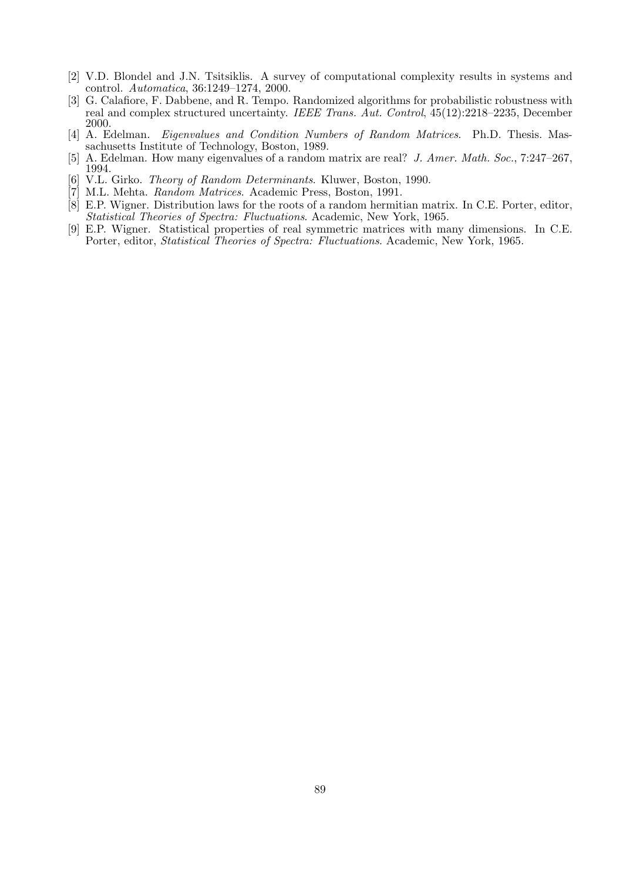[2] V.D. Blondel and J.N. Tsitsiklis. A survey of computational complexity results in systems and control. *Automatica*, 36:1249–1274, 2000.

[3] G. Calafiore, F. Dabbene, and R. Tempo. Randomized algorithms for probabilistic robustness with real and complex structured uncertainty. *IEEE Trans. Aut. Control*, 45(12):2218–2235, December 2000.

[4] A. Edelman. *Eigenvalues and Condition Numbers of Random Matrices*. Ph.D. Thesis. Massachusetts Institute of Technology, Boston, 1989.

[5] A. Edelman. How many eigenvalues of a random matrix are real? *J. Amer. Math. Soc.*, 7:247–267, 1994.

[6] V.L. Girko. *Theory of Random Determinants*. Kluwer, Boston, 1990.

[7] M.L. Mehta. *Random Matrices*. Academic Press, Boston, 1991.

[8] E.P. Wigner. Distribution laws for the roots of a random hermitian matrix. In C.E. Porter, editor, *Statistical Theories of Spectra: Fluctuations*. Academic, New York, 1965.

[9] E.P. Wigner. Statistical properties of real symmetric matrices with many dimensions. In C.E. Porter, editor, *Statistical Theories of Spectra: Fluctuations*. Academic, New York, 1965.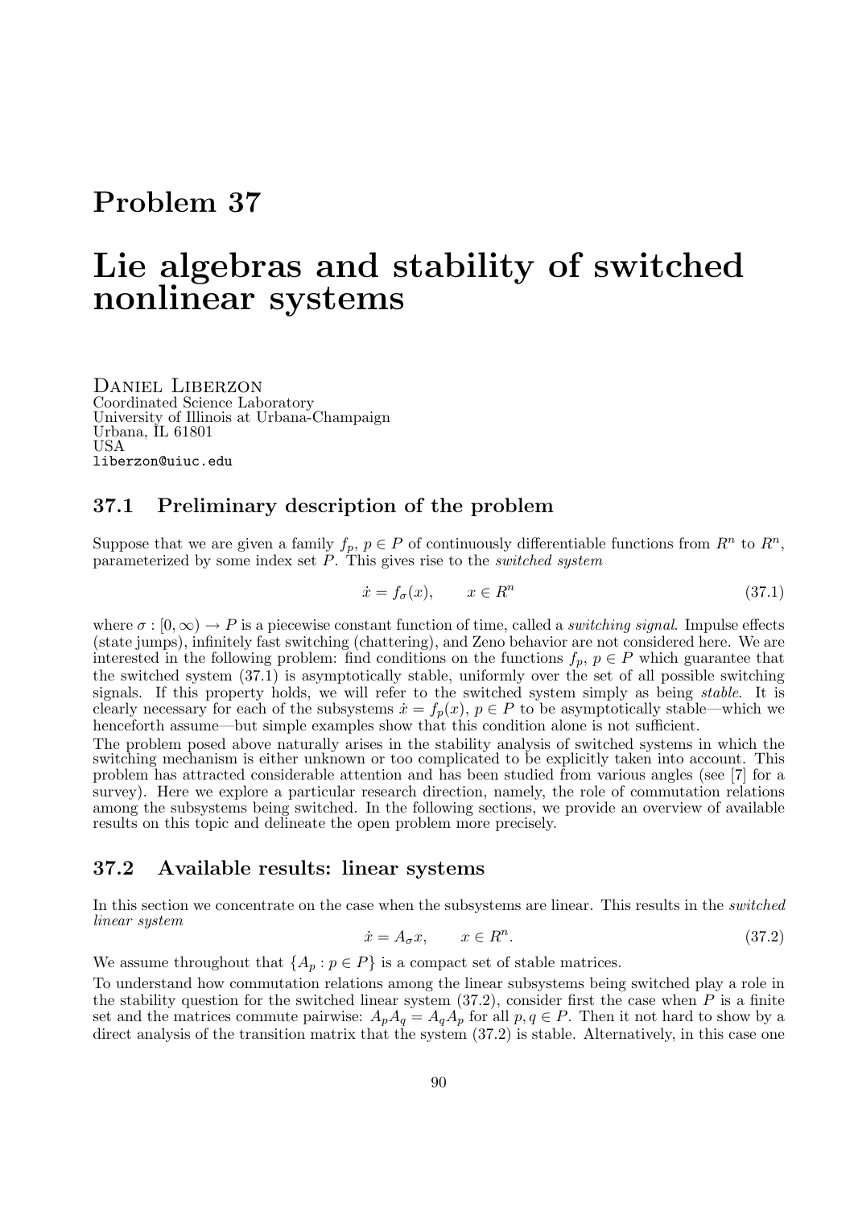# Problem 37

# Lie algebras and stability of switched nonlinear systems

Daniel Liberzon
Coordinated Science Laboratory
University of Illinois at Urbana-Champaign
Urbana, IL 61801
USA
liberzon@uiuc.edu

## 37.1 Preliminary description of the problem

Suppose that we are given a family $f_p$, $p \in P$ of continuously differentiable functions from $R^n$ to $R^n$, parameterized by some index set $P$. This gives rise to the *switched system*

$$\dot{x} = f_\sigma(x), \qquad x \in R^n \tag{37.1}$$

where $\sigma : [0, \infty) \to P$ is a piecewise constant function of time, called a *switching signal*. Impulse effects (state jumps), infinitely fast switching (chattering), and Zeno behavior are not considered here. We are interested in the following problem: find conditions on the functions $f_p$, $p \in P$ which guarantee that the switched system (37.1) is asymptotically stable, uniformly over the set of all possible switching signals. If this property holds, we will refer to the switched system simply as being *stable*. It is clearly necessary for each of the subsystems $\dot{x} = f_p(x)$, $p \in P$ to be asymptotically stable—which we henceforth assume—but simple examples show that this condition alone is not sufficient.

The problem posed above naturally arises in the stability analysis of switched systems in which the switching mechanism is either unknown or too complicated to be explicitly taken into account. This problem has attracted considerable attention and has been studied from various angles (see [7] for a survey). Here we explore a particular research direction, namely, the role of commutation relations among the subsystems being switched. In the following sections, we provide an overview of available results on this topic and delineate the open problem more precisely.

## 37.2 Available results: linear systems

In this section we concentrate on the case when the subsystems are linear. This results in the *switched linear system*

$$\dot{x} = A_\sigma x, \qquad x \in R^n. \tag{37.2}$$

We assume throughout that $\{A_p : p \in P\}$ is a compact set of stable matrices.

To understand how commutation relations among the linear subsystems being switched play a role in the stability question for the switched linear system (37.2), consider first the case when $P$ is a finite set and the matrices commute pairwise: $A_p A_q = A_q A_p$ for all $p, q \in P$. Then it not hard to show by a direct analysis of the transition matrix that the system (37.2) is stable. Alternatively, in this case one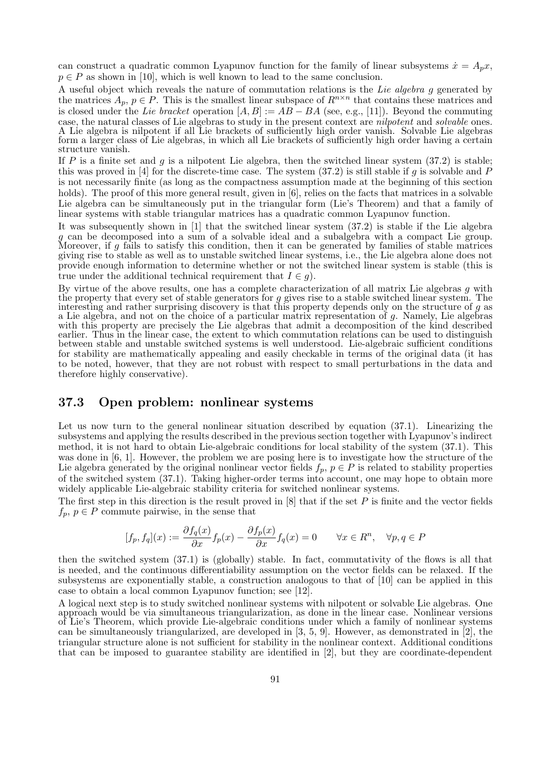can construct a quadratic common Lyapunov function for the family of linear subsystems $\dot{x} = A_p x$, $p \in P$ as shown in [10], which is well known to lead to the same conclusion.

A useful object which reveals the nature of commutation relations is the *Lie algebra* $g$ generated by the matrices $A_p$, $p \in P$. This is the smallest linear subspace of $R^{n \times n}$ that contains these matrices and is closed under the *Lie bracket* operation $[A, B] := AB - BA$ (see, e.g., [11]). Beyond the commuting case, the natural classes of Lie algebras to study in the present context are *nilpotent* and *solvable* ones. A Lie algebra is nilpotent if all Lie brackets of sufficiently high order vanish. Solvable Lie algebras form a larger class of Lie algebras, in which all Lie brackets of sufficiently high order having a certain structure vanish.

If $P$ is a finite set and $g$ is a nilpotent Lie algebra, then the switched linear system (37.2) is stable; this was proved in [4] for the discrete-time case. The system (37.2) is still stable if $g$ is solvable and $P$ is not necessarily finite (as long as the compactness assumption made at the beginning of this section holds). The proof of this more general result, given in [6], relies on the facts that matrices in a solvable Lie algebra can be simultaneously put in the triangular form (Lie's Theorem) and that a family of linear systems with stable triangular matrices has a quadratic common Lyapunov function.

It was subsequently shown in [1] that the switched linear system (37.2) is stable if the Lie algebra $g$ can be decomposed into a sum of a solvable ideal and a subalgebra with a compact Lie group. Moreover, if $g$ fails to satisfy this condition, then it can be generated by families of stable matrices giving rise to stable as well as to unstable switched linear systems, i.e., the Lie algebra alone does not provide enough information to determine whether or not the switched linear system is stable (this is true under the additional technical requirement that $I \in g$).

By virtue of the above results, one has a complete characterization of all matrix Lie algebras $g$ with the property that every set of stable generators for $g$ gives rise to a stable switched linear system. The interesting and rather surprising discovery is that this property depends only on the structure of $g$ as a Lie algebra, and not on the choice of a particular matrix representation of $g$. Namely, Lie algebras with this property are precisely the Lie algebras that admit a decomposition of the kind described earlier. Thus in the linear case, the extent to which commutation relations can be used to distinguish between stable and unstable switched systems is well understood. Lie-algebraic sufficient conditions for stability are mathematically appealing and easily checkable in terms of the original data (it has to be noted, however, that they are not robust with respect to small perturbations in the data and therefore highly conservative).

## 37.3 Open problem: nonlinear systems

Let us now turn to the general nonlinear situation described by equation (37.1). Linearizing the subsystems and applying the results described in the previous section together with Lyapunov's indirect method, it is not hard to obtain Lie-algebraic conditions for local stability of the system (37.1). This was done in [6, 1]. However, the problem we are posing here is to investigate how the structure of the Lie algebra generated by the original nonlinear vector fields $f_p$, $p \in P$ is related to stability properties of the switched system (37.1). Taking higher-order terms into account, one may hope to obtain more widely applicable Lie-algebraic stability criteria for switched nonlinear systems.

The first step in this direction is the result proved in [8] that if the set $P$ is finite and the vector fields $f_p$, $p \in P$ commute pairwise, in the sense that

$$[f_p, f_q](x) := \frac{\partial f_q(x)}{\partial x} f_p(x) - \frac{\partial f_p(x)}{\partial x} f_q(x) = 0 \qquad \forall x \in R^n, \quad \forall p, q \in P$$

then the switched system (37.1) is (globally) stable. In fact, commutativity of the flows is all that is needed, and the continuous differentiability assumption on the vector fields can be relaxed. If the subsystems are exponentially stable, a construction analogous to that of [10] can be applied in this case to obtain a local common Lyapunov function; see [12].

A logical next step is to study switched nonlinear systems with nilpotent or solvable Lie algebras. One approach would be via simultaneous triangularization, as done in the linear case. Nonlinear versions of Lie's Theorem, which provide Lie-algebraic conditions under which a family of nonlinear systems can be simultaneously triangularized, are developed in [3, 5, 9]. However, as demonstrated in [2], the triangular structure alone is not sufficient for stability in the nonlinear context. Additional conditions that can be imposed to guarantee stability are identified in [2], but they are coordinate-dependent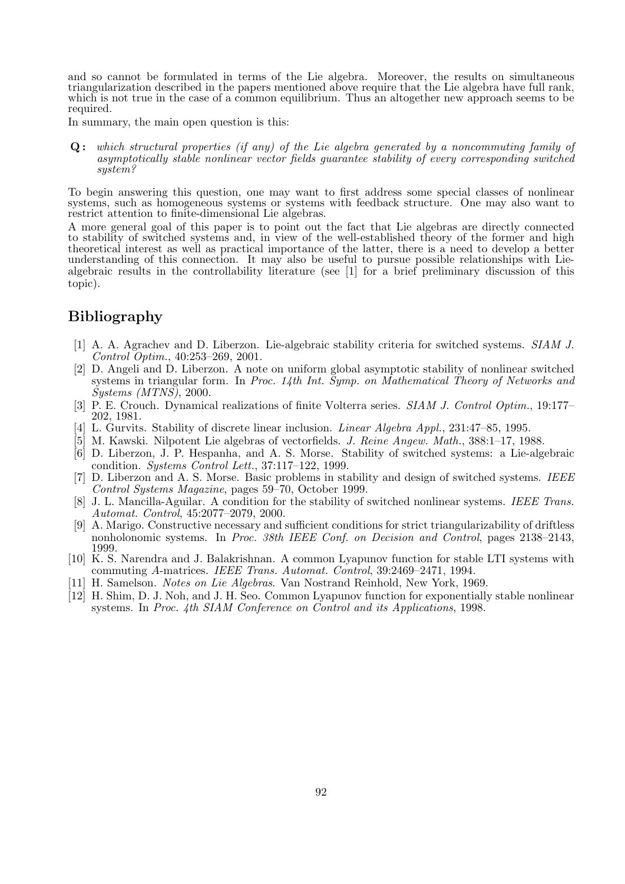and so cannot be formulated in terms of the Lie algebra. Moreover, the results on simultaneous triangularization described in the papers mentioned above require that the Lie algebra have full rank, which is not true in the case of a common equilibrium. Thus an altogether new approach seems to be required.

In summary, the main open question is this:

**Q:** *which structural properties (if any) of the Lie algebra generated by a noncommuting family of asymptotically stable nonlinear vector fields guarantee stability of every corresponding switched system?*

To begin answering this question, one may want to first address some special classes of nonlinear systems, such as homogeneous systems or systems with feedback structure. One may also want to restrict attention to finite-dimensional Lie algebras.

A more general goal of this paper is to point out the fact that Lie algebras are directly connected to stability of switched systems and, in view of the well-established theory of the former and high theoretical interest as well as practical importance of the latter, there is a need to develop a better understanding of this connection. It may also be useful to pursue possible relationships with Lie-algebraic results in the controllability literature (see [1] for a brief preliminary discussion of this topic).

## Bibliography

[1] A. A. Agrachev and D. Liberzon. Lie-algebraic stability criteria for switched systems. *SIAM J. Control Optim.*, 40:253–269, 2001.

[2] D. Angeli and D. Liberzon. A note on uniform global asymptotic stability of nonlinear switched systems in triangular form. In *Proc. 14th Int. Symp. on Mathematical Theory of Networks and Systems (MTNS)*, 2000.

[3] P. E. Crouch. Dynamical realizations of finite Volterra series. *SIAM J. Control Optim.*, 19:177–202, 1981.

[4] L. Gurvits. Stability of discrete linear inclusion. *Linear Algebra Appl.*, 231:47–85, 1995.

[5] M. Kawski. Nilpotent Lie algebras of vectorfields. *J. Reine Angew. Math.*, 388:1–17, 1988.

[6] D. Liberzon, J. P. Hespanha, and A. S. Morse. Stability of switched systems: a Lie-algebraic condition. *Systems Control Lett.*, 37:117–122, 1999.

[7] D. Liberzon and A. S. Morse. Basic problems in stability and design of switched systems. *IEEE Control Systems Magazine*, pages 59–70, October 1999.

[8] J. L. Mancilla-Aguilar. A condition for the stability of switched nonlinear systems. *IEEE Trans. Automat. Control*, 45:2077–2079, 2000.

[9] A. Marigo. Constructive necessary and sufficient conditions for strict triangularizability of driftless nonholonomic systems. In *Proc. 38th IEEE Conf. on Decision and Control*, pages 2138–2143, 1999.

[10] K. S. Narendra and J. Balakrishnan. A common Lyapunov function for stable LTI systems with commuting $A$-matrices. *IEEE Trans. Automat. Control*, 39:2469–2471, 1994.

[11] H. Samelson. *Notes on Lie Algebras*. Van Nostrand Reinhold, New York, 1969.

[12] H. Shim, D. J. Noh, and J. H. Seo. Common Lyapunov function for exponentially stable nonlinear systems. In *Proc. 4th SIAM Conference on Control and its Applications*, 1998.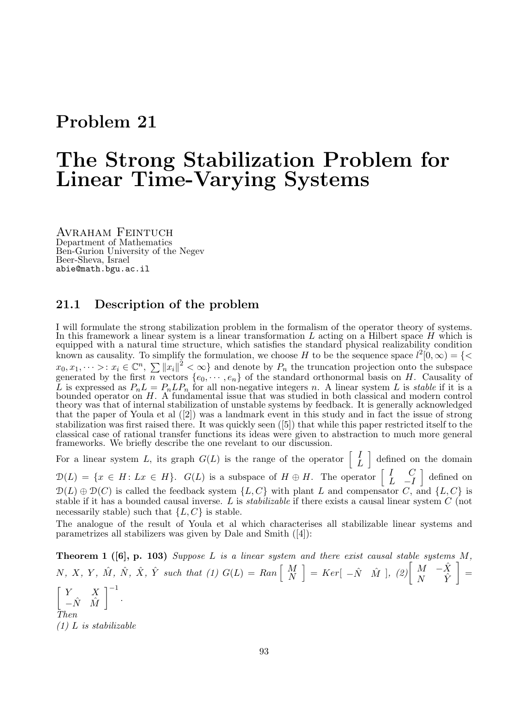# Problem 21

# The Strong Stabilization Problem for Linear Time-Varying Systems

Avraham Feintuch
Department of Mathematics
Ben-Gurion University of the Negev
Beer-Sheva, Israel
abie@math.bgu.ac.il

## 21.1 Description of the problem

I will formulate the strong stabilization problem in the formalism of the operator theory of systems. In this framework a linear system is a linear transformation $L$ acting on a Hilbert space $H$ which is equipped with a natural time structure, which satisfies the standard physical realizability condition known as causality. To simplify the formulation, we choose $H$ to be the sequence space $l^2[0,\infty) = \{< x_0, x_1, \cdots >: x_i \in \mathbb{C}^n, \sum \|x_i\|^2 < \infty\}$ and denote by $P_n$ the truncation projection onto the subspace generated by the first $n$ vectors $\{e_0, \cdots, e_n\}$ of the standard orthonormal basis on $H$. Causality of $L$ is expressed as $P_n L = P_n L P_n$ for all non-negative integers $n$. A linear system $L$ is *stable* if it is a bounded operator on $H$. A fundamental issue that was studied in both classical and modern control theory was that of internal stabilization of unstable systems by feedback. It is generally acknowledged that the paper of Youla et al ([2]) was a landmark event in this study and in fact the issue of strong stabilization was first raised there. It was quickly seen ([5]) that while this paper restricted itself to the classical case of rational transfer functions its ideas were given to abstraction to much more general frameworks. We briefly describe the one revelant to our discussion.

For a linear system $L$, its graph $G(L)$ is the range of the operator $\begin{bmatrix} I \\ L \end{bmatrix}$ defined on the domain $\mathcal{D}(L) = \{x \in H: Lx \in H\}$. $G(L)$ is a subspace of $H \oplus H$. The operator $\begin{bmatrix} I & C \\ L & -I \end{bmatrix}$ defined on $\mathcal{D}(L) \oplus \mathcal{D}(C)$ is called the feedback system $\{L, C\}$ with plant $L$ and compensator $C$, and $\{L, C\}$ is stable if it has a bounded causal inverse. $L$ is *stabilizable* if there exists a causal linear system $C$ (not necessarily stable) such that $\{L, C\}$ is stable.

The analogue of the result of Youla et al which characterises all stabilizable linear systems and parametrizes all stabilizers was given by Dale and Smith ([4]):

**Theorem 1 ([6], p. 103)** *Suppose $L$ is a linear system and there exist causal stable systems $M$, $N$, $X$, $Y$, $\hat{M}$, $\hat{N}$, $\hat{X}$, $\hat{Y}$ such that (1) $G(L) = Ran \begin{bmatrix} M \\ N \end{bmatrix} = Ker[\, -\hat{N} \quad \hat{M}\, ]$, (2) $\begin{bmatrix} M & -\hat{X} \\ N & \hat{Y} \end{bmatrix} = \begin{bmatrix} Y & X \\ -\hat{N} & \hat{M} \end{bmatrix}^{-1}$.*
*Then*
*(1) $L$ is stabilizable*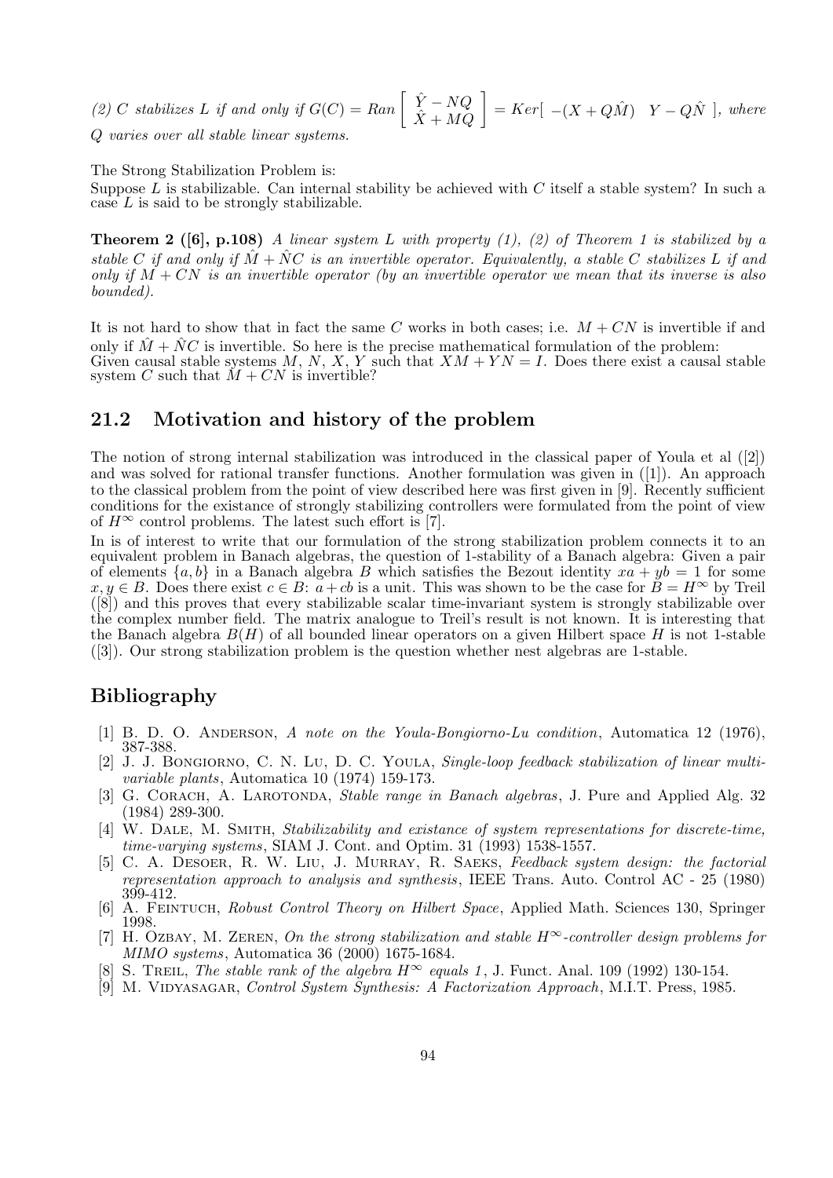*(2) $C$ stabilizes $L$ if and only if $G(C) = Ran \begin{bmatrix} \hat{Y} - NQ \\ \hat{X} + MQ \end{bmatrix} = Ker[\ -(X + Q\hat{M}) \quad Y - Q\hat{N}\ ]$, where $Q$ varies over all stable linear systems.*

The Strong Stabilization Problem is:
Suppose $L$ is stabilizable. Can internal stability be achieved with $C$ itself a stable system? In such a case $L$ is said to be strongly stabilizable.

**Theorem 2 ([6], p.108)** *A linear system $L$ with property (1), (2) of Theorem 1 is stabilized by a stable $C$ if and only if $\hat{M} + \hat{N}C$ is an invertible operator. Equivalently, a stable $C$ stabilizes $L$ if and only if $M + CN$ is an invertible operator (by an invertible operator we mean that its inverse is also bounded).*

It is not hard to show that in fact the same $C$ works in both cases; i.e. $M + CN$ is invertible if and only if $\hat{M} + \hat{N}C$ is invertible. So here is the precise mathematical formulation of the problem:
Given causal stable systems $M$, $N$, $X$, $Y$ such that $XM + YN = I$. Does there exist a causal stable system $C$ such that $M + CN$ is invertible?

## 21.2 Motivation and history of the problem

The notion of strong internal stabilization was introduced in the classical paper of Youla et al ([2]) and was solved for rational transfer functions. Another formulation was given in ([1]). An approach to the classical problem from the point of view described here was first given in [9]. Recently sufficient conditions for the existance of strongly stabilizing controllers were formulated from the point of view of $H^\infty$ control problems. The latest such effort is [7].
In is of interest to write that our formulation of the strong stabilization problem connects it to an equivalent problem in Banach algebras, the question of 1-stability of a Banach algebra: Given a pair of elements $\{a, b\}$ in a Banach algebra $B$ which satisfies the Bezout identity $xa + yb = 1$ for some $x, y \in B$. Does there exist $c \in B$: $a + cb$ is a unit. This was shown to be the case for $B = H^\infty$ by Treil ([8]) and this proves that every stabilizable scalar time-invariant system is strongly stabilizable over the complex number field. The matrix analogue to Treil's result is not known. It is interesting that the Banach algebra $B(H)$ of all bounded linear operators on a given Hilbert space $H$ is not 1-stable ([3]). Our strong stabilization problem is the question whether nest algebras are 1-stable.

## Bibliography

[1] B. D. O. Anderson, *A note on the Youla-Bongiorno-Lu condition*, Automatica 12 (1976), 387-388.

[2] J. J. Bongiorno, C. N. Lu, D. C. Youla, *Single-loop feedback stabilization of linear multivariable plants*, Automatica 10 (1974) 159-173.

[3] G. Corach, A. Larotonda, *Stable range in Banach algebras*, J. Pure and Applied Alg. 32 (1984) 289-300.

[4] W. Dale, M. Smith, *Stabilizability and existance of system representations for discrete-time, time-varying systems*, SIAM J. Cont. and Optim. 31 (1993) 1538-1557.

[5] C. A. Desoer, R. W. Liu, J. Murray, R. Saeks, *Feedback system design: the factorial representation approach to analysis and synthesis*, IEEE Trans. Auto. Control AC - 25 (1980) 399-412.

[6] A. Feintuch, *Robust Control Theory on Hilbert Space*, Applied Math. Sciences 130, Springer 1998.

[7] H. Ozbay, M. Zeren, *On the strong stabilization and stable $H^\infty$-controller design problems for MIMO systems*, Automatica 36 (2000) 1675-1684.

[8] S. Treil, *The stable rank of the algebra $H^\infty$ equals 1*, J. Funct. Anal. 109 (1992) 130-154.

[9] M. Vidyasagar, *Control System Synthesis: A Factorization Approach*, M.I.T. Press, 1985.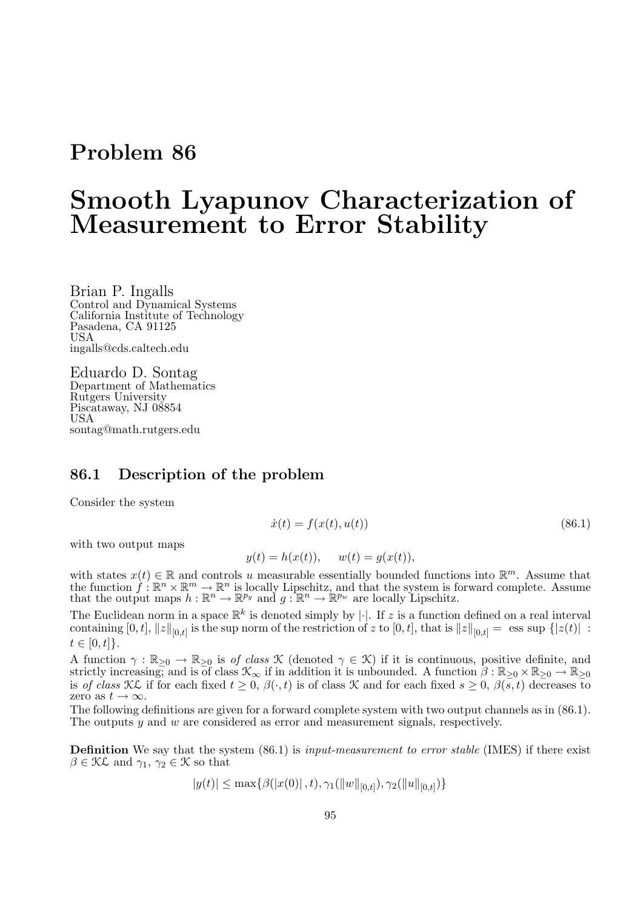# Problem 86

# Smooth Lyapunov Characterization of Measurement to Error Stability

Brian P. Ingalls
Control and Dynamical Systems
California Institute of Technology
Pasadena, CA 91125
USA
ingalls@cds.caltech.edu

Eduardo D. Sontag
Department of Mathematics
Rutgers University
Piscataway, NJ 08854
USA
sontag@math.rutgers.edu

## 86.1 Description of the problem

Consider the system

$$\dot{x}(t) = f(x(t), u(t)) \tag{86.1}$$

with two output maps

$$y(t) = h(x(t)), \quad w(t) = g(x(t)),$$

with states $x(t) \in \mathbb{R}$ and controls $u$ measurable essentially bounded functions into $\mathbb{R}^m$. Assume that the function $f : \mathbb{R}^n \times \mathbb{R}^m \to \mathbb{R}^n$ is locally Lipschitz, and that the system is forward complete. Assume that the output maps $h : \mathbb{R}^n \to \mathbb{R}^{p_y}$ and $g : \mathbb{R}^n \to \mathbb{R}^{p_w}$ are locally Lipschitz.

The Euclidean norm in a space $\mathbb{R}^k$ is denoted simply by $|\cdot|$. If $z$ is a function defined on a real interval containing $[0, t]$, $\|z\|_{[0,t]}$ is the sup norm of the restriction of $z$ to $[0, t]$, that is $\|z\|_{[0,t]} =$ ess sup $\{|z(t)| : t \in [0, t]\}$.

A function $\gamma : \mathbb{R}_{\geq 0} \to \mathbb{R}_{\geq 0}$ is *of class* $\mathcal{K}$ (denoted $\gamma \in \mathcal{K}$) if it is continuous, positive definite, and strictly increasing; and is of class $\mathcal{K}_\infty$ if in addition it is unbounded. A function $\beta : \mathbb{R}_{\geq 0} \times \mathbb{R}_{\geq 0} \to \mathbb{R}_{\geq 0}$ is *of class* $\mathcal{KL}$ if for each fixed $t \geq 0$, $\beta(\cdot, t)$ is of class $\mathcal{K}$ and for each fixed $s \geq 0$, $\beta(s, t)$ decreases to zero as $t \to \infty$.

The following definitions are given for a forward complete system with two output channels as in (86.1). The outputs $y$ and $w$ are considered as error and measurement signals, respectively.

**Definition** We say that the system (86.1) is *input-measurement to error stable* (IMES) if there exist $\beta \in \mathcal{KL}$ and $\gamma_1, \gamma_2 \in \mathcal{K}$ so that

$$|y(t)| \leq \max\{\beta(|x(0)|, t), \gamma_1(\|w\|_{[0,t]}), \gamma_2(\|u\|_{[0,t]})\}$$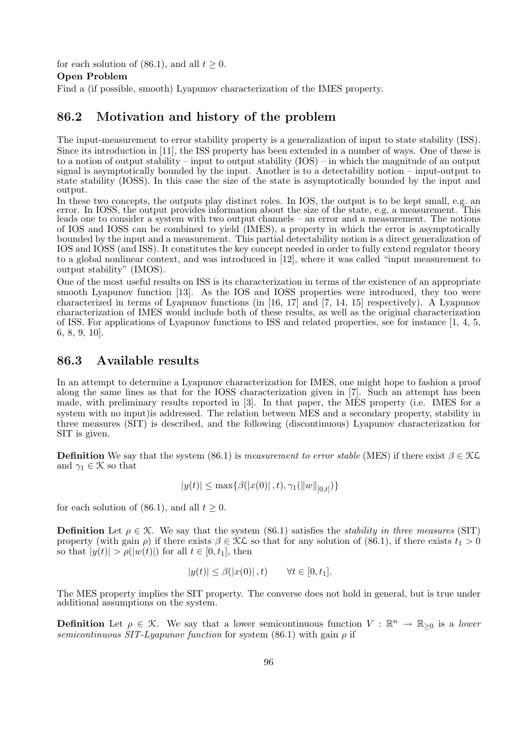for each solution of (86.1), and all $t \geq 0$.

**Open Problem**

Find a (if possible, smooth) Lyapunov characterization of the IMES property.

## 86.2 Motivation and history of the problem

The input-measurement to error stability property is a generalization of input to state stability (ISS). Since its introduction in [11], the ISS property has been extended in a number of ways. One of these is to a notion of output stability – input to output stability (IOS) – in which the magnitude of an output signal is asymptotically bounded by the input. Another is to a detectability notion – input-output to state stability (IOSS). In this case the size of the state is asymptotically bounded by the input and output.

In these two concepts, the outputs play distinct roles. In IOS, the output is to be kept small, e.g. an error. In IOSS, the output provides information about the size of the state, e.g. a measurement. This leads one to consider a system with two output channels – an error and a measurement. The notions of IOS and IOSS can be combined to yield (IMES), a property in which the error is asymptotically bounded by the input and a measurement. This partial detectability notion is a direct generalization of IOS and IOSS (and ISS). It constitutes the key concept needed in order to fully extend regulator theory to a global nonlinear context, and was introduced in [12], where it was called "input measurement to output stability" (IMOS).

One of the most useful results on ISS is its characterization in terms of the existence of an appropriate smooth Lyapunov function [13]. As the IOS and IOSS properties were introduced, they too were characterized in terms of Lyapunov functions (in [16, 17] and [7, 14, 15] respectively). A Lyapunov characterization of IMES would include both of these results, as well as the original characterization of ISS. For applications of Lyapunov functions to ISS and related properties, see for instance [1, 4, 5, 6, 8, 9, 10].

## 86.3 Available results

In an attempt to determine a Lyapunov characterization for IMES, one might hope to fashion a proof along the same lines as that for the IOSS characterization given in [7]. Such an attempt has been made, with preliminary results reported in [3]. In that paper, the MES property (i.e. IMES for a system with no input)is addressed. The relation between MES and a secondary property, stability in three measures (SIT) is described, and the following (discontinuous) Lyapunov characterization for SIT is given.

**Definition** We say that the system (86.1) is *measurement to error stable* (MES) if there exist $\beta \in \mathcal{KL}$ and $\gamma_1 \in \mathcal{K}$ so that

$$|y(t)| \leq \max\{\beta(|x(0)|, t), \gamma_1(\|w\|_{[0,t]})\}$$

for each solution of (86.1), and all $t \geq 0$.

**Definition** Let $\rho \in \mathcal{K}$. We say that the system (86.1) satisfies the *stability in three measures* (SIT) property (with gain $\rho$) if there exists $\beta \in \mathcal{KL}$ so that for any solution of (86.1), if there exists $t_1 > 0$ so that $|y(t)| > \rho(|w(t)|)$ for all $t \in [0, t_1]$, then

$$|y(t)| \leq \beta(|x(0)|, t) \qquad \forall t \in [0, t_1].$$

The MES property implies the SIT property. The converse does not hold in general, but is true under additional assumptions on the system.

**Definition** Let $\rho \in \mathcal{K}$. We say that a lower semicontinuous function $V : \mathbb{R}^n \to \mathbb{R}_{\geq 0}$ is a *lower semicontinuous SIT-Lyapunov function* for system (86.1) with gain $\rho$ if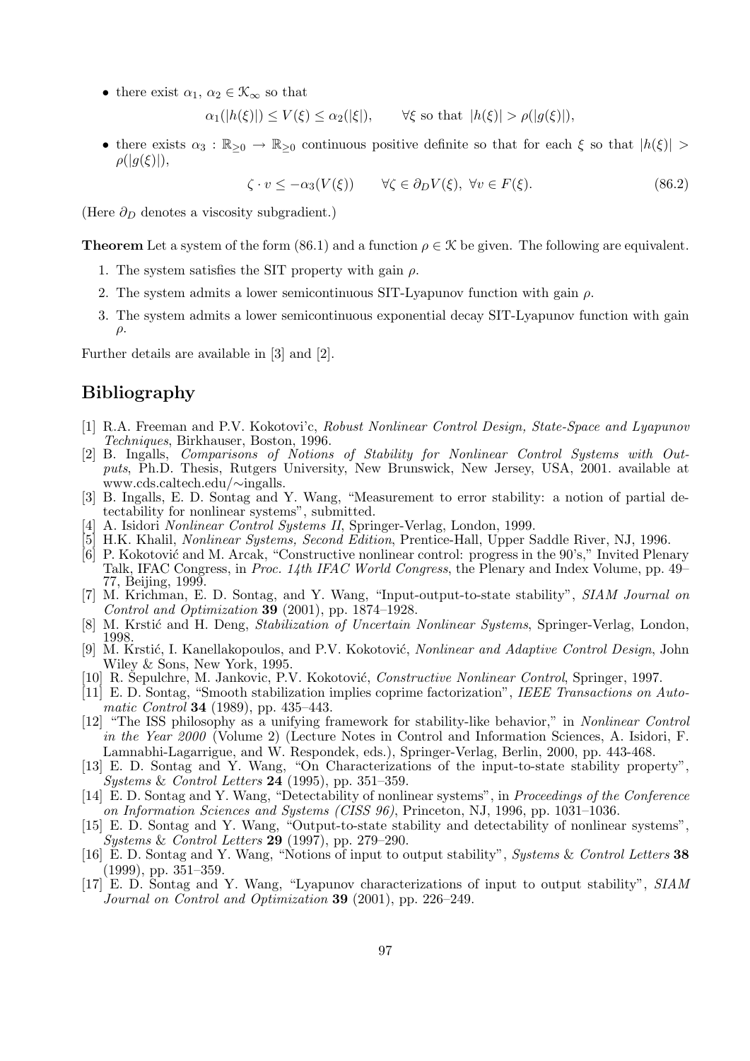- there exist $\alpha_1, \alpha_2 \in \mathcal{K}_\infty$ so that

$$\alpha_1(|h(\xi)|) \leq V(\xi) \leq \alpha_2(|\xi|), \qquad \forall \xi \text{ so that } |h(\xi)| > \rho(|g(\xi)|),$$

- there exists $\alpha_3 : \mathbb{R}_{\geq 0} \to \mathbb{R}_{\geq 0}$ continuous positive definite so that for each $\xi$ so that $|h(\xi)| > \rho(|g(\xi)|)$,

$$\zeta \cdot v \leq -\alpha_3(V(\xi)) \qquad \forall \zeta \in \partial_D V(\xi),\ \forall v \in F(\xi). \tag{86.2}$$

(Here $\partial_D$ denotes a viscosity subgradient.)

**Theorem** Let a system of the form (86.1) and a function $\rho \in \mathcal{K}$ be given. The following are equivalent.

1. The system satisfies the SIT property with gain $\rho$.
2. The system admits a lower semicontinuous SIT-Lyapunov function with gain $\rho$.
3. The system admits a lower semicontinuous exponential decay SIT-Lyapunov function with gain $\rho$.

Further details are available in [3] and [2].

# Bibliography

[1] R.A. Freeman and P.V. Kokotovi'c, *Robust Nonlinear Control Design, State-Space and Lyapunov Techniques*, Birkhauser, Boston, 1996.

[2] B. Ingalls, *Comparisons of Notions of Stability for Nonlinear Control Systems with Outputs*, Ph.D. Thesis, Rutgers University, New Brunswick, New Jersey, USA, 2001. available at www.cds.caltech.edu/∼ingalls.

[3] B. Ingalls, E. D. Sontag and Y. Wang, "Measurement to error stability: a notion of partial detectability for nonlinear systems", submitted.

[4] A. Isidori *Nonlinear Control Systems II*, Springer-Verlag, London, 1999.

[5] H.K. Khalil, *Nonlinear Systems, Second Edition*, Prentice-Hall, Upper Saddle River, NJ, 1996.

[6] P. Kokotović and M. Arcak, "Constructive nonlinear control: progress in the 90's," Invited Plenary Talk, IFAC Congress, in *Proc. 14th IFAC World Congress*, the Plenary and Index Volume, pp. 49–77, Beijing, 1999.

[7] M. Krichman, E. D. Sontag, and Y. Wang, "Input-output-to-state stability", *SIAM Journal on Control and Optimization* **39** (2001), pp. 1874–1928.

[8] M. Krstić and H. Deng, *Stabilization of Uncertain Nonlinear Systems*, Springer-Verlag, London, 1998.

[9] M. Krstić, I. Kanellakopoulos, and P.V. Kokotović, *Nonlinear and Adaptive Control Design*, John Wiley & Sons, New York, 1995.

[10] R. Sepulchre, M. Jankovic, P.V. Kokotović, *Constructive Nonlinear Control*, Springer, 1997.

[11] E. D. Sontag, "Smooth stabilization implies coprime factorization", *IEEE Transactions on Automatic Control* **34** (1989), pp. 435–443.

[12] "The ISS philosophy as a unifying framework for stability-like behavior," in *Nonlinear Control in the Year 2000* (Volume 2) (Lecture Notes in Control and Information Sciences, A. Isidori, F. Lamnabhi-Lagarrigue, and W. Respondek, eds.), Springer-Verlag, Berlin, 2000, pp. 443-468.

[13] E. D. Sontag and Y. Wang, "On Characterizations of the input-to-state stability property", *Systems & Control Letters* **24** (1995), pp. 351–359.

[14] E. D. Sontag and Y. Wang, "Detectability of nonlinear systems", in *Proceedings of the Conference on Information Sciences and Systems (CISS 96)*, Princeton, NJ, 1996, pp. 1031–1036.

[15] E. D. Sontag and Y. Wang, "Output-to-state stability and detectability of nonlinear systems", *Systems & Control Letters* **29** (1997), pp. 279–290.

[16] E. D. Sontag and Y. Wang, "Notions of input to output stability", *Systems & Control Letters* **38** (1999), pp. 351–359.

[17] E. D. Sontag and Y. Wang, "Lyapunov characterizations of input to output stability", *SIAM Journal on Control and Optimization* **39** (2001), pp. 226–249.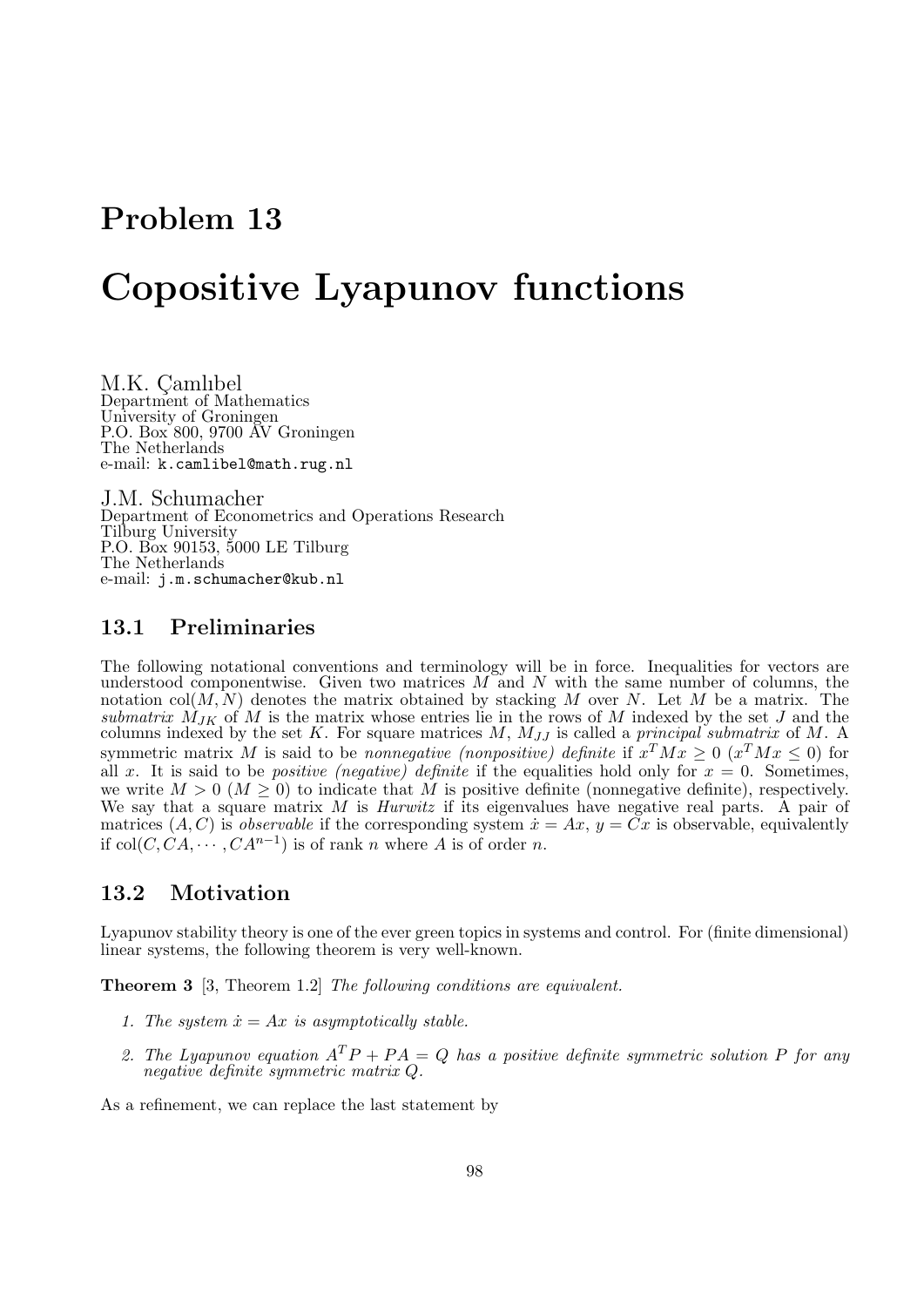# Problem 13

# Copositive Lyapunov functions

M.K. Çamlıbel
Department of Mathematics
University of Groningen
P.O. Box 800, 9700 AV Groningen
The Netherlands
e-mail: `k.camlibel@math.rug.nl`

J.M. Schumacher
Department of Econometrics and Operations Research
Tilburg University
P.O. Box 90153, 5000 LE Tilburg
The Netherlands
e-mail: `j.m.schumacher@kub.nl`

## 13.1 Preliminaries

The following notational conventions and terminology will be in force. Inequalities for vectors are understood componentwise. Given two matrices $M$ and $N$ with the same number of columns, the notation $\mathrm{col}(M, N)$ denotes the matrix obtained by stacking $M$ over $N$. Let $M$ be a matrix. The *submatrix* $M_{JK}$ of $M$ is the matrix whose entries lie in the rows of $M$ indexed by the set $J$ and the columns indexed by the set $K$. For square matrices $M$, $M_{JJ}$ is called a *principal submatrix* of $M$. A symmetric matrix $M$ is said to be *nonnegative (nonpositive) definite* if $x^T M x \geq 0$ ($x^T M x \leq 0$) for all $x$. It is said to be *positive (negative) definite* if the equalities hold only for $x = 0$. Sometimes, we write $M > 0$ ($M \geq 0$) to indicate that $M$ is positive definite (nonnegative definite), respectively. We say that a square matrix $M$ is *Hurwitz* if its eigenvalues have negative real parts. A pair of matrices $(A, C)$ is *observable* if the corresponding system $\dot{x} = Ax$, $y = Cx$ is observable, equivalently if $\mathrm{col}(C, CA, \cdots, CA^{n-1})$ is of rank $n$ where $A$ is of order $n$.

## 13.2 Motivation

Lyapunov stability theory is one of the ever green topics in systems and control. For (finite dimensional) linear systems, the following theorem is very well-known.

**Theorem 3** [3, Theorem 1.2] *The following conditions are equivalent.*

1. *The system $\dot{x} = Ax$ is asymptotically stable.*
2. *The Lyapunov equation $A^T P + PA = Q$ has a positive definite symmetric solution $P$ for any negative definite symmetric matrix $Q$.*

As a refinement, we can replace the last statement by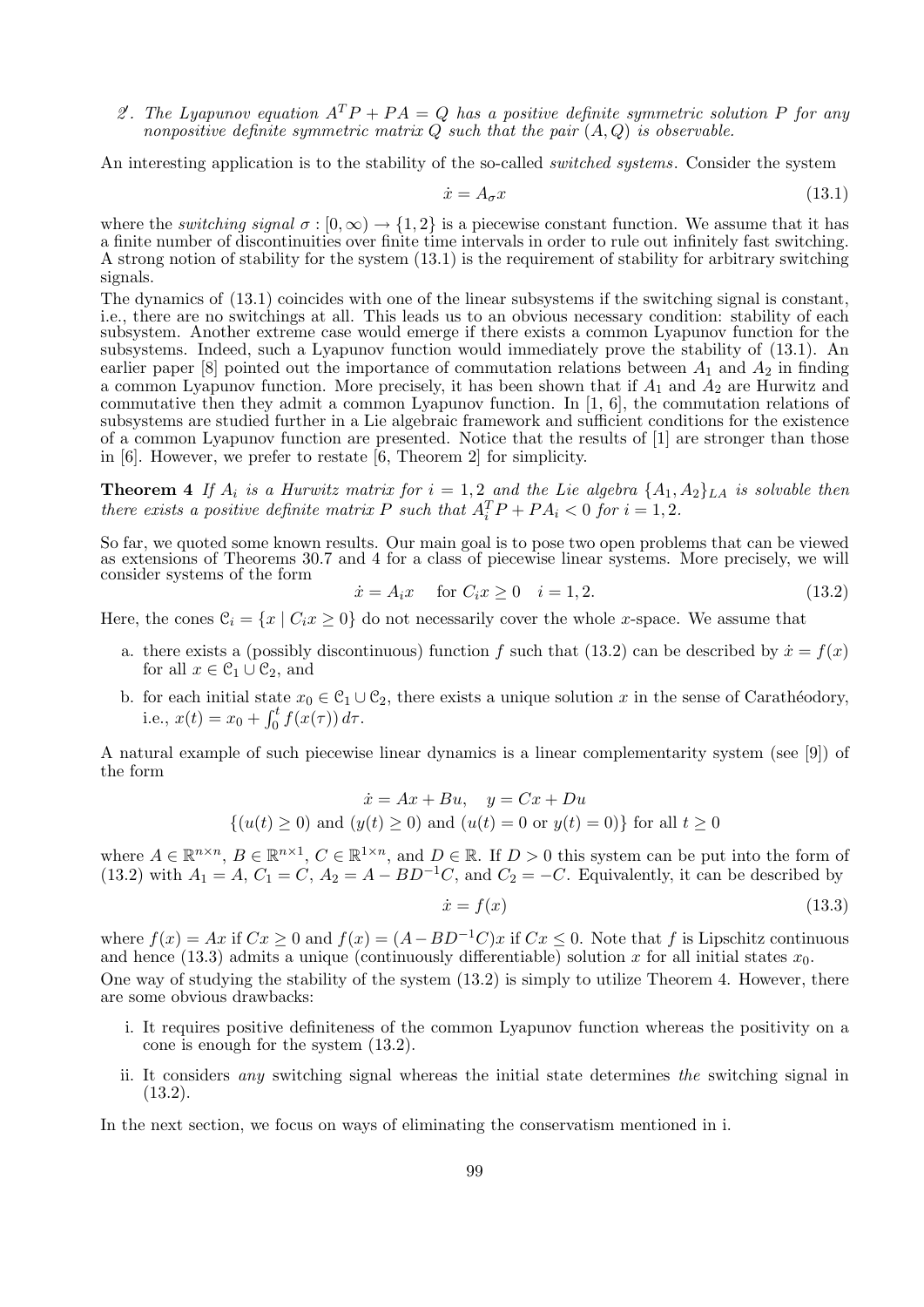*2'. The Lyapunov equation $A^TP + PA = Q$ has a positive definite symmetric solution $P$ for any nonpositive definite symmetric matrix $Q$ such that the pair $(A, Q)$ is observable.*

An interesting application is to the stability of the so-called *switched systems*. Consider the system

$$\dot{x} = A_\sigma x \tag{13.1}$$

where the *switching signal* $\sigma : [0, \infty) \to \{1, 2\}$ is a piecewise constant function. We assume that it has a finite number of discontinuities over finite time intervals in order to rule out infinitely fast switching. A strong notion of stability for the system (13.1) is the requirement of stability for arbitrary switching signals.

The dynamics of (13.1) coincides with one of the linear subsystems if the switching signal is constant, i.e., there are no switchings at all. This leads us to an obvious necessary condition: stability of each subsystem. Another extreme case would emerge if there exists a common Lyapunov function for the subsystems. Indeed, such a Lyapunov function would immediately prove the stability of (13.1). An earlier paper [8] pointed out the importance of commutation relations between $A_1$ and $A_2$ in finding a common Lyapunov function. More precisely, it has been shown that if $A_1$ and $A_2$ are Hurwitz and commutative then they admit a common Lyapunov function. In [1, 6], the commutation relations of subsystems are studied further in a Lie algebraic framework and sufficient conditions for the existence of a common Lyapunov function are presented. Notice that the results of [1] are stronger than those in [6]. However, we prefer to restate [6, Theorem 2] for simplicity.

**Theorem 4** *If $A_i$ is a Hurwitz matrix for $i = 1, 2$ and the Lie algebra $\{A_1, A_2\}_{LA}$ is solvable then there exists a positive definite matrix $P$ such that $A_i^TP + PA_i < 0$ for $i = 1, 2$.*

So far, we quoted some known results. Our main goal is to pose two open problems that can be viewed as extensions of Theorems 30.7 and 4 for a class of piecewise linear systems. More precisely, we will consider systems of the form

$$\dot{x} = A_i x \quad \text{for } C_i x \geq 0 \quad i = 1, 2. \tag{13.2}$$

Here, the cones $\mathcal{C}_i = \{x \mid C_i x \geq 0\}$ do not necessarily cover the whole $x$-space. We assume that

a. there exists a (possibly discontinuous) function $f$ such that (13.2) can be described by $\dot{x} = f(x)$ for all $x \in \mathcal{C}_1 \cup \mathcal{C}_2$, and

b. for each initial state $x_0 \in \mathcal{C}_1 \cup \mathcal{C}_2$, there exists a unique solution $x$ in the sense of Carathéodory, i.e., $x(t) = x_0 + \int_0^t f(x(\tau))\, d\tau$.

A natural example of such piecewise linear dynamics is a linear complementarity system (see [9]) of the form

$$\dot{x} = Ax + Bu, \quad y = Cx + Du$$
$$\{(u(t) \geq 0) \text{ and } (y(t) \geq 0) \text{ and } (u(t) = 0 \text{ or } y(t) = 0)\} \text{ for all } t \geq 0$$

where $A \in \mathbb{R}^{n\times n}$, $B \in \mathbb{R}^{n\times 1}$, $C \in \mathbb{R}^{1\times n}$, and $D \in \mathbb{R}$. If $D > 0$ this system can be put into the form of (13.2) with $A_1 = A$, $C_1 = C$, $A_2 = A - BD^{-1}C$, and $C_2 = -C$. Equivalently, it can be described by

$$\dot{x} = f(x) \tag{13.3}$$

where $f(x) = Ax$ if $Cx \geq 0$ and $f(x) = (A - BD^{-1}C)x$ if $Cx \leq 0$. Note that $f$ is Lipschitz continuous and hence (13.3) admits a unique (continuously differentiable) solution $x$ for all initial states $x_0$.

One way of studying the stability of the system (13.2) is simply to utilize Theorem 4. However, there are some obvious drawbacks:

i. It requires positive definiteness of the common Lyapunov function whereas the positivity on a cone is enough for the system (13.2).

ii. It considers *any* switching signal whereas the initial state determines *the* switching signal in (13.2).

In the next section, we focus on ways of eliminating the conservatism mentioned in i.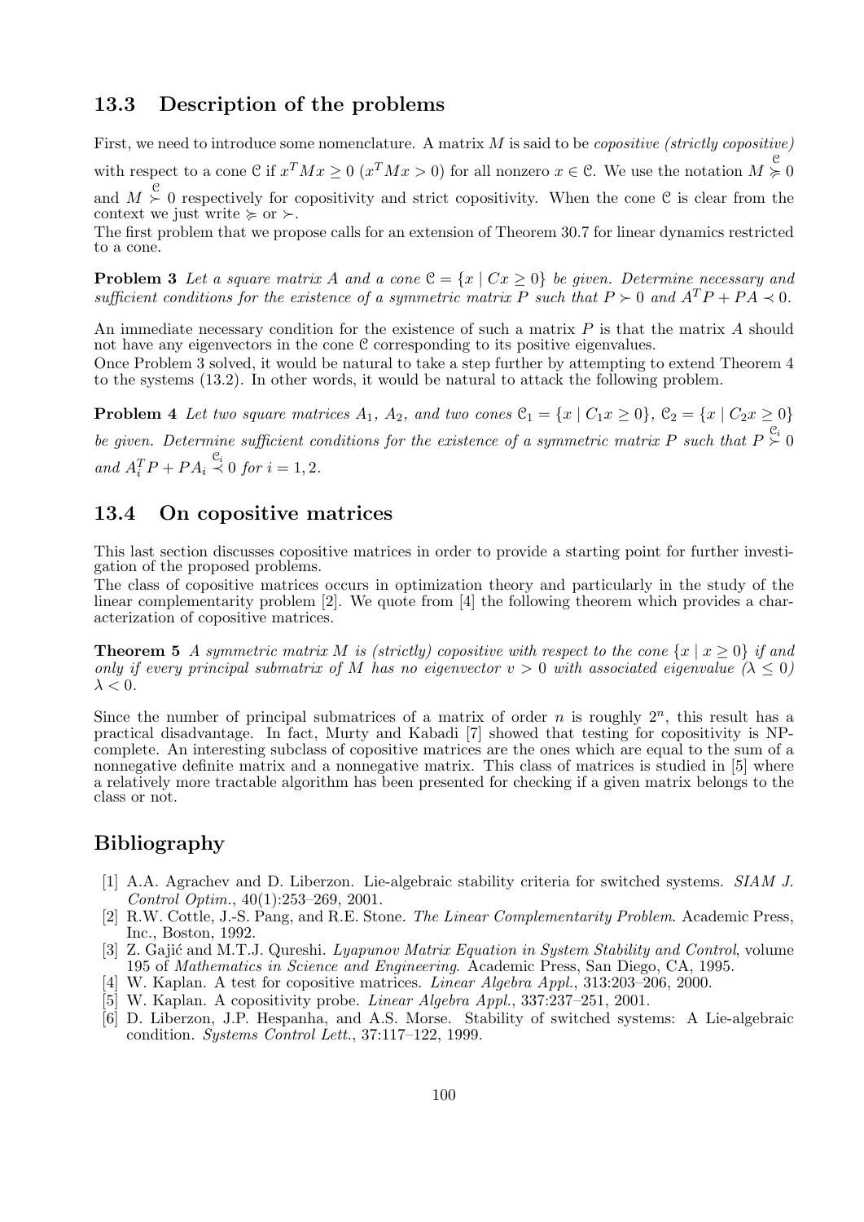## 13.3 Description of the problems

First, we need to introduce some nomenclature. A matrix $M$ is said to be *copositive (strictly copositive)* with respect to a cone $\mathcal{C}$ if $x^T M x \geq 0$ ($x^T M x > 0$) for all nonzero $x \in \mathcal{C}$. We use the notation $M \overset{\mathcal{C}}{\succcurlyeq} 0$ and $M \overset{\mathcal{C}}{\succ} 0$ respectively for copositivity and strict copositivity. When the cone $\mathcal{C}$ is clear from the context we just write $\succcurlyeq$ or $\succ$.

The first problem that we propose calls for an extension of Theorem 30.7 for linear dynamics restricted to a cone.

**Problem 3** *Let a square matrix $A$ and a cone $\mathcal{C} = \{x \mid Cx \geq 0\}$ be given. Determine necessary and sufficient conditions for the existence of a symmetric matrix $P$ such that $P \succ 0$ and $A^T P + PA \prec 0$.*

An immediate necessary condition for the existence of such a matrix $P$ is that the matrix $A$ should not have any eigenvectors in the cone $\mathcal{C}$ corresponding to its positive eigenvalues.

Once Problem 3 solved, it would be natural to take a step further by attempting to extend Theorem 4 to the systems (13.2). In other words, it would be natural to attack the following problem.

**Problem 4** *Let two square matrices $A_1$, $A_2$, and two cones $\mathcal{C}_1 = \{x \mid C_1 x \geq 0\}$, $\mathcal{C}_2 = \{x \mid C_2 x \geq 0\}$ be given. Determine sufficient conditions for the existence of a symmetric matrix $P$ such that $P \overset{\mathcal{C}_i}{\succ} 0$ and $A_i^T P + PA_i \overset{\mathcal{C}_i}{\prec} 0$ for $i = 1, 2$.*

## 13.4 On copositive matrices

This last section discusses copositive matrices in order to provide a starting point for further investigation of the proposed problems.

The class of copositive matrices occurs in optimization theory and particularly in the study of the linear complementarity problem [2]. We quote from [4] the following theorem which provides a characterization of copositive matrices.

**Theorem 5** *A symmetric matrix $M$ is (strictly) copositive with respect to the cone $\{x \mid x \geq 0\}$ if and only if every principal submatrix of $M$ has no eigenvector $v > 0$ with associated eigenvalue ($\lambda \leq 0$) $\lambda < 0$.*

Since the number of principal submatrices of a matrix of order $n$ is roughly $2^n$, this result has a practical disadvantage. In fact, Murty and Kabadi [7] showed that testing for copositivity is NP-complete. An interesting subclass of copositive matrices are the ones which are equal to the sum of a nonnegative definite matrix and a nonnegative matrix. This class of matrices is studied in [5] where a relatively more tractable algorithm has been presented for checking if a given matrix belongs to the class or not.

## Bibliography

[1] A.A. Agrachev and D. Liberzon. Lie-algebraic stability criteria for switched systems. *SIAM J. Control Optim.*, 40(1):253–269, 2001.

[2] R.W. Cottle, J.-S. Pang, and R.E. Stone. *The Linear Complementarity Problem*. Academic Press, Inc., Boston, 1992.

[3] Z. Gajić and M.T.J. Qureshi. *Lyapunov Matrix Equation in System Stability and Control*, volume 195 of *Mathematics in Science and Engineering*. Academic Press, San Diego, CA, 1995.

[4] W. Kaplan. A test for copositive matrices. *Linear Algebra Appl.*, 313:203–206, 2000.

[5] W. Kaplan. A copositivity probe. *Linear Algebra Appl.*, 337:237–251, 2001.

[6] D. Liberzon, J.P. Hespanha, and A.S. Morse. Stability of switched systems: A Lie-algebraic condition. *Systems Control Lett.*, 37:117–122, 1999.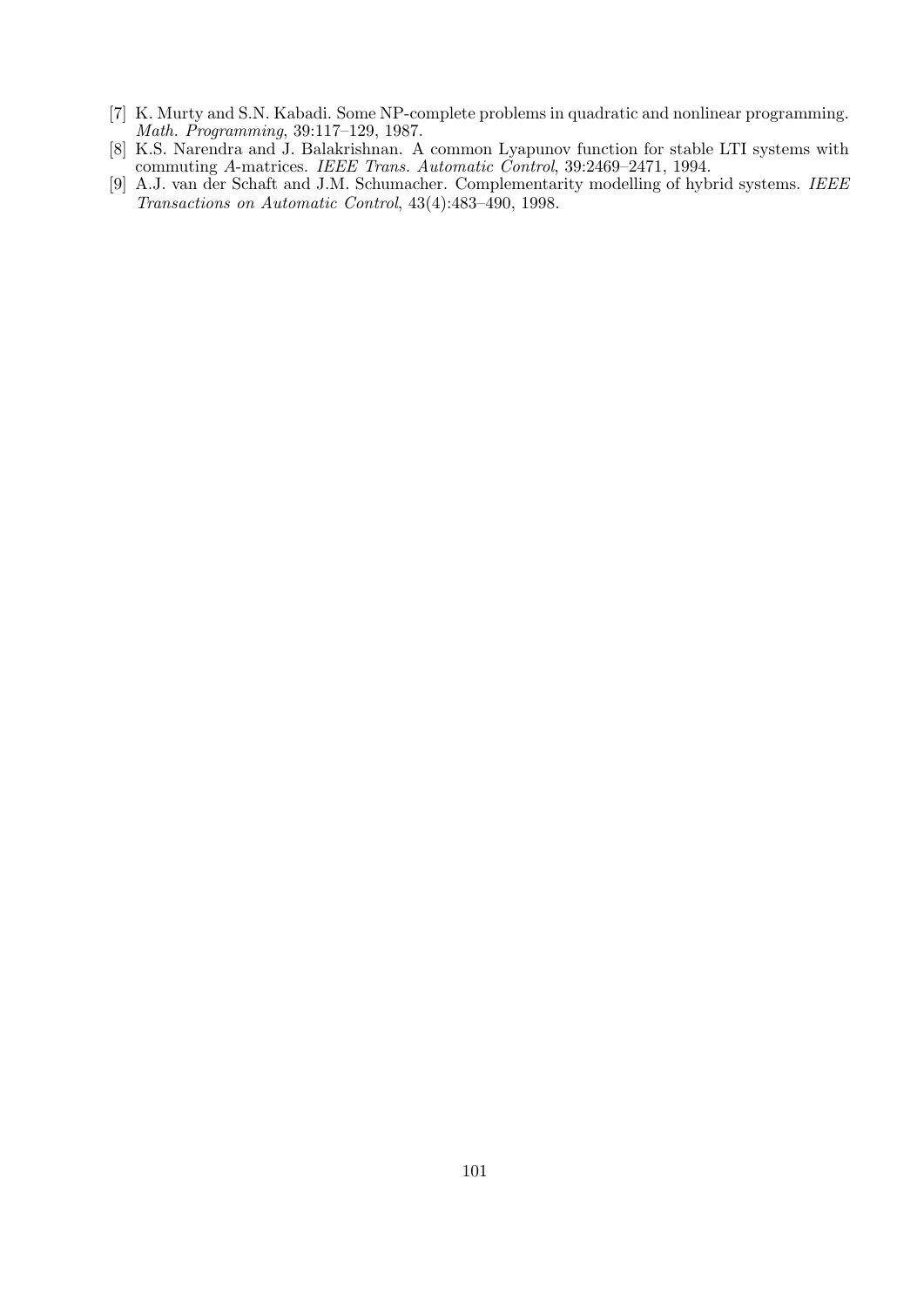[7] K. Murty and S.N. Kabadi. Some NP-complete problems in quadratic and nonlinear programming. *Math. Programming*, 39:117–129, 1987.

[8] K.S. Narendra and J. Balakrishnan. A common Lyapunov function for stable LTI systems with commuting $A$-matrices. *IEEE Trans. Automatic Control*, 39:2469–2471, 1994.

[9] A.J. van der Schaft and J.M. Schumacher. Complementarity modelling of hybrid systems. *IEEE Transactions on Automatic Control*, 43(4):483–490, 1998.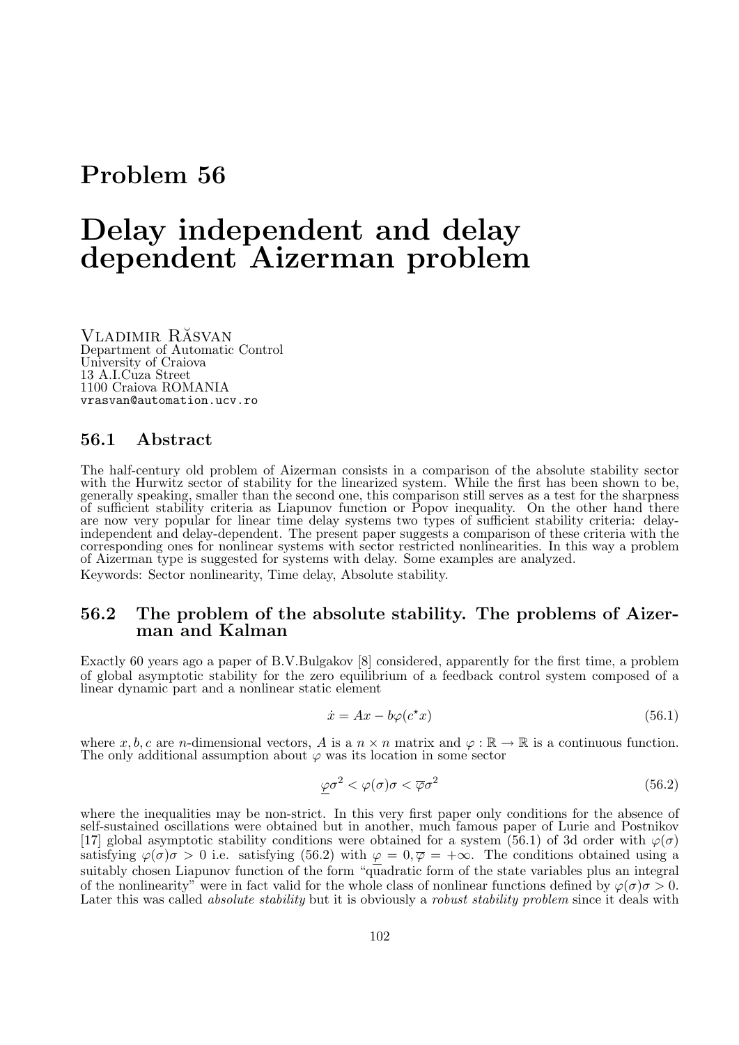# Problem 56

# Delay independent and delay dependent Aizerman problem

Vladimir Răsvan
Department of Automatic Control
University of Craiova
13 A.I.Cuza Street
1100 Craiova ROMANIA
vrasvan@automation.ucv.ro

## 56.1 Abstract

The half-century old problem of Aizerman consists in a comparison of the absolute stability sector with the Hurwitz sector of stability for the linearized system. While the first has been shown to be, generally speaking, smaller than the second one, this comparison still serves as a test for the sharpness of sufficient stability criteria as Liapunov function or Popov inequality. On the other hand there are now very popular for linear time delay systems two types of sufficient stability criteria: delay-independent and delay-dependent. The present paper suggests a comparison of these criteria with the corresponding ones for nonlinear systems with sector restricted nonlinearities. In this way a problem of Aizerman type is suggested for systems with delay. Some examples are analyzed.

Keywords: Sector nonlinearity, Time delay, Absolute stability.

## 56.2 The problem of the absolute stability. The problems of Aizerman and Kalman

Exactly 60 years ago a paper of B.V.Bulgakov [8] considered, apparently for the first time, a problem of global asymptotic stability for the zero equilibrium of a feedback control system composed of a linear dynamic part and a nonlinear static element

$$\dot{x} = Ax - b\varphi(c^{\star}x) \tag{56.1}$$

where $x, b, c$ are $n$-dimensional vectors, $A$ is a $n \times n$ matrix and $\varphi : \mathbb{R} \to \mathbb{R}$ is a continuous function. The only additional assumption about $\varphi$ was its location in some sector

$$\underline{\varphi}\sigma^2 < \varphi(\sigma)\sigma < \overline{\varphi}\sigma^2 \tag{56.2}$$

where the inequalities may be non-strict. In this very first paper only conditions for the absence of self-sustained oscillations were obtained but in another, much famous paper of Lurie and Postnikov [17] global asymptotic stability conditions were obtained for a system (56.1) of 3d order with $\varphi(\sigma)$ satisfying $\varphi(\sigma)\sigma > 0$ i.e. satisfying (56.2) with $\underline{\varphi} = 0, \overline{\varphi} = +\infty$. The conditions obtained using a suitably chosen Liapunov function of the form "quadratic form of the state variables plus an integral of the nonlinearity" were in fact valid for the whole class of nonlinear functions defined by $\varphi(\sigma)\sigma > 0$. Later this was called *absolute stability* but it is obviously a *robust stability problem* since it deals with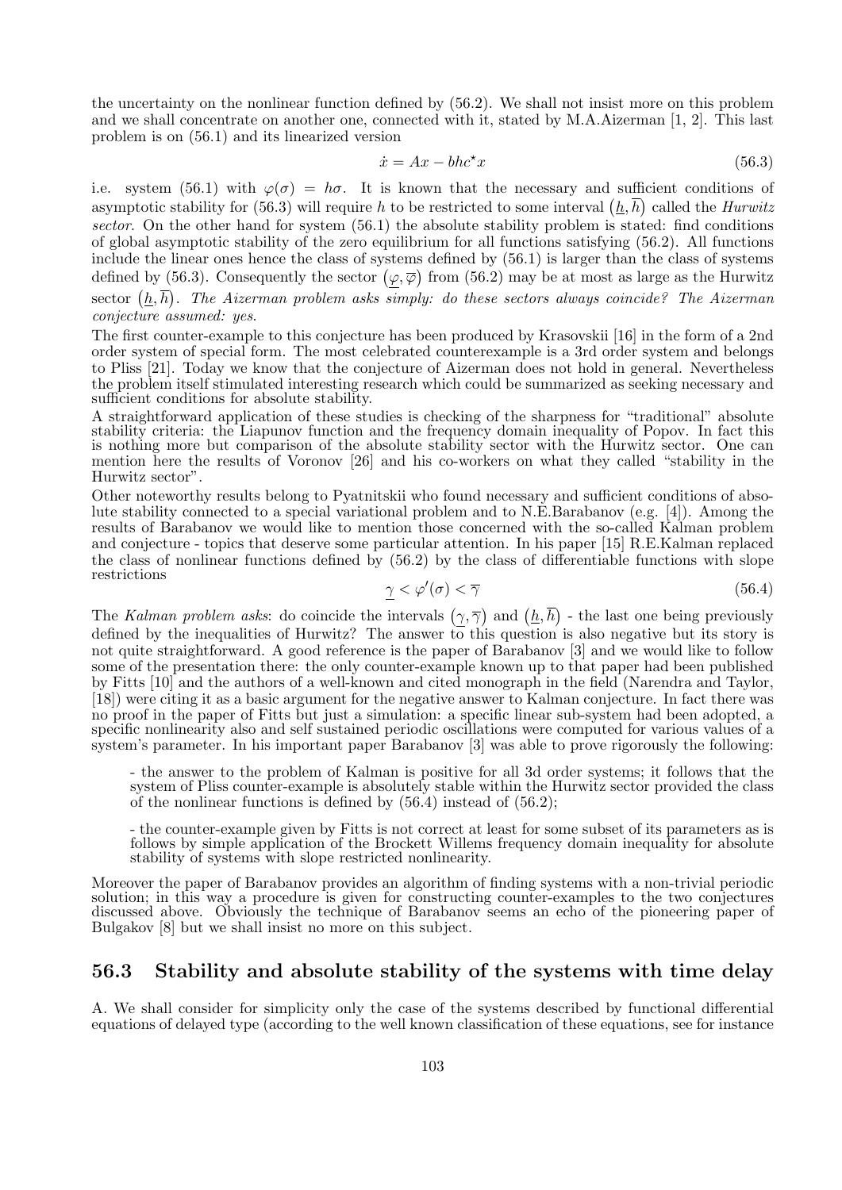the uncertainty on the nonlinear function defined by (56.2). We shall not insist more on this problem and we shall concentrate on another one, connected with it, stated by M.A.Aizerman [1, 2]. This last problem is on (56.1) and its linearized version

$$\dot{x} = Ax - bhc^{\star}x \tag{56.3}$$

i.e. system (56.1) with $\varphi(\sigma) = h\sigma$. It is known that the necessary and sufficient conditions of asymptotic stability for (56.3) will require $h$ to be restricted to some interval $\left(\underline{h}, \overline{h}\right)$ called the *Hurwitz sector*. On the other hand for system (56.1) the absolute stability problem is stated: find conditions of global asymptotic stability of the zero equilibrium for all functions satisfying (56.2). All functions include the linear ones hence the class of systems defined by (56.1) is larger than the class of systems defined by (56.3). Consequently the sector $\left(\underline{\varphi}, \overline{\varphi}\right)$ from (56.2) may be at most as large as the Hurwitz sector $\left(\underline{h}, \overline{h}\right)$. *The Aizerman problem asks simply: do these sectors always coincide? The Aizerman conjecture assumed: yes.*

The first counter-example to this conjecture has been produced by Krasovskii [16] in the form of a 2nd order system of special form. The most celebrated counterexample is a 3rd order system and belongs to Pliss [21]. Today we know that the conjecture of Aizerman does not hold in general. Nevertheless the problem itself stimulated interesting research which could be summarized as seeking necessary and sufficient conditions for absolute stability.

A straightforward application of these studies is checking of the sharpness for "traditional" absolute stability criteria: the Liapunov function and the frequency domain inequality of Popov. In fact this is nothing more but comparison of the absolute stability sector with the Hurwitz sector. One can mention here the results of Voronov [26] and his co-workers on what they called "stability in the Hurwitz sector".

Other noteworthy results belong to Pyatnitskii who found necessary and sufficient conditions of absolute stability connected to a special variational problem and to N.E.Barabanov (e.g. [4]). Among the results of Barabanov we would like to mention those concerned with the so-called Kalman problem and conjecture - topics that deserve some particular attention. In his paper [15] R.E.Kalman replaced the class of nonlinear functions defined by (56.2) by the class of differentiable functions with slope restrictions

$$\underline{\gamma} < \varphi'(\sigma) < \overline{\gamma} \tag{56.4}$$

The *Kalman problem asks*: do coincide the intervals $\left(\underline{\gamma}, \overline{\gamma}\right)$ and $\left(\underline{h}, \overline{h}\right)$ - the last one being previously defined by the inequalities of Hurwitz? The answer to this question is also negative but its story is not quite straightforward. A good reference is the paper of Barabanov [3] and we would like to follow some of the presentation there: the only counter-example known up to that paper had been published by Fitts [10] and the authors of a well-known and cited monograph in the field (Narendra and Taylor, [18]) were citing it as a basic argument for the negative answer to Kalman conjecture. In fact there was no proof in the paper of Fitts but just a simulation: a specific linear sub-system had been adopted, a specific nonlinearity also and self sustained periodic oscillations were computed for various values of a system's parameter. In his important paper Barabanov [3] was able to prove rigorously the following:

- the answer to the problem of Kalman is positive for all 3d order systems; it follows that the system of Pliss counter-example is absolutely stable within the Hurwitz sector provided the class of the nonlinear functions is defined by (56.4) instead of (56.2);

- the counter-example given by Fitts is not correct at least for some subset of its parameters as is follows by simple application of the Brockett Willems frequency domain inequality for absolute stability of systems with slope restricted nonlinearity.

Moreover the paper of Barabanov provides an algorithm of finding systems with a non-trivial periodic solution; in this way a procedure is given for constructing counter-examples to the two conjectures discussed above. Obviously the technique of Barabanov seems an echo of the pioneering paper of Bulgakov [8] but we shall insist no more on this subject.

## 56.3 Stability and absolute stability of the systems with time delay

A. We shall consider for simplicity only the case of the systems described by functional differential equations of delayed type (according to the well known classification of these equations, see for instance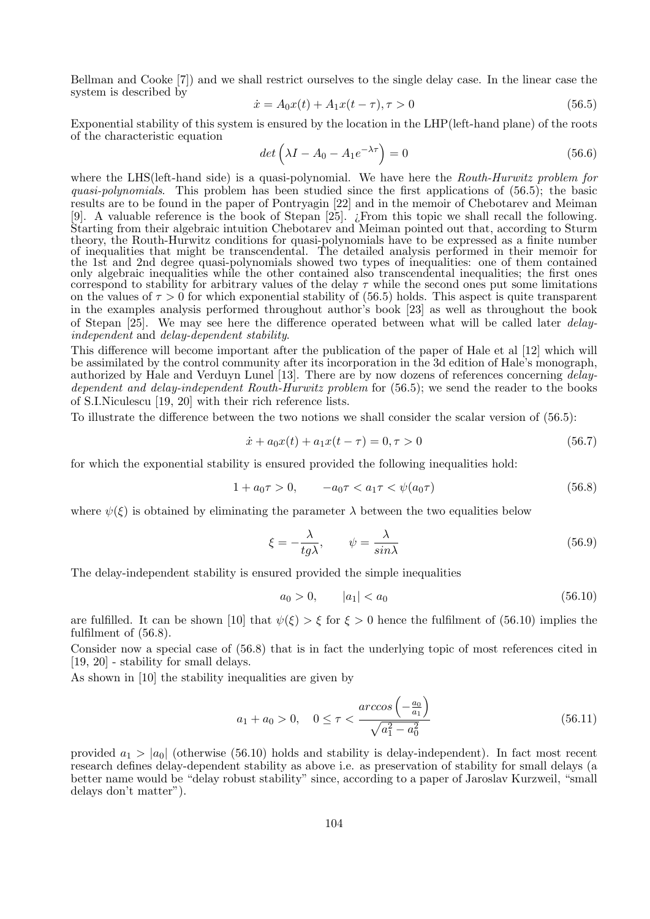Bellman and Cooke [7]) and we shall restrict ourselves to the single delay case. In the linear case the system is described by

$$\dot{x} = A_0 x(t) + A_1 x(t-\tau), \tau > 0 \tag{56.5}$$

Exponential stability of this system is ensured by the location in the LHP(left-hand plane) of the roots of the characteristic equation

$$det\left(\lambda I - A_0 - A_1 e^{-\lambda\tau}\right) = 0 \tag{56.6}$$

where the LHS(left-hand side) is a quasi-polynomial. We have here the *Routh-Hurwitz problem for quasi-polynomials*. This problem has been studied since the first applications of (56.5); the basic results are to be found in the paper of Pontryagin [22] and in the memoir of Chebotarev and Meiman [9]. A valuable reference is the book of Stepan [25]. ¿From this topic we shall recall the following. Starting from their algebraic intuition Chebotarev and Meiman pointed out that, according to Sturm theory, the Routh-Hurwitz conditions for quasi-polynomials have to be expressed as a finite number of inequalities that might be transcendental. The detailed analysis performed in their memoir for the 1st and 2nd degree quasi-polynomials showed two types of inequalities: one of them contained only algebraic inequalities while the other contained also transcendental inequalities; the first ones correspond to stability for arbitrary values of the delay $\tau$ while the second ones put some limitations on the values of $\tau > 0$ for which exponential stability of (56.5) holds. This aspect is quite transparent in the examples analysis performed throughout author's book [23] as well as throughout the book of Stepan [25]. We may see here the difference operated between what will be called later *delay-independent* and *delay-dependent stability*.

This difference will become important after the publication of the paper of Hale et al [12] which will be assimilated by the control community after its incorporation in the 3d edition of Hale's monograph, authorized by Hale and Verduyn Lunel [13]. There are by now dozens of references concerning *delay-dependent and delay-independent Routh-Hurwitz problem* for (56.5); we send the reader to the books of S.I.Niculescu [19, 20] with their rich reference lists.

To illustrate the difference between the two notions we shall consider the scalar version of (56.5):

$$\dot{x} + a_0 x(t) + a_1 x(t-\tau) = 0, \tau > 0 \tag{56.7}$$

for which the exponential stability is ensured provided the following inequalities hold:

$$1 + a_0\tau > 0, \qquad -a_0\tau < a_1\tau < \psi(a_0\tau) \tag{56.8}$$

where $\psi(\xi)$ is obtained by eliminating the parameter $\lambda$ between the two equalities below

$$\xi = -\frac{\lambda}{tg\lambda}, \qquad \psi = \frac{\lambda}{sin\lambda} \tag{56.9}$$

The delay-independent stability is ensured provided the simple inequalities

$$a_0 > 0, \qquad |a_1| < a_0 \tag{56.10}$$

are fulfilled. It can be shown [10] that $\psi(\xi) > \xi$ for $\xi > 0$ hence the fulfilment of (56.10) implies the fulfilment of (56.8).

Consider now a special case of (56.8) that is in fact the underlying topic of most references cited in [19, 20] - stability for small delays.

As shown in [10] the stability inequalities are given by

$$a_1 + a_0 > 0, \quad 0 \leq \tau < \frac{arccos\left(-\frac{a_0}{a_1}\right)}{\sqrt{a_1^2 - a_0^2}} \tag{56.11}$$

provided $a_1 > |a_0|$ (otherwise (56.10) holds and stability is delay-independent). In fact most recent research defines delay-dependent stability as above i.e. as preservation of stability for small delays (a better name would be "delay robust stability" since, according to a paper of Jaroslav Kurzweil, "small delays don't matter").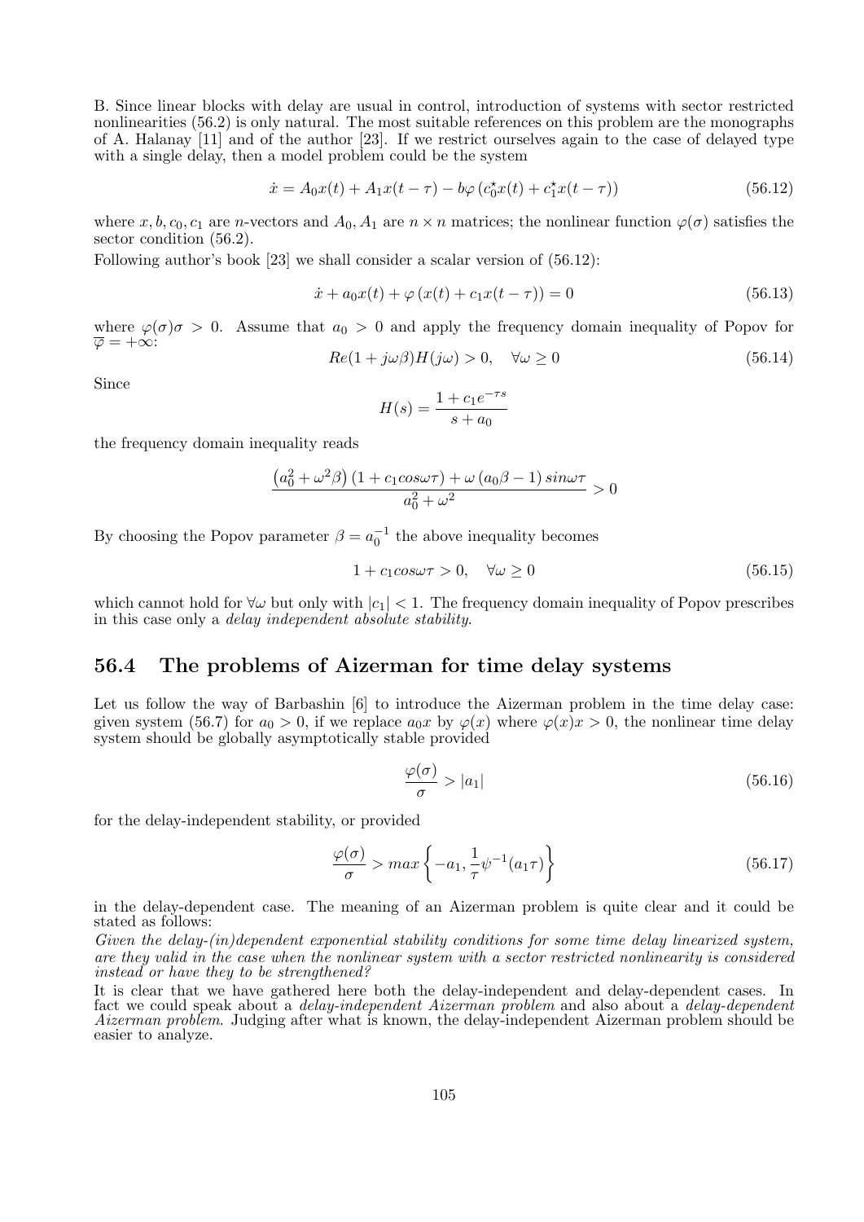B. Since linear blocks with delay are usual in control, introduction of systems with sector restricted nonlinearities (56.2) is only natural. The most suitable references on this problem are the monographs of A. Halanay [11] and of the author [23]. If we restrict ourselves again to the case of delayed type with a single delay, then a model problem could be the system

$$\dot{x} = A_0 x(t) + A_1 x(t-\tau) - b\varphi\left(c_0^{\star} x(t) + c_1^{\star} x(t-\tau)\right) \tag{56.12}$$

where $x, b, c_0, c_1$ are $n$-vectors and $A_0, A_1$ are $n \times n$ matrices; the nonlinear function $\varphi(\sigma)$ satisfies the sector condition (56.2).

Following author's book [23] we shall consider a scalar version of (56.12):

$$\dot{x} + a_0 x(t) + \varphi\left(x(t) + c_1 x(t-\tau)\right) = 0 \tag{56.13}$$

where $\varphi(\sigma)\sigma > 0$. Assume that $a_0 > 0$ and apply the frequency domain inequality of Popov for $\overline{\varphi} = +\infty$:

$$Re(1 + j\omega\beta)H(j\omega) > 0, \quad \forall \omega \geq 0 \tag{56.14}$$

Since

$$H(s) = \frac{1 + c_1 e^{-\tau s}}{s + a_0}$$

the frequency domain inequality reads

$$\frac{\left(a_0^2 + \omega^2\beta\right)\left(1 + c_1 cos\omega\tau\right) + \omega\left(a_0\beta - 1\right) sin\omega\tau}{a_0^2 + \omega^2} > 0$$

By choosing the Popov parameter $\beta = a_0^{-1}$ the above inequality becomes

$$1 + c_1 cos\omega\tau > 0, \quad \forall \omega \geq 0 \tag{56.15}$$

which cannot hold for $\forall \omega$ but only with $|c_1| < 1$. The frequency domain inequality of Popov prescribes in this case only a *delay independent absolute stability*.

## 56.4 The problems of Aizerman for time delay systems

Let us follow the way of Barbashin [6] to introduce the Aizerman problem in the time delay case: given system (56.7) for $a_0 > 0$, if we replace $a_0 x$ by $\varphi(x)$ where $\varphi(x)x > 0$, the nonlinear time delay system should be globally asymptotically stable provided

$$\frac{\varphi(\sigma)}{\sigma} > |a_1| \tag{56.16}$$

for the delay-independent stability, or provided

$$\frac{\varphi(\sigma)}{\sigma} > max\left\{-a_1, \frac{1}{\tau}\psi^{-1}(a_1\tau)\right\} \tag{56.17}$$

in the delay-dependent case. The meaning of an Aizerman problem is quite clear and it could be stated as follows:

*Given the delay-(in)dependent exponential stability conditions for some time delay linearized system, are they valid in the case when the nonlinear system with a sector restricted nonlinearity is considered instead or have they to be strengthened?*

It is clear that we have gathered here both the delay-independent and delay-dependent cases. In fact we could speak about a *delay-independent Aizerman problem* and also about a *delay-dependent Aizerman problem*. Judging after what is known, the delay-independent Aizerman problem should be easier to analyze.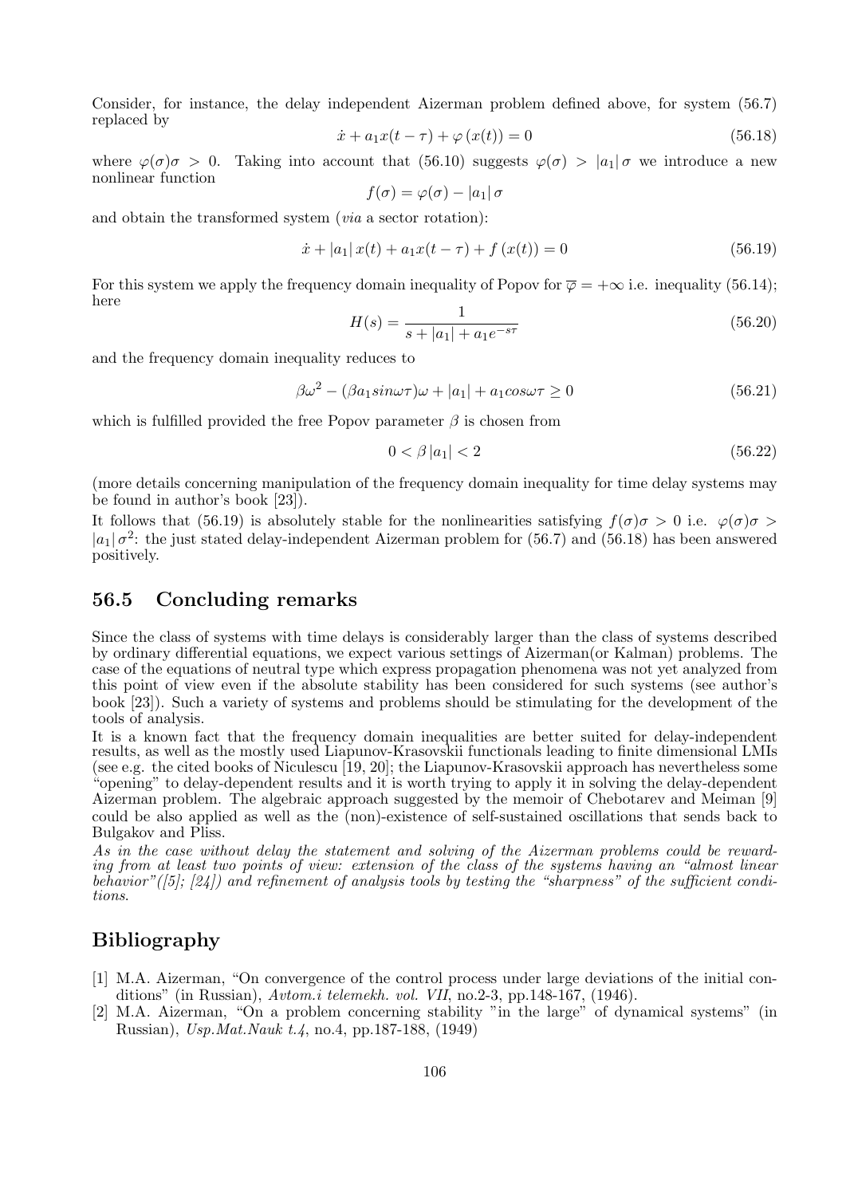Consider, for instance, the delay independent Aizerman problem defined above, for system (56.7) replaced by

$$\dot{x} + a_1 x(t-\tau) + \varphi\left(x(t)\right) = 0 \tag{56.18}$$

where $\varphi(\sigma)\sigma > 0$. Taking into account that (56.10) suggests $\varphi(\sigma) > |a_1|\,\sigma$ we introduce a new nonlinear function

$$f(\sigma) = \varphi(\sigma) - |a_1|\,\sigma$$

and obtain the transformed system (*via* a sector rotation):

$$\dot{x} + |a_1|\, x(t) + a_1 x(t-\tau) + f\left(x(t)\right) = 0 \tag{56.19}$$

For this system we apply the frequency domain inequality of Popov for $\overline{\varphi} = +\infty$ i.e. inequality (56.14); here

$$H(s) = \frac{1}{s + |a_1| + a_1 e^{-s\tau}} \tag{56.20}$$

and the frequency domain inequality reduces to

$$\beta\omega^2 - (\beta a_1 sin\omega\tau)\omega + |a_1| + a_1 cos\omega\tau \geq 0 \tag{56.21}$$

which is fulfilled provided the free Popov parameter $\beta$ is chosen from

$$0 < \beta\,|a_1| < 2 \tag{56.22}$$

(more details concerning manipulation of the frequency domain inequality for time delay systems may be found in author's book [23]).

It follows that (56.19) is absolutely stable for the nonlinearities satisfying $f(\sigma)\sigma > 0$ i.e. $\varphi(\sigma)\sigma > |a_1|\,\sigma^2$: the just stated delay-independent Aizerman problem for (56.7) and (56.18) has been answered positively.

## 56.5 Concluding remarks

Since the class of systems with time delays is considerably larger than the class of systems described by ordinary differential equations, we expect various settings of Aizerman(or Kalman) problems. The case of the equations of neutral type which express propagation phenomena was not yet analyzed from this point of view even if the absolute stability has been considered for such systems (see author's book [23]). Such a variety of systems and problems should be stimulating for the development of the tools of analysis.

It is a known fact that the frequency domain inequalities are better suited for delay-independent results, as well as the mostly used Liapunov-Krasovskii functionals leading to finite dimensional LMIs (see e.g. the cited books of Niculescu [19, 20]; the Liapunov-Krasovskii approach has nevertheless some "opening" to delay-dependent results and it is worth trying to apply it in solving the delay-dependent Aizerman problem. The algebraic approach suggested by the memoir of Chebotarev and Meiman [9] could be also applied as well as the (non)-existence of self-sustained oscillations that sends back to Bulgakov and Pliss.

*As in the case without delay the statement and solving of the Aizerman problems could be rewarding from at least two points of view: extension of the class of the systems having an "almost linear behavior"([5]; [24]) and refinement of analysis tools by testing the "sharpness" of the sufficient conditions.*

## Bibliography

[1] M.A. Aizerman, "On convergence of the control process under large deviations of the initial conditions" (in Russian), *Avtom.i telemekh. vol. VII*, no.2-3, pp.148-167, (1946).

[2] M.A. Aizerman, "On a problem concerning stability "in the large" of dynamical systems" (in Russian), *Usp.Mat.Nauk t.4*, no.4, pp.187-188, (1949)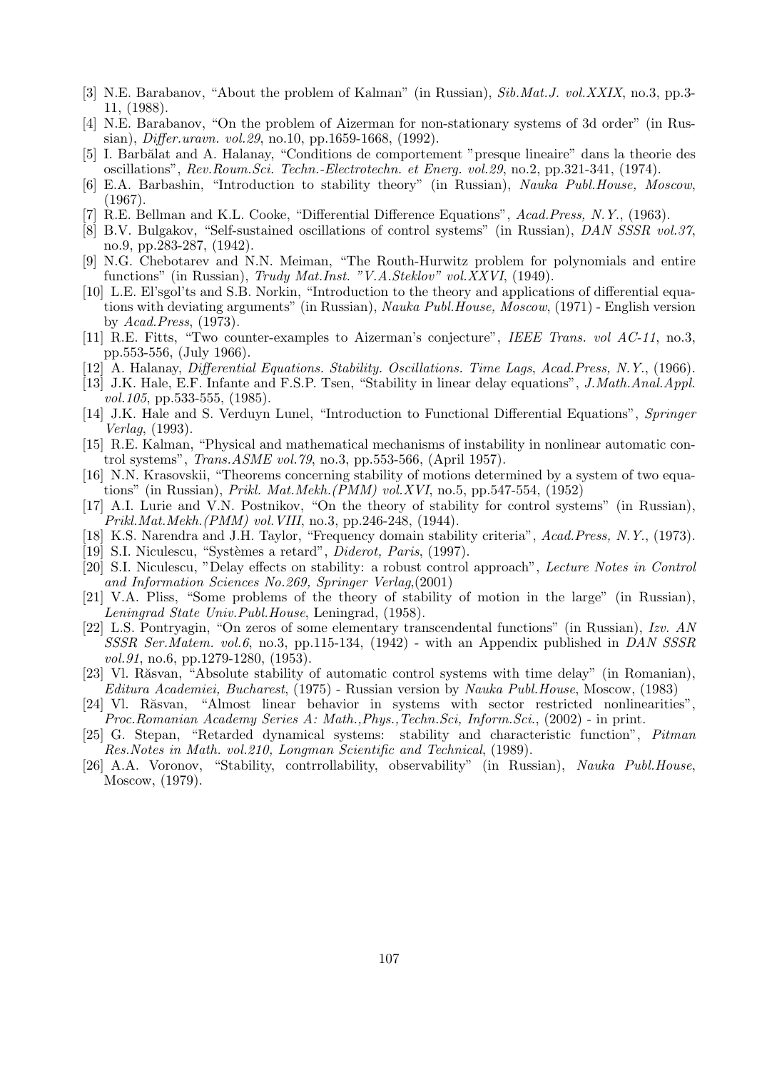[3] N.E. Barabanov, "About the problem of Kalman" (in Russian), *Sib.Mat.J. vol.XXIX*, no.3, pp.3-11, (1988).

[4] N.E. Barabanov, "On the problem of Aizerman for non-stationary systems of 3d order" (in Russian), *Differ.uravn. vol.29*, no.10, pp.1659-1668, (1992).

[5] I. Barbălat and A. Halanay, "Conditions de comportement "presque lineaire" dans la theorie des oscillations", *Rev.Roum.Sci. Techn.-Electrotechn. et Energ. vol.29*, no.2, pp.321-341, (1974).

[6] E.A. Barbashin, "Introduction to stability theory" (in Russian), *Nauka Publ.House, Moscow*, (1967).

[7] R.E. Bellman and K.L. Cooke, "Differential Difference Equations", *Acad.Press, N.Y.*, (1963).

[8] B.V. Bulgakov, "Self-sustained oscillations of control systems" (in Russian), *DAN SSSR vol.37*, no.9, pp.283-287, (1942).

[9] N.G. Chebotarev and N.N. Meiman, "The Routh-Hurwitz problem for polynomials and entire functions" (in Russian), *Trudy Mat.Inst. "V.A.Steklov" vol.XXVI*, (1949).

[10] L.E. El'sgol'ts and S.B. Norkin, "Introduction to the theory and applications of differential equations with deviating arguments" (in Russian), *Nauka Publ.House, Moscow*, (1971) - English version by *Acad.Press*, (1973).

[11] R.E. Fitts, "Two counter-examples to Aizerman's conjecture", *IEEE Trans. vol AC-11*, no.3, pp.553-556, (July 1966).

[12] A. Halanay, *Differential Equations. Stability. Oscillations. Time Lags*, *Acad.Press, N.Y.*, (1966).

[13] J.K. Hale, E.F. Infante and F.S.P. Tsen, "Stability in linear delay equations", *J.Math.Anal.Appl. vol.105*, pp.533-555, (1985).

[14] J.K. Hale and S. Verduyn Lunel, "Introduction to Functional Differential Equations", *Springer Verlag*, (1993).

[15] R.E. Kalman, "Physical and mathematical mechanisms of instability in nonlinear automatic control systems", *Trans.ASME vol.79*, no.3, pp.553-566, (April 1957).

[16] N.N. Krasovskii, "Theorems concerning stability of motions determined by a system of two equations" (in Russian), *Prikl. Mat.Mekh.(PMM) vol.XVI*, no.5, pp.547-554, (1952)

[17] A.I. Lurie and V.N. Postnikov, "On the theory of stability for control systems" (in Russian), *Prikl.Mat.Mekh.(PMM) vol.VIII*, no.3, pp.246-248, (1944).

[18] K.S. Narendra and J.H. Taylor, "Frequency domain stability criteria", *Acad.Press, N.Y.*, (1973).

[19] S.I. Niculescu, "Systèmes a retard", *Diderot, Paris*, (1997).

[20] S.I. Niculescu, "Delay effects on stability: a robust control approach", *Lecture Notes in Control and Information Sciences No.269, Springer Verlag*,(2001)

[21] V.A. Pliss, "Some problems of the theory of stability of motion in the large" (in Russian), *Leningrad State Univ.Publ.House*, Leningrad, (1958).

[22] L.S. Pontryagin, "On zeros of some elementary transcendental functions" (in Russian), *Izv. AN SSSR Ser.Matem. vol.6*, no.3, pp.115-134, (1942) - with an Appendix published in *DAN SSSR vol.91*, no.6, pp.1279-1280, (1953).

[23] Vl. Răsvan, "Absolute stability of automatic control systems with time delay" (in Romanian), *Editura Academiei, Bucharest*, (1975) - Russian version by *Nauka Publ.House*, Moscow, (1983)

[24] Vl. Răsvan, "Almost linear behavior in systems with sector restricted nonlinearities", *Proc.Romanian Academy Series A: Math.,Phys.,Techn.Sci, Inform.Sci.*, (2002) - in print.

[25] G. Stepan, "Retarded dynamical systems: stability and characteristic function", *Pitman Res.Notes in Math. vol.210, Longman Scientific and Technical*, (1989).

[26] A.A. Voronov, "Stability, contrrollability, observability" (in Russian), *Nauka Publ.House*, Moscow, (1979).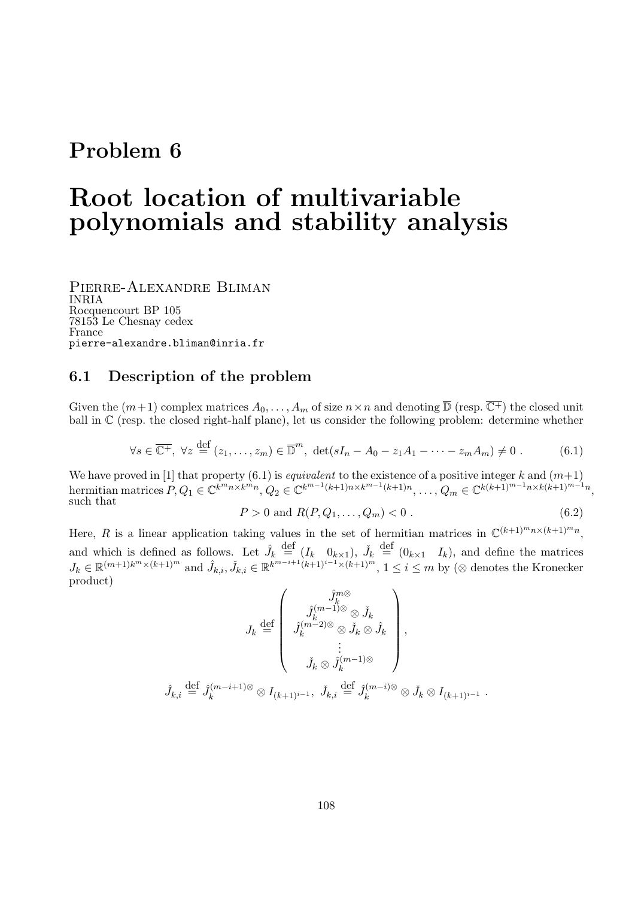# Problem 6

# Root location of multivariable polynomials and stability analysis

Pierre-Alexandre Bliman
INRIA
Rocquencourt BP 105
78153 Le Chesnay cedex
France
pierre-alexandre.bliman@inria.fr

## 6.1 Description of the problem

Given the $(m+1)$ complex matrices $A_0, \dots, A_m$ of size $n \times n$ and denoting $\overline{\mathbb{D}}$ (resp. $\overline{\mathbb{C}^+}$) the closed unit ball in $\mathbb{C}$ (resp. the closed right-half plane), let us consider the following problem: determine whether

$$\forall s \in \overline{\mathbb{C}^+},\ \forall z \stackrel{\text{def}}{=} (z_1, \dots, z_m) \in \overline{\mathbb{D}}^m,\ \det(sI_n - A_0 - z_1 A_1 - \dots - z_m A_m) \neq 0\ . \tag{6.1}$$

We have proved in [1] that property (6.1) is *equivalent* to the existence of a positive integer $k$ and $(m+1)$ hermitian matrices $P, Q_1 \in \mathbb{C}^{k^m n \times k^m n}$, $Q_2 \in \mathbb{C}^{k^{m-1}(k+1)n \times k^{m-1}(k+1)n}, \dots, Q_m \in \mathbb{C}^{k(k+1)^{m-1}n \times k(k+1)^{m-1}n}$, such that

$$P > 0 \text{ and } R(P, Q_1, \dots, Q_m) < 0\ . \tag{6.2}$$

Here, $R$ is a linear application taking values in the set of hermitian matrices in $\mathbb{C}^{(k+1)^m n \times (k+1)^m n}$, and which is defined as follows. Let $\hat{J}_k \stackrel{\text{def}}{=} (I_k \quad 0_{k\times 1})$, $\check{J}_k \stackrel{\text{def}}{=} (0_{k\times 1} \quad I_k)$, and define the matrices $J_k \in \mathbb{R}^{(m+1)k^m \times (k+1)^m}$ and $\hat{J}_{k,i}, \check{J}_{k,i} \in \mathbb{R}^{k^{m-i+1}(k+1)^{i-1} \times (k+1)^m}$, $1 \leq i \leq m$ by ($\otimes$ denotes the Kronecker product)

$$J_k \stackrel{\text{def}}{=} \begin{pmatrix} \hat{J}_k^{m\otimes} \\ \hat{J}_k^{(m-1)\otimes} \otimes \check{J}_k \\ \hat{J}_k^{(m-2)\otimes} \otimes \check{J}_k \otimes \hat{J}_k \\ \vdots \\ \check{J}_k \otimes \hat{J}_k^{(m-1)\otimes} \end{pmatrix},$$

$$\hat{J}_{k,i} \stackrel{\text{def}}{=} \hat{J}_k^{(m-i+1)\otimes} \otimes I_{(k+1)^{i-1}},\ \check{J}_{k,i} \stackrel{\text{def}}{=} \hat{J}_k^{(m-i)\otimes} \otimes \check{J}_k \otimes I_{(k+1)^{i-1}}\ .$$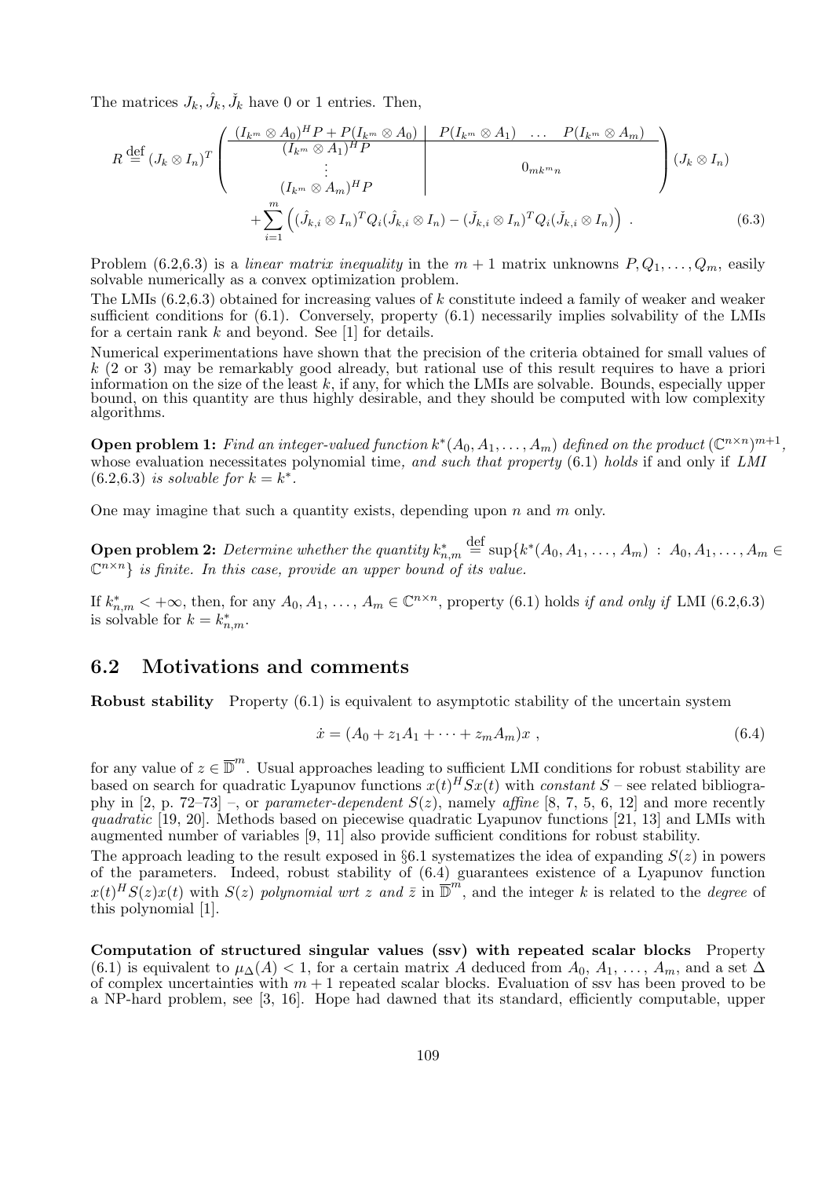The matrices $J_k, \hat{J}_k, \check{J}_k$ have 0 or 1 entries. Then,

$$
R \stackrel{\text{def}}{=} (J_k \otimes I_n)^T \left( \begin{array}{c|ccc} (I_{k^m} \otimes A_0)^H P + P(I_{k^m} \otimes A_0) & P(I_{k^m} \otimes A_1) & \dots & P(I_{k^m} \otimes A_m) \\ \hline (I_{k^m} \otimes A_1)^H P & & & \\ \vdots & & 0_{mk^m n} & \\ (I_{k^m} \otimes A_m)^H P & & & \end{array} \right) (J_k \otimes I_n)
$$
$$
+ \sum_{i=1}^{m} \left( (\hat{J}_{k,i} \otimes I_n)^T Q_i (\hat{J}_{k,i} \otimes I_n) - (\check{J}_{k,i} \otimes I_n)^T Q_i (\check{J}_{k,i} \otimes I_n) \right) . \tag{6.3}
$$

Problem (6.2,6.3) is a *linear matrix inequality* in the $m+1$ matrix unknowns $P, Q_1, \dots, Q_m$, easily solvable numerically as a convex optimization problem.

The LMIs (6.2,6.3) obtained for increasing values of $k$ constitute indeed a family of weaker and weaker sufficient conditions for (6.1). Conversely, property (6.1) necessarily implies solvability of the LMIs for a certain rank $k$ and beyond. See [1] for details.

Numerical experimentations have shown that the precision of the criteria obtained for small values of $k$ (2 or 3) may be remarkably good already, but rational use of this result requires to have a priori information on the size of the least $k$, if any, for which the LMIs are solvable. Bounds, especially upper bound, on this quantity are thus highly desirable, and they should be computed with low complexity algorithms.

**Open problem 1:** *Find an integer-valued function $k^*(A_0, A_1, \dots, A_m)$ defined on the product $(\mathbb{C}^{n\times n})^{m+1}$,* whose evaluation necessitates polynomial time*, and such that property* (6.1) *holds* if and only if *LMI* (6.2,6.3) *is solvable for $k = k^*$.*

One may imagine that such a quantity exists, depending upon $n$ and $m$ only.

**Open problem 2:** *Determine whether the quantity $k^*_{n,m} \stackrel{\text{def}}{=} \sup\{k^*(A_0, A_1, \dots, A_m) \,:\, A_0, A_1, \dots, A_m \in \mathbb{C}^{n\times n}\}$ is finite. In this case, provide an upper bound of its value.*

If $k^*_{n,m} < +\infty$, then, for any $A_0, A_1, \dots, A_m \in \mathbb{C}^{n\times n}$, property (6.1) holds *if and only if* LMI (6.2,6.3) is solvable for $k = k^*_{n,m}$.

## 6.2 Motivations and comments

**Robust stability** Property (6.1) is equivalent to asymptotic stability of the uncertain system

$$
\dot{x} = (A_0 + z_1 A_1 + \dots + z_m A_m)x \ , \tag{6.4}
$$

for any value of $z \in \overline{\mathbb{D}}^m$. Usual approaches leading to sufficient LMI conditions for robust stability are based on search for quadratic Lyapunov functions $x(t)^H S x(t)$ with *constant* $S$ – see related bibliography in [2, p. 72–73] –, or *parameter-dependent* $S(z)$, namely *affine* [8, 7, 5, 6, 12] and more recently *quadratic* [19, 20]. Methods based on piecewise quadratic Lyapunov functions [21, 13] and LMIs with augmented number of variables [9, 11] also provide sufficient conditions for robust stability.

The approach leading to the result exposed in §6.1 systematizes the idea of expanding $S(z)$ in powers of the parameters. Indeed, robust stability of (6.4) guarantees existence of a Lyapunov function $x(t)^H S(z) x(t)$ with $S(z)$ *polynomial wrt $z$ and $\bar{z}$* in $\overline{\mathbb{D}}^m$, and the integer $k$ is related to the *degree* of this polynomial [1].

**Computation of structured singular values (ssv) with repeated scalar blocks** Property (6.1) is equivalent to $\mu_\Delta(A) < 1$, for a certain matrix $A$ deduced from $A_0, A_1, \dots, A_m$, and a set $\Delta$ of complex uncertainties with $m+1$ repeated scalar blocks. Evaluation of ssv has been proved to be a NP-hard problem, see [3, 16]. Hope had dawned that its standard, efficiently computable, upper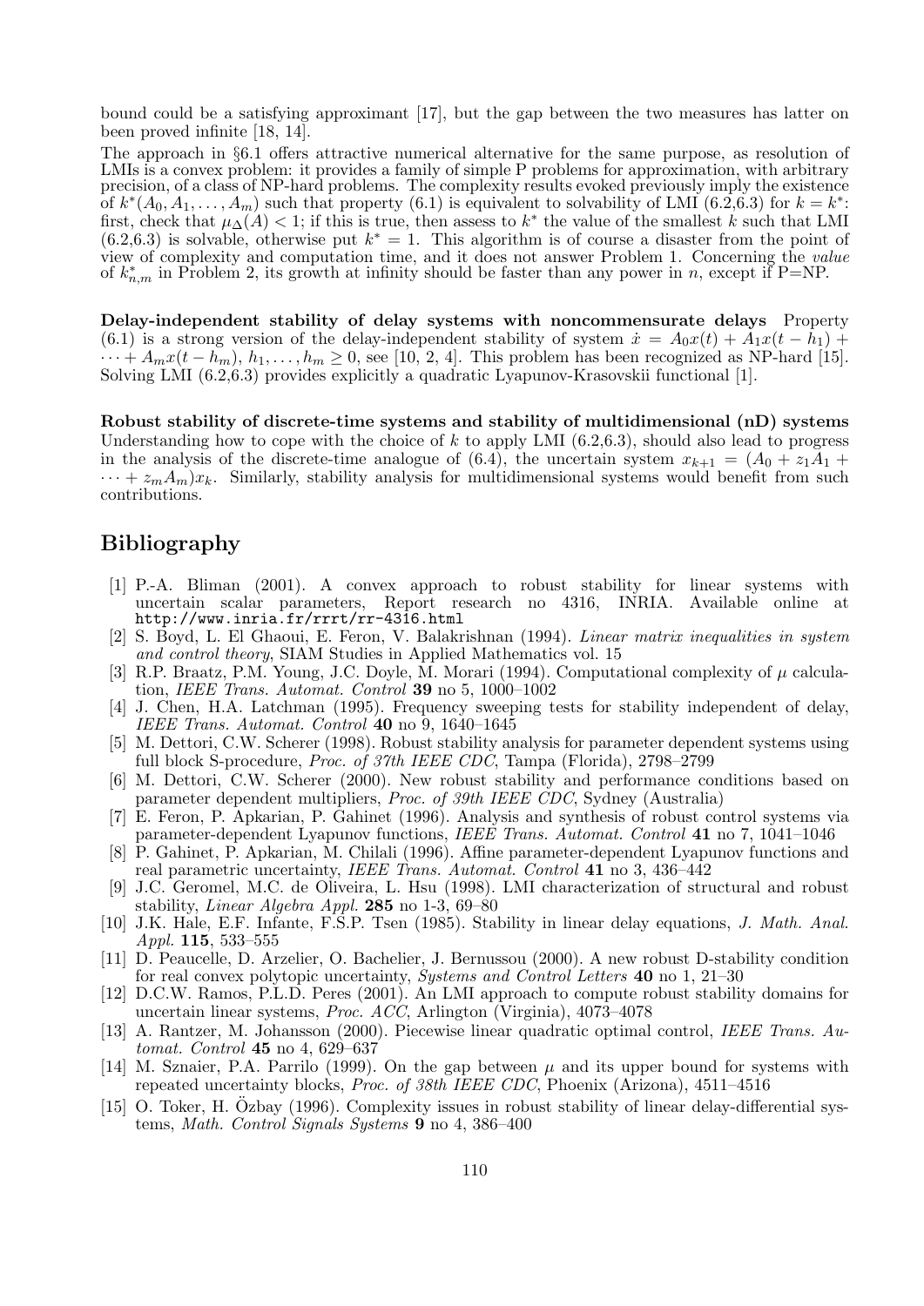bound could be a satisfying approximant [17], but the gap between the two measures has latter on been proved infinite [18, 14].

The approach in §6.1 offers attractive numerical alternative for the same purpose, as resolution of LMIs is a convex problem: it provides a family of simple P problems for approximation, with arbitrary precision, of a class of NP-hard problems. The complexity results evoked previously imply the existence of $k^*(A_0, A_1, \dots, A_m)$ such that property (6.1) is equivalent to solvability of LMI (6.2,6.3) for $k = k^*$: first, check that $\mu_\Delta(A) < 1$; if this is true, then assess to $k^*$ the value of the smallest $k$ such that LMI (6.2,6.3) is solvable, otherwise put $k^* = 1$. This algorithm is of course a disaster from the point of view of complexity and computation time, and it does not answer Problem 1. Concerning the *value* of $k^*_{n,m}$ in Problem 2, its growth at infinity should be faster than any power in $n$, except if P=NP.

**Delay-independent stability of delay systems with noncommensurate delays** Property (6.1) is a strong version of the delay-independent stability of system $\dot{x} = A_0 x(t) + A_1 x(t - h_1) + \dots + A_m x(t - h_m)$, $h_1, \dots, h_m \geq 0$, see [10, 2, 4]. This problem has been recognized as NP-hard [15]. Solving LMI (6.2,6.3) provides explicitly a quadratic Lyapunov-Krasovskii functional [1].

**Robust stability of discrete-time systems and stability of multidimensional (nD) systems** Understanding how to cope with the choice of $k$ to apply LMI (6.2,6.3), should also lead to progress in the analysis of the discrete-time analogue of (6.4), the uncertain system $x_{k+1} = (A_0 + z_1 A_1 + \dots + z_m A_m) x_k$. Similarly, stability analysis for multidimensional systems would benefit from such contributions.

## Bibliography

[1] P.-A. Bliman (2001). A convex approach to robust stability for linear systems with uncertain scalar parameters, Report research no 4316, INRIA. Available online at http://www.inria.fr/rrrt/rr-4316.html

[2] S. Boyd, L. El Ghaoui, E. Feron, V. Balakrishnan (1994). *Linear matrix inequalities in system and control theory*, SIAM Studies in Applied Mathematics vol. 15

[3] R.P. Braatz, P.M. Young, J.C. Doyle, M. Morari (1994). Computational complexity of $\mu$ calculation, *IEEE Trans. Automat. Control* **39** no 5, 1000–1002

[4] J. Chen, H.A. Latchman (1995). Frequency sweeping tests for stability independent of delay, *IEEE Trans. Automat. Control* **40** no 9, 1640–1645

[5] M. Dettori, C.W. Scherer (1998). Robust stability analysis for parameter dependent systems using full block S-procedure, *Proc. of 37th IEEE CDC*, Tampa (Florida), 2798–2799

[6] M. Dettori, C.W. Scherer (2000). New robust stability and performance conditions based on parameter dependent multipliers, *Proc. of 39th IEEE CDC*, Sydney (Australia)

[7] E. Feron, P. Apkarian, P. Gahinet (1996). Analysis and synthesis of robust control systems via parameter-dependent Lyapunov functions, *IEEE Trans. Automat. Control* **41** no 7, 1041–1046

[8] P. Gahinet, P. Apkarian, M. Chilali (1996). Affine parameter-dependent Lyapunov functions and real parametric uncertainty, *IEEE Trans. Automat. Control* **41** no 3, 436–442

[9] J.C. Geromel, M.C. de Oliveira, L. Hsu (1998). LMI characterization of structural and robust stability, *Linear Algebra Appl.* **285** no 1-3, 69–80

[10] J.K. Hale, E.F. Infante, F.S.P. Tsen (1985). Stability in linear delay equations, *J. Math. Anal. Appl.* **115**, 533–555

[11] D. Peaucelle, D. Arzelier, O. Bachelier, J. Bernussou (2000). A new robust D-stability condition for real convex polytopic uncertainty, *Systems and Control Letters* **40** no 1, 21–30

[12] D.C.W. Ramos, P.L.D. Peres (2001). An LMI approach to compute robust stability domains for uncertain linear systems, *Proc. ACC*, Arlington (Virginia), 4073–4078

[13] A. Rantzer, M. Johansson (2000). Piecewise linear quadratic optimal control, *IEEE Trans. Automat. Control* **45** no 4, 629–637

[14] M. Sznaier, P.A. Parrilo (1999). On the gap between $\mu$ and its upper bound for systems with repeated uncertainty blocks, *Proc. of 38th IEEE CDC*, Phoenix (Arizona), 4511–4516

[15] O. Toker, H. Özbay (1996). Complexity issues in robust stability of linear delay-differential systems, *Math. Control Signals Systems* **9** no 4, 386–400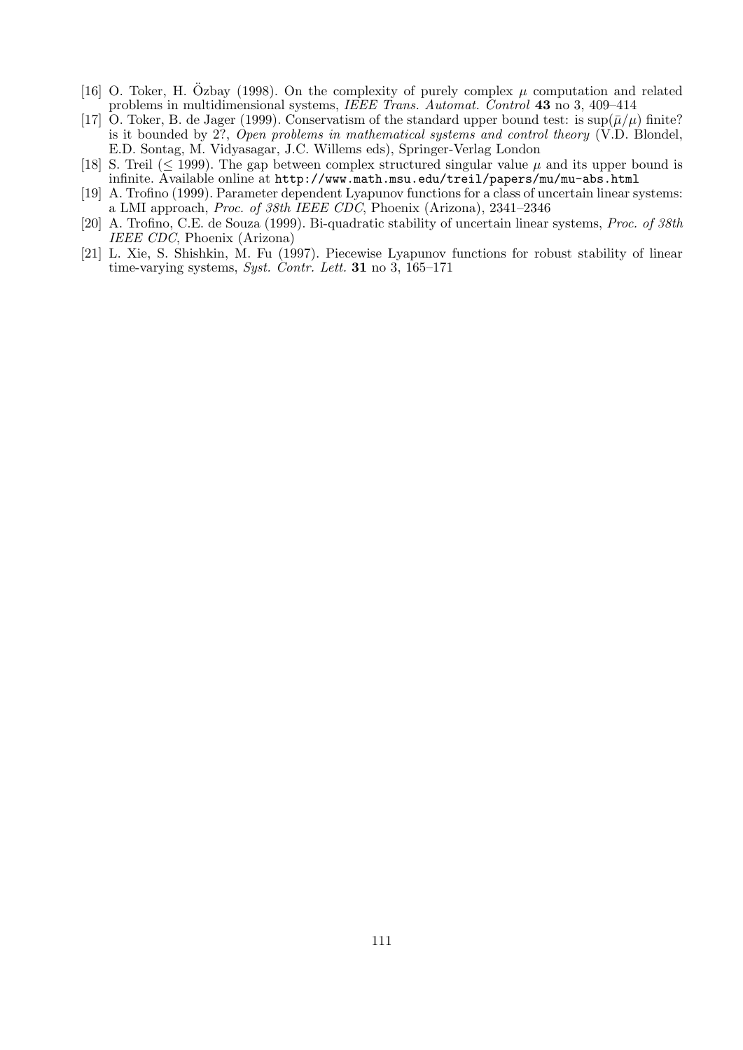[16] O. Toker, H. Özbay (1998). On the complexity of purely complex $\mu$ computation and related problems in multidimensional systems, *IEEE Trans. Automat. Control* **43** no 3, 409–414

[17] O. Toker, B. de Jager (1999). Conservatism of the standard upper bound test: is $\sup(\bar{\mu}/\mu)$ finite? is it bounded by 2?, *Open problems in mathematical systems and control theory* (V.D. Blondel, E.D. Sontag, M. Vidyasagar, J.C. Willems eds), Springer-Verlag London

[18] S. Treil ($\leq$ 1999). The gap between complex structured singular value $\mu$ and its upper bound is infinite. Available online at `http://www.math.msu.edu/treil/papers/mu/mu-abs.html`

[19] A. Trofino (1999). Parameter dependent Lyapunov functions for a class of uncertain linear systems: a LMI approach, *Proc. of 38th IEEE CDC*, Phoenix (Arizona), 2341–2346

[20] A. Trofino, C.E. de Souza (1999). Bi-quadratic stability of uncertain linear systems, *Proc. of 38th IEEE CDC*, Phoenix (Arizona)

[21] L. Xie, S. Shishkin, M. Fu (1997). Piecewise Lyapunov functions for robust stability of linear time-varying systems, *Syst. Contr. Lett.* **31** no 3, 165–171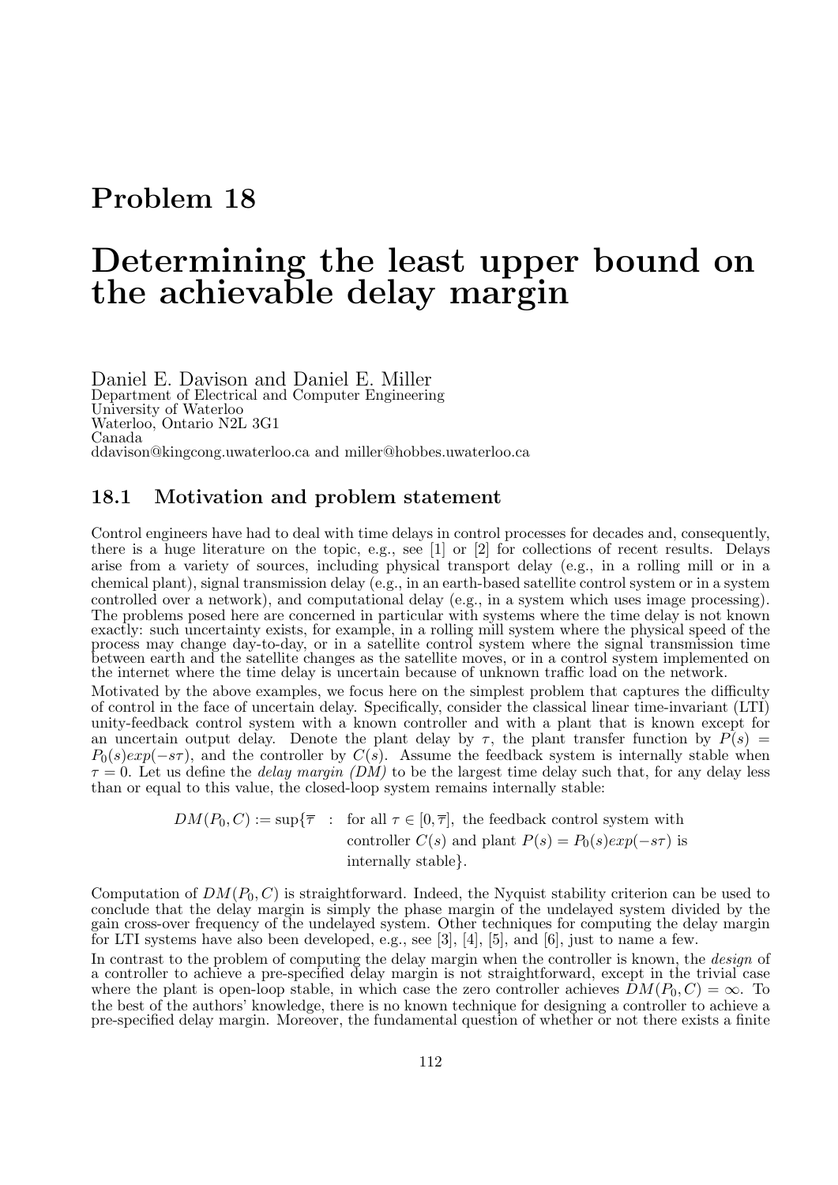# Problem 18

# Determining the least upper bound on the achievable delay margin

Daniel E. Davison and Daniel E. Miller
Department of Electrical and Computer Engineering
University of Waterloo
Waterloo, Ontario N2L 3G1
Canada
ddavison@kingcong.uwaterloo.ca and miller@hobbes.uwaterloo.ca

## 18.1 Motivation and problem statement

Control engineers have had to deal with time delays in control processes for decades and, consequently, there is a huge literature on the topic, e.g., see [1] or [2] for collections of recent results. Delays arise from a variety of sources, including physical transport delay (e.g., in a rolling mill or in a chemical plant), signal transmission delay (e.g., in an earth-based satellite control system or in a system controlled over a network), and computational delay (e.g., in a system which uses image processing). The problems posed here are concerned in particular with systems where the time delay is not known exactly: such uncertainty exists, for example, in a rolling mill system where the physical speed of the process may change day-to-day, or in a satellite control system where the signal transmission time between earth and the satellite changes as the satellite moves, or in a control system implemented on the internet where the time delay is uncertain because of unknown traffic load on the network.

Motivated by the above examples, we focus here on the simplest problem that captures the difficulty of control in the face of uncertain delay. Specifically, consider the classical linear time-invariant (LTI) unity-feedback control system with a known controller and with a plant that is known except for an uncertain output delay. Denote the plant delay by $\tau$, the plant transfer function by $P(s) = P_0(s)exp(-s\tau)$, and the controller by $C(s)$. Assume the feedback system is internally stable when $\tau = 0$. Let us define the *delay margin (DM)* to be the largest time delay such that, for any delay less than or equal to this value, the closed-loop system remains internally stable:

$$DM(P_0, C) := \sup\{\overline{\tau} \ : \ \text{for all } \tau \in [0, \overline{\tau}], \text{ the feedback control system with controller } C(s) \text{ and plant } P(s) = P_0(s)exp(-s\tau) \text{ is internally stable}\}.$$

Computation of $DM(P_0, C)$ is straightforward. Indeed, the Nyquist stability criterion can be used to conclude that the delay margin is simply the phase margin of the undelayed system divided by the gain cross-over frequency of the undelayed system. Other techniques for computing the delay margin for LTI systems have also been developed, e.g., see [3], [4], [5], and [6], just to name a few.

In contrast to the problem of computing the delay margin when the controller is known, the *design* of a controller to achieve a pre-specified delay margin is not straightforward, except in the trivial case where the plant is open-loop stable, in which case the zero controller achieves $DM(P_0, C) = \infty$. To the best of the authors' knowledge, there is no known technique for designing a controller to achieve a pre-specified delay margin. Moreover, the fundamental question of whether or not there exists a finite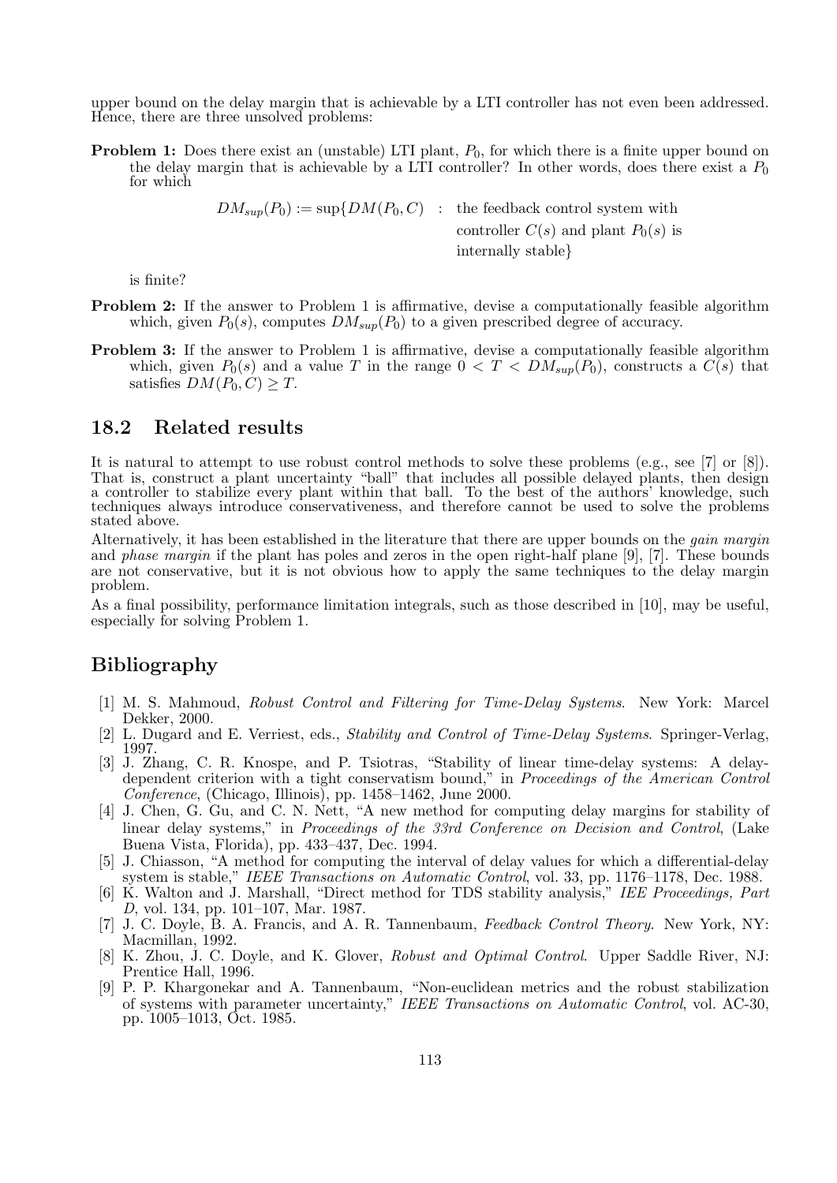upper bound on the delay margin that is achievable by a LTI controller has not even been addressed. Hence, there are three unsolved problems:

**Problem 1:** Does there exist an (unstable) LTI plant, $P_0$, for which there is a finite upper bound on the delay margin that is achievable by a LTI controller? In other words, does there exist a $P_0$ for which

$$DM_{sup}(P_0) := \sup\{DM(P_0, C) \;:\; \text{the feedback control system with controller } C(s) \text{ and plant } P_0(s) \text{ is internally stable}\}$$

is finite?

**Problem 2:** If the answer to Problem 1 is affirmative, devise a computationally feasible algorithm which, given $P_0(s)$, computes $DM_{sup}(P_0)$ to a given prescribed degree of accuracy.

**Problem 3:** If the answer to Problem 1 is affirmative, devise a computationally feasible algorithm which, given $P_0(s)$ and a value $T$ in the range $0 < T < DM_{sup}(P_0)$, constructs a $C(s)$ that satisfies $DM(P_0, C) \geq T$.

## 18.2 Related results

It is natural to attempt to use robust control methods to solve these problems (e.g., see [7] or [8]). That is, construct a plant uncertainty "ball" that includes all possible delayed plants, then design a controller to stabilize every plant within that ball. To the best of the authors' knowledge, such techniques always introduce conservativeness, and therefore cannot be used to solve the problems stated above.

Alternatively, it has been established in the literature that there are upper bounds on the *gain margin* and *phase margin* if the plant has poles and zeros in the open right-half plane [9], [7]. These bounds are not conservative, but it is not obvious how to apply the same techniques to the delay margin problem.

As a final possibility, performance limitation integrals, such as those described in [10], may be useful, especially for solving Problem 1.

## Bibliography

[1] M. S. Mahmoud, *Robust Control and Filtering for Time-Delay Systems*. New York: Marcel Dekker, 2000.

[2] L. Dugard and E. Verriest, eds., *Stability and Control of Time-Delay Systems*. Springer-Verlag, 1997.

[3] J. Zhang, C. R. Knospe, and P. Tsiotras, "Stability of linear time-delay systems: A delay-dependent criterion with a tight conservatism bound," in *Proceedings of the American Control Conference*, (Chicago, Illinois), pp. 1458–1462, June 2000.

[4] J. Chen, G. Gu, and C. N. Nett, "A new method for computing delay margins for stability of linear delay systems," in *Proceedings of the 33rd Conference on Decision and Control*, (Lake Buena Vista, Florida), pp. 433–437, Dec. 1994.

[5] J. Chiasson, "A method for computing the interval of delay values for which a differential-delay system is stable," *IEEE Transactions on Automatic Control*, vol. 33, pp. 1176–1178, Dec. 1988.

[6] K. Walton and J. Marshall, "Direct method for TDS stability analysis," *IEE Proceedings, Part D*, vol. 134, pp. 101–107, Mar. 1987.

[7] J. C. Doyle, B. A. Francis, and A. R. Tannenbaum, *Feedback Control Theory*. New York, NY: Macmillan, 1992.

[8] K. Zhou, J. C. Doyle, and K. Glover, *Robust and Optimal Control*. Upper Saddle River, NJ: Prentice Hall, 1996.

[9] P. P. Khargonekar and A. Tannenbaum, "Non-euclidean metrics and the robust stabilization of systems with parameter uncertainty," *IEEE Transactions on Automatic Control*, vol. AC-30, pp. 1005–1013, Oct. 1985.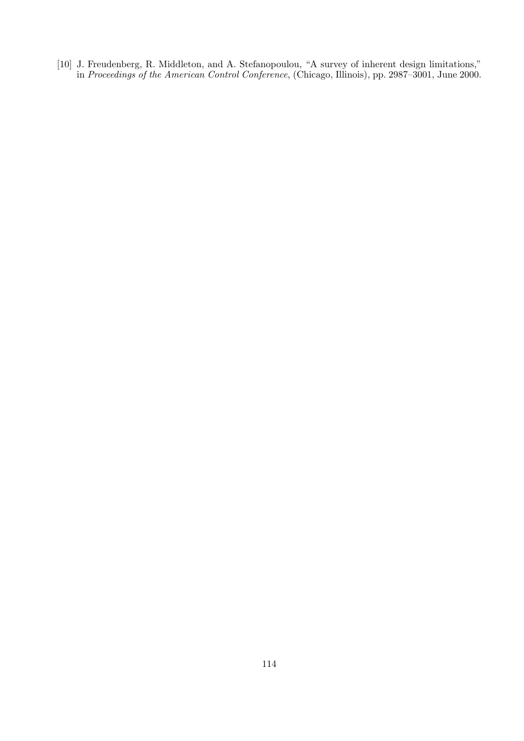[10] J. Freudenberg, R. Middleton, and A. Stefanopoulou, "A survey of inherent design limitations," in *Proceedings of the American Control Conference*, (Chicago, Illinois), pp. 2987–3001, June 2000.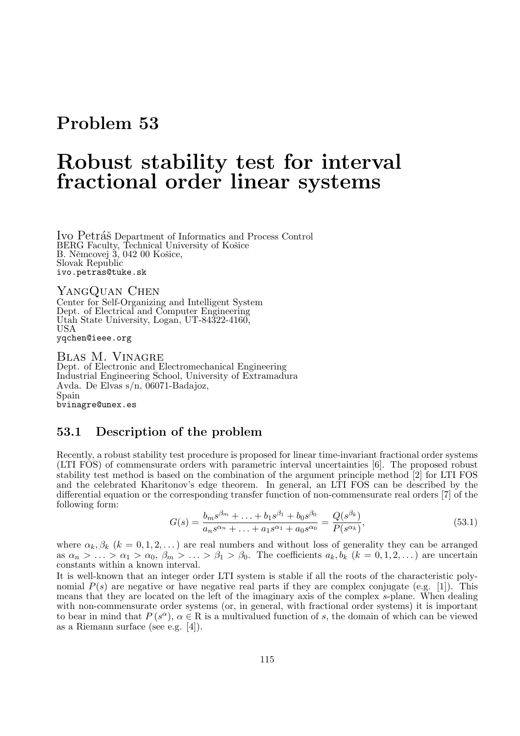# Problem 53

# Robust stability test for interval fractional order linear systems

Ivo Petráš Department of Informatics and Process Control
BERG Faculty, Technical University of Košice
B. Němcovej 3, 042 00 Košice,
Slovak Republic
ivo.petras@tuke.sk

YangQuan Chen
Center for Self-Organizing and Intelligent System
Dept. of Electrical and Computer Engineering
Utah State University, Logan, UT-84322-4160,
USA
yqchen@ieee.org

Blas M. Vinagre
Dept. of Electronic and Electromechanical Engineering
Industrial Engineering School, University of Extramadura
Avda. De Elvas s/n, 06071-Badajoz,
Spain
bvinagre@unex.es

## 53.1 Description of the problem

Recently, a robust stability test procedure is proposed for linear time-invariant fractional order systems (LTI FOS) of commensurate orders with parametric interval uncertainties [6]. The proposed robust stability test method is based on the combination of the argument principle method [2] for LTI FOS and the celebrated Kharitonov's edge theorem. In general, an LTI FOS can be described by the differential equation or the corresponding transfer function of non-commensurate real orders [7] of the following form:

$$G(s) = \frac{b_m s^{\beta_m} + \ldots + b_1 s^{\beta_1} + b_0 s^{\beta_0}}{a_n s^{\alpha_n} + \ldots + a_1 s^{\alpha_1} + a_0 s^{\alpha_0}} = \frac{Q(s^{\beta_k})}{P(s^{\alpha_k})}, \tag{53.1}$$

where $\alpha_k, \beta_k$ $(k = 0, 1, 2, \ldots)$ are real numbers and without loss of generality they can be arranged as $\alpha_n > \ldots > \alpha_1 > \alpha_0$, $\beta_m > \ldots > \beta_1 > \beta_0$. The coefficients $a_k, b_k$ $(k = 0, 1, 2, \ldots)$ are uncertain constants within a known interval.

It is well-known that an integer order LTI system is stable if all the roots of the characteristic polynomial $P(s)$ are negative or have negative real parts if they are complex conjugate (e.g. [1]). This means that they are located on the left of the imaginary axis of the complex $s$-plane. When dealing with non-commensurate order systems (or, in general, with fractional order systems) it is important to bear in mind that $P(s^\alpha)$, $\alpha \in \mathrm{R}$ is a multivalued function of $s$, the domain of which can be viewed as a Riemann surface (see e.g. [4]).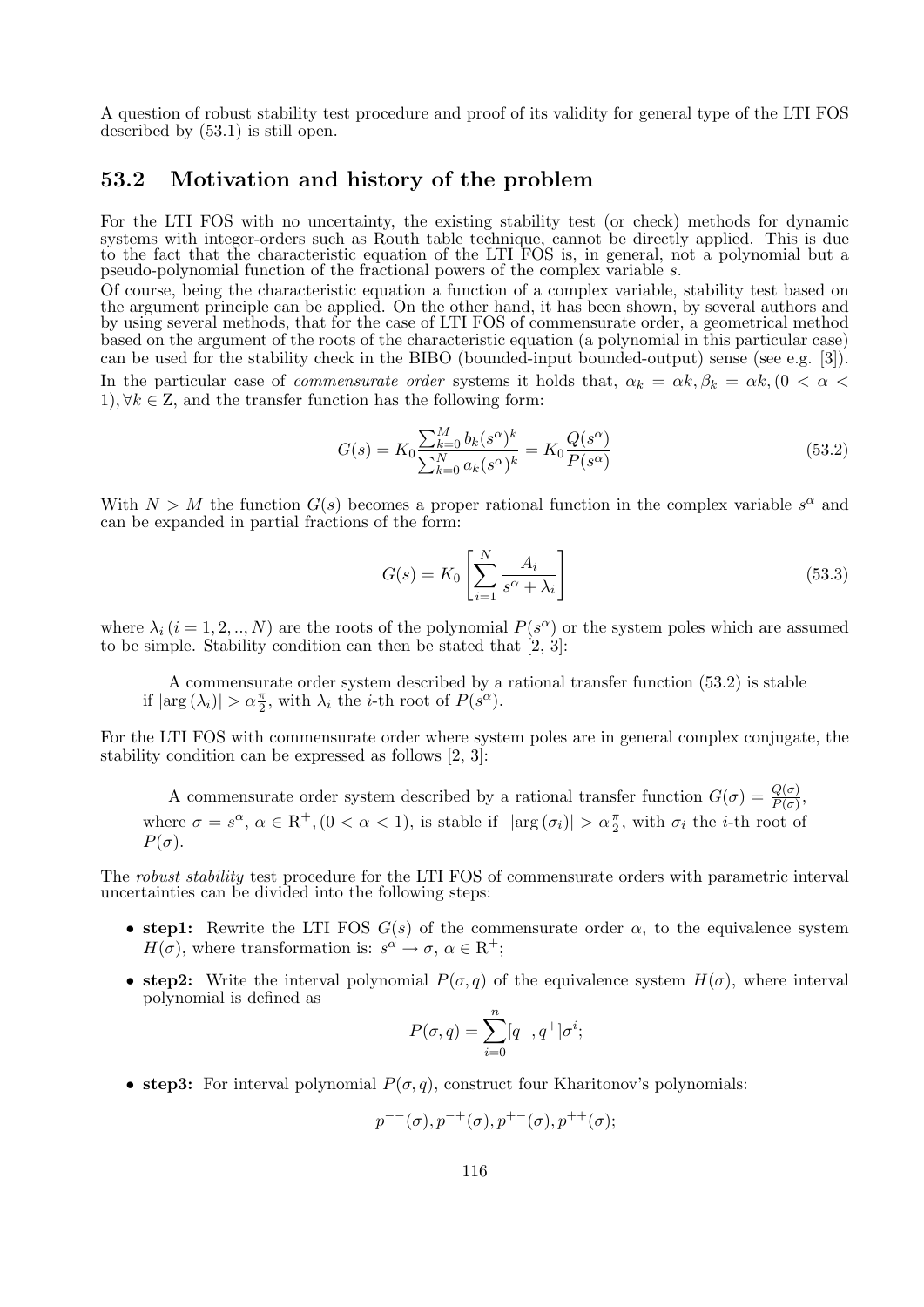A question of robust stability test procedure and proof of its validity for general type of the LTI FOS described by (53.1) is still open.

## 53.2 Motivation and history of the problem

For the LTI FOS with no uncertainty, the existing stability test (or check) methods for dynamic systems with integer-orders such as Routh table technique, cannot be directly applied. This is due to the fact that the characteristic equation of the LTI FOS is, in general, not a polynomial but a pseudo-polynomial function of the fractional powers of the complex variable $s$.

Of course, being the characteristic equation a function of a complex variable, stability test based on the argument principle can be applied. On the other hand, it has been shown, by several authors and by using several methods, that for the case of LTI FOS of commensurate order, a geometrical method based on the argument of the roots of the characteristic equation (a polynomial in this particular case) can be used for the stability check in the BIBO (bounded-input bounded-output) sense (see e.g. [3]).

In the particular case of *commensurate order* systems it holds that, $\alpha_k = \alpha k, \beta_k = \alpha k, (0 < \alpha < 1), \forall k \in \mathrm{Z}$, and the transfer function has the following form:

$$G(s) = K_0 \frac{\sum_{k=0}^{M} b_k (s^\alpha)^k}{\sum_{k=0}^{N} a_k (s^\alpha)^k} = K_0 \frac{Q(s^\alpha)}{P(s^\alpha)} \tag{53.2}$$

With $N > M$ the function $G(s)$ becomes a proper rational function in the complex variable $s^\alpha$ and can be expanded in partial fractions of the form:

$$G(s) = K_0 \left[ \sum_{i=1}^{N} \frac{A_i}{s^\alpha + \lambda_i} \right] \tag{53.3}$$

where $\lambda_i \, (i = 1, 2, .., N)$ are the roots of the polynomial $P(s^\alpha)$ or the system poles which are assumed to be simple. Stability condition can then be stated that [2, 3]:

> A commensurate order system described by a rational transfer function (53.2) is stable if $|\arg(\lambda_i)| > \alpha \frac{\pi}{2}$, with $\lambda_i$ the $i$-th root of $P(s^\alpha)$.

For the LTI FOS with commensurate order where system poles are in general complex conjugate, the stability condition can be expressed as follows [2, 3]:

> A commensurate order system described by a rational transfer function $G(\sigma) = \frac{Q(\sigma)}{P(\sigma)}$, where $\sigma = s^\alpha$, $\alpha \in \mathrm{R}^+, (0 < \alpha < 1)$, is stable if $|\arg(\sigma_i)| > \alpha \frac{\pi}{2}$, with $\sigma_i$ the $i$-th root of $P(\sigma)$.

The *robust stability* test procedure for the LTI FOS of commensurate orders with parametric interval uncertainties can be divided into the following steps:

- **step1:** Rewrite the LTI FOS $G(s)$ of the commensurate order $\alpha$, to the equivalence system $H(\sigma)$, where transformation is: $s^\alpha \to \sigma$, $\alpha \in \mathrm{R}^+$;
- **step2:** Write the interval polynomial $P(\sigma, q)$ of the equivalence system $H(\sigma)$, where interval polynomial is defined as

$$P(\sigma, q) = \sum_{i=0}^{n} [q^-, q^+] \sigma^i;$$

- **step3:** For interval polynomial $P(\sigma, q)$, construct four Kharitonov's polynomials:

$$p^{--}(\sigma), p^{-+}(\sigma), p^{+-}(\sigma), p^{++}(\sigma);$$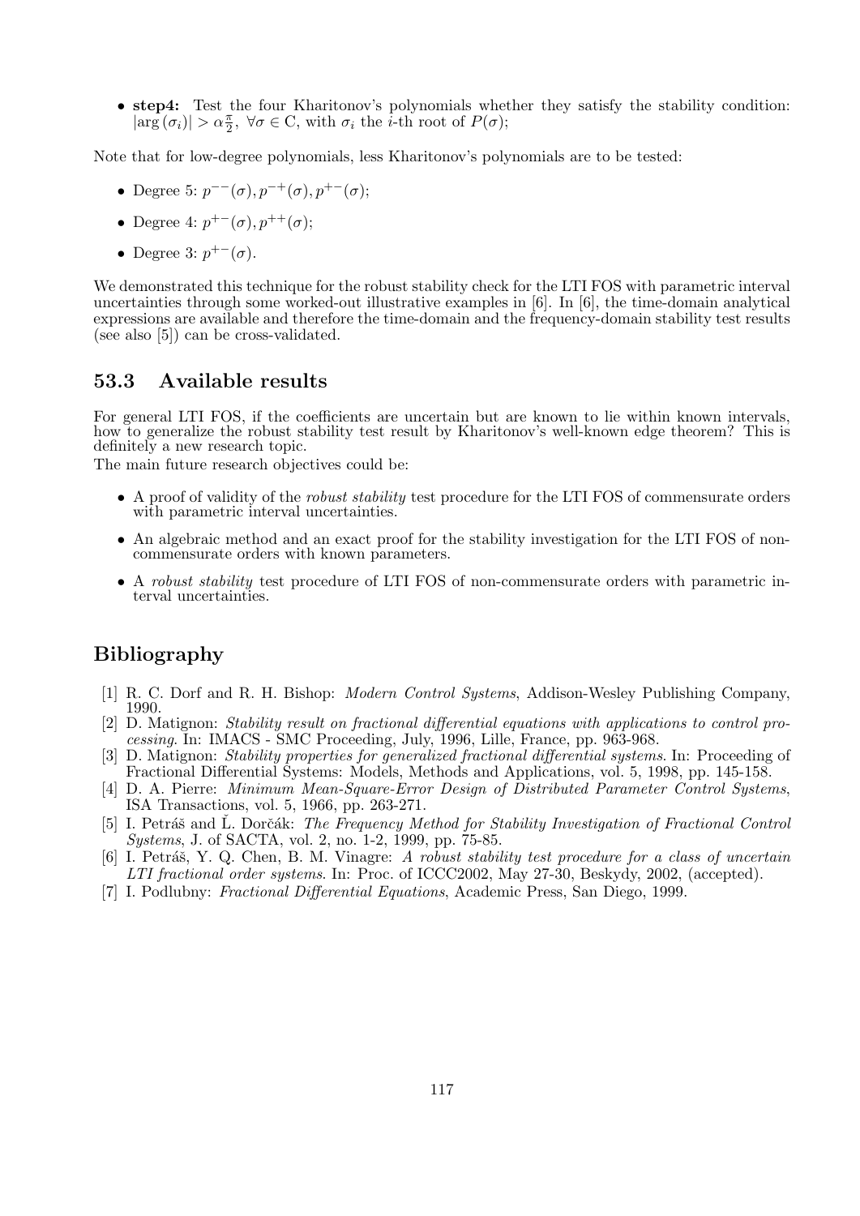- **step4:** Test the four Kharitonov's polynomials whether they satisfy the stability condition: $|\arg(\sigma_i)| > \alpha\frac{\pi}{2},\ \forall\sigma \in \mathrm{C}$, with $\sigma_i$ the $i$-th root of $P(\sigma)$;

Note that for low-degree polynomials, less Kharitonov's polynomials are to be tested:

- Degree 5: $p^{--}(\sigma), p^{-+}(\sigma), p^{+-}(\sigma)$;
- Degree 4: $p^{+-}(\sigma), p^{++}(\sigma)$;
- Degree 3: $p^{+-}(\sigma)$.

We demonstrated this technique for the robust stability check for the LTI FOS with parametric interval uncertainties through some worked-out illustrative examples in [6]. In [6], the time-domain analytical expressions are available and therefore the time-domain and the frequency-domain stability test results (see also [5]) can be cross-validated.

## 53.3 Available results

For general LTI FOS, if the coefficients are uncertain but are known to lie within known intervals, how to generalize the robust stability test result by Kharitonov's well-known edge theorem? This is definitely a new research topic.

The main future research objectives could be:

- A proof of validity of the *robust stability* test procedure for the LTI FOS of commensurate orders with parametric interval uncertainties.
- An algebraic method and an exact proof for the stability investigation for the LTI FOS of non-commensurate orders with known parameters.
- A *robust stability* test procedure of LTI FOS of non-commensurate orders with parametric interval uncertainties.

## Bibliography

[1] R. C. Dorf and R. H. Bishop: *Modern Control Systems*, Addison-Wesley Publishing Company, 1990.

[2] D. Matignon: *Stability result on fractional differential equations with applications to control processing*. In: IMACS - SMC Proceeding, July, 1996, Lille, France, pp. 963-968.

[3] D. Matignon: *Stability properties for generalized fractional differential systems*. In: Proceeding of Fractional Differential Systems: Models, Methods and Applications, vol. 5, 1998, pp. 145-158.

[4] D. A. Pierre: *Minimum Mean-Square-Error Design of Distributed Parameter Control Systems*, ISA Transactions, vol. 5, 1966, pp. 263-271.

[5] I. Petráš and Ľ. Dorčák: *The Frequency Method for Stability Investigation of Fractional Control Systems*, J. of SACTA, vol. 2, no. 1-2, 1999, pp. 75-85.

[6] I. Petráš, Y. Q. Chen, B. M. Vinagre: *A robust stability test procedure for a class of uncertain LTI fractional order systems*. In: Proc. of ICCC2002, May 27-30, Beskydy, 2002, (accepted).

[7] I. Podlubny: *Fractional Differential Equations*, Academic Press, San Diego, 1999.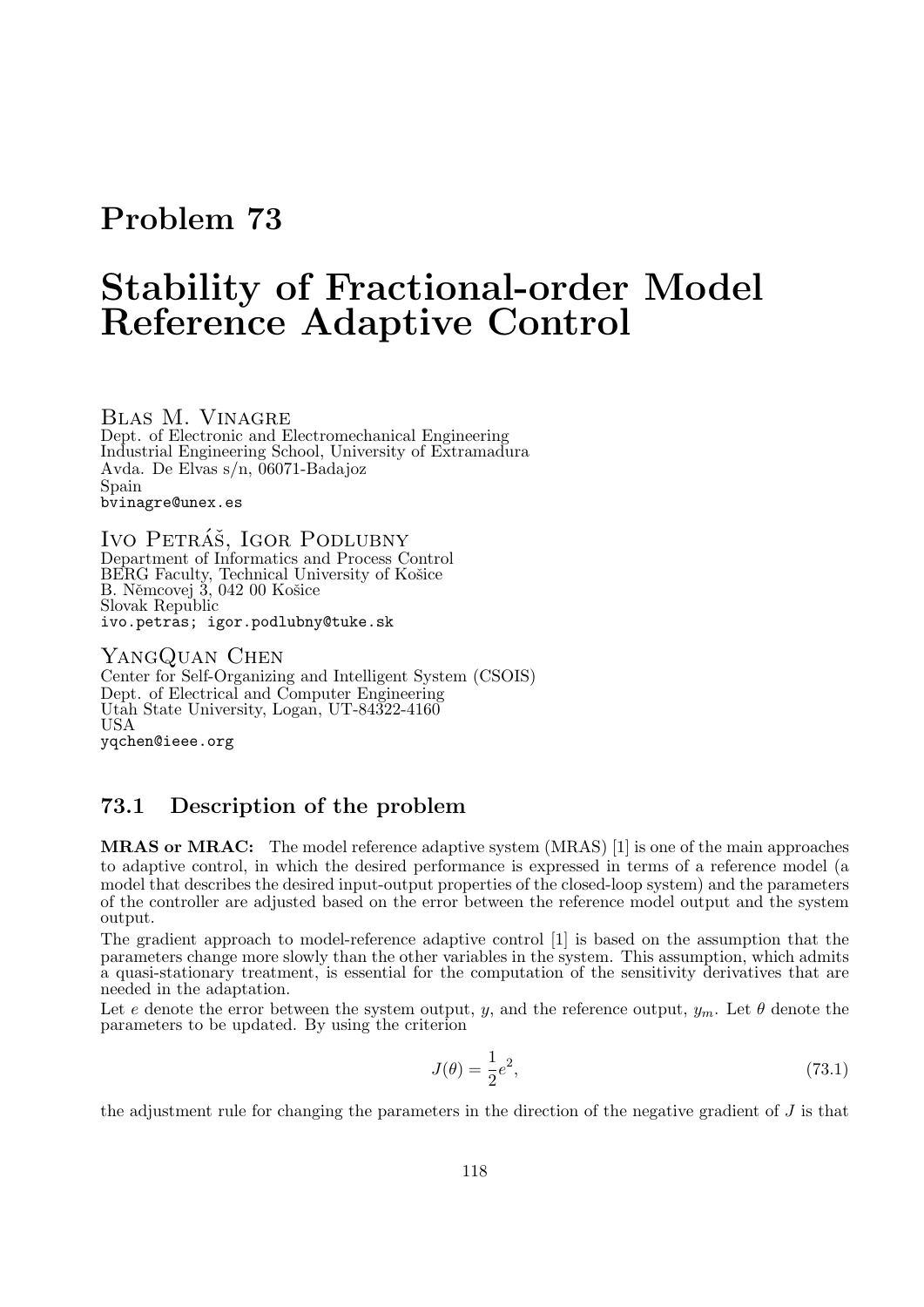# Problem 73

# Stability of Fractional-order Model Reference Adaptive Control

Blas M. Vinagre
Dept. of Electronic and Electromechanical Engineering
Industrial Engineering School, University of Extramadura
Avda. De Elvas s/n, 06071-Badajoz
Spain
bvinagre@unex.es

Ivo Petráš, Igor Podlubny
Department of Informatics and Process Control
BERG Faculty, Technical University of Košice
B. Němcovej 3, 042 00 Košice
Slovak Republic
ivo.petras; igor.podlubny@tuke.sk

YangQuan Chen
Center for Self-Organizing and Intelligent System (CSOIS)
Dept. of Electrical and Computer Engineering
Utah State University, Logan, UT-84322-4160
USA
yqchen@ieee.org

## 73.1 Description of the problem

**MRAS or MRAC:** The model reference adaptive system (MRAS) [1] is one of the main approaches to adaptive control, in which the desired performance is expressed in terms of a reference model (a model that describes the desired input-output properties of the closed-loop system) and the parameters of the controller are adjusted based on the error between the reference model output and the system output.

The gradient approach to model-reference adaptive control [1] is based on the assumption that the parameters change more slowly than the other variables in the system. This assumption, which admits a quasi-stationary treatment, is essential for the computation of the sensitivity derivatives that are needed in the adaptation.

Let $e$ denote the error between the system output, $y$, and the reference output, $y_m$. Let $\theta$ denote the parameters to be updated. By using the criterion

$$J(\theta) = \frac{1}{2}e^2, \tag{73.1}$$

the adjustment rule for changing the parameters in the direction of the negative gradient of $J$ is that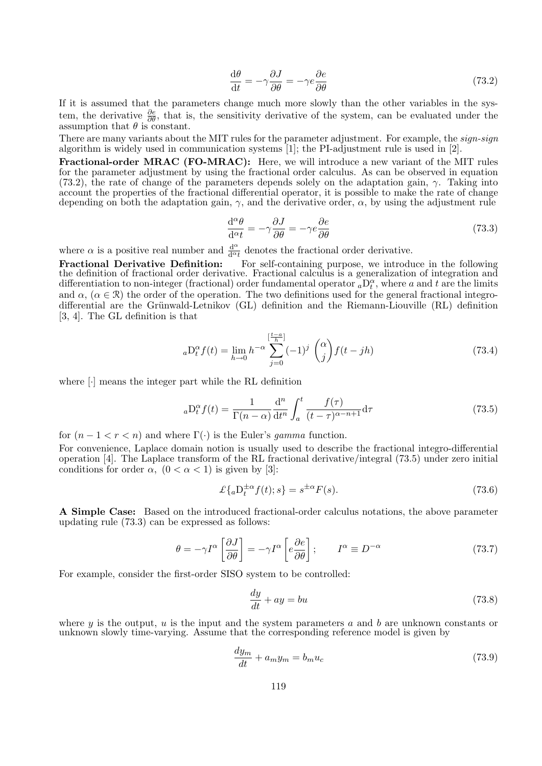$$\frac{\mathrm{d}\theta}{\mathrm{d}t} = -\gamma \frac{\partial J}{\partial \theta} = -\gamma e \frac{\partial e}{\partial \theta} \tag{73.2}$$

If it is assumed that the parameters change much more slowly than the other variables in the system, the derivative $\frac{\partial e}{\partial \theta}$, that is, the sensitivity derivative of the system, can be evaluated under the assumption that $\theta$ is constant.

There are many variants about the MIT rules for the parameter adjustment. For example, the *sign-sign* algorithm is widely used in communication systems [1]; the PI-adjustment rule is used in [2].

**Fractional-order MRAC (FO-MRAC):** Here, we will introduce a new variant of the MIT rules for the parameter adjustment by using the fractional order calculus. As can be observed in equation (73.2), the rate of change of the parameters depends solely on the adaptation gain, $\gamma$. Taking into account the properties of the fractional differential operator, it is possible to make the rate of change depending on both the adaptation gain, $\gamma$, and the derivative order, $\alpha$, by using the adjustment rule

$$\frac{\mathrm{d}^{\alpha}\theta}{\mathrm{d}^{\alpha}t} = -\gamma \frac{\partial J}{\partial \theta} = -\gamma e \frac{\partial e}{\partial \theta} \tag{73.3}$$

where $\alpha$ is a positive real number and $\frac{\mathrm{d}^{\alpha}}{\mathrm{d}^{\alpha}t}$ denotes the fractional order derivative.

**Fractional Derivative Definition:** For self-containing purpose, we introduce in the following the definition of fractional order derivative. Fractional calculus is a generalization of integration and differentiation to non-integer (fractional) order fundamental operator ${}_a\mathrm{D}_t^{\alpha}$, where $a$ and $t$ are the limits and $\alpha$, ($\alpha \in \mathcal{R}$) the order of the operation. The two definitions used for the general fractional integro-differential are the Grünwald-Letnikov (GL) definition and the Riemann-Liouville (RL) definition [3, 4]. The GL definition is that

$${}_a\mathrm{D}_t^{\alpha} f(t) = \lim_{h \to 0} h^{-\alpha} \sum_{j=0}^{[\frac{t-a}{h}]} (-1)^j \binom{\alpha}{j} f(t - jh) \tag{73.4}$$

where $[\cdot]$ means the integer part while the RL definition

$${}_a\mathrm{D}_t^{\alpha} f(t) = \frac{1}{\Gamma(n-\alpha)} \frac{\mathrm{d}^n}{\mathrm{d}t^n} \int_a^t \frac{f(\tau)}{(t-\tau)^{\alpha-n+1}} \mathrm{d}\tau \tag{73.5}$$

for $(n - 1 < r < n)$ and where $\Gamma(\cdot)$ is the Euler's *gamma* function.

For convenience, Laplace domain notion is usually used to describe the fractional integro-differential operation [4]. The Laplace transform of the RL fractional derivative/integral (73.5) under zero initial conditions for order $\alpha$, $(0 < \alpha < 1)$ is given by [3]:

$$\mathcal{L}\{{}_a\mathrm{D}_t^{\pm\alpha} f(t); s\} = s^{\pm\alpha} F(s). \tag{73.6}$$

**A Simple Case:** Based on the introduced fractional-order calculus notations, the above parameter updating rule (73.3) can be expressed as follows:

$$\theta = -\gamma I^{\alpha} \left[ \frac{\partial J}{\partial \theta} \right] = -\gamma I^{\alpha} \left[ e \frac{\partial e}{\partial \theta} \right]; \qquad I^{\alpha} \equiv D^{-\alpha} \tag{73.7}$$

For example, consider the first-order SISO system to be controlled:

$$\frac{dy}{dt} + ay = bu \tag{73.8}$$

where $y$ is the output, $u$ is the input and the system parameters $a$ and $b$ are unknown constants or unknown slowly time-varying. Assume that the corresponding reference model is given by

$$\frac{dy_m}{dt} + a_m y_m = b_m u_c \tag{73.9}$$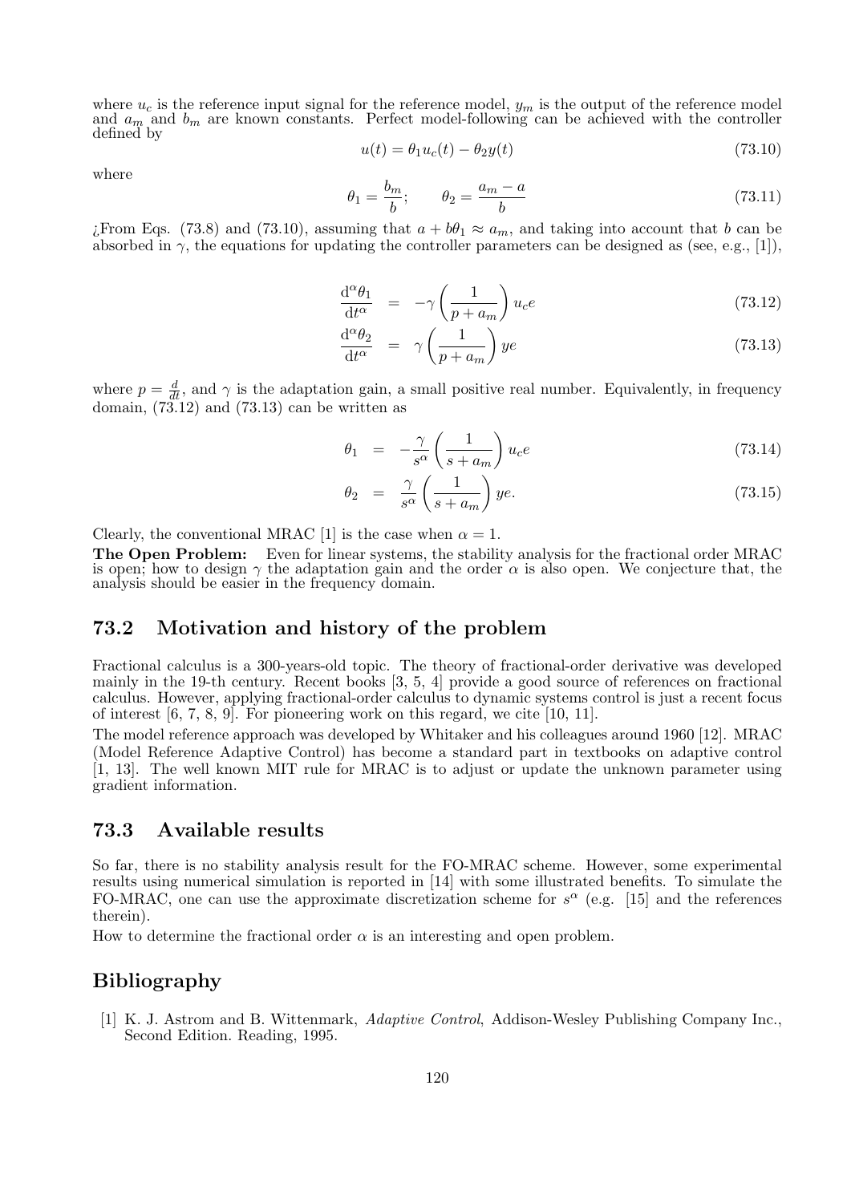where $u_c$ is the reference input signal for the reference model, $y_m$ is the output of the reference model and $a_m$ and $b_m$ are known constants. Perfect model-following can be achieved with the controller defined by

$$u(t) = \theta_1 u_c(t) - \theta_2 y(t) \tag{73.10}$$

where

$$\theta_1 = \frac{b_m}{b}; \qquad \theta_2 = \frac{a_m - a}{b} \tag{73.11}$$

¿From Eqs. (73.8) and (73.10), assuming that $a + b\theta_1 \approx a_m$, and taking into account that $b$ can be absorbed in $\gamma$, the equations for updating the controller parameters can be designed as (see, e.g., [1]),

$$\frac{\mathrm{d}^\alpha \theta_1}{\mathrm{d}t^\alpha} = -\gamma \left(\frac{1}{p + a_m}\right) u_c e \tag{73.12}$$

$$\frac{\mathrm{d}^\alpha \theta_2}{\mathrm{d}t^\alpha} = \gamma \left(\frac{1}{p + a_m}\right) y e \tag{73.13}$$

where $p = \frac{d}{dt}$, and $\gamma$ is the adaptation gain, a small positive real number. Equivalently, in frequency domain, (73.12) and (73.13) can be written as

$$\theta_1 = -\frac{\gamma}{s^\alpha} \left(\frac{1}{s + a_m}\right) u_c e \tag{73.14}$$

$$\theta_2 = \frac{\gamma}{s^\alpha} \left(\frac{1}{s + a_m}\right) y e. \tag{73.15}$$

Clearly, the conventional MRAC [1] is the case when $\alpha = 1$.

**The Open Problem:** Even for linear systems, the stability analysis for the fractional order MRAC is open; how to design $\gamma$ the adaptation gain and the order $\alpha$ is also open. We conjecture that, the analysis should be easier in the frequency domain.

## 73.2 Motivation and history of the problem

Fractional calculus is a 300-years-old topic. The theory of fractional-order derivative was developed mainly in the 19-th century. Recent books [3, 5, 4] provide a good source of references on fractional calculus. However, applying fractional-order calculus to dynamic systems control is just a recent focus of interest [6, 7, 8, 9]. For pioneering work on this regard, we cite [10, 11].

The model reference approach was developed by Whitaker and his colleagues around 1960 [12]. MRAC (Model Reference Adaptive Control) has become a standard part in textbooks on adaptive control [1, 13]. The well known MIT rule for MRAC is to adjust or update the unknown parameter using gradient information.

## 73.3 Available results

So far, there is no stability analysis result for the FO-MRAC scheme. However, some experimental results using numerical simulation is reported in [14] with some illustrated benefits. To simulate the FO-MRAC, one can use the approximate discretization scheme for $s^\alpha$ (e.g. [15] and the references therein).

How to determine the fractional order $\alpha$ is an interesting and open problem.

## Bibliography

[1] K. J. Astrom and B. Wittenmark, *Adaptive Control*, Addison-Wesley Publishing Company Inc., Second Edition. Reading, 1995.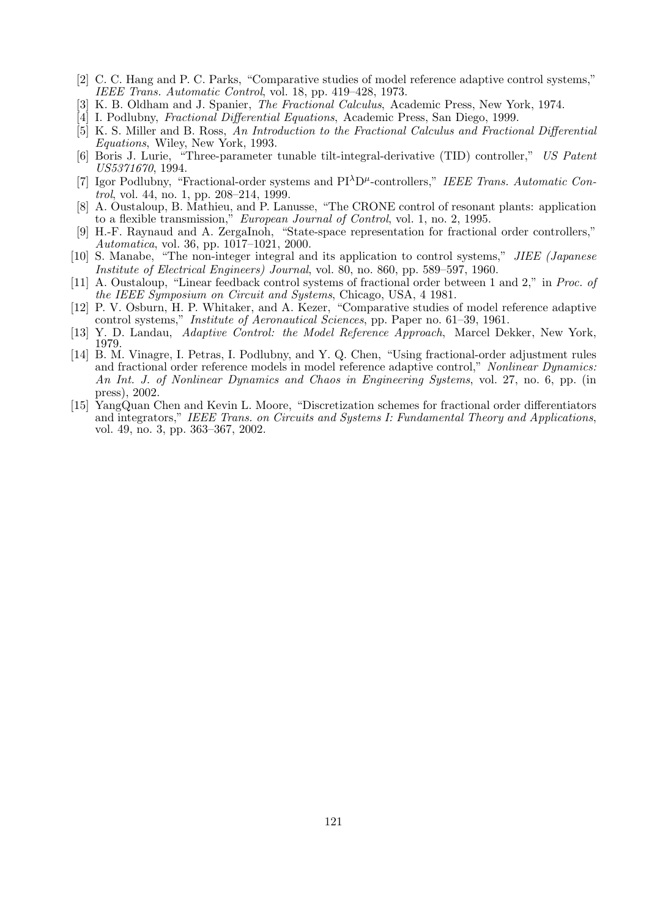[2] C. C. Hang and P. C. Parks, "Comparative studies of model reference adaptive control systems," *IEEE Trans. Automatic Control*, vol. 18, pp. 419–428, 1973.

[3] K. B. Oldham and J. Spanier, *The Fractional Calculus*, Academic Press, New York, 1974.

[4] I. Podlubny, *Fractional Differential Equations*, Academic Press, San Diego, 1999.

[5] K. S. Miller and B. Ross, *An Introduction to the Fractional Calculus and Fractional Differential Equations*, Wiley, New York, 1993.

[6] Boris J. Lurie, "Three-parameter tunable tilt-integral-derivative (TID) controller," *US Patent US5371670*, 1994.

[7] Igor Podlubny, "Fractional-order systems and $PI^{\lambda}D^{\mu}$-controllers," *IEEE Trans. Automatic Control*, vol. 44, no. 1, pp. 208–214, 1999.

[8] A. Oustaloup, B. Mathieu, and P. Lanusse, "The CRONE control of resonant plants: application to a flexible transmission," *European Journal of Control*, vol. 1, no. 2, 1995.

[9] H.-F. Raynaud and A. ZergaInoh, "State-space representation for fractional order controllers," *Automatica*, vol. 36, pp. 1017–1021, 2000.

[10] S. Manabe, "The non-integer integral and its application to control systems," *JIEE (Japanese Institute of Electrical Engineers) Journal*, vol. 80, no. 860, pp. 589–597, 1960.

[11] A. Oustaloup, "Linear feedback control systems of fractional order between 1 and 2," in *Proc. of the IEEE Symposium on Circuit and Systems*, Chicago, USA, 4 1981.

[12] P. V. Osburn, H. P. Whitaker, and A. Kezer, "Comparative studies of model reference adaptive control systems," *Institute of Aeronautical Sciences*, pp. Paper no. 61–39, 1961.

[13] Y. D. Landau, *Adaptive Control: the Model Reference Approach*, Marcel Dekker, New York, 1979.

[14] B. M. Vinagre, I. Petras, I. Podlubny, and Y. Q. Chen, "Using fractional-order adjustment rules and fractional order reference models in model reference adaptive control," *Nonlinear Dynamics: An Int. J. of Nonlinear Dynamics and Chaos in Engineering Systems*, vol. 27, no. 6, pp. (in press), 2002.

[15] YangQuan Chen and Kevin L. Moore, "Discretization schemes for fractional order differentiators and integrators," *IEEE Trans. on Circuits and Systems I: Fundamental Theory and Applications*, vol. 49, no. 3, pp. 363–367, 2002.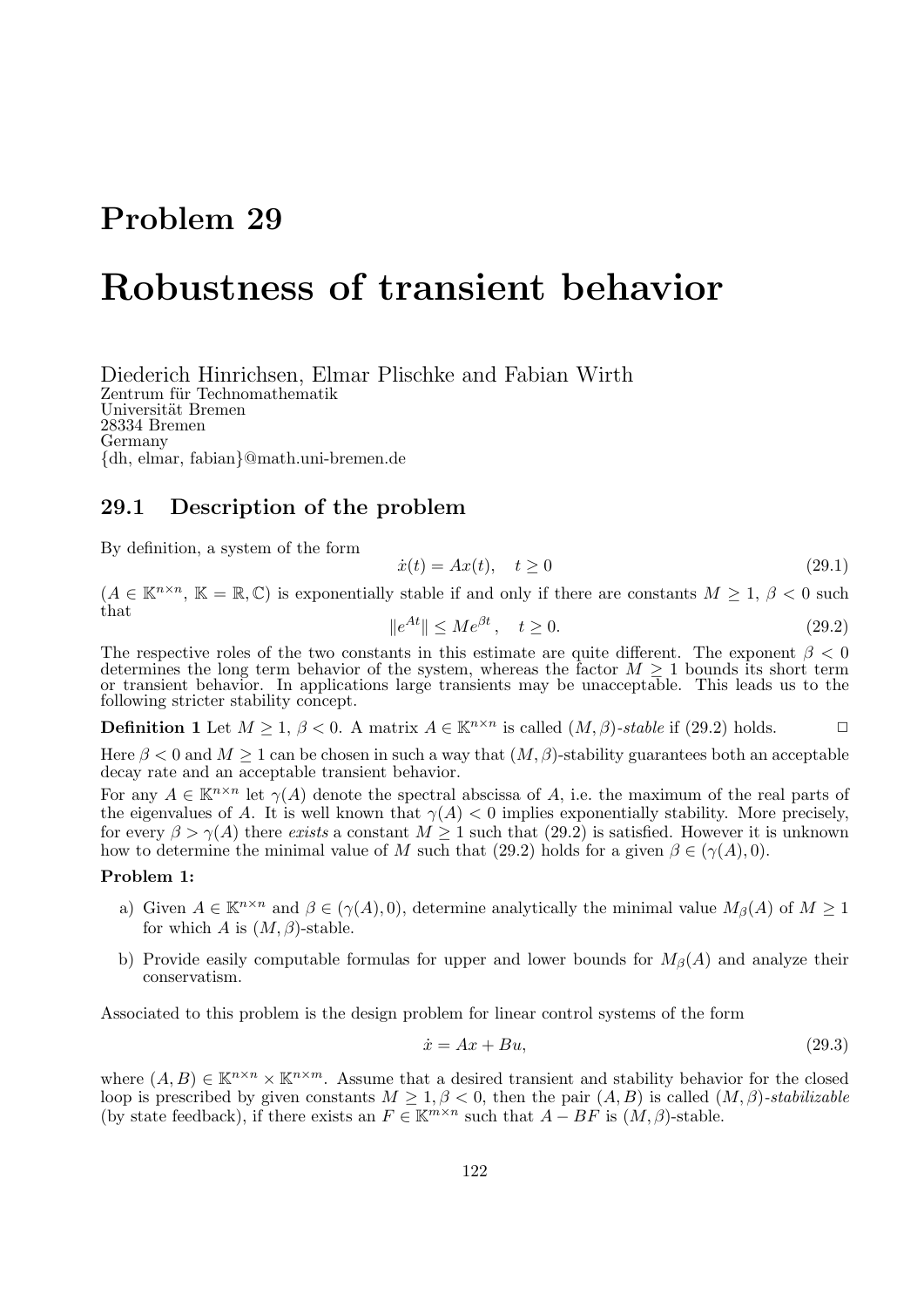# Problem 29

# Robustness of transient behavior

Diederich Hinrichsen, Elmar Plischke and Fabian Wirth
Zentrum für Technomathematik
Universität Bremen
28334 Bremen
Germany
{dh, elmar, fabian}@math.uni-bremen.de

## 29.1 Description of the problem

By definition, a system of the form

$$\dot{x}(t) = Ax(t), \quad t \geq 0 \tag{29.1}$$

($A \in \mathbb{K}^{n \times n}$, $\mathbb{K} = \mathbb{R}, \mathbb{C}$) is exponentially stable if and only if there are constants $M \geq 1$, $\beta < 0$ such that

$$\|e^{At}\| \leq Me^{\beta t}, \quad t \geq 0. \tag{29.2}$$

The respective roles of the two constants in this estimate are quite different. The exponent $\beta < 0$ determines the long term behavior of the system, whereas the factor $M \geq 1$ bounds its short term or transient behavior. In applications large transients may be unacceptable. This leads us to the following stricter stability concept.

**Definition 1** Let $M \geq 1$, $\beta < 0$. A matrix $A \in \mathbb{K}^{n \times n}$ is called *$(M, \beta)$-stable* if (29.2) holds. □

Here $\beta < 0$ and $M \geq 1$ can be chosen in such a way that $(M, \beta)$-stability guarantees both an acceptable decay rate and an acceptable transient behavior.

For any $A \in \mathbb{K}^{n \times n}$ let $\gamma(A)$ denote the spectral abscissa of $A$, i.e. the maximum of the real parts of the eigenvalues of $A$. It is well known that $\gamma(A) < 0$ implies exponentially stability. More precisely, for every $\beta > \gamma(A)$ there *exists* a constant $M \geq 1$ such that (29.2) is satisfied. However it is unknown how to determine the minimal value of $M$ such that (29.2) holds for a given $\beta \in (\gamma(A), 0)$.

**Problem 1:**

a) Given $A \in \mathbb{K}^{n \times n}$ and $\beta \in (\gamma(A), 0)$, determine analytically the minimal value $M_\beta(A)$ of $M \geq 1$ for which $A$ is $(M, \beta)$-stable.

b) Provide easily computable formulas for upper and lower bounds for $M_\beta(A)$ and analyze their conservatism.

Associated to this problem is the design problem for linear control systems of the form

$$\dot{x} = Ax + Bu, \tag{29.3}$$

where $(A, B) \in \mathbb{K}^{n \times n} \times \mathbb{K}^{n \times m}$. Assume that a desired transient and stability behavior for the closed loop is prescribed by given constants $M \geq 1, \beta < 0$, then the pair $(A, B)$ is called *$(M, \beta)$-stabilizable* (by state feedback), if there exists an $F \in \mathbb{K}^{m \times n}$ such that $A - BF$ is $(M, \beta)$-stable.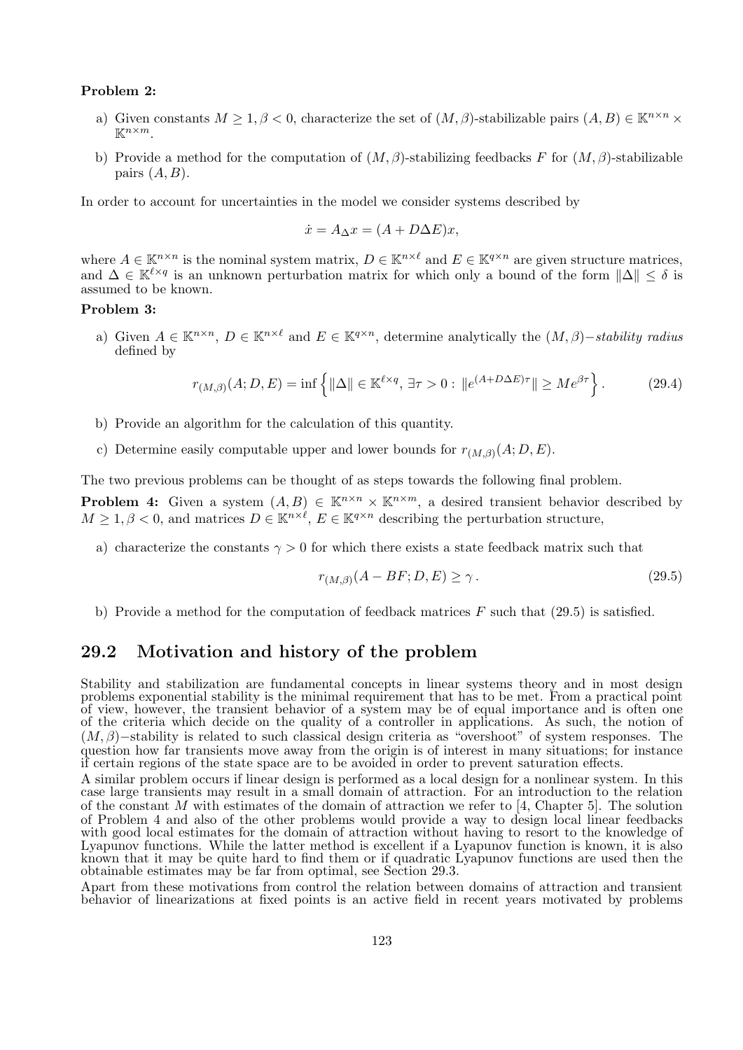**Problem 2:**

a) Given constants $M \geq 1, \beta < 0$, characterize the set of $(M, \beta)$-stabilizable pairs $(A, B) \in \mathbb{K}^{n \times n} \times \mathbb{K}^{n \times m}$.

b) Provide a method for the computation of $(M, \beta)$-stabilizing feedbacks $F$ for $(M, \beta)$-stabilizable pairs $(A, B)$.

In order to account for uncertainties in the model we consider systems described by

$$\dot{x} = A_\Delta x = (A + D\Delta E)x,$$

where $A \in \mathbb{K}^{n \times n}$ is the nominal system matrix, $D \in \mathbb{K}^{n \times \ell}$ and $E \in \mathbb{K}^{q \times n}$ are given structure matrices, and $\Delta \in \mathbb{K}^{\ell \times q}$ is an unknown perturbation matrix for which only a bound of the form $\|\Delta\| \leq \delta$ is assumed to be known.

**Problem 3:**

a) Given $A \in \mathbb{K}^{n \times n}$, $D \in \mathbb{K}^{n \times \ell}$ and $E \in \mathbb{K}^{q \times n}$, determine analytically the $(M, \beta)-$*stability radius* defined by

$$r_{(M,\beta)}(A; D, E) = \inf \left\{ \|\Delta\| \in \mathbb{K}^{\ell \times q}, \, \exists \tau > 0 : \, \|e^{(A+D\Delta E)\tau}\| \geq M e^{\beta \tau} \right\}. \tag{29.4}$$

b) Provide an algorithm for the calculation of this quantity.

c) Determine easily computable upper and lower bounds for $r_{(M,\beta)}(A; D, E)$.

The two previous problems can be thought of as steps towards the following final problem.

**Problem 4:** Given a system $(A, B) \in \mathbb{K}^{n \times n} \times \mathbb{K}^{n \times m}$, a desired transient behavior described by $M \geq 1, \beta < 0$, and matrices $D \in \mathbb{K}^{n \times \ell}$, $E \in \mathbb{K}^{q \times n}$ describing the perturbation structure,

a) characterize the constants $\gamma > 0$ for which there exists a state feedback matrix such that

$$r_{(M,\beta)}(A - BF; D, E) \geq \gamma \, . \tag{29.5}$$

b) Provide a method for the computation of feedback matrices $F$ such that (29.5) is satisfied.

## 29.2 Motivation and history of the problem

Stability and stabilization are fundamental concepts in linear systems theory and in most design problems exponential stability is the minimal requirement that has to be met. From a practical point of view, however, the transient behavior of a system may be of equal importance and is often one of the criteria which decide on the quality of a controller in applications. As such, the notion of $(M, \beta)-$stability is related to such classical design criteria as "overshoot" of system responses. The question how far transients move away from the origin is of interest in many situations; for instance if certain regions of the state space are to be avoided in order to prevent saturation effects.

A similar problem occurs if linear design is performed as a local design for a nonlinear system. In this case large transients may result in a small domain of attraction. For an introduction to the relation of the constant $M$ with estimates of the domain of attraction we refer to [4, Chapter 5]. The solution of Problem 4 and also of the other problems would provide a way to design local linear feedbacks with good local estimates for the domain of attraction without having to resort to the knowledge of Lyapunov functions. While the latter method is excellent if a Lyapunov function is known, it is also known that it may be quite hard to find them or if quadratic Lyapunov functions are used then the obtainable estimates may be far from optimal, see Section 29.3.

Apart from these motivations from control the relation between domains of attraction and transient behavior of linearizations at fixed points is an active field in recent years motivated by problems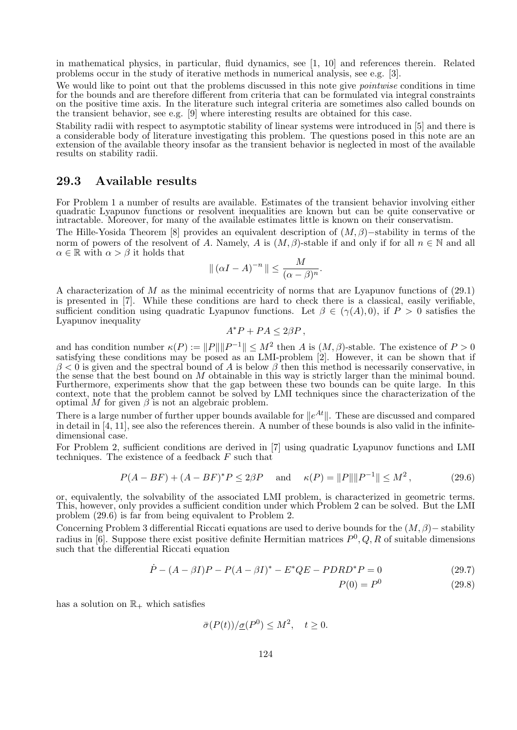in mathematical physics, in particular, fluid dynamics, see [1, 10] and references therein. Related problems occur in the study of iterative methods in numerical analysis, see e.g. [3].

We would like to point out that the problems discussed in this note give *pointwise* conditions in time for the bounds and are therefore different from criteria that can be formulated via integral constraints on the positive time axis. In the literature such integral criteria are sometimes also called bounds on the transient behavior, see e.g. [9] where interesting results are obtained for this case.

Stability radii with respect to asymptotic stability of linear systems were introduced in [5] and there is a considerable body of literature investigating this problem. The questions posed in this note are an extension of the available theory insofar as the transient behavior is neglected in most of the available results on stability radii.

## 29.3 Available results

For Problem 1 a number of results are available. Estimates of the transient behavior involving either quadratic Lyapunov functions or resolvent inequalities are known but can be quite conservative or intractable. Moreover, for many of the available estimates little is known on their conservatism.

The Hille-Yosida Theorem [8] provides an equivalent description of $(M,\beta)-$stability in terms of the norm of powers of the resolvent of $A$. Namely, $A$ is $(M,\beta)$-stable if and only if for all $n \in \mathbb{N}$ and all $\alpha \in \mathbb{R}$ with $\alpha > \beta$ it holds that

$$\| (\alpha I - A)^{-n} \| \leq \frac{M}{(\alpha - \beta)^n}.$$

A characterization of $M$ as the minimal eccentricity of norms that are Lyapunov functions of (29.1) is presented in [7]. While these conditions are hard to check there is a classical, easily verifiable, sufficient condition using quadratic Lyapunov functions. Let $\beta \in (\gamma(A), 0)$, if $P > 0$ satisfies the Lyapunov inequality

$$A^*P + PA \leq 2\beta P\,,$$

and has condition number $\kappa(P) := \|P\|\|P^{-1}\| \leq M^2$ then $A$ is $(M,\beta)$-stable. The existence of $P > 0$ satisfying these conditions may be posed as an LMI-problem [2]. However, it can be shown that if $\beta < 0$ is given and the spectral bound of $A$ is below $\beta$ then this method is necessarily conservative, in the sense that the best bound on $M$ obtainable in this way is strictly larger than the minimal bound. Furthermore, experiments show that the gap between these two bounds can be quite large. In this context, note that the problem cannot be solved by LMI techniques since the characterization of the optimal $M$ for given $\beta$ is not an algebraic problem.

There is a large number of further upper bounds available for $\|e^{At}\|$. These are discussed and compared in detail in [4, 11], see also the references therein. A number of these bounds is also valid in the infinite-dimensional case.

For Problem 2, sufficient conditions are derived in [7] using quadratic Lyapunov functions and LMI techniques. The existence of a feedback $F$ such that

$$P(A - BF) + (A - BF)^*P \leq 2\beta P \quad \text{and} \quad \kappa(P) = \|P\|\|P^{-1}\| \leq M^2\,, \tag{29.6}$$

or, equivalently, the solvability of the associated LMI problem, is characterized in geometric terms. This, however, only provides a sufficient condition under which Problem 2 can be solved. But the LMI problem (29.6) is far from being equivalent to Problem 2.

Concerning Problem 3 differential Riccati equations are used to derive bounds for the $(M,\beta)-$ stability radius in [6]. Suppose there exist positive definite Hermitian matrices $P^0, Q, R$ of suitable dimensions such that the differential Riccati equation

$$\dot{P} - (A - \beta I)P - P(A - \beta I)^* - E^*QE - PDRD^*P = 0 \tag{29.7}$$

$$P(0) = P^0 \tag{29.8}$$

has a solution on $\mathbb{R}_+$ which satisfies

$$\bar{\sigma}(P(t))/\underline{\sigma}(P^0) \leq M^2, \quad t \geq 0.$$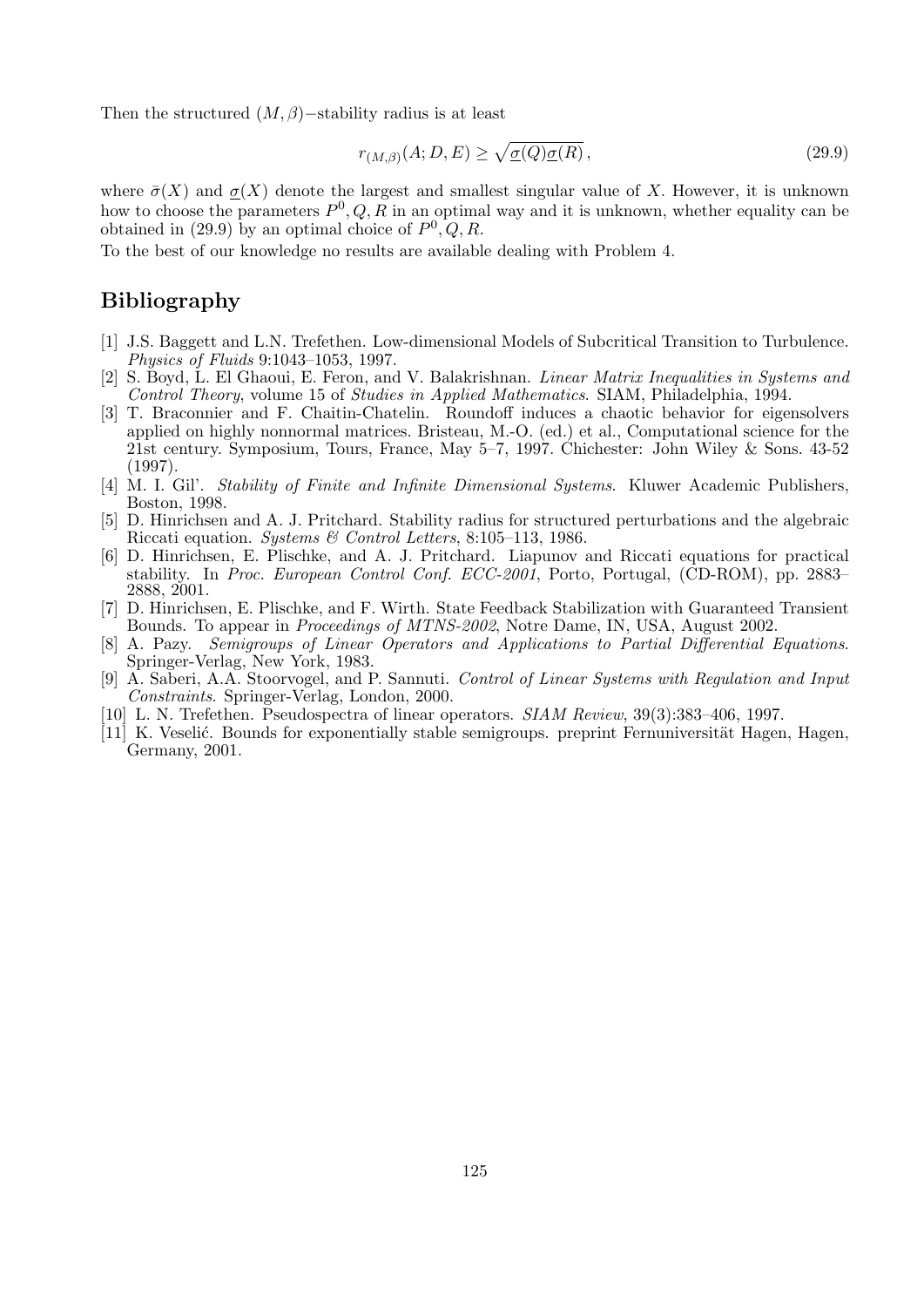Then the structured $(M, \beta)-$stability radius is at least

$$r_{(M,\beta)}(A; D, E) \geq \sqrt{\underline{\sigma}(Q)\underline{\sigma}(R)}\,, \tag{29.9}$$

where $\bar{\sigma}(X)$ and $\underline{\sigma}(X)$ denote the largest and smallest singular value of $X$. However, it is unknown how to choose the parameters $P^0, Q, R$ in an optimal way and it is unknown, whether equality can be obtained in (29.9) by an optimal choice of $P^0, Q, R$.

To the best of our knowledge no results are available dealing with Problem 4.

## Bibliography

[1] J.S. Baggett and L.N. Trefethen. Low-dimensional Models of Subcritical Transition to Turbulence. *Physics of Fluids* 9:1043–1053, 1997.

[2] S. Boyd, L. El Ghaoui, E. Feron, and V. Balakrishnan. *Linear Matrix Inequalities in Systems and Control Theory*, volume 15 of *Studies in Applied Mathematics*. SIAM, Philadelphia, 1994.

[3] T. Braconnier and F. Chaitin-Chatelin. Roundoff induces a chaotic behavior for eigensolvers applied on highly nonnormal matrices. Bristeau, M.-O. (ed.) et al., Computational science for the 21st century. Symposium, Tours, France, May 5–7, 1997. Chichester: John Wiley & Sons. 43-52 (1997).

[4] M. I. Gil'. *Stability of Finite and Infinite Dimensional Systems*. Kluwer Academic Publishers, Boston, 1998.

[5] D. Hinrichsen and A. J. Pritchard. Stability radius for structured perturbations and the algebraic Riccati equation. *Systems & Control Letters*, 8:105–113, 1986.

[6] D. Hinrichsen, E. Plischke, and A. J. Pritchard. Liapunov and Riccati equations for practical stability. In *Proc. European Control Conf. ECC-2001*, Porto, Portugal, (CD-ROM), pp. 2883–2888, 2001.

[7] D. Hinrichsen, E. Plischke, and F. Wirth. State Feedback Stabilization with Guaranteed Transient Bounds. To appear in *Proceedings of MTNS-2002*, Notre Dame, IN, USA, August 2002.

[8] A. Pazy. *Semigroups of Linear Operators and Applications to Partial Differential Equations*. Springer-Verlag, New York, 1983.

[9] A. Saberi, A.A. Stoorvogel, and P. Sannuti. *Control of Linear Systems with Regulation and Input Constraints*. Springer-Verlag, London, 2000.

[10] L. N. Trefethen. Pseudospectra of linear operators. *SIAM Review*, 39(3):383–406, 1997.

[11] K. Veselić. Bounds for exponentially stable semigroups. preprint Fernuniversität Hagen, Hagen, Germany, 2001.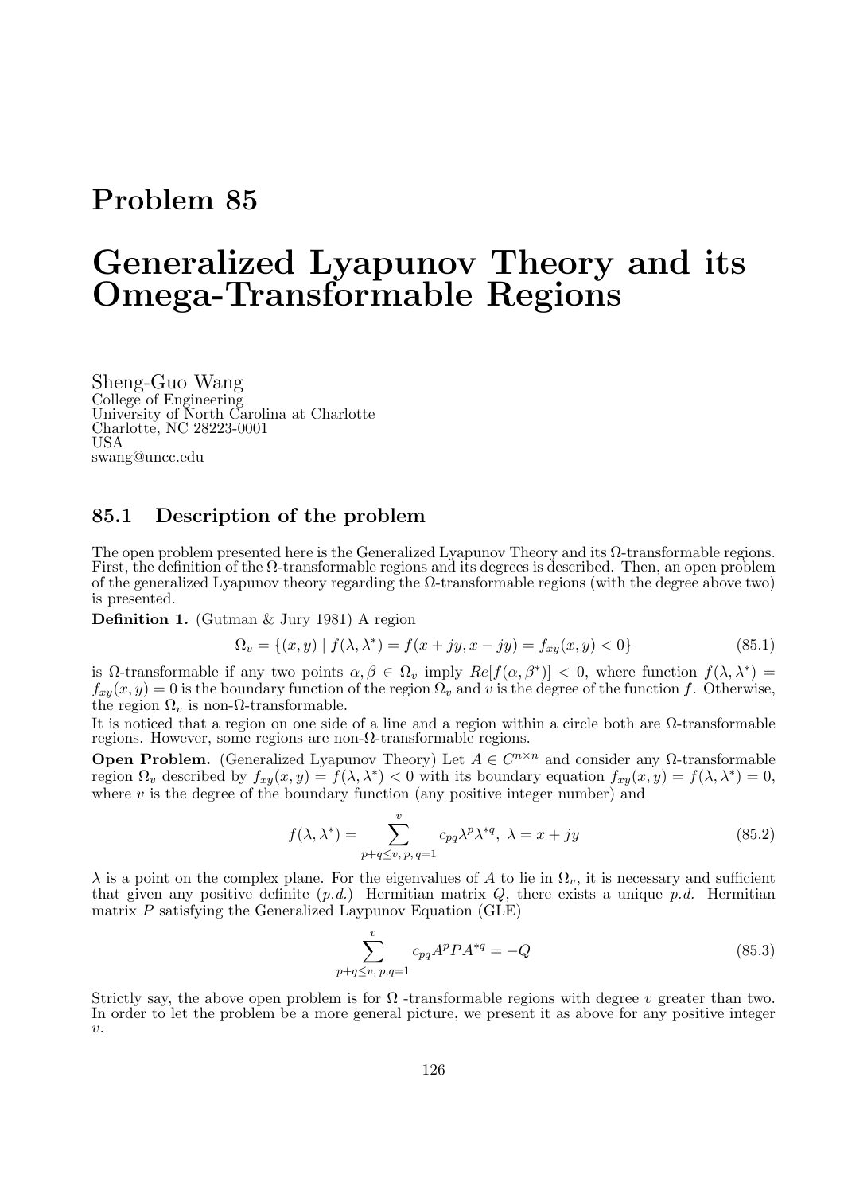# Problem 85

# Generalized Lyapunov Theory and its Omega-Transformable Regions

Sheng-Guo Wang
College of Engineering
University of North Carolina at Charlotte
Charlotte, NC 28223-0001
USA
swang@uncc.edu

## 85.1 Description of the problem

The open problem presented here is the Generalized Lyapunov Theory and its $\Omega$-transformable regions. First, the definition of the $\Omega$-transformable regions and its degrees is described. Then, an open problem of the generalized Lyapunov theory regarding the $\Omega$-transformable regions (with the degree above two) is presented.

**Definition 1.** (Gutman & Jury 1981) A region

$$\Omega_v = \{(x, y) \mid f(\lambda, \lambda^*) = f(x + jy, x - jy) = f_{xy}(x, y) < 0\} \tag{85.1}$$

is $\Omega$-transformable if any two points $\alpha, \beta \in \Omega_v$ imply $Re[f(\alpha, \beta^*)] < 0$, where function $f(\lambda, \lambda^*) = f_{xy}(x, y) = 0$ is the boundary function of the region $\Omega_v$ and $v$ is the degree of the function $f$. Otherwise, the region $\Omega_v$ is non-$\Omega$-transformable.

It is noticed that a region on one side of a line and a region within a circle both are $\Omega$-transformable regions. However, some regions are non-$\Omega$-transformable regions.

**Open Problem.** (Generalized Lyapunov Theory) Let $A \in C^{n \times n}$ and consider any $\Omega$-transformable region $\Omega_v$ described by $f_{xy}(x, y) = f(\lambda, \lambda^*) < 0$ with its boundary equation $f_{xy}(x, y) = f(\lambda, \lambda^*) = 0$, where $v$ is the degree of the boundary function (any positive integer number) and

$$f(\lambda, \lambda^*) = \sum_{p+q \leq v,\, p,\, q=1}^{v} c_{pq} \lambda^p \lambda^{*q}, \ \lambda = x + jy \tag{85.2}$$

$\lambda$ is a point on the complex plane. For the eigenvalues of $A$ to lie in $\Omega_v$, it is necessary and sufficient that given any positive definite (*p.d.*) Hermitian matrix $Q$, there exists a unique *p.d.* Hermitian matrix $P$ satisfying the Generalized Laypunov Equation (GLE)

$$\sum_{p+q \leq v,\, p,\, q=1}^{v} c_{pq} A^p P A^{*q} = -Q \tag{85.3}$$

Strictly say, the above open problem is for $\Omega$ -transformable regions with degree $v$ greater than two. In order to let the problem be a more general picture, we present it as above for any positive integer $v$.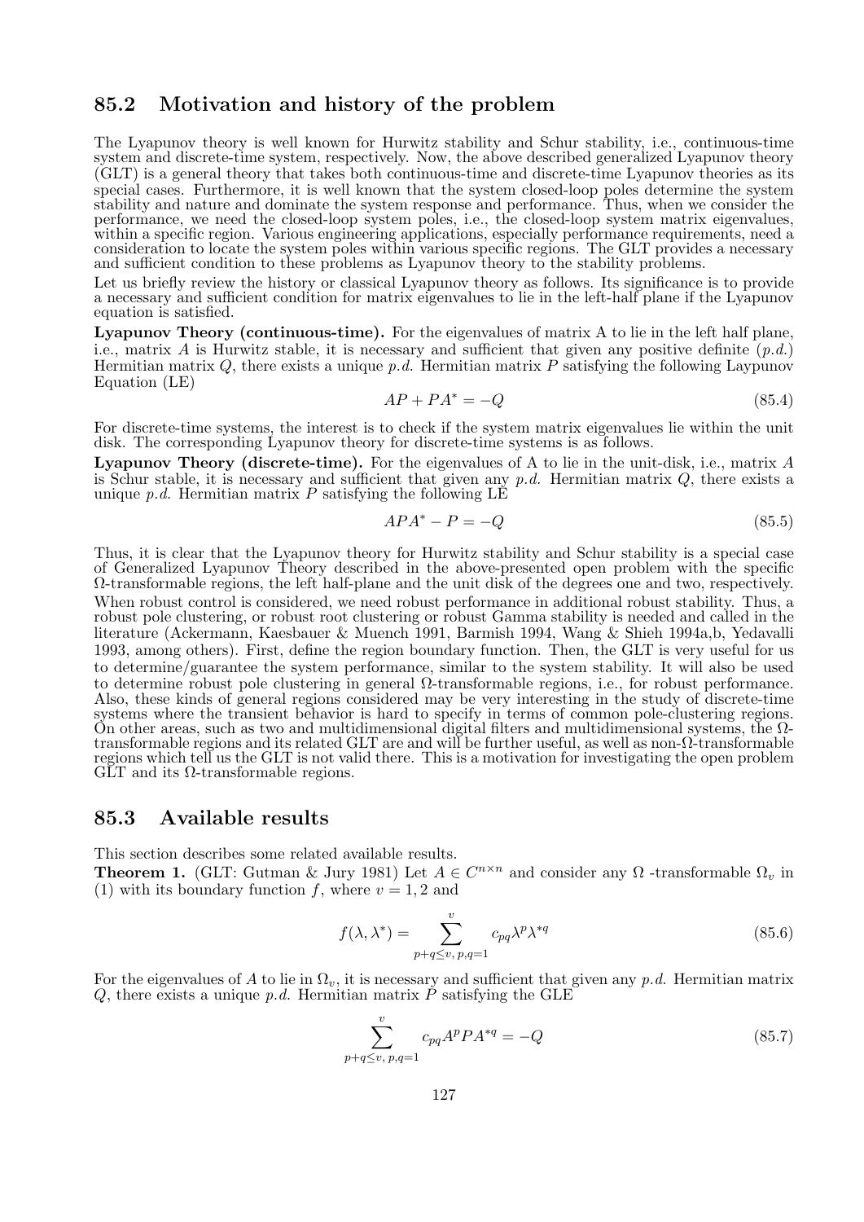## 85.2 Motivation and history of the problem

The Lyapunov theory is well known for Hurwitz stability and Schur stability, i.e., continuous-time system and discrete-time system, respectively. Now, the above described generalized Lyapunov theory (GLT) is a general theory that takes both continuous-time and discrete-time Lyapunov theories as its special cases. Furthermore, it is well known that the system closed-loop poles determine the system stability and nature and dominate the system response and performance. Thus, when we consider the performance, we need the closed-loop system poles, i.e., the closed-loop system matrix eigenvalues, within a specific region. Various engineering applications, especially performance requirements, need a consideration to locate the system poles within various specific regions. The GLT provides a necessary and sufficient condition to these problems as Lyapunov theory to the stability problems.

Let us briefly review the history or classical Lyapunov theory as follows. Its significance is to provide a necessary and sufficient condition for matrix eigenvalues to lie in the left-half plane if the Lyapunov equation is satisfied.

**Lyapunov Theory (continuous-time).** For the eigenvalues of matrix A to lie in the left half plane, i.e., matrix $A$ is Hurwitz stable, it is necessary and sufficient that given any positive definite (*p.d.*) Hermitian matrix $Q$, there exists a unique *p.d.* Hermitian matrix $P$ satisfying the following Laypunov Equation (LE)

$$AP + PA^* = -Q \tag{85.4}$$

For discrete-time systems, the interest is to check if the system matrix eigenvalues lie within the unit disk. The corresponding Lyapunov theory for discrete-time systems is as follows.

**Lyapunov Theory (discrete-time).** For the eigenvalues of A to lie in the unit-disk, i.e., matrix $A$ is Schur stable, it is necessary and sufficient that given any *p.d.* Hermitian matrix $Q$, there exists a unique *p.d.* Hermitian matrix $P$ satisfying the following LE

$$APA^* - P = -Q \tag{85.5}$$

Thus, it is clear that the Lyapunov theory for Hurwitz stability and Schur stability is a special case of Generalized Lyapunov Theory described in the above-presented open problem with the specific $\Omega$-transformable regions, the left half-plane and the unit disk of the degrees one and two, respectively. When robust control is considered, we need robust performance in additional robust stability. Thus, a robust pole clustering, or robust root clustering or robust Gamma stability is needed and called in the literature (Ackermann, Kaesbauer & Muench 1991, Barmish 1994, Wang & Shieh 1994a,b, Yedavalli 1993, among others). First, define the region boundary function. Then, the GLT is very useful for us to determine/guarantee the system performance, similar to the system stability. It will also be used to determine robust pole clustering in general $\Omega$-transformable regions, i.e., for robust performance. Also, these kinds of general regions considered may be very interesting in the study of discrete-time systems where the transient behavior is hard to specify in terms of common pole-clustering regions. On other areas, such as two and multidimensional digital filters and multidimensional systems, the $\Omega$-transformable regions and its related GLT are and will be further useful, as well as non-$\Omega$-transformable regions which tell us the GLT is not valid there. This is a motivation for investigating the open problem GLT and its $\Omega$-transformable regions.

## 85.3 Available results

This section describes some related available results.

**Theorem 1.** (GLT: Gutman & Jury 1981) Let $A \in C^{n \times n}$ and consider any $\Omega$ -transformable $\Omega_v$ in (1) with its boundary function $f$, where $v = 1, 2$ and

$$f(\lambda, \lambda^*) = \sum_{p+q \leq v,\, p,q=1}^{v} c_{pq} \lambda^p \lambda^{*q} \tag{85.6}$$

For the eigenvalues of $A$ to lie in $\Omega_v$, it is necessary and sufficient that given any *p.d.* Hermitian matrix $Q$, there exists a unique *p.d.* Hermitian matrix $P$ satisfying the GLE

$$\sum_{p+q \leq v,\, p,q=1}^{v} c_{pq} A^p P A^{*q} = -Q \tag{85.7}$$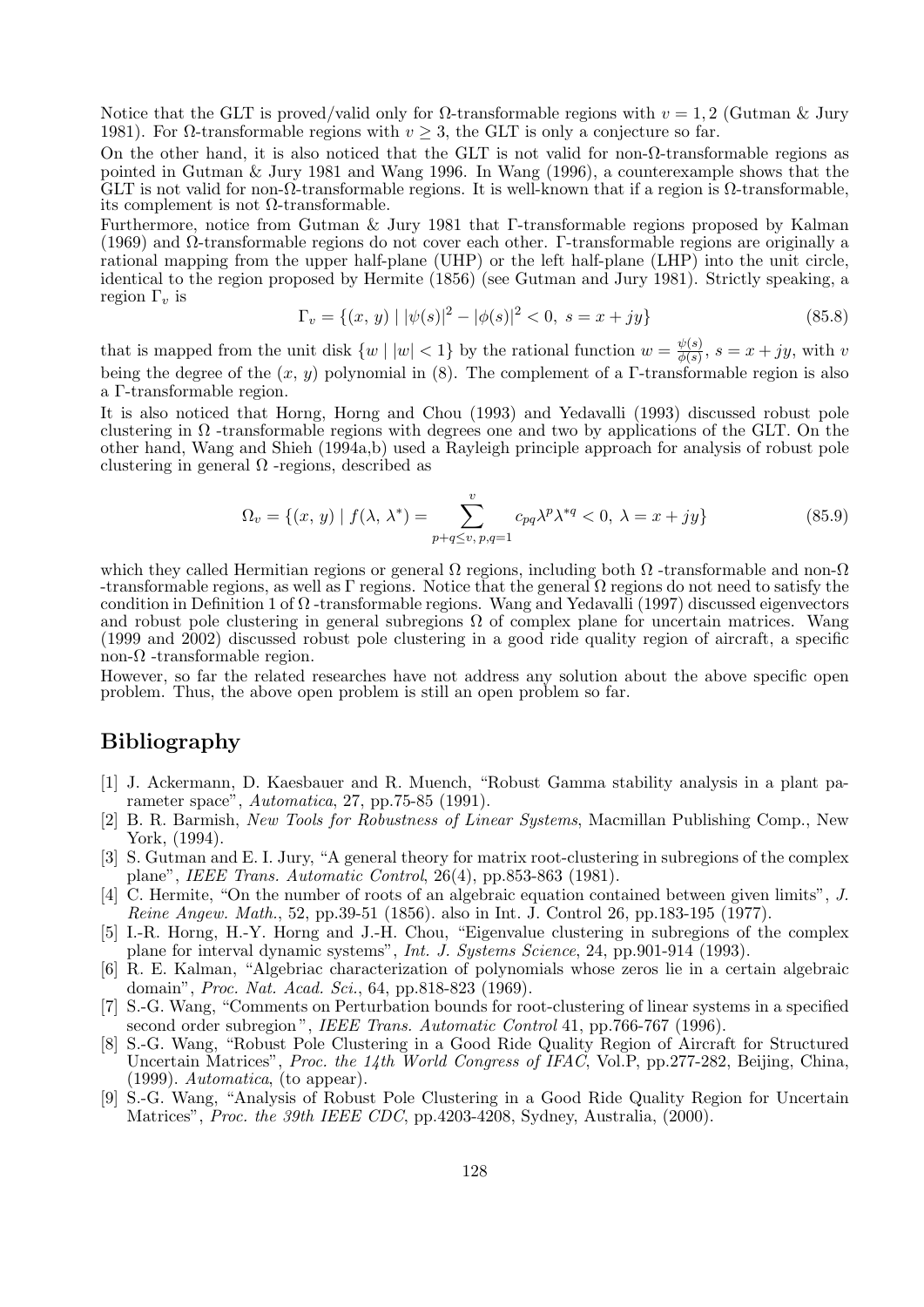Notice that the GLT is proved/valid only for Ω-transformable regions with $v = 1, 2$ (Gutman & Jury 1981). For Ω-transformable regions with $v \geq 3$, the GLT is only a conjecture so far.

On the other hand, it is also noticed that the GLT is not valid for non-Ω-transformable regions as pointed in Gutman & Jury 1981 and Wang 1996. In Wang (1996), a counterexample shows that the GLT is not valid for non-Ω-transformable regions. It is well-known that if a region is Ω-transformable, its complement is not Ω-transformable.

Furthermore, notice from Gutman & Jury 1981 that Γ-transformable regions proposed by Kalman (1969) and Ω-transformable regions do not cover each other. Γ-transformable regions are originally a rational mapping from the upper half-plane (UHP) or the left half-plane (LHP) into the unit circle, identical to the region proposed by Hermite (1856) (see Gutman and Jury 1981). Strictly speaking, a region $\Gamma_v$ is

$$\Gamma_v = \{(x, y) \mid |\psi(s)|^2 - |\phi(s)|^2 < 0,\ s = x + jy\} \tag{85.8}$$

that is mapped from the unit disk $\{w \mid |w| < 1\}$ by the rational function $w = \frac{\psi(s)}{\phi(s)}$, $s = x + jy$, with $v$ being the degree of the $(x, y)$ polynomial in (8). The complement of a Γ-transformable region is also a Γ-transformable region.

It is also noticed that Horng, Horng and Chou (1993) and Yedavalli (1993) discussed robust pole clustering in Ω -transformable regions with degrees one and two by applications of the GLT. On the other hand, Wang and Shieh (1994a,b) used a Rayleigh principle approach for analysis of robust pole clustering in general Ω -regions, described as

$$\Omega_v = \{(x, y) \mid f(\lambda, \lambda^*) = \sum_{p+q \leq v,\, p,q=1}^{v} c_{pq} \lambda^p \lambda^{*q} < 0,\ \lambda = x + jy\} \tag{85.9}$$

which they called Hermitian regions or general Ω regions, including both Ω -transformable and non-Ω -transformable regions, as well as Γ regions. Notice that the general Ω regions do not need to satisfy the condition in Definition 1 of Ω -transformable regions. Wang and Yedavalli (1997) discussed eigenvectors and robust pole clustering in general subregions Ω of complex plane for uncertain matrices. Wang (1999 and 2002) discussed robust pole clustering in a good ride quality region of aircraft, a specific non-Ω -transformable region.

However, so far the related researches have not address any solution about the above specific open problem. Thus, the above open problem is still an open problem so far.

## Bibliography

[1] J. Ackermann, D. Kaesbauer and R. Muench, "Robust Gamma stability analysis in a plant parameter space", *Automatica*, 27, pp.75-85 (1991).

[2] B. R. Barmish, *New Tools for Robustness of Linear Systems*, Macmillan Publishing Comp., New York, (1994).

[3] S. Gutman and E. I. Jury, "A general theory for matrix root-clustering in subregions of the complex plane", *IEEE Trans. Automatic Control*, 26(4), pp.853-863 (1981).

[4] C. Hermite, "On the number of roots of an algebraic equation contained between given limits", *J. Reine Angew. Math.*, 52, pp.39-51 (1856). also in Int. J. Control 26, pp.183-195 (1977).

[5] I.-R. Horng, H.-Y. Horng and J.-H. Chou, "Eigenvalue clustering in subregions of the complex plane for interval dynamic systems", *Int. J. Systems Science*, 24, pp.901-914 (1993).

[6] R. E. Kalman, "Algebriac characterization of polynomials whose zeros lie in a certain algebraic domain", *Proc. Nat. Acad. Sci.*, 64, pp.818-823 (1969).

[7] S.-G. Wang, "Comments on Perturbation bounds for root-clustering of linear systems in a specified second order subregion", *IEEE Trans. Automatic Control* 41, pp.766-767 (1996).

[8] S.-G. Wang, "Robust Pole Clustering in a Good Ride Quality Region of Aircraft for Structured Uncertain Matrices", *Proc. the 14th World Congress of IFAC*, Vol.P, pp.277-282, Beijing, China, (1999). *Automatica*, (to appear).

[9] S.-G. Wang, "Analysis of Robust Pole Clustering in a Good Ride Quality Region for Uncertain Matrices", *Proc. the 39th IEEE CDC*, pp.4203-4208, Sydney, Australia, (2000).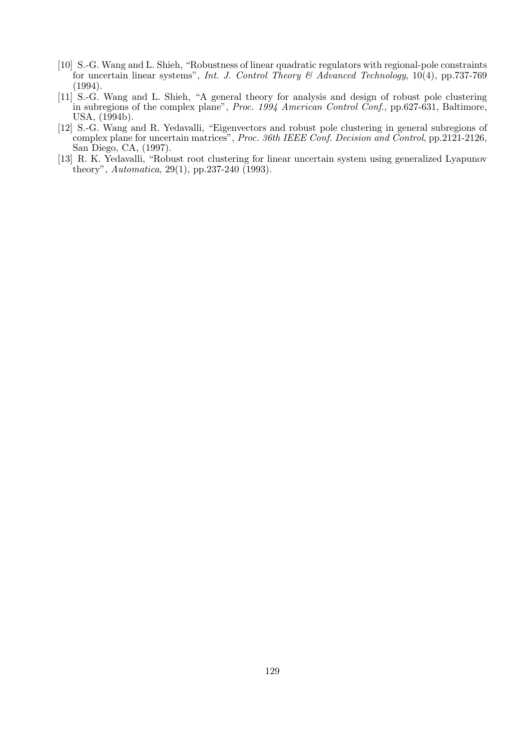[10] S.-G. Wang and L. Shieh, "Robustness of linear quadratic regulators with regional-pole constraints for uncertain linear systems", *Int. J. Control Theory & Advanced Technology*, 10(4), pp.737-769 (1994).

[11] S.-G. Wang and L. Shieh, "A general theory for analysis and design of robust pole clustering in subregions of the complex plane", *Proc. 1994 American Control Conf.*, pp.627-631, Baltimore, USA, (1994b).

[12] S.-G. Wang and R. Yedavalli, "Eigenvectors and robust pole clustering in general subregions of complex plane for uncertain matrices", *Proc. 36th IEEE Conf. Decision and Control*, pp.2121-2126, San Diego, CA, (1997).

[13] R. K. Yedavalli, "Robust root clustering for linear uncertain system using generalized Lyapunov theory", *Automatica*, 29(1), pp.237-240 (1993).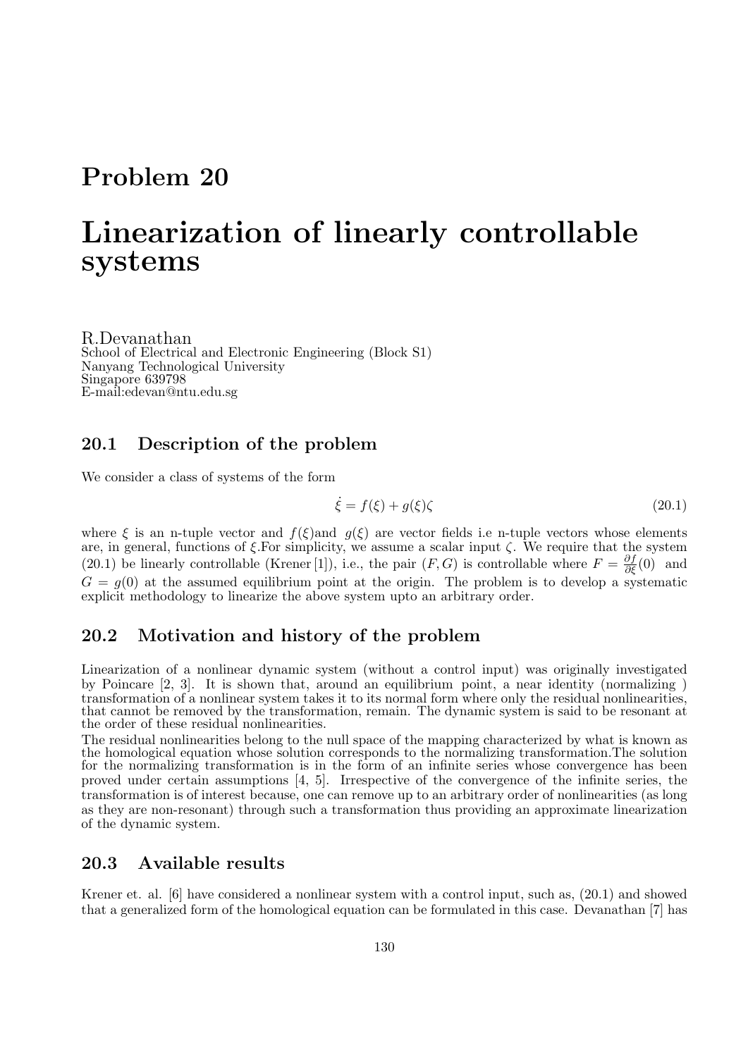# Problem 20

# Linearization of linearly controllable systems

R.Devanathan
School of Electrical and Electronic Engineering (Block S1)
Nanyang Technological University
Singapore 639798
E-mail:edevan@ntu.edu.sg

## 20.1 Description of the problem

We consider a class of systems of the form

$$\dot{\xi} = f(\xi) + g(\xi)\zeta \tag{20.1}$$

where $\xi$ is an n-tuple vector and $f(\xi)$and $g(\xi)$ are vector fields i.e n-tuple vectors whose elements are, in general, functions of $\xi$.For simplicity, we assume a scalar input $\zeta$. We require that the system (20.1) be linearly controllable (Krener [1]), i.e., the pair $(F, G)$ is controllable where $F = \frac{\partial f}{\partial \xi}(0)$ and $G = g(0)$ at the assumed equilibrium point at the origin. The problem is to develop a systematic explicit methodology to linearize the above system upto an arbitrary order.

## 20.2 Motivation and history of the problem

Linearization of a nonlinear dynamic system (without a control input) was originally investigated by Poincare [2, 3]. It is shown that, around an equilibrium point, a near identity (normalizing ) transformation of a nonlinear system takes it to its normal form where only the residual nonlinearities, that cannot be removed by the transformation, remain. The dynamic system is said to be resonant at the order of these residual nonlinearities.

The residual nonlinearities belong to the null space of the mapping characterized by what is known as the homological equation whose solution corresponds to the normalizing transformation.The solution for the normalizing transformation is in the form of an infinite series whose convergence has been proved under certain assumptions [4, 5]. Irrespective of the convergence of the infinite series, the transformation is of interest because, one can remove up to an arbitrary order of nonlinearities (as long as they are non-resonant) through such a transformation thus providing an approximate linearization of the dynamic system.

## 20.3 Available results

Krener et. al. [6] have considered a nonlinear system with a control input, such as, (20.1) and showed that a generalized form of the homological equation can be formulated in this case. Devanathan [7] has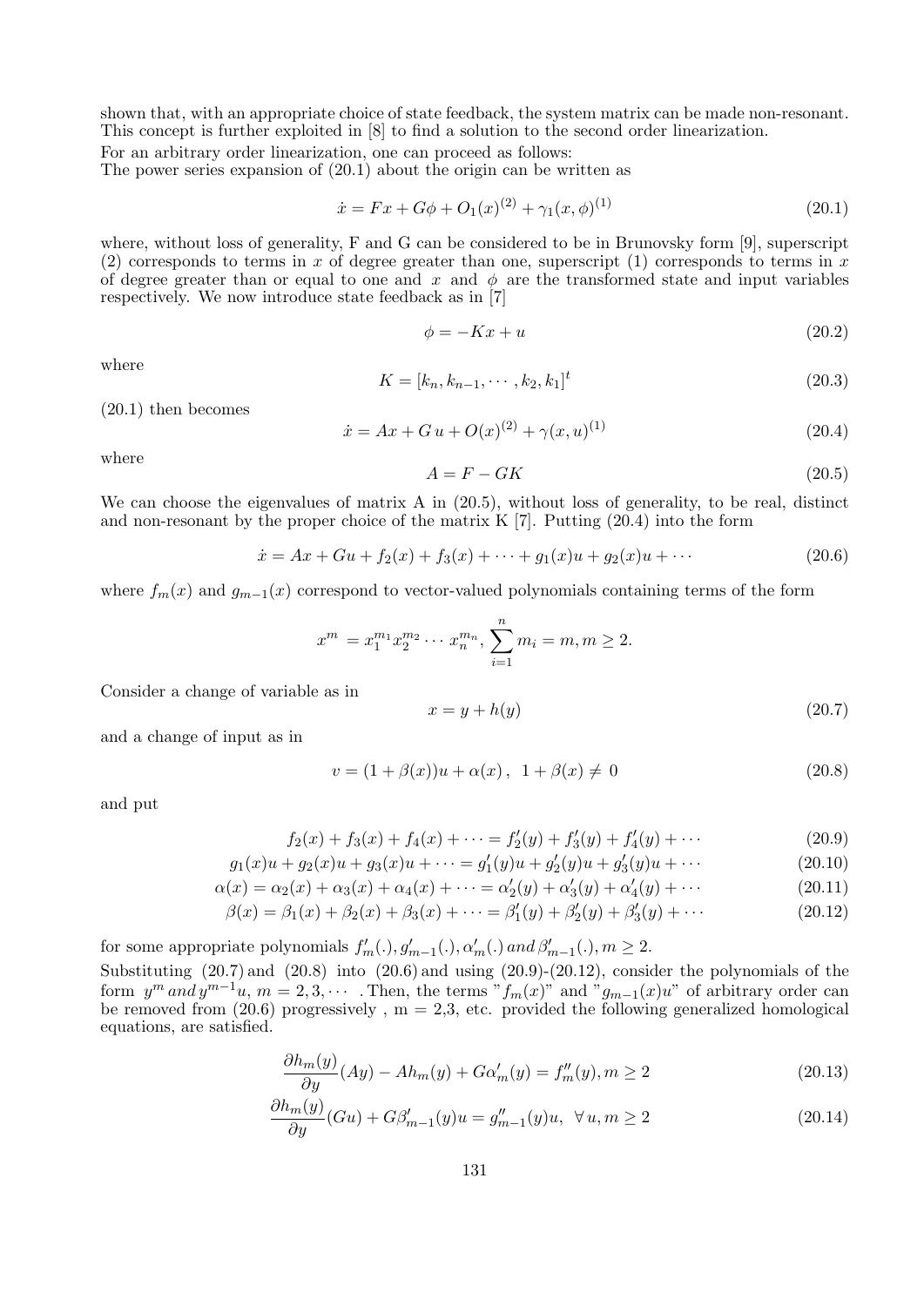shown that, with an appropriate choice of state feedback, the system matrix can be made non-resonant. This concept is further exploited in [8] to find a solution to the second order linearization.

For an arbitrary order linearization, one can proceed as follows:

The power series expansion of (20.1) about the origin can be written as

$$\dot{x} = Fx + G\phi + O_1(x)^{(2)} + \gamma_1(x,\phi)^{(1)} \tag{20.1}$$

where, without loss of generality, F and G can be considered to be in Brunovsky form [9], superscript (2) corresponds to terms in $x$ of degree greater than one, superscript (1) corresponds to terms in $x$ of degree greater than or equal to one and $x$ and $\phi$ are the transformed state and input variables respectively. We now introduce state feedback as in [7]

$$\phi = -Kx + u \tag{20.2}$$

where

$$K = [k_n, k_{n-1}, \cdots, k_2, k_1]^t \tag{20.3}$$

(20.1) then becomes

$$\dot{x} = Ax + G\,u + O(x)^{(2)} + \gamma(x,u)^{(1)} \tag{20.4}$$

where

$$A = F - GK \tag{20.5}$$

We can choose the eigenvalues of matrix A in (20.5), without loss of generality, to be real, distinct and non-resonant by the proper choice of the matrix K [7]. Putting (20.4) into the form

$$\dot{x} = Ax + Gu + f_2(x) + f_3(x) + \cdots + g_1(x)u + g_2(x)u + \cdots \tag{20.6}$$

where $f_m(x)$ and $g_{m-1}(x)$ correspond to vector-valued polynomials containing terms of the form

$$x^m = x_1^{m_1}x_2^{m_2}\cdots x_n^{m_n}, \sum_{i=1}^{n} m_i = m, m \geq 2.$$

Consider a change of variable as in

$$x = y + h(y) \tag{20.7}$$

and a change of input as in

$$v = (1 + \beta(x))u + \alpha(x)\,,\ \ 1 + \beta(x) \neq 0 \tag{20.8}$$

and put

$$f_2(x) + f_3(x) + f_4(x) + \cdots = f_2'(y) + f_3'(y) + f_4'(y) + \cdots \tag{20.9}$$

$$g_1(x)u + g_2(x)u + g_3(x)u + \cdots = g_1'(y)u + g_2'(y)u + g_3'(y)u + \cdots \tag{20.10}$$

$$\alpha(x) = \alpha_2(x) + \alpha_3(x) + \alpha_4(x) + \cdots = \alpha_2'(y) + \alpha_3'(y) + \alpha_4'(y) + \cdots \tag{20.11}$$

$$\beta(x) = \beta_1(x) + \beta_2(x) + \beta_3(x) + \cdots = \beta_1'(y) + \beta_2'(y) + \beta_3'(y) + \cdots \tag{20.12}$$

for some appropriate polynomials $f_m'(.), g_{m-1}'(.), \alpha_m'(.)\, and\, \beta_{m-1}'(.), m \geq 2$.

Substituting (20.7) and (20.8) into (20.6) and using (20.9)-(20.12), consider the polynomials of the form $y^m\, and\, y^{m-1}u$, $m = 2, 3, \cdots$ . Then, the terms "$f_m(x)$" and "$g_{m-1}(x)u$" of arbitrary order can be removed from (20.6) progressively , m = 2,3, etc. provided the following generalized homological equations, are satisfied.

$$\frac{\partial h_m(y)}{\partial y}(Ay) - Ah_m(y) + G\alpha_m'(y) = f_m''(y), m \geq 2 \tag{20.13}$$

$$\frac{\partial h_m(y)}{\partial y}(Gu) + G\beta_{m-1}'(y)u = g_{m-1}''(y)u,\ \ \forall\, u, m \geq 2 \tag{20.14}$$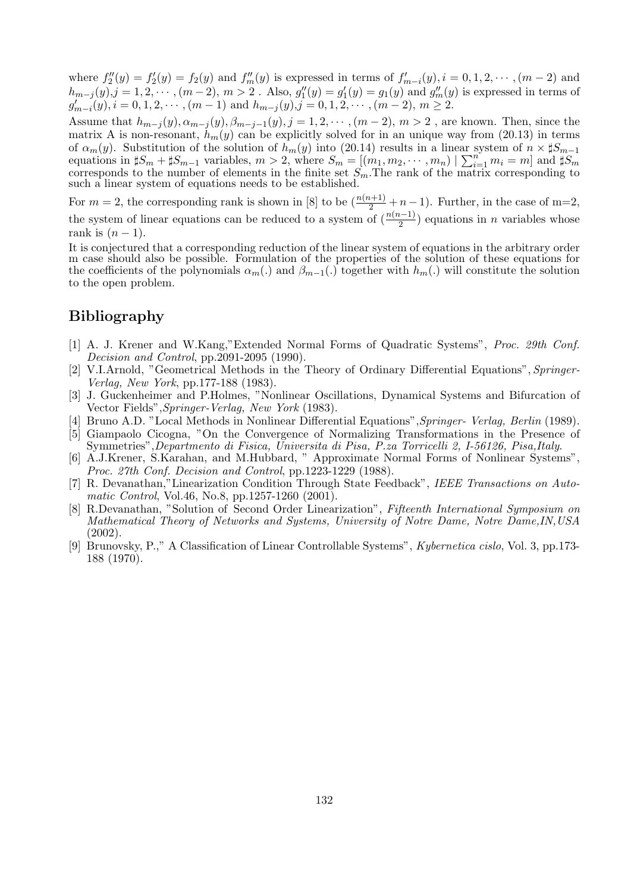where $f_2''(y) = f_2'(y) = f_2(y)$ and $f_m''(y)$ is expressed in terms of $f_{m-i}'(y), i = 0, 1, 2, \cdots, (m-2)$ and $h_{m-j}(y), j = 1, 2, \cdots, (m-2)$, $m > 2$ . Also, $g_1''(y) = g_1'(y) = g_1(y)$ and $g_m''(y)$ is expressed in terms of $g_{m-i}'(y), i = 0, 1, 2, \cdots, (m-1)$ and $h_{m-j}(y), j = 0, 1, 2, \cdots, (m-2)$, $m \geq 2$.

Assume that $h_{m-j}(y), \alpha_{m-j}(y), \beta_{m-j-1}(y), j = 1, 2, \cdots, (m-2)$, $m > 2$ , are known. Then, since the matrix A is non-resonant, $h_m(y)$ can be explicitly solved for in an unique way from (20.13) in terms of $\alpha_m(y)$. Substitution of the solution of $h_m(y)$ into (20.14) results in a linear system of $n \times \sharp S_{m-1}$ equations in $\sharp S_m + \sharp S_{m-1}$ variables, $m > 2$, where $S_m = [(m_1, m_2, \cdots, m_n) \mid \sum_{i=1}^{n} m_i = m]$ and $\sharp S_m$ corresponds to the number of elements in the finite set $S_m$.The rank of the matrix corresponding to such a linear system of equations needs to be established.

For $m = 2$, the corresponding rank is shown in [8] to be $(\frac{n(n+1)}{2} + n - 1)$. Further, in the case of m=2, the system of linear equations can be reduced to a system of $(\frac{n(n-1)}{2})$ equations in $n$ variables whose rank is $(n-1)$.

It is conjectured that a corresponding reduction of the linear system of equations in the arbitrary order m case should also be possible. Formulation of the properties of the solution of these equations for the coefficients of the polynomials $\alpha_m(.)$ and $\beta_{m-1}(.)$ together with $h_m(.)$ will constitute the solution to the open problem.

## Bibliography

[1] A. J. Krener and W.Kang,"Extended Normal Forms of Quadratic Systems", *Proc. 29th Conf. Decision and Control*, pp.2091-2095 (1990).

[2] V.I.Arnold, "Geometrical Methods in the Theory of Ordinary Differential Equations", *Springer-Verlag, New York*, pp.177-188 (1983).

[3] J. Guckenheimer and P.Holmes, "Nonlinear Oscillations, Dynamical Systems and Bifurcation of Vector Fields",*Springer-Verlag, New York* (1983).

[4] Bruno A.D. "Local Methods in Nonlinear Differential Equations",*Springer- Verlag, Berlin* (1989).

[5] Giampaolo Cicogna, "On the Convergence of Normalizing Transformations in the Presence of Symmetries",*Departmento di Fisica, Universita di Pisa, P.za Torricelli 2, I-56126, Pisa,Italy*.

[6] A.J.Krener, S.Karahan, and M.Hubbard, " Approximate Normal Forms of Nonlinear Systems", *Proc. 27th Conf. Decision and Control*, pp.1223-1229 (1988).

[7] R. Devanathan,"Linearization Condition Through State Feedback", *IEEE Transactions on Automatic Control*, Vol.46, No.8, pp.1257-1260 (2001).

[8] R.Devanathan, "Solution of Second Order Linearization", *Fifteenth International Symposium on Mathematical Theory of Networks and Systems, University of Notre Dame, Notre Dame,IN,USA* (2002).

[9] Brunovsky, P.," A Classification of Linear Controllable Systems", *Kybernetica cislo*, Vol. 3, pp.173-188 (1970).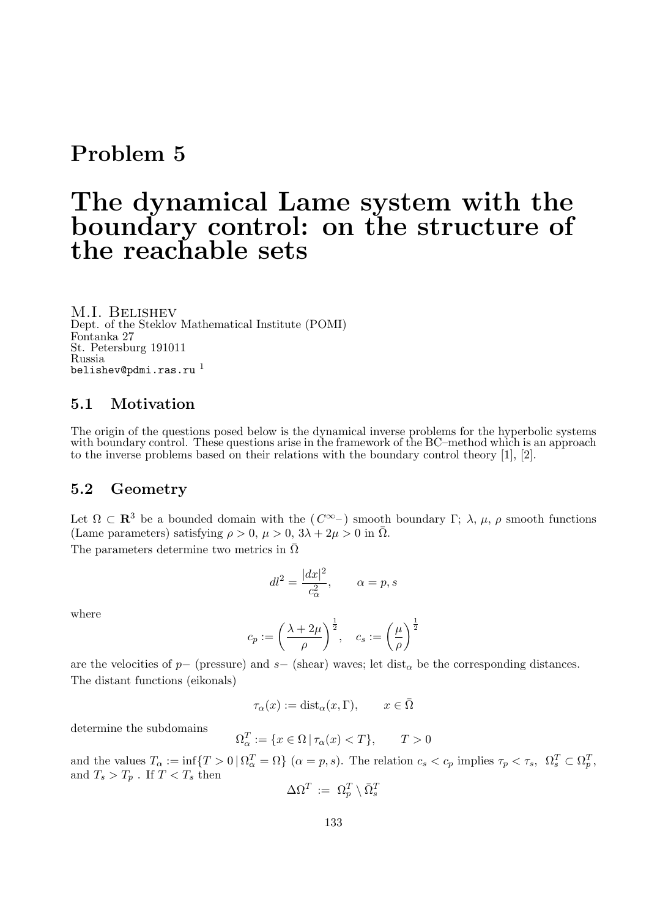# Problem 5

# The dynamical Lame system with the boundary control: on the structure of the reachable sets

M.I. Belishev
Dept. of the Steklov Mathematical Institute (POMI)
Fontanka 27
St. Petersburg 191011
Russia
belishev@pdmi.ras.ru [1]

## 5.1 Motivation

The origin of the questions posed below is the dynamical inverse problems for the hyperbolic systems with boundary control. These questions arise in the framework of the BC–method which is an approach to the inverse problems based on their relations with the boundary control theory [1], [2].

## 5.2 Geometry

Let $\Omega \subset \mathbf{R}^3$ be a bounded domain with the ($C^\infty$–) smooth boundary $\Gamma$; $\lambda$, $\mu$, $\rho$ smooth functions (Lame parameters) satisfying $\rho > 0$, $\mu > 0$, $3\lambda + 2\mu > 0$ in $\bar{\Omega}$.

The parameters determine two metrics in $\bar{\Omega}$

$$dl^2 = \frac{|dx|^2}{c_\alpha^2}, \qquad \alpha = p, s$$

where

$$c_p := \left(\frac{\lambda + 2\mu}{\rho}\right)^{\frac{1}{2}}, \quad c_s := \left(\frac{\mu}{\rho}\right)^{\frac{1}{2}}$$

are the velocities of $p-$ (pressure) and $s-$ (shear) waves; let $\text{dist}_\alpha$ be the corresponding distances. The distant functions (eikonals)

$$\tau_\alpha(x) := \text{dist}_\alpha(x, \Gamma), \qquad x \in \bar{\Omega}$$

determine the subdomains

$$\Omega_\alpha^T := \{x \in \Omega \,|\, \tau_\alpha(x) < T\}, \qquad T > 0$$

and the values $T_\alpha := \inf\{T > 0 \,|\, \Omega_\alpha^T = \Omega\}$ $(\alpha = p, s)$. The relation $c_s < c_p$ implies $\tau_p < \tau_s$, $\Omega_s^T \subset \Omega_p^T$, and $T_s > T_p$ . If $T < T_s$ then

$$\Delta\Omega^T \; := \; \Omega_p^T \setminus \bar{\Omega}_s^T$$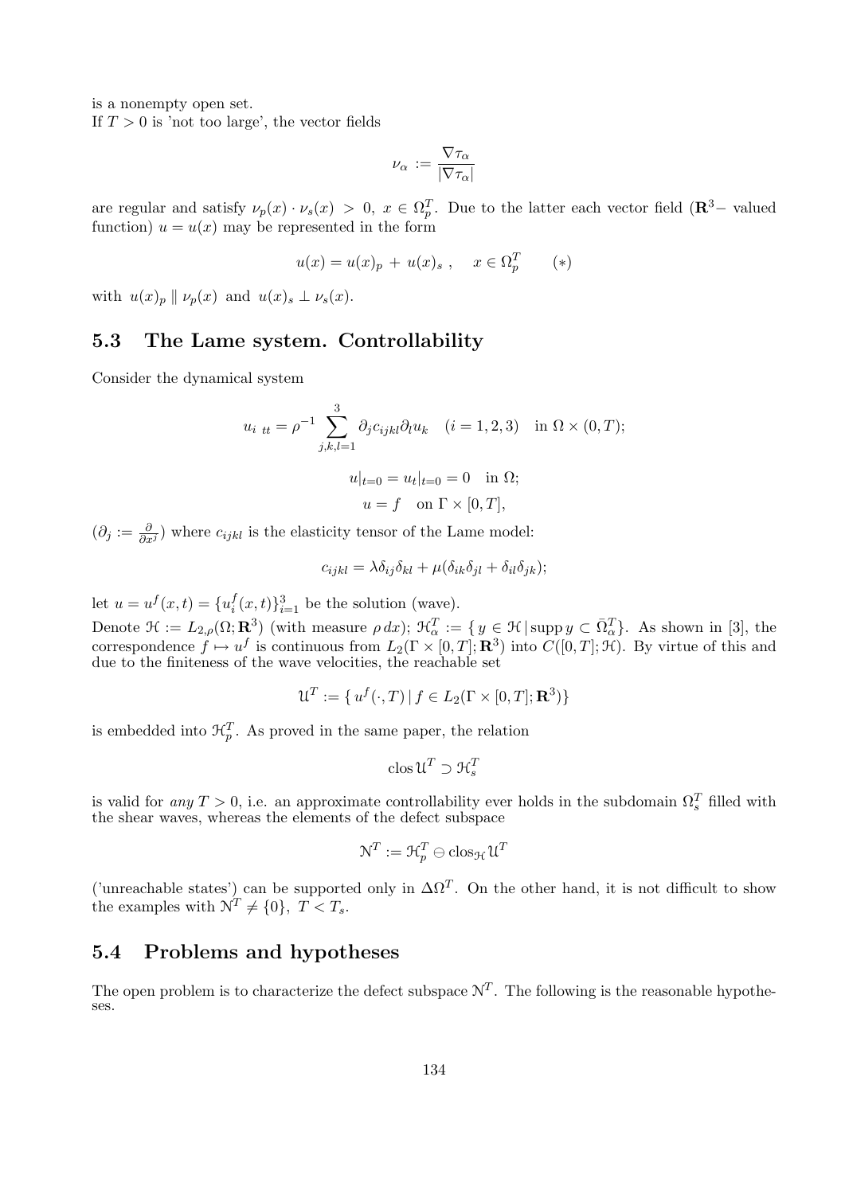is a nonempty open set.
If $T > 0$ is 'not too large', the vector fields

$$\nu_\alpha := \frac{\nabla \tau_\alpha}{|\nabla \tau_\alpha|}$$

are regular and satisfy $\nu_p(x) \cdot \nu_s(x) > 0, \ x \in \Omega_p^T$. Due to the latter each vector field ($\mathbf{R}^3-$ valued function) $u = u(x)$ may be represented in the form

$$u(x) = u(x)_p + u(x)_s , \quad x \in \Omega_p^T \qquad (*)$$

with $u(x)_p \parallel \nu_p(x)$ and $u(x)_s \perp \nu_s(x)$.

### 5.3 The Lame system. Controllability

Consider the dynamical system

$$u_{i\ tt} = \rho^{-1} \sum_{j,k,l=1}^{3} \partial_j c_{ijkl} \partial_l u_k \quad (i = 1, 2, 3) \quad \text{in } \Omega \times (0, T);$$

$$u|_{t=0} = u_t|_{t=0} = 0 \quad \text{in } \Omega;$$

$$u = f \quad \text{on } \Gamma \times [0, T],$$

($\partial_j := \frac{\partial}{\partial x^j}$) where $c_{ijkl}$ is the elasticity tensor of the Lame model:

$$c_{ijkl} = \lambda \delta_{ij} \delta_{kl} + \mu(\delta_{ik}\delta_{jl} + \delta_{il}\delta_{jk});$$

let $u = u^f(x, t) = \{u_i^f(x, t)\}_{i=1}^3$ be the solution (wave).
Denote $\mathcal{H} := L_{2,\rho}(\Omega; \mathbf{R}^3)$ (with measure $\rho\, dx$); $\mathcal{H}_\alpha^T := \{ y \in \mathcal{H} \,|\, \operatorname{supp} y \subset \bar{\Omega}_\alpha^T \}$. As shown in [3], the correspondence $f \mapsto u^f$ is continuous from $L_2(\Gamma \times [0, T]; \mathbf{R}^3)$ into $C([0, T]; \mathcal{H})$. By virtue of this and due to the finiteness of the wave velocities, the reachable set

$$\mathcal{U}^T := \{ u^f(\cdot, T) \,|\, f \in L_2(\Gamma \times [0, T]; \mathbf{R}^3) \}$$

is embedded into $\mathcal{H}_p^T$. As proved in the same paper, the relation

$$\operatorname{clos} \mathcal{U}^T \supset \mathcal{H}_s^T$$

is valid for *any* $T > 0$, i.e. an approximate controllability ever holds in the subdomain $\Omega_s^T$ filled with the shear waves, whereas the elements of the defect subspace

$$\mathcal{N}^T := \mathcal{H}_p^T \ominus \operatorname{clos}_{\mathcal{H}} \mathcal{U}^T$$

('unreachable states') can be supported only in $\Delta\Omega^T$. On the other hand, it is not difficult to show the examples with $\mathcal{N}^T \neq \{0\}, \ T < T_s$.

### 5.4 Problems and hypotheses

The open problem is to characterize the defect subspace $\mathcal{N}^T$. The following is the reasonable hypotheses.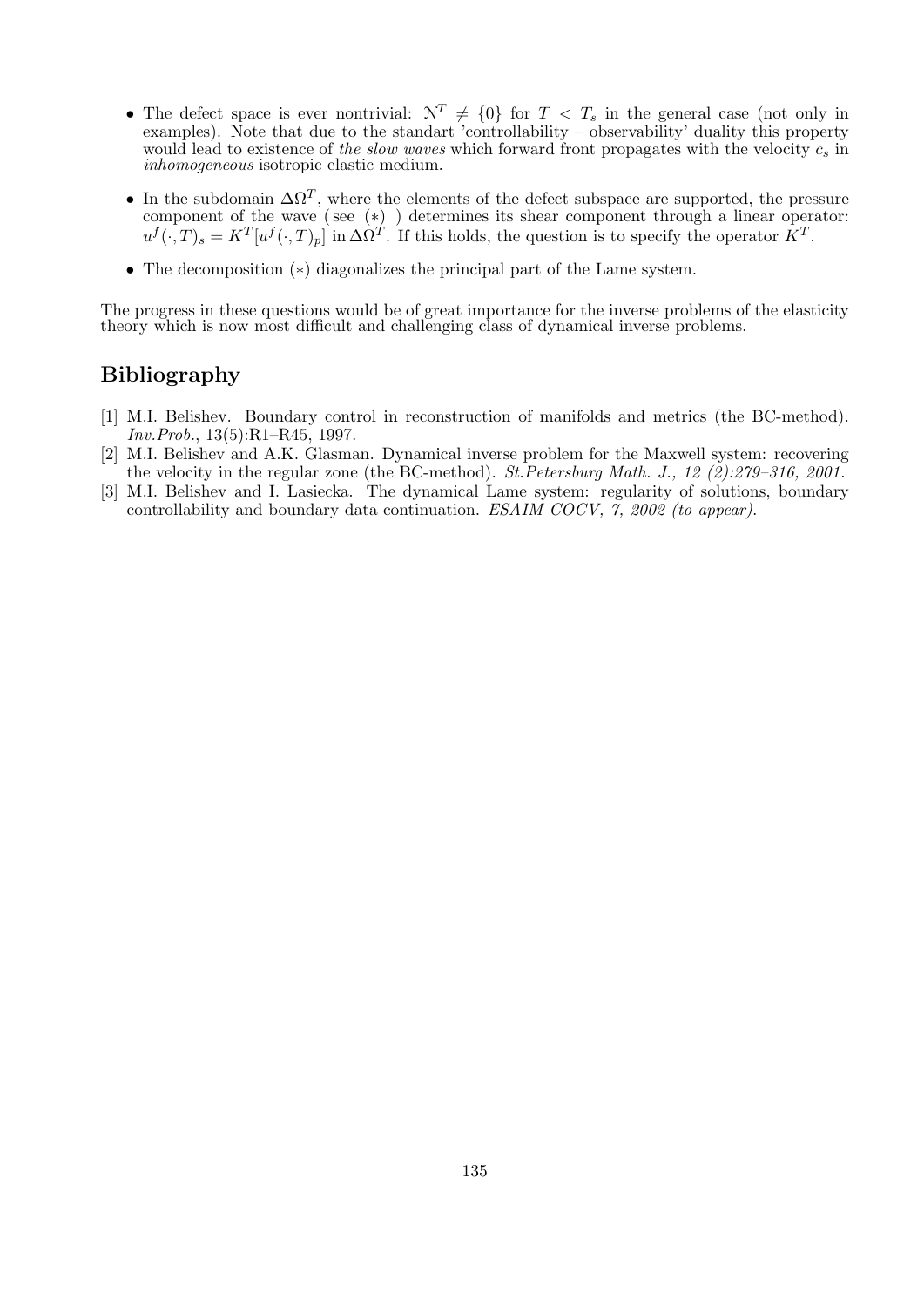- The defect space is ever nontrivial: $\mathcal{N}^T \neq \{0\}$ for $T < T_s$ in the general case (not only in examples). Note that due to the standart 'controllability – observability' duality this property would lead to existence of *the slow waves* which forward front propagates with the velocity $c_s$ in *inhomogeneous* isotropic elastic medium.

- In the subdomain $\Delta\Omega^T$, where the elements of the defect subspace are supported, the pressure component of the wave ( see $(*)$ ) determines its shear component through a linear operator: $u^f(\cdot, T)_s = K^T[u^f(\cdot, T)_p]$ in $\Delta\Omega^T$. If this holds, the question is to specify the operator $K^T$.

- The decomposition $(*)$ diagonalizes the principal part of the Lame system.

The progress in these questions would be of great importance for the inverse problems of the elasticity theory which is now most difficult and challenging class of dynamical inverse problems.

## Bibliography

[1] M.I. Belishev. Boundary control in reconstruction of manifolds and metrics (the BC-method). *Inv.Prob.*, 13(5):R1–R45, 1997.

[2] M.I. Belishev and A.K. Glasman. Dynamical inverse problem for the Maxwell system: recovering the velocity in the regular zone (the BC-method). *St.Petersburg Math. J., 12 (2):279–316, 2001.*

[3] M.I. Belishev and I. Lasiecka. The dynamical Lame system: regularity of solutions, boundary controllability and boundary data continuation. *ESAIM COCV, 7, 2002 (to appear).*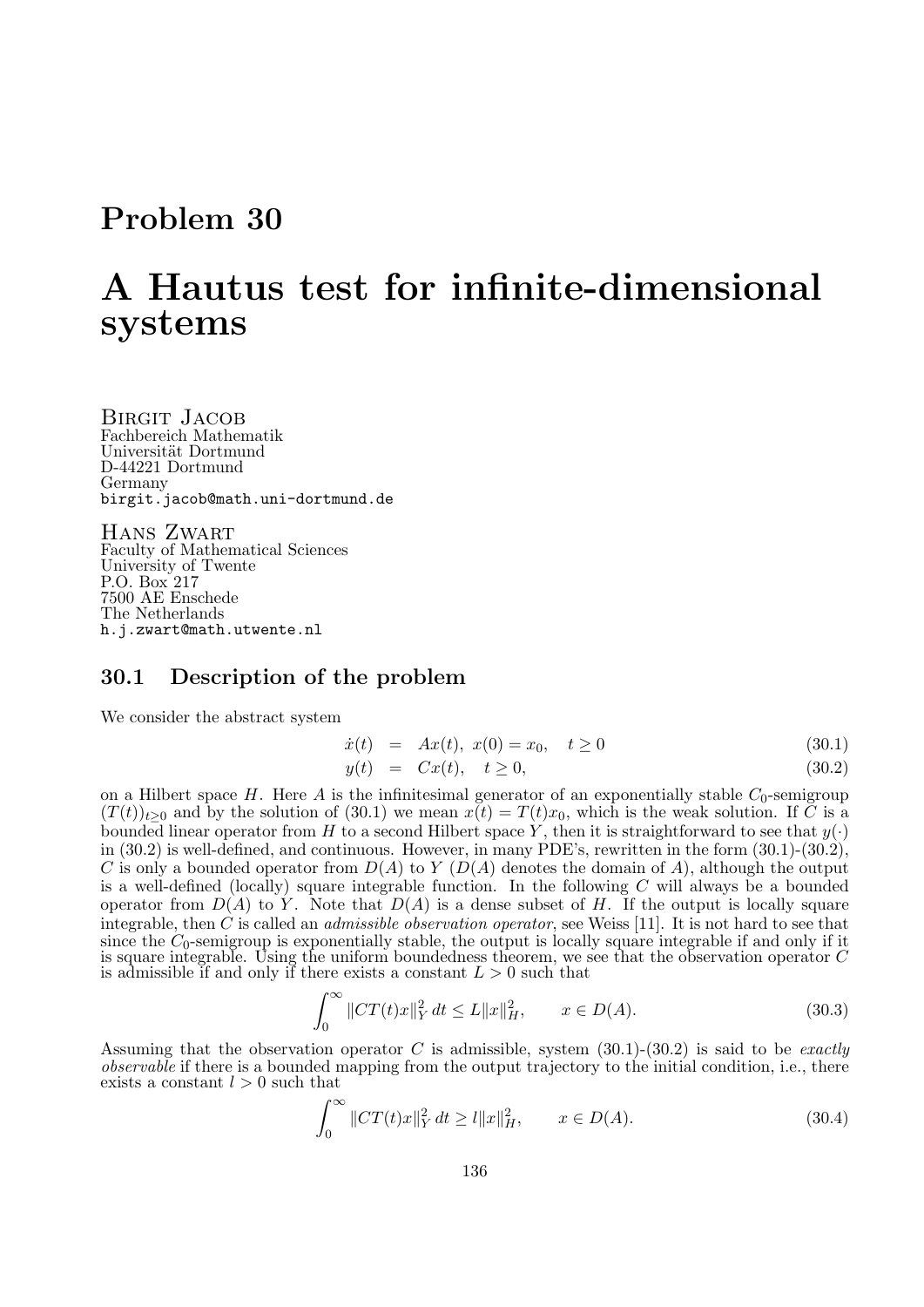# Problem 30

# A Hautus test for infinite-dimensional systems

Birgit Jacob
Fachbereich Mathematik
Universität Dortmund
D-44221 Dortmund
Germany
birgit.jacob@math.uni-dortmund.de

Hans Zwart
Faculty of Mathematical Sciences
University of Twente
P.O. Box 217
7500 AE Enschede
The Netherlands
h.j.zwart@math.utwente.nl

## 30.1 Description of the problem

We consider the abstract system

$$\dot{x}(t) = Ax(t), \; x(0) = x_0, \quad t \geq 0 \tag{30.1}$$

$$y(t) = Cx(t), \quad t \geq 0, \tag{30.2}$$

on a Hilbert space $H$. Here $A$ is the infinitesimal generator of an exponentially stable $C_0$-semigroup $(T(t))_{t\geq 0}$ and by the solution of (30.1) we mean $x(t) = T(t)x_0$, which is the weak solution. If $C$ is a bounded linear operator from $H$ to a second Hilbert space $Y$, then it is straightforward to see that $y(\cdot)$ in (30.2) is well-defined, and continuous. However, in many PDE's, rewritten in the form (30.1)-(30.2), $C$ is only a bounded operator from $D(A)$ to $Y$ ($D(A)$ denotes the domain of $A$), although the output is a well-defined (locally) square integrable function. In the following $C$ will always be a bounded operator from $D(A)$ to $Y$. Note that $D(A)$ is a dense subset of $H$. If the output is locally square integrable, then $C$ is called an *admissible observation operator*, see Weiss [11]. It is not hard to see that since the $C_0$-semigroup is exponentially stable, the output is locally square integrable if and only if it is square integrable. Using the uniform boundedness theorem, we see that the observation operator $C$ is admissible if and only if there exists a constant $L > 0$ such that

$$\int_0^\infty \|CT(t)x\|_Y^2 \, dt \leq L\|x\|_H^2, \qquad x \in D(A). \tag{30.3}$$

Assuming that the observation operator $C$ is admissible, system (30.1)-(30.2) is said to be *exactly observable* if there is a bounded mapping from the output trajectory to the initial condition, i.e., there exists a constant $l > 0$ such that

$$\int_0^\infty \|CT(t)x\|_Y^2 \, dt \geq l\|x\|_H^2, \qquad x \in D(A). \tag{30.4}$$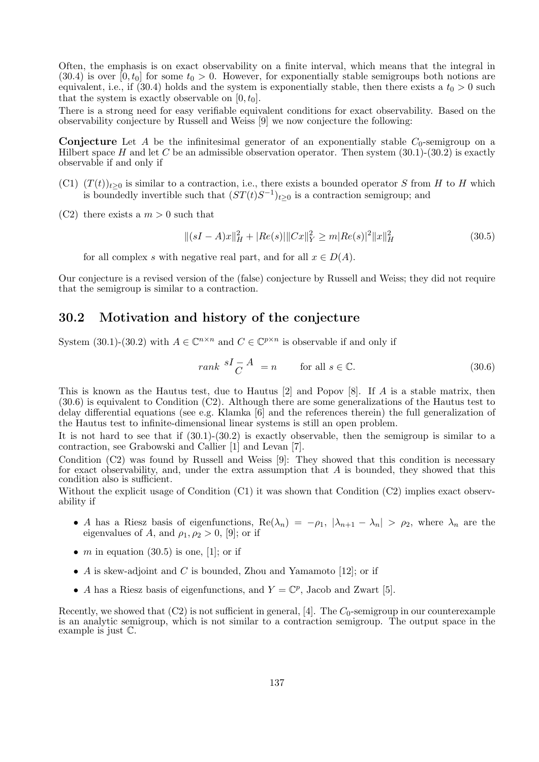Often, the emphasis is on exact observability on a finite interval, which means that the integral in (30.4) is over $[0, t_0]$ for some $t_0 > 0$. However, for exponentially stable semigroups both notions are equivalent, i.e., if (30.4) holds and the system is exponentially stable, then there exists a $t_0 > 0$ such that the system is exactly observable on $[0, t_0]$.

There is a strong need for easy verifiable equivalent conditions for exact observability. Based on the observability conjecture by Russell and Weiss [9] we now conjecture the following:

**Conjecture** Let $A$ be the infinitesimal generator of an exponentially stable $C_0$-semigroup on a Hilbert space $H$ and let $C$ be an admissible observation operator. Then system (30.1)-(30.2) is exactly observable if and only if

- (C1) $(T(t))_{t\geq 0}$ is similar to a contraction, i.e., there exists a bounded operator $S$ from $H$ to $H$ which is boundedly invertible such that $(ST(t)S^{-1})_{t\geq 0}$ is a contraction semigroup; and
- (C2) there exists a $m > 0$ such that

$$\|(sI - A)x\|_H^2 + |Re(s)|\|Cx\|_Y^2 \geq m|Re(s)|^2\|x\|_H^2 \tag{30.5}$$

  for all complex $s$ with negative real part, and for all $x \in D(A)$.

Our conjecture is a revised version of the (false) conjecture by Russell and Weiss; they did not require that the semigroup is similar to a contraction.

## 30.2 Motivation and history of the conjecture

System (30.1)-(30.2) with $A \in \mathbb{C}^{n\times n}$ and $C \in \mathbb{C}^{p\times n}$ is observable if and only if

$$rank \begin{pmatrix} sI - A \\ C \end{pmatrix} = n \qquad \text{for all } s \in \mathbb{C}. \tag{30.6}$$

This is known as the Hautus test, due to Hautus [2] and Popov [8]. If $A$ is a stable matrix, then (30.6) is equivalent to Condition (C2). Although there are some generalizations of the Hautus test to delay differential equations (see e.g. Klamka [6] and the references therein) the full generalization of the Hautus test to infinite-dimensional linear systems is still an open problem.

It is not hard to see that if (30.1)-(30.2) is exactly observable, then the semigroup is similar to a contraction, see Grabowski and Callier [1] and Levan [7].

Condition (C2) was found by Russell and Weiss [9]: They showed that this condition is necessary for exact observability, and, under the extra assumption that $A$ is bounded, they showed that this condition also is sufficient.

Without the explicit usage of Condition (C1) it was shown that Condition (C2) implies exact observability if

- $A$ has a Riesz basis of eigenfunctions, $\text{Re}(\lambda_n) = -\rho_1$, $|\lambda_{n+1} - \lambda_n| > \rho_2$, where $\lambda_n$ are the eigenvalues of $A$, and $\rho_1, \rho_2 > 0$, [9]; or if
- $m$ in equation (30.5) is one, [1]; or if
- $A$ is skew-adjoint and $C$ is bounded, Zhou and Yamamoto [12]; or if
- $A$ has a Riesz basis of eigenfunctions, and $Y = \mathbb{C}^p$, Jacob and Zwart [5].

Recently, we showed that (C2) is not sufficient in general, [4]. The $C_0$-semigroup in our counterexample is an analytic semigroup, which is not similar to a contraction semigroup. The output space in the example is just $\mathbb{C}$.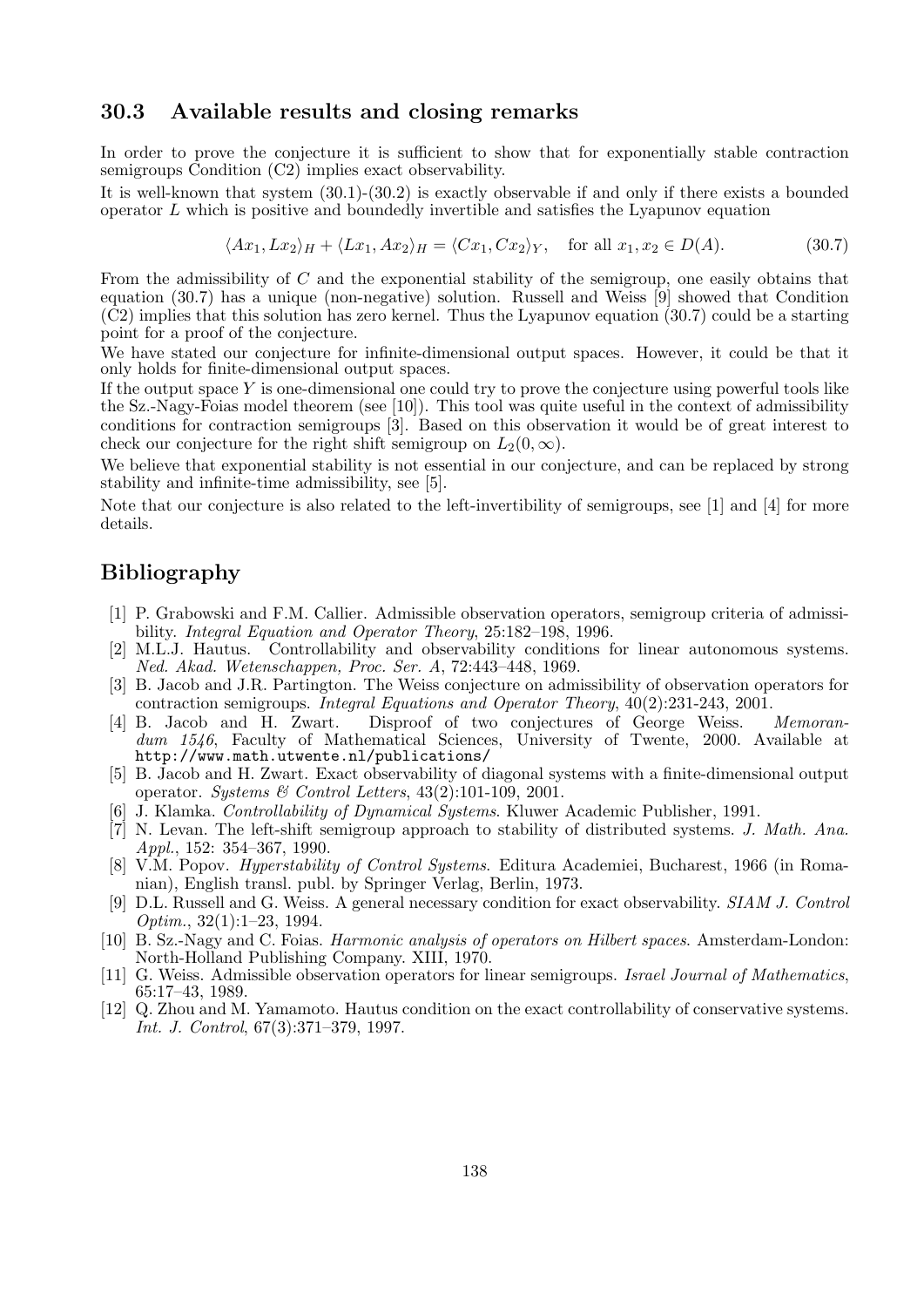## 30.3 Available results and closing remarks

In order to prove the conjecture it is sufficient to show that for exponentially stable contraction semigroups Condition (C2) implies exact observability.

It is well-known that system (30.1)-(30.2) is exactly observable if and only if there exists a bounded operator $L$ which is positive and boundedly invertible and satisfies the Lyapunov equation

$$\langle Ax_1, Lx_2\rangle_H + \langle Lx_1, Ax_2\rangle_H = \langle Cx_1, Cx_2\rangle_Y, \quad \text{for all } x_1, x_2 \in D(A). \tag{30.7}$$

From the admissibility of $C$ and the exponential stability of the semigroup, one easily obtains that equation (30.7) has a unique (non-negative) solution. Russell and Weiss [9] showed that Condition (C2) implies that this solution has zero kernel. Thus the Lyapunov equation (30.7) could be a starting point for a proof of the conjecture.

We have stated our conjecture for infinite-dimensional output spaces. However, it could be that it only holds for finite-dimensional output spaces.

If the output space $Y$ is one-dimensional one could try to prove the conjecture using powerful tools like the Sz.-Nagy-Foias model theorem (see [10]). This tool was quite useful in the context of admissibility conditions for contraction semigroups [3]. Based on this observation it would be of great interest to check our conjecture for the right shift semigroup on $L_2(0, \infty)$.

We believe that exponential stability is not essential in our conjecture, and can be replaced by strong stability and infinite-time admissibility, see [5].

Note that our conjecture is also related to the left-invertibility of semigroups, see [1] and [4] for more details.

# Bibliography

[1] P. Grabowski and F.M. Callier. Admissible observation operators, semigroup criteria of admissibility. *Integral Equation and Operator Theory*, 25:182–198, 1996.

[2] M.L.J. Hautus. Controllability and observability conditions for linear autonomous systems. *Ned. Akad. Wetenschappen, Proc. Ser. A*, 72:443–448, 1969.

[3] B. Jacob and J.R. Partington. The Weiss conjecture on admissibility of observation operators for contraction semigroups. *Integral Equations and Operator Theory*, 40(2):231-243, 2001.

[4] B. Jacob and H. Zwart. Disproof of two conjectures of George Weiss. *Memorandum 1546*, Faculty of Mathematical Sciences, University of Twente, 2000. Available at http://www.math.utwente.nl/publications/

[5] B. Jacob and H. Zwart. Exact observability of diagonal systems with a finite-dimensional output operator. *Systems & Control Letters*, 43(2):101-109, 2001.

[6] J. Klamka. *Controllability of Dynamical Systems*. Kluwer Academic Publisher, 1991.

[7] N. Levan. The left-shift semigroup approach to stability of distributed systems. *J. Math. Ana. Appl.*, 152: 354–367, 1990.

[8] V.M. Popov. *Hyperstability of Control Systems*. Editura Academiei, Bucharest, 1966 (in Romanian), English transl. publ. by Springer Verlag, Berlin, 1973.

[9] D.L. Russell and G. Weiss. A general necessary condition for exact observability. *SIAM J. Control Optim.*, 32(1):1–23, 1994.

[10] B. Sz.-Nagy and C. Foias. *Harmonic analysis of operators on Hilbert spaces*. Amsterdam-London: North-Holland Publishing Company. XIII, 1970.

[11] G. Weiss. Admissible observation operators for linear semigroups. *Israel Journal of Mathematics*, 65:17–43, 1989.

[12] Q. Zhou and M. Yamamoto. Hautus condition on the exact controllability of conservative systems. *Int. J. Control*, 67(3):371–379, 1997.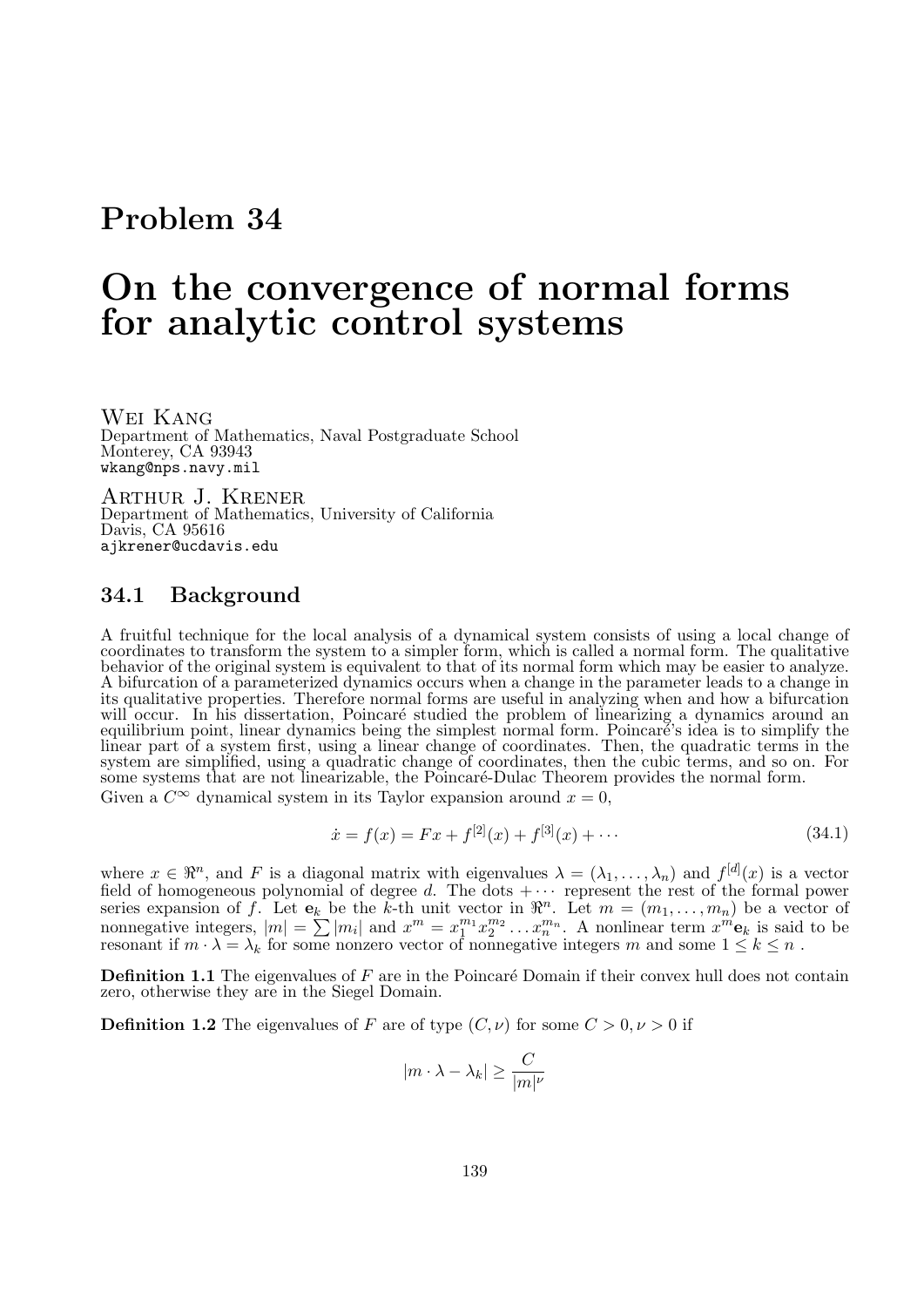# Problem 34

# On the convergence of normal forms for analytic control systems

Wei Kang
Department of Mathematics, Naval Postgraduate School
Monterey, CA 93943
wkang@nps.navy.mil

Arthur J. Krener
Department of Mathematics, University of California
Davis, CA 95616
ajkrener@ucdavis.edu

## 34.1 Background

A fruitful technique for the local analysis of a dynamical system consists of using a local change of coordinates to transform the system to a simpler form, which is called a normal form. The qualitative behavior of the original system is equivalent to that of its normal form which may be easier to analyze. A bifurcation of a parameterized dynamics occurs when a change in the parameter leads to a change in its qualitative properties. Therefore normal forms are useful in analyzing when and how a bifurcation will occur. In his dissertation, Poincaré studied the problem of linearizing a dynamics around an equilibrium point, linear dynamics being the simplest normal form. Poincaré's idea is to simplify the linear part of a system first, using a linear change of coordinates. Then, the quadratic terms in the system are simplified, using a quadratic change of coordinates, then the cubic terms, and so on. For some systems that are not linearizable, the Poincaré-Dulac Theorem provides the normal form.

Given a $C^\infty$ dynamical system in its Taylor expansion around $x = 0$,

$$\dot{x} = f(x) = Fx + f^{[2]}(x) + f^{[3]}(x) + \cdots \tag{34.1}$$

where $x \in \Re^n$, and $F$ is a diagonal matrix with eigenvalues $\lambda = (\lambda_1, \ldots, \lambda_n)$ and $f^{[d]}(x)$ is a vector field of homogeneous polynomial of degree $d$. The dots $+\cdots$ represent the rest of the formal power series expansion of $f$. Let $\mathbf{e}_k$ be the $k$-th unit vector in $\Re^n$. Let $m = (m_1, \ldots, m_n)$ be a vector of nonnegative integers, $|m| = \sum |m_i|$ and $x^m = x_1^{m_1} x_2^{m_2} \ldots x_n^{m_n}$. A nonlinear term $x^m \mathbf{e}_k$ is said to be resonant if $m \cdot \lambda = \lambda_k$ for some nonzero vector of nonnegative integers $m$ and some $1 \leq k \leq n$ .

**Definition 1.1** The eigenvalues of $F$ are in the Poincaré Domain if their convex hull does not contain zero, otherwise they are in the Siegel Domain.

**Definition 1.2** The eigenvalues of $F$ are of type $(C, \nu)$ for some $C > 0, \nu > 0$ if

$$|m \cdot \lambda - \lambda_k| \geq \frac{C}{|m|^\nu}$$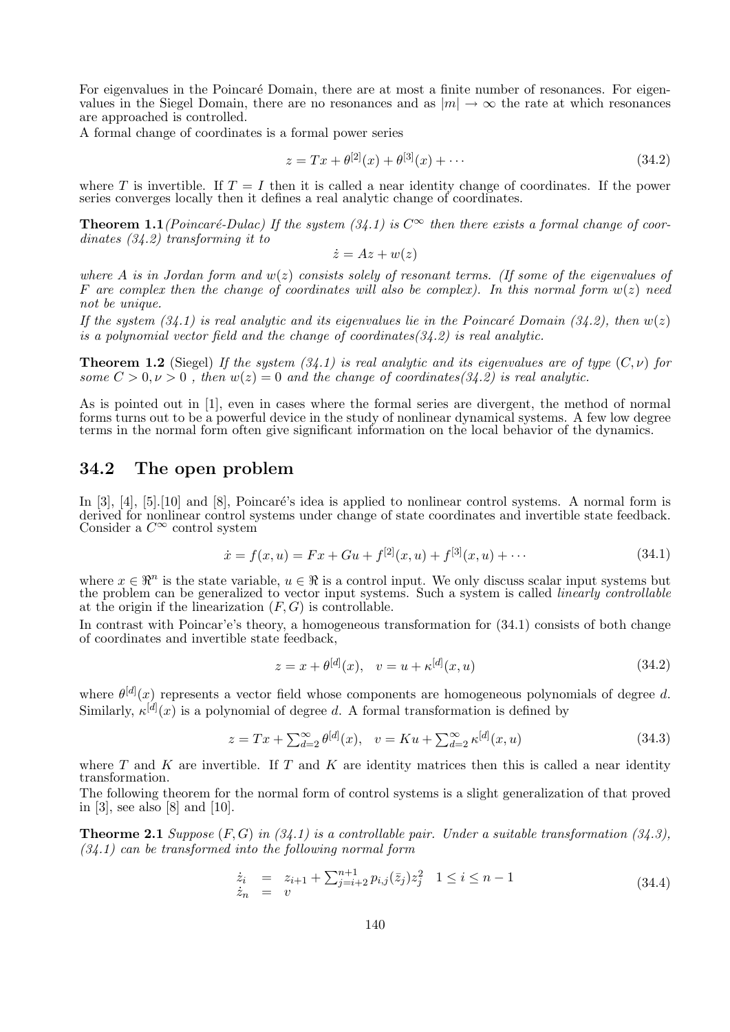For eigenvalues in the Poincaré Domain, there are at most a finite number of resonances. For eigenvalues in the Siegel Domain, there are no resonances and as $|m| \to \infty$ the rate at which resonances are approached is controlled.

A formal change of coordinates is a formal power series

$$z = Tx + \theta^{[2]}(x) + \theta^{[3]}(x) + \cdots \tag{34.2}$$

where $T$ is invertible. If $T = I$ then it is called a near identity change of coordinates. If the power series converges locally then it defines a real analytic change of coordinates.

**Theorem 1.1** *(Poincaré-Dulac) If the system (34.1) is $C^\infty$ then there exists a formal change of coordinates (34.2) transforming it to*

$$\dot{z} = Az + w(z)$$

*where $A$ is in Jordan form and $w(z)$ consists solely of resonant terms. (If some of the eigenvalues of $F$ are complex then the change of coordinates will also be complex). In this normal form $w(z)$ need not be unique.*

*If the system (34.1) is real analytic and its eigenvalues lie in the Poincaré Domain (34.2), then $w(z)$ is a polynomial vector field and the change of coordinates(34.2) is real analytic.*

**Theorem 1.2** (Siegel) *If the system (34.1) is real analytic and its eigenvalues are of type $(C, \nu)$ for some $C > 0, \nu > 0$ , then $w(z) = 0$ and the change of coordinates(34.2) is real analytic.*

As is pointed out in [1], even in cases where the formal series are divergent, the method of normal forms turns out to be a powerful device in the study of nonlinear dynamical systems. A few low degree terms in the normal form often give significant information on the local behavior of the dynamics.

## 34.2 The open problem

In [3], [4], [5].[10] and [8], Poincaré's idea is applied to nonlinear control systems. A normal form is derived for nonlinear control systems under change of state coordinates and invertible state feedback. Consider a $C^\infty$ control system

$$\dot{x} = f(x, u) = Fx + Gu + f^{[2]}(x, u) + f^{[3]}(x, u) + \cdots \tag{34.1}$$

where $x \in \Re^n$ is the state variable, $u \in \Re$ is a control input. We only discuss scalar input systems but the problem can be generalized to vector input systems. Such a system is called *linearly controllable* at the origin if the linearization $(F, G)$ is controllable.

In contrast with Poincar'e's theory, a homogeneous transformation for (34.1) consists of both change of coordinates and invertible state feedback,

$$z = x + \theta^{[d]}(x), \quad v = u + \kappa^{[d]}(x, u) \tag{34.2}$$

where $\theta^{[d]}(x)$ represents a vector field whose components are homogeneous polynomials of degree $d$. Similarly, $\kappa^{[d]}(x)$ is a polynomial of degree $d$. A formal transformation is defined by

$$z = Tx + \textstyle\sum_{d=2}^{\infty} \theta^{[d]}(x), \quad v = Ku + \sum_{d=2}^{\infty} \kappa^{[d]}(x, u) \tag{34.3}$$

where $T$ and $K$ are invertible. If $T$ and $K$ are identity matrices then this is called a near identity transformation.

The following theorem for the normal form of control systems is a slight generalization of that proved in [3], see also [8] and [10].

**Theorme 2.1** *Suppose $(F, G)$ in (34.1) is a controllable pair. Under a suitable transformation (34.3), (34.1) can be transformed into the following normal form*

$$\begin{array}{rcl} \dot{z}_i & = & z_{i+1} + \sum_{j=i+2}^{n+1} p_{i,j}(\bar{z}_j) z_j^2 \quad 1 \leq i \leq n-1 \\ \dot{z}_n & = & v \end{array} \tag{34.4}$$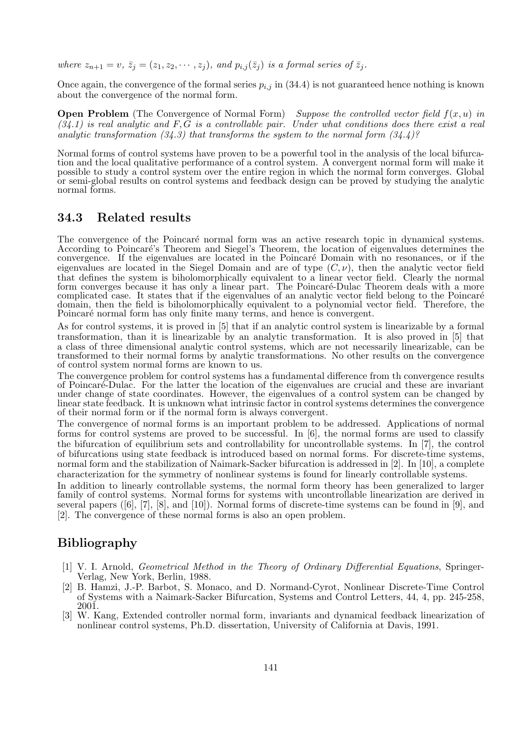*where $z_{n+1} = v$, $\bar{z}_j = (z_1, z_2, \cdots, z_j)$, and $p_{i,j}(\bar{z}_j)$ is a formal series of $\bar{z}_j$.*

Once again, the convergence of the formal series $p_{i,j}$ in (34.4) is not guaranteed hence nothing is known about the convergence of the normal form.

**Open Problem** (The Convergence of Normal Form) *Suppose the controlled vector field $f(x,u)$ in (34.1) is real analytic and $F, G$ is a controllable pair. Under what conditions does there exist a real analytic transformation (34.3) that transforms the system to the normal form (34.4)?*

Normal forms of control systems have proven to be a powerful tool in the analysis of the local bifurcation and the local qualitative performance of a control system. A convergent normal form will make it possible to study a control system over the entire region in which the normal form converges. Global or semi-global results on control systems and feedback design can be proved by studying the analytic normal forms.

## 34.3 Related results

The convergence of the Poincaré normal form was an active research topic in dynamical systems. According to Poincaré's Theorem and Siegel's Theorem, the location of eigenvalues determines the convergence. If the eigenvalues are located in the Poincaré Domain with no resonances, or if the eigenvalues are located in the Siegel Domain and are of type $(C, \nu)$, then the analytic vector field that defines the system is biholomorphically equivalent to a linear vector field. Clearly the normal form converges because it has only a linear part. The Poincaré-Dulac Theorem deals with a more complicated case. It states that if the eigenvalues of an analytic vector field belong to the Poincaré domain, then the field is biholomorphically equivalent to a polynomial vector field. Therefore, the Poincaré normal form has only finite many terms, and hence is convergent.

As for control systems, it is proved in [5] that if an analytic control system is linearizable by a formal transformation, than it is linearizable by an analytic transformation. It is also proved in [5] that a class of three dimensional analytic control systems, which are not necessarily linearizable, can be transformed to their normal forms by analytic transformations. No other results on the convergence of control system normal forms are known to us.

The convergence problem for control systems has a fundamental difference from th convergence results of Poincaré-Dulac. For the latter the location of the eigenvalues are crucial and these are invariant under change of state coordinates. However, the eigenvalues of a control system can be changed by linear state feedback. It is unknown what intrinsic factor in control systems determines the convergence of their normal form or if the normal form is always convergent.

The convergence of normal forms is an important problem to be addressed. Applications of normal forms for control systems are proved to be successful. In [6], the normal forms are used to classify the bifurcation of equilibrium sets and controllability for uncontrollable systems. In [7], the control of bifurcations using state feedback is introduced based on normal forms. For discrete-time systems, normal form and the stabilization of Naimark-Sacker bifurcation is addressed in [2]. In [10], a complete characterization for the symmetry of nonlinear systems is found for linearly controllable systems.

In addition to linearly controllable systems, the normal form theory has been generalized to larger family of control systems. Normal forms for systems with uncontrollable linearization are derived in several papers ([6], [7], [8], and [10]). Normal forms of discrete-time systems can be found in [9], and [2]. The convergence of these normal forms is also an open problem.

# Bibliography

[1] V. I. Arnold, *Geometrical Method in the Theory of Ordinary Differential Equations*, Springer-Verlag, New York, Berlin, 1988.

[2] B. Hamzi, J.-P. Barbot, S. Monaco, and D. Normand-Cyrot, Nonlinear Discrete-Time Control of Systems with a Naimark-Sacker Bifurcation, Systems and Control Letters, 44, 4, pp. 245-258, 2001.

[3] W. Kang, Extended controller normal form, invariants and dynamical feedback linearization of nonlinear control systems, Ph.D. dissertation, University of California at Davis, 1991.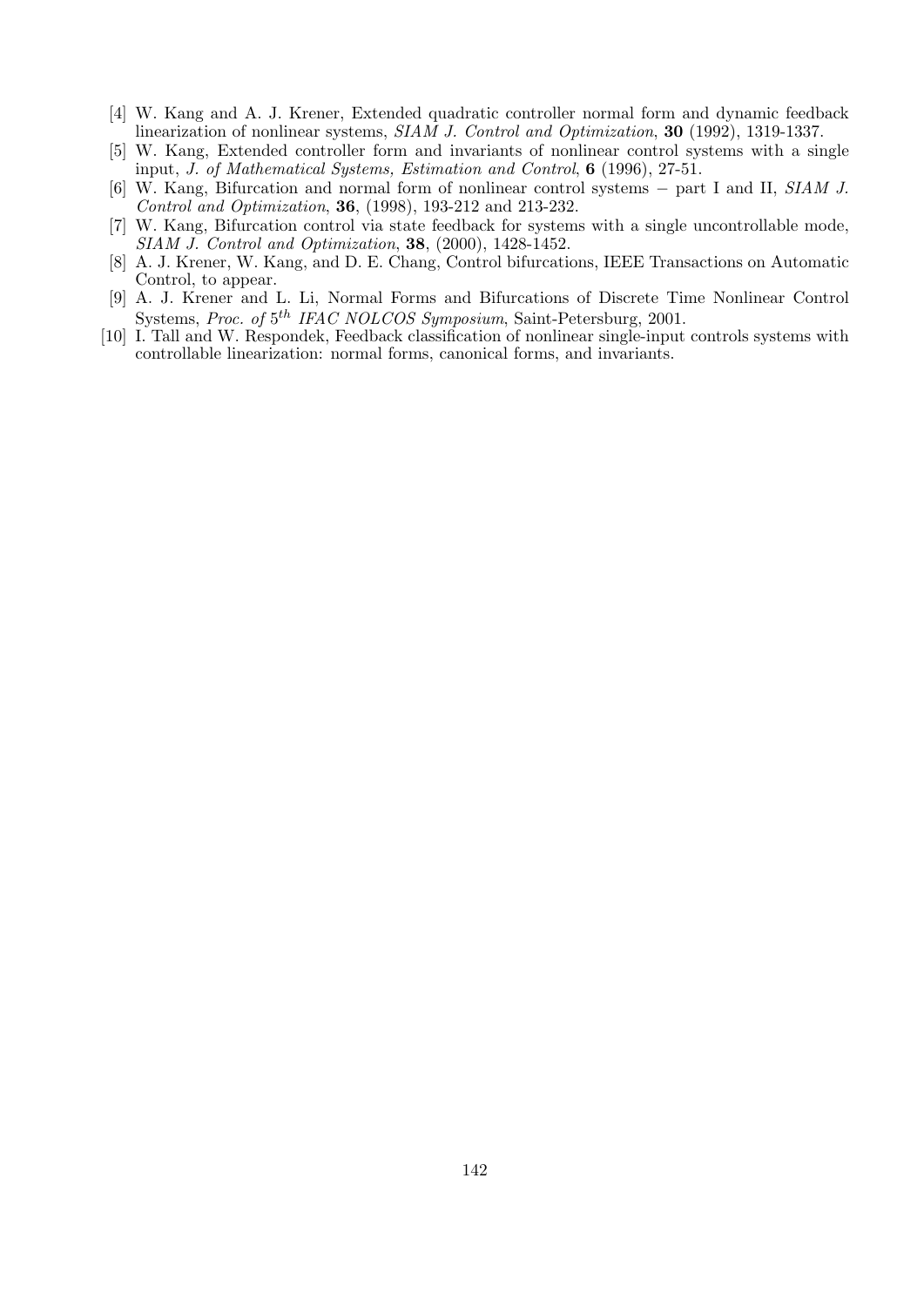[4] W. Kang and A. J. Krener, Extended quadratic controller normal form and dynamic feedback linearization of nonlinear systems, *SIAM J. Control and Optimization*, **30** (1992), 1319-1337.

[5] W. Kang, Extended controller form and invariants of nonlinear control systems with a single input, *J. of Mathematical Systems, Estimation and Control*, **6** (1996), 27-51.

[6] W. Kang, Bifurcation and normal form of nonlinear control systems − part I and II, *SIAM J. Control and Optimization*, **36**, (1998), 193-212 and 213-232.

[7] W. Kang, Bifurcation control via state feedback for systems with a single uncontrollable mode, *SIAM J. Control and Optimization*, **38**, (2000), 1428-1452.

[8] A. J. Krener, W. Kang, and D. E. Chang, Control bifurcations, IEEE Transactions on Automatic Control, to appear.

[9] A. J. Krener and L. Li, Normal Forms and Bifurcations of Discrete Time Nonlinear Control Systems, *Proc. of $5^{th}$ IFAC NOLCOS Symposium*, Saint-Petersburg, 2001.

[10] I. Tall and W. Respondek, Feedback classification of nonlinear single-input controls systems with controllable linearization: normal forms, canonical forms, and invariants.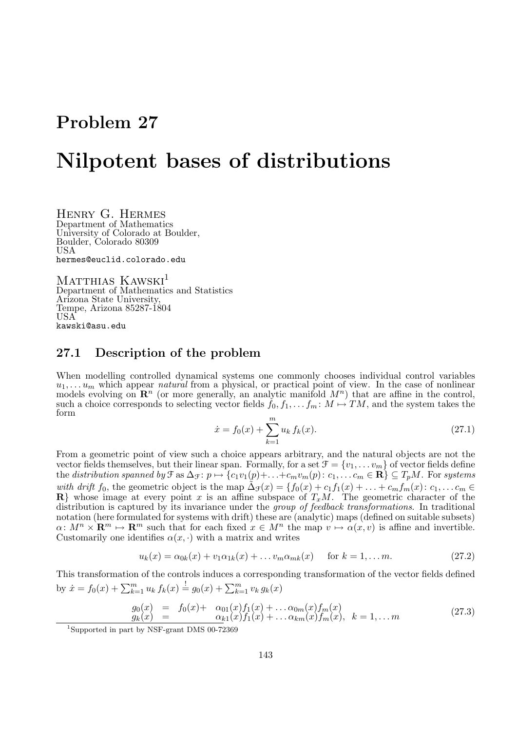# Problem 27

# Nilpotent bases of distributions

Henry G. Hermes
Department of Mathematics
University of Colorado at Boulder,
Boulder, Colorado 80309
USA
hermes@euclid.colorado.edu

Matthias Kawski[1]
Department of Mathematics and Statistics
Arizona State University,
Tempe, Arizona 85287-1804
USA
kawski@asu.edu

## 27.1 Description of the problem

When modelling controlled dynamical systems one commonly chooses individual control variables $u_1, \ldots u_m$ which appear *natural* from a physical, or practical point of view. In the case of nonlinear models evolving on $\mathbf{R}^n$ (or more generally, an analytic manifold $M^n$) that are affine in the control, such a choice corresponds to selecting vector fields $f_0, f_1, \ldots f_m \colon M \mapsto TM$, and the system takes the form

$$\dot{x} = f_0(x) + \sum_{k=1}^{m} u_k \, f_k(x). \tag{27.1}$$

From a geometric point of view such a choice appears arbitrary, and the natural objects are not the vector fields themselves, but their linear span. Formally, for a set $\mathcal{F} = \{v_1, \ldots v_m\}$ of vector fields define the *distribution spanned by* $\mathcal{F}$ as $\Delta_{\mathcal{F}} \colon p \mapsto \{c_1 v_1(p) + \ldots + c_m v_m(p) \colon c_1, \ldots c_m \in \mathbf{R}\} \subseteq T_p M$. For *systems with drift* $f_0$, the geometric object is the map $\tilde{\Delta}_{\mathcal{F}}(x) = \{f_0(x) + c_1 f_1(x) + \ldots + c_m f_m(x) \colon c_1, \ldots c_m \in \mathbf{R}\}$ whose image at every point $x$ is an affine subspace of $T_x M$. The geometric character of the distribution is captured by its invariance under the *group of feedback transformations*. In traditional notation (here formulated for systems with drift) these are (analytic) maps (defined on suitable subsets) $\alpha \colon M^n \times \mathbf{R}^m \mapsto \mathbf{R}^m$ such that for each fixed $x \in M^n$ the map $v \mapsto \alpha(x, v)$ is affine and invertible. Customarily one identifies $\alpha(x, \cdot)$ with a matrix and writes

$$u_k(x) = \alpha_{0k}(x) + v_1 \alpha_{1k}(x) + \ldots v_m \alpha_{mk}(x) \quad \text{for } k = 1, \ldots m. \tag{27.2}$$

This transformation of the controls induces a corresponding transformation of the vector fields defined by $\dot{x} = f_0(x) + \sum_{k=1}^{m} u_k \, f_k(x) \stackrel{!}{=} g_0(x) + \sum_{k=1}^{m} v_k \, g_k(x)$

$$\begin{array}{rcll} g_0(x) & = & f_0(x) + & \alpha_{01}(x) f_1(x) + \ldots \alpha_{0m}(x) f_m(x) \\ g_k(x) & = & & \alpha_{k1}(x) f_1(x) + \ldots \alpha_{km}(x) f_m(x), \quad k = 1, \ldots m \end{array} \tag{27.3}$$

[1] Supported in part by NSF-grant DMS 00-72369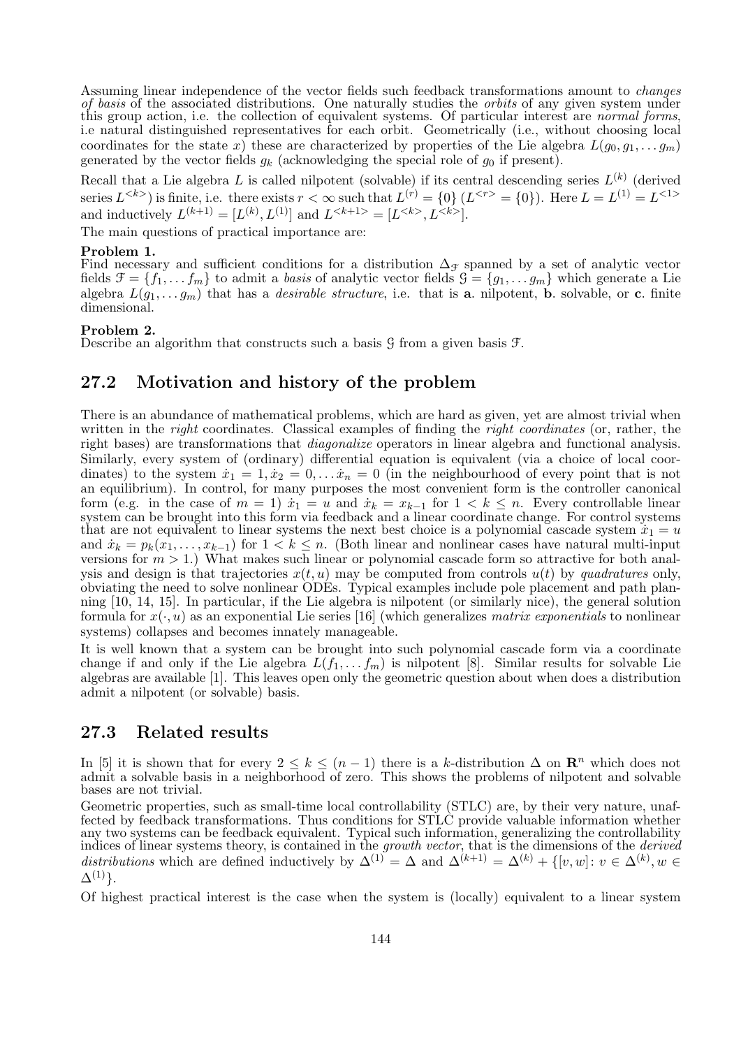Assuming linear independence of the vector fields such feedback transformations amount to *changes of basis* of the associated distributions. One naturally studies the *orbits* of any given system under this group action, i.e. the collection of equivalent systems. Of particular interest are *normal forms*, i.e natural distinguished representatives for each orbit. Geometrically (i.e., without choosing local coordinates for the state $x$) these are characterized by properties of the Lie algebra $L(g_0, g_1, \ldots g_m)$ generated by the vector fields $g_k$ (acknowledging the special role of $g_0$ if present).

Recall that a Lie algebra $L$ is called nilpotent (solvable) if its central descending series $L^{(k)}$ (derived series $L^{<k>}$) is finite, i.e. there exists $r < \infty$ such that $L^{(r)} = \{0\}$ ($L^{<r>} = \{0\}$). Here $L = L^{(1)} = L^{<1>}$ and inductively $L^{(k+1)} = [L^{(k)}, L^{(1)}]$ and $L^{<k+1>} = [L^{<k>}, L^{<k>}]$.

The main questions of practical importance are:

**Problem 1.**
Find necessary and sufficient conditions for a distribution $\Delta_{\mathcal{F}}$ spanned by a set of analytic vector fields $\mathcal{F} = \{f_1, \ldots f_m\}$ to admit a *basis* of analytic vector fields $\mathcal{G} = \{g_1, \ldots g_m\}$ which generate a Lie algebra $L(g_1, \ldots g_m)$ that has a *desirable structure*, i.e. that is **a**. nilpotent, **b**. solvable, or **c**. finite dimensional.

**Problem 2.**
Describe an algorithm that constructs such a basis $\mathcal{G}$ from a given basis $\mathcal{F}$.

## 27.2 Motivation and history of the problem

There is an abundance of mathematical problems, which are hard as given, yet are almost trivial when written in the *right* coordinates. Classical examples of finding the *right coordinates* (or, rather, the right bases) are transformations that *diagonalize* operators in linear algebra and functional analysis. Similarly, every system of (ordinary) differential equation is equivalent (via a choice of local coordinates) to the system $\dot{x}_1 = 1, \dot{x}_2 = 0, \ldots \dot{x}_n = 0$ (in the neighbourhood of every point that is not an equilibrium). In control, for many purposes the most convenient form is the controller canonical form (e.g. in the case of $m = 1$) $\dot{x}_1 = u$ and $\dot{x}_k = x_{k-1}$ for $1 < k \leq n$. Every controllable linear system can be brought into this form via feedback and a linear coordinate change. For control systems that are not equivalent to linear systems the next best choice is a polynomial cascade system $\dot{x}_1 = u$ and $\dot{x}_k = p_k(x_1, \ldots, x_{k-1})$ for $1 < k \leq n$. (Both linear and nonlinear cases have natural multi-input versions for $m > 1$.) What makes such linear or polynomial cascade form so attractive for both analysis and design is that trajectories $x(t, u)$ may be computed from controls $u(t)$ by *quadratures* only, obviating the need to solve nonlinear ODEs. Typical examples include pole placement and path planning [10, 14, 15]. In particular, if the Lie algebra is nilpotent (or similarly nice), the general solution formula for $x(\cdot, u)$ as an exponential Lie series [16] (which generalizes *matrix exponentials* to nonlinear systems) collapses and becomes innately manageable.

It is well known that a system can be brought into such polynomial cascade form via a coordinate change if and only if the Lie algebra $L(f_1, \ldots f_m)$ is nilpotent [8]. Similar results for solvable Lie algebras are available [1]. This leaves open only the geometric question about when does a distribution admit a nilpotent (or solvable) basis.

## 27.3 Related results

In [5] it is shown that for every $2 \leq k \leq (n-1)$ there is a $k$-distribution $\Delta$ on $\mathbf{R}^n$ which does not admit a solvable basis in a neighborhood of zero. This shows the problems of nilpotent and solvable bases are not trivial.

Geometric properties, such as small-time local controllability (STLC) are, by their very nature, unaffected by feedback transformations. Thus conditions for STLC provide valuable information whether any two systems can be feedback equivalent. Typical such information, generalizing the controllability indices of linear systems theory, is contained in the *growth vector*, that is the dimensions of the *derived distributions* which are defined inductively by $\Delta^{(1)} = \Delta$ and $\Delta^{(k+1)} = \Delta^{(k)} + \{[v, w] : v \in \Delta^{(k)}, w \in \Delta^{(1)}\}$.

Of highest practical interest is the case when the system is (locally) equivalent to a linear system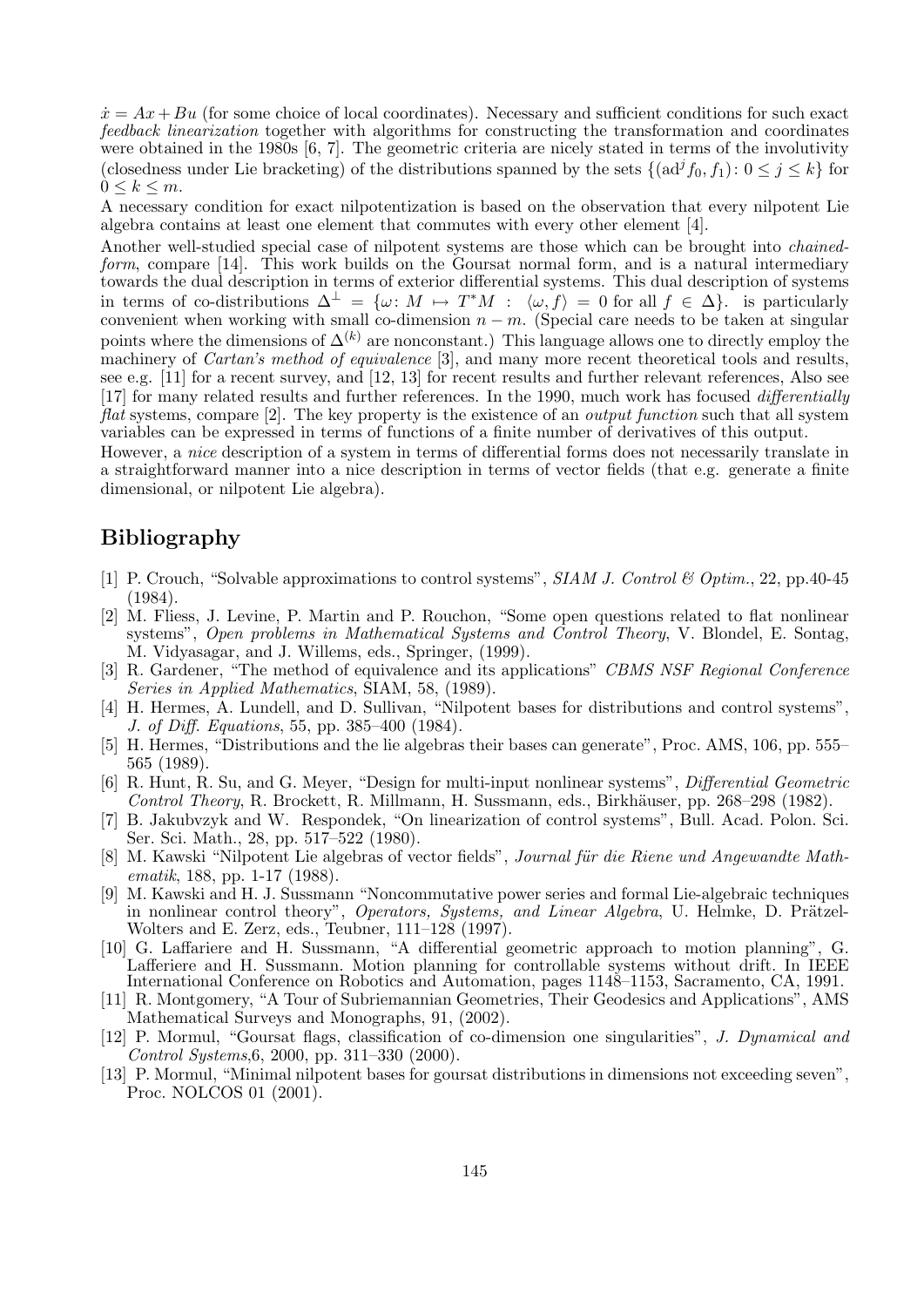$\dot{x} = Ax + Bu$ (for some choice of local coordinates). Necessary and sufficient conditions for such exact *feedback linearization* together with algorithms for constructing the transformation and coordinates were obtained in the 1980s [6, 7]. The geometric criteria are nicely stated in terms of the involutivity (closedness under Lie bracketing) of the distributions spanned by the sets $\{(\mathrm{ad}^j f_0, f_1) : 0 \leq j \leq k\}$ for $0 \leq k \leq m$.

A necessary condition for exact nilpotentization is based on the observation that every nilpotent Lie algebra contains at least one element that commutes with every other element [4].

Another well-studied special case of nilpotent systems are those which can be brought into *chained-form*, compare [14]. This work builds on the Goursat normal form, and is a natural intermediary towards the dual description in terms of exterior differential systems. This dual description of systems in terms of co-distributions $\Delta^{\perp} = \{\omega : M \mapsto T^*M \; : \; \langle \omega, f \rangle = 0 \text{ for all } f \in \Delta\}$. is particularly convenient when working with small co-dimension $n - m$. (Special care needs to be taken at singular points where the dimensions of $\Delta^{(k)}$ are nonconstant.) This language allows one to directly employ the machinery of *Cartan's method of equivalence* [3], and many more recent theoretical tools and results, see e.g. [11] for a recent survey, and [12, 13] for recent results and further relevant references, Also see [17] for many related results and further references. In the 1990, much work has focused *differentially flat* systems, compare [2]. The key property is the existence of an *output function* such that all system variables can be expressed in terms of functions of a finite number of derivatives of this output.

However, a *nice* description of a system in terms of differential forms does not necessarily translate in a straightforward manner into a nice description in terms of vector fields (that e.g. generate a finite dimensional, or nilpotent Lie algebra).

## Bibliography

[1] P. Crouch, "Solvable approximations to control systems", *SIAM J. Control & Optim.*, 22, pp.40-45 (1984).

[2] M. Fliess, J. Levine, P. Martin and P. Rouchon, "Some open questions related to flat nonlinear systems", *Open problems in Mathematical Systems and Control Theory*, V. Blondel, E. Sontag, M. Vidyasagar, and J. Willems, eds., Springer, (1999).

[3] R. Gardener, "The method of equivalence and its applications" *CBMS NSF Regional Conference Series in Applied Mathematics*, SIAM, 58, (1989).

[4] H. Hermes, A. Lundell, and D. Sullivan, "Nilpotent bases for distributions and control systems", *J. of Diff. Equations*, 55, pp. 385–400 (1984).

[5] H. Hermes, "Distributions and the lie algebras their bases can generate", Proc. AMS, 106, pp. 555–565 (1989).

[6] R. Hunt, R. Su, and G. Meyer, "Design for multi-input nonlinear systems", *Differential Geometric Control Theory*, R. Brockett, R. Millmann, H. Sussmann, eds., Birkhäuser, pp. 268–298 (1982).

[7] B. Jakubvzyk and W. Respondek, "On linearization of control systems", Bull. Acad. Polon. Sci. Ser. Sci. Math., 28, pp. 517–522 (1980).

[8] M. Kawski "Nilpotent Lie algebras of vector fields", *Journal für die Riene und Angewandte Mathematik*, 188, pp. 1-17 (1988).

[9] M. Kawski and H. J. Sussmann "Noncommutative power series and formal Lie-algebraic techniques in nonlinear control theory", *Operators, Systems, and Linear Algebra*, U. Helmke, D. Prätzel-Wolters and E. Zerz, eds., Teubner, 111–128 (1997).

[10] G. Laffariere and H. Sussmann, "A differential geometric approach to motion planning", G. Lafferiere and H. Sussmann. Motion planning for controllable systems without drift. In IEEE International Conference on Robotics and Automation, pages 1148–1153, Sacramento, CA, 1991.

[11] R. Montgomery, "A Tour of Subriemannian Geometries, Their Geodesics and Applications", AMS Mathematical Surveys and Monographs, 91, (2002).

[12] P. Mormul, "Goursat flags, classification of co-dimension one singularities", *J. Dynamical and Control Systems*,6, 2000, pp. 311–330 (2000).

[13] P. Mormul, "Minimal nilpotent bases for goursat distributions in dimensions not exceeding seven", Proc. NOLCOS 01 (2001).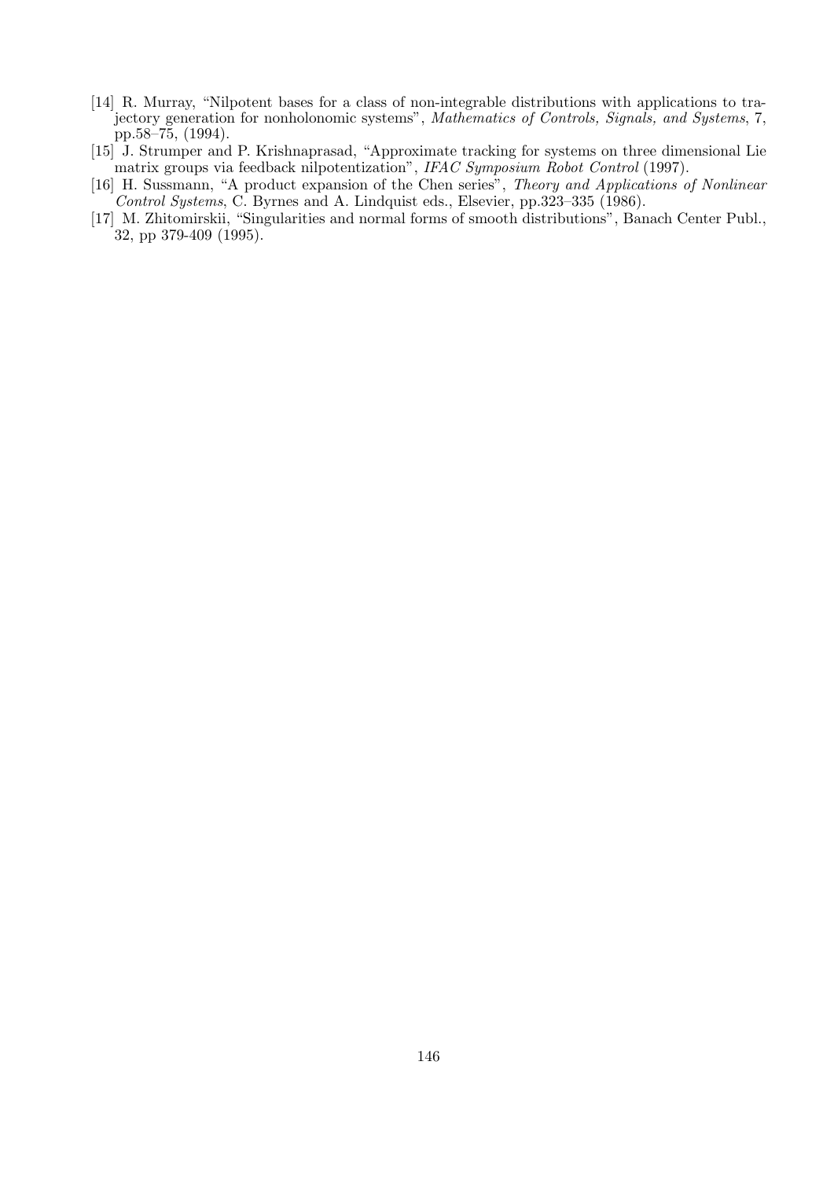[14] R. Murray, "Nilpotent bases for a class of non-integrable distributions with applications to trajectory generation for nonholonomic systems", *Mathematics of Controls, Signals, and Systems*, 7, pp.58–75, (1994).

[15] J. Strumper and P. Krishnaprasad, "Approximate tracking for systems on three dimensional Lie matrix groups via feedback nilpotentization", *IFAC Symposium Robot Control* (1997).

[16] H. Sussmann, "A product expansion of the Chen series", *Theory and Applications of Nonlinear Control Systems*, C. Byrnes and A. Lindquist eds., Elsevier, pp.323–335 (1986).

[17] M. Zhitomirskii, "Singularities and normal forms of smooth distributions", Banach Center Publ., 32, pp 379-409 (1995).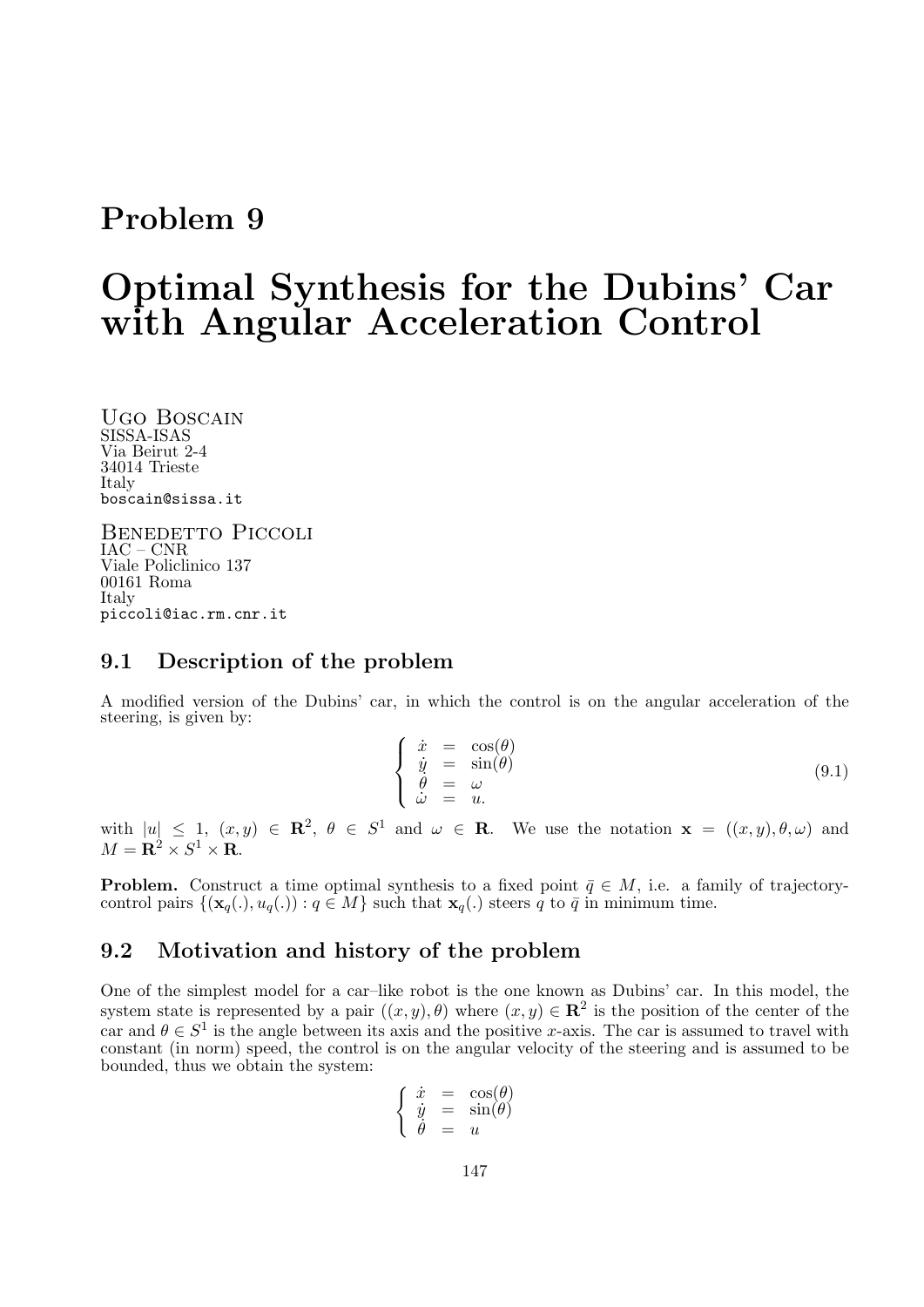# Problem 9

# Optimal Synthesis for the Dubins' Car with Angular Acceleration Control

Ugo Boscain
SISSA-ISAS
Via Beirut 2-4
34014 Trieste
Italy
boscain@sissa.it

Benedetto Piccoli
IAC – CNR
Viale Policlinico 137
00161 Roma
Italy
piccoli@iac.rm.cnr.it

## 9.1 Description of the problem

A modified version of the Dubins' car, in which the control is on the angular acceleration of the steering, is given by:

$$\left\{ \begin{array}{rcl} \dot{x} & = & \cos(\theta) \\ \dot{y} & = & \sin(\theta) \\ \dot{\theta} & = & \omega \\ \dot{\omega} & = & u. \end{array} \right. \tag{9.1}$$

with $|u| \leq 1$, $(x,y) \in \mathbf{R}^2$, $\theta \in S^1$ and $\omega \in \mathbf{R}$. We use the notation $\mathbf{x} = ((x,y),\theta,\omega)$ and $M = \mathbf{R}^2 \times S^1 \times \mathbf{R}$.

**Problem.** Construct a time optimal synthesis to a fixed point $\bar{q} \in M$, i.e. a family of trajectory-control pairs $\{(\mathbf{x}_q(.), u_q(.)) : q \in M\}$ such that $\mathbf{x}_q(.)$ steers $q$ to $\bar{q}$ in minimum time.

## 9.2 Motivation and history of the problem

One of the simplest model for a car–like robot is the one known as Dubins' car. In this model, the system state is represented by a pair $((x,y),\theta)$ where $(x,y) \in \mathbf{R}^2$ is the position of the center of the car and $\theta \in S^1$ is the angle between its axis and the positive $x$-axis. The car is assumed to travel with constant (in norm) speed, the control is on the angular velocity of the steering and is assumed to be bounded, thus we obtain the system:

$$\left\{ \begin{array}{rcl} \dot{x} & = & \cos(\theta) \\ \dot{y} & = & \sin(\theta) \\ \dot{\theta} & = & u \end{array} \right.$$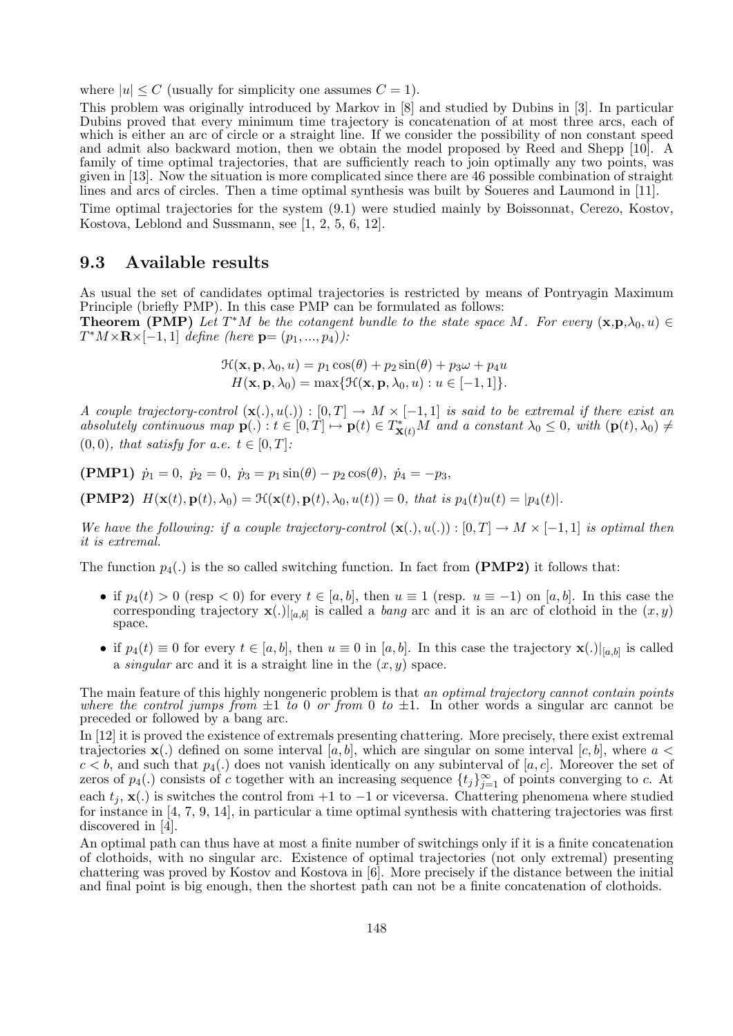where $|u| \leq C$ (usually for simplicity one assumes $C = 1$).

This problem was originally introduced by Markov in [8] and studied by Dubins in [3]. In particular Dubins proved that every minimum time trajectory is concatenation of at most three arcs, each of which is either an arc of circle or a straight line. If we consider the possibility of non constant speed and admit also backward motion, then we obtain the model proposed by Reed and Shepp [10]. A family of time optimal trajectories, that are sufficiently reach to join optimally any two points, was given in [13]. Now the situation is more complicated since there are 46 possible combination of straight lines and arcs of circles. Then a time optimal synthesis was built by Soueres and Laumond in [11].

Time optimal trajectories for the system (9.1) were studied mainly by Boissonnat, Cerezo, Kostov, Kostova, Leblond and Sussmann, see [1, 2, 5, 6, 12].

## 9.3 Available results

As usual the set of candidates optimal trajectories is restricted by means of Pontryagin Maximum Principle (briefly PMP). In this case PMP can be formulated as follows:

**Theorem (PMP)** *Let $T^*M$ be the cotangent bundle to the state space $M$. For every $(\mathbf{x},\mathbf{p},\lambda_0,u) \in T^*M \times \mathbf{R} \times [-1,1]$ define (here $\mathbf{p}=(p_1,...,p_4)$):*

$$\mathcal{H}(\mathbf{x},\mathbf{p},\lambda_0,u) = p_1\cos(\theta) + p_2\sin(\theta) + p_3\omega + p_4 u$$
$$H(\mathbf{x},\mathbf{p},\lambda_0) = \max\{\mathcal{H}(\mathbf{x},\mathbf{p},\lambda_0,u) : u \in [-1,1]\}.$$

*A couple trajectory-control $(\mathbf{x}(.),u(.)) : [0,T] \to M \times [-1,1]$ is said to be extremal if there exist an absolutely continuous map $\mathbf{p}(.) : t \in [0,T] \mapsto \mathbf{p}(t) \in T^*_{\mathbf{x}(t)}M$ and a constant $\lambda_0 \leq 0$, with $(\mathbf{p}(t),\lambda_0) \neq (0,0)$, that satisfy for a.e. $t \in [0,T]$:*

**(PMP1)** $\dot{p}_1 = 0,\ \dot{p}_2 = 0,\ \dot{p}_3 = p_1\sin(\theta) - p_2\cos(\theta),\ \dot{p}_4 = -p_3,$

**(PMP2)** $H(\mathbf{x}(t),\mathbf{p}(t),\lambda_0) = \mathcal{H}(\mathbf{x}(t),\mathbf{p}(t),\lambda_0,u(t)) = 0$, *that is* $p_4(t)u(t) = |p_4(t)|$.

*We have the following: if a couple trajectory-control $(\mathbf{x}(.),u(.)) : [0,T] \to M \times [-1,1]$ is optimal then it is extremal.*

The function $p_4(.)$ is the so called switching function. In fact from **(PMP2)** it follows that:

- if $p_4(t) > 0$ (resp $< 0$) for every $t \in [a,b]$, then $u \equiv 1$ (resp. $u \equiv -1$) on $[a,b]$. In this case the corresponding trajectory $\mathbf{x}(.)|_{[a,b]}$ is called a *bang* arc and it is an arc of clothoid in the $(x,y)$ space.
- if $p_4(t) \equiv 0$ for every $t \in [a,b]$, then $u \equiv 0$ in $[a,b]$. In this case the trajectory $\mathbf{x}(.)|_{[a,b]}$ is called a *singular* arc and it is a straight line in the $(x,y)$ space.

The main feature of this highly nongeneric problem is that *an optimal trajectory cannot contain points where the control jumps from $\pm 1$ to 0 or from 0 to $\pm 1$.* In other words a singular arc cannot be preceded or followed by a bang arc.

In [12] it is proved the existence of extremals presenting chattering. More precisely, there exist extremal trajectories $\mathbf{x}(.)$ defined on some interval $[a,b]$, which are singular on some interval $[c,b]$, where $a < c < b$, and such that $p_4(.)$ does not vanish identically on any subinterval of $[a,c]$. Moreover the set of zeros of $p_4(.)$ consists of $c$ together with an increasing sequence $\{t_j\}_{j=1}^{\infty}$ of points converging to $c$. At each $t_j$, $\mathbf{x}(.)$ is switches the control from $+1$ to $-1$ or viceversa. Chattering phenomena where studied for instance in [4, 7, 9, 14], in particular a time optimal synthesis with chattering trajectories was first discovered in [4].

An optimal path can thus have at most a finite number of switchings only if it is a finite concatenation of clothoids, with no singular arc. Existence of optimal trajectories (not only extremal) presenting chattering was proved by Kostov and Kostova in [6]. More precisely if the distance between the initial and final point is big enough, then the shortest path can not be a finite concatenation of clothoids.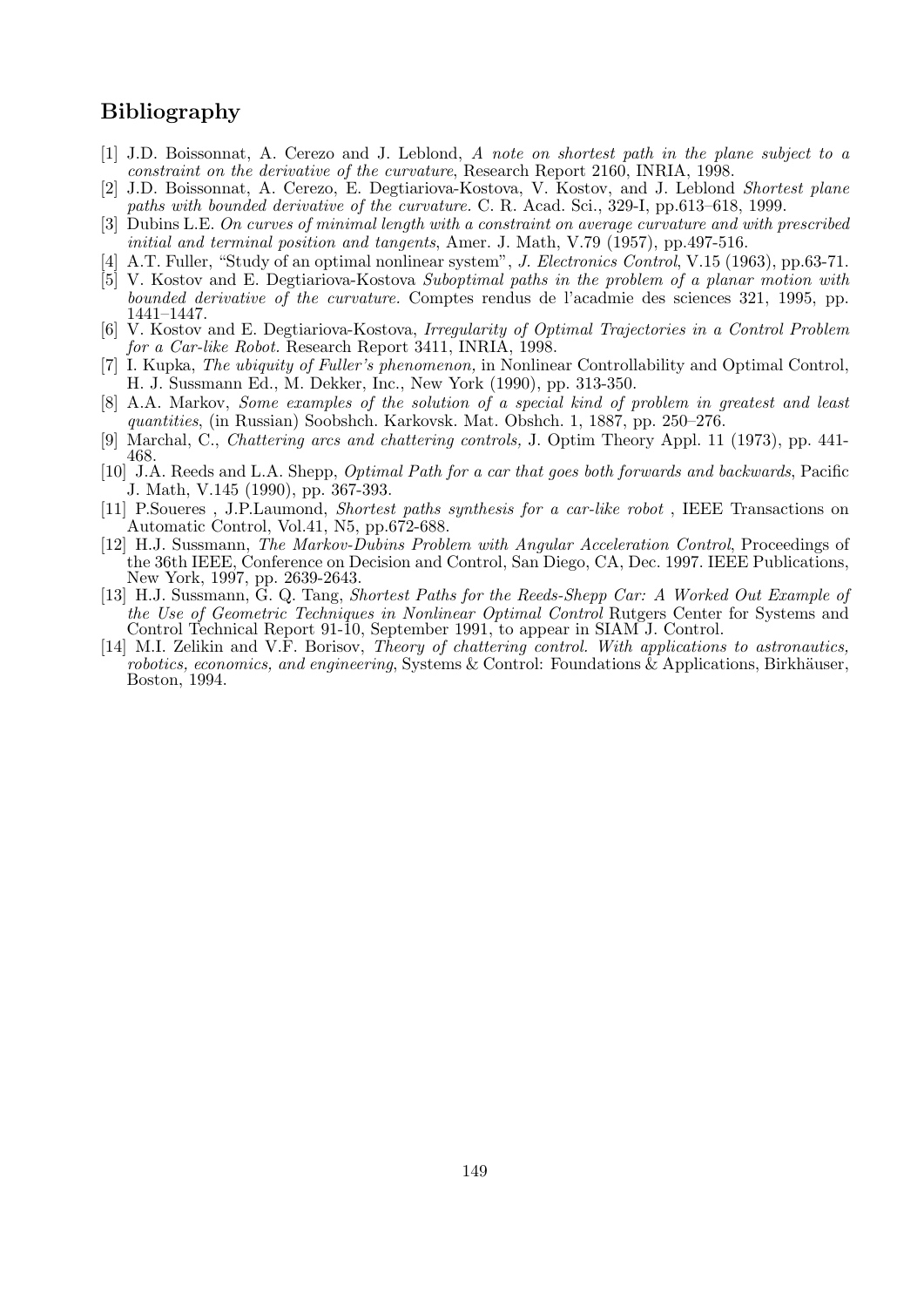## Bibliography

[1] J.D. Boissonnat, A. Cerezo and J. Leblond, *A note on shortest path in the plane subject to a constraint on the derivative of the curvature*, Research Report 2160, INRIA, 1998.

[2] J.D. Boissonnat, A. Cerezo, E. Degtiariova-Kostova, V. Kostov, and J. Leblond *Shortest plane paths with bounded derivative of the curvature.* C. R. Acad. Sci., 329-I, pp.613–618, 1999.

[3] Dubins L.E. *On curves of minimal length with a constraint on average curvature and with prescribed initial and terminal position and tangents*, Amer. J. Math, V.79 (1957), pp.497-516.

[4] A.T. Fuller, "Study of an optimal nonlinear system", *J. Electronics Control*, V.15 (1963), pp.63-71.

[5] V. Kostov and E. Degtiariova-Kostova *Suboptimal paths in the problem of a planar motion with bounded derivative of the curvature.* Comptes rendus de l'acadmie des sciences 321, 1995, pp. 1441–1447.

[6] V. Kostov and E. Degtiariova-Kostova, *Irregularity of Optimal Trajectories in a Control Problem for a Car-like Robot.* Research Report 3411, INRIA, 1998.

[7] I. Kupka, *The ubiquity of Fuller's phenomenon,* in Nonlinear Controllability and Optimal Control, H. J. Sussmann Ed., M. Dekker, Inc., New York (1990), pp. 313-350.

[8] A.A. Markov, *Some examples of the solution of a special kind of problem in greatest and least quantities*, (in Russian) Soobshch. Karkovsk. Mat. Obshch. 1, 1887, pp. 250–276.

[9] Marchal, C., *Chattering arcs and chattering controls,* J. Optim Theory Appl. 11 (1973), pp. 441-468.

[10] J.A. Reeds and L.A. Shepp, *Optimal Path for a car that goes both forwards and backwards*, Pacific J. Math, V.145 (1990), pp. 367-393.

[11] P.Soueres , J.P.Laumond, *Shortest paths synthesis for a car-like robot* , IEEE Transactions on Automatic Control, Vol.41, N5, pp.672-688.

[12] H.J. Sussmann, *The Markov-Dubins Problem with Angular Acceleration Control*, Proceedings of the 36th IEEE, Conference on Decision and Control, San Diego, CA, Dec. 1997. IEEE Publications, New York, 1997, pp. 2639-2643.

[13] H.J. Sussmann, G. Q. Tang, *Shortest Paths for the Reeds-Shepp Car: A Worked Out Example of the Use of Geometric Techniques in Nonlinear Optimal Control* Rutgers Center for Systems and Control Technical Report 91-10, September 1991, to appear in SIAM J. Control.

[14] M.I. Zelikin and V.F. Borisov, *Theory of chattering control. With applications to astronautics, robotics, economics, and engineering*, Systems & Control: Foundations & Applications, Birkhäuser, Boston, 1994.